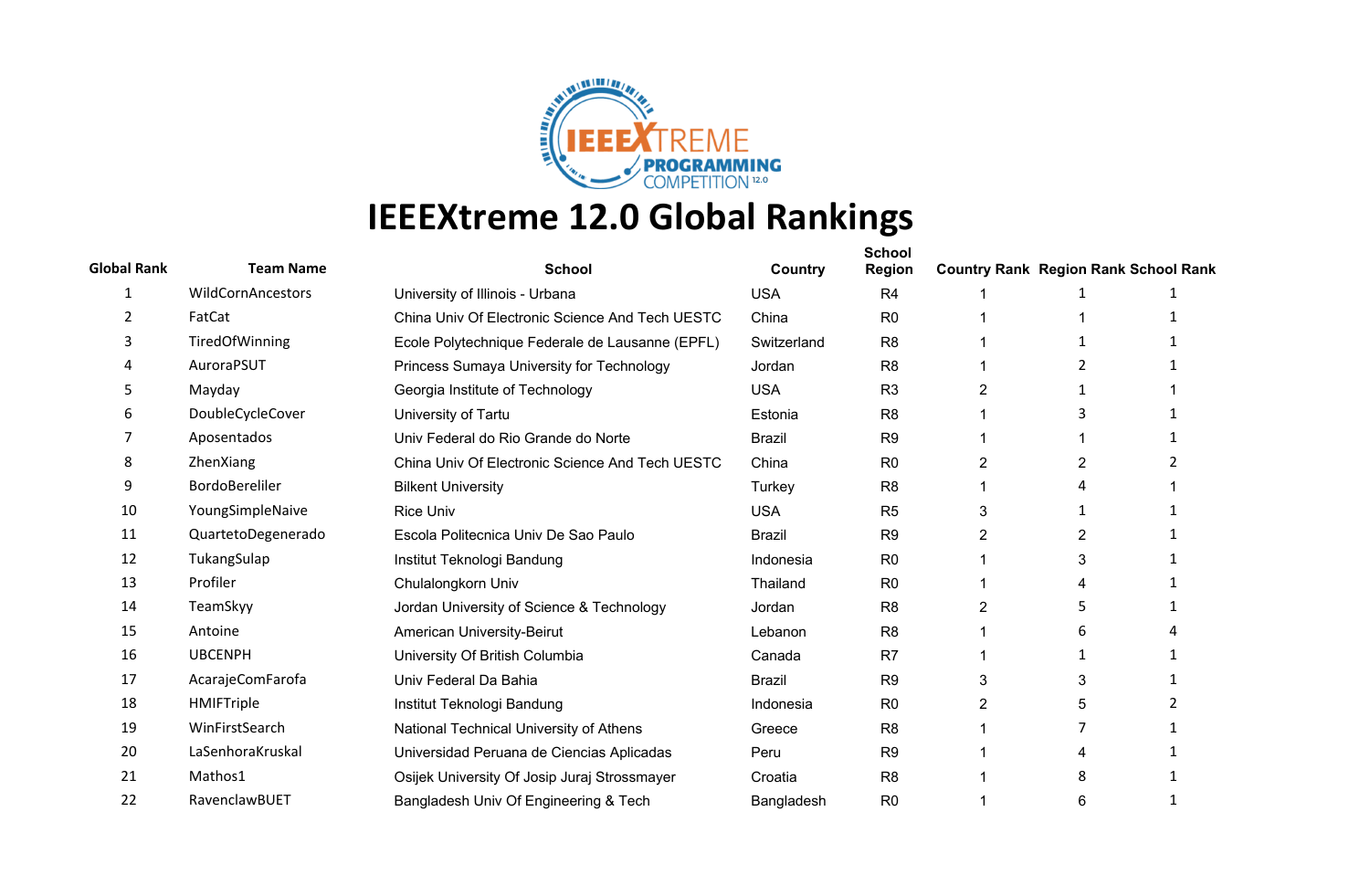# IEEEXtreme 12.0 Global Rankings

| Global Rank | Team Name | School | Country | School Region | Country Rank | Region Rank | School Rank |
|---|---|---|---|---|---|---|---|
| 1 | WildCornAncestors | University of Illinois - Urbana | USA | R4 | 1 | 1 | 1 |
| 2 | FatCat | China Univ Of Electronic Science And Tech UESTC | China | R0 | 1 | 1 | 1 |
| 3 | TiredOfWinning | Ecole Polytechnique Federale de Lausanne (EPFL) | Switzerland | R8 | 1 | 1 | 1 |
| 4 | AuroraPSUT | Princess Sumaya University for Technology | Jordan | R8 | 1 | 2 | 1 |
| 5 | Mayday | Georgia Institute of Technology | USA | R3 | 2 | 1 | 1 |
| 6 | DoubleCycleCover | University of Tartu | Estonia | R8 | 1 | 3 | 1 |
| 7 | Aposentados | Univ Federal do Rio Grande do Norte | Brazil | R9 | 1 | 1 | 1 |
| 8 | ZhenXiang | China Univ Of Electronic Science And Tech UESTC | China | R0 | 2 | 2 | 2 |
| 9 | BordoBereliler | Bilkent University | Turkey | R8 | 1 | 4 | 1 |
| 10 | YoungSimpleNaive | Rice Univ | USA | R5 | 3 | 1 | 1 |
| 11 | QuartetoDegenerado | Escola Politecnica Univ De Sao Paulo | Brazil | R9 | 2 | 2 | 1 |
| 12 | TukangSulap | Institut Teknologi Bandung | Indonesia | R0 | 1 | 3 | 1 |
| 13 | Profiler | Chulalongkorn Univ | Thailand | R0 | 1 | 4 | 1 |
| 14 | TeamSkyy | Jordan University of Science & Technology | Jordan | R8 | 2 | 5 | 1 |
| 15 | Antoine | American University-Beirut | Lebanon | R8 | 1 | 6 | 4 |
| 16 | UBCENPH | University Of British Columbia | Canada | R7 | 1 | 1 | 1 |
| 17 | AcarajeComFarofa | Univ Federal Da Bahia | Brazil | R9 | 3 | 3 | 1 |
| 18 | HMIFTriple | Institut Teknologi Bandung | Indonesia | R0 | 2 | 5 | 2 |
| 19 | WinFirstSearch | National Technical University of Athens | Greece | R8 | 1 | 7 | 1 |
| 20 | LaSenhoraKruskal | Universidad Peruana de Ciencias Aplicadas | Peru | R9 | 1 | 4 | 1 |
| 21 | Mathos1 | Osijek University Of Josip Juraj Strossmayer | Croatia | R8 | 1 | 8 | 1 |
| 22 | RavenclawBUET | Bangladesh Univ Of Engineering & Tech | Bangladesh | R0 | 1 | 6 | 1 |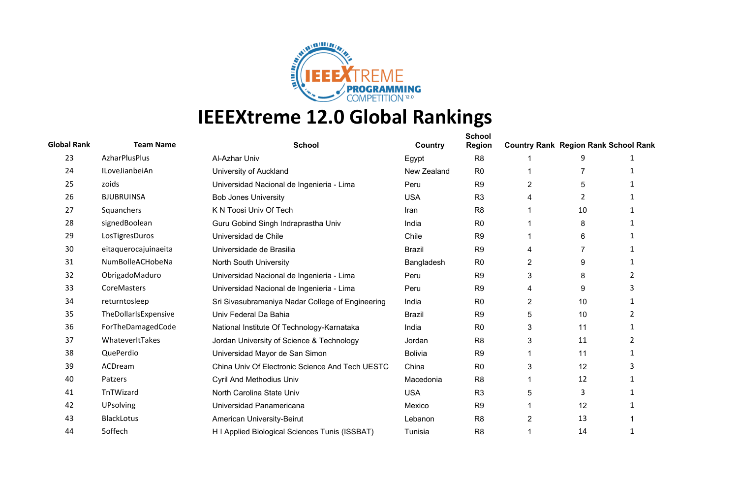# IEEEXtreme 12.0 Global Rankings

| Global Rank | Team Name | School | Country | School Region | Country Rank | Region Rank | School Rank |
|---|---|---|---|---|---|---|---|
| 23 | AzharPlusPlus | Al-Azhar Univ | Egypt | R8 | 1 | 9 | 1 |
| 24 | ILoveJianbeiAn | University of Auckland | New Zealand | R0 | 1 | 7 | 1 |
| 25 | zoids | Universidad Nacional de Ingenieria - Lima | Peru | R9 | 2 | 5 | 1 |
| 26 | BJUBRUINSA | Bob Jones University | USA | R3 | 4 | 2 | 1 |
| 27 | Squanchers | K N Toosi Univ Of Tech | Iran | R8 | 1 | 10 | 1 |
| 28 | signedBoolean | Guru Gobind Singh Indraprastha Univ | India | R0 | 1 | 8 | 1 |
| 29 | LosTigresDuros | Universidad de Chile | Chile | R9 | 1 | 6 | 1 |
| 30 | eitaquerocajuinaeita | Universidade de Brasilia | Brazil | R9 | 4 | 7 | 1 |
| 31 | NumBolleACHobeNa | North South University | Bangladesh | R0 | 2 | 9 | 1 |
| 32 | ObrigadoMaduro | Universidad Nacional de Ingenieria - Lima | Peru | R9 | 3 | 8 | 2 |
| 33 | CoreMasters | Universidad Nacional de Ingenieria - Lima | Peru | R9 | 4 | 9 | 3 |
| 34 | returntosleep | Sri Sivasubramaniya Nadar College of Engineering | India | R0 | 2 | 10 | 1 |
| 35 | TheDollarIsExpensive | Univ Federal Da Bahia | Brazil | R9 | 5 | 10 | 2 |
| 36 | ForTheDamagedCode | National Institute Of Technology-Karnataka | India | R0 | 3 | 11 | 1 |
| 37 | WhateverItTakes | Jordan University of Science & Technology | Jordan | R8 | 3 | 11 | 2 |
| 38 | QuePerdio | Universidad Mayor de San Simon | Bolivia | R9 | 1 | 11 | 1 |
| 39 | ACDream | China Univ Of Electronic Science And Tech UESTC | China | R0 | 3 | 12 | 3 |
| 40 | Patzers | Cyril And Methodius Univ | Macedonia | R8 | 1 | 12 | 1 |
| 41 | TnTWizard | North Carolina State Univ | USA | R3 | 5 | 3 | 1 |
| 42 | UPsolving | Universidad Panamericana | Mexico | R9 | 1 | 12 | 1 |
| 43 | BlackLotus | American University-Beirut | Lebanon | R8 | 2 | 13 | 1 |
| 44 | 5offech | H I Applied Biological Sciences Tunis (ISSBAT) | Tunisia | R8 | 1 | 14 | 1 |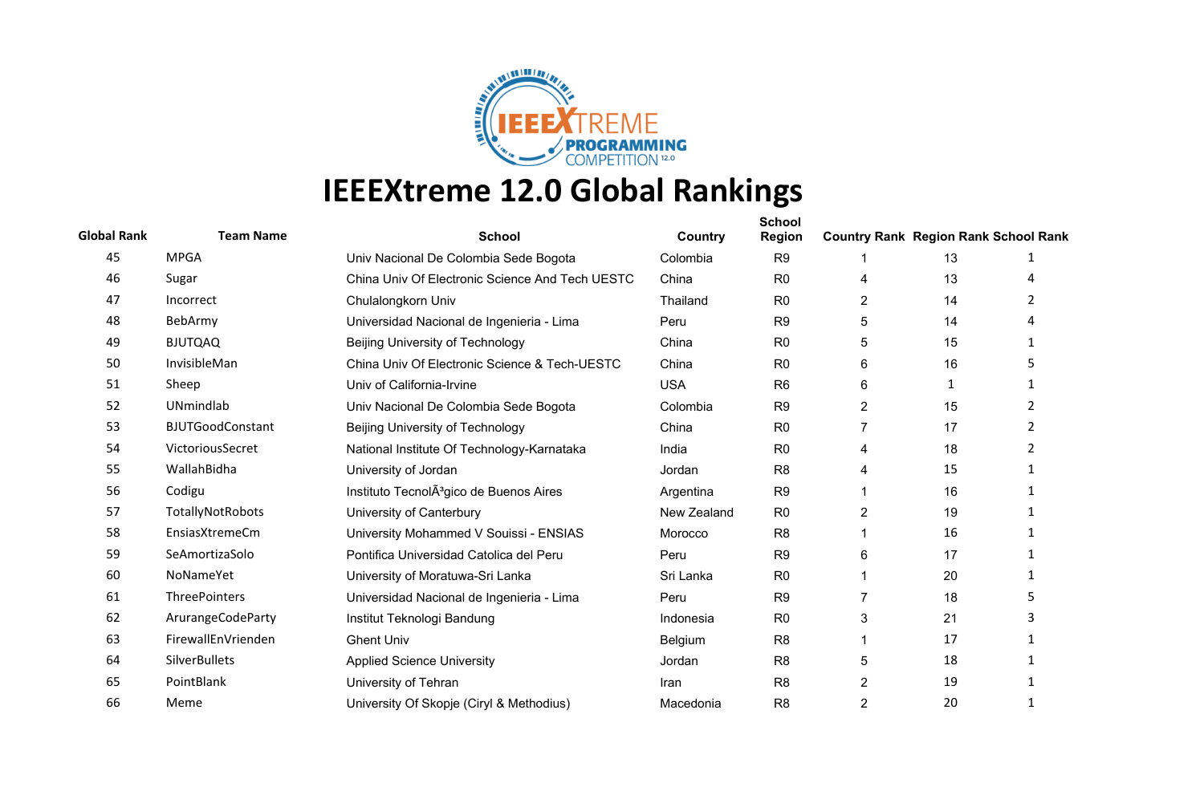# IEEEXtreme 12.0 Global Rankings

| Global Rank | Team Name | School | Country | School Region | Country Rank | Region Rank | School Rank |
|---|---|---|---|---|---|---|---|
| 45 | MPGA | Univ Nacional De Colombia Sede Bogota | Colombia | R9 | 1 | 13 | 1 |
| 46 | Sugar | China Univ Of Electronic Science And Tech UESTC | China | R0 | 4 | 13 | 4 |
| 47 | Incorrect | Chulalongkorn Univ | Thailand | R0 | 2 | 14 | 2 |
| 48 | BebArmy | Universidad Nacional de Ingenieria - Lima | Peru | R9 | 5 | 14 | 4 |
| 49 | BJUTQAQ | Beijing University of Technology | China | R0 | 5 | 15 | 1 |
| 50 | InvisibleMan | China Univ Of Electronic Science & Tech-UESTC | China | R0 | 6 | 16 | 5 |
| 51 | Sheep | Univ of California-Irvine | USA | R6 | 6 | 1 | 1 |
| 52 | UNmindlab | Univ Nacional De Colombia Sede Bogota | Colombia | R9 | 2 | 15 | 2 |
| 53 | BJUTGoodConstant | Beijing University of Technology | China | R0 | 7 | 17 | 2 |
| 54 | VictoriousSecret | National Institute Of Technology-Karnataka | India | R0 | 4 | 18 | 2 |
| 55 | WallahBidha | University of Jordan | Jordan | R8 | 4 | 15 | 1 |
| 56 | Codigu | Instituto TecnolÃ³gico de Buenos Aires | Argentina | R9 | 1 | 16 | 1 |
| 57 | TotallyNotRobots | University of Canterbury | New Zealand | R0 | 2 | 19 | 1 |
| 58 | EnsiasXtremeCm | University Mohammed V Souissi - ENSIAS | Morocco | R8 | 1 | 16 | 1 |
| 59 | SeAmortizaSolo | Pontifica Universidad Catolica del Peru | Peru | R9 | 6 | 17 | 1 |
| 60 | NoNameYet | University of Moratuwa-Sri Lanka | Sri Lanka | R0 | 1 | 20 | 1 |
| 61 | ThreePointers | Universidad Nacional de Ingenieria - Lima | Peru | R9 | 7 | 18 | 5 |
| 62 | ArurangeCodeParty | Institut Teknologi Bandung | Indonesia | R0 | 3 | 21 | 3 |
| 63 | FirewallEnVrienden | Ghent Univ | Belgium | R8 | 1 | 17 | 1 |
| 64 | SilverBullets | Applied Science University | Jordan | R8 | 5 | 18 | 1 |
| 65 | PointBlank | University of Tehran | Iran | R8 | 2 | 19 | 1 |
| 66 | Meme | University Of Skopje (Ciryl & Methodius) | Macedonia | R8 | 2 | 20 | 1 |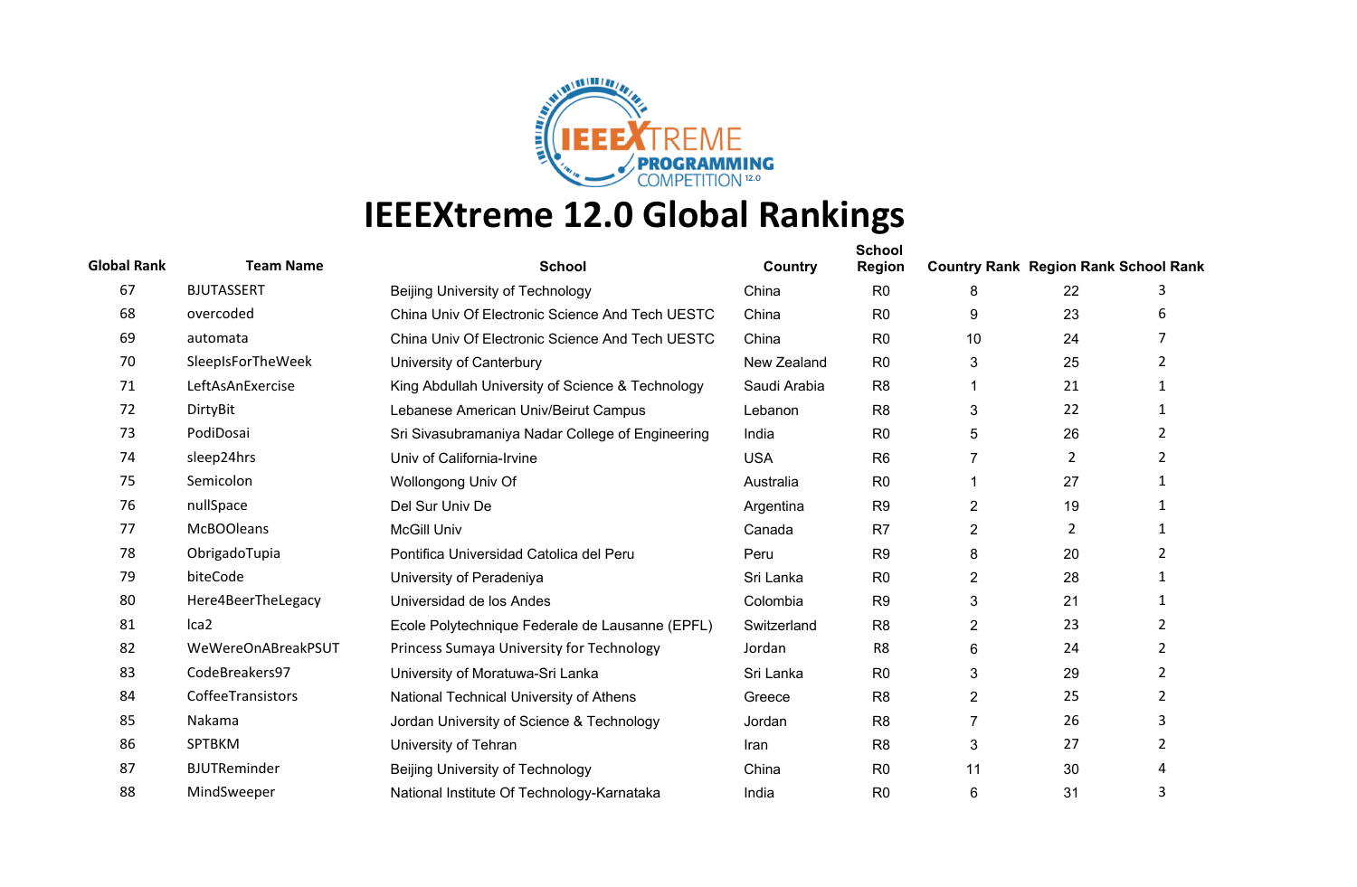# IEEEXtreme 12.0 Global Rankings

| Global Rank | Team Name | School | Country | School Region | Country Rank | Region Rank | School Rank |
|---|---|---|---|---|---|---|---|
| 67 | BJUTASSERT | Beijing University of Technology | China | R0 | 8 | 22 | 3 |
| 68 | overcoded | China Univ Of Electronic Science And Tech UESTC | China | R0 | 9 | 23 | 6 |
| 69 | automata | China Univ Of Electronic Science And Tech UESTC | China | R0 | 10 | 24 | 7 |
| 70 | SleepIsForTheWeek | University of Canterbury | New Zealand | R0 | 3 | 25 | 2 |
| 71 | LeftAsAnExercise | King Abdullah University of Science & Technology | Saudi Arabia | R8 | 1 | 21 | 1 |
| 72 | DirtyBit | Lebanese American Univ/Beirut Campus | Lebanon | R8 | 3 | 22 | 1 |
| 73 | PodiDosai | Sri Sivasubramaniya Nadar College of Engineering | India | R0 | 5 | 26 | 2 |
| 74 | sleep24hrs | Univ of California-Irvine | USA | R6 | 7 | 2 | 2 |
| 75 | Semicolon | Wollongong Univ Of | Australia | R0 | 1 | 27 | 1 |
| 76 | nullSpace | Del Sur Univ De | Argentina | R9 | 2 | 19 | 1 |
| 77 | McBOOleans | McGill Univ | Canada | R7 | 2 | 2 | 1 |
| 78 | ObrigadoTupia | Pontifica Universidad Catolica del Peru | Peru | R9 | 8 | 20 | 2 |
| 79 | biteCode | University of Peradeniya | Sri Lanka | R0 | 2 | 28 | 1 |
| 80 | Here4BeerTheLegacy | Universidad de los Andes | Colombia | R9 | 3 | 21 | 1 |
| 81 | lca2 | Ecole Polytechnique Federale de Lausanne (EPFL) | Switzerland | R8 | 2 | 23 | 2 |
| 82 | WeWereOnABreakPSUT | Princess Sumaya University for Technology | Jordan | R8 | 6 | 24 | 2 |
| 83 | CodeBreakers97 | University of Moratuwa-Sri Lanka | Sri Lanka | R0 | 3 | 29 | 2 |
| 84 | CoffeeTransistors | National Technical University of Athens | Greece | R8 | 2 | 25 | 2 |
| 85 | Nakama | Jordan University of Science & Technology | Jordan | R8 | 7 | 26 | 3 |
| 86 | SPTBKM | University of Tehran | Iran | R8 | 3 | 27 | 2 |
| 87 | BJUTReminder | Beijing University of Technology | China | R0 | 11 | 30 | 4 |
| 88 | MindSweeper | National Institute Of Technology-Karnataka | India | R0 | 6 | 31 | 3 |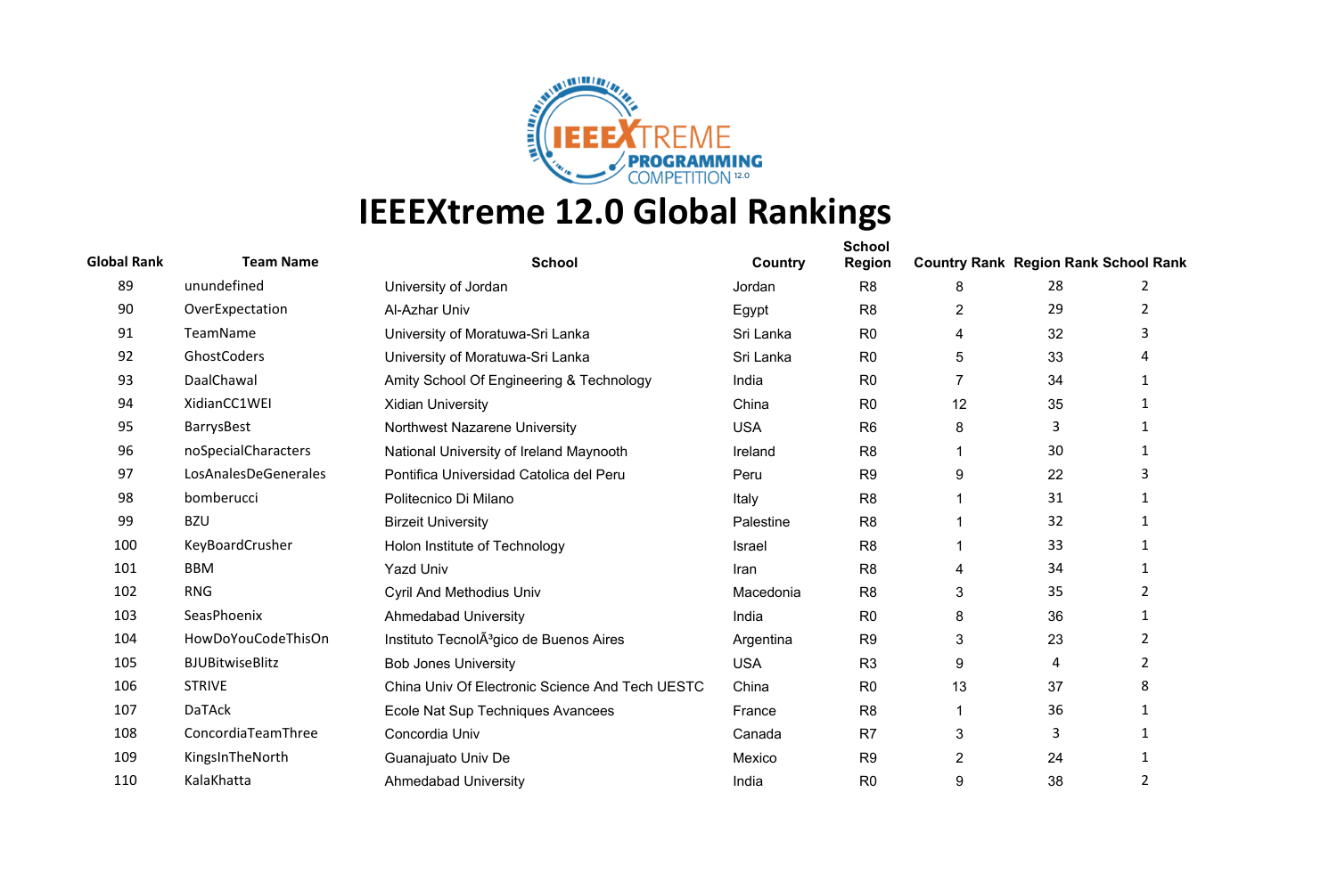# IEEEXtreme 12.0 Global Rankings

| Global Rank | Team Name | School | Country | School Region | Country Rank | Region Rank | School Rank |
|---|---|---|---|---|---|---|---|
| 89 | unundefined | University of Jordan | Jordan | R8 | 8 | 28 | 2 |
| 90 | OverExpectation | Al-Azhar Univ | Egypt | R8 | 2 | 29 | 2 |
| 91 | TeamName | University of Moratuwa-Sri Lanka | Sri Lanka | R0 | 4 | 32 | 3 |
| 92 | GhostCoders | University of Moratuwa-Sri Lanka | Sri Lanka | R0 | 5 | 33 | 4 |
| 93 | DaalChawal | Amity School Of Engineering & Technology | India | R0 | 7 | 34 | 1 |
| 94 | XidianCC1WEI | Xidian University | China | R0 | 12 | 35 | 1 |
| 95 | BarrysBest | Northwest Nazarene University | USA | R6 | 8 | 3 | 1 |
| 96 | noSpecialCharacters | National University of Ireland Maynooth | Ireland | R8 | 1 | 30 | 1 |
| 97 | LosAnalesDeGenerales | Pontifica Universidad Catolica del Peru | Peru | R9 | 9 | 22 | 3 |
| 98 | bomberucci | Politecnico Di Milano | Italy | R8 | 1 | 31 | 1 |
| 99 | BZU | Birzeit University | Palestine | R8 | 1 | 32 | 1 |
| 100 | KeyBoardCrusher | Holon Institute of Technology | Israel | R8 | 1 | 33 | 1 |
| 101 | BBM | Yazd Univ | Iran | R8 | 4 | 34 | 1 |
| 102 | RNG | Cyril And Methodius Univ | Macedonia | R8 | 3 | 35 | 2 |
| 103 | SeasPhoenix | Ahmedabad University | India | R0 | 8 | 36 | 1 |
| 104 | HowDoYouCodeThisOn | Instituto TecnolÃ³gico de Buenos Aires | Argentina | R9 | 3 | 23 | 2 |
| 105 | BJUBitwiseBlitz | Bob Jones University | USA | R3 | 9 | 4 | 2 |
| 106 | STRIVE | China Univ Of Electronic Science And Tech UESTC | China | R0 | 13 | 37 | 8 |
| 107 | DaTAck | Ecole Nat Sup Techniques Avancees | France | R8 | 1 | 36 | 1 |
| 108 | ConcordiaTeamThree | Concordia Univ | Canada | R7 | 3 | 3 | 1 |
| 109 | KingsInTheNorth | Guanajuato Univ De | Mexico | R9 | 2 | 24 | 1 |
| 110 | KalaKhatta | Ahmedabad University | India | R0 | 9 | 38 | 2 |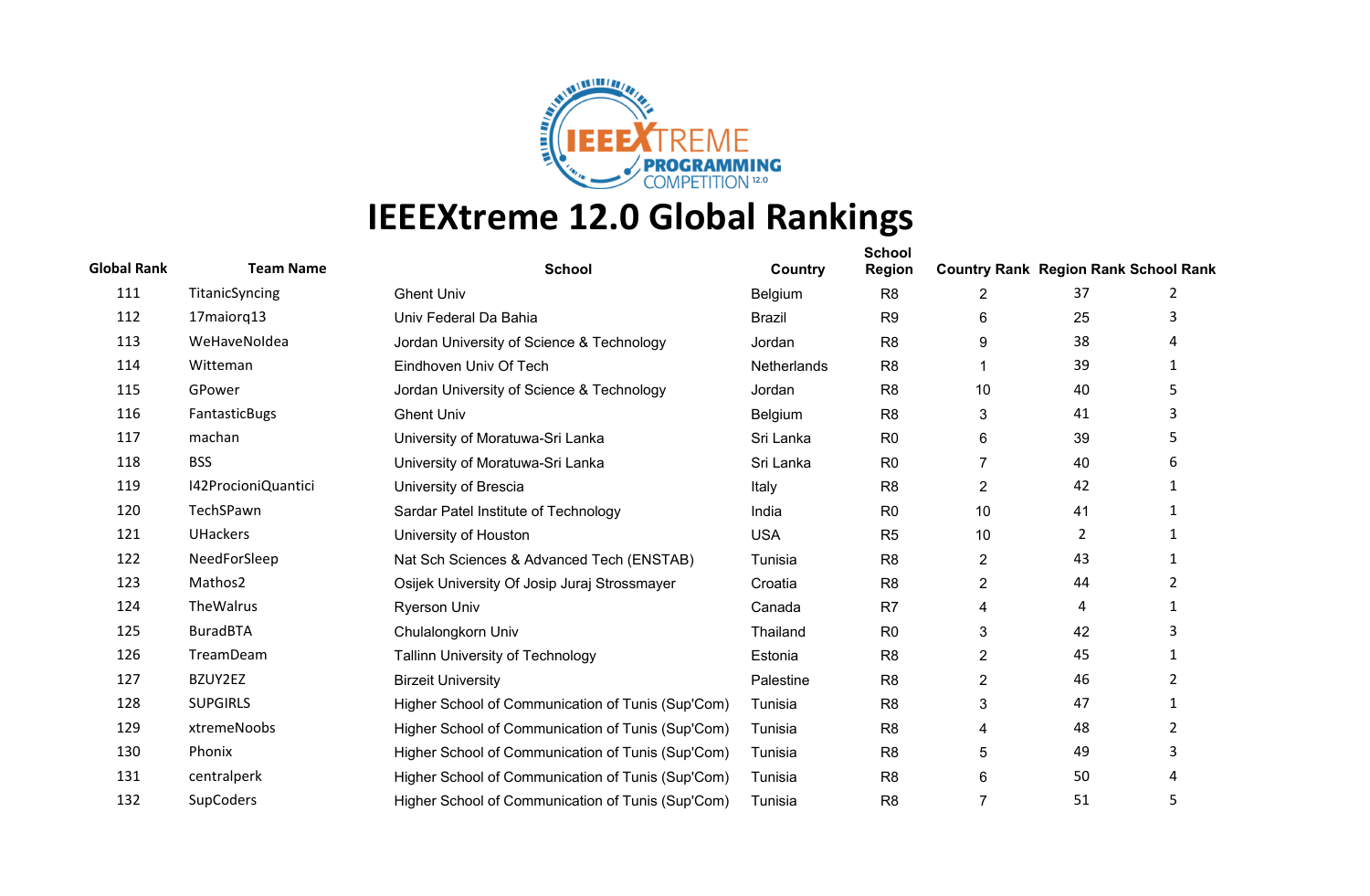# IEEEXtreme 12.0 Global Rankings

| Global Rank | Team Name | School | Country | School Region | Country Rank | Region Rank | School Rank |
|---|---|---|---|---|---|---|---|
| 111 | TitanicSyncing | Ghent Univ | Belgium | R8 | 2 | 37 | 2 |
| 112 | 17maiorq13 | Univ Federal Da Bahia | Brazil | R9 | 6 | 25 | 3 |
| 113 | WeHaveNoIdea | Jordan University of Science & Technology | Jordan | R8 | 9 | 38 | 4 |
| 114 | Witteman | Eindhoven Univ Of Tech | Netherlands | R8 | 1 | 39 | 1 |
| 115 | GPower | Jordan University of Science & Technology | Jordan | R8 | 10 | 40 | 5 |
| 116 | FantasticBugs | Ghent Univ | Belgium | R8 | 3 | 41 | 3 |
| 117 | machan | University of Moratuwa-Sri Lanka | Sri Lanka | R0 | 6 | 39 | 5 |
| 118 | BSS | University of Moratuwa-Sri Lanka | Sri Lanka | R0 | 7 | 40 | 6 |
| 119 | I42ProcioniQuantici | University of Brescia | Italy | R8 | 2 | 42 | 1 |
| 120 | TechSPawn | Sardar Patel Institute of Technology | India | R0 | 10 | 41 | 1 |
| 121 | UHackers | University of Houston | USA | R5 | 10 | 2 | 1 |
| 122 | NeedForSleep | Nat Sch Sciences & Advanced Tech (ENSTAB) | Tunisia | R8 | 2 | 43 | 1 |
| 123 | Mathos2 | Osijek University Of Josip Juraj Strossmayer | Croatia | R8 | 2 | 44 | 2 |
| 124 | TheWalrus | Ryerson Univ | Canada | R7 | 4 | 4 | 1 |
| 125 | BuradBTA | Chulalongkorn Univ | Thailand | R0 | 3 | 42 | 3 |
| 126 | TreamDeam | Tallinn University of Technology | Estonia | R8 | 2 | 45 | 1 |
| 127 | BZUY2EZ | Birzeit University | Palestine | R8 | 2 | 46 | 2 |
| 128 | SUPGIRLS | Higher School of Communication of Tunis (Sup'Com) | Tunisia | R8 | 3 | 47 | 1 |
| 129 | xtremeNoobs | Higher School of Communication of Tunis (Sup'Com) | Tunisia | R8 | 4 | 48 | 2 |
| 130 | Phonix | Higher School of Communication of Tunis (Sup'Com) | Tunisia | R8 | 5 | 49 | 3 |
| 131 | centralperk | Higher School of Communication of Tunis (Sup'Com) | Tunisia | R8 | 6 | 50 | 4 |
| 132 | SupCoders | Higher School of Communication of Tunis (Sup'Com) | Tunisia | R8 | 7 | 51 | 5 |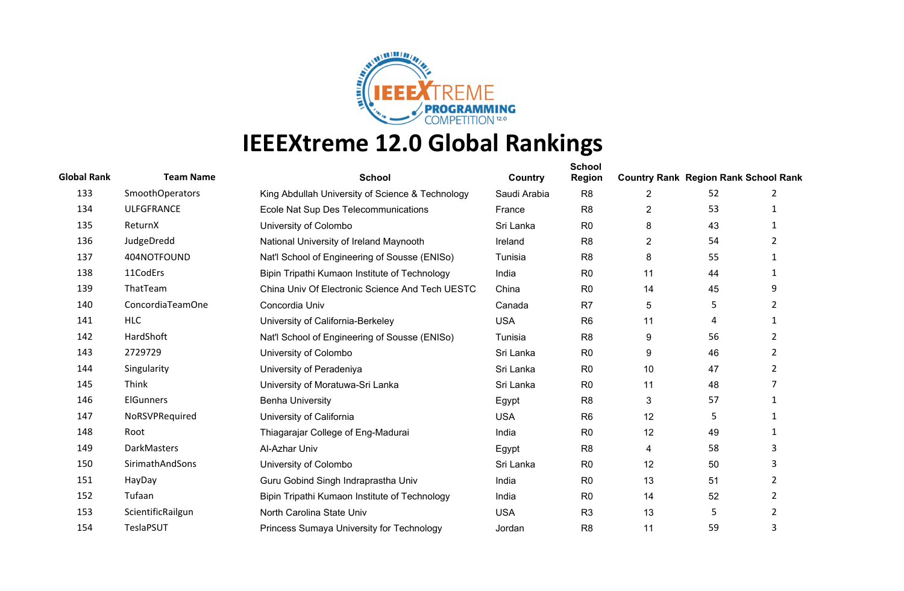# IEEEXtreme 12.0 Global Rankings

| Global Rank | Team Name | School | Country | School Region | Country Rank | Region Rank | School Rank |
|---|---|---|---|---|---|---|---|
| 133 | SmoothOperators | King Abdullah University of Science & Technology | Saudi Arabia | R8 | 2 | 52 | 2 |
| 134 | ULFGFRANCE | Ecole Nat Sup Des Telecommunications | France | R8 | 2 | 53 | 1 |
| 135 | ReturnX | University of Colombo | Sri Lanka | R0 | 8 | 43 | 1 |
| 136 | JudgeDredd | National University of Ireland Maynooth | Ireland | R8 | 2 | 54 | 2 |
| 137 | 404NOTFOUND | Nat'l School of Engineering of Sousse (ENISo) | Tunisia | R8 | 8 | 55 | 1 |
| 138 | 11CodErs | Bipin Tripathi Kumaon Institute of Technology | India | R0 | 11 | 44 | 1 |
| 139 | ThatTeam | China Univ Of Electronic Science And Tech UESTC | China | R0 | 14 | 45 | 9 |
| 140 | ConcordiaTeamOne | Concordia Univ | Canada | R7 | 5 | 5 | 2 |
| 141 | HLC | University of California-Berkeley | USA | R6 | 11 | 4 | 1 |
| 142 | HardShoft | Nat'l School of Engineering of Sousse (ENISo) | Tunisia | R8 | 9 | 56 | 2 |
| 143 | 2729729 | University of Colombo | Sri Lanka | R0 | 9 | 46 | 2 |
| 144 | Singularity | University of Peradeniya | Sri Lanka | R0 | 10 | 47 | 2 |
| 145 | Think | University of Moratuwa-Sri Lanka | Sri Lanka | R0 | 11 | 48 | 7 |
| 146 | ElGunners | Benha University | Egypt | R8 | 3 | 57 | 1 |
| 147 | NoRSVPRequired | University of California | USA | R6 | 12 | 5 | 1 |
| 148 | Root | Thiagarajar College of Eng-Madurai | India | R0 | 12 | 49 | 1 |
| 149 | DarkMasters | Al-Azhar Univ | Egypt | R8 | 4 | 58 | 3 |
| 150 | SirimathAndSons | University of Colombo | Sri Lanka | R0 | 12 | 50 | 3 |
| 151 | HayDay | Guru Gobind Singh Indraprastha Univ | India | R0 | 13 | 51 | 2 |
| 152 | Tufaan | Bipin Tripathi Kumaon Institute of Technology | India | R0 | 14 | 52 | 2 |
| 153 | ScientificRailgun | North Carolina State Univ | USA | R3 | 13 | 5 | 2 |
| 154 | TeslaPSUT | Princess Sumaya University for Technology | Jordan | R8 | 11 | 59 | 3 |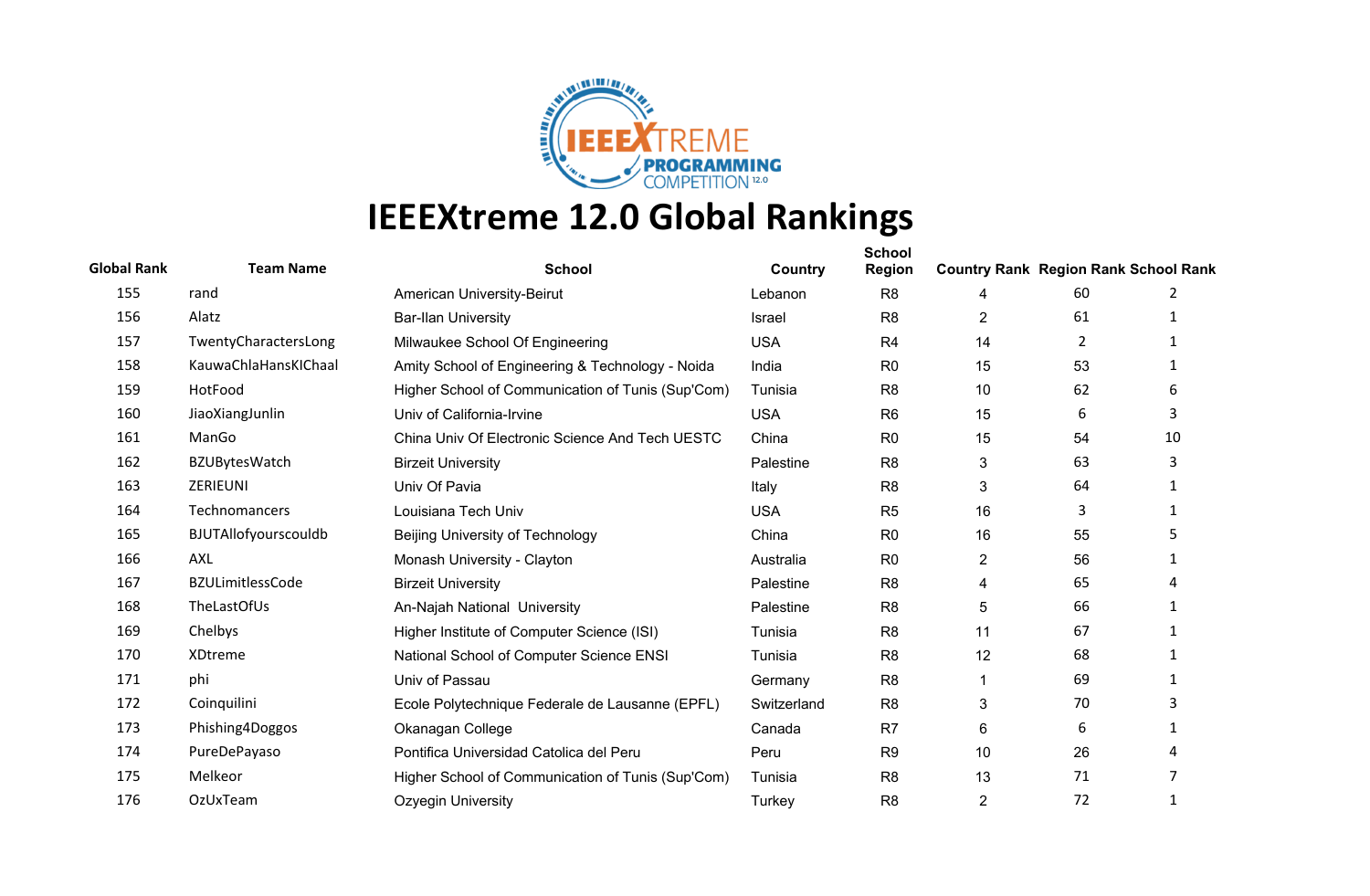# IEEEXtreme 12.0 Global Rankings

| Global Rank | Team Name | School | Country | School Region | Country Rank | Region Rank | School Rank |
|---|---|---|---|---|---|---|---|
| 155 | rand | American University-Beirut | Lebanon | R8 | 4 | 60 | 2 |
| 156 | Alatz | Bar-Ilan University | Israel | R8 | 2 | 61 | 1 |
| 157 | TwentyCharactersLong | Milwaukee School Of Engineering | USA | R4 | 14 | 2 | 1 |
| 158 | KauwaChlaHansKIChaal | Amity School of Engineering & Technology - Noida | India | R0 | 15 | 53 | 1 |
| 159 | HotFood | Higher School of Communication of Tunis (Sup'Com) | Tunisia | R8 | 10 | 62 | 6 |
| 160 | JiaoXiangJunlin | Univ of California-Irvine | USA | R6 | 15 | 6 | 3 |
| 161 | ManGo | China Univ Of Electronic Science And Tech UESTC | China | R0 | 15 | 54 | 10 |
| 162 | BZUBytesWatch | Birzeit University | Palestine | R8 | 3 | 63 | 3 |
| 163 | ZERIEUNI | Univ Of Pavia | Italy | R8 | 3 | 64 | 1 |
| 164 | Technomancers | Louisiana Tech Univ | USA | R5 | 16 | 3 | 1 |
| 165 | BJUTAllofyourscouldb | Beijing University of Technology | China | R0 | 16 | 55 | 5 |
| 166 | AXL | Monash University - Clayton | Australia | R0 | 2 | 56 | 1 |
| 167 | BZULimitlessCode | Birzeit University | Palestine | R8 | 4 | 65 | 4 |
| 168 | TheLastOfUs | An-Najah National University | Palestine | R8 | 5 | 66 | 1 |
| 169 | Chelbys | Higher Institute of Computer Science (ISI) | Tunisia | R8 | 11 | 67 | 1 |
| 170 | XDtreme | National School of Computer Science ENSI | Tunisia | R8 | 12 | 68 | 1 |
| 171 | phi | Univ of Passau | Germany | R8 | 1 | 69 | 1 |
| 172 | Coinquilini | Ecole Polytechnique Federale de Lausanne (EPFL) | Switzerland | R8 | 3 | 70 | 3 |
| 173 | Phishing4Doggos | Okanagan College | Canada | R7 | 6 | 6 | 1 |
| 174 | PureDePayaso | Pontifica Universidad Catolica del Peru | Peru | R9 | 10 | 26 | 4 |
| 175 | Melkeor | Higher School of Communication of Tunis (Sup'Com) | Tunisia | R8 | 13 | 71 | 7 |
| 176 | OzUxTeam | Ozyegin University | Turkey | R8 | 2 | 72 | 1 |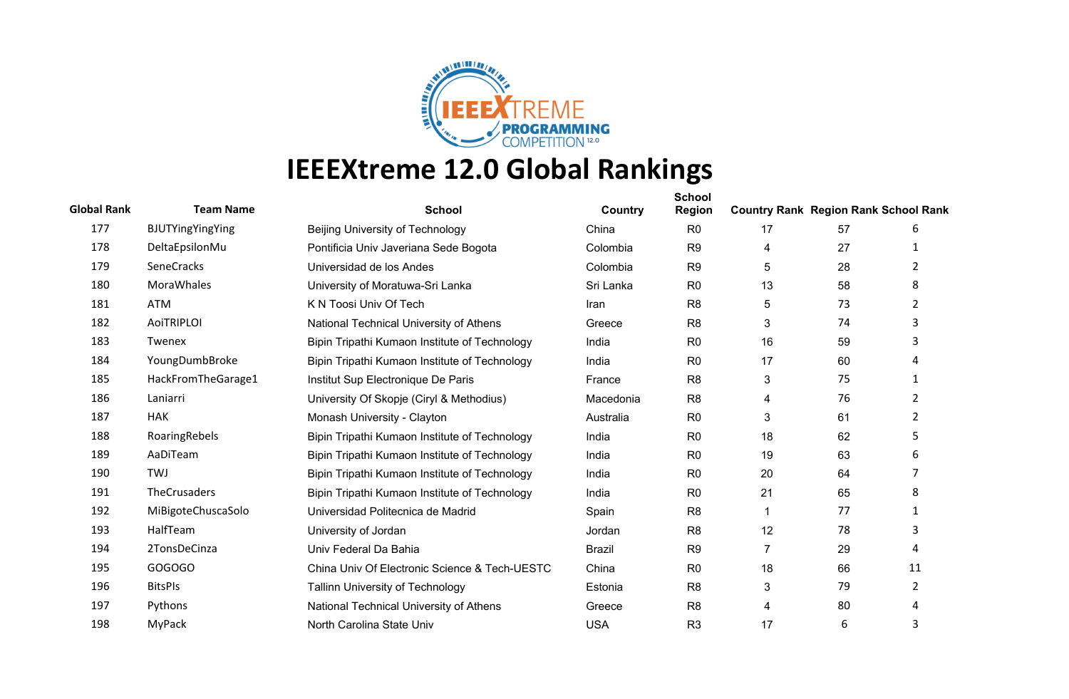# IEEEXtreme 12.0 Global Rankings

| Global Rank | Team Name | School | Country | School Region | Country Rank | Region Rank | School Rank |
|---|---|---|---|---|---|---|---|
| 177 | BJUTYingYingYing | Beijing University of Technology | China | R0 | 17 | 57 | 6 |
| 178 | DeltaEpsilonMu | Pontificia Univ Javeriana Sede Bogota | Colombia | R9 | 4 | 27 | 1 |
| 179 | SeneCracks | Universidad de los Andes | Colombia | R9 | 5 | 28 | 2 |
| 180 | MoraWhales | University of Moratuwa-Sri Lanka | Sri Lanka | R0 | 13 | 58 | 8 |
| 181 | ATM | K N Toosi Univ Of Tech | Iran | R8 | 5 | 73 | 2 |
| 182 | AoiTRIPLOI | National Technical University of Athens | Greece | R8 | 3 | 74 | 3 |
| 183 | Twenex | Bipin Tripathi Kumaon Institute of Technology | India | R0 | 16 | 59 | 3 |
| 184 | YoungDumbBroke | Bipin Tripathi Kumaon Institute of Technology | India | R0 | 17 | 60 | 4 |
| 185 | HackFromTheGarage1 | Institut Sup Electronique De Paris | France | R8 | 3 | 75 | 1 |
| 186 | Laniarri | University Of Skopje (Ciryl & Methodius) | Macedonia | R8 | 4 | 76 | 2 |
| 187 | HAK | Monash University - Clayton | Australia | R0 | 3 | 61 | 2 |
| 188 | RoaringRebels | Bipin Tripathi Kumaon Institute of Technology | India | R0 | 18 | 62 | 5 |
| 189 | AaDiTeam | Bipin Tripathi Kumaon Institute of Technology | India | R0 | 19 | 63 | 6 |
| 190 | TWJ | Bipin Tripathi Kumaon Institute of Technology | India | R0 | 20 | 64 | 7 |
| 191 | TheCrusaders | Bipin Tripathi Kumaon Institute of Technology | India | R0 | 21 | 65 | 8 |
| 192 | MiBigoteChuscaSolo | Universidad Politecnica de Madrid | Spain | R8 | 1 | 77 | 1 |
| 193 | HalfTeam | University of Jordan | Jordan | R8 | 12 | 78 | 3 |
| 194 | 2TonsDeCinza | Univ Federal Da Bahia | Brazil | R9 | 7 | 29 | 4 |
| 195 | GOGOGO | China Univ Of Electronic Science & Tech-UESTC | China | R0 | 18 | 66 | 11 |
| 196 | BitsPls | Tallinn University of Technology | Estonia | R8 | 3 | 79 | 2 |
| 197 | Pythons | National Technical University of Athens | Greece | R8 | 4 | 80 | 4 |
| 198 | MyPack | North Carolina State Univ | USA | R3 | 17 | 6 | 3 |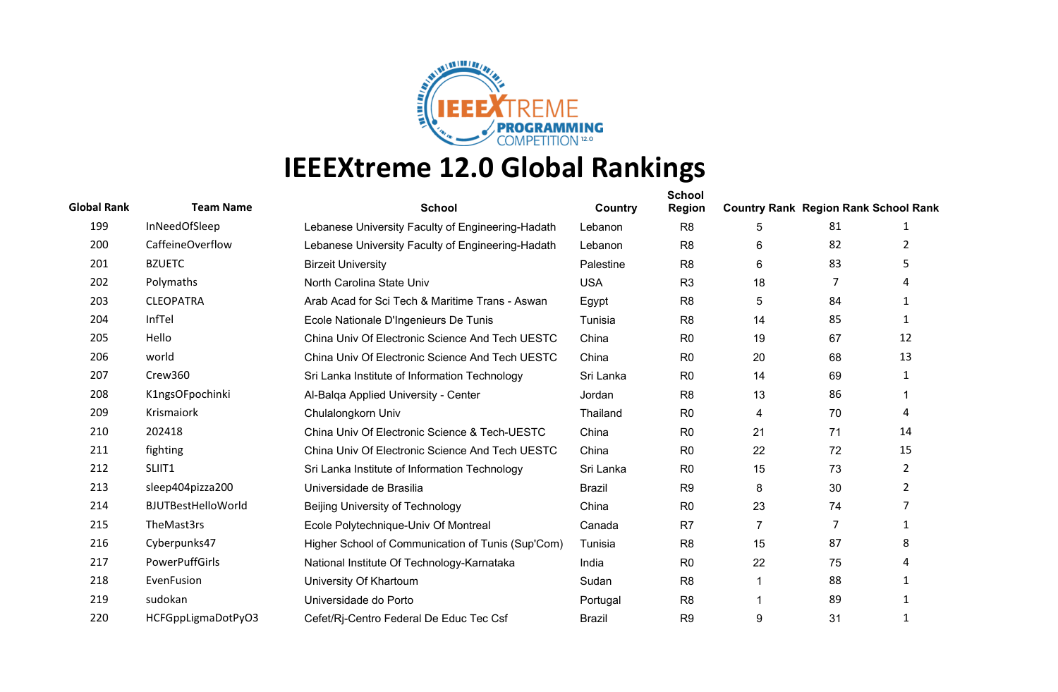# IEEEXtreme 12.0 Global Rankings

| Global Rank | Team Name | School | Country | School Region | Country Rank | Region Rank | School Rank |
|---|---|---|---|---|---|---|---|
| 199 | InNeedOfSleep | Lebanese University Faculty of Engineering-Hadath | Lebanon | R8 | 5 | 81 | 1 |
| 200 | CaffeineOverflow | Lebanese University Faculty of Engineering-Hadath | Lebanon | R8 | 6 | 82 | 2 |
| 201 | BZUETC | Birzeit University | Palestine | R8 | 6 | 83 | 5 |
| 202 | Polymaths | North Carolina State Univ | USA | R3 | 18 | 7 | 4 |
| 203 | CLEOPATRA | Arab Acad for Sci Tech & Maritime Trans - Aswan | Egypt | R8 | 5 | 84 | 1 |
| 204 | InfTel | Ecole Nationale D'Ingenieurs De Tunis | Tunisia | R8 | 14 | 85 | 1 |
| 205 | Hello | China Univ Of Electronic Science And Tech UESTC | China | R0 | 19 | 67 | 12 |
| 206 | world | China Univ Of Electronic Science And Tech UESTC | China | R0 | 20 | 68 | 13 |
| 207 | Crew360 | Sri Lanka Institute of Information Technology | Sri Lanka | R0 | 14 | 69 | 1 |
| 208 | K1ngsOFpochinki | Al-Balqa Applied University - Center | Jordan | R8 | 13 | 86 | 1 |
| 209 | Krismaiork | Chulalongkorn Univ | Thailand | R0 | 4 | 70 | 4 |
| 210 | 202418 | China Univ Of Electronic Science & Tech-UESTC | China | R0 | 21 | 71 | 14 |
| 211 | fighting | China Univ Of Electronic Science And Tech UESTC | China | R0 | 22 | 72 | 15 |
| 212 | SLIIT1 | Sri Lanka Institute of Information Technology | Sri Lanka | R0 | 15 | 73 | 2 |
| 213 | sleep404pizza200 | Universidade de Brasilia | Brazil | R9 | 8 | 30 | 2 |
| 214 | BJUTBestHelloWorld | Beijing University of Technology | China | R0 | 23 | 74 | 7 |
| 215 | TheMast3rs | Ecole Polytechnique-Univ Of Montreal | Canada | R7 | 7 | 7 | 1 |
| 216 | Cyberpunks47 | Higher School of Communication of Tunis (Sup'Com) | Tunisia | R8 | 15 | 87 | 8 |
| 217 | PowerPuffGirls | National Institute Of Technology-Karnataka | India | R0 | 22 | 75 | 4 |
| 218 | EvenFusion | University Of Khartoum | Sudan | R8 | 1 | 88 | 1 |
| 219 | sudokan | Universidade do Porto | Portugal | R8 | 1 | 89 | 1 |
| 220 | HCFGppLigmaDotPyO3 | Cefet/Rj-Centro Federal De Educ Tec Csf | Brazil | R9 | 9 | 31 | 1 |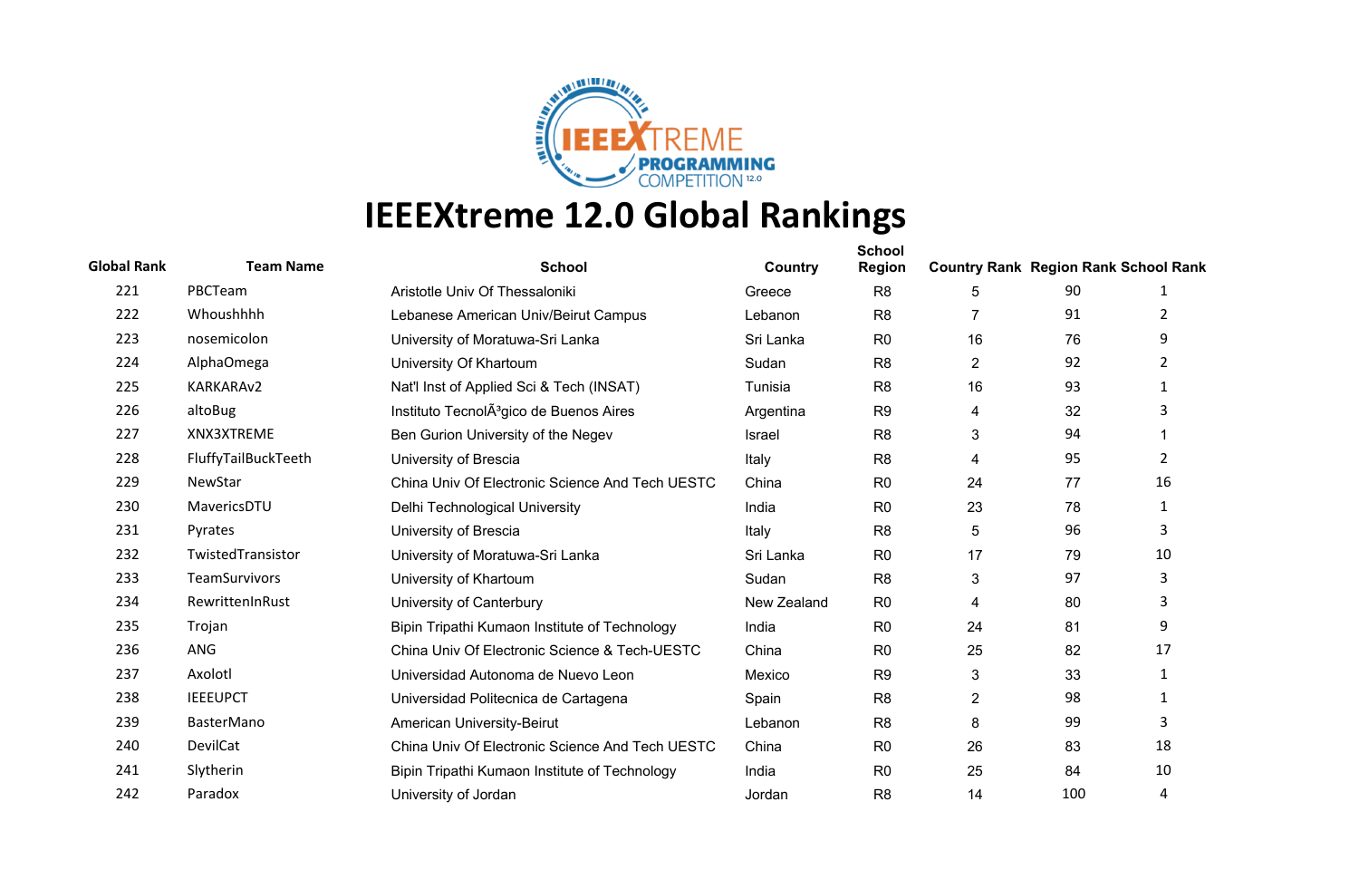# IEEEXtreme 12.0 Global Rankings

| Global Rank | Team Name | School | Country | School Region | Country Rank | Region Rank | School Rank |
|---|---|---|---|---|---|---|---|
| 221 | PBCTeam | Aristotle Univ Of Thessaloniki | Greece | R8 | 5 | 90 | 1 |
| 222 | Whoushhhh | Lebanese American Univ/Beirut Campus | Lebanon | R8 | 7 | 91 | 2 |
| 223 | nosemicolon | University of Moratuwa-Sri Lanka | Sri Lanka | R0 | 16 | 76 | 9 |
| 224 | AlphaOmega | University Of Khartoum | Sudan | R8 | 2 | 92 | 2 |
| 225 | KARKARAv2 | Nat'l Inst of Applied Sci & Tech (INSAT) | Tunisia | R8 | 16 | 93 | 1 |
| 226 | altoBug | Instituto TecnolÃ³gico de Buenos Aires | Argentina | R9 | 4 | 32 | 3 |
| 227 | XNX3XTREME | Ben Gurion University of the Negev | Israel | R8 | 3 | 94 | 1 |
| 228 | FluffyTailBuckTeeth | University of Brescia | Italy | R8 | 4 | 95 | 2 |
| 229 | NewStar | China Univ Of Electronic Science And Tech UESTC | China | R0 | 24 | 77 | 16 |
| 230 | MavericsDTU | Delhi Technological University | India | R0 | 23 | 78 | 1 |
| 231 | Pyrates | University of Brescia | Italy | R8 | 5 | 96 | 3 |
| 232 | TwistedTransistor | University of Moratuwa-Sri Lanka | Sri Lanka | R0 | 17 | 79 | 10 |
| 233 | TeamSurvivors | University of Khartoum | Sudan | R8 | 3 | 97 | 3 |
| 234 | RewrittenInRust | University of Canterbury | New Zealand | R0 | 4 | 80 | 3 |
| 235 | Trojan | Bipin Tripathi Kumaon Institute of Technology | India | R0 | 24 | 81 | 9 |
| 236 | ANG | China Univ Of Electronic Science & Tech-UESTC | China | R0 | 25 | 82 | 17 |
| 237 | Axolotl | Universidad Autonoma de Nuevo Leon | Mexico | R9 | 3 | 33 | 1 |
| 238 | IEEEUPCT | Universidad Politecnica de Cartagena | Spain | R8 | 2 | 98 | 1 |
| 239 | BasterMano | American University-Beirut | Lebanon | R8 | 8 | 99 | 3 |
| 240 | DevilCat | China Univ Of Electronic Science And Tech UESTC | China | R0 | 26 | 83 | 18 |
| 241 | Slytherin | Bipin Tripathi Kumaon Institute of Technology | India | R0 | 25 | 84 | 10 |
| 242 | Paradox | University of Jordan | Jordan | R8 | 14 | 100 | 4 |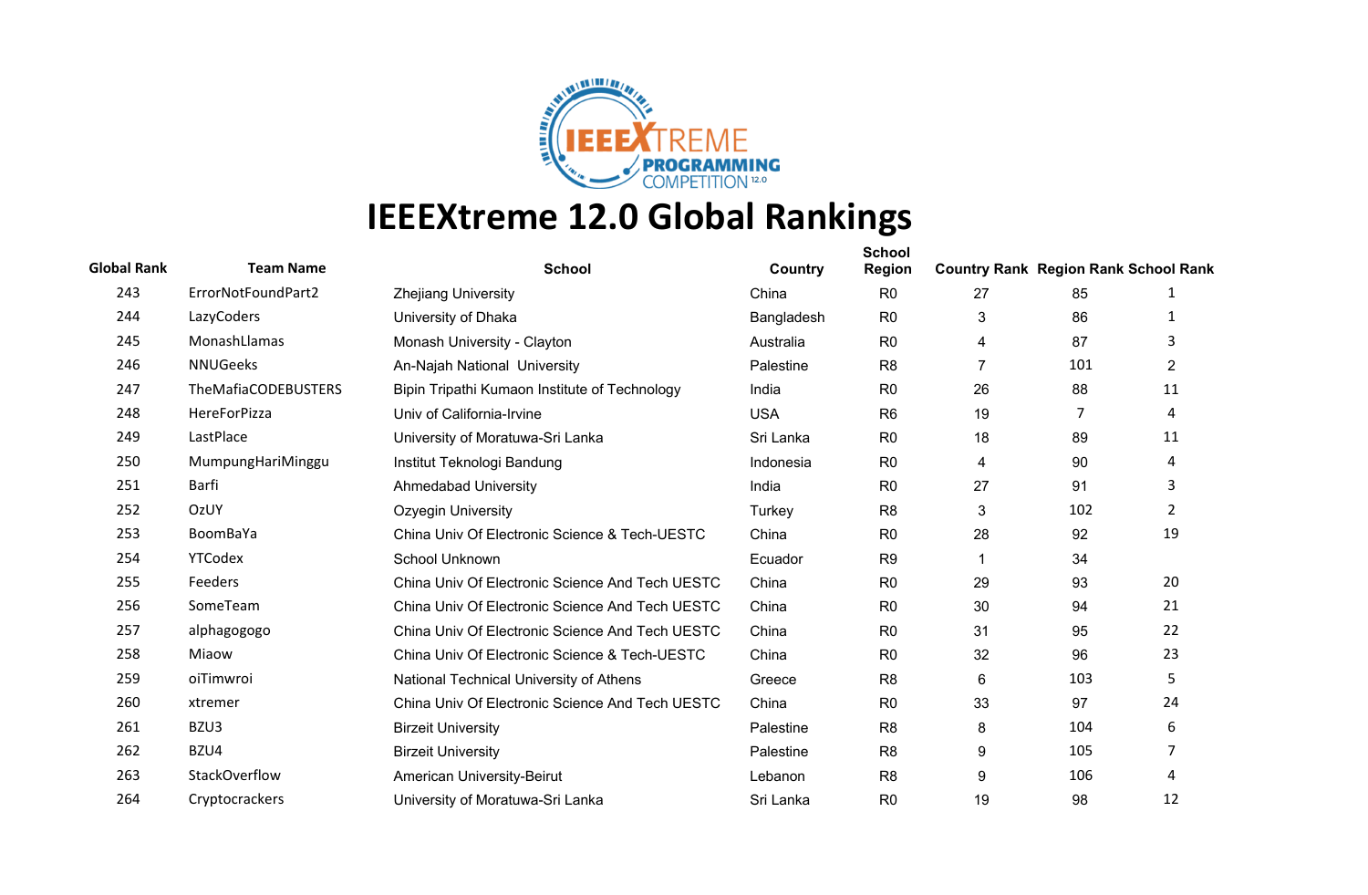# IEEEXtreme 12.0 Global Rankings

| Global Rank | Team Name | School | Country | School Region | Country Rank | Region Rank | School Rank |
|---|---|---|---|---|---|---|---|
| 243 | ErrorNotFoundPart2 | Zhejiang University | China | R0 | 27 | 85 | 1 |
| 244 | LazyCoders | University of Dhaka | Bangladesh | R0 | 3 | 86 | 1 |
| 245 | MonashLlamas | Monash University - Clayton | Australia | R0 | 4 | 87 | 3 |
| 246 | NNUGeeks | An-Najah National  University | Palestine | R8 | 7 | 101 | 2 |
| 247 | TheMafiaCODEBUSTERS | Bipin Tripathi Kumaon Institute of Technology | India | R0 | 26 | 88 | 11 |
| 248 | HereForPizza | Univ of California-Irvine | USA | R6 | 19 | 7 | 4 |
| 249 | LastPlace | University of Moratuwa-Sri Lanka | Sri Lanka | R0 | 18 | 89 | 11 |
| 250 | MumpungHariMinggu | Institut Teknologi Bandung | Indonesia | R0 | 4 | 90 | 4 |
| 251 | Barfi | Ahmedabad University | India | R0 | 27 | 91 | 3 |
| 252 | OzUY | Ozyegin University | Turkey | R8 | 3 | 102 | 2 |
| 253 | BoomBaYa | China Univ Of Electronic Science & Tech-UESTC | China | R0 | 28 | 92 | 19 |
| 254 | YTCodex | School Unknown | Ecuador | R9 | 1 | 34 | |
| 255 | Feeders | China Univ Of Electronic Science And Tech UESTC | China | R0 | 29 | 93 | 20 |
| 256 | SomeTeam | China Univ Of Electronic Science And Tech UESTC | China | R0 | 30 | 94 | 21 |
| 257 | alphagogogo | China Univ Of Electronic Science And Tech UESTC | China | R0 | 31 | 95 | 22 |
| 258 | Miaow | China Univ Of Electronic Science & Tech-UESTC | China | R0 | 32 | 96 | 23 |
| 259 | oiTimwroi | National Technical University of Athens | Greece | R8 | 6 | 103 | 5 |
| 260 | xtremer | China Univ Of Electronic Science And Tech UESTC | China | R0 | 33 | 97 | 24 |
| 261 | BZU3 | Birzeit University | Palestine | R8 | 8 | 104 | 6 |
| 262 | BZU4 | Birzeit University | Palestine | R8 | 9 | 105 | 7 |
| 263 | StackOverflow | American University-Beirut | Lebanon | R8 | 9 | 106 | 4 |
| 264 | Cryptocrackers | University of Moratuwa-Sri Lanka | Sri Lanka | R0 | 19 | 98 | 12 |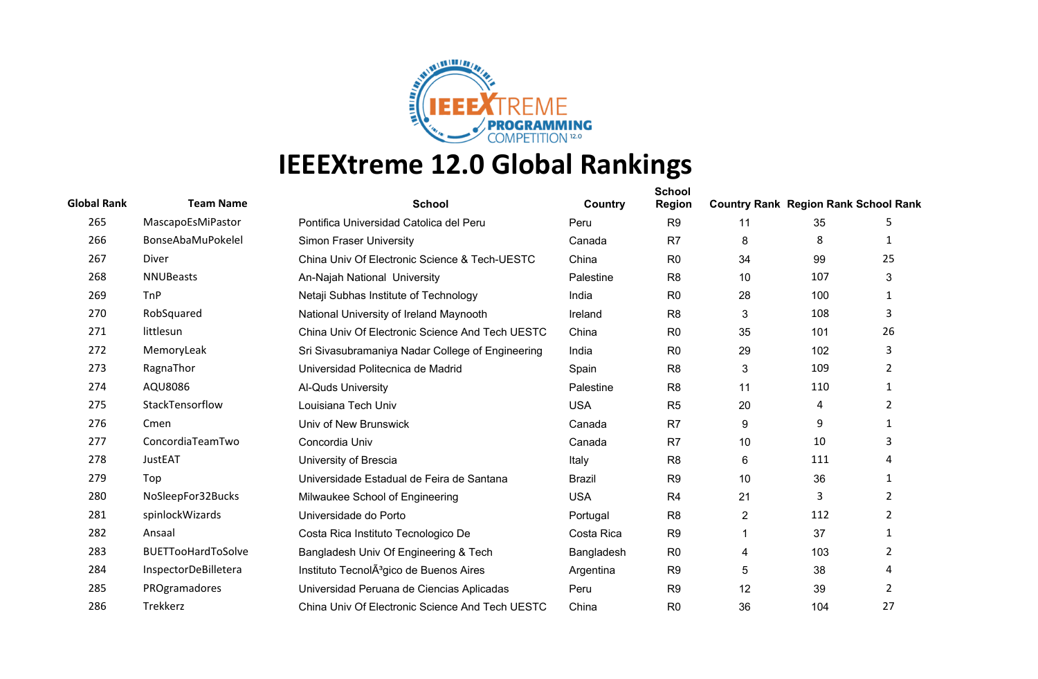# IEEEXtreme 12.0 Global Rankings

| Global Rank | Team Name | School | Country | School Region | Country Rank | Region Rank | School Rank |
|---|---|---|---|---|---|---|---|
| 265 | MascapoEsMiPastor | Pontifica Universidad Catolica del Peru | Peru | R9 | 11 | 35 | 5 |
| 266 | BonseAbaMuPokelel | Simon Fraser University | Canada | R7 | 8 | 8 | 1 |
| 267 | Diver | China Univ Of Electronic Science & Tech-UESTC | China | R0 | 34 | 99 | 25 |
| 268 | NNUBeasts | An-Najah National University | Palestine | R8 | 10 | 107 | 3 |
| 269 | TnP | Netaji Subhas Institute of Technology | India | R0 | 28 | 100 | 1 |
| 270 | RobSquared | National University of Ireland Maynooth | Ireland | R8 | 3 | 108 | 3 |
| 271 | littlesun | China Univ Of Electronic Science And Tech UESTC | China | R0 | 35 | 101 | 26 |
| 272 | MemoryLeak | Sri Sivasubramaniya Nadar College of Engineering | India | R0 | 29 | 102 | 3 |
| 273 | RagnaThor | Universidad Politecnica de Madrid | Spain | R8 | 3 | 109 | 2 |
| 274 | AQU8086 | Al-Quds University | Palestine | R8 | 11 | 110 | 1 |
| 275 | StackTensorflow | Louisiana Tech Univ | USA | R5 | 20 | 4 | 2 |
| 276 | Cmen | Univ of New Brunswick | Canada | R7 | 9 | 9 | 1 |
| 277 | ConcordiaTeamTwo | Concordia Univ | Canada | R7 | 10 | 10 | 3 |
| 278 | JustEAT | University of Brescia | Italy | R8 | 6 | 111 | 4 |
| 279 | Top | Universidade Estadual de Feira de Santana | Brazil | R9 | 10 | 36 | 1 |
| 280 | NoSleepFor32Bucks | Milwaukee School of Engineering | USA | R4 | 21 | 3 | 2 |
| 281 | spinlockWizards | Universidade do Porto | Portugal | R8 | 2 | 112 | 2 |
| 282 | Ansaal | Costa Rica Instituto Tecnologico De | Costa Rica | R9 | 1 | 37 | 1 |
| 283 | BUETTooHardToSolve | Bangladesh Univ Of Engineering & Tech | Bangladesh | R0 | 4 | 103 | 2 |
| 284 | InspectorDeBilletera | Instituto TecnolÃ³gico de Buenos Aires | Argentina | R9 | 5 | 38 | 4 |
| 285 | PROgramadores | Universidad Peruana de Ciencias Aplicadas | Peru | R9 | 12 | 39 | 2 |
| 286 | Trekkerz | China Univ Of Electronic Science And Tech UESTC | China | R0 | 36 | 104 | 27 |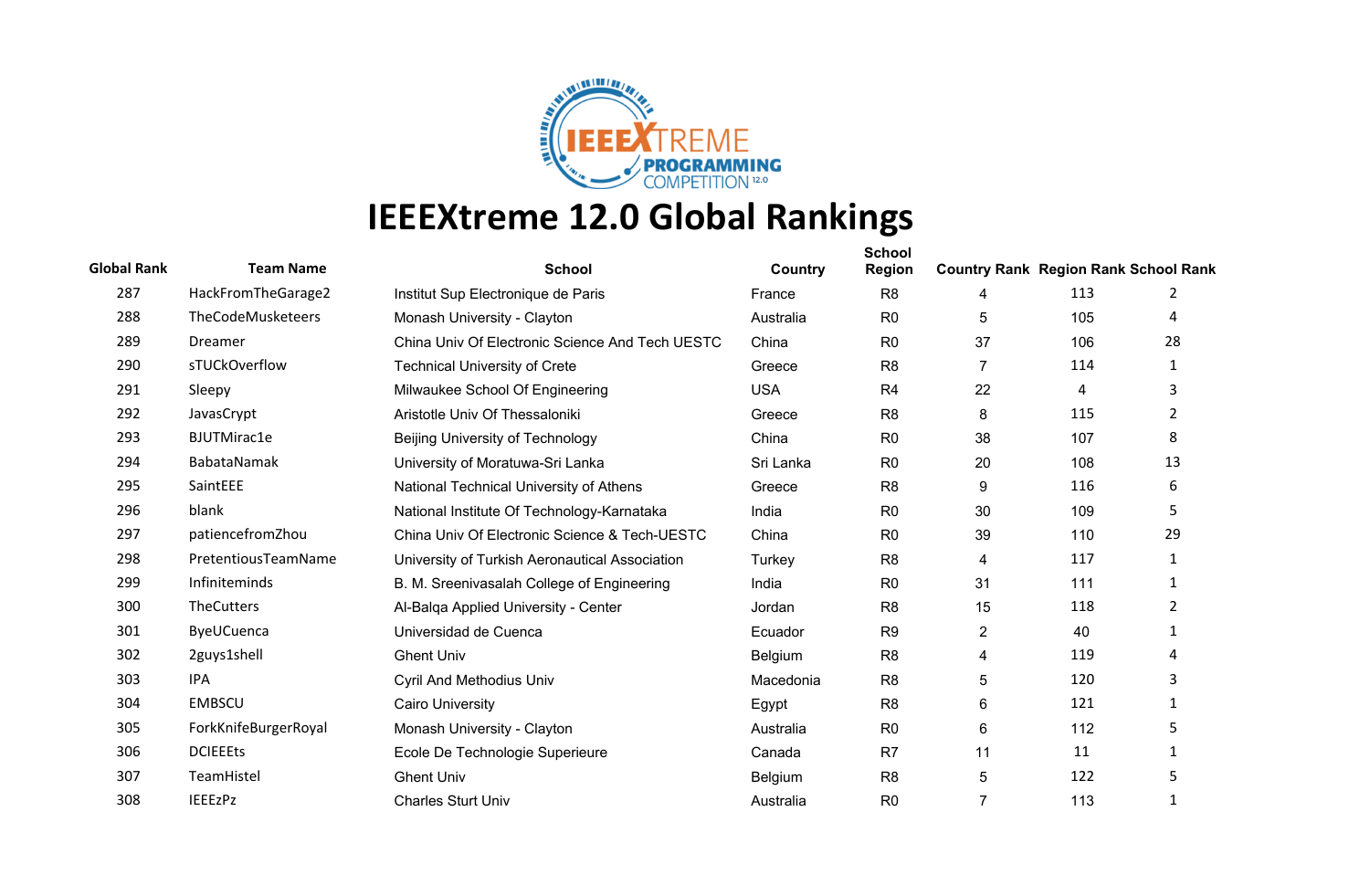# IEEEXtreme 12.0 Global Rankings

| Global Rank | Team Name | School | Country | School Region | Country Rank | Region Rank | School Rank |
|---|---|---|---|---|---|---|---|
| 287 | HackFromTheGarage2 | Institut Sup Electronique de Paris | France | R8 | 4 | 113 | 2 |
| 288 | TheCodeMusketeers | Monash University - Clayton | Australia | R0 | 5 | 105 | 4 |
| 289 | Dreamer | China Univ Of Electronic Science And Tech UESTC | China | R0 | 37 | 106 | 28 |
| 290 | sTUCkOverflow | Technical University of Crete | Greece | R8 | 7 | 114 | 1 |
| 291 | Sleepy | Milwaukee School Of Engineering | USA | R4 | 22 | 4 | 3 |
| 292 | JavasCrypt | Aristotle Univ Of Thessaloniki | Greece | R8 | 8 | 115 | 2 |
| 293 | BJUTMirac1e | Beijing University of Technology | China | R0 | 38 | 107 | 8 |
| 294 | BabataNamak | University of Moratuwa-Sri Lanka | Sri Lanka | R0 | 20 | 108 | 13 |
| 295 | SaintEEE | National Technical University of Athens | Greece | R8 | 9 | 116 | 6 |
| 296 | blank | National Institute Of Technology-Karnataka | India | R0 | 30 | 109 | 5 |
| 297 | patiencefromZhou | China Univ Of Electronic Science & Tech-UESTC | China | R0 | 39 | 110 | 29 |
| 298 | PretentiousTeamName | University of Turkish Aeronautical Association | Turkey | R8 | 4 | 117 | 1 |
| 299 | Infiniteminds | B. M. Sreenivasalah College of Engineering | India | R0 | 31 | 111 | 1 |
| 300 | TheCutters | Al-Balqa Applied University - Center | Jordan | R8 | 15 | 118 | 2 |
| 301 | ByeUCuenca | Universidad de Cuenca | Ecuador | R9 | 2 | 40 | 1 |
| 302 | 2guys1shell | Ghent Univ | Belgium | R8 | 4 | 119 | 4 |
| 303 | IPA | Cyril And Methodius Univ | Macedonia | R8 | 5 | 120 | 3 |
| 304 | EMBSCU | Cairo University | Egypt | R8 | 6 | 121 | 1 |
| 305 | ForkKnifeBurgerRoyal | Monash University - Clayton | Australia | R0 | 6 | 112 | 5 |
| 306 | DCIEEEts | Ecole De Technologie Superieure | Canada | R7 | 11 | 11 | 1 |
| 307 | TeamHistel | Ghent Univ | Belgium | R8 | 5 | 122 | 5 |
| 308 | IEEEzPz | Charles Sturt Univ | Australia | R0 | 7 | 113 | 1 |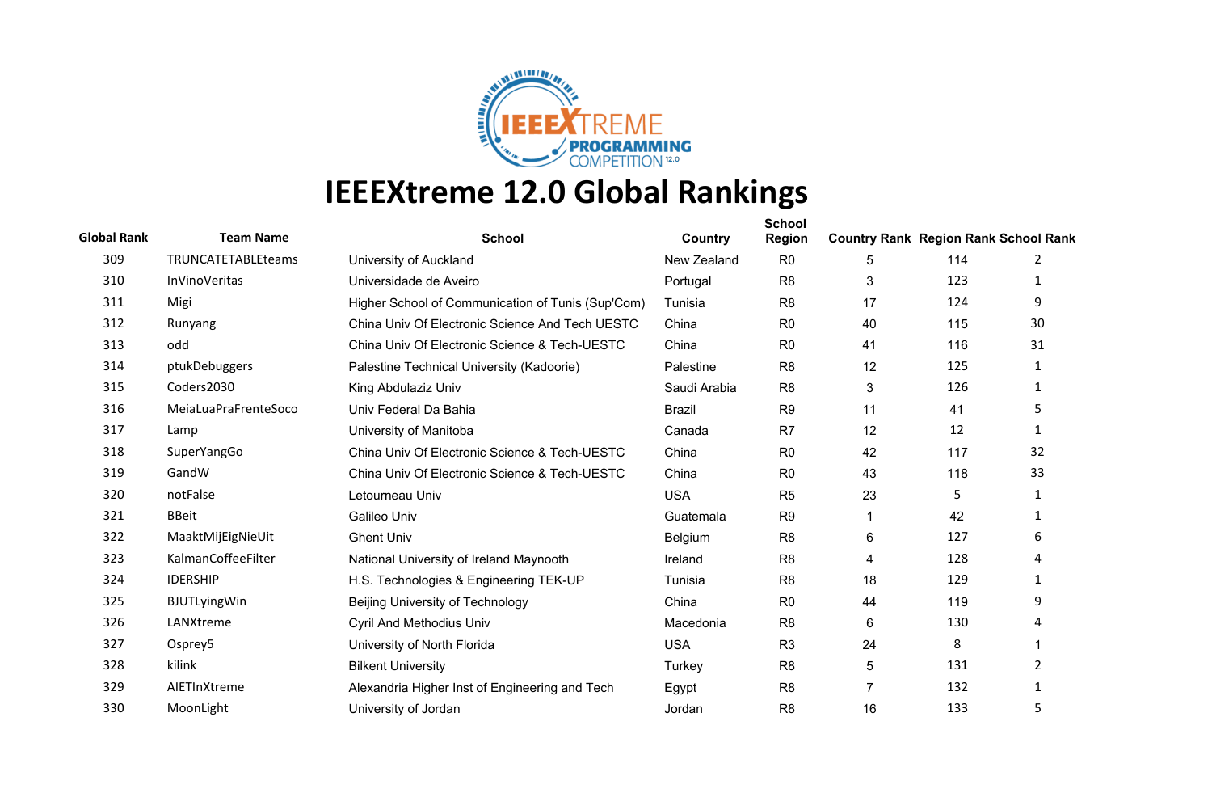# IEEEXtreme 12.0 Global Rankings

| Global Rank | Team Name | School | Country | School Region | Country Rank | Region Rank | School Rank |
|---|---|---|---|---|---|---|---|
| 309 | TRUNCATETABLEteams | University of Auckland | New Zealand | R0 | 5 | 114 | 2 |
| 310 | InVinoVeritas | Universidade de Aveiro | Portugal | R8 | 3 | 123 | 1 |
| 311 | Migi | Higher School of Communication of Tunis (Sup'Com) | Tunisia | R8 | 17 | 124 | 9 |
| 312 | Runyang | China Univ Of Electronic Science And Tech UESTC | China | R0 | 40 | 115 | 30 |
| 313 | odd | China Univ Of Electronic Science & Tech-UESTC | China | R0 | 41 | 116 | 31 |
| 314 | ptukDebuggers | Palestine Technical University (Kadoorie) | Palestine | R8 | 12 | 125 | 1 |
| 315 | Coders2030 | King Abdulaziz Univ | Saudi Arabia | R8 | 3 | 126 | 1 |
| 316 | MeiaLuaPraFrenteSoco | Univ Federal Da Bahia | Brazil | R9 | 11 | 41 | 5 |
| 317 | Lamp | University of Manitoba | Canada | R7 | 12 | 12 | 1 |
| 318 | SuperYangGo | China Univ Of Electronic Science & Tech-UESTC | China | R0 | 42 | 117 | 32 |
| 319 | GandW | China Univ Of Electronic Science & Tech-UESTC | China | R0 | 43 | 118 | 33 |
| 320 | notFalse | Letourneau Univ | USA | R5 | 23 | 5 | 1 |
| 321 | BBeit | Galileo Univ | Guatemala | R9 | 1 | 42 | 1 |
| 322 | MaaktMijEigNieUit | Ghent Univ | Belgium | R8 | 6 | 127 | 6 |
| 323 | KalmanCoffeeFilter | National University of Ireland Maynooth | Ireland | R8 | 4 | 128 | 4 |
| 324 | IDERSHIP | H.S. Technologies & Engineering TEK-UP | Tunisia | R8 | 18 | 129 | 1 |
| 325 | BJUTLyingWin | Beijing University of Technology | China | R0 | 44 | 119 | 9 |
| 326 | LANXtreme | Cyril And Methodius Univ | Macedonia | R8 | 6 | 130 | 4 |
| 327 | Osprey5 | University of North Florida | USA | R3 | 24 | 8 | 1 |
| 328 | kilink | Bilkent University | Turkey | R8 | 5 | 131 | 2 |
| 329 | AIETInXtreme | Alexandria Higher Inst of Engineering and Tech | Egypt | R8 | 7 | 132 | 1 |
| 330 | MoonLight | University of Jordan | Jordan | R8 | 16 | 133 | 5 |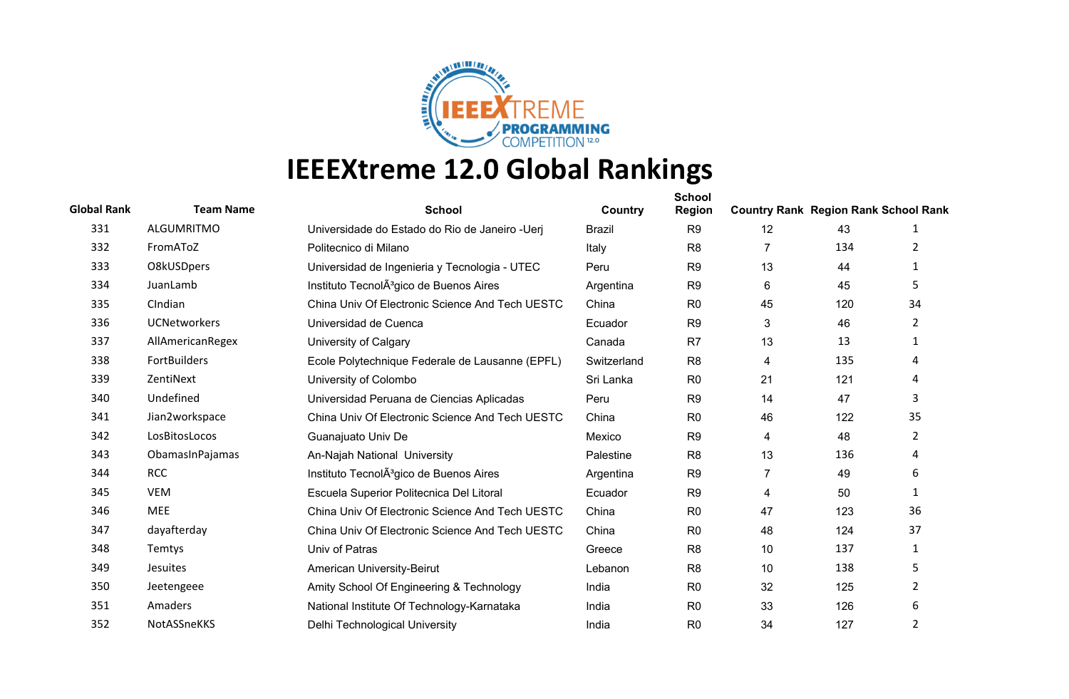# IEEEXtreme 12.0 Global Rankings

| Global Rank | Team Name | School | Country | School Region | Country Rank | Region Rank | School Rank |
|---|---|---|---|---|---|---|---|
| 331 | ALGUMRITMO | Universidade do Estado do Rio de Janeiro -Uerj | Brazil | R9 | 12 | 43 | 1 |
| 332 | FromAToZ | Politecnico di Milano | Italy | R8 | 7 | 134 | 2 |
| 333 | O8kUSDpers | Universidad de Ingenieria y Tecnologia - UTEC | Peru | R9 | 13 | 44 | 1 |
| 334 | JuanLamb | Instituto TecnolÃ³gico de Buenos Aires | Argentina | R9 | 6 | 45 | 5 |
| 335 | CIndian | China Univ Of Electronic Science And Tech UESTC | China | R0 | 45 | 120 | 34 |
| 336 | UCNetworkers | Universidad de Cuenca | Ecuador | R9 | 3 | 46 | 2 |
| 337 | AllAmericanRegex | University of Calgary | Canada | R7 | 13 | 13 | 1 |
| 338 | FortBuilders | Ecole Polytechnique Federale de Lausanne (EPFL) | Switzerland | R8 | 4 | 135 | 4 |
| 339 | ZentiNext | University of Colombo | Sri Lanka | R0 | 21 | 121 | 4 |
| 340 | Undefined | Universidad Peruana de Ciencias Aplicadas | Peru | R9 | 14 | 47 | 3 |
| 341 | Jian2workspace | China Univ Of Electronic Science And Tech UESTC | China | R0 | 46 | 122 | 35 |
| 342 | LosBitosLocos | Guanajuato Univ De | Mexico | R9 | 4 | 48 | 2 |
| 343 | ObamasInPajamas | An-Najah National University | Palestine | R8 | 13 | 136 | 4 |
| 344 | RCC | Instituto TecnolÃ³gico de Buenos Aires | Argentina | R9 | 7 | 49 | 6 |
| 345 | VEM | Escuela Superior Politecnica Del Litoral | Ecuador | R9 | 4 | 50 | 1 |
| 346 | MEE | China Univ Of Electronic Science And Tech UESTC | China | R0 | 47 | 123 | 36 |
| 347 | dayafterday | China Univ Of Electronic Science And Tech UESTC | China | R0 | 48 | 124 | 37 |
| 348 | Temtys | Univ of Patras | Greece | R8 | 10 | 137 | 1 |
| 349 | Jesuites | American University-Beirut | Lebanon | R8 | 10 | 138 | 5 |
| 350 | Jeetengeee | Amity School Of Engineering & Technology | India | R0 | 32 | 125 | 2 |
| 351 | Amaders | National Institute Of Technology-Karnataka | India | R0 | 33 | 126 | 6 |
| 352 | NotASSneKKS | Delhi Technological University | India | R0 | 34 | 127 | 2 |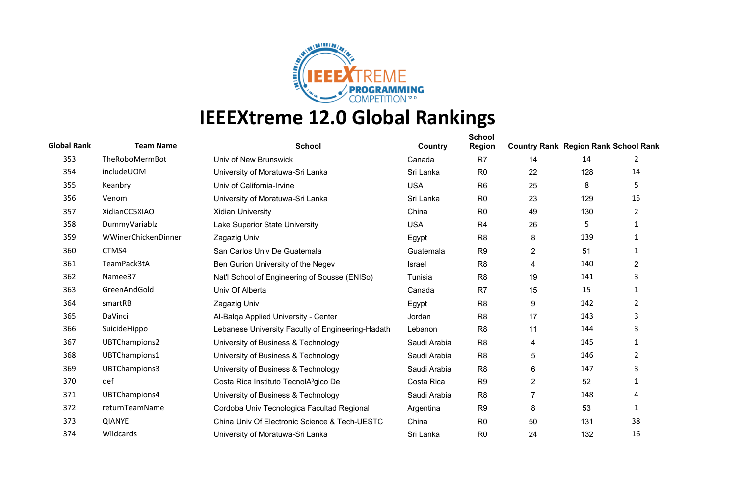# IEEEXtreme 12.0 Global Rankings

| Global Rank | Team Name | School | Country | School Region | Country Rank | Region Rank | School Rank |
|---|---|---|---|---|---|---|---|
| 353 | TheRoboMermBot | Univ of New Brunswick | Canada | R7 | 14 | 14 | 2 |
| 354 | includeUOM | University of Moratuwa-Sri Lanka | Sri Lanka | R0 | 22 | 128 | 14 |
| 355 | Keanbry | Univ of California-Irvine | USA | R6 | 25 | 8 | 5 |
| 356 | Venom | University of Moratuwa-Sri Lanka | Sri Lanka | R0 | 23 | 129 | 15 |
| 357 | XidianCC5XIAO | Xidian University | China | R0 | 49 | 130 | 2 |
| 358 | DummyVariablz | Lake Superior State University | USA | R4 | 26 | 5 | 1 |
| 359 | WWinerChickenDinner | Zagazig Univ | Egypt | R8 | 8 | 139 | 1 |
| 360 | CTMS4 | San Carlos Univ De Guatemala | Guatemala | R9 | 2 | 51 | 1 |
| 361 | TeamPack3tA | Ben Gurion University of the Negev | Israel | R8 | 4 | 140 | 2 |
| 362 | Namee37 | Nat'l School of Engineering of Sousse (ENISo) | Tunisia | R8 | 19 | 141 | 3 |
| 363 | GreenAndGold | Univ Of Alberta | Canada | R7 | 15 | 15 | 1 |
| 364 | smartRB | Zagazig Univ | Egypt | R8 | 9 | 142 | 2 |
| 365 | DaVinci | Al-Balqa Applied University - Center | Jordan | R8 | 17 | 143 | 3 |
| 366 | SuicideHippo | Lebanese University Faculty of Engineering-Hadath | Lebanon | R8 | 11 | 144 | 3 |
| 367 | UBTChampions2 | University of Business & Technology | Saudi Arabia | R8 | 4 | 145 | 1 |
| 368 | UBTChampions1 | University of Business & Technology | Saudi Arabia | R8 | 5 | 146 | 2 |
| 369 | UBTChampions3 | University of Business & Technology | Saudi Arabia | R8 | 6 | 147 | 3 |
| 370 | def | Costa Rica Instituto TecnolÃ³gico De | Costa Rica | R9 | 2 | 52 | 1 |
| 371 | UBTChampions4 | University of Business & Technology | Saudi Arabia | R8 | 7 | 148 | 4 |
| 372 | returnTeamName | Cordoba Univ Tecnologica Facultad Regional | Argentina | R9 | 8 | 53 | 1 |
| 373 | QIANYE | China Univ Of Electronic Science & Tech-UESTC | China | R0 | 50 | 131 | 38 |
| 374 | Wildcards | University of Moratuwa-Sri Lanka | Sri Lanka | R0 | 24 | 132 | 16 |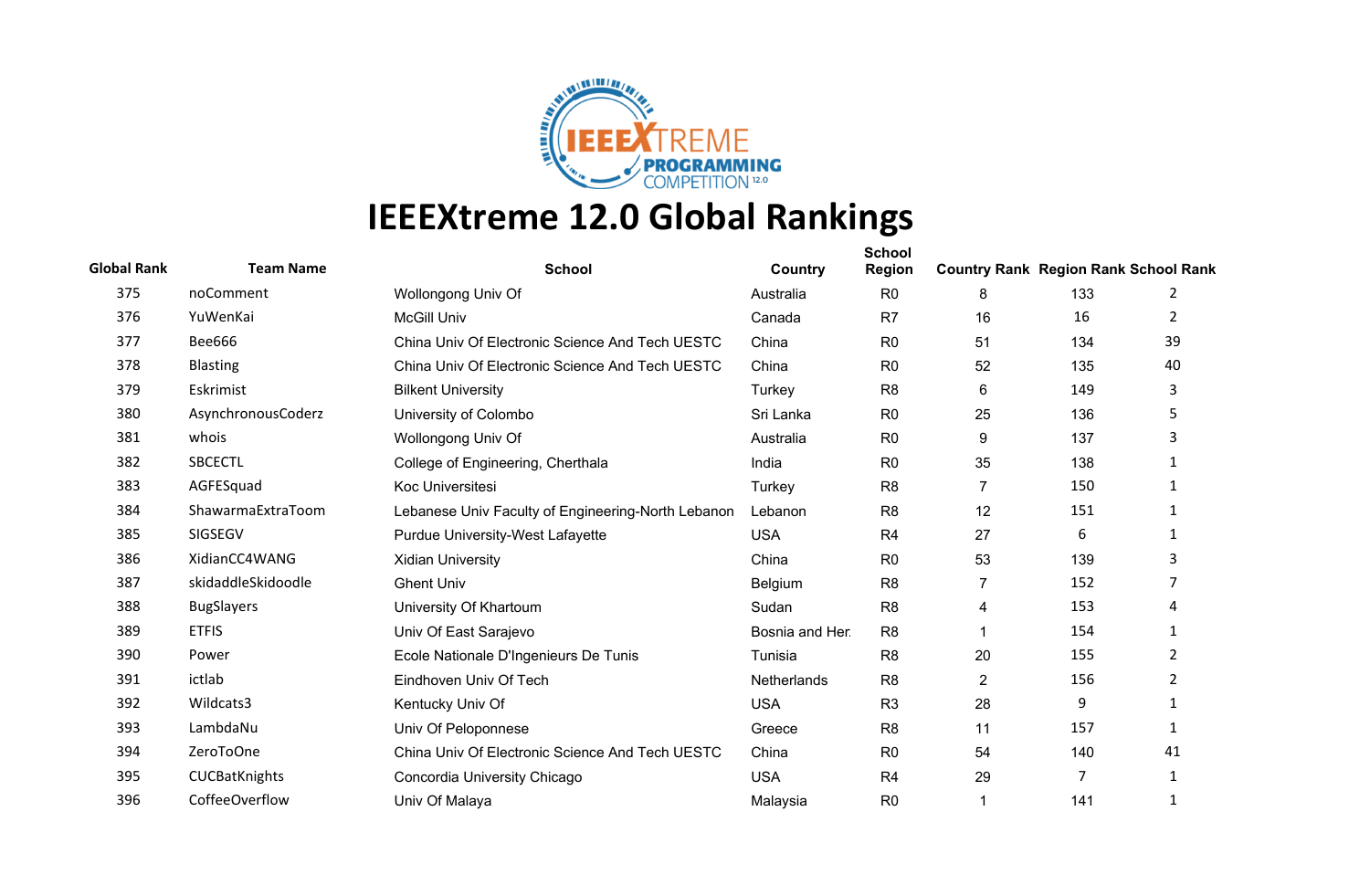# IEEEXtreme 12.0 Global Rankings

| Global Rank | Team Name | School | Country | School Region | Country Rank | Region Rank | School Rank |
|---|---|---|---|---|---|---|---|
| 375 | noComment | Wollongong Univ Of | Australia | R0 | 8 | 133 | 2 |
| 376 | YuWenKai | McGill Univ | Canada | R7 | 16 | 16 | 2 |
| 377 | Bee666 | China Univ Of Electronic Science And Tech UESTC | China | R0 | 51 | 134 | 39 |
| 378 | Blasting | China Univ Of Electronic Science And Tech UESTC | China | R0 | 52 | 135 | 40 |
| 379 | Eskrimist | Bilkent University | Turkey | R8 | 6 | 149 | 3 |
| 380 | AsynchronousCoderz | University of Colombo | Sri Lanka | R0 | 25 | 136 | 5 |
| 381 | whois | Wollongong Univ Of | Australia | R0 | 9 | 137 | 3 |
| 382 | SBCECTL | College of Engineering, Cherthala | India | R0 | 35 | 138 | 1 |
| 383 | AGFESquad | Koc Universitesi | Turkey | R8 | 7 | 150 | 1 |
| 384 | ShawarmaExtraToom | Lebanese Univ Faculty of Engineering-North Lebanon | Lebanon | R8 | 12 | 151 | 1 |
| 385 | SIGSEGV | Purdue University-West Lafayette | USA | R4 | 27 | 6 | 1 |
| 386 | XidianCC4WANG | Xidian University | China | R0 | 53 | 139 | 3 |
| 387 | skidaddleSkidoodle | Ghent Univ | Belgium | R8 | 7 | 152 | 7 |
| 388 | BugSlayers | University Of Khartoum | Sudan | R8 | 4 | 153 | 4 |
| 389 | ETFIS | Univ Of East Sarajevo | Bosnia and Her. | R8 | 1 | 154 | 1 |
| 390 | Power | Ecole Nationale D'Ingenieurs De Tunis | Tunisia | R8 | 20 | 155 | 2 |
| 391 | ictlab | Eindhoven Univ Of Tech | Netherlands | R8 | 2 | 156 | 2 |
| 392 | Wildcats3 | Kentucky Univ Of | USA | R3 | 28 | 9 | 1 |
| 393 | LambdaNu | Univ Of Peloponnese | Greece | R8 | 11 | 157 | 1 |
| 394 | ZeroToOne | China Univ Of Electronic Science And Tech UESTC | China | R0 | 54 | 140 | 41 |
| 395 | CUCBatKnights | Concordia University Chicago | USA | R4 | 29 | 7 | 1 |
| 396 | CoffeeOverflow | Univ Of Malaya | Malaysia | R0 | 1 | 141 | 1 |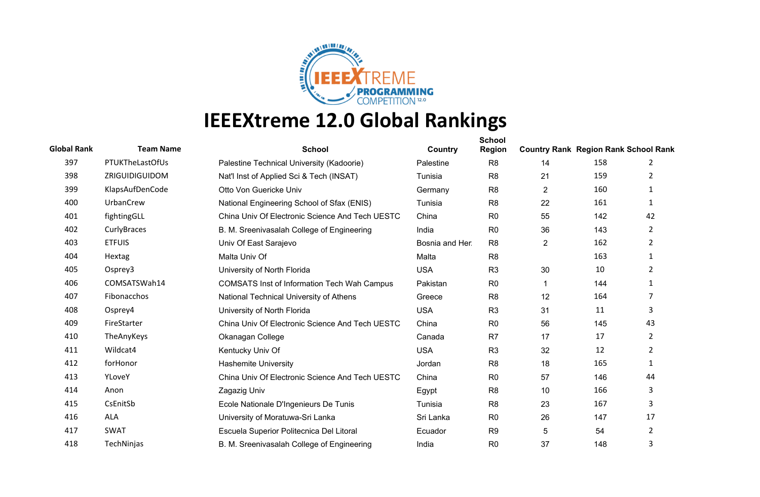# IEEEXtreme 12.0 Global Rankings

| Global Rank | Team Name | School | Country | School Region | Country Rank | Region Rank | School Rank |
|---|---|---|---|---|---|---|---|
| 397 | PTUKTheLastOfUs | Palestine Technical University (Kadoorie) | Palestine | R8 | 14 | 158 | 2 |
| 398 | ZRIGUIDIGUIDOM | Nat'l Inst of Applied Sci & Tech (INSAT) | Tunisia | R8 | 21 | 159 | 2 |
| 399 | KlapsAufDenCode | Otto Von Guericke Univ | Germany | R8 | 2 | 160 | 1 |
| 400 | UrbanCrew | National Engineering School of Sfax (ENIS) | Tunisia | R8 | 22 | 161 | 1 |
| 401 | fightingGLL | China Univ Of Electronic Science And Tech UESTC | China | R0 | 55 | 142 | 42 |
| 402 | CurlyBraces | B. M. Sreenivasalah College of Engineering | India | R0 | 36 | 143 | 2 |
| 403 | ETFUIS | Univ Of East Sarajevo | Bosnia and Her. | R8 | 2 | 162 | 2 |
| 404 | Hextag | Malta Univ Of | Malta | R8 | | 163 | 1 |
| 405 | Osprey3 | University of North Florida | USA | R3 | 30 | 10 | 2 |
| 406 | COMSATSWah14 | COMSATS Inst of Information Tech Wah Campus | Pakistan | R0 | 1 | 144 | 1 |
| 407 | Fibonacchos | National Technical University of Athens | Greece | R8 | 12 | 164 | 7 |
| 408 | Osprey4 | University of North Florida | USA | R3 | 31 | 11 | 3 |
| 409 | FireStarter | China Univ Of Electronic Science And Tech UESTC | China | R0 | 56 | 145 | 43 |
| 410 | TheAnyKeys | Okanagan College | Canada | R7 | 17 | 17 | 2 |
| 411 | Wildcat4 | Kentucky Univ Of | USA | R3 | 32 | 12 | 2 |
| 412 | forHonor | Hashemite University | Jordan | R8 | 18 | 165 | 1 |
| 413 | YLoveY | China Univ Of Electronic Science And Tech UESTC | China | R0 | 57 | 146 | 44 |
| 414 | Anon | Zagazig Univ | Egypt | R8 | 10 | 166 | 3 |
| 415 | CsEnitSb | Ecole Nationale D'Ingenieurs De Tunis | Tunisia | R8 | 23 | 167 | 3 |
| 416 | ALA | University of Moratuwa-Sri Lanka | Sri Lanka | R0 | 26 | 147 | 17 |
| 417 | SWAT | Escuela Superior Politecnica Del Litoral | Ecuador | R9 | 5 | 54 | 2 |
| 418 | TechNinjas | B. M. Sreenivasalah College of Engineering | India | R0 | 37 | 148 | 3 |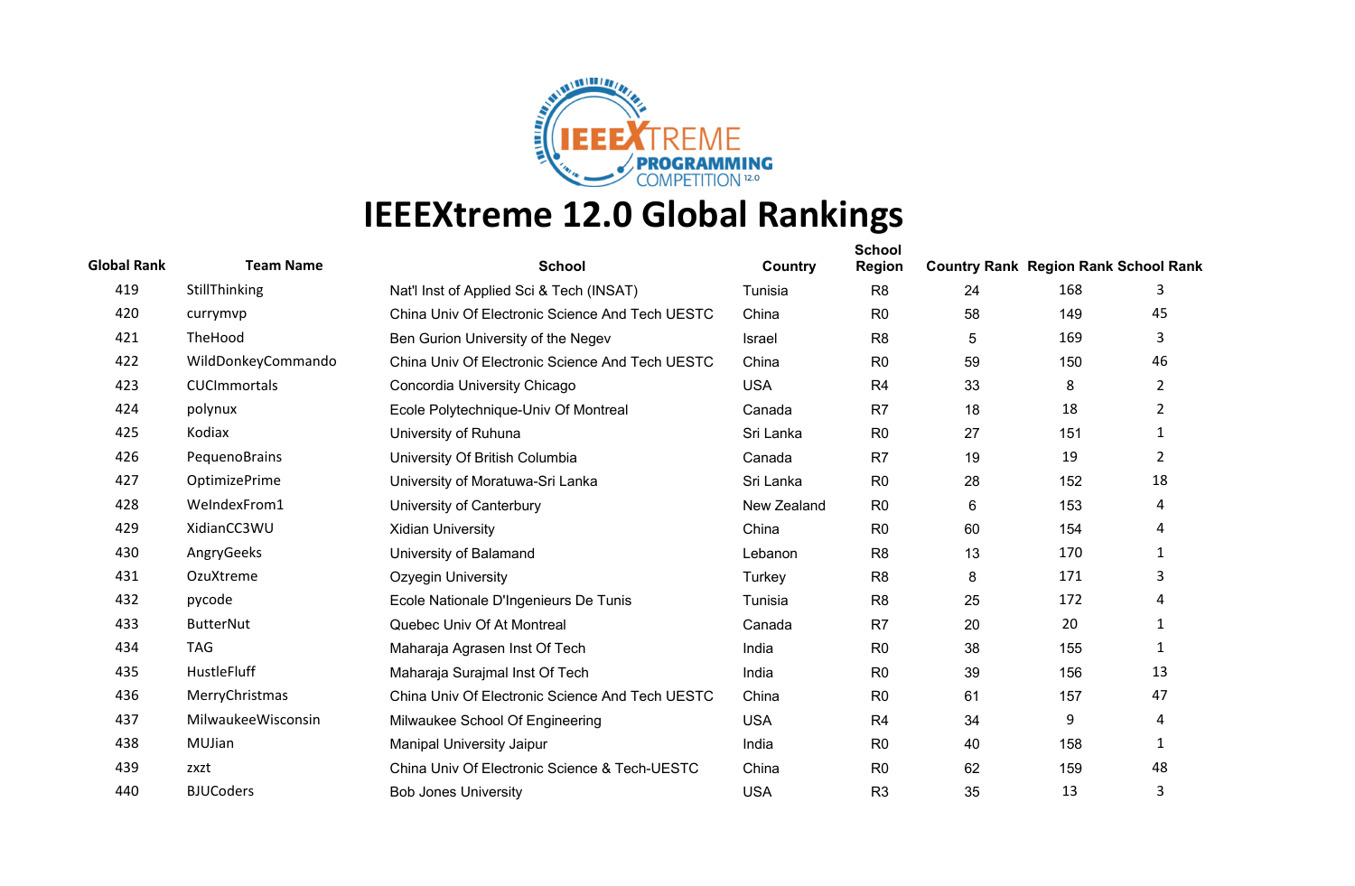# IEEEXtreme 12.0 Global Rankings

| Global Rank | Team Name | School | Country | School Region | Country Rank | Region Rank | School Rank |
|---|---|---|---|---|---|---|---|
| 419 | StillThinking | Nat'l Inst of Applied Sci & Tech (INSAT) | Tunisia | R8 | 24 | 168 | 3 |
| 420 | currymvp | China Univ Of Electronic Science And Tech UESTC | China | R0 | 58 | 149 | 45 |
| 421 | TheHood | Ben Gurion University of the Negev | Israel | R8 | 5 | 169 | 3 |
| 422 | WildDonkeyCommando | China Univ Of Electronic Science And Tech UESTC | China | R0 | 59 | 150 | 46 |
| 423 | CUCImmortals | Concordia University Chicago | USA | R4 | 33 | 8 | 2 |
| 424 | polynux | Ecole Polytechnique-Univ Of Montreal | Canada | R7 | 18 | 18 | 2 |
| 425 | Kodiax | University of Ruhuna | Sri Lanka | R0 | 27 | 151 | 1 |
| 426 | PequenoBrains | University Of British Columbia | Canada | R7 | 19 | 19 | 2 |
| 427 | OptimizePrime | University of Moratuwa-Sri Lanka | Sri Lanka | R0 | 28 | 152 | 18 |
| 428 | WeIndexFrom1 | University of Canterbury | New Zealand | R0 | 6 | 153 | 4 |
| 429 | XidianCC3WU | Xidian University | China | R0 | 60 | 154 | 4 |
| 430 | AngryGeeks | University of Balamand | Lebanon | R8 | 13 | 170 | 1 |
| 431 | OzuXtreme | Ozyegin University | Turkey | R8 | 8 | 171 | 3 |
| 432 | pycode | Ecole Nationale D'Ingenieurs De Tunis | Tunisia | R8 | 25 | 172 | 4 |
| 433 | ButterNut | Quebec Univ Of At Montreal | Canada | R7 | 20 | 20 | 1 |
| 434 | TAG | Maharaja Agrasen Inst Of Tech | India | R0 | 38 | 155 | 1 |
| 435 | HustleFluff | Maharaja Surajmal Inst Of Tech | India | R0 | 39 | 156 | 13 |
| 436 | MerryChristmas | China Univ Of Electronic Science And Tech UESTC | China | R0 | 61 | 157 | 47 |
| 437 | MilwaukeeWisconsin | Milwaukee School Of Engineering | USA | R4 | 34 | 9 | 4 |
| 438 | MUJian | Manipal University Jaipur | India | R0 | 40 | 158 | 1 |
| 439 | zxzt | China Univ Of Electronic Science & Tech-UESTC | China | R0 | 62 | 159 | 48 |
| 440 | BJUCoders | Bob Jones University | USA | R3 | 35 | 13 | 3 |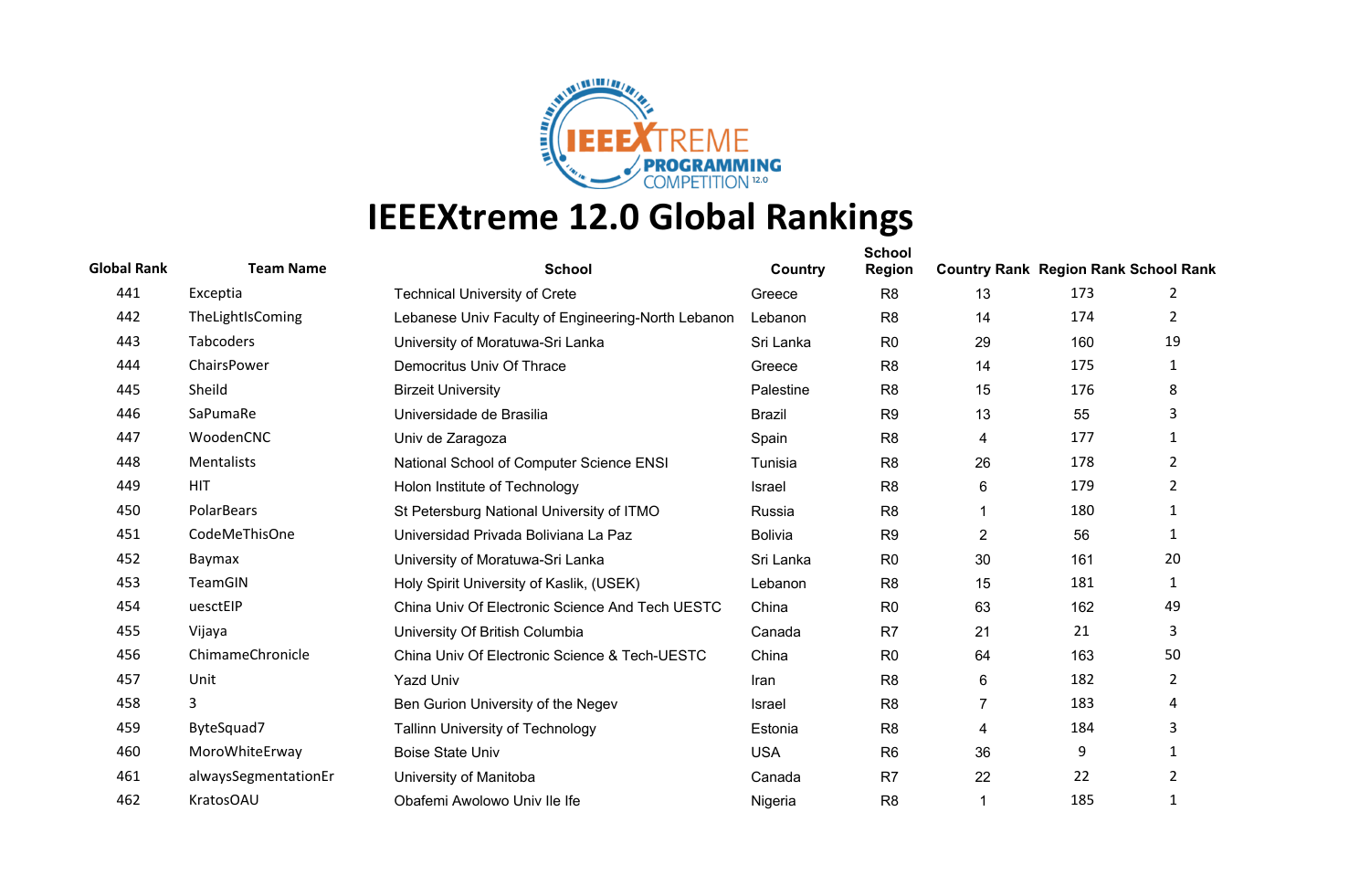# IEEEXtreme 12.0 Global Rankings

| Global Rank | Team Name | School | Country | School Region | Country Rank | Region Rank | School Rank |
|---|---|---|---|---|---|---|---|
| 441 | Exceptia | Technical University of Crete | Greece | R8 | 13 | 173 | 2 |
| 442 | TheLightIsComing | Lebanese Univ Faculty of Engineering-North Lebanon | Lebanon | R8 | 14 | 174 | 2 |
| 443 | Tabcoders | University of Moratuwa-Sri Lanka | Sri Lanka | R0 | 29 | 160 | 19 |
| 444 | ChairsPower | Democritus Univ Of Thrace | Greece | R8 | 14 | 175 | 1 |
| 445 | Sheild | Birzeit University | Palestine | R8 | 15 | 176 | 8 |
| 446 | SaPumaRe | Universidade de Brasilia | Brazil | R9 | 13 | 55 | 3 |
| 447 | WoodenCNC | Univ de Zaragoza | Spain | R8 | 4 | 177 | 1 |
| 448 | Mentalists | National School of Computer Science ENSI | Tunisia | R8 | 26 | 178 | 2 |
| 449 | HIT | Holon Institute of Technology | Israel | R8 | 6 | 179 | 2 |
| 450 | PolarBears | St Petersburg National University of ITMO | Russia | R8 | 1 | 180 | 1 |
| 451 | CodeMeThisOne | Universidad Privada Boliviana La Paz | Bolivia | R9 | 2 | 56 | 1 |
| 452 | Baymax | University of Moratuwa-Sri Lanka | Sri Lanka | R0 | 30 | 161 | 20 |
| 453 | TeamGIN | Holy Spirit University of Kaslik, (USEK) | Lebanon | R8 | 15 | 181 | 1 |
| 454 | uesctEIP | China Univ Of Electronic Science And Tech UESTC | China | R0 | 63 | 162 | 49 |
| 455 | Vijaya | University Of British Columbia | Canada | R7 | 21 | 21 | 3 |
| 456 | ChimameChronicle | China Univ Of Electronic Science & Tech-UESTC | China | R0 | 64 | 163 | 50 |
| 457 | Unit | Yazd Univ | Iran | R8 | 6 | 182 | 2 |
| 458 | 3 | Ben Gurion University of the Negev | Israel | R8 | 7 | 183 | 4 |
| 459 | ByteSquad7 | Tallinn University of Technology | Estonia | R8 | 4 | 184 | 3 |
| 460 | MoroWhiteErway | Boise State Univ | USA | R6 | 36 | 9 | 1 |
| 461 | alwaysSegmentationEr | University of Manitoba | Canada | R7 | 22 | 22 | 2 |
| 462 | KratosOAU | Obafemi Awolowo Univ Ile Ife | Nigeria | R8 | 1 | 185 | 1 |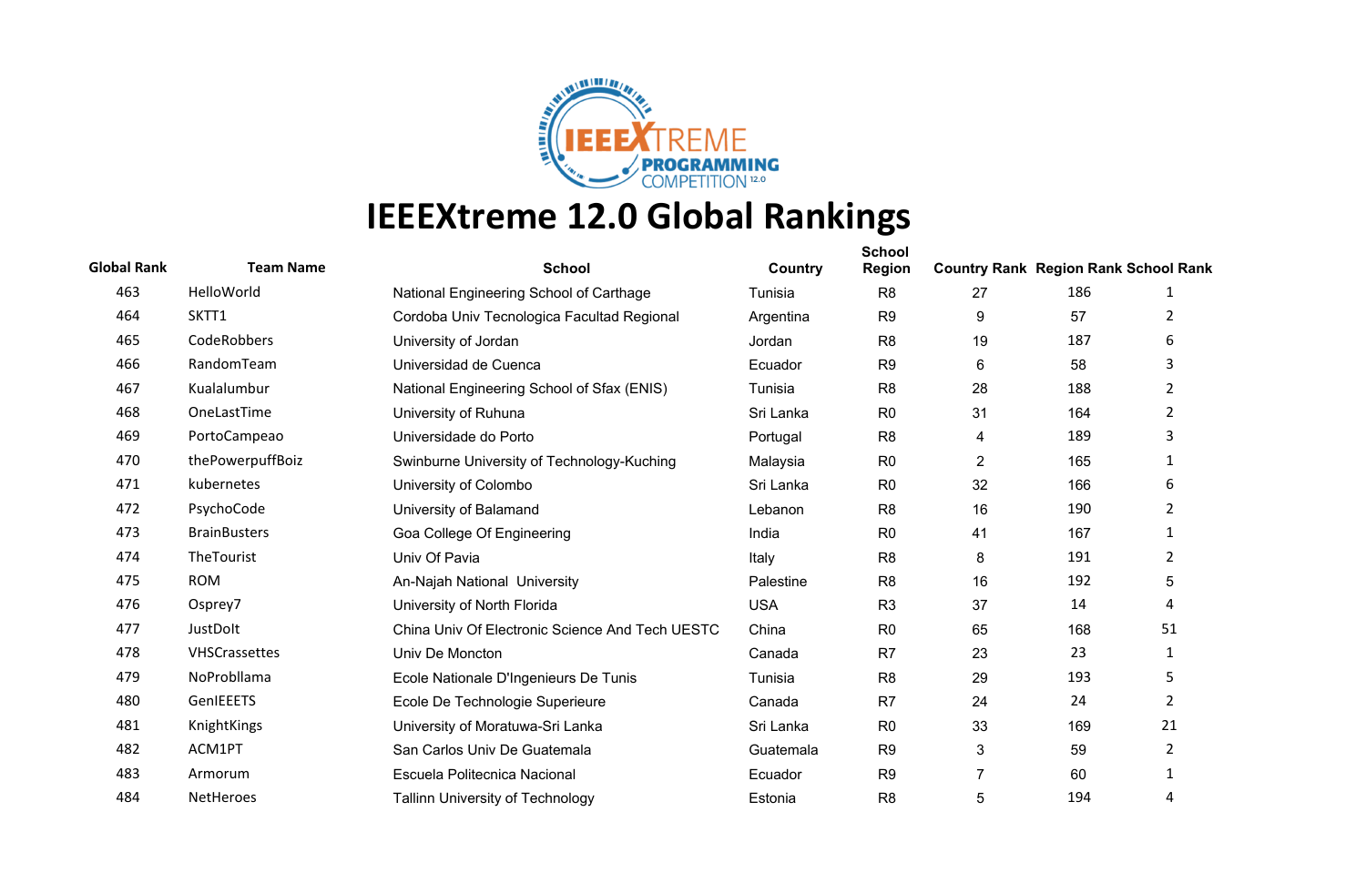# IEEEXtreme 12.0 Global Rankings

| Global Rank | Team Name | School | Country | School Region | Country Rank | Region Rank | School Rank |
|---|---|---|---|---|---|---|---|
| 463 | HelloWorld | National Engineering School of Carthage | Tunisia | R8 | 27 | 186 | 1 |
| 464 | SKTT1 | Cordoba Univ Tecnologica Facultad Regional | Argentina | R9 | 9 | 57 | 2 |
| 465 | CodeRobbers | University of Jordan | Jordan | R8 | 19 | 187 | 6 |
| 466 | RandomTeam | Universidad de Cuenca | Ecuador | R9 | 6 | 58 | 3 |
| 467 | Kualalumbur | National Engineering School of Sfax (ENIS) | Tunisia | R8 | 28 | 188 | 2 |
| 468 | OneLastTime | University of Ruhuna | Sri Lanka | R0 | 31 | 164 | 2 |
| 469 | PortoCampeao | Universidade do Porto | Portugal | R8 | 4 | 189 | 3 |
| 470 | thePowerpuffBoiz | Swinburne University of Technology-Kuching | Malaysia | R0 | 2 | 165 | 1 |
| 471 | kubernetes | University of Colombo | Sri Lanka | R0 | 32 | 166 | 6 |
| 472 | PsychoCode | University of Balamand | Lebanon | R8 | 16 | 190 | 2 |
| 473 | BrainBusters | Goa College Of Engineering | India | R0 | 41 | 167 | 1 |
| 474 | TheTourist | Univ Of Pavia | Italy | R8 | 8 | 191 | 2 |
| 475 | ROM | An-Najah National University | Palestine | R8 | 16 | 192 | 5 |
| 476 | Osprey7 | University of North Florida | USA | R3 | 37 | 14 | 4 |
| 477 | JustDoIt | China Univ Of Electronic Science And Tech UESTC | China | R0 | 65 | 168 | 51 |
| 478 | VHSCrassettes | Univ De Moncton | Canada | R7 | 23 | 23 | 1 |
| 479 | NoProbllama | Ecole Nationale D'Ingenieurs De Tunis | Tunisia | R8 | 29 | 193 | 5 |
| 480 | GenIEEETS | Ecole De Technologie Superieure | Canada | R7 | 24 | 24 | 2 |
| 481 | KnightKings | University of Moratuwa-Sri Lanka | Sri Lanka | R0 | 33 | 169 | 21 |
| 482 | ACM1PT | San Carlos Univ De Guatemala | Guatemala | R9 | 3 | 59 | 2 |
| 483 | Armorum | Escuela Politecnica Nacional | Ecuador | R9 | 7 | 60 | 1 |
| 484 | NetHeroes | Tallinn University of Technology | Estonia | R8 | 5 | 194 | 4 |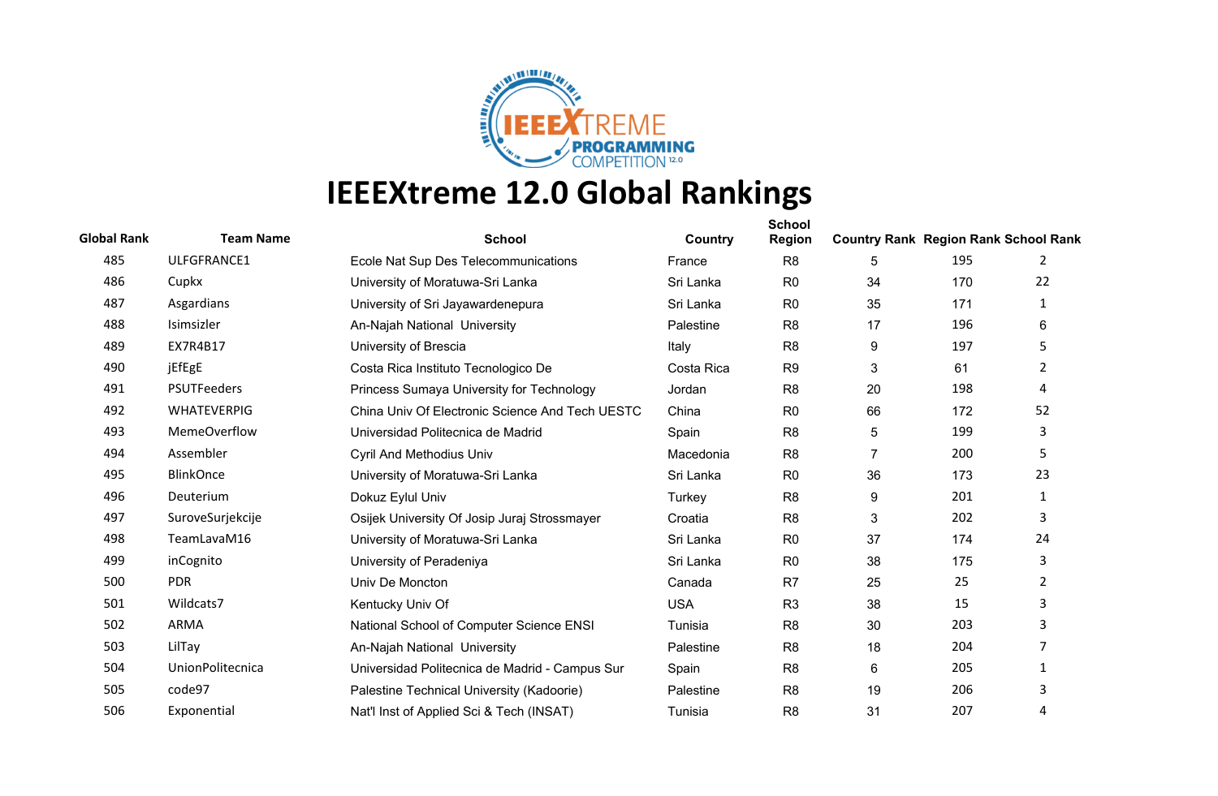# IEEEXtreme 12.0 Global Rankings

| Global Rank | Team Name | School | Country | School Region | Country Rank | Region Rank | School Rank |
|---|---|---|---|---|---|---|---|
| 485 | ULFGFRANCE1 | Ecole Nat Sup Des Telecommunications | France | R8 | 5 | 195 | 2 |
| 486 | Cupkx | University of Moratuwa-Sri Lanka | Sri Lanka | R0 | 34 | 170 | 22 |
| 487 | Asgardians | University of Sri Jayawardenepura | Sri Lanka | R0 | 35 | 171 | 1 |
| 488 | Isimsizler | An-Najah National University | Palestine | R8 | 17 | 196 | 6 |
| 489 | EX7R4B17 | University of Brescia | Italy | R8 | 9 | 197 | 5 |
| 490 | jEfEgE | Costa Rica Instituto Tecnologico De | Costa Rica | R9 | 3 | 61 | 2 |
| 491 | PSUTFeeders | Princess Sumaya University for Technology | Jordan | R8 | 20 | 198 | 4 |
| 492 | WHATEVERPIG | China Univ Of Electronic Science And Tech UESTC | China | R0 | 66 | 172 | 52 |
| 493 | MemeOverflow | Universidad Politecnica de Madrid | Spain | R8 | 5 | 199 | 3 |
| 494 | Assembler | Cyril And Methodius Univ | Macedonia | R8 | 7 | 200 | 5 |
| 495 | BlinkOnce | University of Moratuwa-Sri Lanka | Sri Lanka | R0 | 36 | 173 | 23 |
| 496 | Deuterium | Dokuz Eylul Univ | Turkey | R8 | 9 | 201 | 1 |
| 497 | SuroveSurjekcije | Osijek University Of Josip Juraj Strossmayer | Croatia | R8 | 3 | 202 | 3 |
| 498 | TeamLavaM16 | University of Moratuwa-Sri Lanka | Sri Lanka | R0 | 37 | 174 | 24 |
| 499 | inCognito | University of Peradeniya | Sri Lanka | R0 | 38 | 175 | 3 |
| 500 | PDR | Univ De Moncton | Canada | R7 | 25 | 25 | 2 |
| 501 | Wildcats7 | Kentucky Univ Of | USA | R3 | 38 | 15 | 3 |
| 502 | ARMA | National School of Computer Science ENSI | Tunisia | R8 | 30 | 203 | 3 |
| 503 | LilTay | An-Najah National University | Palestine | R8 | 18 | 204 | 7 |
| 504 | UnionPolitecnica | Universidad Politecnica de Madrid - Campus Sur | Spain | R8 | 6 | 205 | 1 |
| 505 | code97 | Palestine Technical University (Kadoorie) | Palestine | R8 | 19 | 206 | 3 |
| 506 | Exponential | Nat'l Inst of Applied Sci & Tech (INSAT) | Tunisia | R8 | 31 | 207 | 4 |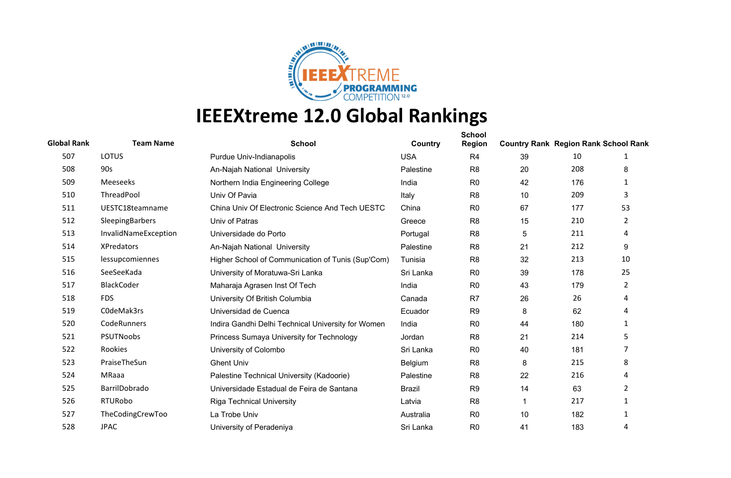# IEEEXtreme 12.0 Global Rankings

| Global Rank | Team Name | School | Country | School Region | Country Rank | Region Rank | School Rank |
|---|---|---|---|---|---|---|---|
| 507 | LOTUS | Purdue Univ-Indianapolis | USA | R4 | 39 | 10 | 1 |
| 508 | 90s | An-Najah National University | Palestine | R8 | 20 | 208 | 8 |
| 509 | Meeseeks | Northern India Engineering College | India | R0 | 42 | 176 | 1 |
| 510 | ThreadPool | Univ Of Pavia | Italy | R8 | 10 | 209 | 3 |
| 511 | UESTC18teamname | China Univ Of Electronic Science And Tech UESTC | China | R0 | 67 | 177 | 53 |
| 512 | SleepingBarbers | Univ of Patras | Greece | R8 | 15 | 210 | 2 |
| 513 | InvalidNameException | Universidade do Porto | Portugal | R8 | 5 | 211 | 4 |
| 514 | XPredators | An-Najah National University | Palestine | R8 | 21 | 212 | 9 |
| 515 | lessupcomiennes | Higher School of Communication of Tunis (Sup'Com) | Tunisia | R8 | 32 | 213 | 10 |
| 516 | SeeSeeKada | University of Moratuwa-Sri Lanka | Sri Lanka | R0 | 39 | 178 | 25 |
| 517 | BlackCoder | Maharaja Agrasen Inst Of Tech | India | R0 | 43 | 179 | 2 |
| 518 | FDS | University Of British Columbia | Canada | R7 | 26 | 26 | 4 |
| 519 | C0deMak3rs | Universidad de Cuenca | Ecuador | R9 | 8 | 62 | 4 |
| 520 | CodeRunners | Indira Gandhi Delhi Technical University for Women | India | R0 | 44 | 180 | 1 |
| 521 | PSUTNoobs | Princess Sumaya University for Technology | Jordan | R8 | 21 | 214 | 5 |
| 522 | Rookies | University of Colombo | Sri Lanka | R0 | 40 | 181 | 7 |
| 523 | PraiseTheSun | Ghent Univ | Belgium | R8 | 8 | 215 | 8 |
| 524 | MRaaa | Palestine Technical University (Kadoorie) | Palestine | R8 | 22 | 216 | 4 |
| 525 | BarrilDobrado | Universidade Estadual de Feira de Santana | Brazil | R9 | 14 | 63 | 2 |
| 526 | RTURobo | Riga Technical University | Latvia | R8 | 1 | 217 | 1 |
| 527 | TheCodingCrewToo | La Trobe Univ | Australia | R0 | 10 | 182 | 1 |
| 528 | JPAC | University of Peradeniya | Sri Lanka | R0 | 41 | 183 | 4 |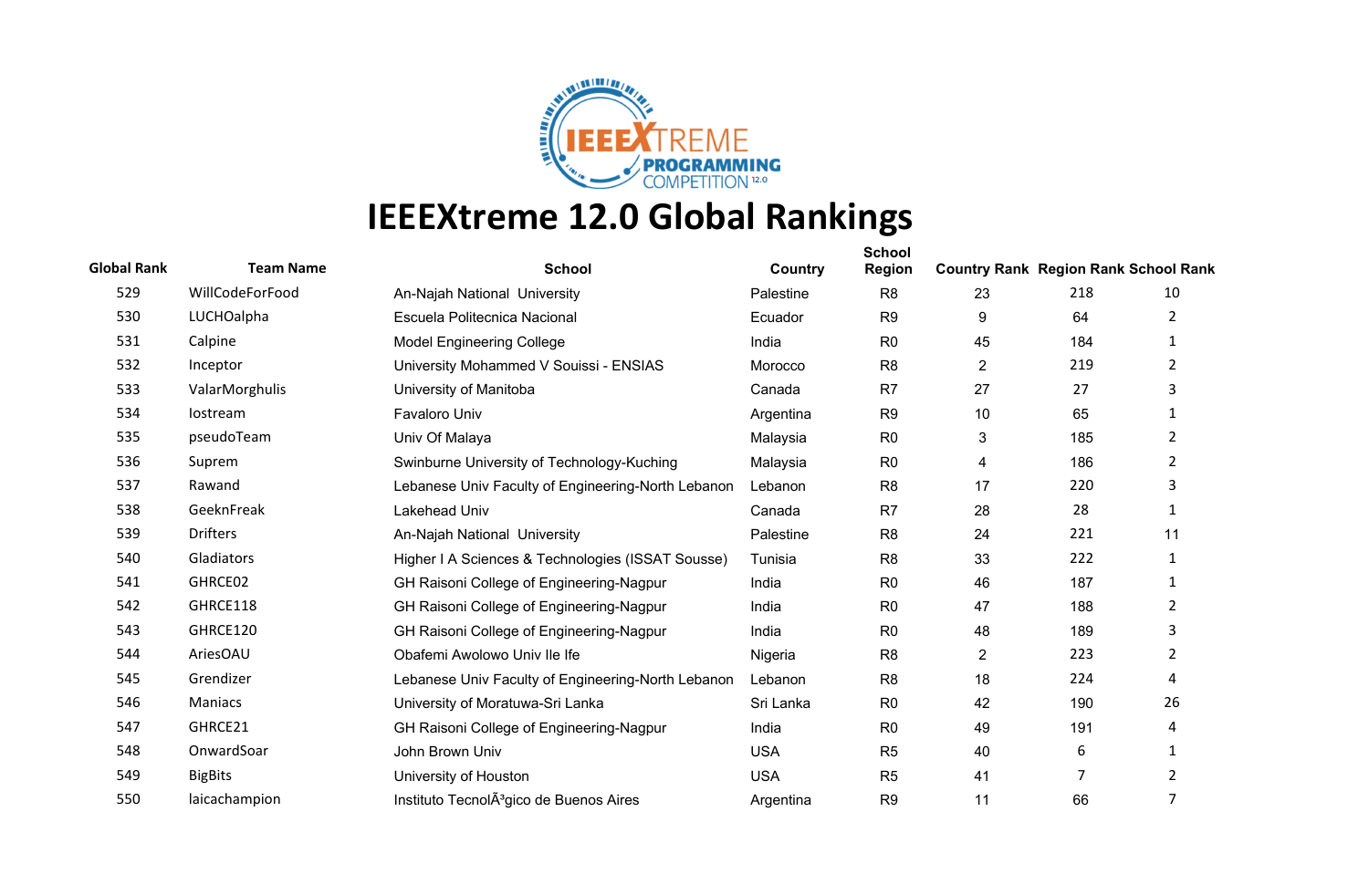# IEEEXtreme 12.0 Global Rankings

| Global Rank | Team Name | School | Country | School Region | Country Rank | Region Rank | School Rank |
|---|---|---|---|---|---|---|---|
| 529 | WillCodeForFood | An-Najah National University | Palestine | R8 | 23 | 218 | 10 |
| 530 | LUCHOalpha | Escuela Politecnica Nacional | Ecuador | R9 | 9 | 64 | 2 |
| 531 | Calpine | Model Engineering College | India | R0 | 45 | 184 | 1 |
| 532 | Inceptor | University Mohammed V Souissi - ENSIAS | Morocco | R8 | 2 | 219 | 2 |
| 533 | ValarMorghulis | University of Manitoba | Canada | R7 | 27 | 27 | 3 |
| 534 | Iostream | Favaloro Univ | Argentina | R9 | 10 | 65 | 1 |
| 535 | pseudoTeam | Univ Of Malaya | Malaysia | R0 | 3 | 185 | 2 |
| 536 | Suprem | Swinburne University of Technology-Kuching | Malaysia | R0 | 4 | 186 | 2 |
| 537 | Rawand | Lebanese Univ Faculty of Engineering-North Lebanon | Lebanon | R8 | 17 | 220 | 3 |
| 538 | GeeknFreak | Lakehead Univ | Canada | R7 | 28 | 28 | 1 |
| 539 | Drifters | An-Najah National University | Palestine | R8 | 24 | 221 | 11 |
| 540 | Gladiators | Higher I A Sciences & Technologies (ISSAT Sousse) | Tunisia | R8 | 33 | 222 | 1 |
| 541 | GHRCE02 | GH Raisoni College of Engineering-Nagpur | India | R0 | 46 | 187 | 1 |
| 542 | GHRCE118 | GH Raisoni College of Engineering-Nagpur | India | R0 | 47 | 188 | 2 |
| 543 | GHRCE120 | GH Raisoni College of Engineering-Nagpur | India | R0 | 48 | 189 | 3 |
| 544 | AriesOAU | Obafemi Awolowo Univ Ile Ife | Nigeria | R8 | 2 | 223 | 2 |
| 545 | Grendizer | Lebanese Univ Faculty of Engineering-North Lebanon | Lebanon | R8 | 18 | 224 | 4 |
| 546 | Maniacs | University of Moratuwa-Sri Lanka | Sri Lanka | R0 | 42 | 190 | 26 |
| 547 | GHRCE21 | GH Raisoni College of Engineering-Nagpur | India | R0 | 49 | 191 | 4 |
| 548 | OnwardSoar | John Brown Univ | USA | R5 | 40 | 6 | 1 |
| 549 | BigBits | University of Houston | USA | R5 | 41 | 7 | 2 |
| 550 | laicachampion | Instituto TecnolÃ³gico de Buenos Aires | Argentina | R9 | 11 | 66 | 7 |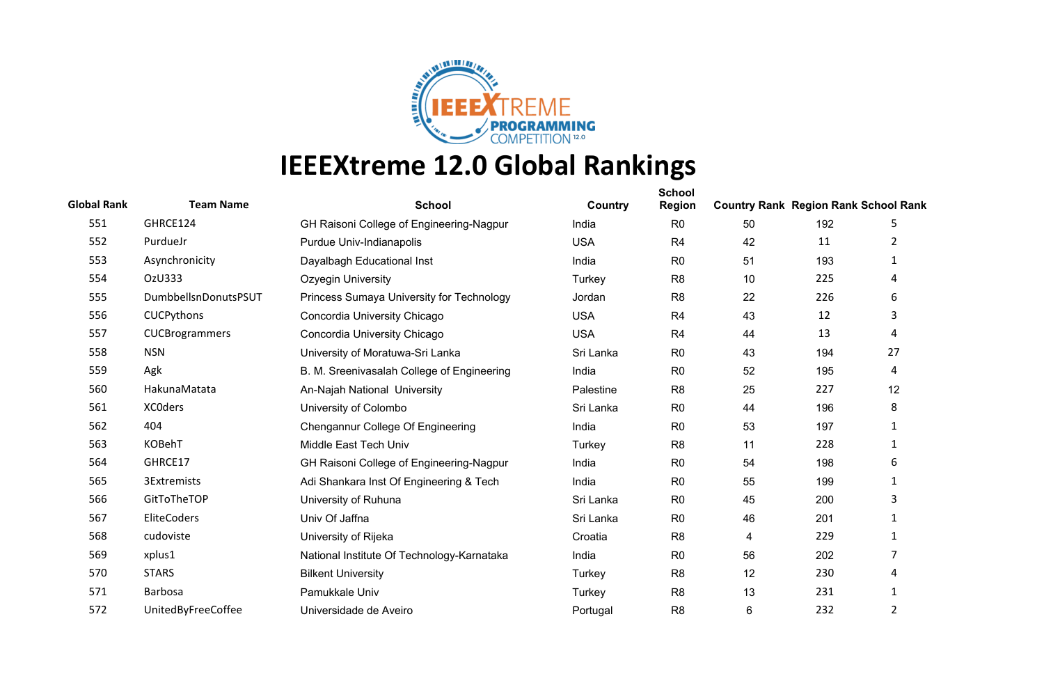# IEEEXtreme 12.0 Global Rankings

| Global Rank | Team Name | School | Country | School Region | Country Rank | Region Rank | School Rank |
|---|---|---|---|---|---|---|---|
| 551 | GHRCE124 | GH Raisoni College of Engineering-Nagpur | India | R0 | 50 | 192 | 5 |
| 552 | PurdueJr | Purdue Univ-Indianapolis | USA | R4 | 42 | 11 | 2 |
| 553 | Asynchronicity | Dayalbagh Educational Inst | India | R0 | 51 | 193 | 1 |
| 554 | OzU333 | Ozyegin University | Turkey | R8 | 10 | 225 | 4 |
| 555 | DumbbellsnDonutsPSUT | Princess Sumaya University for Technology | Jordan | R8 | 22 | 226 | 6 |
| 556 | CUCPythons | Concordia University Chicago | USA | R4 | 43 | 12 | 3 |
| 557 | CUCBrogrammers | Concordia University Chicago | USA | R4 | 44 | 13 | 4 |
| 558 | NSN | University of Moratuwa-Sri Lanka | Sri Lanka | R0 | 43 | 194 | 27 |
| 559 | Agk | B. M. Sreenivasalah College of Engineering | India | R0 | 52 | 195 | 4 |
| 560 | HakunaMatata | An-Najah National University | Palestine | R8 | 25 | 227 | 12 |
| 561 | XC0ders | University of Colombo | Sri Lanka | R0 | 44 | 196 | 8 |
| 562 | 404 | Chengannur College Of Engineering | India | R0 | 53 | 197 | 1 |
| 563 | KOBehT | Middle East Tech Univ | Turkey | R8 | 11 | 228 | 1 |
| 564 | GHRCE17 | GH Raisoni College of Engineering-Nagpur | India | R0 | 54 | 198 | 6 |
| 565 | 3Extremists | Adi Shankara Inst Of Engineering & Tech | India | R0 | 55 | 199 | 1 |
| 566 | GitToTheTOP | University of Ruhuna | Sri Lanka | R0 | 45 | 200 | 3 |
| 567 | EliteCoders | Univ Of Jaffna | Sri Lanka | R0 | 46 | 201 | 1 |
| 568 | cudoviste | University of Rijeka | Croatia | R8 | 4 | 229 | 1 |
| 569 | xplus1 | National Institute Of Technology-Karnataka | India | R0 | 56 | 202 | 7 |
| 570 | STARS | Bilkent University | Turkey | R8 | 12 | 230 | 4 |
| 571 | Barbosa | Pamukkale Univ | Turkey | R8 | 13 | 231 | 1 |
| 572 | UnitedByFreeCoffee | Universidade de Aveiro | Portugal | R8 | 6 | 232 | 2 |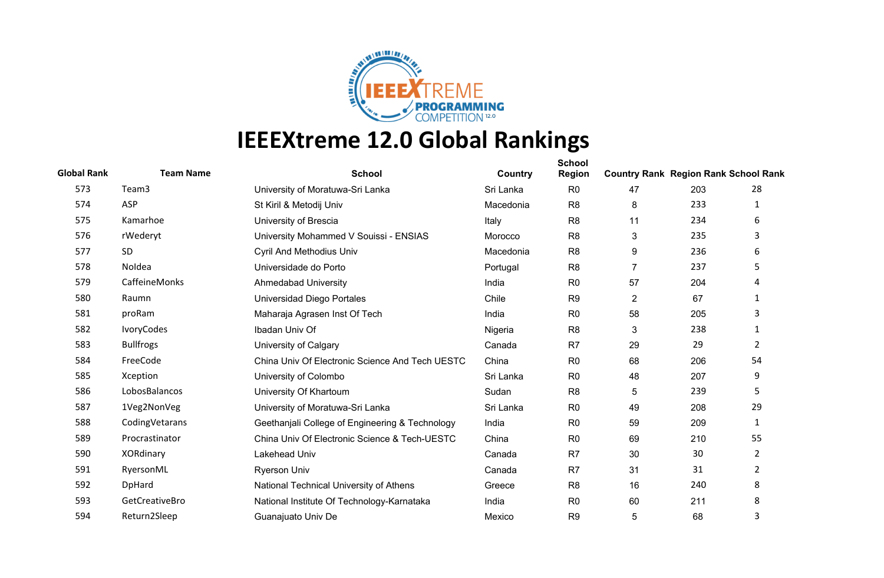# IEEEXtreme 12.0 Global Rankings

| Global Rank | Team Name | School | Country | School Region | Country Rank | Region Rank | School Rank |
|---|---|---|---|---|---|---|---|
| 573 | Team3 | University of Moratuwa-Sri Lanka | Sri Lanka | R0 | 47 | 203 | 28 |
| 574 | ASP | St Kiril & Metodij Univ | Macedonia | R8 | 8 | 233 | 1 |
| 575 | Kamarhoe | University of Brescia | Italy | R8 | 11 | 234 | 6 |
| 576 | rWederyt | University Mohammed V Souissi - ENSIAS | Morocco | R8 | 3 | 235 | 3 |
| 577 | SD | Cyril And Methodius Univ | Macedonia | R8 | 9 | 236 | 6 |
| 578 | NoIdea | Universidade do Porto | Portugal | R8 | 7 | 237 | 5 |
| 579 | CaffeineMonks | Ahmedabad University | India | R0 | 57 | 204 | 4 |
| 580 | Raumn | Universidad Diego Portales | Chile | R9 | 2 | 67 | 1 |
| 581 | proRam | Maharaja Agrasen Inst Of Tech | India | R0 | 58 | 205 | 3 |
| 582 | IvoryCodes | Ibadan Univ Of | Nigeria | R8 | 3 | 238 | 1 |
| 583 | Bullfrogs | University of Calgary | Canada | R7 | 29 | 29 | 2 |
| 584 | FreeCode | China Univ Of Electronic Science And Tech UESTC | China | R0 | 68 | 206 | 54 |
| 585 | Xception | University of Colombo | Sri Lanka | R0 | 48 | 207 | 9 |
| 586 | LobosBalancos | University Of Khartoum | Sudan | R8 | 5 | 239 | 5 |
| 587 | 1Veg2NonVeg | University of Moratuwa-Sri Lanka | Sri Lanka | R0 | 49 | 208 | 29 |
| 588 | CodingVetarans | Geethanjali College of Engineering & Technology | India | R0 | 59 | 209 | 1 |
| 589 | Procrastinator | China Univ Of Electronic Science & Tech-UESTC | China | R0 | 69 | 210 | 55 |
| 590 | XORdinary | Lakehead Univ | Canada | R7 | 30 | 30 | 2 |
| 591 | RyersonML | Ryerson Univ | Canada | R7 | 31 | 31 | 2 |
| 592 | DpHard | National Technical University of Athens | Greece | R8 | 16 | 240 | 8 |
| 593 | GetCreativeBro | National Institute Of Technology-Karnataka | India | R0 | 60 | 211 | 8 |
| 594 | Return2Sleep | Guanajuato Univ De | Mexico | R9 | 5 | 68 | 3 |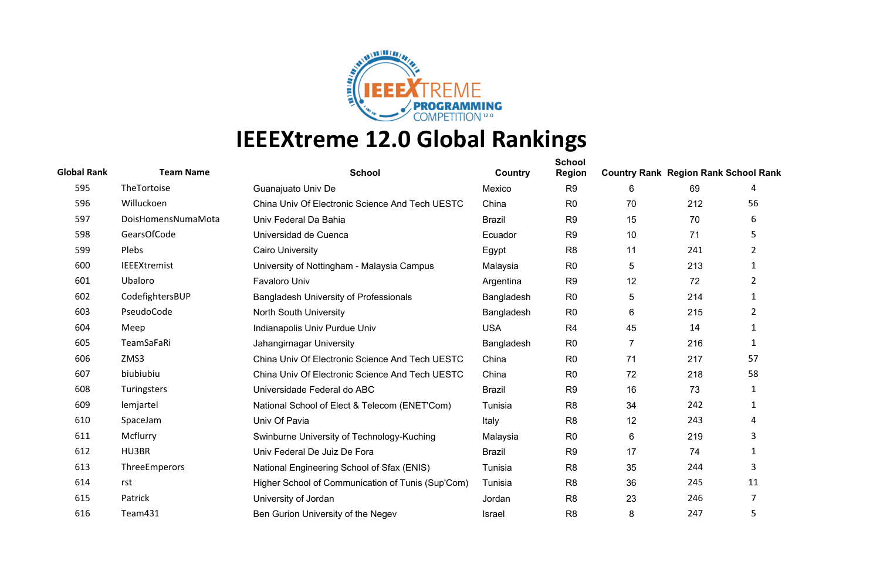# IEEEXtreme 12.0 Global Rankings

| Global Rank | Team Name | School | Country | School Region | Country Rank | Region Rank | School Rank |
|---|---|---|---|---|---|---|---|
| 595 | TheTortoise | Guanajuato Univ De | Mexico | R9 | 6 | 69 | 4 |
| 596 | Willuckoen | China Univ Of Electronic Science And Tech UESTC | China | R0 | 70 | 212 | 56 |
| 597 | DoisHomensNumaMota | Univ Federal Da Bahia | Brazil | R9 | 15 | 70 | 6 |
| 598 | GearsOfCode | Universidad de Cuenca | Ecuador | R9 | 10 | 71 | 5 |
| 599 | Plebs | Cairo University | Egypt | R8 | 11 | 241 | 2 |
| 600 | IEEEXtremist | University of Nottingham - Malaysia Campus | Malaysia | R0 | 5 | 213 | 1 |
| 601 | Ubaloro | Favaloro Univ | Argentina | R9 | 12 | 72 | 2 |
| 602 | CodefightersBUP | Bangladesh University of Professionals | Bangladesh | R0 | 5 | 214 | 1 |
| 603 | PseudoCode | North South University | Bangladesh | R0 | 6 | 215 | 2 |
| 604 | Meep | Indianapolis Univ Purdue Univ | USA | R4 | 45 | 14 | 1 |
| 605 | TeamSaFaRi | Jahangirnagar University | Bangladesh | R0 | 7 | 216 | 1 |
| 606 | ZMS3 | China Univ Of Electronic Science And Tech UESTC | China | R0 | 71 | 217 | 57 |
| 607 | biubiubiu | China Univ Of Electronic Science And Tech UESTC | China | R0 | 72 | 218 | 58 |
| 608 | Turingsters | Universidade Federal do ABC | Brazil | R9 | 16 | 73 | 1 |
| 609 | lemjartel | National School of Elect & Telecom (ENET'Com) | Tunisia | R8 | 34 | 242 | 1 |
| 610 | SpaceJam | Univ Of Pavia | Italy | R8 | 12 | 243 | 4 |
| 611 | Mcflurry | Swinburne University of Technology-Kuching | Malaysia | R0 | 6 | 219 | 3 |
| 612 | HU3BR | Univ Federal De Juiz De Fora | Brazil | R9 | 17 | 74 | 1 |
| 613 | ThreeEmperors | National Engineering School of Sfax (ENIS) | Tunisia | R8 | 35 | 244 | 3 |
| 614 | rst | Higher School of Communication of Tunis (Sup'Com) | Tunisia | R8 | 36 | 245 | 11 |
| 615 | Patrick | University of Jordan | Jordan | R8 | 23 | 246 | 7 |
| 616 | Team431 | Ben Gurion University of the Negev | Israel | R8 | 8 | 247 | 5 |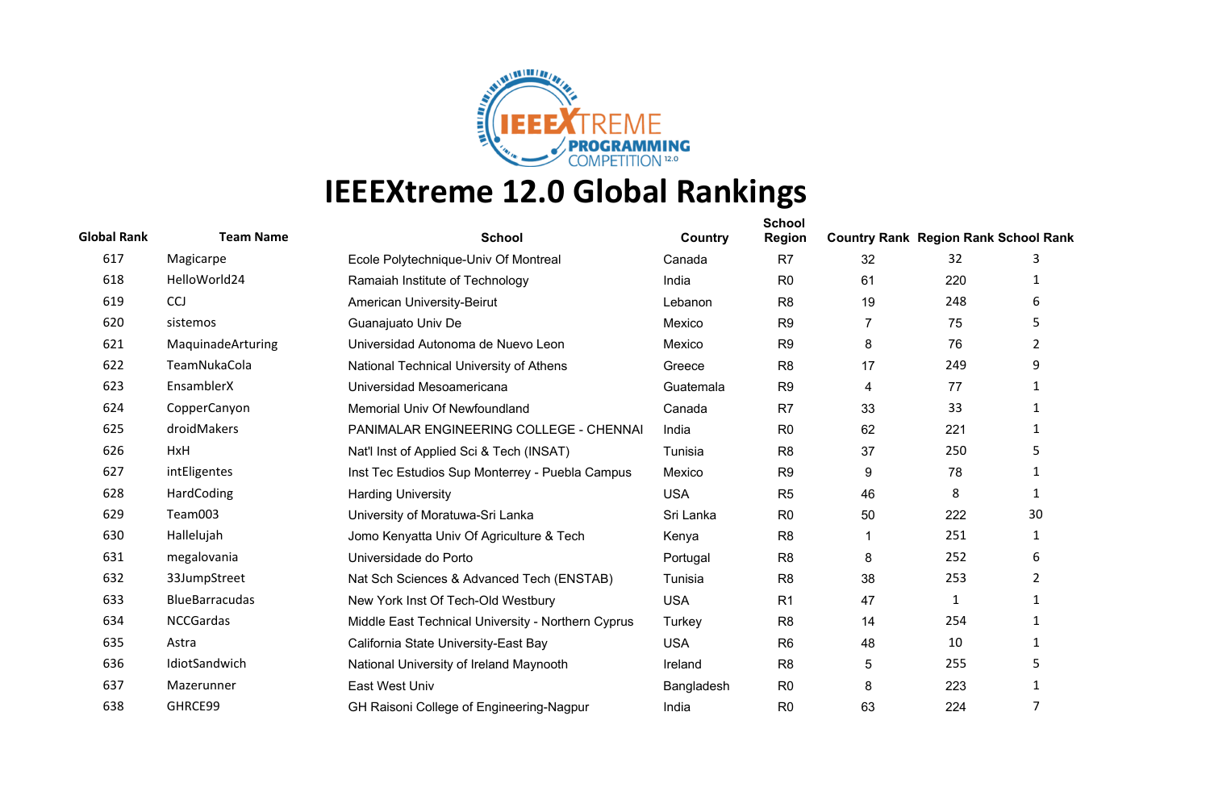# IEEEXtreme 12.0 Global Rankings

| Global Rank | Team Name | School | Country | School Region | Country Rank | Region Rank | School Rank |
|---|---|---|---|---|---|---|---|
| 617 | Magicarpe | Ecole Polytechnique-Univ Of Montreal | Canada | R7 | 32 | 32 | 3 |
| 618 | HelloWorld24 | Ramaiah Institute of Technology | India | R0 | 61 | 220 | 1 |
| 619 | CCJ | American University-Beirut | Lebanon | R8 | 19 | 248 | 6 |
| 620 | sistemos | Guanajuato Univ De | Mexico | R9 | 7 | 75 | 5 |
| 621 | MaquinadeArturing | Universidad Autonoma de Nuevo Leon | Mexico | R9 | 8 | 76 | 2 |
| 622 | TeamNukaCola | National Technical University of Athens | Greece | R8 | 17 | 249 | 9 |
| 623 | EnsamblerX | Universidad Mesoamericana | Guatemala | R9 | 4 | 77 | 1 |
| 624 | CopperCanyon | Memorial Univ Of Newfoundland | Canada | R7 | 33 | 33 | 1 |
| 625 | droidMakers | PANIMALAR ENGINEERING COLLEGE - CHENNAI | India | R0 | 62 | 221 | 1 |
| 626 | HxH | Nat'l Inst of Applied Sci & Tech (INSAT) | Tunisia | R8 | 37 | 250 | 5 |
| 627 | intEligentes | Inst Tec Estudios Sup Monterrey - Puebla Campus | Mexico | R9 | 9 | 78 | 1 |
| 628 | HardCoding | Harding University | USA | R5 | 46 | 8 | 1 |
| 629 | Team003 | University of Moratuwa-Sri Lanka | Sri Lanka | R0 | 50 | 222 | 30 |
| 630 | Hallelujah | Jomo Kenyatta Univ Of Agriculture & Tech | Kenya | R8 | 1 | 251 | 1 |
| 631 | megalovania | Universidade do Porto | Portugal | R8 | 8 | 252 | 6 |
| 632 | 33JumpStreet | Nat Sch Sciences & Advanced Tech (ENSTAB) | Tunisia | R8 | 38 | 253 | 2 |
| 633 | BlueBarracudas | New York Inst Of Tech-Old Westbury | USA | R1 | 47 | 1 | 1 |
| 634 | NCCGardas | Middle East Technical University - Northern Cyprus | Turkey | R8 | 14 | 254 | 1 |
| 635 | Astra | California State University-East Bay | USA | R6 | 48 | 10 | 1 |
| 636 | IdiotSandwich | National University of Ireland Maynooth | Ireland | R8 | 5 | 255 | 5 |
| 637 | Mazerunner | East West Univ | Bangladesh | R0 | 8 | 223 | 1 |
| 638 | GHRCE99 | GH Raisoni College of Engineering-Nagpur | India | R0 | 63 | 224 | 7 |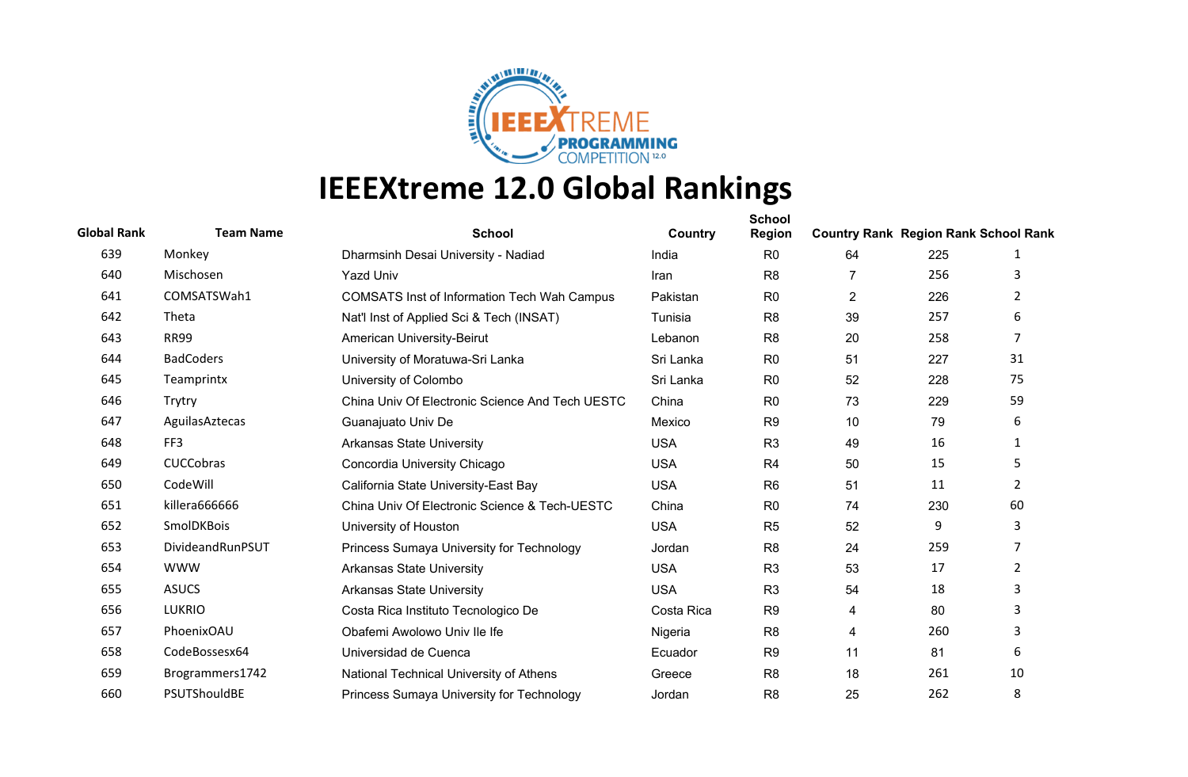# IEEEXtreme 12.0 Global Rankings

| Global Rank | Team Name | School | Country | School Region | Country Rank | Region Rank | School Rank |
|---|---|---|---|---|---|---|---|
| 639 | Monkey | Dharmsinh Desai University - Nadiad | India | R0 | 64 | 225 | 1 |
| 640 | Mischosen | Yazd Univ | Iran | R8 | 7 | 256 | 3 |
| 641 | COMSATSWah1 | COMSATS Inst of Information Tech Wah Campus | Pakistan | R0 | 2 | 226 | 2 |
| 642 | Theta | Nat'l Inst of Applied Sci & Tech (INSAT) | Tunisia | R8 | 39 | 257 | 6 |
| 643 | RR99 | American University-Beirut | Lebanon | R8 | 20 | 258 | 7 |
| 644 | BadCoders | University of Moratuwa-Sri Lanka | Sri Lanka | R0 | 51 | 227 | 31 |
| 645 | Teamprintx | University of Colombo | Sri Lanka | R0 | 52 | 228 | 75 |
| 646 | Trytry | China Univ Of Electronic Science And Tech UESTC | China | R0 | 73 | 229 | 59 |
| 647 | AguilasAztecas | Guanajuato Univ De | Mexico | R9 | 10 | 79 | 6 |
| 648 | FF3 | Arkansas State University | USA | R3 | 49 | 16 | 1 |
| 649 | CUCCobras | Concordia University Chicago | USA | R4 | 50 | 15 | 5 |
| 650 | CodeWill | California State University-East Bay | USA | R6 | 51 | 11 | 2 |
| 651 | killera666666 | China Univ Of Electronic Science & Tech-UESTC | China | R0 | 74 | 230 | 60 |
| 652 | SmolDKBois | University of Houston | USA | R5 | 52 | 9 | 3 |
| 653 | DivideandRunPSUT | Princess Sumaya University for Technology | Jordan | R8 | 24 | 259 | 7 |
| 654 | WWW | Arkansas State University | USA | R3 | 53 | 17 | 2 |
| 655 | ASUCS | Arkansas State University | USA | R3 | 54 | 18 | 3 |
| 656 | LUKRIO | Costa Rica Instituto Tecnologico De | Costa Rica | R9 | 4 | 80 | 3 |
| 657 | PhoenixOAU | Obafemi Awolowo Univ Ile Ife | Nigeria | R8 | 4 | 260 | 3 |
| 658 | CodeBossesx64 | Universidad de Cuenca | Ecuador | R9 | 11 | 81 | 6 |
| 659 | Brogrammers1742 | National Technical University of Athens | Greece | R8 | 18 | 261 | 10 |
| 660 | PSUTShouldBE | Princess Sumaya University for Technology | Jordan | R8 | 25 | 262 | 8 |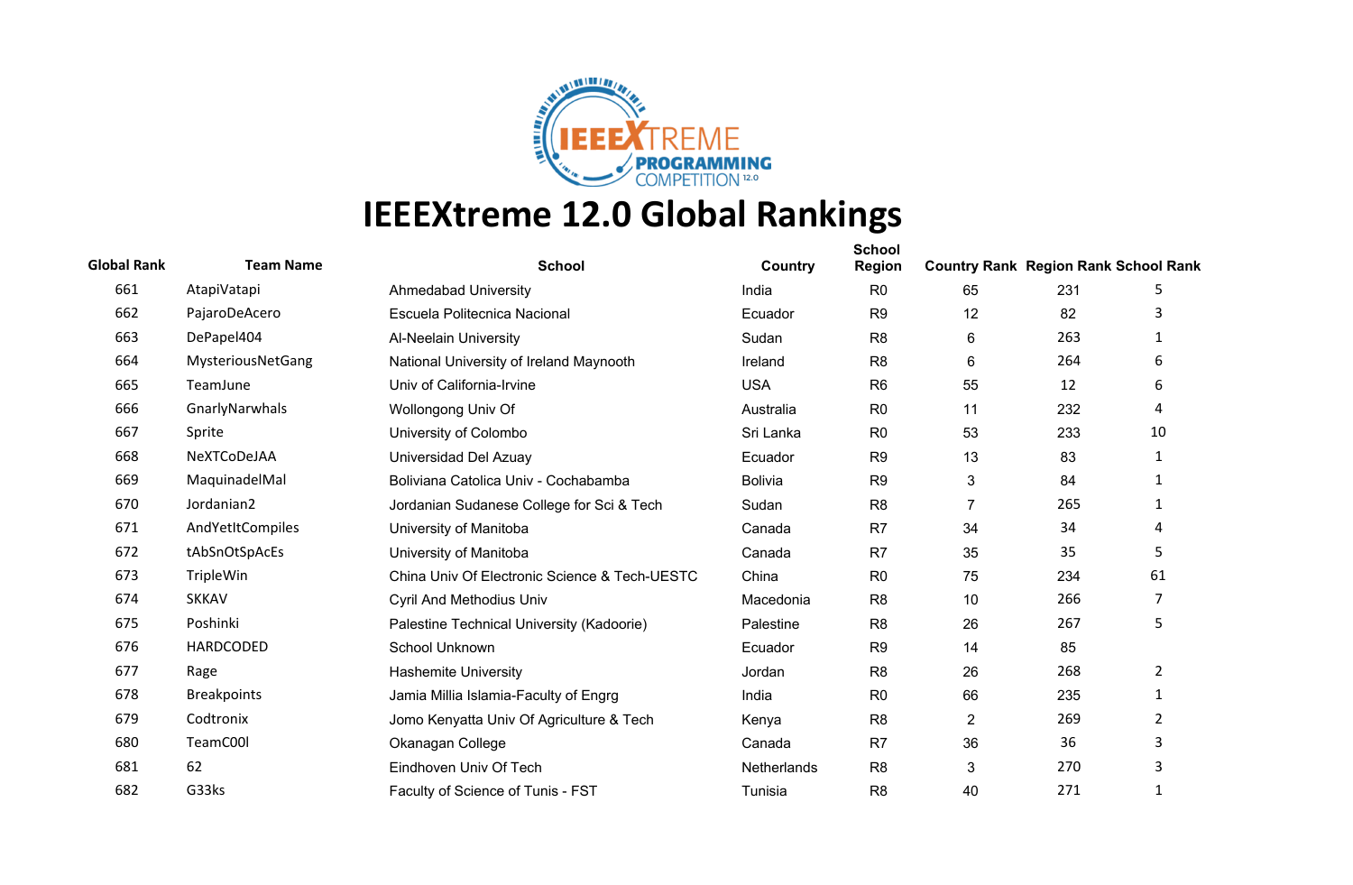# IEEEXtreme 12.0 Global Rankings

| Global Rank | Team Name | School | Country | School Region | Country Rank | Region Rank | School Rank |
|---|---|---|---|---|---|---|---|
| 661 | AtapiVatapi | Ahmedabad University | India | R0 | 65 | 231 | 5 |
| 662 | PajaroDeAcero | Escuela Politecnica Nacional | Ecuador | R9 | 12 | 82 | 3 |
| 663 | DePapel404 | Al-Neelain University | Sudan | R8 | 6 | 263 | 1 |
| 664 | MysteriousNetGang | National University of Ireland Maynooth | Ireland | R8 | 6 | 264 | 6 |
| 665 | TeamJune | Univ of California-Irvine | USA | R6 | 55 | 12 | 6 |
| 666 | GnarlyNarwhals | Wollongong Univ Of | Australia | R0 | 11 | 232 | 4 |
| 667 | Sprite | University of Colombo | Sri Lanka | R0 | 53 | 233 | 10 |
| 668 | NeXTCoDeJAA | Universidad Del Azuay | Ecuador | R9 | 13 | 83 | 1 |
| 669 | MaquinadelMal | Boliviana Catolica Univ - Cochabamba | Bolivia | R9 | 3 | 84 | 1 |
| 670 | Jordanian2 | Jordanian Sudanese College for Sci & Tech | Sudan | R8 | 7 | 265 | 1 |
| 671 | AndYetItCompiles | University of Manitoba | Canada | R7 | 34 | 34 | 4 |
| 672 | tAbSnOtSpAcEs | University of Manitoba | Canada | R7 | 35 | 35 | 5 |
| 673 | TripleWin | China Univ Of Electronic Science & Tech-UESTC | China | R0 | 75 | 234 | 61 |
| 674 | SKKAV | Cyril And Methodius Univ | Macedonia | R8 | 10 | 266 | 7 |
| 675 | Poshinki | Palestine Technical University (Kadoorie) | Palestine | R8 | 26 | 267 | 5 |
| 676 | HARDCODED | School Unknown | Ecuador | R9 | 14 | 85 | |
| 677 | Rage | Hashemite University | Jordan | R8 | 26 | 268 | 2 |
| 678 | Breakpoints | Jamia Millia Islamia-Faculty of Engrg | India | R0 | 66 | 235 | 1 |
| 679 | Codtronix | Jomo Kenyatta Univ Of Agriculture & Tech | Kenya | R8 | 2 | 269 | 2 |
| 680 | TeamC00l | Okanagan College | Canada | R7 | 36 | 36 | 3 |
| 681 | 62 | Eindhoven Univ Of Tech | Netherlands | R8 | 3 | 270 | 3 |
| 682 | G33ks | Faculty of Science of Tunis - FST | Tunisia | R8 | 40 | 271 | 1 |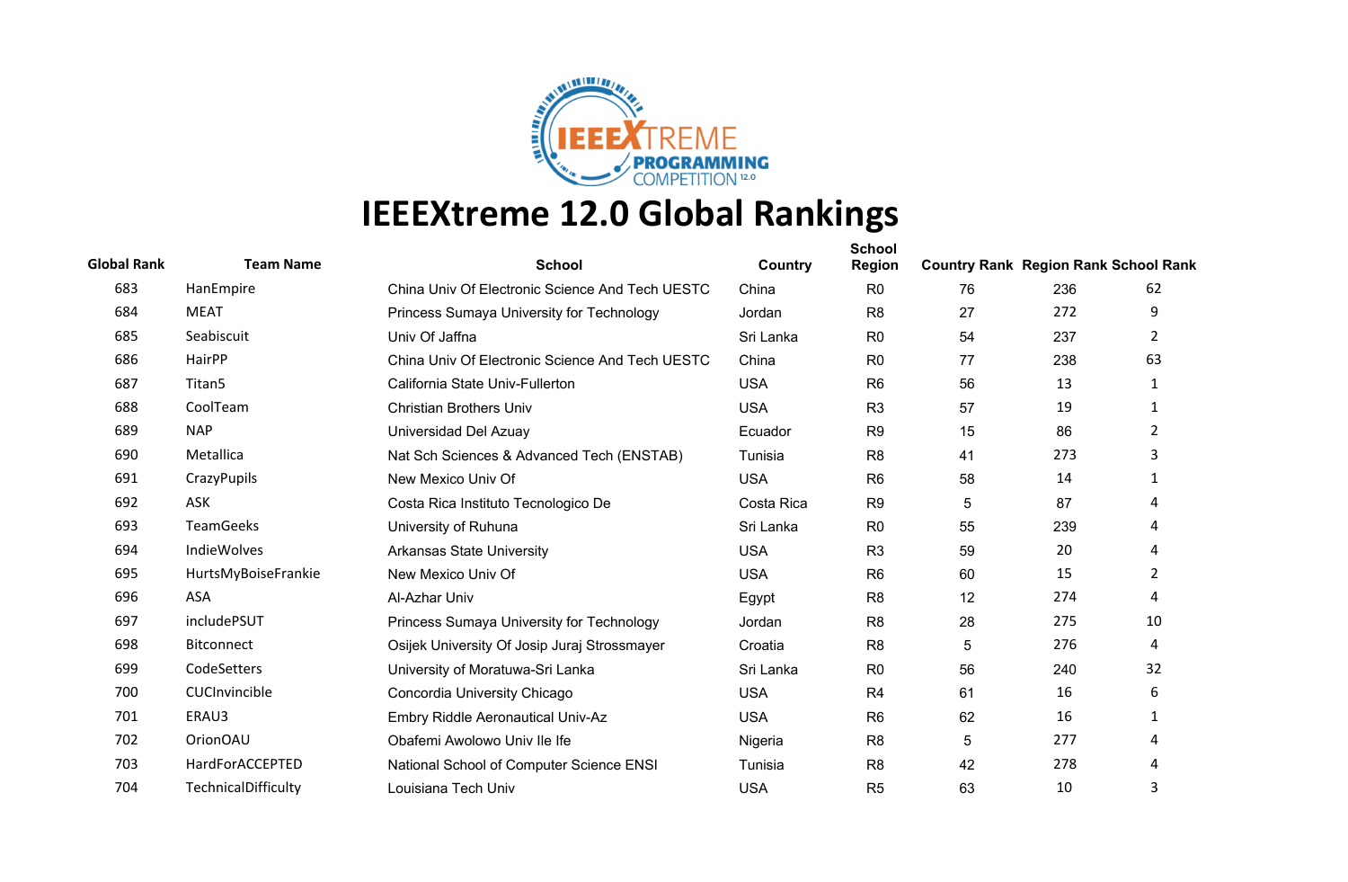# IEEEXtreme 12.0 Global Rankings

| Global Rank | Team Name | School | Country | School Region | Country Rank | Region Rank | School Rank |
|---|---|---|---|---|---|---|---|
| 683 | HanEmpire | China Univ Of Electronic Science And Tech UESTC | China | R0 | 76 | 236 | 62 |
| 684 | MEAT | Princess Sumaya University for Technology | Jordan | R8 | 27 | 272 | 9 |
| 685 | Seabiscuit | Univ Of Jaffna | Sri Lanka | R0 | 54 | 237 | 2 |
| 686 | HairPP | China Univ Of Electronic Science And Tech UESTC | China | R0 | 77 | 238 | 63 |
| 687 | Titan5 | California State Univ-Fullerton | USA | R6 | 56 | 13 | 1 |
| 688 | CoolTeam | Christian Brothers Univ | USA | R3 | 57 | 19 | 1 |
| 689 | NAP | Universidad Del Azuay | Ecuador | R9 | 15 | 86 | 2 |
| 690 | Metallica | Nat Sch Sciences & Advanced Tech (ENSTAB) | Tunisia | R8 | 41 | 273 | 3 |
| 691 | CrazyPupils | New Mexico Univ Of | USA | R6 | 58 | 14 | 1 |
| 692 | ASK | Costa Rica Instituto Tecnologico De | Costa Rica | R9 | 5 | 87 | 4 |
| 693 | TeamGeeks | University of Ruhuna | Sri Lanka | R0 | 55 | 239 | 4 |
| 694 | IndieWolves | Arkansas State University | USA | R3 | 59 | 20 | 4 |
| 695 | HurtsMyBoiseFrankie | New Mexico Univ Of | USA | R6 | 60 | 15 | 2 |
| 696 | ASA | Al-Azhar Univ | Egypt | R8 | 12 | 274 | 4 |
| 697 | includePSUT | Princess Sumaya University for Technology | Jordan | R8 | 28 | 275 | 10 |
| 698 | Bitconnect | Osijek University Of Josip Juraj Strossmayer | Croatia | R8 | 5 | 276 | 4 |
| 699 | CodeSetters | University of Moratuwa-Sri Lanka | Sri Lanka | R0 | 56 | 240 | 32 |
| 700 | CUCInvincible | Concordia University Chicago | USA | R4 | 61 | 16 | 6 |
| 701 | ERAU3 | Embry Riddle Aeronautical Univ-Az | USA | R6 | 62 | 16 | 1 |
| 702 | OrionOAU | Obafemi Awolowo Univ Ile Ife | Nigeria | R8 | 5 | 277 | 4 |
| 703 | HardForACCEPTED | National School of Computer Science ENSI | Tunisia | R8 | 42 | 278 | 4 |
| 704 | TechnicalDifficulty | Louisiana Tech Univ | USA | R5 | 63 | 10 | 3 |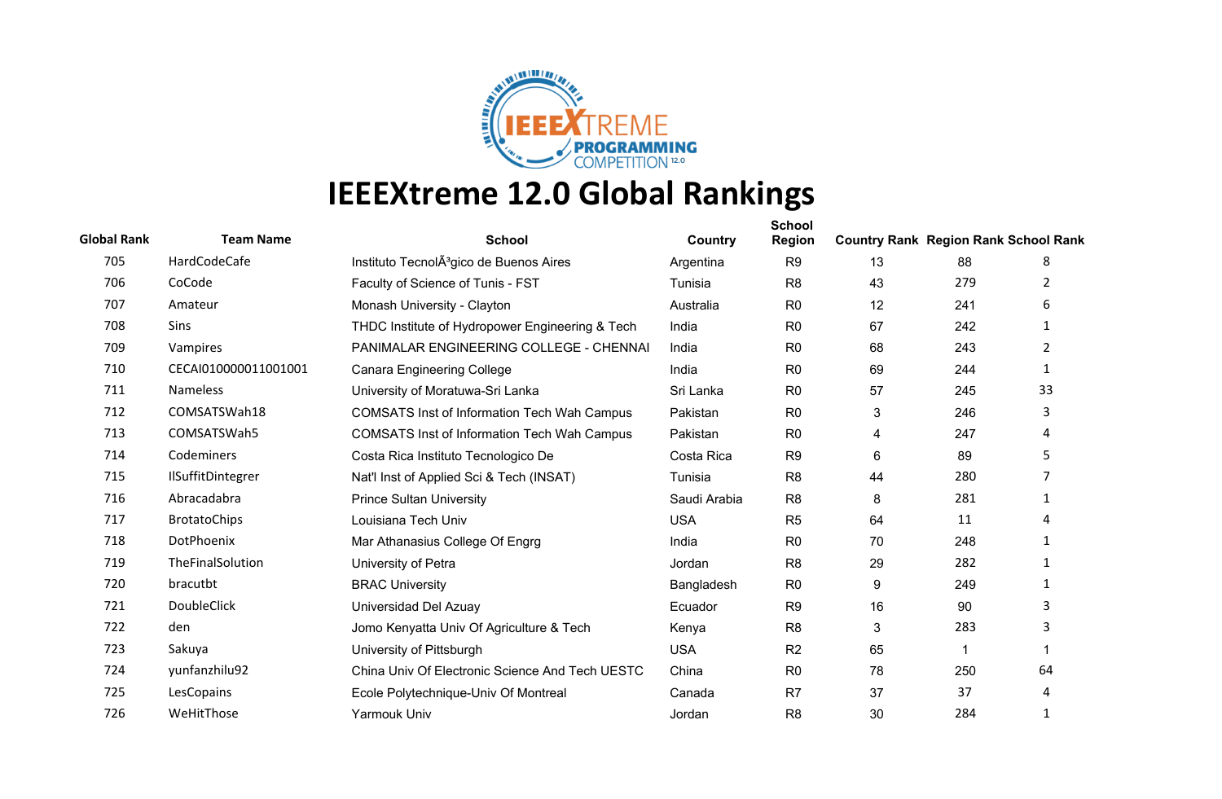# IEEEXtreme 12.0 Global Rankings

| Global Rank | Team Name | School | Country | School Region | Country Rank | Region Rank | School Rank |
|---|---|---|---|---|---|---|---|
| 705 | HardCodeCafe | Instituto TecnolÃ³gico de Buenos Aires | Argentina | R9 | 13 | 88 | 8 |
| 706 | CoCode | Faculty of Science of Tunis - FST | Tunisia | R8 | 43 | 279 | 2 |
| 707 | Amateur | Monash University - Clayton | Australia | R0 | 12 | 241 | 6 |
| 708 | Sins | THDC Institute of Hydropower Engineering & Tech | India | R0 | 67 | 242 | 1 |
| 709 | Vampires | PANIMALAR ENGINEERING COLLEGE - CHENNAI | India | R0 | 68 | 243 | 2 |
| 710 | CECAI010000011001001 | Canara Engineering College | India | R0 | 69 | 244 | 1 |
| 711 | Nameless | University of Moratuwa-Sri Lanka | Sri Lanka | R0 | 57 | 245 | 33 |
| 712 | COMSATSWah18 | COMSATS Inst of Information Tech Wah Campus | Pakistan | R0 | 3 | 246 | 3 |
| 713 | COMSATSWah5 | COMSATS Inst of Information Tech Wah Campus | Pakistan | R0 | 4 | 247 | 4 |
| 714 | Codeminers | Costa Rica Instituto Tecnologico De | Costa Rica | R9 | 6 | 89 | 5 |
| 715 | IlSuffitDintegrer | Nat'l Inst of Applied Sci & Tech (INSAT) | Tunisia | R8 | 44 | 280 | 7 |
| 716 | Abracadabra | Prince Sultan University | Saudi Arabia | R8 | 8 | 281 | 1 |
| 717 | BrotatoChips | Louisiana Tech Univ | USA | R5 | 64 | 11 | 4 |
| 718 | DotPhoenix | Mar Athanasius College Of Engrg | India | R0 | 70 | 248 | 1 |
| 719 | TheFinalSolution | University of Petra | Jordan | R8 | 29 | 282 | 1 |
| 720 | bracutbt | BRAC University | Bangladesh | R0 | 9 | 249 | 1 |
| 721 | DoubleClick | Universidad Del Azuay | Ecuador | R9 | 16 | 90 | 3 |
| 722 | den | Jomo Kenyatta Univ Of Agriculture & Tech | Kenya | R8 | 3 | 283 | 3 |
| 723 | Sakuya | University of Pittsburgh | USA | R2 | 65 | 1 | 1 |
| 724 | yunfanzhilu92 | China Univ Of Electronic Science And Tech UESTC | China | R0 | 78 | 250 | 64 |
| 725 | LesCopains | Ecole Polytechnique-Univ Of Montreal | Canada | R7 | 37 | 37 | 4 |
| 726 | WeHitThose | Yarmouk Univ | Jordan | R8 | 30 | 284 | 1 |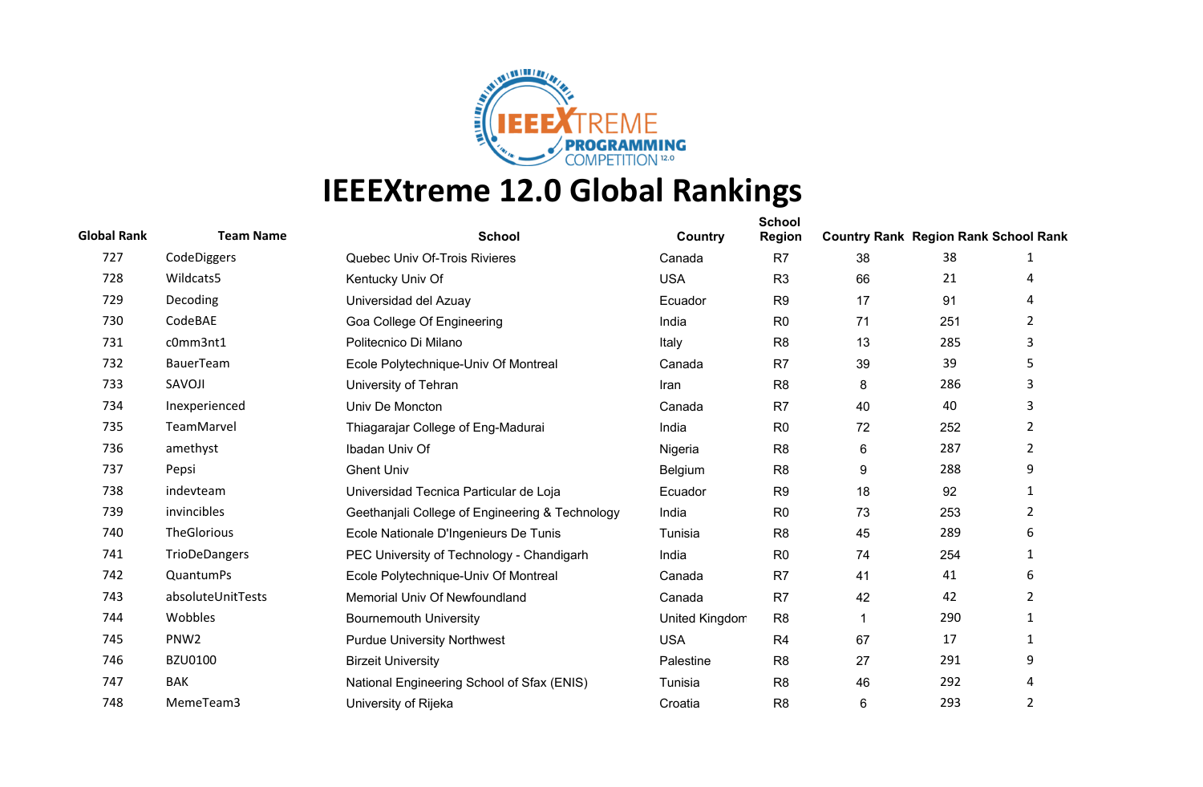# IEEEXtreme 12.0 Global Rankings

| Global Rank | Team Name | School | Country | School Region | Country Rank | Region Rank | School Rank |
|---|---|---|---|---|---|---|---|
| 727 | CodeDiggers | Quebec Univ Of-Trois Rivieres | Canada | R7 | 38 | 38 | 1 |
| 728 | Wildcats5 | Kentucky Univ Of | USA | R3 | 66 | 21 | 4 |
| 729 | Decoding | Universidad del Azuay | Ecuador | R9 | 17 | 91 | 4 |
| 730 | CodeBAE | Goa College Of Engineering | India | R0 | 71 | 251 | 2 |
| 731 | c0mm3nt1 | Politecnico Di Milano | Italy | R8 | 13 | 285 | 3 |
| 732 | BauerTeam | Ecole Polytechnique-Univ Of Montreal | Canada | R7 | 39 | 39 | 5 |
| 733 | SAVOJI | University of Tehran | Iran | R8 | 8 | 286 | 3 |
| 734 | Inexperienced | Univ De Moncton | Canada | R7 | 40 | 40 | 3 |
| 735 | TeamMarvel | Thiagarajar College of Eng-Madurai | India | R0 | 72 | 252 | 2 |
| 736 | amethyst | Ibadan Univ Of | Nigeria | R8 | 6 | 287 | 2 |
| 737 | Pepsi | Ghent Univ | Belgium | R8 | 9 | 288 | 9 |
| 738 | indevteam | Universidad Tecnica Particular de Loja | Ecuador | R9 | 18 | 92 | 1 |
| 739 | invincibles | Geethanjali College of Engineering & Technology | India | R0 | 73 | 253 | 2 |
| 740 | TheGlorious | Ecole Nationale D'Ingenieurs De Tunis | Tunisia | R8 | 45 | 289 | 6 |
| 741 | TrioDeDangers | PEC University of Technology - Chandigarh | India | R0 | 74 | 254 | 1 |
| 742 | QuantumPs | Ecole Polytechnique-Univ Of Montreal | Canada | R7 | 41 | 41 | 6 |
| 743 | absoluteUnitTests | Memorial Univ Of Newfoundland | Canada | R7 | 42 | 42 | 2 |
| 744 | Wobbles | Bournemouth University | United Kingdom | R8 | 1 | 290 | 1 |
| 745 | PNW2 | Purdue University Northwest | USA | R4 | 67 | 17 | 1 |
| 746 | BZU0100 | Birzeit University | Palestine | R8 | 27 | 291 | 9 |
| 747 | BAK | National Engineering School of Sfax (ENIS) | Tunisia | R8 | 46 | 292 | 4 |
| 748 | MemeTeam3 | University of Rijeka | Croatia | R8 | 6 | 293 | 2 |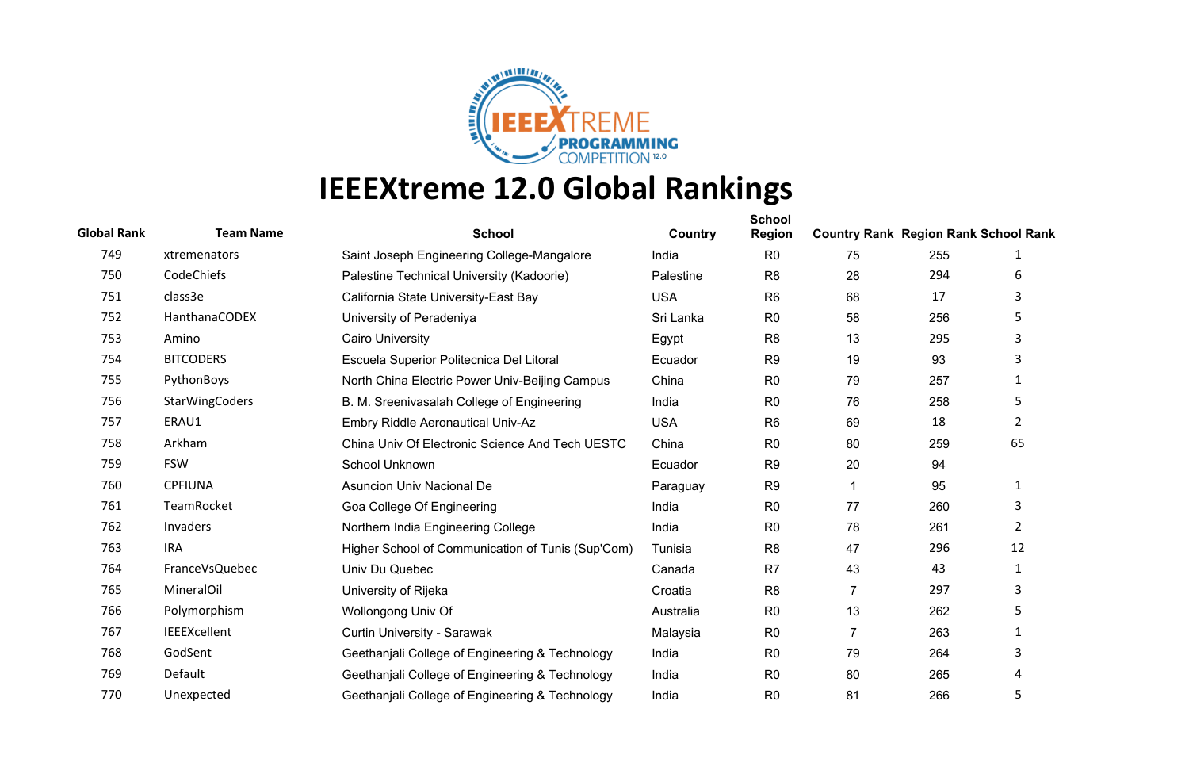# IEEEXtreme 12.0 Global Rankings

| Global Rank | Team Name | School | Country | School Region | Country Rank | Region Rank | School Rank |
|---|---|---|---|---|---|---|---|
| 749 | xtremenators | Saint Joseph Engineering College-Mangalore | India | R0 | 75 | 255 | 1 |
| 750 | CodeChiefs | Palestine Technical University (Kadoorie) | Palestine | R8 | 28 | 294 | 6 |
| 751 | class3e | California State University-East Bay | USA | R6 | 68 | 17 | 3 |
| 752 | HanthanaCODEX | University of Peradeniya | Sri Lanka | R0 | 58 | 256 | 5 |
| 753 | Amino | Cairo University | Egypt | R8 | 13 | 295 | 3 |
| 754 | BITCODERS | Escuela Superior Politecnica Del Litoral | Ecuador | R9 | 19 | 93 | 3 |
| 755 | PythonBoys | North China Electric Power Univ-Beijing Campus | China | R0 | 79 | 257 | 1 |
| 756 | StarWingCoders | B. M. Sreenivasalah College of Engineering | India | R0 | 76 | 258 | 5 |
| 757 | ERAU1 | Embry Riddle Aeronautical Univ-Az | USA | R6 | 69 | 18 | 2 |
| 758 | Arkham | China Univ Of Electronic Science And Tech UESTC | China | R0 | 80 | 259 | 65 |
| 759 | FSW | School Unknown | Ecuador | R9 | 20 | 94 | |
| 760 | CPFIUNA | Asuncion Univ Nacional De | Paraguay | R9 | 1 | 95 | 1 |
| 761 | TeamRocket | Goa College Of Engineering | India | R0 | 77 | 260 | 3 |
| 762 | Invaders | Northern India Engineering College | India | R0 | 78 | 261 | 2 |
| 763 | IRA | Higher School of Communication of Tunis (Sup'Com) | Tunisia | R8 | 47 | 296 | 12 |
| 764 | FranceVsQuebec | Univ Du Quebec | Canada | R7 | 43 | 43 | 1 |
| 765 | MineralOil | University of Rijeka | Croatia | R8 | 7 | 297 | 3 |
| 766 | Polymorphism | Wollongong Univ Of | Australia | R0 | 13 | 262 | 5 |
| 767 | IEEEXcellent | Curtin University - Sarawak | Malaysia | R0 | 7 | 263 | 1 |
| 768 | GodSent | Geethanjali College of Engineering & Technology | India | R0 | 79 | 264 | 3 |
| 769 | Default | Geethanjali College of Engineering & Technology | India | R0 | 80 | 265 | 4 |
| 770 | Unexpected | Geethanjali College of Engineering & Technology | India | R0 | 81 | 266 | 5 |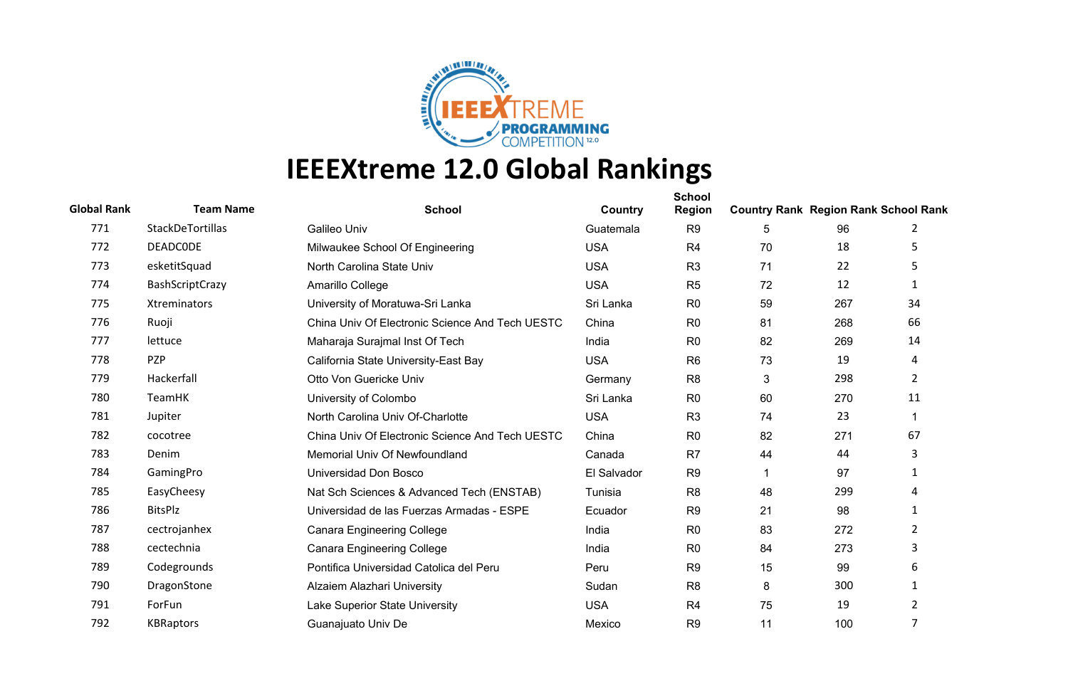# IEEEXtreme 12.0 Global Rankings

| Global Rank | Team Name | School | Country | School Region | Country Rank | Region Rank | School Rank |
|---|---|---|---|---|---|---|---|
| 771 | StackDeTortillas | Galileo Univ | Guatemala | R9 | 5 | 96 | 2 |
| 772 | DEADC0DE | Milwaukee School Of Engineering | USA | R4 | 70 | 18 | 5 |
| 773 | esketitSquad | North Carolina State Univ | USA | R3 | 71 | 22 | 5 |
| 774 | BashScriptCrazy | Amarillo College | USA | R5 | 72 | 12 | 1 |
| 775 | Xtreminators | University of Moratuwa-Sri Lanka | Sri Lanka | R0 | 59 | 267 | 34 |
| 776 | Ruoji | China Univ Of Electronic Science And Tech UESTC | China | R0 | 81 | 268 | 66 |
| 777 | lettuce | Maharaja Surajmal Inst Of Tech | India | R0 | 82 | 269 | 14 |
| 778 | PZP | California State University-East Bay | USA | R6 | 73 | 19 | 4 |
| 779 | Hackerfall | Otto Von Guericke Univ | Germany | R8 | 3 | 298 | 2 |
| 780 | TeamHK | University of Colombo | Sri Lanka | R0 | 60 | 270 | 11 |
| 781 | Jupiter | North Carolina Univ Of-Charlotte | USA | R3 | 74 | 23 | 1 |
| 782 | cocotree | China Univ Of Electronic Science And Tech UESTC | China | R0 | 82 | 271 | 67 |
| 783 | Denim | Memorial Univ Of Newfoundland | Canada | R7 | 44 | 44 | 3 |
| 784 | GamingPro | Universidad Don Bosco | El Salvador | R9 | 1 | 97 | 1 |
| 785 | EasyCheesy | Nat Sch Sciences & Advanced Tech (ENSTAB) | Tunisia | R8 | 48 | 299 | 4 |
| 786 | BitsPlz | Universidad de las Fuerzas Armadas - ESPE | Ecuador | R9 | 21 | 98 | 1 |
| 787 | cectrojanhex | Canara Engineering College | India | R0 | 83 | 272 | 2 |
| 788 | cectechnia | Canara Engineering College | India | R0 | 84 | 273 | 3 |
| 789 | Codegrounds | Pontifica Universidad Catolica del Peru | Peru | R9 | 15 | 99 | 6 |
| 790 | DragonStone | Alzaiem Alazhari University | Sudan | R8 | 8 | 300 | 1 |
| 791 | ForFun | Lake Superior State University | USA | R4 | 75 | 19 | 2 |
| 792 | KBRaptors | Guanajuato Univ De | Mexico | R9 | 11 | 100 | 7 |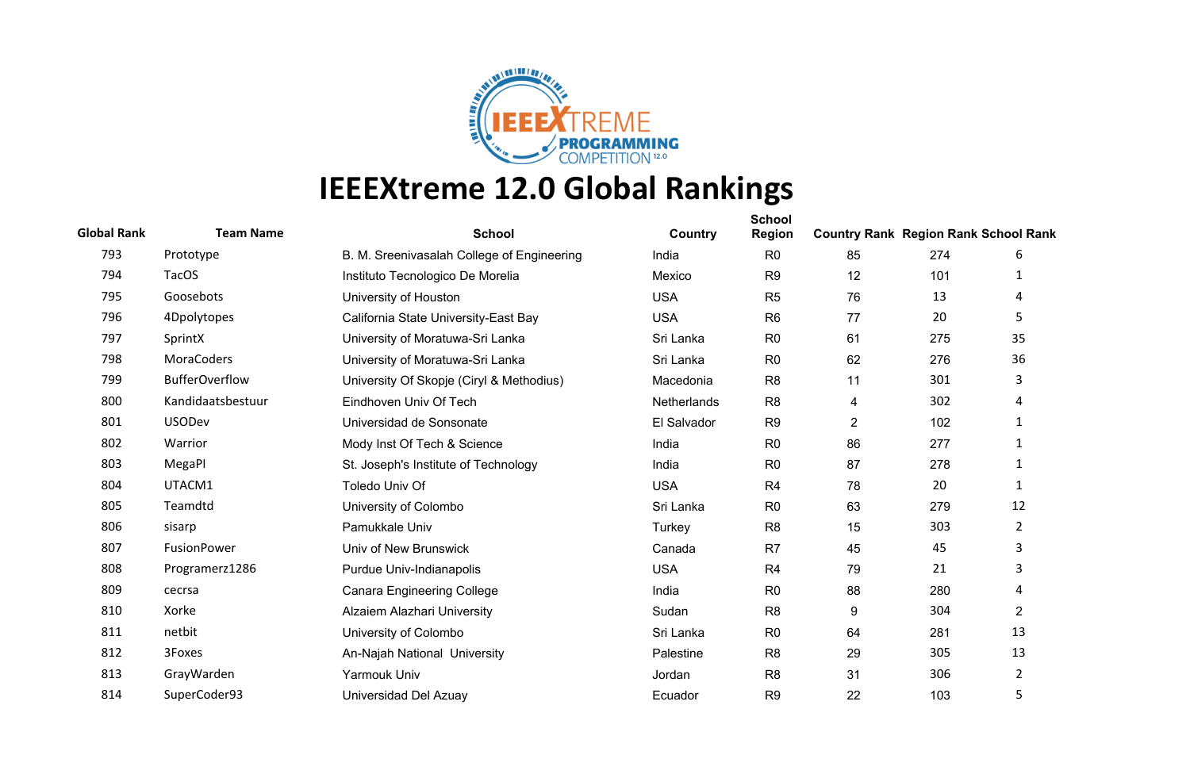# IEEEXtreme 12.0 Global Rankings

| Global Rank | Team Name | School | Country | School Region | Country Rank | Region Rank | School Rank |
|---|---|---|---|---|---|---|---|
| 793 | Prototype | B. M. Sreenivasalah College of Engineering | India | R0 | 85 | 274 | 6 |
| 794 | TacOS | Instituto Tecnologico De Morelia | Mexico | R9 | 12 | 101 | 1 |
| 795 | Goosebots | University of Houston | USA | R5 | 76 | 13 | 4 |
| 796 | 4Dpolytopes | California State University-East Bay | USA | R6 | 77 | 20 | 5 |
| 797 | SprintX | University of Moratuwa-Sri Lanka | Sri Lanka | R0 | 61 | 275 | 35 |
| 798 | MoraCoders | University of Moratuwa-Sri Lanka | Sri Lanka | R0 | 62 | 276 | 36 |
| 799 | BufferOverflow | University Of Skopje (Ciryl & Methodius) | Macedonia | R8 | 11 | 301 | 3 |
| 800 | Kandidaatsbestuur | Eindhoven Univ Of Tech | Netherlands | R8 | 4 | 302 | 4 |
| 801 | USODev | Universidad de Sonsonate | El Salvador | R9 | 2 | 102 | 1 |
| 802 | Warrior | Mody Inst Of Tech & Science | India | R0 | 86 | 277 | 1 |
| 803 | MegaPI | St. Joseph's Institute of Technology | India | R0 | 87 | 278 | 1 |
| 804 | UTACM1 | Toledo Univ Of | USA | R4 | 78 | 20 | 1 |
| 805 | Teamdtd | University of Colombo | Sri Lanka | R0 | 63 | 279 | 12 |
| 806 | sisarp | Pamukkale Univ | Turkey | R8 | 15 | 303 | 2 |
| 807 | FusionPower | Univ of New Brunswick | Canada | R7 | 45 | 45 | 3 |
| 808 | Programerz1286 | Purdue Univ-Indianapolis | USA | R4 | 79 | 21 | 3 |
| 809 | cecrsa | Canara Engineering College | India | R0 | 88 | 280 | 4 |
| 810 | Xorke | Alzaiem Alazhari University | Sudan | R8 | 9 | 304 | 2 |
| 811 | netbit | University of Colombo | Sri Lanka | R0 | 64 | 281 | 13 |
| 812 | 3Foxes | An-Najah National University | Palestine | R8 | 29 | 305 | 13 |
| 813 | GrayWarden | Yarmouk Univ | Jordan | R8 | 31 | 306 | 2 |
| 814 | SuperCoder93 | Universidad Del Azuay | Ecuador | R9 | 22 | 103 | 5 |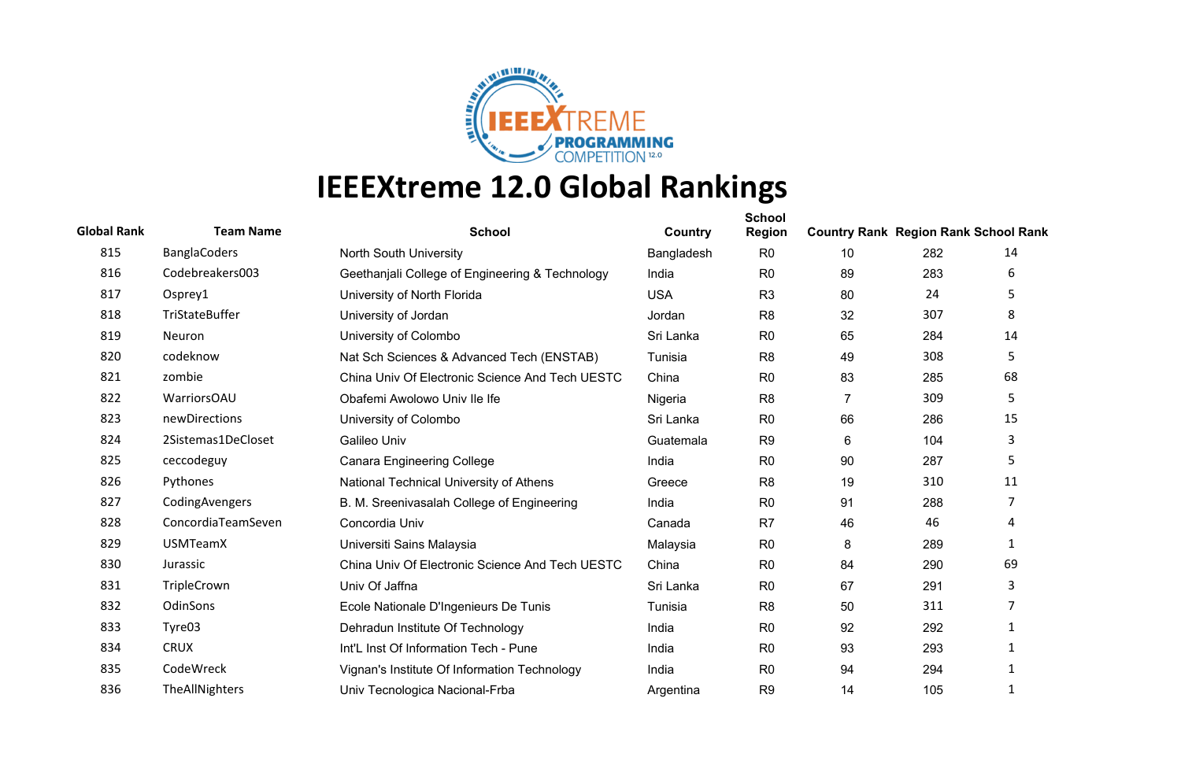# IEEEXtreme 12.0 Global Rankings

| Global Rank | Team Name | School | Country | School Region | Country Rank | Region Rank | School Rank |
|---|---|---|---|---|---|---|---|
| 815 | BanglaCoders | North South University | Bangladesh | R0 | 10 | 282 | 14 |
| 816 | Codebreakers003 | Geethanjali College of Engineering & Technology | India | R0 | 89 | 283 | 6 |
| 817 | Osprey1 | University of North Florida | USA | R3 | 80 | 24 | 5 |
| 818 | TriStateBuffer | University of Jordan | Jordan | R8 | 32 | 307 | 8 |
| 819 | Neuron | University of Colombo | Sri Lanka | R0 | 65 | 284 | 14 |
| 820 | codeknow | Nat Sch Sciences & Advanced Tech (ENSTAB) | Tunisia | R8 | 49 | 308 | 5 |
| 821 | zombie | China Univ Of Electronic Science And Tech UESTC | China | R0 | 83 | 285 | 68 |
| 822 | WarriorsOAU | Obafemi Awolowo Univ Ile Ife | Nigeria | R8 | 7 | 309 | 5 |
| 823 | newDirections | University of Colombo | Sri Lanka | R0 | 66 | 286 | 15 |
| 824 | 2Sistemas1DeCloset | Galileo Univ | Guatemala | R9 | 6 | 104 | 3 |
| 825 | ceccodeguy | Canara Engineering College | India | R0 | 90 | 287 | 5 |
| 826 | Pythones | National Technical University of Athens | Greece | R8 | 19 | 310 | 11 |
| 827 | CodingAvengers | B. M. Sreenivasalah College of Engineering | India | R0 | 91 | 288 | 7 |
| 828 | ConcordiaTeamSeven | Concordia Univ | Canada | R7 | 46 | 46 | 4 |
| 829 | USMTeamX | Universiti Sains Malaysia | Malaysia | R0 | 8 | 289 | 1 |
| 830 | Jurassic | China Univ Of Electronic Science And Tech UESTC | China | R0 | 84 | 290 | 69 |
| 831 | TripleCrown | Univ Of Jaffna | Sri Lanka | R0 | 67 | 291 | 3 |
| 832 | OdinSons | Ecole Nationale D'Ingenieurs De Tunis | Tunisia | R8 | 50 | 311 | 7 |
| 833 | Tyre03 | Dehradun Institute Of Technology | India | R0 | 92 | 292 | 1 |
| 834 | CRUX | Int'L Inst Of Information Tech - Pune | India | R0 | 93 | 293 | 1 |
| 835 | CodeWreck | Vignan's Institute Of Information Technology | India | R0 | 94 | 294 | 1 |
| 836 | TheAllNighters | Univ Tecnologica Nacional-Frba | Argentina | R9 | 14 | 105 | 1 |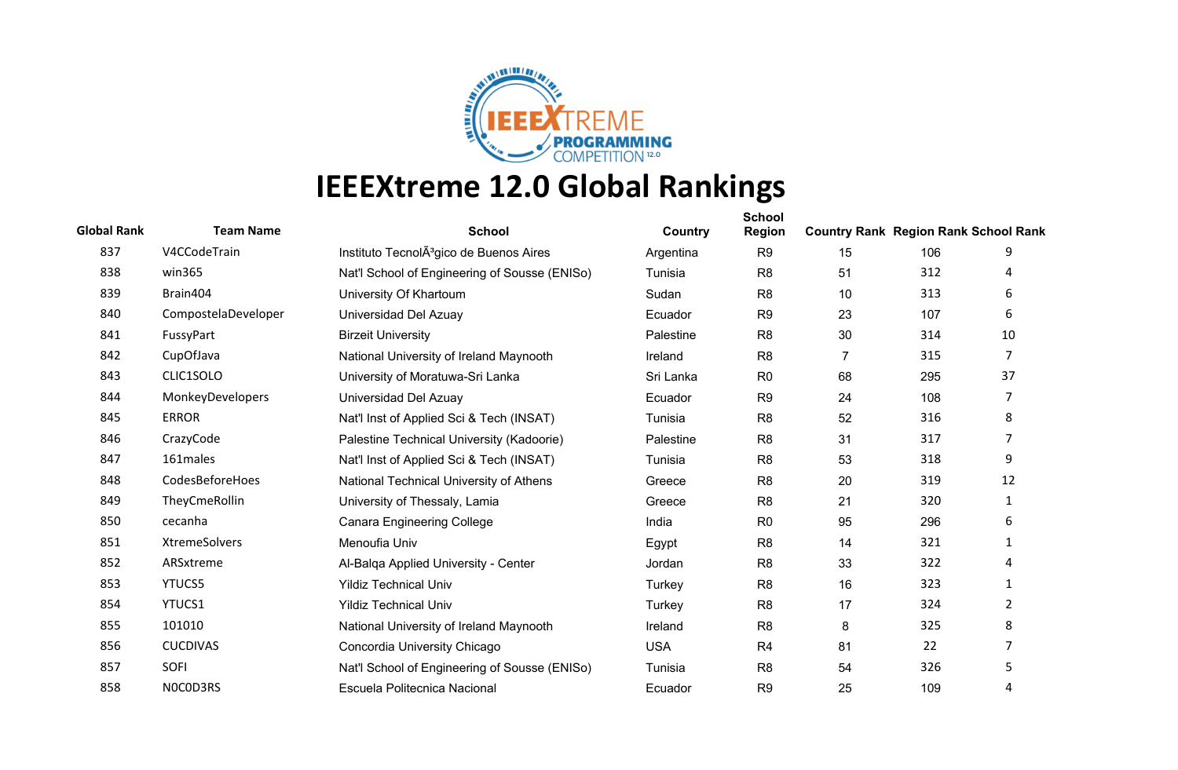# IEEEXtreme 12.0 Global Rankings

| Global Rank | Team Name | School | Country | School Region | Country Rank | Region Rank | School Rank |
|---|---|---|---|---|---|---|---|
| 837 | V4CCodeTrain | Instituto TecnolÃ³gico de Buenos Aires | Argentina | R9 | 15 | 106 | 9 |
| 838 | win365 | Nat'l School of Engineering of Sousse (ENISo) | Tunisia | R8 | 51 | 312 | 4 |
| 839 | Brain404 | University Of Khartoum | Sudan | R8 | 10 | 313 | 6 |
| 840 | CompostelaDeveloper | Universidad Del Azuay | Ecuador | R9 | 23 | 107 | 6 |
| 841 | FussyPart | Birzeit University | Palestine | R8 | 30 | 314 | 10 |
| 842 | CupOfJava | National University of Ireland Maynooth | Ireland | R8 | 7 | 315 | 7 |
| 843 | CLIC1SOLO | University of Moratuwa-Sri Lanka | Sri Lanka | R0 | 68 | 295 | 37 |
| 844 | MonkeyDevelopers | Universidad Del Azuay | Ecuador | R9 | 24 | 108 | 7 |
| 845 | ERROR | Nat'l Inst of Applied Sci & Tech (INSAT) | Tunisia | R8 | 52 | 316 | 8 |
| 846 | CrazyCode | Palestine Technical University (Kadoorie) | Palestine | R8 | 31 | 317 | 7 |
| 847 | 161males | Nat'l Inst of Applied Sci & Tech (INSAT) | Tunisia | R8 | 53 | 318 | 9 |
| 848 | CodesBeforeHoes | National Technical University of Athens | Greece | R8 | 20 | 319 | 12 |
| 849 | TheyCmeRollin | University of Thessaly, Lamia | Greece | R8 | 21 | 320 | 1 |
| 850 | cecanha | Canara Engineering College | India | R0 | 95 | 296 | 6 |
| 851 | XtremeSolvers | Menoufia Univ | Egypt | R8 | 14 | 321 | 1 |
| 852 | ARSxtreme | Al-Balqa Applied University - Center | Jordan | R8 | 33 | 322 | 4 |
| 853 | YTUCS5 | Yildiz Technical Univ | Turkey | R8 | 16 | 323 | 1 |
| 854 | YTUCS1 | Yildiz Technical Univ | Turkey | R8 | 17 | 324 | 2 |
| 855 | 101010 | National University of Ireland Maynooth | Ireland | R8 | 8 | 325 | 8 |
| 856 | CUCDIVAS | Concordia University Chicago | USA | R4 | 81 | 22 | 7 |
| 857 | SOFI | Nat'l School of Engineering of Sousse (ENISo) | Tunisia | R8 | 54 | 326 | 5 |
| 858 | N0C0D3RS | Escuela Politecnica Nacional | Ecuador | R9 | 25 | 109 | 4 |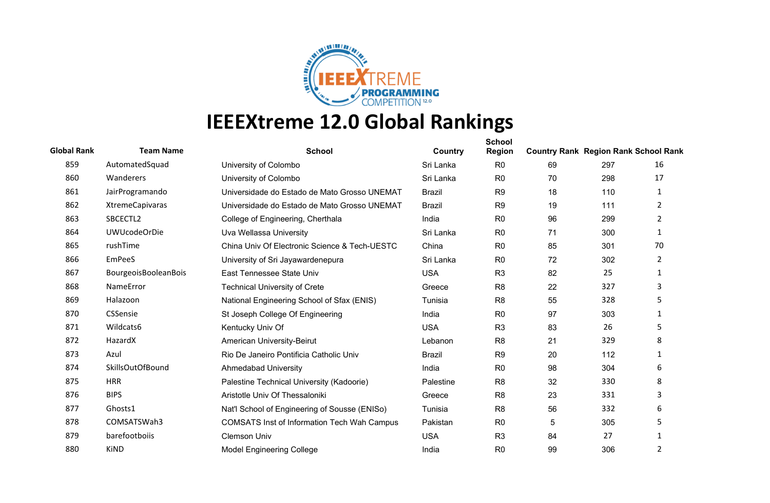# IEEEXtreme 12.0 Global Rankings

| Global Rank | Team Name | School | Country | School Region | Country Rank | Region Rank | School Rank |
|---|---|---|---|---|---|---|---|
| 859 | AutomatedSquad | University of Colombo | Sri Lanka | R0 | 69 | 297 | 16 |
| 860 | Wanderers | University of Colombo | Sri Lanka | R0 | 70 | 298 | 17 |
| 861 | JairProgramando | Universidade do Estado de Mato Grosso UNEMAT | Brazil | R9 | 18 | 110 | 1 |
| 862 | XtremeCapivaras | Universidade do Estado de Mato Grosso UNEMAT | Brazil | R9 | 19 | 111 | 2 |
| 863 | SBCECTL2 | College of Engineering, Cherthala | India | R0 | 96 | 299 | 2 |
| 864 | UWUcodeOrDie | Uva Wellassa University | Sri Lanka | R0 | 71 | 300 | 1 |
| 865 | rushTime | China Univ Of Electronic Science & Tech-UESTC | China | R0 | 85 | 301 | 70 |
| 866 | EmPeeS | University of Sri Jayawardenepura | Sri Lanka | R0 | 72 | 302 | 2 |
| 867 | BourgeoisBooleanBois | East Tennessee State Univ | USA | R3 | 82 | 25 | 1 |
| 868 | NameError | Technical University of Crete | Greece | R8 | 22 | 327 | 3 |
| 869 | Halazoon | National Engineering School of Sfax (ENIS) | Tunisia | R8 | 55 | 328 | 5 |
| 870 | CSSensie | St Joseph College Of Engineering | India | R0 | 97 | 303 | 1 |
| 871 | Wildcats6 | Kentucky Univ Of | USA | R3 | 83 | 26 | 5 |
| 872 | HazardX | American University-Beirut | Lebanon | R8 | 21 | 329 | 8 |
| 873 | Azul | Rio De Janeiro Pontificia Catholic Univ | Brazil | R9 | 20 | 112 | 1 |
| 874 | SkillsOutOfBound | Ahmedabad University | India | R0 | 98 | 304 | 6 |
| 875 | HRR | Palestine Technical University (Kadoorie) | Palestine | R8 | 32 | 330 | 8 |
| 876 | BIPS | Aristotle Univ Of Thessaloniki | Greece | R8 | 23 | 331 | 3 |
| 877 | Ghosts1 | Nat'l School of Engineering of Sousse (ENISo) | Tunisia | R8 | 56 | 332 | 6 |
| 878 | COMSATSWah3 | COMSATS Inst of Information Tech Wah Campus | Pakistan | R0 | 5 | 305 | 5 |
| 879 | barefootboiis | Clemson Univ | USA | R3 | 84 | 27 | 1 |
| 880 | KiND | Model Engineering College | India | R0 | 99 | 306 | 2 |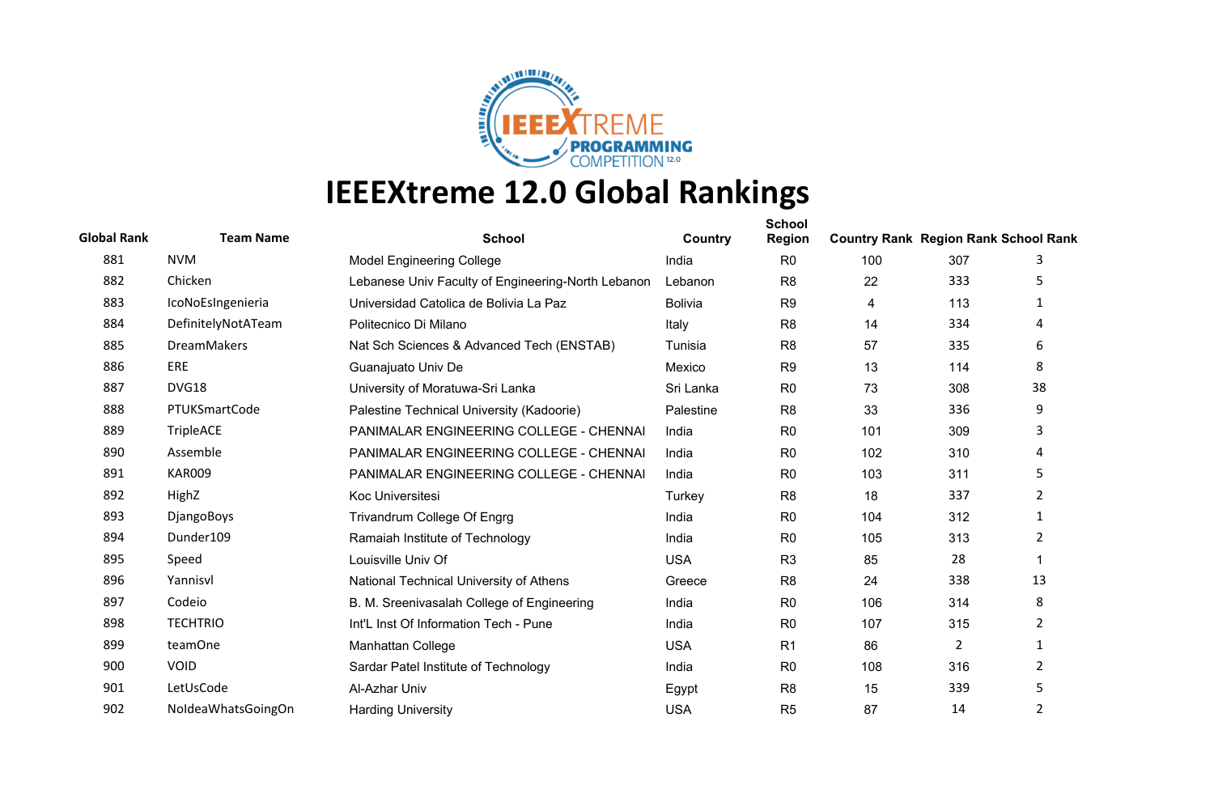# IEEEXtreme 12.0 Global Rankings

| Global Rank | Team Name | School | Country | School Region | Country Rank | Region Rank | School Rank |
|---|---|---|---|---|---|---|---|
| 881 | NVM | Model Engineering College | India | R0 | 100 | 307 | 3 |
| 882 | Chicken | Lebanese Univ Faculty of Engineering-North Lebanon | Lebanon | R8 | 22 | 333 | 5 |
| 883 | IcoNoEsIngenieria | Universidad Catolica de Bolivia La Paz | Bolivia | R9 | 4 | 113 | 1 |
| 884 | DefinitelyNotATeam | Politecnico Di Milano | Italy | R8 | 14 | 334 | 4 |
| 885 | DreamMakers | Nat Sch Sciences & Advanced Tech (ENSTAB) | Tunisia | R8 | 57 | 335 | 6 |
| 886 | ERE | Guanajuato Univ De | Mexico | R9 | 13 | 114 | 8 |
| 887 | DVG18 | University of Moratuwa-Sri Lanka | Sri Lanka | R0 | 73 | 308 | 38 |
| 888 | PTUKSmartCode | Palestine Technical University (Kadoorie) | Palestine | R8 | 33 | 336 | 9 |
| 889 | TripleACE | PANIMALAR ENGINEERING COLLEGE - CHENNAI | India | R0 | 101 | 309 | 3 |
| 890 | Assemble | PANIMALAR ENGINEERING COLLEGE - CHENNAI | India | R0 | 102 | 310 | 4 |
| 891 | KAR009 | PANIMALAR ENGINEERING COLLEGE - CHENNAI | India | R0 | 103 | 311 | 5 |
| 892 | HighZ | Koc Universitesi | Turkey | R8 | 18 | 337 | 2 |
| 893 | DjangoBoys | Trivandrum College Of Engrg | India | R0 | 104 | 312 | 1 |
| 894 | Dunder109 | Ramaiah Institute of Technology | India | R0 | 105 | 313 | 2 |
| 895 | Speed | Louisville Univ Of | USA | R3 | 85 | 28 | 1 |
| 896 | Yannisvl | National Technical University of Athens | Greece | R8 | 24 | 338 | 13 |
| 897 | Codeio | B. M. Sreenivasalah College of Engineering | India | R0 | 106 | 314 | 8 |
| 898 | TECHTRIO | Int'L Inst Of Information Tech - Pune | India | R0 | 107 | 315 | 2 |
| 899 | teamOne | Manhattan College | USA | R1 | 86 | 2 | 1 |
| 900 | VOID | Sardar Patel Institute of Technology | India | R0 | 108 | 316 | 2 |
| 901 | LetUsCode | Al-Azhar Univ | Egypt | R8 | 15 | 339 | 5 |
| 902 | NoIdeaWhatsGoingOn | Harding University | USA | R5 | 87 | 14 | 2 |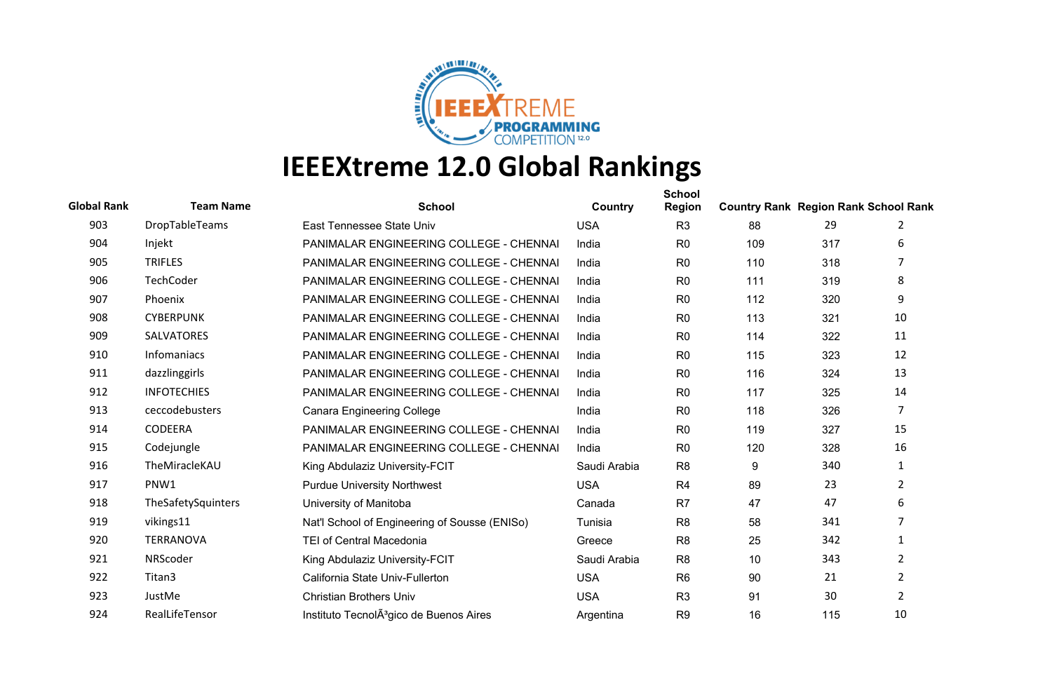# IEEEXtreme 12.0 Global Rankings

| Global Rank | Team Name | School | Country | School Region | Country Rank | Region Rank | School Rank |
|---|---|---|---|---|---|---|---|
| 903 | DropTableTeams | East Tennessee State Univ | USA | R3 | 88 | 29 | 2 |
| 904 | Injekt | PANIMALAR ENGINEERING COLLEGE - CHENNAI | India | R0 | 109 | 317 | 6 |
| 905 | TRIFLES | PANIMALAR ENGINEERING COLLEGE - CHENNAI | India | R0 | 110 | 318 | 7 |
| 906 | TechCoder | PANIMALAR ENGINEERING COLLEGE - CHENNAI | India | R0 | 111 | 319 | 8 |
| 907 | Phoenix | PANIMALAR ENGINEERING COLLEGE - CHENNAI | India | R0 | 112 | 320 | 9 |
| 908 | CYBERPUNK | PANIMALAR ENGINEERING COLLEGE - CHENNAI | India | R0 | 113 | 321 | 10 |
| 909 | SALVATORES | PANIMALAR ENGINEERING COLLEGE - CHENNAI | India | R0 | 114 | 322 | 11 |
| 910 | Infomaniacs | PANIMALAR ENGINEERING COLLEGE - CHENNAI | India | R0 | 115 | 323 | 12 |
| 911 | dazzlinggirls | PANIMALAR ENGINEERING COLLEGE - CHENNAI | India | R0 | 116 | 324 | 13 |
| 912 | INFOTECHIES | PANIMALAR ENGINEERING COLLEGE - CHENNAI | India | R0 | 117 | 325 | 14 |
| 913 | ceccodebusters | Canara Engineering College | India | R0 | 118 | 326 | 7 |
| 914 | CODEERA | PANIMALAR ENGINEERING COLLEGE - CHENNAI | India | R0 | 119 | 327 | 15 |
| 915 | Codejungle | PANIMALAR ENGINEERING COLLEGE - CHENNAI | India | R0 | 120 | 328 | 16 |
| 916 | TheMiracleKAU | King Abdulaziz University-FCIT | Saudi Arabia | R8 | 9 | 340 | 1 |
| 917 | PNW1 | Purdue University Northwest | USA | R4 | 89 | 23 | 2 |
| 918 | TheSafetySquinters | University of Manitoba | Canada | R7 | 47 | 47 | 6 |
| 919 | vikings11 | Nat'l School of Engineering of Sousse (ENISo) | Tunisia | R8 | 58 | 341 | 7 |
| 920 | TERRANOVA | TEI of Central Macedonia | Greece | R8 | 25 | 342 | 1 |
| 921 | NRScoder | King Abdulaziz University-FCIT | Saudi Arabia | R8 | 10 | 343 | 2 |
| 922 | Titan3 | California State Univ-Fullerton | USA | R6 | 90 | 21 | 2 |
| 923 | JustMe | Christian Brothers Univ | USA | R3 | 91 | 30 | 2 |
| 924 | RealLifeTensor | Instituto TecnolÃ³gico de Buenos Aires | Argentina | R9 | 16 | 115 | 10 |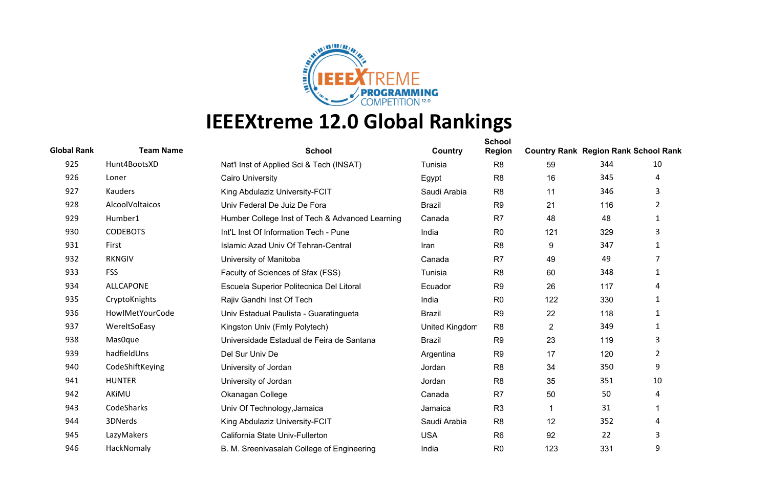# IEEEXtreme 12.0 Global Rankings

| Global Rank | Team Name | School | Country | School Region | Country Rank | Region Rank | School Rank |
|---|---|---|---|---|---|---|---|
| 925 | Hunt4BootsXD | Nat'l Inst of Applied Sci & Tech (INSAT) | Tunisia | R8 | 59 | 344 | 10 |
| 926 | Loner | Cairo University | Egypt | R8 | 16 | 345 | 4 |
| 927 | Kauders | King Abdulaziz University-FCIT | Saudi Arabia | R8 | 11 | 346 | 3 |
| 928 | AlcoolVoltaicos | Univ Federal De Juiz De Fora | Brazil | R9 | 21 | 116 | 2 |
| 929 | Humber1 | Humber College Inst of Tech & Advanced Learning | Canada | R7 | 48 | 48 | 1 |
| 930 | CODEBOTS | Int'L Inst Of Information Tech - Pune | India | R0 | 121 | 329 | 3 |
| 931 | First | Islamic Azad Univ Of Tehran-Central | Iran | R8 | 9 | 347 | 1 |
| 932 | RKNGIV | University of Manitoba | Canada | R7 | 49 | 49 | 7 |
| 933 | FSS | Faculty of Sciences of Sfax (FSS) | Tunisia | R8 | 60 | 348 | 1 |
| 934 | ALLCAPONE | Escuela Superior Politecnica Del Litoral | Ecuador | R9 | 26 | 117 | 4 |
| 935 | CryptoKnights | Rajiv Gandhi Inst Of Tech | India | R0 | 122 | 330 | 1 |
| 936 | HowIMetYourCode | Univ Estadual Paulista - Guaratingueta | Brazil | R9 | 22 | 118 | 1 |
| 937 | WereItSoEasy | Kingston Univ (Fmly Polytech) | United Kingdom | R8 | 2 | 349 | 1 |
| 938 | Mas0que | Universidade Estadual de Feira de Santana | Brazil | R9 | 23 | 119 | 3 |
| 939 | hadfieldUns | Del Sur Univ De | Argentina | R9 | 17 | 120 | 2 |
| 940 | CodeShiftKeying | University of Jordan | Jordan | R8 | 34 | 350 | 9 |
| 941 | HUNTER | University of Jordan | Jordan | R8 | 35 | 351 | 10 |
| 942 | AKiMU | Okanagan College | Canada | R7 | 50 | 50 | 4 |
| 943 | CodeSharks | Univ Of Technology,Jamaica | Jamaica | R3 | 1 | 31 | 1 |
| 944 | 3DNerds | King Abdulaziz University-FCIT | Saudi Arabia | R8 | 12 | 352 | 4 |
| 945 | LazyMakers | California State Univ-Fullerton | USA | R6 | 92 | 22 | 3 |
| 946 | HackNomaly | B. M. Sreenivasalah College of Engineering | India | R0 | 123 | 331 | 9 |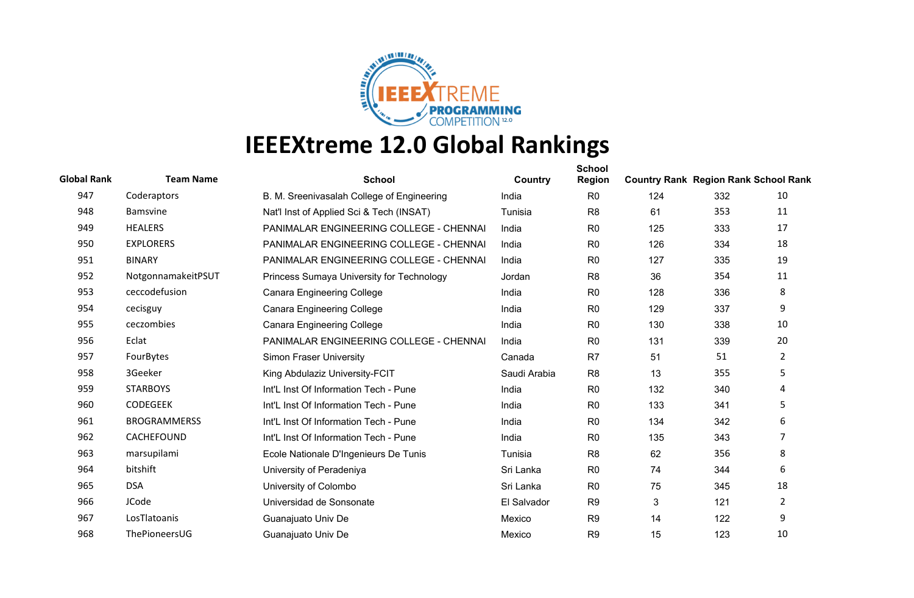# IEEEXtreme 12.0 Global Rankings

| Global Rank | Team Name | School | Country | School Region | Country Rank | Region Rank | School Rank |
|---|---|---|---|---|---|---|---|
| 947 | Coderaptors | B. M. Sreenivasalah College of Engineering | India | R0 | 124 | 332 | 10 |
| 948 | Bamsvine | Nat'l Inst of Applied Sci & Tech (INSAT) | Tunisia | R8 | 61 | 353 | 11 |
| 949 | HEALERS | PANIMALAR ENGINEERING COLLEGE - CHENNAI | India | R0 | 125 | 333 | 17 |
| 950 | EXPLORERS | PANIMALAR ENGINEERING COLLEGE - CHENNAI | India | R0 | 126 | 334 | 18 |
| 951 | BINARY | PANIMALAR ENGINEERING COLLEGE - CHENNAI | India | R0 | 127 | 335 | 19 |
| 952 | NotgonnamakeitPSUT | Princess Sumaya University for Technology | Jordan | R8 | 36 | 354 | 11 |
| 953 | ceccodefusion | Canara Engineering College | India | R0 | 128 | 336 | 8 |
| 954 | cecisguy | Canara Engineering College | India | R0 | 129 | 337 | 9 |
| 955 | ceczombies | Canara Engineering College | India | R0 | 130 | 338 | 10 |
| 956 | Eclat | PANIMALAR ENGINEERING COLLEGE - CHENNAI | India | R0 | 131 | 339 | 20 |
| 957 | FourBytes | Simon Fraser University | Canada | R7 | 51 | 51 | 2 |
| 958 | 3Geeker | King Abdulaziz University-FCIT | Saudi Arabia | R8 | 13 | 355 | 5 |
| 959 | STARBOYS | Int'L Inst Of Information Tech - Pune | India | R0 | 132 | 340 | 4 |
| 960 | CODEGEEK | Int'L Inst Of Information Tech - Pune | India | R0 | 133 | 341 | 5 |
| 961 | BROGRAMMERSS | Int'L Inst Of Information Tech - Pune | India | R0 | 134 | 342 | 6 |
| 962 | CACHEFOUND | Int'L Inst Of Information Tech - Pune | India | R0 | 135 | 343 | 7 |
| 963 | marsupilami | Ecole Nationale D'Ingenieurs De Tunis | Tunisia | R8 | 62 | 356 | 8 |
| 964 | bitshift | University of Peradeniya | Sri Lanka | R0 | 74 | 344 | 6 |
| 965 | DSA | University of Colombo | Sri Lanka | R0 | 75 | 345 | 18 |
| 966 | JCode | Universidad de Sonsonate | El Salvador | R9 | 3 | 121 | 2 |
| 967 | LosTlatoanis | Guanajuato Univ De | Mexico | R9 | 14 | 122 | 9 |
| 968 | ThePioneersUG | Guanajuato Univ De | Mexico | R9 | 15 | 123 | 10 |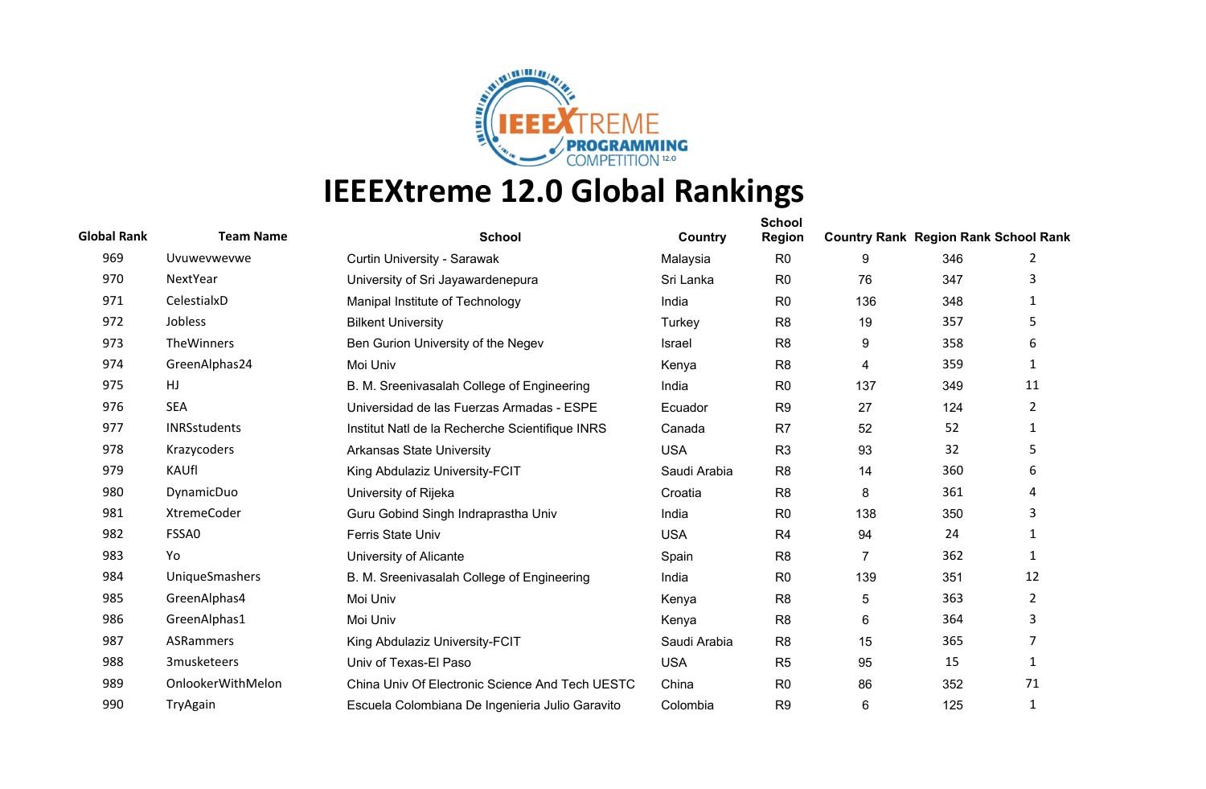# IEEEXtreme 12.0 Global Rankings

| Global Rank | Team Name | School | Country | School Region | Country Rank | Region Rank | School Rank |
|---|---|---|---|---|---|---|---|
| 969 | Uvuwevwevwe | Curtin University - Sarawak | Malaysia | R0 | 9 | 346 | 2 |
| 970 | NextYear | University of Sri Jayawardenepura | Sri Lanka | R0 | 76 | 347 | 3 |
| 971 | CelestialxD | Manipal Institute of Technology | India | R0 | 136 | 348 | 1 |
| 972 | Jobless | Bilkent University | Turkey | R8 | 19 | 357 | 5 |
| 973 | TheWinners | Ben Gurion University of the Negev | Israel | R8 | 9 | 358 | 6 |
| 974 | GreenAlphas24 | Moi Univ | Kenya | R8 | 4 | 359 | 1 |
| 975 | HJ | B. M. Sreenivasalah College of Engineering | India | R0 | 137 | 349 | 11 |
| 976 | SEA | Universidad de las Fuerzas Armadas - ESPE | Ecuador | R9 | 27 | 124 | 2 |
| 977 | INRSstudents | Institut Natl de la Recherche Scientifique INRS | Canada | R7 | 52 | 52 | 1 |
| 978 | Krazycoders | Arkansas State University | USA | R3 | 93 | 32 | 5 |
| 979 | KAUfl | King Abdulaziz University-FCIT | Saudi Arabia | R8 | 14 | 360 | 6 |
| 980 | DynamicDuo | University of Rijeka | Croatia | R8 | 8 | 361 | 4 |
| 981 | XtremeCoder | Guru Gobind Singh Indraprastha Univ | India | R0 | 138 | 350 | 3 |
| 982 | FSSA0 | Ferris State Univ | USA | R4 | 94 | 24 | 1 |
| 983 | Yo | University of Alicante | Spain | R8 | 7 | 362 | 1 |
| 984 | UniqueSmashers | B. M. Sreenivasalah College of Engineering | India | R0 | 139 | 351 | 12 |
| 985 | GreenAlphas4 | Moi Univ | Kenya | R8 | 5 | 363 | 2 |
| 986 | GreenAlphas1 | Moi Univ | Kenya | R8 | 6 | 364 | 3 |
| 987 | ASRammers | King Abdulaziz University-FCIT | Saudi Arabia | R8 | 15 | 365 | 7 |
| 988 | 3musketeers | Univ of Texas-El Paso | USA | R5 | 95 | 15 | 1 |
| 989 | OnlookerWithMelon | China Univ Of Electronic Science And Tech UESTC | China | R0 | 86 | 352 | 71 |
| 990 | TryAgain | Escuela Colombiana De Ingenieria Julio Garavito | Colombia | R9 | 6 | 125 | 1 |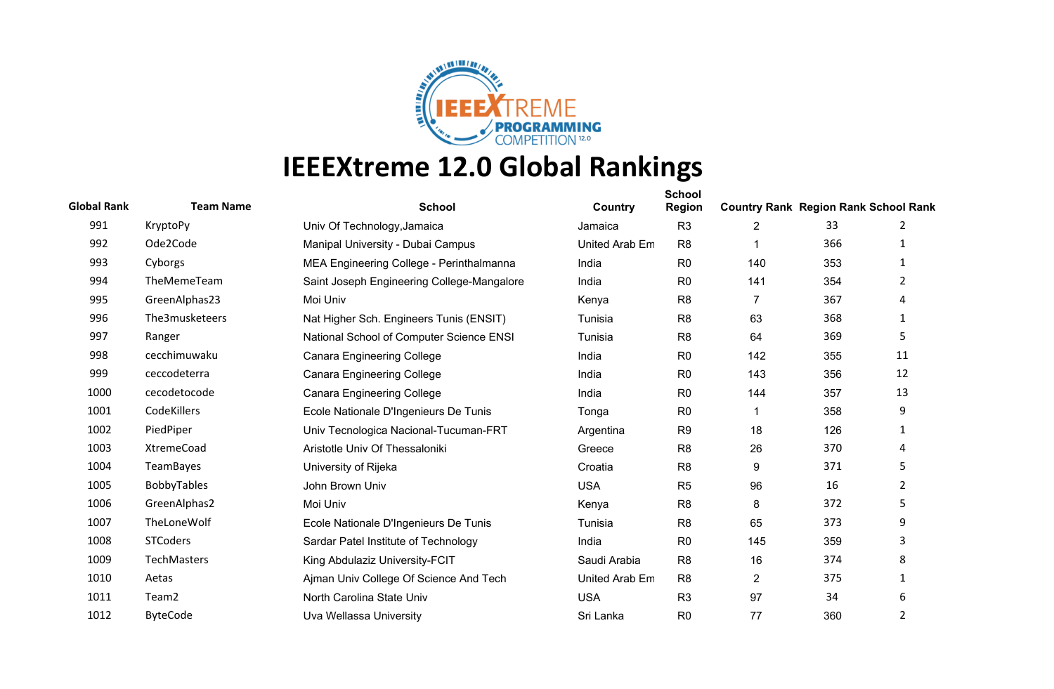# IEEEXtreme 12.0 Global Rankings

| Global Rank | Team Name | School | Country | School Region | Country Rank | Region Rank | School Rank |
|---|---|---|---|---|---|---|---|
| 991 | KryptoPy | Univ Of Technology,Jamaica | Jamaica | R3 | 2 | 33 | 2 |
| 992 | Ode2Code | Manipal University - Dubai Campus | United Arab Em | R8 | 1 | 366 | 1 |
| 993 | Cyborgs | MEA Engineering College - Perinthalmanna | India | R0 | 140 | 353 | 1 |
| 994 | TheMemeTeam | Saint Joseph Engineering College-Mangalore | India | R0 | 141 | 354 | 2 |
| 995 | GreenAlphas23 | Moi Univ | Kenya | R8 | 7 | 367 | 4 |
| 996 | The3musketeers | Nat Higher Sch. Engineers Tunis (ENSIT) | Tunisia | R8 | 63 | 368 | 1 |
| 997 | Ranger | National School of Computer Science ENSI | Tunisia | R8 | 64 | 369 | 5 |
| 998 | cecchimuwaku | Canara Engineering College | India | R0 | 142 | 355 | 11 |
| 999 | ceccodeterra | Canara Engineering College | India | R0 | 143 | 356 | 12 |
| 1000 | cecodetocode | Canara Engineering College | India | R0 | 144 | 357 | 13 |
| 1001 | CodeKillers | Ecole Nationale D'Ingenieurs De Tunis | Tonga | R0 | 1 | 358 | 9 |
| 1002 | PiedPiper | Univ Tecnologica Nacional-Tucuman-FRT | Argentina | R9 | 18 | 126 | 1 |
| 1003 | XtremeCoad | Aristotle Univ Of Thessaloniki | Greece | R8 | 26 | 370 | 4 |
| 1004 | TeamBayes | University of Rijeka | Croatia | R8 | 9 | 371 | 5 |
| 1005 | BobbyTables | John Brown Univ | USA | R5 | 96 | 16 | 2 |
| 1006 | GreenAlphas2 | Moi Univ | Kenya | R8 | 8 | 372 | 5 |
| 1007 | TheLoneWolf | Ecole Nationale D'Ingenieurs De Tunis | Tunisia | R8 | 65 | 373 | 9 |
| 1008 | STCoders | Sardar Patel Institute of Technology | India | R0 | 145 | 359 | 3 |
| 1009 | TechMasters | King Abdulaziz University-FCIT | Saudi Arabia | R8 | 16 | 374 | 8 |
| 1010 | Aetas | Ajman Univ College Of Science And Tech | United Arab Em | R8 | 2 | 375 | 1 |
| 1011 | Team2 | North Carolina State Univ | USA | R3 | 97 | 34 | 6 |
| 1012 | ByteCode | Uva Wellassa University | Sri Lanka | R0 | 77 | 360 | 2 |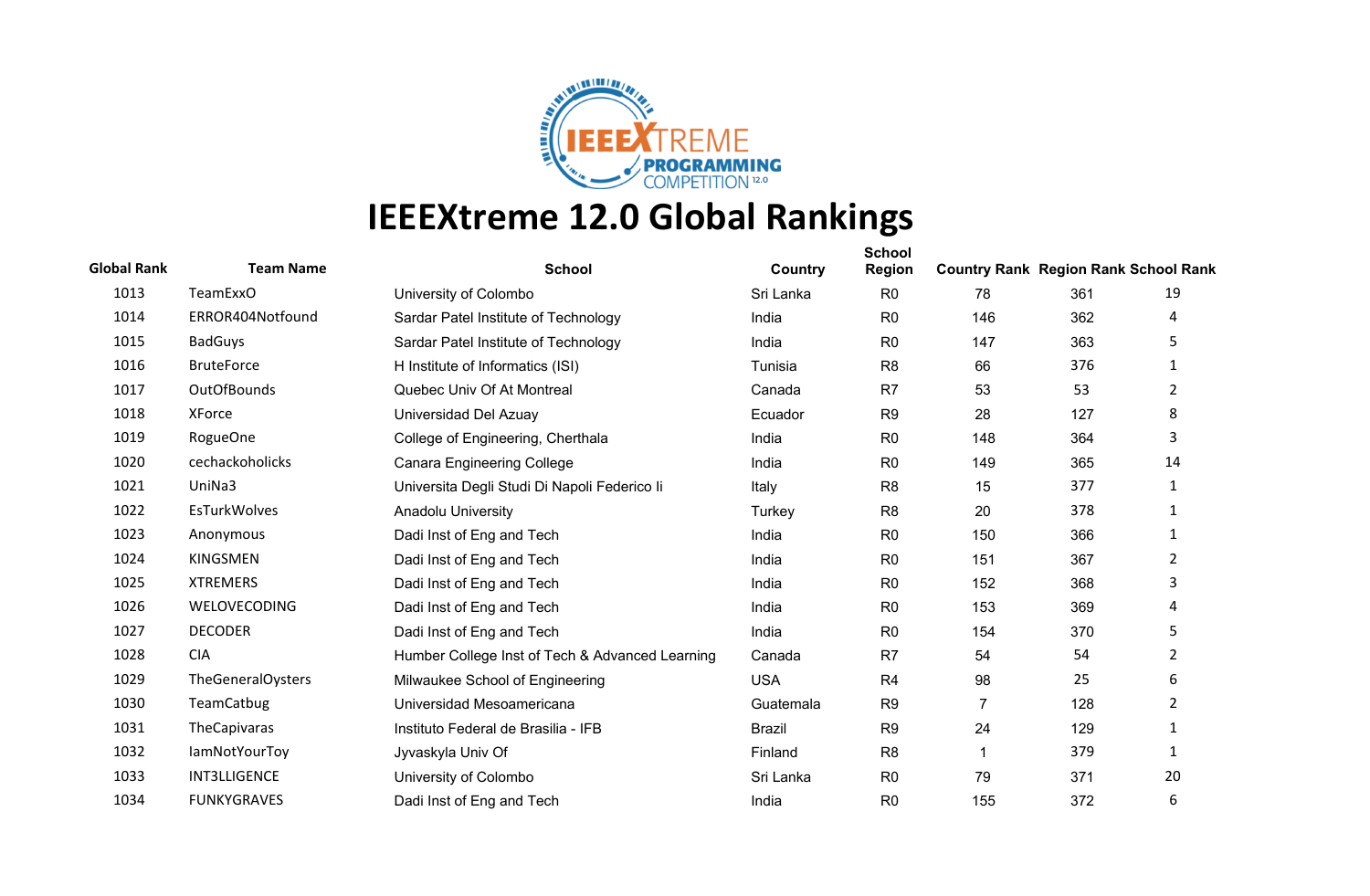# IEEEXtreme 12.0 Global Rankings

| Global Rank | Team Name | School | Country | School Region | Country Rank | Region Rank | School Rank |
|---|---|---|---|---|---|---|---|
| 1013 | TeamExxO | University of Colombo | Sri Lanka | R0 | 78 | 361 | 19 |
| 1014 | ERROR404Notfound | Sardar Patel Institute of Technology | India | R0 | 146 | 362 | 4 |
| 1015 | BadGuys | Sardar Patel Institute of Technology | India | R0 | 147 | 363 | 5 |
| 1016 | BruteForce | H Institute of Informatics (ISI) | Tunisia | R8 | 66 | 376 | 1 |
| 1017 | OutOfBounds | Quebec Univ Of At Montreal | Canada | R7 | 53 | 53 | 2 |
| 1018 | XForce | Universidad Del Azuay | Ecuador | R9 | 28 | 127 | 8 |
| 1019 | RogueOne | College of Engineering, Cherthala | India | R0 | 148 | 364 | 3 |
| 1020 | cechackoholicks | Canara Engineering College | India | R0 | 149 | 365 | 14 |
| 1021 | UniNa3 | Universita Degli Studi Di Napoli Federico Ii | Italy | R8 | 15 | 377 | 1 |
| 1022 | EsTurkWolves | Anadolu University | Turkey | R8 | 20 | 378 | 1 |
| 1023 | Anonymous | Dadi Inst of Eng and Tech | India | R0 | 150 | 366 | 1 |
| 1024 | KINGSMEN | Dadi Inst of Eng and Tech | India | R0 | 151 | 367 | 2 |
| 1025 | XTREMERS | Dadi Inst of Eng and Tech | India | R0 | 152 | 368 | 3 |
| 1026 | WELOVECODING | Dadi Inst of Eng and Tech | India | R0 | 153 | 369 | 4 |
| 1027 | DECODER | Dadi Inst of Eng and Tech | India | R0 | 154 | 370 | 5 |
| 1028 | CIA | Humber College Inst of Tech & Advanced Learning | Canada | R7 | 54 | 54 | 2 |
| 1029 | TheGeneralOysters | Milwaukee School of Engineering | USA | R4 | 98 | 25 | 6 |
| 1030 | TeamCatbug | Universidad Mesoamericana | Guatemala | R9 | 7 | 128 | 2 |
| 1031 | TheCapivaras | Instituto Federal de Brasilia - IFB | Brazil | R9 | 24 | 129 | 1 |
| 1032 | IamNotYourToy | Jyvaskyla Univ Of | Finland | R8 | 1 | 379 | 1 |
| 1033 | INT3LLIGENCE | University of Colombo | Sri Lanka | R0 | 79 | 371 | 20 |
| 1034 | FUNKYGRAVES | Dadi Inst of Eng and Tech | India | R0 | 155 | 372 | 6 |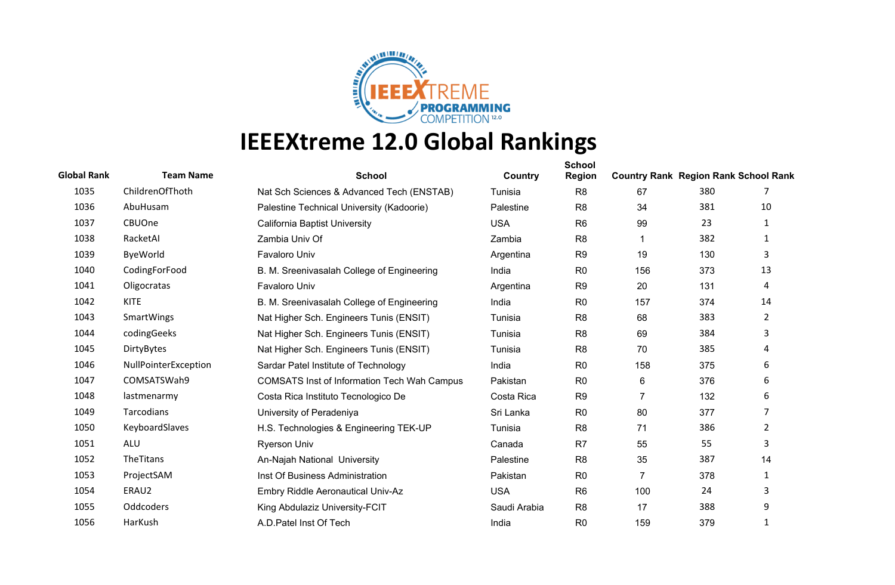# IEEEXtreme 12.0 Global Rankings

| Global Rank | Team Name | School | Country | School Region | Country Rank | Region Rank | School Rank |
|---|---|---|---|---|---|---|---|
| 1035 | ChildrenOfThoth | Nat Sch Sciences & Advanced Tech (ENSTAB) | Tunisia | R8 | 67 | 380 | 7 |
| 1036 | AbuHusam | Palestine Technical University (Kadoorie) | Palestine | R8 | 34 | 381 | 10 |
| 1037 | CBUOne | California Baptist University | USA | R6 | 99 | 23 | 1 |
| 1038 | RacketAI | Zambia Univ Of | Zambia | R8 | 1 | 382 | 1 |
| 1039 | ByeWorld | Favaloro Univ | Argentina | R9 | 19 | 130 | 3 |
| 1040 | CodingForFood | B. M. Sreenivasalah College of Engineering | India | R0 | 156 | 373 | 13 |
| 1041 | Oligocratas | Favaloro Univ | Argentina | R9 | 20 | 131 | 4 |
| 1042 | KITE | B. M. Sreenivasalah College of Engineering | India | R0 | 157 | 374 | 14 |
| 1043 | SmartWings | Nat Higher Sch. Engineers Tunis (ENSIT) | Tunisia | R8 | 68 | 383 | 2 |
| 1044 | codingGeeks | Nat Higher Sch. Engineers Tunis (ENSIT) | Tunisia | R8 | 69 | 384 | 3 |
| 1045 | DirtyBytes | Nat Higher Sch. Engineers Tunis (ENSIT) | Tunisia | R8 | 70 | 385 | 4 |
| 1046 | NullPointerException | Sardar Patel Institute of Technology | India | R0 | 158 | 375 | 6 |
| 1047 | COMSATSWah9 | COMSATS Inst of Information Tech Wah Campus | Pakistan | R0 | 6 | 376 | 6 |
| 1048 | lastmenarmy | Costa Rica Instituto Tecnologico De | Costa Rica | R9 | 7 | 132 | 6 |
| 1049 | Tarcodians | University of Peradeniya | Sri Lanka | R0 | 80 | 377 | 7 |
| 1050 | KeyboardSlaves | H.S. Technologies & Engineering TEK-UP | Tunisia | R8 | 71 | 386 | 2 |
| 1051 | ALU | Ryerson Univ | Canada | R7 | 55 | 55 | 3 |
| 1052 | TheTitans | An-Najah National University | Palestine | R8 | 35 | 387 | 14 |
| 1053 | ProjectSAM | Inst Of Business Administration | Pakistan | R0 | 7 | 378 | 1 |
| 1054 | ERAU2 | Embry Riddle Aeronautical Univ-Az | USA | R6 | 100 | 24 | 3 |
| 1055 | Oddcoders | King Abdulaziz University-FCIT | Saudi Arabia | R8 | 17 | 388 | 9 |
| 1056 | HarKush | A.D.Patel Inst Of Tech | India | R0 | 159 | 379 | 1 |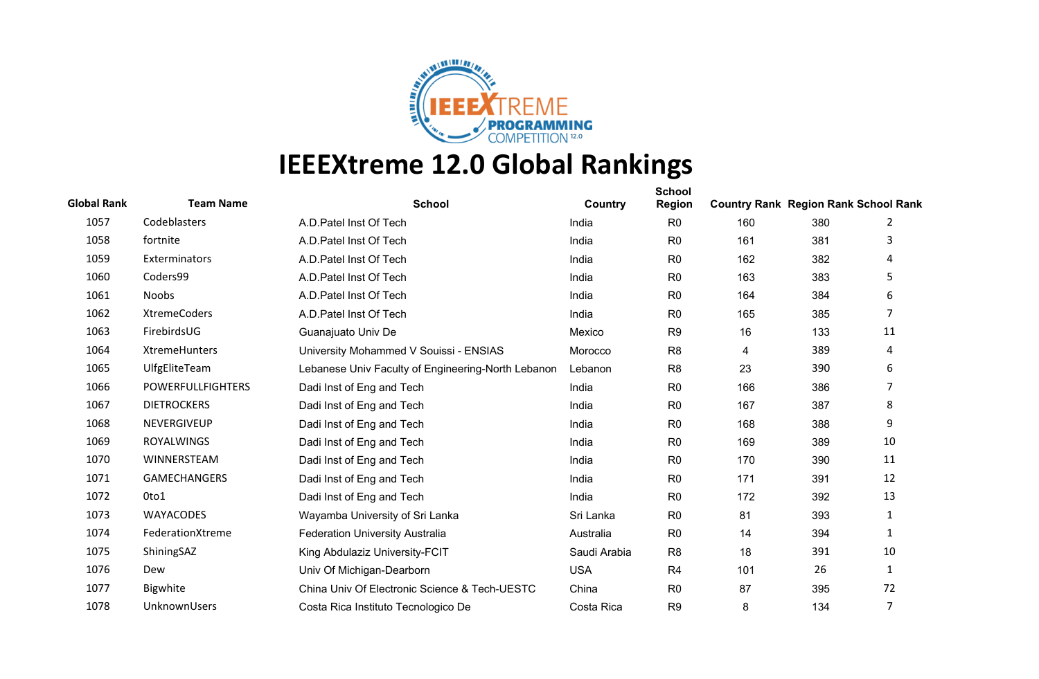# IEEEXtreme 12.0 Global Rankings

| Global Rank | Team Name | School | Country | School Region | Country Rank | Region Rank | School Rank |
|---|---|---|---|---|---|---|---|
| 1057 | Codeblasters | A.D.Patel Inst Of Tech | India | R0 | 160 | 380 | 2 |
| 1058 | fortnite | A.D.Patel Inst Of Tech | India | R0 | 161 | 381 | 3 |
| 1059 | Exterminators | A.D.Patel Inst Of Tech | India | R0 | 162 | 382 | 4 |
| 1060 | Coders99 | A.D.Patel Inst Of Tech | India | R0 | 163 | 383 | 5 |
| 1061 | Noobs | A.D.Patel Inst Of Tech | India | R0 | 164 | 384 | 6 |
| 1062 | XtremeCoders | A.D.Patel Inst Of Tech | India | R0 | 165 | 385 | 7 |
| 1063 | FirebirdsUG | Guanajuato Univ De | Mexico | R9 | 16 | 133 | 11 |
| 1064 | XtremeHunters | University Mohammed V Souissi - ENSIAS | Morocco | R8 | 4 | 389 | 4 |
| 1065 | UlfgEliteTeam | Lebanese Univ Faculty of Engineering-North Lebanon | Lebanon | R8 | 23 | 390 | 6 |
| 1066 | POWERFULLFIGHTERS | Dadi Inst of Eng and Tech | India | R0 | 166 | 386 | 7 |
| 1067 | DIETROCKERS | Dadi Inst of Eng and Tech | India | R0 | 167 | 387 | 8 |
| 1068 | NEVERGIVEUP | Dadi Inst of Eng and Tech | India | R0 | 168 | 388 | 9 |
| 1069 | ROYALWINGS | Dadi Inst of Eng and Tech | India | R0 | 169 | 389 | 10 |
| 1070 | WINNERSTEAM | Dadi Inst of Eng and Tech | India | R0 | 170 | 390 | 11 |
| 1071 | GAMECHANGERS | Dadi Inst of Eng and Tech | India | R0 | 171 | 391 | 12 |
| 1072 | 0to1 | Dadi Inst of Eng and Tech | India | R0 | 172 | 392 | 13 |
| 1073 | WAYACODES | Wayamba University of Sri Lanka | Sri Lanka | R0 | 81 | 393 | 1 |
| 1074 | FederationXtreme | Federation University Australia | Australia | R0 | 14 | 394 | 1 |
| 1075 | ShiningSAZ | King Abdulaziz University-FCIT | Saudi Arabia | R8 | 18 | 391 | 10 |
| 1076 | Dew | Univ Of Michigan-Dearborn | USA | R4 | 101 | 26 | 1 |
| 1077 | Bigwhite | China Univ Of Electronic Science & Tech-UESTC | China | R0 | 87 | 395 | 72 |
| 1078 | UnknownUsers | Costa Rica Instituto Tecnologico De | Costa Rica | R9 | 8 | 134 | 7 |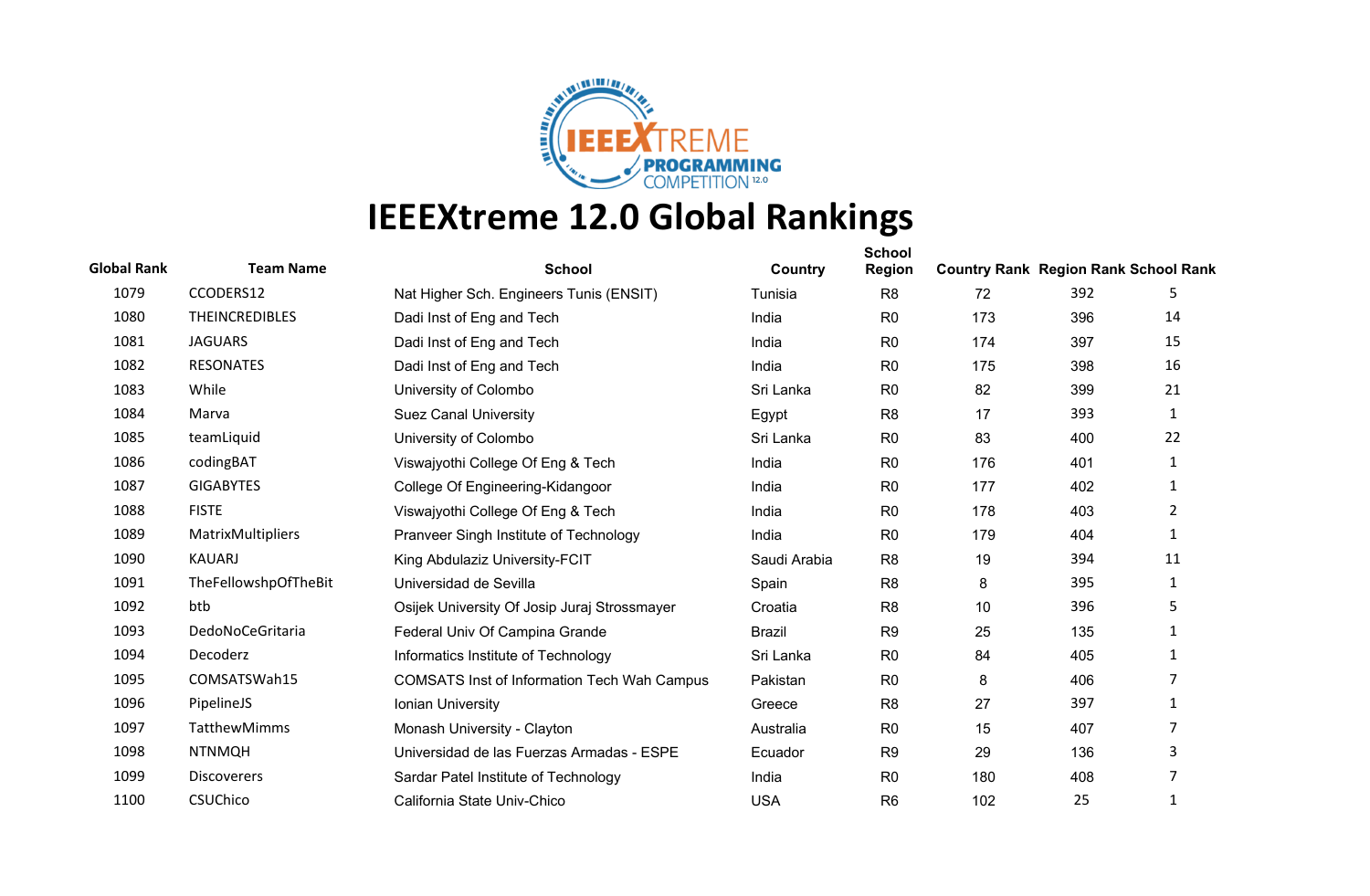# IEEEXtreme 12.0 Global Rankings

| Global Rank | Team Name | School | Country | School Region | Country Rank | Region Rank | School Rank |
|---|---|---|---|---|---|---|---|
| 1079 | CCODERS12 | Nat Higher Sch. Engineers Tunis (ENSIT) | Tunisia | R8 | 72 | 392 | 5 |
| 1080 | THEINCREDIBLES | Dadi Inst of Eng and Tech | India | R0 | 173 | 396 | 14 |
| 1081 | JAGUARS | Dadi Inst of Eng and Tech | India | R0 | 174 | 397 | 15 |
| 1082 | RESONATES | Dadi Inst of Eng and Tech | India | R0 | 175 | 398 | 16 |
| 1083 | While | University of Colombo | Sri Lanka | R0 | 82 | 399 | 21 |
| 1084 | Marva | Suez Canal University | Egypt | R8 | 17 | 393 | 1 |
| 1085 | teamLiquid | University of Colombo | Sri Lanka | R0 | 83 | 400 | 22 |
| 1086 | codingBAT | Viswajyothi College Of Eng & Tech | India | R0 | 176 | 401 | 1 |
| 1087 | GIGABYTES | College Of Engineering-Kidangoor | India | R0 | 177 | 402 | 1 |
| 1088 | FISTE | Viswajyothi College Of Eng & Tech | India | R0 | 178 | 403 | 2 |
| 1089 | MatrixMultipliers | Pranveer Singh Institute of Technology | India | R0 | 179 | 404 | 1 |
| 1090 | KAUARJ | King Abdulaziz University-FCIT | Saudi Arabia | R8 | 19 | 394 | 11 |
| 1091 | TheFellowshpOfTheBit | Universidad de Sevilla | Spain | R8 | 8 | 395 | 1 |
| 1092 | btb | Osijek University Of Josip Juraj Strossmayer | Croatia | R8 | 10 | 396 | 5 |
| 1093 | DedoNoCeGritaria | Federal Univ Of Campina Grande | Brazil | R9 | 25 | 135 | 1 |
| 1094 | Decoderz | Informatics Institute of Technology | Sri Lanka | R0 | 84 | 405 | 1 |
| 1095 | COMSATSWah15 | COMSATS Inst of Information Tech Wah Campus | Pakistan | R0 | 8 | 406 | 7 |
| 1096 | PipelineJS | Ionian University | Greece | R8 | 27 | 397 | 1 |
| 1097 | TatthewMimms | Monash University - Clayton | Australia | R0 | 15 | 407 | 7 |
| 1098 | NTNMQH | Universidad de las Fuerzas Armadas - ESPE | Ecuador | R9 | 29 | 136 | 3 |
| 1099 | Discoverers | Sardar Patel Institute of Technology | India | R0 | 180 | 408 | 7 |
| 1100 | CSUChico | California State Univ-Chico | USA | R6 | 102 | 25 | 1 |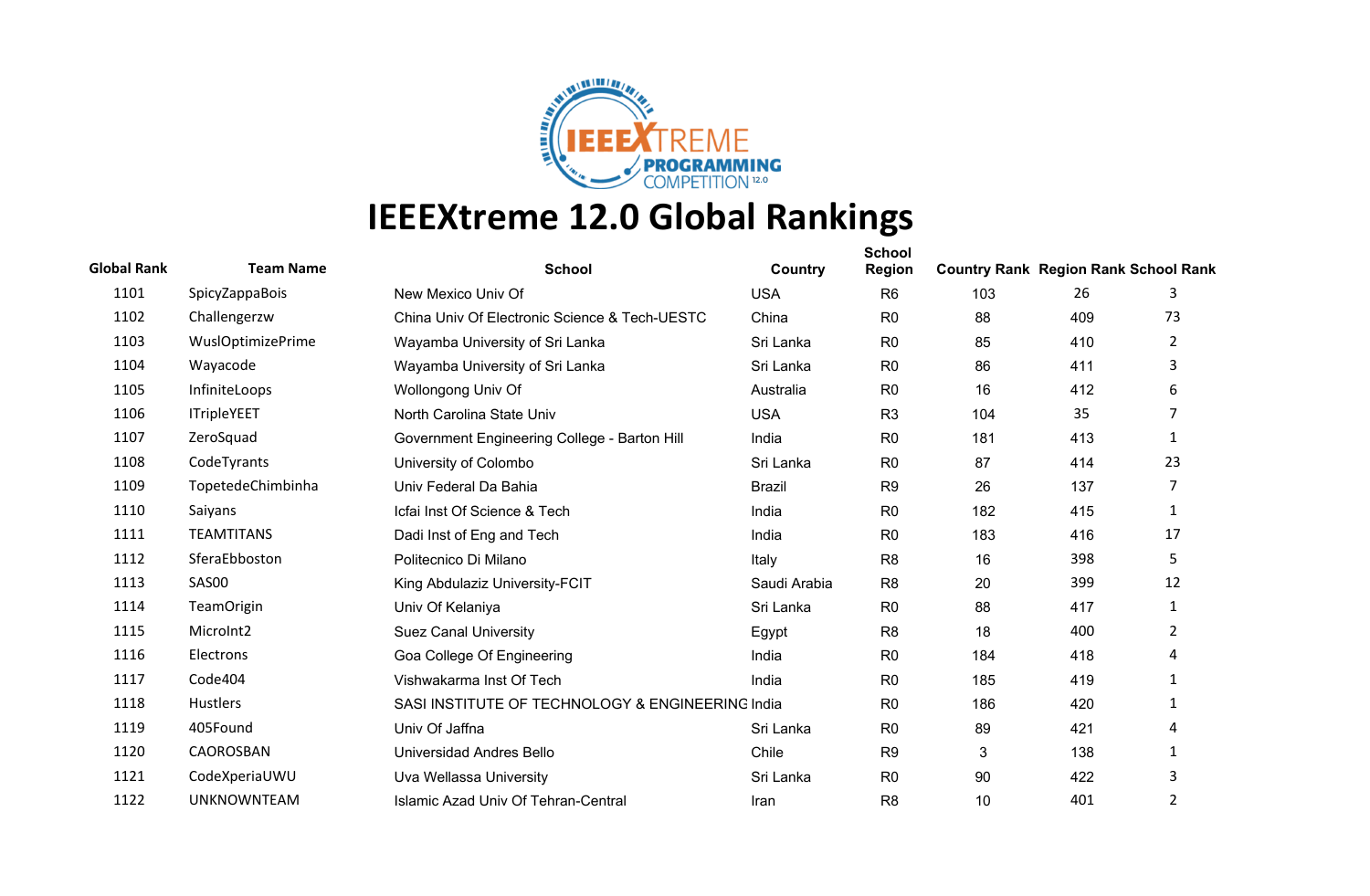# IEEEXtreme 12.0 Global Rankings

| Global Rank | Team Name | School | Country | School Region | Country Rank | Region Rank | School Rank |
|---|---|---|---|---|---|---|---|
| 1101 | SpicyZappaBois | New Mexico Univ Of | USA | R6 | 103 | 26 | 3 |
| 1102 | Challengerzw | China Univ Of Electronic Science & Tech-UESTC | China | R0 | 88 | 409 | 73 |
| 1103 | WuslOptimizePrime | Wayamba University of Sri Lanka | Sri Lanka | R0 | 85 | 410 | 2 |
| 1104 | Wayacode | Wayamba University of Sri Lanka | Sri Lanka | R0 | 86 | 411 | 3 |
| 1105 | InfiniteLoops | Wollongong Univ Of | Australia | R0 | 16 | 412 | 6 |
| 1106 | ITripleYEET | North Carolina State Univ | USA | R3 | 104 | 35 | 7 |
| 1107 | ZeroSquad | Government Engineering College - Barton Hill | India | R0 | 181 | 413 | 1 |
| 1108 | CodeTyrants | University of Colombo | Sri Lanka | R0 | 87 | 414 | 23 |
| 1109 | TopetedeChimbinha | Univ Federal Da Bahia | Brazil | R9 | 26 | 137 | 7 |
| 1110 | Saiyans | Icfai Inst Of Science & Tech | India | R0 | 182 | 415 | 1 |
| 1111 | TEAMTITANS | Dadi Inst of Eng and Tech | India | R0 | 183 | 416 | 17 |
| 1112 | SferaEbboston | Politecnico Di Milano | Italy | R8 | 16 | 398 | 5 |
| 1113 | SAS00 | King Abdulaziz University-FCIT | Saudi Arabia | R8 | 20 | 399 | 12 |
| 1114 | TeamOrigin | Univ Of Kelaniya | Sri Lanka | R0 | 88 | 417 | 1 |
| 1115 | MicroInt2 | Suez Canal University | Egypt | R8 | 18 | 400 | 2 |
| 1116 | Electrons | Goa College Of Engineering | India | R0 | 184 | 418 | 4 |
| 1117 | Code404 | Vishwakarma Inst Of Tech | India | R0 | 185 | 419 | 1 |
| 1118 | Hustlers | SASI INSTITUTE OF TECHNOLOGY & ENGINEERING | India | R0 | 186 | 420 | 1 |
| 1119 | 405Found | Univ Of Jaffna | Sri Lanka | R0 | 89 | 421 | 4 |
| 1120 | CAOROSBAN | Universidad Andres Bello | Chile | R9 | 3 | 138 | 1 |
| 1121 | CodeXperiaUWU | Uva Wellassa University | Sri Lanka | R0 | 90 | 422 | 3 |
| 1122 | UNKNOWNTEAM | Islamic Azad Univ Of Tehran-Central | Iran | R8 | 10 | 401 | 2 |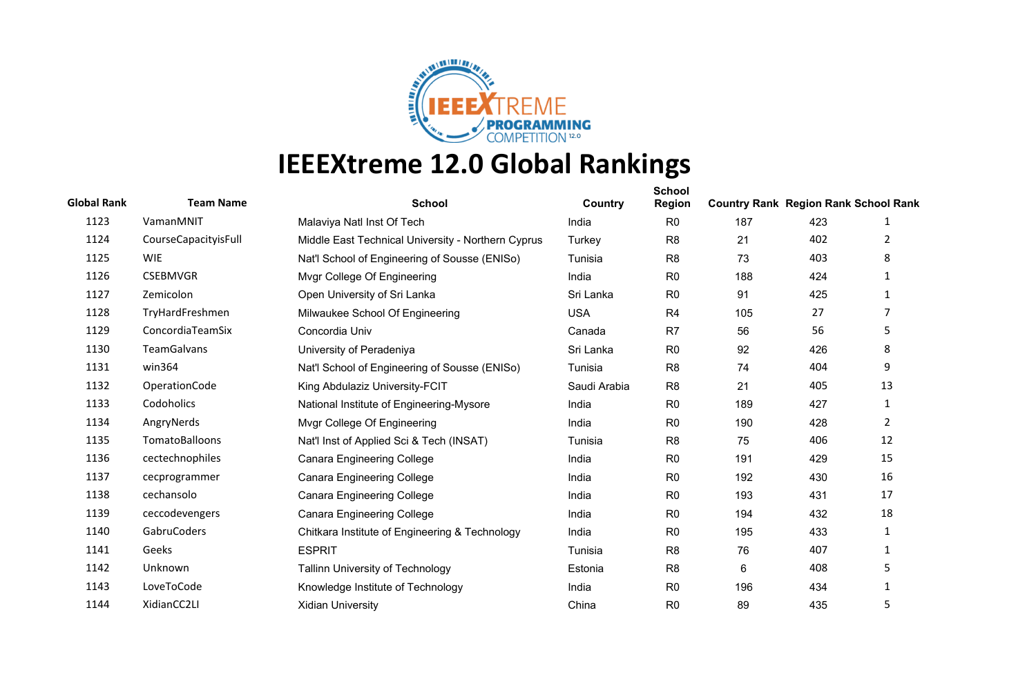# IEEEXtreme 12.0 Global Rankings

| Global Rank | Team Name | School | Country | School Region | Country Rank | Region Rank | School Rank |
|---|---|---|---|---|---|---|---|
| 1123 | VamanMNIT | Malaviya Natl Inst Of Tech | India | R0 | 187 | 423 | 1 |
| 1124 | CourseCapacityisFull | Middle East Technical University - Northern Cyprus | Turkey | R8 | 21 | 402 | 2 |
| 1125 | WIE | Nat'l School of Engineering of Sousse (ENISo) | Tunisia | R8 | 73 | 403 | 8 |
| 1126 | CSEBMVGR | Mvgr College Of Engineering | India | R0 | 188 | 424 | 1 |
| 1127 | Zemicolon | Open University of Sri Lanka | Sri Lanka | R0 | 91 | 425 | 1 |
| 1128 | TryHardFreshmen | Milwaukee School Of Engineering | USA | R4 | 105 | 27 | 7 |
| 1129 | ConcordiaTeamSix | Concordia Univ | Canada | R7 | 56 | 56 | 5 |
| 1130 | TeamGalvans | University of Peradeniya | Sri Lanka | R0 | 92 | 426 | 8 |
| 1131 | win364 | Nat'l School of Engineering of Sousse (ENISo) | Tunisia | R8 | 74 | 404 | 9 |
| 1132 | OperationCode | King Abdulaziz University-FCIT | Saudi Arabia | R8 | 21 | 405 | 13 |
| 1133 | Codoholics | National Institute of Engineering-Mysore | India | R0 | 189 | 427 | 1 |
| 1134 | AngryNerds | Mvgr College Of Engineering | India | R0 | 190 | 428 | 2 |
| 1135 | TomatoBalloons | Nat'l Inst of Applied Sci & Tech (INSAT) | Tunisia | R8 | 75 | 406 | 12 |
| 1136 | cectechnophiles | Canara Engineering College | India | R0 | 191 | 429 | 15 |
| 1137 | cecprogrammer | Canara Engineering College | India | R0 | 192 | 430 | 16 |
| 1138 | cechansolo | Canara Engineering College | India | R0 | 193 | 431 | 17 |
| 1139 | ceccodevengers | Canara Engineering College | India | R0 | 194 | 432 | 18 |
| 1140 | GabruCoders | Chitkara Institute of Engineering & Technology | India | R0 | 195 | 433 | 1 |
| 1141 | Geeks | ESPRIT | Tunisia | R8 | 76 | 407 | 1 |
| 1142 | Unknown | Tallinn University of Technology | Estonia | R8 | 6 | 408 | 5 |
| 1143 | LoveToCode | Knowledge Institute of Technology | India | R0 | 196 | 434 | 1 |
| 1144 | XidianCC2LI | Xidian University | China | R0 | 89 | 435 | 5 |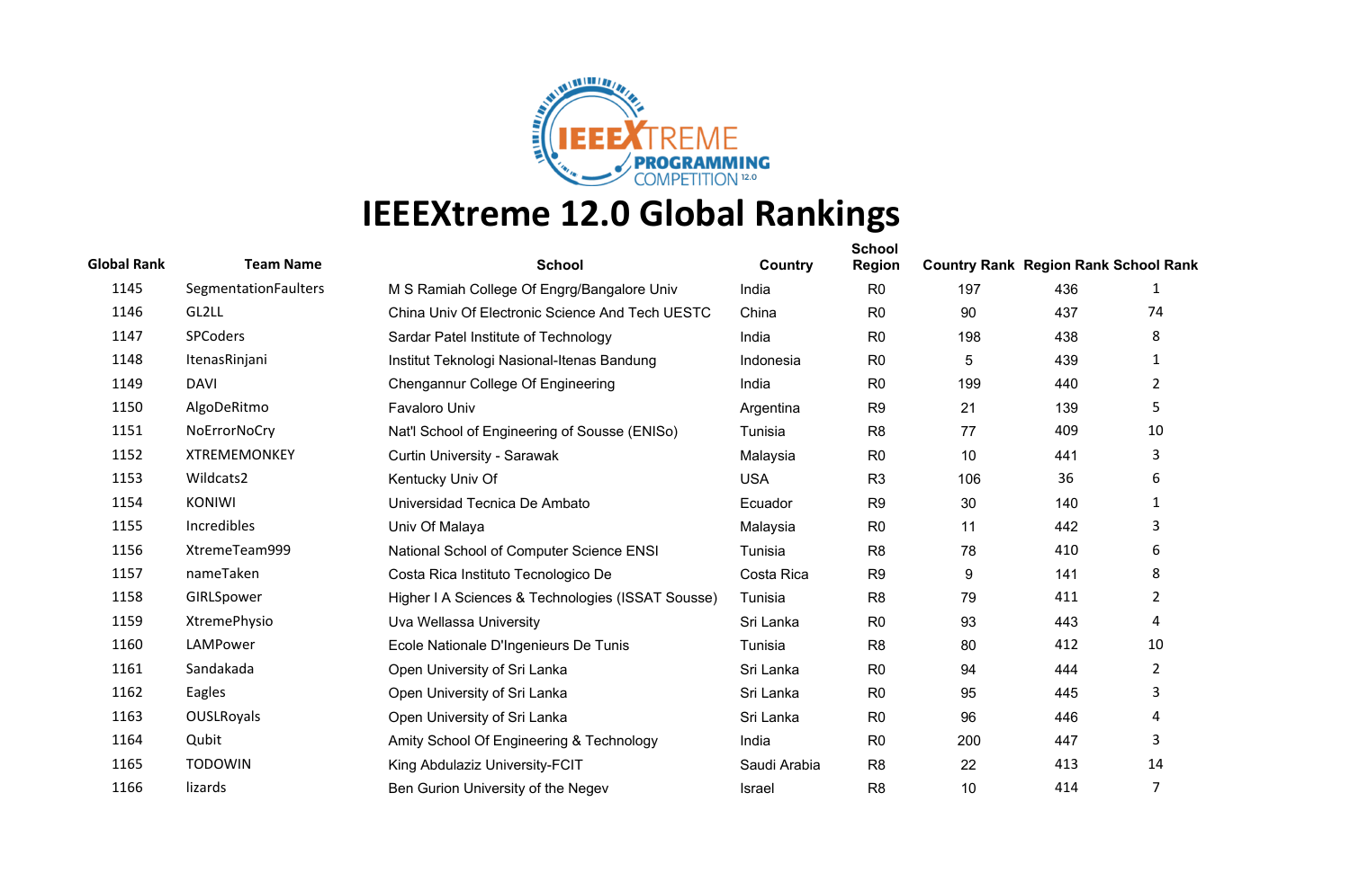# IEEEXtreme 12.0 Global Rankings

| Global Rank | Team Name | School | Country | School Region | Country Rank | Region Rank | School Rank |
|---|---|---|---|---|---|---|---|
| 1145 | SegmentationFaulters | M S Ramiah College Of Engrg/Bangalore Univ | India | R0 | 197 | 436 | 1 |
| 1146 | GL2LL | China Univ Of Electronic Science And Tech UESTC | China | R0 | 90 | 437 | 74 |
| 1147 | SPCoders | Sardar Patel Institute of Technology | India | R0 | 198 | 438 | 8 |
| 1148 | ItenasRinjani | Institut Teknologi Nasional-Itenas Bandung | Indonesia | R0 | 5 | 439 | 1 |
| 1149 | DAVI | Chengannur College Of Engineering | India | R0 | 199 | 440 | 2 |
| 1150 | AlgoDeRitmo | Favaloro Univ | Argentina | R9 | 21 | 139 | 5 |
| 1151 | NoErrorNoCry | Nat'l School of Engineering of Sousse (ENISo) | Tunisia | R8 | 77 | 409 | 10 |
| 1152 | XTREMEMONKEY | Curtin University - Sarawak | Malaysia | R0 | 10 | 441 | 3 |
| 1153 | Wildcats2 | Kentucky Univ Of | USA | R3 | 106 | 36 | 6 |
| 1154 | KONIWI | Universidad Tecnica De Ambato | Ecuador | R9 | 30 | 140 | 1 |
| 1155 | Incredibles | Univ Of Malaya | Malaysia | R0 | 11 | 442 | 3 |
| 1156 | XtremeTeam999 | National School of Computer Science ENSI | Tunisia | R8 | 78 | 410 | 6 |
| 1157 | nameTaken | Costa Rica Instituto Tecnologico De | Costa Rica | R9 | 9 | 141 | 8 |
| 1158 | GIRLSpower | Higher I A Sciences & Technologies (ISSAT Sousse) | Tunisia | R8 | 79 | 411 | 2 |
| 1159 | XtremePhysio | Uva Wellassa University | Sri Lanka | R0 | 93 | 443 | 4 |
| 1160 | LAMPower | Ecole Nationale D'Ingenieurs De Tunis | Tunisia | R8 | 80 | 412 | 10 |
| 1161 | Sandakada | Open University of Sri Lanka | Sri Lanka | R0 | 94 | 444 | 2 |
| 1162 | Eagles | Open University of Sri Lanka | Sri Lanka | R0 | 95 | 445 | 3 |
| 1163 | OUSLRoyals | Open University of Sri Lanka | Sri Lanka | R0 | 96 | 446 | 4 |
| 1164 | Qubit | Amity School Of Engineering & Technology | India | R0 | 200 | 447 | 3 |
| 1165 | TODOWIN | King Abdulaziz University-FCIT | Saudi Arabia | R8 | 22 | 413 | 14 |
| 1166 | lizards | Ben Gurion University of the Negev | Israel | R8 | 10 | 414 | 7 |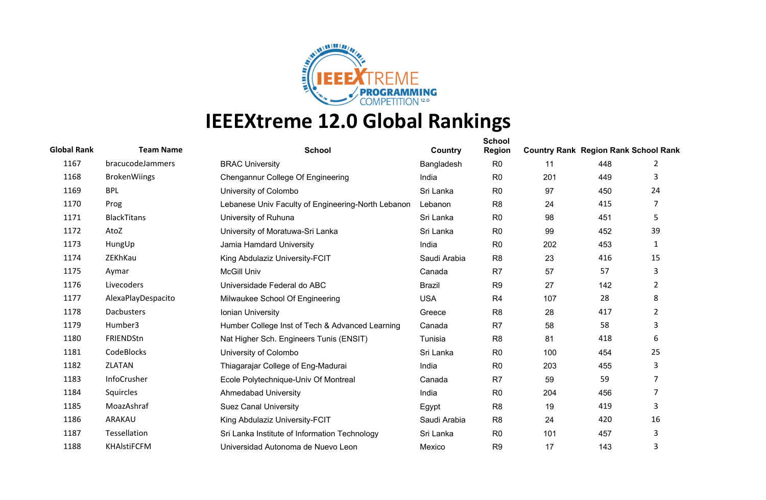# IEEEXtreme 12.0 Global Rankings

| Global Rank | Team Name | School | Country | School Region | Country Rank | Region Rank | School Rank |
|---|---|---|---|---|---|---|---|
| 1167 | bracucodeJammers | BRAC University | Bangladesh | R0 | 11 | 448 | 2 |
| 1168 | BrokenWiings | Chengannur College Of Engineering | India | R0 | 201 | 449 | 3 |
| 1169 | BPL | University of Colombo | Sri Lanka | R0 | 97 | 450 | 24 |
| 1170 | Prog | Lebanese Univ Faculty of Engineering-North Lebanon | Lebanon | R8 | 24 | 415 | 7 |
| 1171 | BlackTitans | University of Ruhuna | Sri Lanka | R0 | 98 | 451 | 5 |
| 1172 | AtoZ | University of Moratuwa-Sri Lanka | Sri Lanka | R0 | 99 | 452 | 39 |
| 1173 | HungUp | Jamia Hamdard University | India | R0 | 202 | 453 | 1 |
| 1174 | ZEKhKau | King Abdulaziz University-FCIT | Saudi Arabia | R8 | 23 | 416 | 15 |
| 1175 | Aymar | McGill Univ | Canada | R7 | 57 | 57 | 3 |
| 1176 | Livecoders | Universidade Federal do ABC | Brazil | R9 | 27 | 142 | 2 |
| 1177 | AlexaPlayDespacito | Milwaukee School Of Engineering | USA | R4 | 107 | 28 | 8 |
| 1178 | Dacbusters | Ionian University | Greece | R8 | 28 | 417 | 2 |
| 1179 | Humber3 | Humber College Inst of Tech & Advanced Learning | Canada | R7 | 58 | 58 | 3 |
| 1180 | FRIENDStn | Nat Higher Sch. Engineers Tunis (ENSIT) | Tunisia | R8 | 81 | 418 | 6 |
| 1181 | CodeBlocks | University of Colombo | Sri Lanka | R0 | 100 | 454 | 25 |
| 1182 | ZLATAN | Thiagarajar College of Eng-Madurai | India | R0 | 203 | 455 | 3 |
| 1183 | InfoCrusher | Ecole Polytechnique-Univ Of Montreal | Canada | R7 | 59 | 59 | 7 |
| 1184 | Squircles | Ahmedabad University | India | R0 | 204 | 456 | 7 |
| 1185 | MoazAshraf | Suez Canal University | Egypt | R8 | 19 | 419 | 3 |
| 1186 | ARAKAU | King Abdulaziz University-FCIT | Saudi Arabia | R8 | 24 | 420 | 16 |
| 1187 | Tessellation | Sri Lanka Institute of Information Technology | Sri Lanka | R0 | 101 | 457 | 3 |
| 1188 | KHAlstiFCFM | Universidad Autonoma de Nuevo Leon | Mexico | R9 | 17 | 143 | 3 |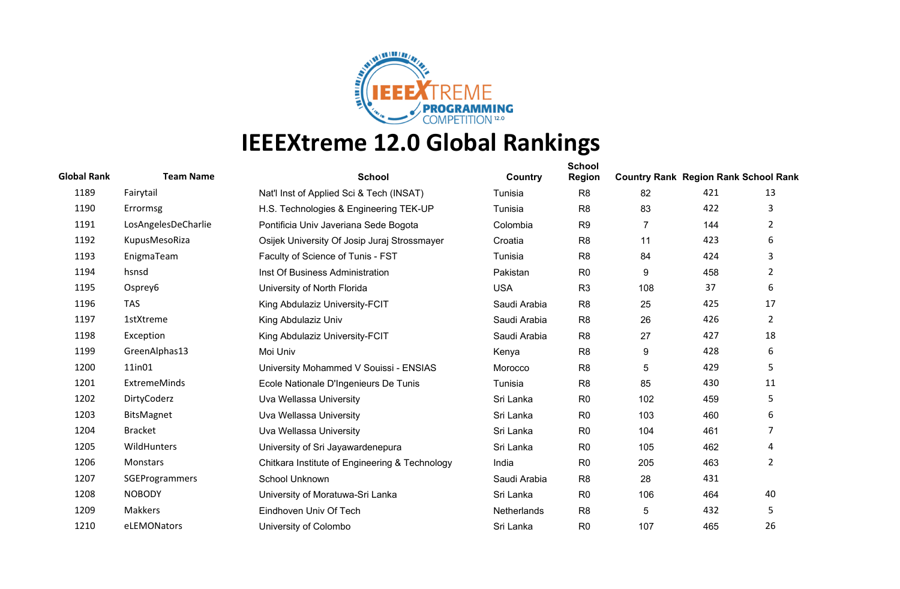# IEEEXtreme 12.0 Global Rankings

| Global Rank | Team Name | School | Country | School Region | Country Rank | Region Rank | School Rank |
|---|---|---|---|---|---|---|---|
| 1189 | Fairytail | Nat'l Inst of Applied Sci & Tech (INSAT) | Tunisia | R8 | 82 | 421 | 13 |
| 1190 | Errormsg | H.S. Technologies & Engineering TEK-UP | Tunisia | R8 | 83 | 422 | 3 |
| 1191 | LosAngelesDeCharlie | Pontificia Univ Javeriana Sede Bogota | Colombia | R9 | 7 | 144 | 2 |
| 1192 | KupusMesoRiza | Osijek University Of Josip Juraj Strossmayer | Croatia | R8 | 11 | 423 | 6 |
| 1193 | EnigmaTeam | Faculty of Science of Tunis - FST | Tunisia | R8 | 84 | 424 | 3 |
| 1194 | hsnsd | Inst Of Business Administration | Pakistan | R0 | 9 | 458 | 2 |
| 1195 | Osprey6 | University of North Florida | USA | R3 | 108 | 37 | 6 |
| 1196 | TAS | King Abdulaziz University-FCIT | Saudi Arabia | R8 | 25 | 425 | 17 |
| 1197 | 1stXtreme | King Abdulaziz Univ | Saudi Arabia | R8 | 26 | 426 | 2 |
| 1198 | Exception | King Abdulaziz University-FCIT | Saudi Arabia | R8 | 27 | 427 | 18 |
| 1199 | GreenAlphas13 | Moi Univ | Kenya | R8 | 9 | 428 | 6 |
| 1200 | 11in01 | University Mohammed V Souissi - ENSIAS | Morocco | R8 | 5 | 429 | 5 |
| 1201 | ExtremeMinds | Ecole Nationale D'Ingenieurs De Tunis | Tunisia | R8 | 85 | 430 | 11 |
| 1202 | DirtyCoderz | Uva Wellassa University | Sri Lanka | R0 | 102 | 459 | 5 |
| 1203 | BitsMagnet | Uva Wellassa University | Sri Lanka | R0 | 103 | 460 | 6 |
| 1204 | Bracket | Uva Wellassa University | Sri Lanka | R0 | 104 | 461 | 7 |
| 1205 | WildHunters | University of Sri Jayawardenepura | Sri Lanka | R0 | 105 | 462 | 4 |
| 1206 | Monstars | Chitkara Institute of Engineering & Technology | India | R0 | 205 | 463 | 2 |
| 1207 | SGEProgrammers | School Unknown | Saudi Arabia | R8 | 28 | 431 | |
| 1208 | NOBODY | University of Moratuwa-Sri Lanka | Sri Lanka | R0 | 106 | 464 | 40 |
| 1209 | Makkers | Eindhoven Univ Of Tech | Netherlands | R8 | 5 | 432 | 5 |
| 1210 | eLEMONators | University of Colombo | Sri Lanka | R0 | 107 | 465 | 26 |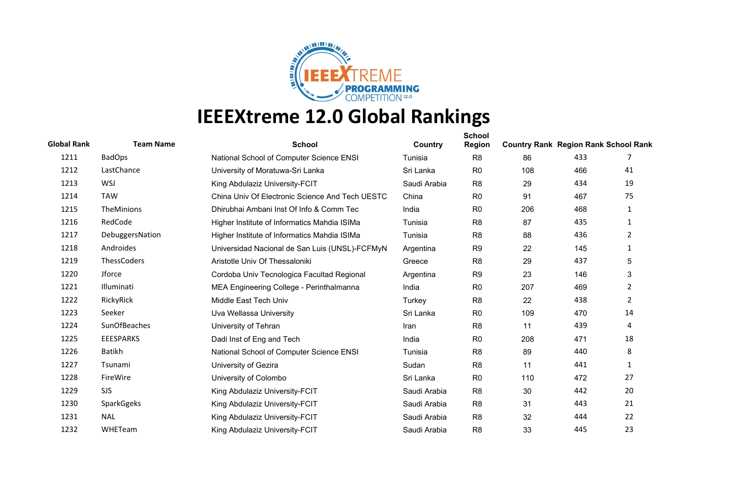# IEEEXtreme 12.0 Global Rankings

| Global Rank | Team Name | School | Country | School Region | Country Rank | Region Rank | School Rank |
|---|---|---|---|---|---|---|---|
| 1211 | BadOps | National School of Computer Science ENSI | Tunisia | R8 | 86 | 433 | 7 |
| 1212 | LastChance | University of Moratuwa-Sri Lanka | Sri Lanka | R0 | 108 | 466 | 41 |
| 1213 | WSJ | King Abdulaziz University-FCIT | Saudi Arabia | R8 | 29 | 434 | 19 |
| 1214 | TAW | China Univ Of Electronic Science And Tech UESTC | China | R0 | 91 | 467 | 75 |
| 1215 | TheMinions | Dhirubhai Ambani Inst Of Info & Comm Tec | India | R0 | 206 | 468 | 1 |
| 1216 | RedCode | Higher Institute of Informatics Mahdia ISIMa | Tunisia | R8 | 87 | 435 | 1 |
| 1217 | DebuggersNation | Higher Institute of Informatics Mahdia ISIMa | Tunisia | R8 | 88 | 436 | 2 |
| 1218 | Androides | Universidad Nacional de San Luis (UNSL)-FCFMyN | Argentina | R9 | 22 | 145 | 1 |
| 1219 | ThessCoders | Aristotle Univ Of Thessaloniki | Greece | R8 | 29 | 437 | 5 |
| 1220 | Jforce | Cordoba Univ Tecnologica Facultad Regional | Argentina | R9 | 23 | 146 | 3 |
| 1221 | Illuminati | MEA Engineering College - Perinthalmanna | India | R0 | 207 | 469 | 2 |
| 1222 | RickyRick | Middle East Tech Univ | Turkey | R8 | 22 | 438 | 2 |
| 1223 | Seeker | Uva Wellassa University | Sri Lanka | R0 | 109 | 470 | 14 |
| 1224 | SunOfBeaches | University of Tehran | Iran | R8 | 11 | 439 | 4 |
| 1225 | EEESPARKS | Dadi Inst of Eng and Tech | India | R0 | 208 | 471 | 18 |
| 1226 | Batikh | National School of Computer Science ENSI | Tunisia | R8 | 89 | 440 | 8 |
| 1227 | Tsunami | University of Gezira | Sudan | R8 | 11 | 441 | 1 |
| 1228 | FireWire | University of Colombo | Sri Lanka | R0 | 110 | 472 | 27 |
| 1229 | SJS | King Abdulaziz University-FCIT | Saudi Arabia | R8 | 30 | 442 | 20 |
| 1230 | SparkGgeks | King Abdulaziz University-FCIT | Saudi Arabia | R8 | 31 | 443 | 21 |
| 1231 | NAL | King Abdulaziz University-FCIT | Saudi Arabia | R8 | 32 | 444 | 22 |
| 1232 | WHETeam | King Abdulaziz University-FCIT | Saudi Arabia | R8 | 33 | 445 | 23 |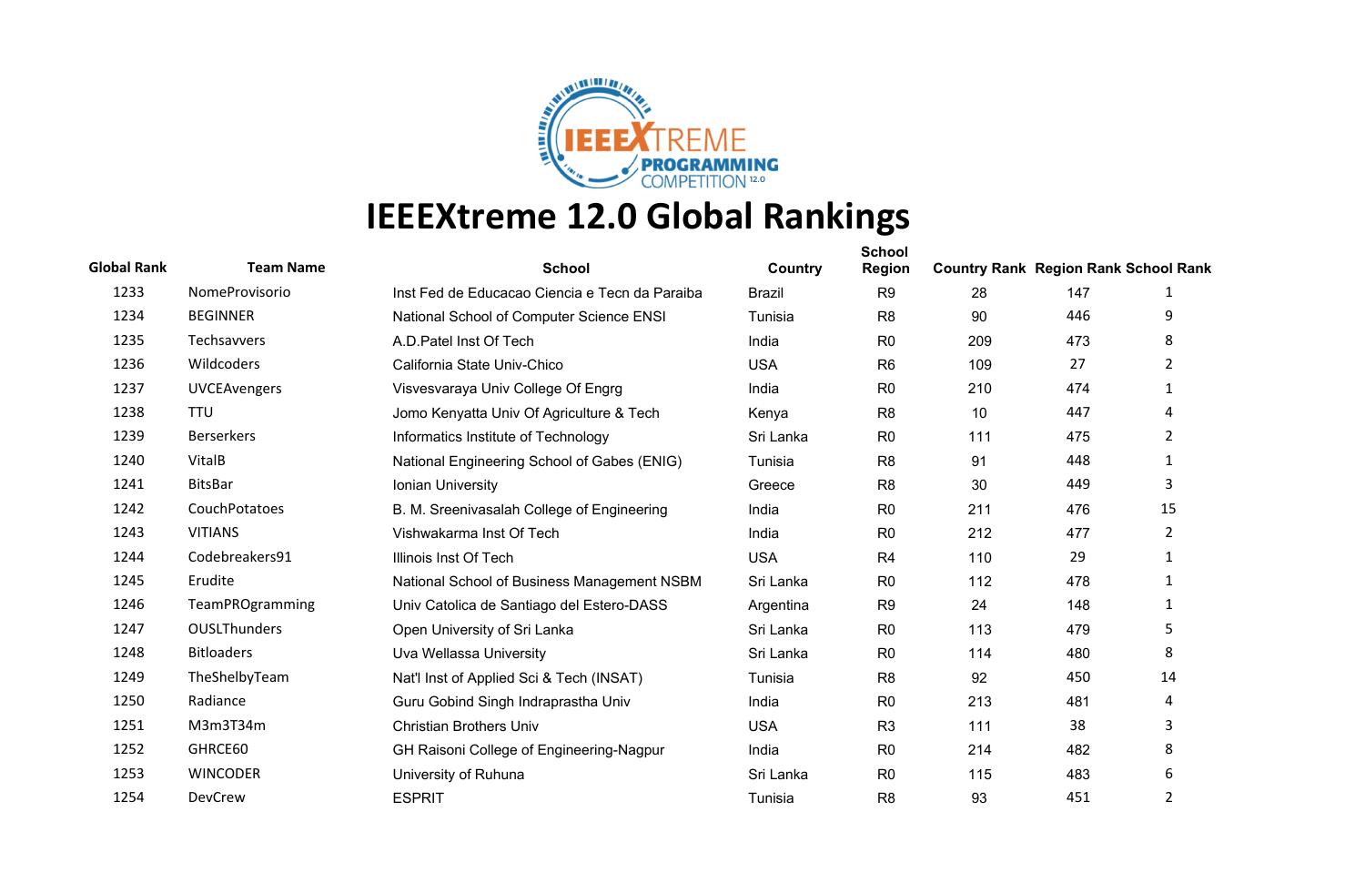# IEEEXtreme 12.0 Global Rankings

| Global Rank | Team Name | School | Country | School Region | Country Rank | Region Rank | School Rank |
|---|---|---|---|---|---|---|---|
| 1233 | NomeProvisorio | Inst Fed de Educacao Ciencia e Tecn da Paraiba | Brazil | R9 | 28 | 147 | 1 |
| 1234 | BEGINNER | National School of Computer Science ENSI | Tunisia | R8 | 90 | 446 | 9 |
| 1235 | Techsavvers | A.D.Patel Inst Of Tech | India | R0 | 209 | 473 | 8 |
| 1236 | Wildcoders | California State Univ-Chico | USA | R6 | 109 | 27 | 2 |
| 1237 | UVCEAvengers | Visvesvaraya Univ College Of Engrg | India | R0 | 210 | 474 | 1 |
| 1238 | TTU | Jomo Kenyatta Univ Of Agriculture & Tech | Kenya | R8 | 10 | 447 | 4 |
| 1239 | Berserkers | Informatics Institute of Technology | Sri Lanka | R0 | 111 | 475 | 2 |
| 1240 | VitalB | National Engineering School of Gabes (ENIG) | Tunisia | R8 | 91 | 448 | 1 |
| 1241 | BitsBar | Ionian University | Greece | R8 | 30 | 449 | 3 |
| 1242 | CouchPotatoes | B. M. Sreenivasalah College of Engineering | India | R0 | 211 | 476 | 15 |
| 1243 | VITIANS | Vishwakarma Inst Of Tech | India | R0 | 212 | 477 | 2 |
| 1244 | Codebreakers91 | Illinois Inst Of Tech | USA | R4 | 110 | 29 | 1 |
| 1245 | Erudite | National School of Business Management NSBM | Sri Lanka | R0 | 112 | 478 | 1 |
| 1246 | TeamPROgramming | Univ Catolica de Santiago del Estero-DASS | Argentina | R9 | 24 | 148 | 1 |
| 1247 | OUSLThunders | Open University of Sri Lanka | Sri Lanka | R0 | 113 | 479 | 5 |
| 1248 | Bitloaders | Uva Wellassa University | Sri Lanka | R0 | 114 | 480 | 8 |
| 1249 | TheShelbyTeam | Nat'l Inst of Applied Sci & Tech (INSAT) | Tunisia | R8 | 92 | 450 | 14 |
| 1250 | Radiance | Guru Gobind Singh Indraprastha Univ | India | R0 | 213 | 481 | 4 |
| 1251 | M3m3T34m | Christian Brothers Univ | USA | R3 | 111 | 38 | 3 |
| 1252 | GHRCE60 | GH Raisoni College of Engineering-Nagpur | India | R0 | 214 | 482 | 8 |
| 1253 | WINCODER | University of Ruhuna | Sri Lanka | R0 | 115 | 483 | 6 |
| 1254 | DevCrew | ESPRIT | Tunisia | R8 | 93 | 451 | 2 |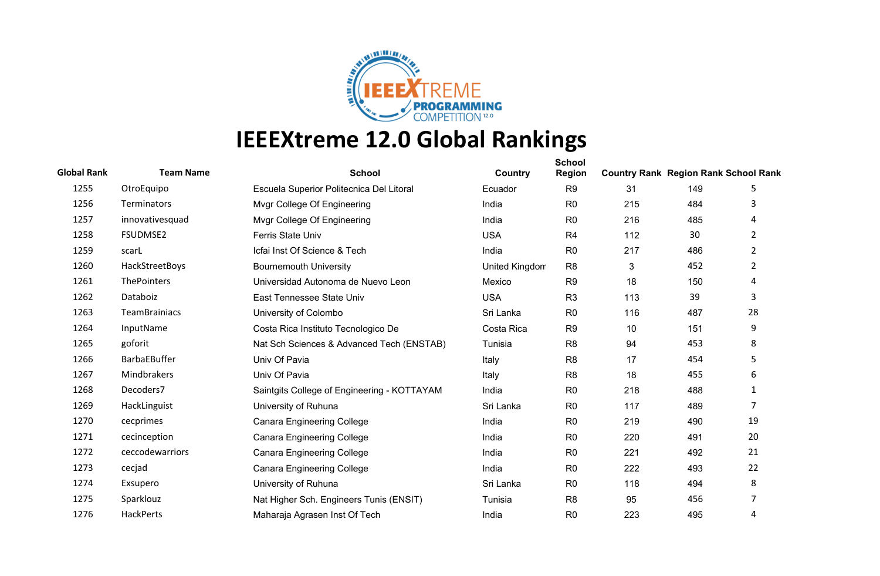# IEEEXtreme 12.0 Global Rankings

| Global Rank | Team Name | School | Country | School Region | Country Rank | Region Rank | School Rank |
|---|---|---|---|---|---|---|---|
| 1255 | OtroEquipo | Escuela Superior Politecnica Del Litoral | Ecuador | R9 | 31 | 149 | 5 |
| 1256 | Terminators | Mvgr College Of Engineering | India | R0 | 215 | 484 | 3 |
| 1257 | innovativesquad | Mvgr College Of Engineering | India | R0 | 216 | 485 | 4 |
| 1258 | FSUDMSE2 | Ferris State Univ | USA | R4 | 112 | 30 | 2 |
| 1259 | scarL | Icfai Inst Of Science & Tech | India | R0 | 217 | 486 | 2 |
| 1260 | HackStreetBoys | Bournemouth University | United Kingdom | R8 | 3 | 452 | 2 |
| 1261 | ThePointers | Universidad Autonoma de Nuevo Leon | Mexico | R9 | 18 | 150 | 4 |
| 1262 | Databoiz | East Tennessee State Univ | USA | R3 | 113 | 39 | 3 |
| 1263 | TeamBrainiacs | University of Colombo | Sri Lanka | R0 | 116 | 487 | 28 |
| 1264 | InputName | Costa Rica Instituto Tecnologico De | Costa Rica | R9 | 10 | 151 | 9 |
| 1265 | goforit | Nat Sch Sciences & Advanced Tech (ENSTAB) | Tunisia | R8 | 94 | 453 | 8 |
| 1266 | BarbaEBuffer | Univ Of Pavia | Italy | R8 | 17 | 454 | 5 |
| 1267 | Mindbrakers | Univ Of Pavia | Italy | R8 | 18 | 455 | 6 |
| 1268 | Decoders7 | Saintgits College of Engineering - KOTTAYAM | India | R0 | 218 | 488 | 1 |
| 1269 | HackLinguist | University of Ruhuna | Sri Lanka | R0 | 117 | 489 | 7 |
| 1270 | cecprimes | Canara Engineering College | India | R0 | 219 | 490 | 19 |
| 1271 | cecinception | Canara Engineering College | India | R0 | 220 | 491 | 20 |
| 1272 | ceccodewarriors | Canara Engineering College | India | R0 | 221 | 492 | 21 |
| 1273 | cecjad | Canara Engineering College | India | R0 | 222 | 493 | 22 |
| 1274 | Exsupero | University of Ruhuna | Sri Lanka | R0 | 118 | 494 | 8 |
| 1275 | Sparklouz | Nat Higher Sch. Engineers Tunis (ENSIT) | Tunisia | R8 | 95 | 456 | 7 |
| 1276 | HackPerts | Maharaja Agrasen Inst Of Tech | India | R0 | 223 | 495 | 4 |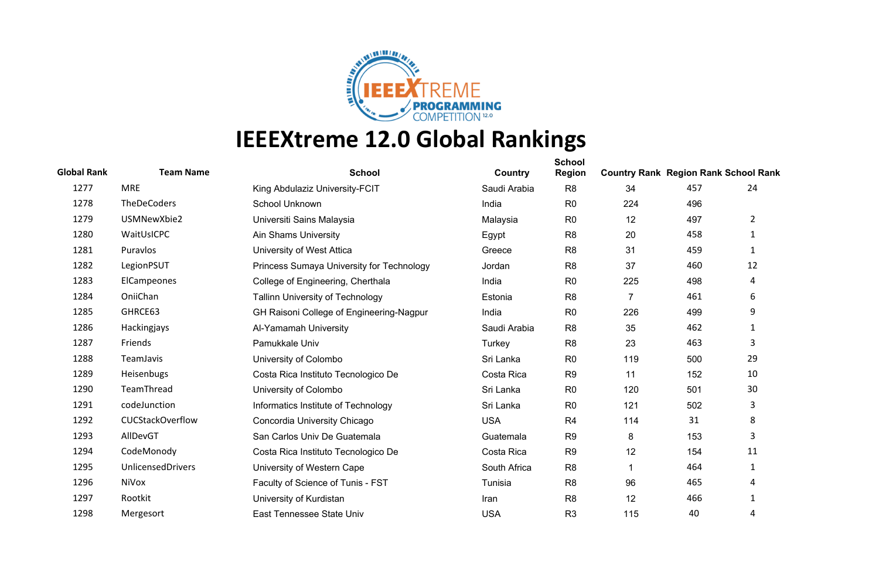# IEEEXtreme 12.0 Global Rankings

| Global Rank | Team Name | School | Country | School Region | Country Rank | Region Rank | School Rank |
|---|---|---|---|---|---|---|---|
| 1277 | MRE | King Abdulaziz University-FCIT | Saudi Arabia | R8 | 34 | 457 | 24 |
| 1278 | TheDeCoders | School Unknown | India | R0 | 224 | 496 | |
| 1279 | USMNewXbie2 | Universiti Sains Malaysia | Malaysia | R0 | 12 | 497 | 2 |
| 1280 | WaitUsICPC | Ain Shams University | Egypt | R8 | 20 | 458 | 1 |
| 1281 | Puravlos | University of West Attica | Greece | R8 | 31 | 459 | 1 |
| 1282 | LegionPSUT | Princess Sumaya University for Technology | Jordan | R8 | 37 | 460 | 12 |
| 1283 | ElCampeones | College of Engineering, Cherthala | India | R0 | 225 | 498 | 4 |
| 1284 | OniiChan | Tallinn University of Technology | Estonia | R8 | 7 | 461 | 6 |
| 1285 | GHRCE63 | GH Raisoni College of Engineering-Nagpur | India | R0 | 226 | 499 | 9 |
| 1286 | Hackingjays | Al-Yamamah University | Saudi Arabia | R8 | 35 | 462 | 1 |
| 1287 | Friends | Pamukkale Univ | Turkey | R8 | 23 | 463 | 3 |
| 1288 | TeamJavis | University of Colombo | Sri Lanka | R0 | 119 | 500 | 29 |
| 1289 | Heisenbugs | Costa Rica Instituto Tecnologico De | Costa Rica | R9 | 11 | 152 | 10 |
| 1290 | TeamThread | University of Colombo | Sri Lanka | R0 | 120 | 501 | 30 |
| 1291 | codeJunction | Informatics Institute of Technology | Sri Lanka | R0 | 121 | 502 | 3 |
| 1292 | CUCStackOverflow | Concordia University Chicago | USA | R4 | 114 | 31 | 8 |
| 1293 | AllDevGT | San Carlos Univ De Guatemala | Guatemala | R9 | 8 | 153 | 3 |
| 1294 | CodeMonody | Costa Rica Instituto Tecnologico De | Costa Rica | R9 | 12 | 154 | 11 |
| 1295 | UnlicensedDrivers | University of Western Cape | South Africa | R8 | 1 | 464 | 1 |
| 1296 | NiVox | Faculty of Science of Tunis - FST | Tunisia | R8 | 96 | 465 | 4 |
| 1297 | Rootkit | University of Kurdistan | Iran | R8 | 12 | 466 | 1 |
| 1298 | Mergesort | East Tennessee State Univ | USA | R3 | 115 | 40 | 4 |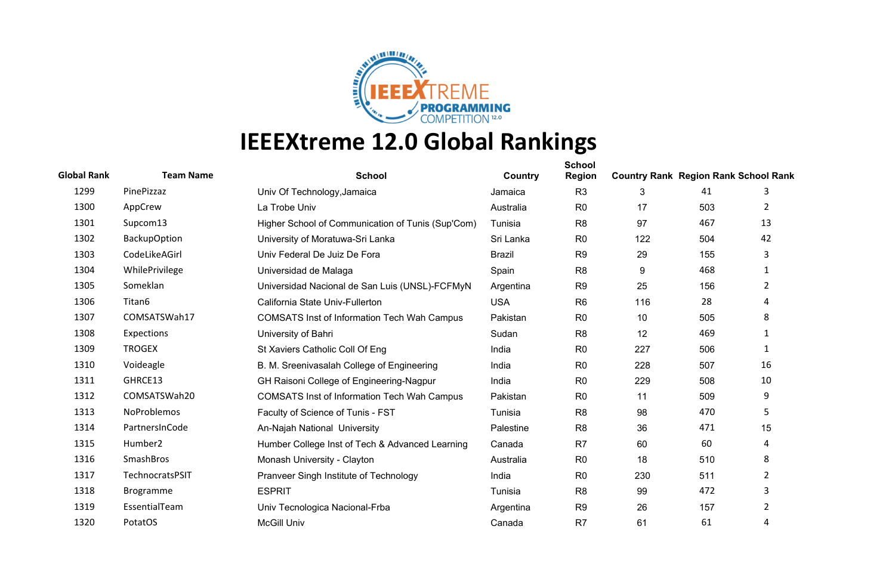# IEEEXtreme 12.0 Global Rankings

| Global Rank | Team Name | School | Country | School Region | Country Rank | Region Rank | School Rank |
|---|---|---|---|---|---|---|---|
| 1299 | PinePizzaz | Univ Of Technology,Jamaica | Jamaica | R3 | 3 | 41 | 3 |
| 1300 | AppCrew | La Trobe Univ | Australia | R0 | 17 | 503 | 2 |
| 1301 | Supcom13 | Higher School of Communication of Tunis (Sup'Com) | Tunisia | R8 | 97 | 467 | 13 |
| 1302 | BackupOption | University of Moratuwa-Sri Lanka | Sri Lanka | R0 | 122 | 504 | 42 |
| 1303 | CodeLikeAGirl | Univ Federal De Juiz De Fora | Brazil | R9 | 29 | 155 | 3 |
| 1304 | WhilePrivilege | Universidad de Malaga | Spain | R8 | 9 | 468 | 1 |
| 1305 | Someklan | Universidad Nacional de San Luis (UNSL)-FCFMyN | Argentina | R9 | 25 | 156 | 2 |
| 1306 | Titan6 | California State Univ-Fullerton | USA | R6 | 116 | 28 | 4 |
| 1307 | COMSATSWah17 | COMSATS Inst of Information Tech Wah Campus | Pakistan | R0 | 10 | 505 | 8 |
| 1308 | Expections | University of Bahri | Sudan | R8 | 12 | 469 | 1 |
| 1309 | TROGEX | St Xaviers Catholic Coll Of Eng | India | R0 | 227 | 506 | 1 |
| 1310 | Voideagle | B. M. Sreenivasalah College of Engineering | India | R0 | 228 | 507 | 16 |
| 1311 | GHRCE13 | GH Raisoni College of Engineering-Nagpur | India | R0 | 229 | 508 | 10 |
| 1312 | COMSATSWah20 | COMSATS Inst of Information Tech Wah Campus | Pakistan | R0 | 11 | 509 | 9 |
| 1313 | NoProblemos | Faculty of Science of Tunis - FST | Tunisia | R8 | 98 | 470 | 5 |
| 1314 | PartnersInCode | An-Najah National University | Palestine | R8 | 36 | 471 | 15 |
| 1315 | Humber2 | Humber College Inst of Tech & Advanced Learning | Canada | R7 | 60 | 60 | 4 |
| 1316 | SmashBros | Monash University - Clayton | Australia | R0 | 18 | 510 | 8 |
| 1317 | TechnocratsPSIT | Pranveer Singh Institute of Technology | India | R0 | 230 | 511 | 2 |
| 1318 | Brogramme | ESPRIT | Tunisia | R8 | 99 | 472 | 3 |
| 1319 | EssentialTeam | Univ Tecnologica Nacional-Frba | Argentina | R9 | 26 | 157 | 2 |
| 1320 | PotatOS | McGill Univ | Canada | R7 | 61 | 61 | 4 |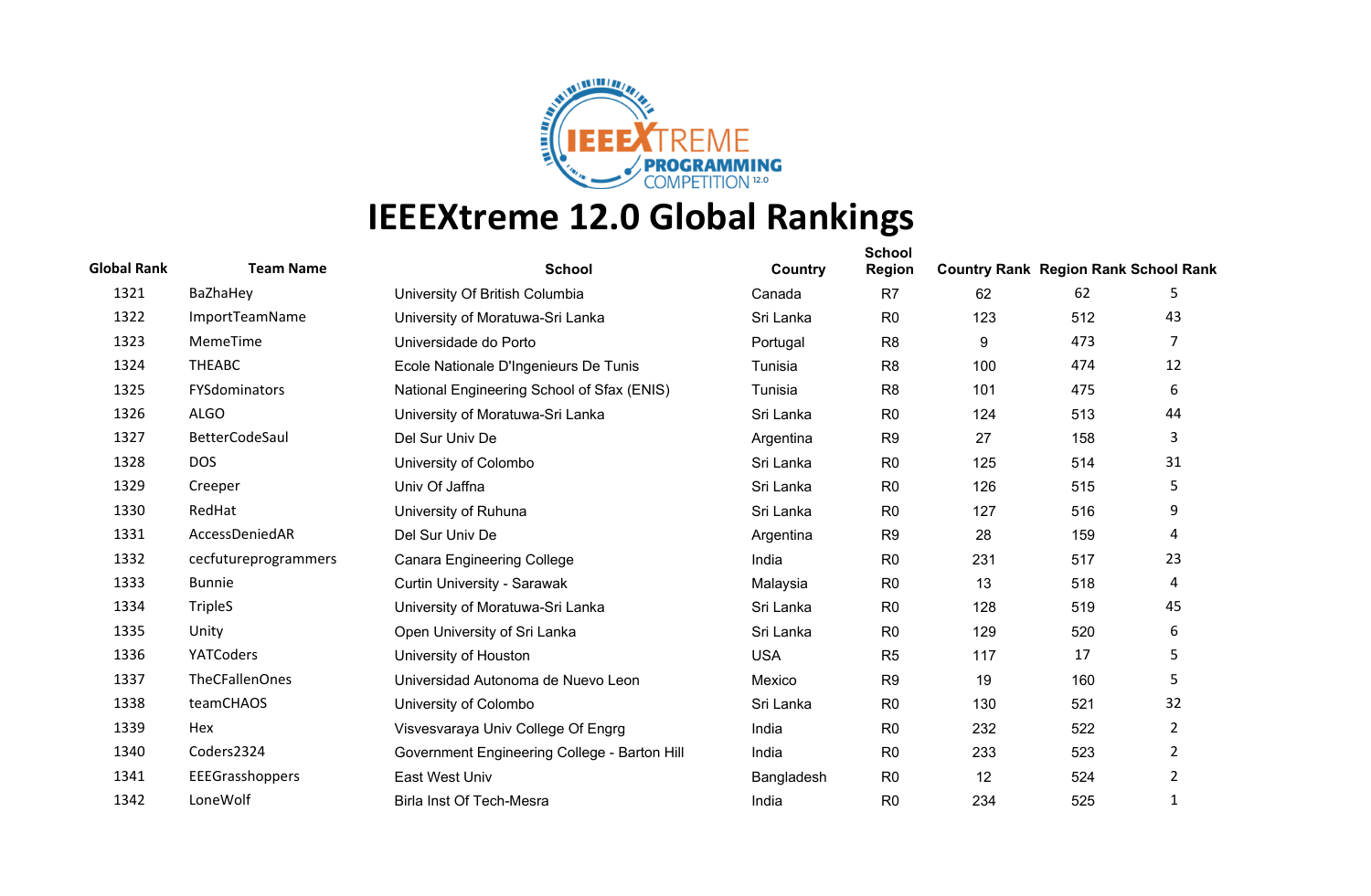# IEEEXtreme 12.0 Global Rankings

| Global Rank | Team Name | School | Country | School Region | Country Rank | Region Rank | School Rank |
|---|---|---|---|---|---|---|---|
| 1321 | BaZhaHey | University Of British Columbia | Canada | R7 | 62 | 62 | 5 |
| 1322 | ImportTeamName | University of Moratuwa-Sri Lanka | Sri Lanka | R0 | 123 | 512 | 43 |
| 1323 | MemeTime | Universidade do Porto | Portugal | R8 | 9 | 473 | 7 |
| 1324 | THEABC | Ecole Nationale D'Ingenieurs De Tunis | Tunisia | R8 | 100 | 474 | 12 |
| 1325 | FYSdominators | National Engineering School of Sfax (ENIS) | Tunisia | R8 | 101 | 475 | 6 |
| 1326 | ALGO | University of Moratuwa-Sri Lanka | Sri Lanka | R0 | 124 | 513 | 44 |
| 1327 | BetterCodeSaul | Del Sur Univ De | Argentina | R9 | 27 | 158 | 3 |
| 1328 | DOS | University of Colombo | Sri Lanka | R0 | 125 | 514 | 31 |
| 1329 | Creeper | Univ Of Jaffna | Sri Lanka | R0 | 126 | 515 | 5 |
| 1330 | RedHat | University of Ruhuna | Sri Lanka | R0 | 127 | 516 | 9 |
| 1331 | AccessDeniedAR | Del Sur Univ De | Argentina | R9 | 28 | 159 | 4 |
| 1332 | cecfutureprogrammers | Canara Engineering College | India | R0 | 231 | 517 | 23 |
| 1333 | Bunnie | Curtin University - Sarawak | Malaysia | R0 | 13 | 518 | 4 |
| 1334 | TripleS | University of Moratuwa-Sri Lanka | Sri Lanka | R0 | 128 | 519 | 45 |
| 1335 | Unity | Open University of Sri Lanka | Sri Lanka | R0 | 129 | 520 | 6 |
| 1336 | YATCoders | University of Houston | USA | R5 | 117 | 17 | 5 |
| 1337 | TheCFallenOnes | Universidad Autonoma de Nuevo Leon | Mexico | R9 | 19 | 160 | 5 |
| 1338 | teamCHAOS | University of Colombo | Sri Lanka | R0 | 130 | 521 | 32 |
| 1339 | Hex | Visvesvaraya Univ College Of Engrg | India | R0 | 232 | 522 | 2 |
| 1340 | Coders2324 | Government Engineering College - Barton Hill | India | R0 | 233 | 523 | 2 |
| 1341 | EEEGrasshoppers | East West Univ | Bangladesh | R0 | 12 | 524 | 2 |
| 1342 | LoneWolf | Birla Inst Of Tech-Mesra | India | R0 | 234 | 525 | 1 |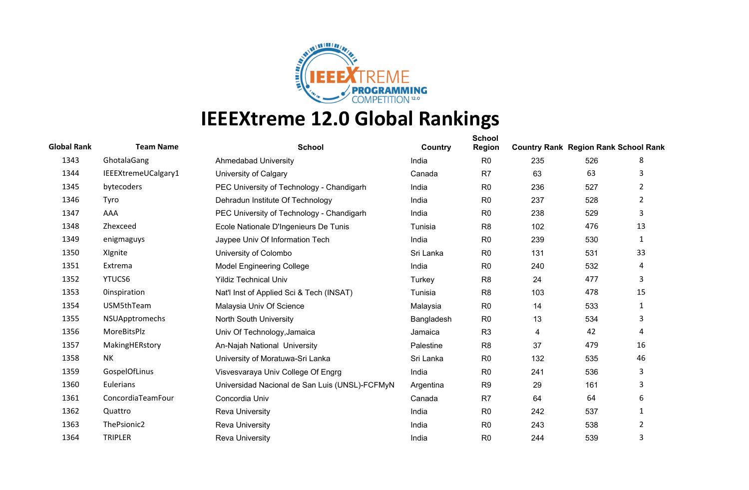# IEEEXtreme 12.0 Global Rankings

| Global Rank | Team Name | School | Country | School Region | Country Rank | Region Rank | School Rank |
|---|---|---|---|---|---|---|---|
| 1343 | GhotalaGang | Ahmedabad University | India | R0 | 235 | 526 | 8 |
| 1344 | IEEEXtremeUCalgary1 | University of Calgary | Canada | R7 | 63 | 63 | 3 |
| 1345 | bytecoders | PEC University of Technology - Chandigarh | India | R0 | 236 | 527 | 2 |
| 1346 | Tyro | Dehradun Institute Of Technology | India | R0 | 237 | 528 | 2 |
| 1347 | AAA | PEC University of Technology - Chandigarh | India | R0 | 238 | 529 | 3 |
| 1348 | Zhexceed | Ecole Nationale D'Ingenieurs De Tunis | Tunisia | R8 | 102 | 476 | 13 |
| 1349 | enigmaguys | Jaypee Univ Of Information Tech | India | R0 | 239 | 530 | 1 |
| 1350 | XIgnite | University of Colombo | Sri Lanka | R0 | 131 | 531 | 33 |
| 1351 | Extrema | Model Engineering College | India | R0 | 240 | 532 | 4 |
| 1352 | YTUCS6 | Yildiz Technical Univ | Turkey | R8 | 24 | 477 | 3 |
| 1353 | 0inspiration | Nat'l Inst of Applied Sci & Tech (INSAT) | Tunisia | R8 | 103 | 478 | 15 |
| 1354 | USM5thTeam | Malaysia Univ Of Science | Malaysia | R0 | 14 | 533 | 1 |
| 1355 | NSUApptromechs | North South University | Bangladesh | R0 | 13 | 534 | 3 |
| 1356 | MoreBitsPlz | Univ Of Technology,Jamaica | Jamaica | R3 | 4 | 42 | 4 |
| 1357 | MakingHERstory | An-Najah National University | Palestine | R8 | 37 | 479 | 16 |
| 1358 | NK | University of Moratuwa-Sri Lanka | Sri Lanka | R0 | 132 | 535 | 46 |
| 1359 | GospelOfLinus | Visvesvaraya Univ College Of Engrg | India | R0 | 241 | 536 | 3 |
| 1360 | Eulerians | Universidad Nacional de San Luis (UNSL)-FCFMyN | Argentina | R9 | 29 | 161 | 3 |
| 1361 | ConcordiaTeamFour | Concordia Univ | Canada | R7 | 64 | 64 | 6 |
| 1362 | Quattro | Reva University | India | R0 | 242 | 537 | 1 |
| 1363 | ThePsionic2 | Reva University | India | R0 | 243 | 538 | 2 |
| 1364 | TRIPLER | Reva University | India | R0 | 244 | 539 | 3 |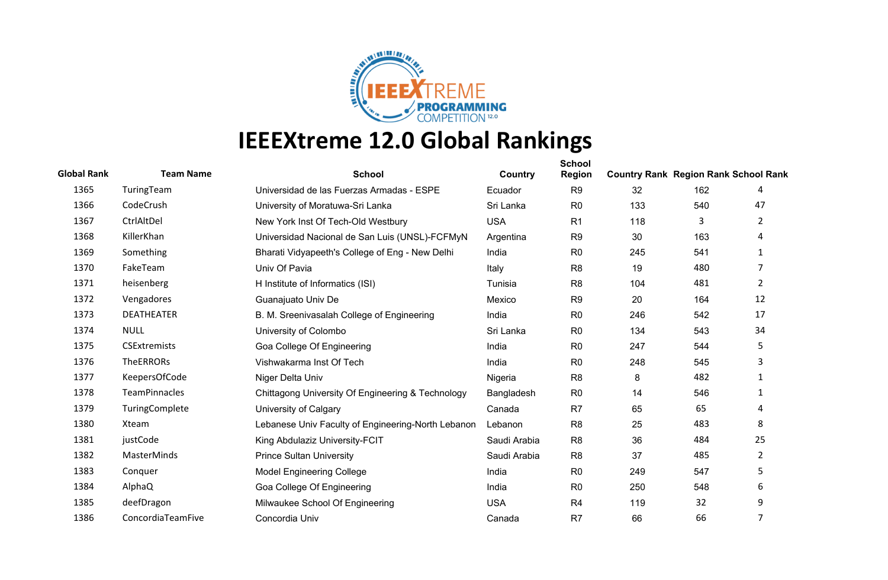# IEEEXtreme 12.0 Global Rankings

| Global Rank | Team Name | School | Country | School Region | Country Rank | Region Rank | School Rank |
|---|---|---|---|---|---|---|---|
| 1365 | TuringTeam | Universidad de las Fuerzas Armadas - ESPE | Ecuador | R9 | 32 | 162 | 4 |
| 1366 | CodeCrush | University of Moratuwa-Sri Lanka | Sri Lanka | R0 | 133 | 540 | 47 |
| 1367 | CtrlAltDel | New York Inst Of Tech-Old Westbury | USA | R1 | 118 | 3 | 2 |
| 1368 | KillerKhan | Universidad Nacional de San Luis (UNSL)-FCFMyN | Argentina | R9 | 30 | 163 | 4 |
| 1369 | Something | Bharati Vidyapeeth's College of Eng - New Delhi | India | R0 | 245 | 541 | 1 |
| 1370 | FakeTeam | Univ Of Pavia | Italy | R8 | 19 | 480 | 7 |
| 1371 | heisenberg | H Institute of Informatics (ISI) | Tunisia | R8 | 104 | 481 | 2 |
| 1372 | Vengadores | Guanajuato Univ De | Mexico | R9 | 20 | 164 | 12 |
| 1373 | DEATHEATER | B. M. Sreenivasalah College of Engineering | India | R0 | 246 | 542 | 17 |
| 1374 | NULL | University of Colombo | Sri Lanka | R0 | 134 | 543 | 34 |
| 1375 | CSExtremists | Goa College Of Engineering | India | R0 | 247 | 544 | 5 |
| 1376 | TheERRORs | Vishwakarma Inst Of Tech | India | R0 | 248 | 545 | 3 |
| 1377 | KeepersOfCode | Niger Delta Univ | Nigeria | R8 | 8 | 482 | 1 |
| 1378 | TeamPinnacles | Chittagong University Of Engineering & Technology | Bangladesh | R0 | 14 | 546 | 1 |
| 1379 | TuringComplete | University of Calgary | Canada | R7 | 65 | 65 | 4 |
| 1380 | Xteam | Lebanese Univ Faculty of Engineering-North Lebanon | Lebanon | R8 | 25 | 483 | 8 |
| 1381 | justCode | King Abdulaziz University-FCIT | Saudi Arabia | R8 | 36 | 484 | 25 |
| 1382 | MasterMinds | Prince Sultan University | Saudi Arabia | R8 | 37 | 485 | 2 |
| 1383 | Conquer | Model Engineering College | India | R0 | 249 | 547 | 5 |
| 1384 | AlphaQ | Goa College Of Engineering | India | R0 | 250 | 548 | 6 |
| 1385 | deefDragon | Milwaukee School Of Engineering | USA | R4 | 119 | 32 | 9 |
| 1386 | ConcordiaTeamFive | Concordia Univ | Canada | R7 | 66 | 66 | 7 |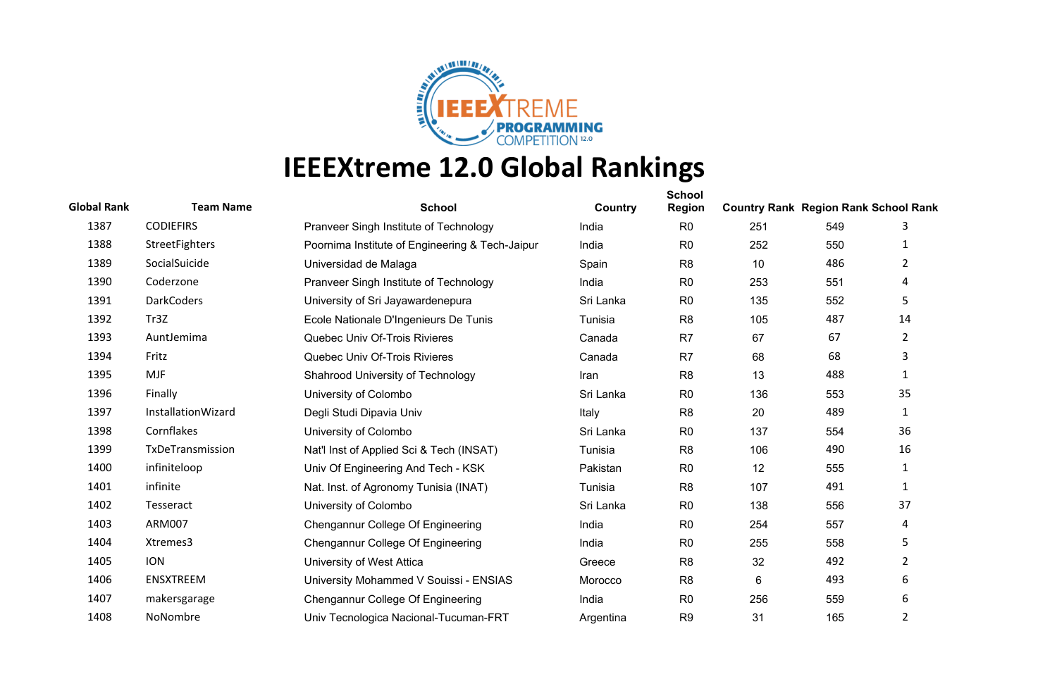# IEEEXtreme 12.0 Global Rankings

| Global Rank | Team Name | School | Country | School Region | Country Rank | Region Rank | School Rank |
|---|---|---|---|---|---|---|---|
| 1387 | CODIEFIRS | Pranveer Singh Institute of Technology | India | R0 | 251 | 549 | 3 |
| 1388 | StreetFighters | Poornima Institute of Engineering & Tech-Jaipur | India | R0 | 252 | 550 | 1 |
| 1389 | SocialSuicide | Universidad de Malaga | Spain | R8 | 10 | 486 | 2 |
| 1390 | Coderzone | Pranveer Singh Institute of Technology | India | R0 | 253 | 551 | 4 |
| 1391 | DarkCoders | University of Sri Jayawardenepura | Sri Lanka | R0 | 135 | 552 | 5 |
| 1392 | Tr3Z | Ecole Nationale D'Ingenieurs De Tunis | Tunisia | R8 | 105 | 487 | 14 |
| 1393 | AuntJemima | Quebec Univ Of-Trois Rivieres | Canada | R7 | 67 | 67 | 2 |
| 1394 | Fritz | Quebec Univ Of-Trois Rivieres | Canada | R7 | 68 | 68 | 3 |
| 1395 | MJF | Shahrood University of Technology | Iran | R8 | 13 | 488 | 1 |
| 1396 | Finally | University of Colombo | Sri Lanka | R0 | 136 | 553 | 35 |
| 1397 | InstallationWizard | Degli Studi Dipavia Univ | Italy | R8 | 20 | 489 | 1 |
| 1398 | Cornflakes | University of Colombo | Sri Lanka | R0 | 137 | 554 | 36 |
| 1399 | TxDeTransmission | Nat'l Inst of Applied Sci & Tech (INSAT) | Tunisia | R8 | 106 | 490 | 16 |
| 1400 | infiniteloop | Univ Of Engineering And Tech - KSK | Pakistan | R0 | 12 | 555 | 1 |
| 1401 | infinite | Nat. Inst. of Agronomy Tunisia (INAT) | Tunisia | R8 | 107 | 491 | 1 |
| 1402 | Tesseract | University of Colombo | Sri Lanka | R0 | 138 | 556 | 37 |
| 1403 | ARM007 | Chengannur College Of Engineering | India | R0 | 254 | 557 | 4 |
| 1404 | Xtremes3 | Chengannur College Of Engineering | India | R0 | 255 | 558 | 5 |
| 1405 | ION | University of West Attica | Greece | R8 | 32 | 492 | 2 |
| 1406 | ENSXTREEM | University Mohammed V Souissi - ENSIAS | Morocco | R8 | 6 | 493 | 6 |
| 1407 | makersgarage | Chengannur College Of Engineering | India | R0 | 256 | 559 | 6 |
| 1408 | NoNombre | Univ Tecnologica Nacional-Tucuman-FRT | Argentina | R9 | 31 | 165 | 2 |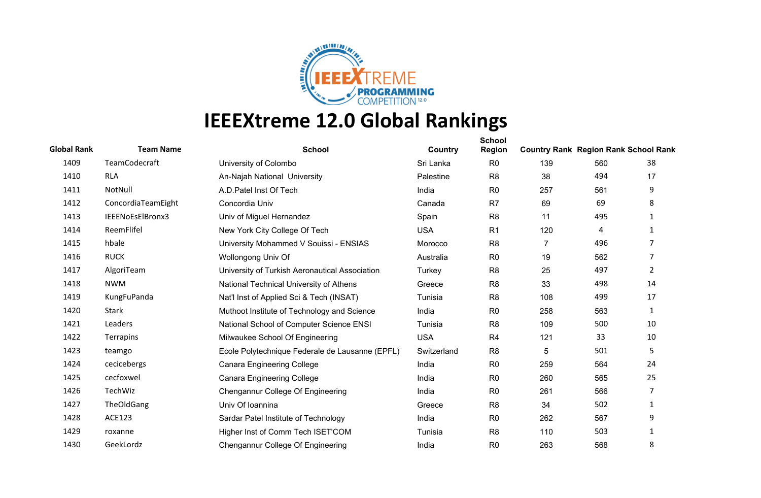# IEEEXtreme 12.0 Global Rankings

| Global Rank | Team Name | School | Country | School Region | Country Rank | Region Rank | School Rank |
|---|---|---|---|---|---|---|---|
| 1409 | TeamCodecraft | University of Colombo | Sri Lanka | R0 | 139 | 560 | 38 |
| 1410 | RLA | An-Najah National University | Palestine | R8 | 38 | 494 | 17 |
| 1411 | NotNull | A.D.Patel Inst Of Tech | India | R0 | 257 | 561 | 9 |
| 1412 | ConcordiaTeamEight | Concordia Univ | Canada | R7 | 69 | 69 | 8 |
| 1413 | IEEENoEsElBronx3 | Univ of Miguel Hernandez | Spain | R8 | 11 | 495 | 1 |
| 1414 | ReemFlifel | New York City College Of Tech | USA | R1 | 120 | 4 | 1 |
| 1415 | hbale | University Mohammed V Souissi - ENSIAS | Morocco | R8 | 7 | 496 | 7 |
| 1416 | RUCK | Wollongong Univ Of | Australia | R0 | 19 | 562 | 7 |
| 1417 | AlgoriTeam | University of Turkish Aeronautical Association | Turkey | R8 | 25 | 497 | 2 |
| 1418 | NWM | National Technical University of Athens | Greece | R8 | 33 | 498 | 14 |
| 1419 | KungFuPanda | Nat'l Inst of Applied Sci & Tech (INSAT) | Tunisia | R8 | 108 | 499 | 17 |
| 1420 | Stark | Muthoot Institute of Technology and Science | India | R0 | 258 | 563 | 1 |
| 1421 | Leaders | National School of Computer Science ENSI | Tunisia | R8 | 109 | 500 | 10 |
| 1422 | Terrapins | Milwaukee School Of Engineering | USA | R4 | 121 | 33 | 10 |
| 1423 | teamgo | Ecole Polytechnique Federale de Lausanne (EPFL) | Switzerland | R8 | 5 | 501 | 5 |
| 1424 | cecicebergs | Canara Engineering College | India | R0 | 259 | 564 | 24 |
| 1425 | cecfoxwel | Canara Engineering College | India | R0 | 260 | 565 | 25 |
| 1426 | TechWiz | Chengannur College Of Engineering | India | R0 | 261 | 566 | 7 |
| 1427 | TheOldGang | Univ Of Ioannina | Greece | R8 | 34 | 502 | 1 |
| 1428 | ACE123 | Sardar Patel Institute of Technology | India | R0 | 262 | 567 | 9 |
| 1429 | roxanne | Higher Inst of Comm Tech ISET'COM | Tunisia | R8 | 110 | 503 | 1 |
| 1430 | GeekLordz | Chengannur College Of Engineering | India | R0 | 263 | 568 | 8 |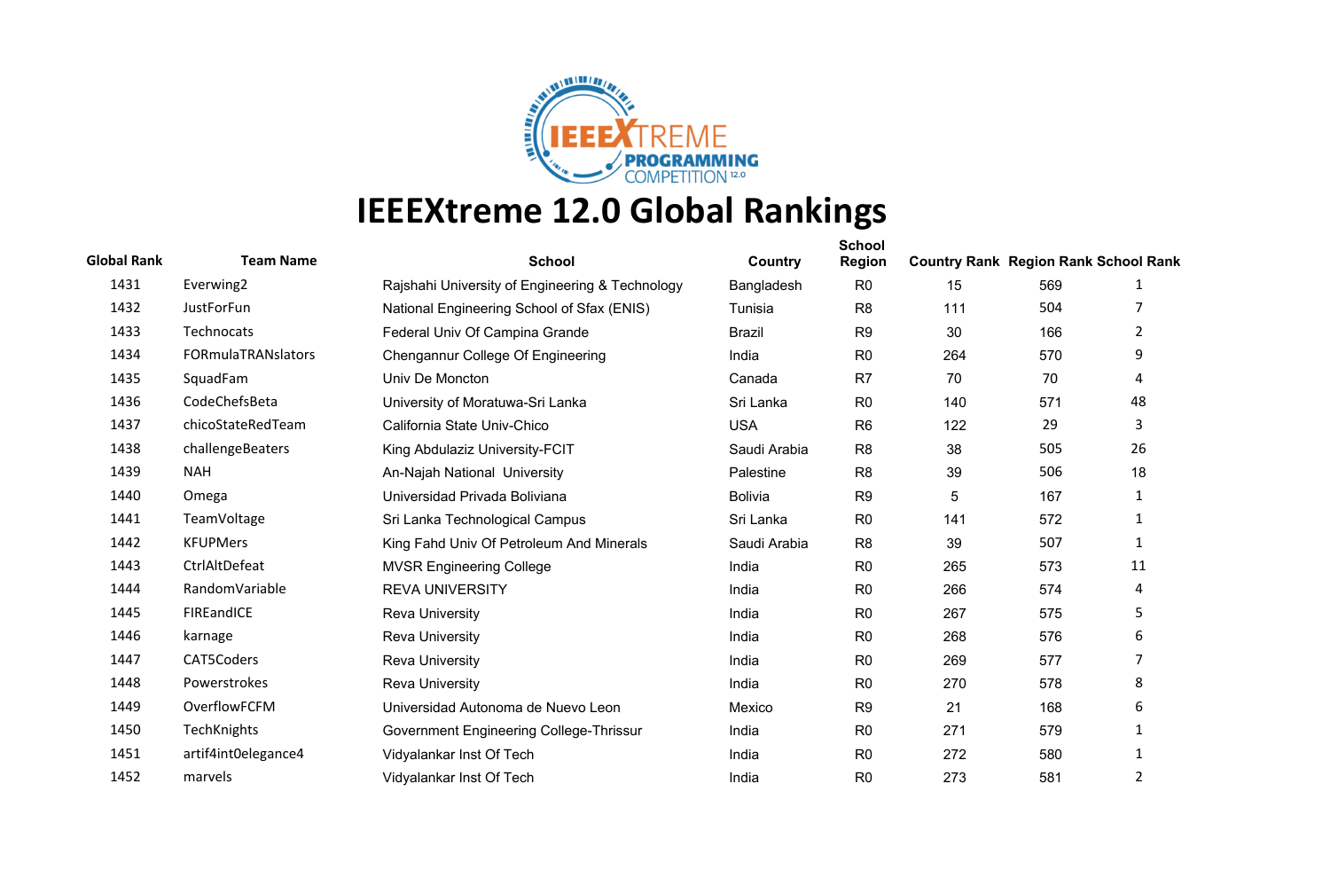# IEEEXtreme 12.0 Global Rankings

| Global Rank | Team Name | School | Country | School Region | Country Rank | Region Rank | School Rank |
|---|---|---|---|---|---|---|---|
| 1431 | Everwing2 | Rajshahi University of Engineering & Technology | Bangladesh | R0 | 15 | 569 | 1 |
| 1432 | JustForFun | National Engineering School of Sfax (ENIS) | Tunisia | R8 | 111 | 504 | 7 |
| 1433 | Technocats | Federal Univ Of Campina Grande | Brazil | R9 | 30 | 166 | 2 |
| 1434 | FORmulaTRANslators | Chengannur College Of Engineering | India | R0 | 264 | 570 | 9 |
| 1435 | SquadFam | Univ De Moncton | Canada | R7 | 70 | 70 | 4 |
| 1436 | CodeChefsBeta | University of Moratuwa-Sri Lanka | Sri Lanka | R0 | 140 | 571 | 48 |
| 1437 | chicoStateRedTeam | California State Univ-Chico | USA | R6 | 122 | 29 | 3 |
| 1438 | challengeBeaters | King Abdulaziz University-FCIT | Saudi Arabia | R8 | 38 | 505 | 26 |
| 1439 | NAH | An-Najah National University | Palestine | R8 | 39 | 506 | 18 |
| 1440 | Omega | Universidad Privada Boliviana | Bolivia | R9 | 5 | 167 | 1 |
| 1441 | TeamVoltage | Sri Lanka Technological Campus | Sri Lanka | R0 | 141 | 572 | 1 |
| 1442 | KFUPMers | King Fahd Univ Of Petroleum And Minerals | Saudi Arabia | R8 | 39 | 507 | 1 |
| 1443 | CtrlAltDefeat | MVSR Engineering College | India | R0 | 265 | 573 | 11 |
| 1444 | RandomVariable | REVA UNIVERSITY | India | R0 | 266 | 574 | 4 |
| 1445 | FIREandICE | Reva University | India | R0 | 267 | 575 | 5 |
| 1446 | karnage | Reva University | India | R0 | 268 | 576 | 6 |
| 1447 | CAT5Coders | Reva University | India | R0 | 269 | 577 | 7 |
| 1448 | Powerstrokes | Reva University | India | R0 | 270 | 578 | 8 |
| 1449 | OverflowFCFM | Universidad Autonoma de Nuevo Leon | Mexico | R9 | 21 | 168 | 6 |
| 1450 | TechKnights | Government Engineering College-Thrissur | India | R0 | 271 | 579 | 1 |
| 1451 | artif4int0elegance4 | Vidyalankar Inst Of Tech | India | R0 | 272 | 580 | 1 |
| 1452 | marvels | Vidyalankar Inst Of Tech | India | R0 | 273 | 581 | 2 |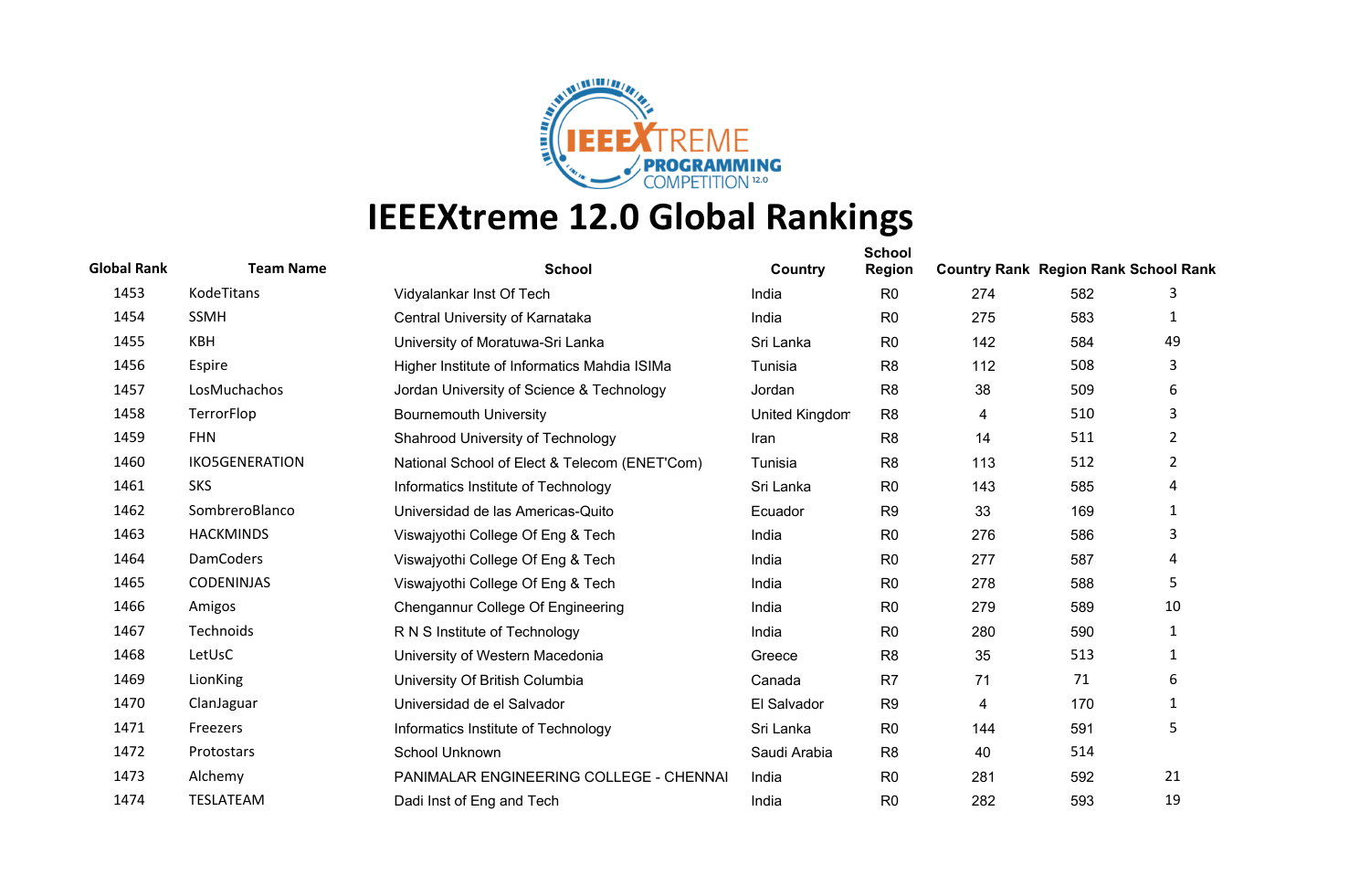# IEEEXtreme 12.0 Global Rankings

| Global Rank | Team Name | School | Country | School Region | Country Rank | Region Rank | School Rank |
|---|---|---|---|---|---|---|---|
| 1453 | KodeTitans | Vidyalankar Inst Of Tech | India | R0 | 274 | 582 | 3 |
| 1454 | SSMH | Central University of Karnataka | India | R0 | 275 | 583 | 1 |
| 1455 | KBH | University of Moratuwa-Sri Lanka | Sri Lanka | R0 | 142 | 584 | 49 |
| 1456 | Espire | Higher Institute of Informatics Mahdia ISIMa | Tunisia | R8 | 112 | 508 | 3 |
| 1457 | LosMuchachos | Jordan University of Science & Technology | Jordan | R8 | 38 | 509 | 6 |
| 1458 | TerrorFlop | Bournemouth University | United Kingdom | R8 | 4 | 510 | 3 |
| 1459 | FHN | Shahrood University of Technology | Iran | R8 | 14 | 511 | 2 |
| 1460 | IKO5GENERATION | National School of Elect & Telecom (ENET'Com) | Tunisia | R8 | 113 | 512 | 2 |
| 1461 | SKS | Informatics Institute of Technology | Sri Lanka | R0 | 143 | 585 | 4 |
| 1462 | SombreroBlanco | Universidad de las Americas-Quito | Ecuador | R9 | 33 | 169 | 1 |
| 1463 | HACKMINDS | Viswajyothi College Of Eng & Tech | India | R0 | 276 | 586 | 3 |
| 1464 | DamCoders | Viswajyothi College Of Eng & Tech | India | R0 | 277 | 587 | 4 |
| 1465 | CODENINJAS | Viswajyothi College Of Eng & Tech | India | R0 | 278 | 588 | 5 |
| 1466 | Amigos | Chengannur College Of Engineering | India | R0 | 279 | 589 | 10 |
| 1467 | Technoids | R N S Institute of Technology | India | R0 | 280 | 590 | 1 |
| 1468 | LetUsC | University of Western Macedonia | Greece | R8 | 35 | 513 | 1 |
| 1469 | LionKing | University Of British Columbia | Canada | R7 | 71 | 71 | 6 |
| 1470 | ClanJaguar | Universidad de el Salvador | El Salvador | R9 | 4 | 170 | 1 |
| 1471 | Freezers | Informatics Institute of Technology | Sri Lanka | R0 | 144 | 591 | 5 |
| 1472 | Protostars | School Unknown | Saudi Arabia | R8 | 40 | 514 | |
| 1473 | Alchemy | PANIMALAR ENGINEERING COLLEGE - CHENNAI | India | R0 | 281 | 592 | 21 |
| 1474 | TESLATEAM | Dadi Inst of Eng and Tech | India | R0 | 282 | 593 | 19 |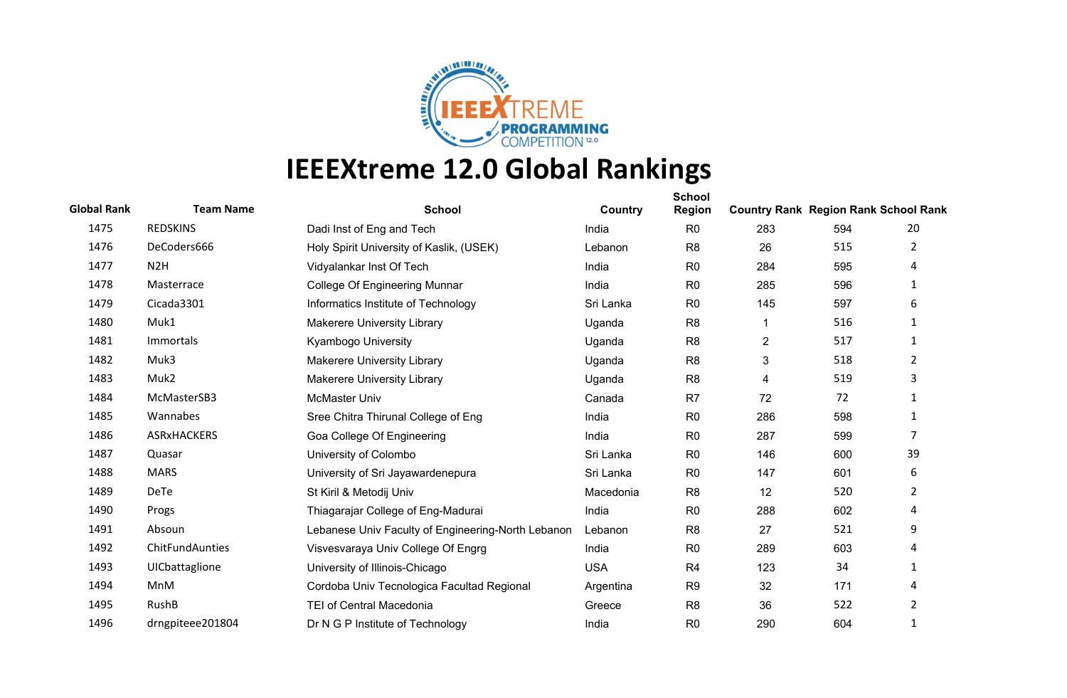# IEEEXtreme 12.0 Global Rankings

| Global Rank | Team Name | School | Country | School Region | Country Rank | Region Rank | School Rank |
|---|---|---|---|---|---|---|---|
| 1475 | REDSKINS | Dadi Inst of Eng and Tech | India | R0 | 283 | 594 | 20 |
| 1476 | DeCoders666 | Holy Spirit University of Kaslik, (USEK) | Lebanon | R8 | 26 | 515 | 2 |
| 1477 | N2H | Vidyalankar Inst Of Tech | India | R0 | 284 | 595 | 4 |
| 1478 | Masterrace | College Of Engineering Munnar | India | R0 | 285 | 596 | 1 |
| 1479 | Cicada3301 | Informatics Institute of Technology | Sri Lanka | R0 | 145 | 597 | 6 |
| 1480 | Muk1 | Makerere University Library | Uganda | R8 | 1 | 516 | 1 |
| 1481 | Immortals | Kyambogo University | Uganda | R8 | 2 | 517 | 1 |
| 1482 | Muk3 | Makerere University Library | Uganda | R8 | 3 | 518 | 2 |
| 1483 | Muk2 | Makerere University Library | Uganda | R8 | 4 | 519 | 3 |
| 1484 | McMasterSB3 | McMaster Univ | Canada | R7 | 72 | 72 | 1 |
| 1485 | Wannabes | Sree Chitra Thirunal College of Eng | India | R0 | 286 | 598 | 1 |
| 1486 | ASRxHACKERS | Goa College Of Engineering | India | R0 | 287 | 599 | 7 |
| 1487 | Quasar | University of Colombo | Sri Lanka | R0 | 146 | 600 | 39 |
| 1488 | MARS | University of Sri Jayawardenepura | Sri Lanka | R0 | 147 | 601 | 6 |
| 1489 | DeTe | St Kiril & Metodij Univ | Macedonia | R8 | 12 | 520 | 2 |
| 1490 | Progs | Thiagarajar College of Eng-Madurai | India | R0 | 288 | 602 | 4 |
| 1491 | Absoun | Lebanese Univ Faculty of Engineering-North Lebanon | Lebanon | R8 | 27 | 521 | 9 |
| 1492 | ChitFundAunties | Visvesvaraya Univ College Of Engrg | India | R0 | 289 | 603 | 4 |
| 1493 | UICbattaglione | University of Illinois-Chicago | USA | R4 | 123 | 34 | 1 |
| 1494 | MnM | Cordoba Univ Tecnologica Facultad Regional | Argentina | R9 | 32 | 171 | 4 |
| 1495 | RushB | TEI of Central Macedonia | Greece | R8 | 36 | 522 | 2 |
| 1496 | drngpiteee201804 | Dr N G P Institute of Technology | India | R0 | 290 | 604 | 1 |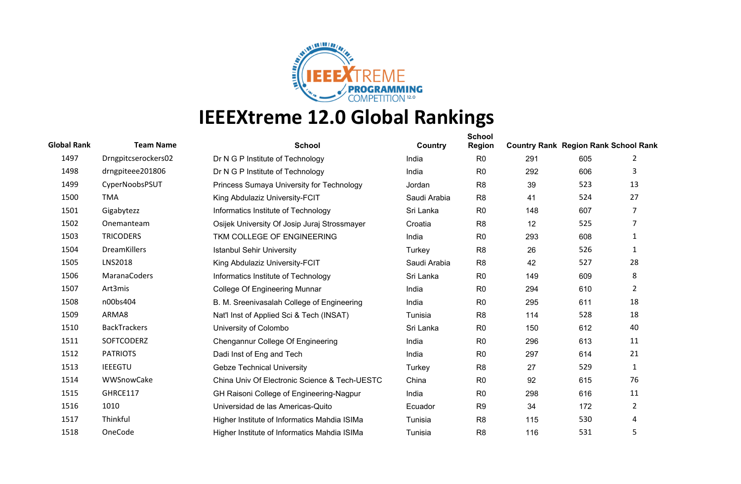# IEEEXtreme 12.0 Global Rankings

| Global Rank | Team Name | School | Country | School Region | Country Rank | Region Rank | School Rank |
|---|---|---|---|---|---|---|---|
| 1497 | Drngpitcserockers02 | Dr N G P Institute of Technology | India | R0 | 291 | 605 | 2 |
| 1498 | drngpiteee201806 | Dr N G P Institute of Technology | India | R0 | 292 | 606 | 3 |
| 1499 | CyperNoobsPSUT | Princess Sumaya University for Technology | Jordan | R8 | 39 | 523 | 13 |
| 1500 | TMA | King Abdulaziz University-FCIT | Saudi Arabia | R8 | 41 | 524 | 27 |
| 1501 | Gigabytezz | Informatics Institute of Technology | Sri Lanka | R0 | 148 | 607 | 7 |
| 1502 | Onemanteam | Osijek University Of Josip Juraj Strossmayer | Croatia | R8 | 12 | 525 | 7 |
| 1503 | TRICODERS | TKM COLLEGE OF ENGINEERING | India | R0 | 293 | 608 | 1 |
| 1504 | DreamKillers | Istanbul Sehir University | Turkey | R8 | 26 | 526 | 1 |
| 1505 | LNS2018 | King Abdulaziz University-FCIT | Saudi Arabia | R8 | 42 | 527 | 28 |
| 1506 | MaranaCoders | Informatics Institute of Technology | Sri Lanka | R0 | 149 | 609 | 8 |
| 1507 | Art3mis | College Of Engineering Munnar | India | R0 | 294 | 610 | 2 |
| 1508 | n00bs404 | B. M. Sreenivasalah College of Engineering | India | R0 | 295 | 611 | 18 |
| 1509 | ARMA8 | Nat'l Inst of Applied Sci & Tech (INSAT) | Tunisia | R8 | 114 | 528 | 18 |
| 1510 | BackTrackers | University of Colombo | Sri Lanka | R0 | 150 | 612 | 40 |
| 1511 | SOFTCODERZ | Chengannur College Of Engineering | India | R0 | 296 | 613 | 11 |
| 1512 | PATRIOTS | Dadi Inst of Eng and Tech | India | R0 | 297 | 614 | 21 |
| 1513 | IEEEGTU | Gebze Technical University | Turkey | R8 | 27 | 529 | 1 |
| 1514 | WWSnowCake | China Univ Of Electronic Science & Tech-UESTC | China | R0 | 92 | 615 | 76 |
| 1515 | GHRCE117 | GH Raisoni College of Engineering-Nagpur | India | R0 | 298 | 616 | 11 |
| 1516 | 1010 | Universidad de las Americas-Quito | Ecuador | R9 | 34 | 172 | 2 |
| 1517 | Thinkful | Higher Institute of Informatics Mahdia ISIMa | Tunisia | R8 | 115 | 530 | 4 |
| 1518 | OneCode | Higher Institute of Informatics Mahdia ISIMa | Tunisia | R8 | 116 | 531 | 5 |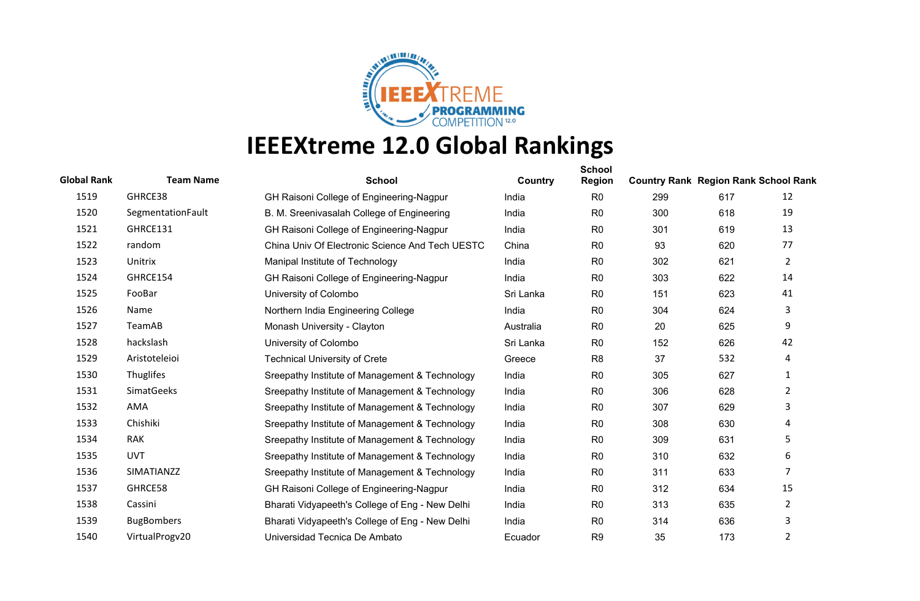# IEEEXtreme 12.0 Global Rankings

| Global Rank | Team Name | School | Country | School Region | Country Rank | Region Rank | School Rank |
|---|---|---|---|---|---|---|---|
| 1519 | GHRCE38 | GH Raisoni College of Engineering-Nagpur | India | R0 | 299 | 617 | 12 |
| 1520 | SegmentationFault | B. M. Sreenivasalah College of Engineering | India | R0 | 300 | 618 | 19 |
| 1521 | GHRCE131 | GH Raisoni College of Engineering-Nagpur | India | R0 | 301 | 619 | 13 |
| 1522 | random | China Univ Of Electronic Science And Tech UESTC | China | R0 | 93 | 620 | 77 |
| 1523 | Unitrix | Manipal Institute of Technology | India | R0 | 302 | 621 | 2 |
| 1524 | GHRCE154 | GH Raisoni College of Engineering-Nagpur | India | R0 | 303 | 622 | 14 |
| 1525 | FooBar | University of Colombo | Sri Lanka | R0 | 151 | 623 | 41 |
| 1526 | Name | Northern India Engineering College | India | R0 | 304 | 624 | 3 |
| 1527 | TeamAB | Monash University - Clayton | Australia | R0 | 20 | 625 | 9 |
| 1528 | hackslash | University of Colombo | Sri Lanka | R0 | 152 | 626 | 42 |
| 1529 | Aristoteleioi | Technical University of Crete | Greece | R8 | 37 | 532 | 4 |
| 1530 | Thuglifes | Sreepathy Institute of Management & Technology | India | R0 | 305 | 627 | 1 |
| 1531 | SimatGeeks | Sreepathy Institute of Management & Technology | India | R0 | 306 | 628 | 2 |
| 1532 | AMA | Sreepathy Institute of Management & Technology | India | R0 | 307 | 629 | 3 |
| 1533 | Chishiki | Sreepathy Institute of Management & Technology | India | R0 | 308 | 630 | 4 |
| 1534 | RAK | Sreepathy Institute of Management & Technology | India | R0 | 309 | 631 | 5 |
| 1535 | UVT | Sreepathy Institute of Management & Technology | India | R0 | 310 | 632 | 6 |
| 1536 | SIMATIANZZ | Sreepathy Institute of Management & Technology | India | R0 | 311 | 633 | 7 |
| 1537 | GHRCE58 | GH Raisoni College of Engineering-Nagpur | India | R0 | 312 | 634 | 15 |
| 1538 | Cassini | Bharati Vidyapeeth's College of Eng - New Delhi | India | R0 | 313 | 635 | 2 |
| 1539 | BugBombers | Bharati Vidyapeeth's College of Eng - New Delhi | India | R0 | 314 | 636 | 3 |
| 1540 | VirtualProgv20 | Universidad Tecnica De Ambato | Ecuador | R9 | 35 | 173 | 2 |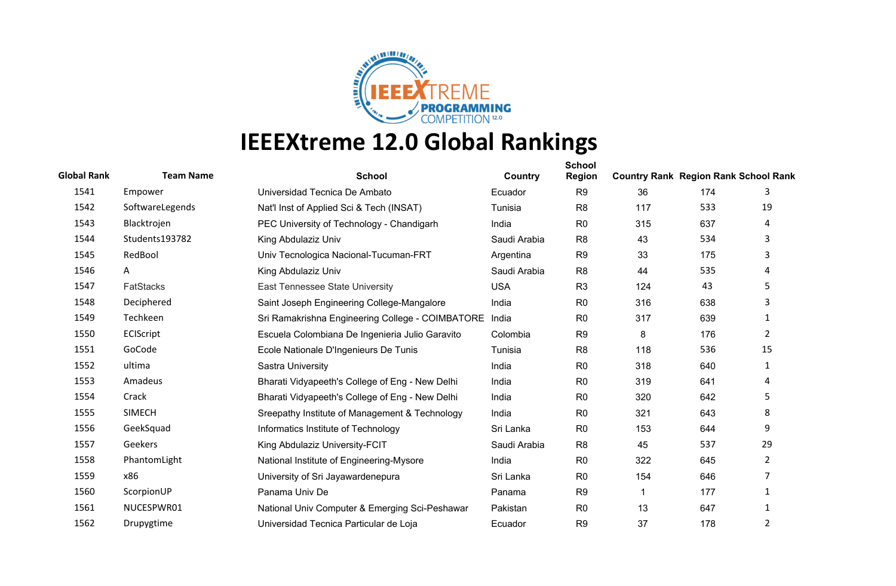# IEEEXtreme 12.0 Global Rankings

| Global Rank | Team Name | School | Country | School Region | Country Rank | Region Rank | School Rank |
|---|---|---|---|---|---|---|---|
| 1541 | Empower | Universidad Tecnica De Ambato | Ecuador | R9 | 36 | 174 | 3 |
| 1542 | SoftwareLegends | Nat'l Inst of Applied Sci & Tech (INSAT) | Tunisia | R8 | 117 | 533 | 19 |
| 1543 | Blacktrojen | PEC University of Technology - Chandigarh | India | R0 | 315 | 637 | 4 |
| 1544 | Students193782 | King Abdulaziz Univ | Saudi Arabia | R8 | 43 | 534 | 3 |
| 1545 | RedBool | Univ Tecnologica Nacional-Tucuman-FRT | Argentina | R9 | 33 | 175 | 3 |
| 1546 | A | King Abdulaziz Univ | Saudi Arabia | R8 | 44 | 535 | 4 |
| 1547 | FatStacks | East Tennessee State University | USA | R3 | 124 | 43 | 5 |
| 1548 | Deciphered | Saint Joseph Engineering College-Mangalore | India | R0 | 316 | 638 | 3 |
| 1549 | Techkeen | Sri Ramakrishna Engineering College - COIMBATORE | India | R0 | 317 | 639 | 1 |
| 1550 | ECIScript | Escuela Colombiana De Ingenieria Julio Garavito | Colombia | R9 | 8 | 176 | 2 |
| 1551 | GoCode | Ecole Nationale D'Ingenieurs De Tunis | Tunisia | R8 | 118 | 536 | 15 |
| 1552 | ultima | Sastra University | India | R0 | 318 | 640 | 1 |
| 1553 | Amadeus | Bharati Vidyapeeth's College of Eng - New Delhi | India | R0 | 319 | 641 | 4 |
| 1554 | Crack | Bharati Vidyapeeth's College of Eng - New Delhi | India | R0 | 320 | 642 | 5 |
| 1555 | SIMECH | Sreepathy Institute of Management & Technology | India | R0 | 321 | 643 | 8 |
| 1556 | GeekSquad | Informatics Institute of Technology | Sri Lanka | R0 | 153 | 644 | 9 |
| 1557 | Geekers | King Abdulaziz University-FCIT | Saudi Arabia | R8 | 45 | 537 | 29 |
| 1558 | PhantomLight | National Institute of Engineering-Mysore | India | R0 | 322 | 645 | 2 |
| 1559 | x86 | University of Sri Jayawardenepura | Sri Lanka | R0 | 154 | 646 | 7 |
| 1560 | ScorpionUP | Panama Univ De | Panama | R9 | 1 | 177 | 1 |
| 1561 | NUCESPWR01 | National Univ Computer & Emerging Sci-Peshawar | Pakistan | R0 | 13 | 647 | 1 |
| 1562 | Drupygtime | Universidad Tecnica Particular de Loja | Ecuador | R9 | 37 | 178 | 2 |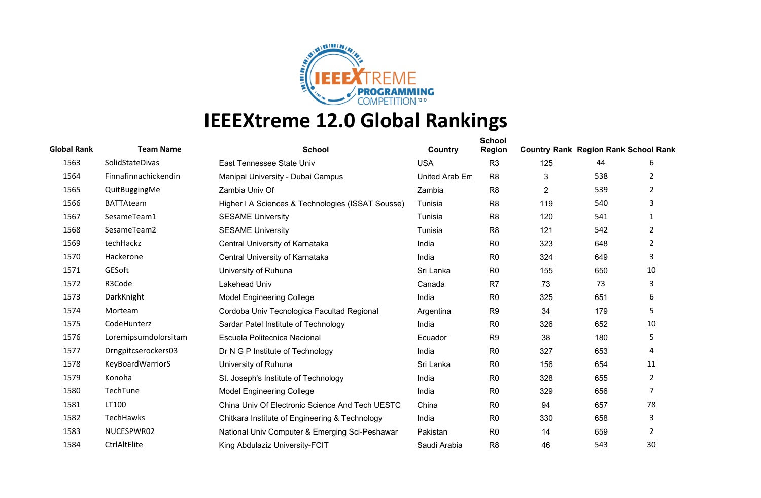# IEEEXtreme 12.0 Global Rankings

| Global Rank | Team Name | School | Country | School Region | Country Rank | Region Rank | School Rank |
|---|---|---|---|---|---|---|---|
| 1563 | SolidStateDivas | East Tennessee State Univ | USA | R3 | 125 | 44 | 6 |
| 1564 | Finnafinnachickendin | Manipal University - Dubai Campus | United Arab Em | R8 | 3 | 538 | 2 |
| 1565 | QuitBuggingMe | Zambia Univ Of | Zambia | R8 | 2 | 539 | 2 |
| 1566 | BATTAteam | Higher I A Sciences & Technologies (ISSAT Sousse) | Tunisia | R8 | 119 | 540 | 3 |
| 1567 | SesameTeam1 | SESAME University | Tunisia | R8 | 120 | 541 | 1 |
| 1568 | SesameTeam2 | SESAME University | Tunisia | R8 | 121 | 542 | 2 |
| 1569 | techHackz | Central University of Karnataka | India | R0 | 323 | 648 | 2 |
| 1570 | Hackerone | Central University of Karnataka | India | R0 | 324 | 649 | 3 |
| 1571 | GESoft | University of Ruhuna | Sri Lanka | R0 | 155 | 650 | 10 |
| 1572 | R3Code | Lakehead Univ | Canada | R7 | 73 | 73 | 3 |
| 1573 | DarkKnight | Model Engineering College | India | R0 | 325 | 651 | 6 |
| 1574 | Morteam | Cordoba Univ Tecnologica Facultad Regional | Argentina | R9 | 34 | 179 | 5 |
| 1575 | CodeHunterz | Sardar Patel Institute of Technology | India | R0 | 326 | 652 | 10 |
| 1576 | Loremipsumdolorsitam | Escuela Politecnica Nacional | Ecuador | R9 | 38 | 180 | 5 |
| 1577 | Drngpitcserockers03 | Dr N G P Institute of Technology | India | R0 | 327 | 653 | 4 |
| 1578 | KeyBoardWarriorS | University of Ruhuna | Sri Lanka | R0 | 156 | 654 | 11 |
| 1579 | Konoha | St. Joseph's Institute of Technology | India | R0 | 328 | 655 | 2 |
| 1580 | TechTune | Model Engineering College | India | R0 | 329 | 656 | 7 |
| 1581 | LT100 | China Univ Of Electronic Science And Tech UESTC | China | R0 | 94 | 657 | 78 |
| 1582 | TechHawks | Chitkara Institute of Engineering & Technology | India | R0 | 330 | 658 | 3 |
| 1583 | NUCESPWR02 | National Univ Computer & Emerging Sci-Peshawar | Pakistan | R0 | 14 | 659 | 2 |
| 1584 | CtrlAltElite | King Abdulaziz University-FCIT | Saudi Arabia | R8 | 46 | 543 | 30 |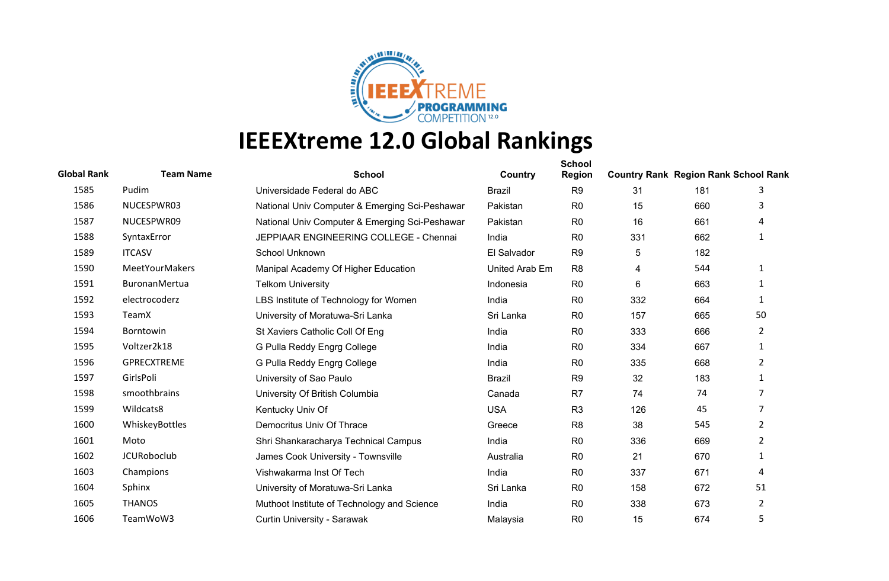# IEEEXtreme 12.0 Global Rankings

| Global Rank | Team Name | School | Country | School Region | Country Rank | Region Rank | School Rank |
|---|---|---|---|---|---|---|---|
| 1585 | Pudim | Universidade Federal do ABC | Brazil | R9 | 31 | 181 | 3 |
| 1586 | NUCESPWR03 | National Univ Computer & Emerging Sci-Peshawar | Pakistan | R0 | 15 | 660 | 3 |
| 1587 | NUCESPWR09 | National Univ Computer & Emerging Sci-Peshawar | Pakistan | R0 | 16 | 661 | 4 |
| 1588 | SyntaxError | JEPPIAAR ENGINEERING COLLEGE - Chennai | India | R0 | 331 | 662 | 1 |
| 1589 | ITCASV | School Unknown | El Salvador | R9 | 5 | 182 | |
| 1590 | MeetYourMakers | Manipal Academy Of Higher Education | United Arab Em | R8 | 4 | 544 | 1 |
| 1591 | BuronanMertua | Telkom University | Indonesia | R0 | 6 | 663 | 1 |
| 1592 | electrocoderz | LBS Institute of Technology for Women | India | R0 | 332 | 664 | 1 |
| 1593 | TeamX | University of Moratuwa-Sri Lanka | Sri Lanka | R0 | 157 | 665 | 50 |
| 1594 | Borntowin | St Xaviers Catholic Coll Of Eng | India | R0 | 333 | 666 | 2 |
| 1595 | Voltzer2k18 | G Pulla Reddy Engrg College | India | R0 | 334 | 667 | 1 |
| 1596 | GPRECXTREME | G Pulla Reddy Engrg College | India | R0 | 335 | 668 | 2 |
| 1597 | GirlsPoli | University of Sao Paulo | Brazil | R9 | 32 | 183 | 1 |
| 1598 | smoothbrains | University Of British Columbia | Canada | R7 | 74 | 74 | 7 |
| 1599 | Wildcats8 | Kentucky Univ Of | USA | R3 | 126 | 45 | 7 |
| 1600 | WhiskeyBottles | Democritus Univ Of Thrace | Greece | R8 | 38 | 545 | 2 |
| 1601 | Moto | Shri Shankaracharya Technical Campus | India | R0 | 336 | 669 | 2 |
| 1602 | JCURoboclub | James Cook University - Townsville | Australia | R0 | 21 | 670 | 1 |
| 1603 | Champions | Vishwakarma Inst Of Tech | India | R0 | 337 | 671 | 4 |
| 1604 | Sphinx | University of Moratuwa-Sri Lanka | Sri Lanka | R0 | 158 | 672 | 51 |
| 1605 | THANOS | Muthoot Institute of Technology and Science | India | R0 | 338 | 673 | 2 |
| 1606 | TeamWoW3 | Curtin University - Sarawak | Malaysia | R0 | 15 | 674 | 5 |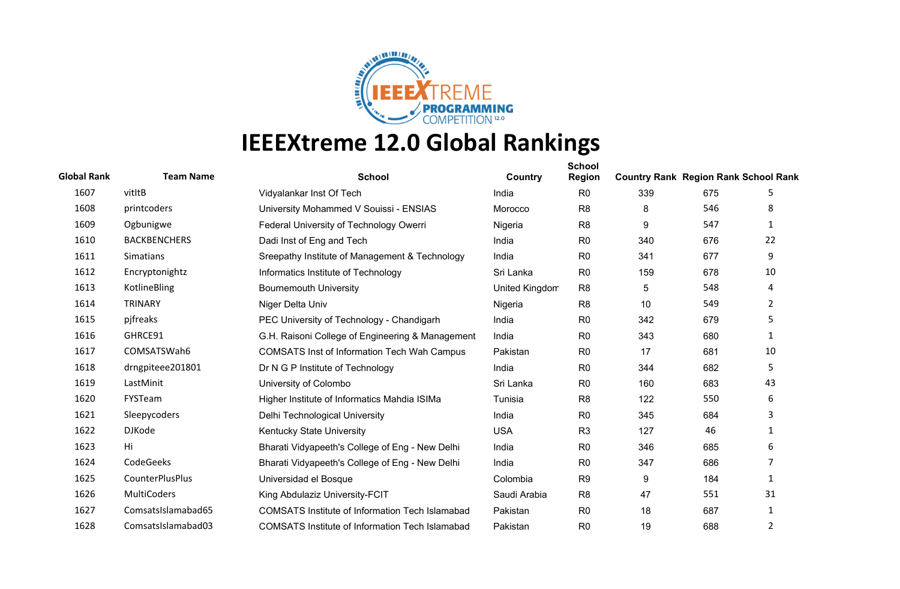# IEEEXtreme 12.0 Global Rankings

| Global Rank | Team Name | School | Country | School Region | Country Rank | Region Rank | School Rank |
|---|---|---|---|---|---|---|---|
| 1607 | vitItB | Vidyalankar Inst Of Tech | India | R0 | 339 | 675 | 5 |
| 1608 | printcoders | University Mohammed V Souissi - ENSIAS | Morocco | R8 | 8 | 546 | 8 |
| 1609 | Ogbunigwe | Federal University of Technology Owerri | Nigeria | R8 | 9 | 547 | 1 |
| 1610 | BACKBENCHERS | Dadi Inst of Eng and Tech | India | R0 | 340 | 676 | 22 |
| 1611 | Simatians | Sreepathy Institute of Management & Technology | India | R0 | 341 | 677 | 9 |
| 1612 | Encryptonightz | Informatics Institute of Technology | Sri Lanka | R0 | 159 | 678 | 10 |
| 1613 | KotlineBling | Bournemouth University | United Kingdom | R8 | 5 | 548 | 4 |
| 1614 | TRINARY | Niger Delta Univ | Nigeria | R8 | 10 | 549 | 2 |
| 1615 | pjfreaks | PEC University of Technology - Chandigarh | India | R0 | 342 | 679 | 5 |
| 1616 | GHRCE91 | G.H. Raisoni College of Engineering & Management | India | R0 | 343 | 680 | 1 |
| 1617 | COMSATSWah6 | COMSATS Inst of Information Tech Wah Campus | Pakistan | R0 | 17 | 681 | 10 |
| 1618 | drngpiteee201801 | Dr N G P Institute of Technology | India | R0 | 344 | 682 | 5 |
| 1619 | LastMinit | University of Colombo | Sri Lanka | R0 | 160 | 683 | 43 |
| 1620 | FYSTeam | Higher Institute of Informatics Mahdia ISIMa | Tunisia | R8 | 122 | 550 | 6 |
| 1621 | Sleepycoders | Delhi Technological University | India | R0 | 345 | 684 | 3 |
| 1622 | DJKode | Kentucky State University | USA | R3 | 127 | 46 | 1 |
| 1623 | Hi | Bharati Vidyapeeth's College of Eng - New Delhi | India | R0 | 346 | 685 | 6 |
| 1624 | CodeGeeks | Bharati Vidyapeeth's College of Eng - New Delhi | India | R0 | 347 | 686 | 7 |
| 1625 | CounterPlusPlus | Universidad el Bosque | Colombia | R9 | 9 | 184 | 1 |
| 1626 | MultiCoders | King Abdulaziz University-FCIT | Saudi Arabia | R8 | 47 | 551 | 31 |
| 1627 | ComsatsIslamabad65 | COMSATS Institute of Information Tech Islamabad | Pakistan | R0 | 18 | 687 | 1 |
| 1628 | ComsatsIslamabad03 | COMSATS Institute of Information Tech Islamabad | Pakistan | R0 | 19 | 688 | 2 |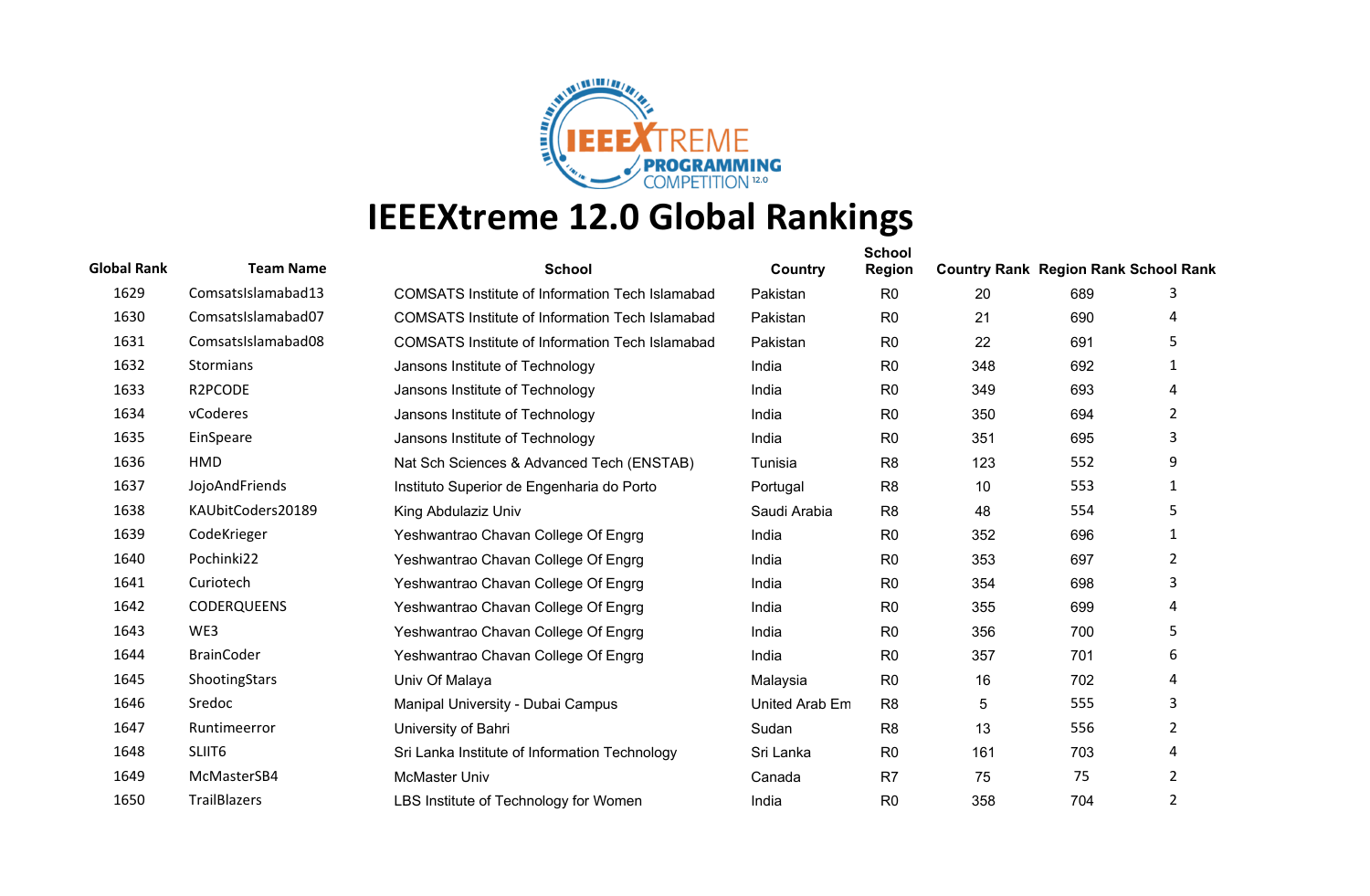# IEEEXtreme 12.0 Global Rankings

| Global Rank | Team Name | School | Country | School Region | Country Rank | Region Rank | School Rank |
|---|---|---|---|---|---|---|---|
| 1629 | ComsatsIslamabad13 | COMSATS Institute of Information Tech Islamabad | Pakistan | R0 | 20 | 689 | 3 |
| 1630 | ComsatsIslamabad07 | COMSATS Institute of Information Tech Islamabad | Pakistan | R0 | 21 | 690 | 4 |
| 1631 | ComsatsIslamabad08 | COMSATS Institute of Information Tech Islamabad | Pakistan | R0 | 22 | 691 | 5 |
| 1632 | Stormians | Jansons Institute of Technology | India | R0 | 348 | 692 | 1 |
| 1633 | R2PCODE | Jansons Institute of Technology | India | R0 | 349 | 693 | 4 |
| 1634 | vCoderes | Jansons Institute of Technology | India | R0 | 350 | 694 | 2 |
| 1635 | EinSpeare | Jansons Institute of Technology | India | R0 | 351 | 695 | 3 |
| 1636 | HMD | Nat Sch Sciences & Advanced Tech (ENSTAB) | Tunisia | R8 | 123 | 552 | 9 |
| 1637 | JojoAndFriends | Instituto Superior de Engenharia do Porto | Portugal | R8 | 10 | 553 | 1 |
| 1638 | KAUbitCoders20189 | King Abdulaziz Univ | Saudi Arabia | R8 | 48 | 554 | 5 |
| 1639 | CodeKrieger | Yeshwantrao Chavan College Of Engrg | India | R0 | 352 | 696 | 1 |
| 1640 | Pochinki22 | Yeshwantrao Chavan College Of Engrg | India | R0 | 353 | 697 | 2 |
| 1641 | Curiotech | Yeshwantrao Chavan College Of Engrg | India | R0 | 354 | 698 | 3 |
| 1642 | CODERQUEENS | Yeshwantrao Chavan College Of Engrg | India | R0 | 355 | 699 | 4 |
| 1643 | WE3 | Yeshwantrao Chavan College Of Engrg | India | R0 | 356 | 700 | 5 |
| 1644 | BrainCoder | Yeshwantrao Chavan College Of Engrg | India | R0 | 357 | 701 | 6 |
| 1645 | ShootingStars | Univ Of Malaya | Malaysia | R0 | 16 | 702 | 4 |
| 1646 | Sredoc | Manipal University - Dubai Campus | United Arab Em | R8 | 5 | 555 | 3 |
| 1647 | Runtimeerror | University of Bahri | Sudan | R8 | 13 | 556 | 2 |
| 1648 | SLIIT6 | Sri Lanka Institute of Information Technology | Sri Lanka | R0 | 161 | 703 | 4 |
| 1649 | McMasterSB4 | McMaster Univ | Canada | R7 | 75 | 75 | 2 |
| 1650 | TrailBlazers | LBS Institute of Technology for Women | India | R0 | 358 | 704 | 2 |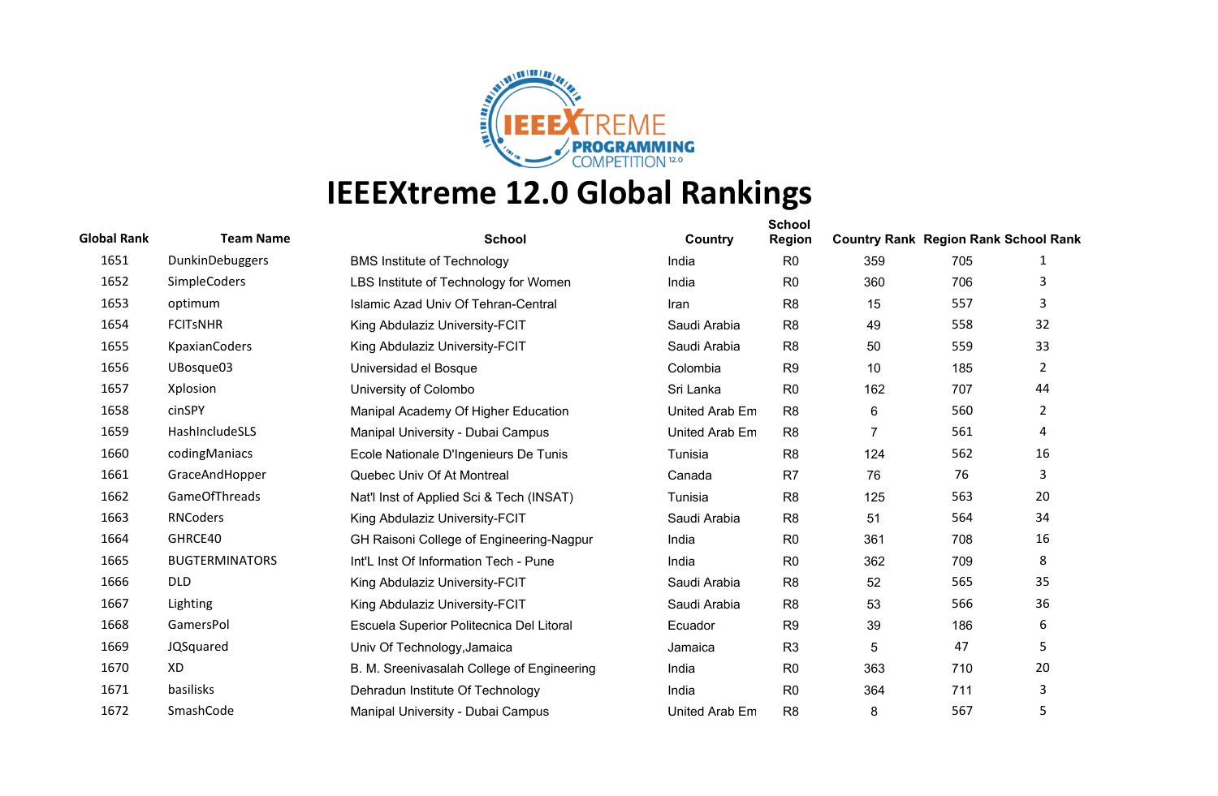# IEEEXtreme 12.0 Global Rankings

| Global Rank | Team Name | School | Country | School Region | Country Rank | Region Rank | School Rank |
|---|---|---|---|---|---|---|---|
| 1651 | DunkinDebuggers | BMS Institute of Technology | India | R0 | 359 | 705 | 1 |
| 1652 | SimpleCoders | LBS Institute of Technology for Women | India | R0 | 360 | 706 | 3 |
| 1653 | optimum | Islamic Azad Univ Of Tehran-Central | Iran | R8 | 15 | 557 | 3 |
| 1654 | FCITsNHR | King Abdulaziz University-FCIT | Saudi Arabia | R8 | 49 | 558 | 32 |
| 1655 | KpaxianCoders | King Abdulaziz University-FCIT | Saudi Arabia | R8 | 50 | 559 | 33 |
| 1656 | UBosque03 | Universidad el Bosque | Colombia | R9 | 10 | 185 | 2 |
| 1657 | Xplosion | University of Colombo | Sri Lanka | R0 | 162 | 707 | 44 |
| 1658 | cinSPY | Manipal Academy Of Higher Education | United Arab Em | R8 | 6 | 560 | 2 |
| 1659 | HashIncludeSLS | Manipal University - Dubai Campus | United Arab Em | R8 | 7 | 561 | 4 |
| 1660 | codingManiacs | Ecole Nationale D'Ingenieurs De Tunis | Tunisia | R8 | 124 | 562 | 16 |
| 1661 | GraceAndHopper | Quebec Univ Of At Montreal | Canada | R7 | 76 | 76 | 3 |
| 1662 | GameOfThreads | Nat'l Inst of Applied Sci & Tech (INSAT) | Tunisia | R8 | 125 | 563 | 20 |
| 1663 | RNCoders | King Abdulaziz University-FCIT | Saudi Arabia | R8 | 51 | 564 | 34 |
| 1664 | GHRCE40 | GH Raisoni College of Engineering-Nagpur | India | R0 | 361 | 708 | 16 |
| 1665 | BUGTERMINATORS | Int'L Inst Of Information Tech - Pune | India | R0 | 362 | 709 | 8 |
| 1666 | DLD | King Abdulaziz University-FCIT | Saudi Arabia | R8 | 52 | 565 | 35 |
| 1667 | Lighting | King Abdulaziz University-FCIT | Saudi Arabia | R8 | 53 | 566 | 36 |
| 1668 | GamersPol | Escuela Superior Politecnica Del Litoral | Ecuador | R9 | 39 | 186 | 6 |
| 1669 | JQSquared | Univ Of Technology,Jamaica | Jamaica | R3 | 5 | 47 | 5 |
| 1670 | XD | B. M. Sreenivasalah College of Engineering | India | R0 | 363 | 710 | 20 |
| 1671 | basilisks | Dehradun Institute Of Technology | India | R0 | 364 | 711 | 3 |
| 1672 | SmashCode | Manipal University - Dubai Campus | United Arab Em | R8 | 8 | 567 | 5 |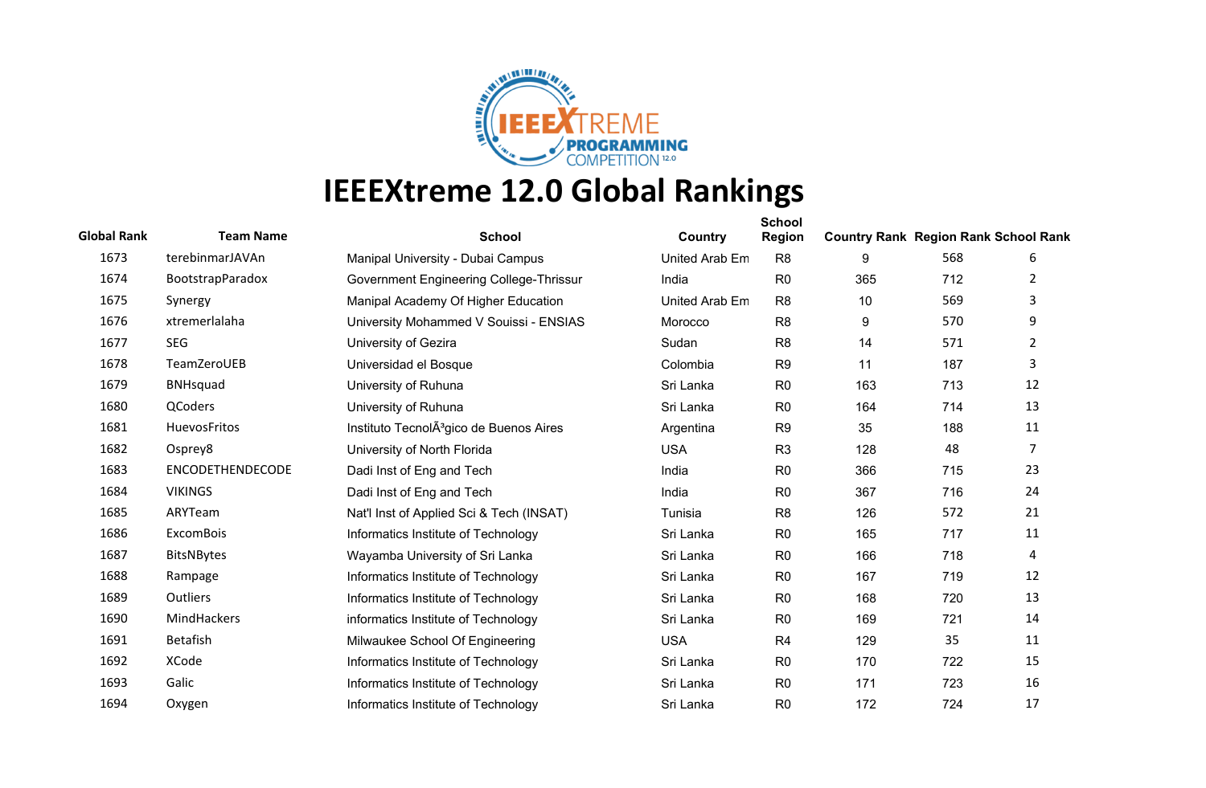# IEEEXtreme 12.0 Global Rankings

| Global Rank | Team Name | School | Country | School Region | Country Rank | Region Rank | School Rank |
|---|---|---|---|---|---|---|---|
| 1673 | terebinmarJAVAn | Manipal University - Dubai Campus | United Arab Em | R8 | 9 | 568 | 6 |
| 1674 | BootstrapParadox | Government Engineering College-Thrissur | India | R0 | 365 | 712 | 2 |
| 1675 | Synergy | Manipal Academy Of Higher Education | United Arab Em | R8 | 10 | 569 | 3 |
| 1676 | xtremerlalaha | University Mohammed V Souissi - ENSIAS | Morocco | R8 | 9 | 570 | 9 |
| 1677 | SEG | University of Gezira | Sudan | R8 | 14 | 571 | 2 |
| 1678 | TeamZeroUEB | Universidad el Bosque | Colombia | R9 | 11 | 187 | 3 |
| 1679 | BNHsquad | University of Ruhuna | Sri Lanka | R0 | 163 | 713 | 12 |
| 1680 | QCoders | University of Ruhuna | Sri Lanka | R0 | 164 | 714 | 13 |
| 1681 | HuevosFritos | Instituto TecnolÃ³gico de Buenos Aires | Argentina | R9 | 35 | 188 | 11 |
| 1682 | Osprey8 | University of North Florida | USA | R3 | 128 | 48 | 7 |
| 1683 | ENCODETHENDECODE | Dadi Inst of Eng and Tech | India | R0 | 366 | 715 | 23 |
| 1684 | VIKINGS | Dadi Inst of Eng and Tech | India | R0 | 367 | 716 | 24 |
| 1685 | ARYTeam | Nat'l Inst of Applied Sci & Tech (INSAT) | Tunisia | R8 | 126 | 572 | 21 |
| 1686 | ExcomBois | Informatics Institute of Technology | Sri Lanka | R0 | 165 | 717 | 11 |
| 1687 | BitsNBytes | Wayamba University of Sri Lanka | Sri Lanka | R0 | 166 | 718 | 4 |
| 1688 | Rampage | Informatics Institute of Technology | Sri Lanka | R0 | 167 | 719 | 12 |
| 1689 | Outliers | Informatics Institute of Technology | Sri Lanka | R0 | 168 | 720 | 13 |
| 1690 | MindHackers | informatics Institute of Technology | Sri Lanka | R0 | 169 | 721 | 14 |
| 1691 | Betafish | Milwaukee School Of Engineering | USA | R4 | 129 | 35 | 11 |
| 1692 | XCode | Informatics Institute of Technology | Sri Lanka | R0 | 170 | 722 | 15 |
| 1693 | Galic | Informatics Institute of Technology | Sri Lanka | R0 | 171 | 723 | 16 |
| 1694 | Oxygen | Informatics Institute of Technology | Sri Lanka | R0 | 172 | 724 | 17 |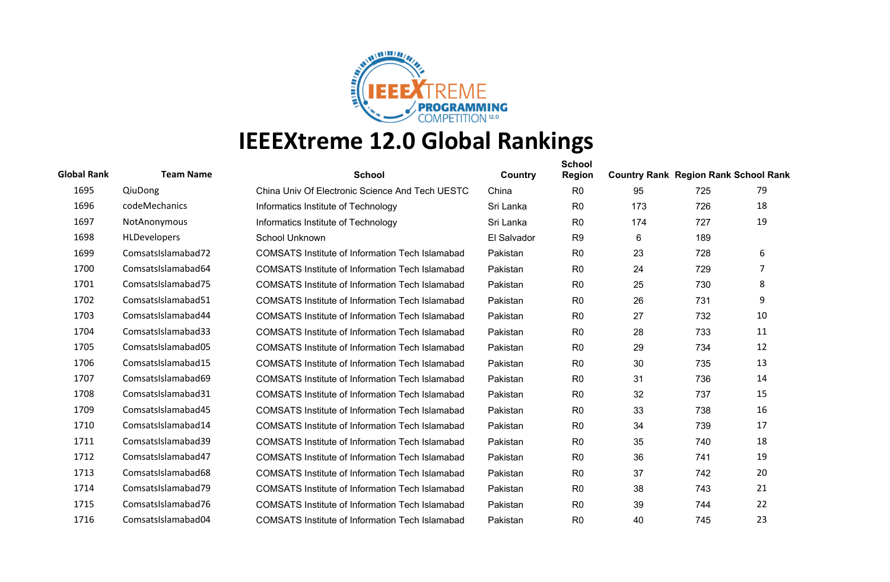# IEEEXtreme 12.0 Global Rankings

| Global Rank | Team Name | School | Country | School Region | Country Rank | Region Rank | School Rank |
|---|---|---|---|---|---|---|---|
| 1695 | QiuDong | China Univ Of Electronic Science And Tech UESTC | China | R0 | 95 | 725 | 79 |
| 1696 | codeMechanics | Informatics Institute of Technology | Sri Lanka | R0 | 173 | 726 | 18 |
| 1697 | NotAnonymous | Informatics Institute of Technology | Sri Lanka | R0 | 174 | 727 | 19 |
| 1698 | HLDevelopers | School Unknown | El Salvador | R9 | 6 | 189 | |
| 1699 | ComsatsIslamabad72 | COMSATS Institute of Information Tech Islamabad | Pakistan | R0 | 23 | 728 | 6 |
| 1700 | ComsatsIslamabad64 | COMSATS Institute of Information Tech Islamabad | Pakistan | R0 | 24 | 729 | 7 |
| 1701 | ComsatsIslamabad75 | COMSATS Institute of Information Tech Islamabad | Pakistan | R0 | 25 | 730 | 8 |
| 1702 | ComsatsIslamabad51 | COMSATS Institute of Information Tech Islamabad | Pakistan | R0 | 26 | 731 | 9 |
| 1703 | ComsatsIslamabad44 | COMSATS Institute of Information Tech Islamabad | Pakistan | R0 | 27 | 732 | 10 |
| 1704 | ComsatsIslamabad33 | COMSATS Institute of Information Tech Islamabad | Pakistan | R0 | 28 | 733 | 11 |
| 1705 | ComsatsIslamabad05 | COMSATS Institute of Information Tech Islamabad | Pakistan | R0 | 29 | 734 | 12 |
| 1706 | ComsatsIslamabad15 | COMSATS Institute of Information Tech Islamabad | Pakistan | R0 | 30 | 735 | 13 |
| 1707 | ComsatsIslamabad69 | COMSATS Institute of Information Tech Islamabad | Pakistan | R0 | 31 | 736 | 14 |
| 1708 | ComsatsIslamabad31 | COMSATS Institute of Information Tech Islamabad | Pakistan | R0 | 32 | 737 | 15 |
| 1709 | ComsatsIslamabad45 | COMSATS Institute of Information Tech Islamabad | Pakistan | R0 | 33 | 738 | 16 |
| 1710 | ComsatsIslamabad14 | COMSATS Institute of Information Tech Islamabad | Pakistan | R0 | 34 | 739 | 17 |
| 1711 | ComsatsIslamabad39 | COMSATS Institute of Information Tech Islamabad | Pakistan | R0 | 35 | 740 | 18 |
| 1712 | ComsatsIslamabad47 | COMSATS Institute of Information Tech Islamabad | Pakistan | R0 | 36 | 741 | 19 |
| 1713 | ComsatsIslamabad68 | COMSATS Institute of Information Tech Islamabad | Pakistan | R0 | 37 | 742 | 20 |
| 1714 | ComsatsIslamabad79 | COMSATS Institute of Information Tech Islamabad | Pakistan | R0 | 38 | 743 | 21 |
| 1715 | ComsatsIslamabad76 | COMSATS Institute of Information Tech Islamabad | Pakistan | R0 | 39 | 744 | 22 |
| 1716 | ComsatsIslamabad04 | COMSATS Institute of Information Tech Islamabad | Pakistan | R0 | 40 | 745 | 23 |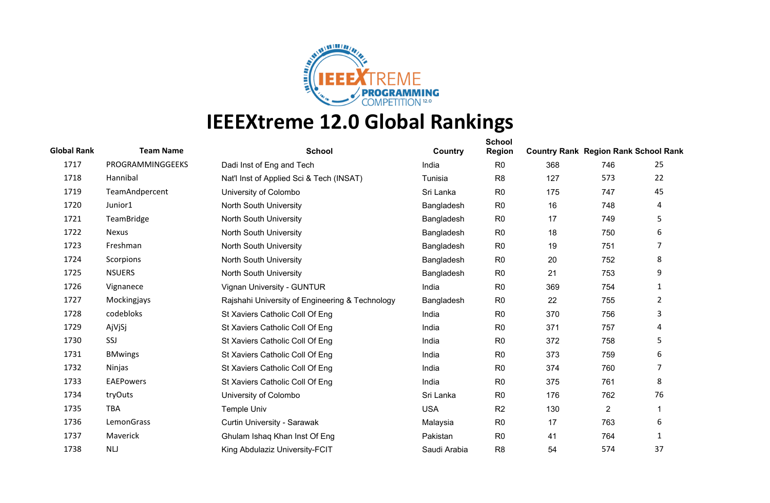# IEEEXtreme 12.0 Global Rankings

| Global Rank | Team Name | School | Country | School Region | Country Rank | Region Rank | School Rank |
|---|---|---|---|---|---|---|---|
| 1717 | PROGRAMMINGGEEKS | Dadi Inst of Eng and Tech | India | R0 | 368 | 746 | 25 |
| 1718 | Hannibal | Nat'l Inst of Applied Sci & Tech (INSAT) | Tunisia | R8 | 127 | 573 | 22 |
| 1719 | TeamAndpercent | University of Colombo | Sri Lanka | R0 | 175 | 747 | 45 |
| 1720 | Junior1 | North South University | Bangladesh | R0 | 16 | 748 | 4 |
| 1721 | TeamBridge | North South University | Bangladesh | R0 | 17 | 749 | 5 |
| 1722 | Nexus | North South University | Bangladesh | R0 | 18 | 750 | 6 |
| 1723 | Freshman | North South University | Bangladesh | R0 | 19 | 751 | 7 |
| 1724 | Scorpions | North South University | Bangladesh | R0 | 20 | 752 | 8 |
| 1725 | NSUERS | North South University | Bangladesh | R0 | 21 | 753 | 9 |
| 1726 | Vignanece | Vignan University - GUNTUR | India | R0 | 369 | 754 | 1 |
| 1727 | Mockingjays | Rajshahi University of Engineering & Technology | Bangladesh | R0 | 22 | 755 | 2 |
| 1728 | codebloks | St Xaviers Catholic Coll Of Eng | India | R0 | 370 | 756 | 3 |
| 1729 | AjVjSj | St Xaviers Catholic Coll Of Eng | India | R0 | 371 | 757 | 4 |
| 1730 | SSJ | St Xaviers Catholic Coll Of Eng | India | R0 | 372 | 758 | 5 |
| 1731 | BMwings | St Xaviers Catholic Coll Of Eng | India | R0 | 373 | 759 | 6 |
| 1732 | Ninjas | St Xaviers Catholic Coll Of Eng | India | R0 | 374 | 760 | 7 |
| 1733 | EAEPowers | St Xaviers Catholic Coll Of Eng | India | R0 | 375 | 761 | 8 |
| 1734 | tryOuts | University of Colombo | Sri Lanka | R0 | 176 | 762 | 76 |
| 1735 | TBA | Temple Univ | USA | R2 | 130 | 2 | 1 |
| 1736 | LemonGrass | Curtin University - Sarawak | Malaysia | R0 | 17 | 763 | 6 |
| 1737 | Maverick | Ghulam Ishaq Khan Inst Of Eng | Pakistan | R0 | 41 | 764 | 1 |
| 1738 | NLJ | King Abdulaziz University-FCIT | Saudi Arabia | R8 | 54 | 574 | 37 |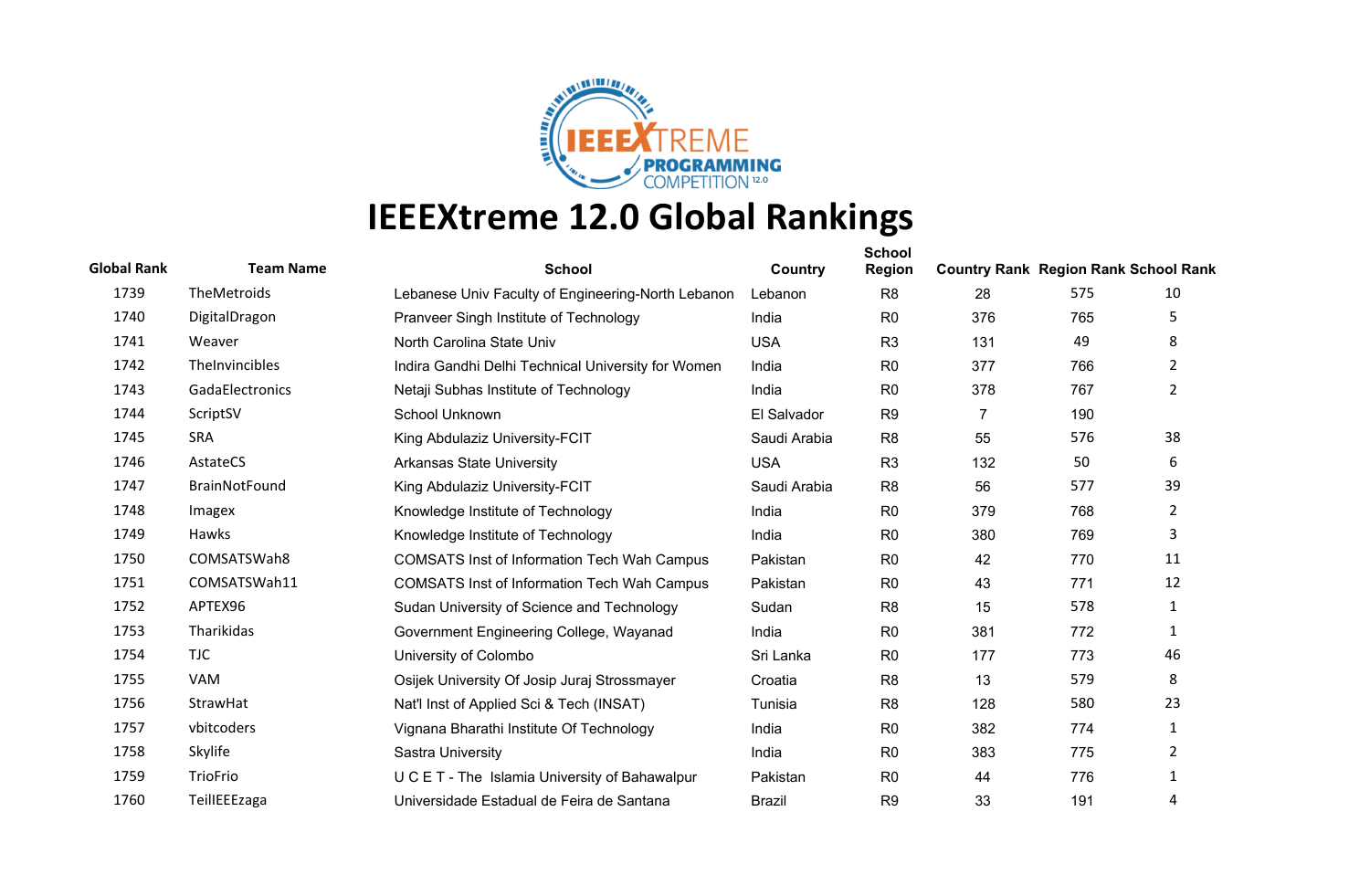# IEEEXtreme 12.0 Global Rankings

| Global Rank | Team Name | School | Country | School Region | Country Rank | Region Rank | School Rank |
|---|---|---|---|---|---|---|---|
| 1739 | TheMetroids | Lebanese Univ Faculty of Engineering-North Lebanon | Lebanon | R8 | 28 | 575 | 10 |
| 1740 | DigitalDragon | Pranveer Singh Institute of Technology | India | R0 | 376 | 765 | 5 |
| 1741 | Weaver | North Carolina State Univ | USA | R3 | 131 | 49 | 8 |
| 1742 | TheInvincibles | Indira Gandhi Delhi Technical University for Women | India | R0 | 377 | 766 | 2 |
| 1743 | GadaElectronics | Netaji Subhas Institute of Technology | India | R0 | 378 | 767 | 2 |
| 1744 | ScriptSV | School Unknown | El Salvador | R9 | 7 | 190 | |
| 1745 | SRA | King Abdulaziz University-FCIT | Saudi Arabia | R8 | 55 | 576 | 38 |
| 1746 | AstateCS | Arkansas State University | USA | R3 | 132 | 50 | 6 |
| 1747 | BrainNotFound | King Abdulaziz University-FCIT | Saudi Arabia | R8 | 56 | 577 | 39 |
| 1748 | Imagex | Knowledge Institute of Technology | India | R0 | 379 | 768 | 2 |
| 1749 | Hawks | Knowledge Institute of Technology | India | R0 | 380 | 769 | 3 |
| 1750 | COMSATSWah8 | COMSATS Inst of Information Tech Wah Campus | Pakistan | R0 | 42 | 770 | 11 |
| 1751 | COMSATSWah11 | COMSATS Inst of Information Tech Wah Campus | Pakistan | R0 | 43 | 771 | 12 |
| 1752 | APTEX96 | Sudan University of Science and Technology | Sudan | R8 | 15 | 578 | 1 |
| 1753 | Tharikidas | Government Engineering College, Wayanad | India | R0 | 381 | 772 | 1 |
| 1754 | TJC | University of Colombo | Sri Lanka | R0 | 177 | 773 | 46 |
| 1755 | VAM | Osijek University Of Josip Juraj Strossmayer | Croatia | R8 | 13 | 579 | 8 |
| 1756 | StrawHat | Nat'l Inst of Applied Sci & Tech (INSAT) | Tunisia | R8 | 128 | 580 | 23 |
| 1757 | vbitcoders | Vignana Bharathi Institute Of Technology | India | R0 | 382 | 774 | 1 |
| 1758 | Skylife | Sastra University | India | R0 | 383 | 775 | 2 |
| 1759 | TrioFrio | U C E T - The Islamia University of Bahawalpur | Pakistan | R0 | 44 | 776 | 1 |
| 1760 | TeilIEEEzaga | Universidade Estadual de Feira de Santana | Brazil | R9 | 33 | 191 | 4 |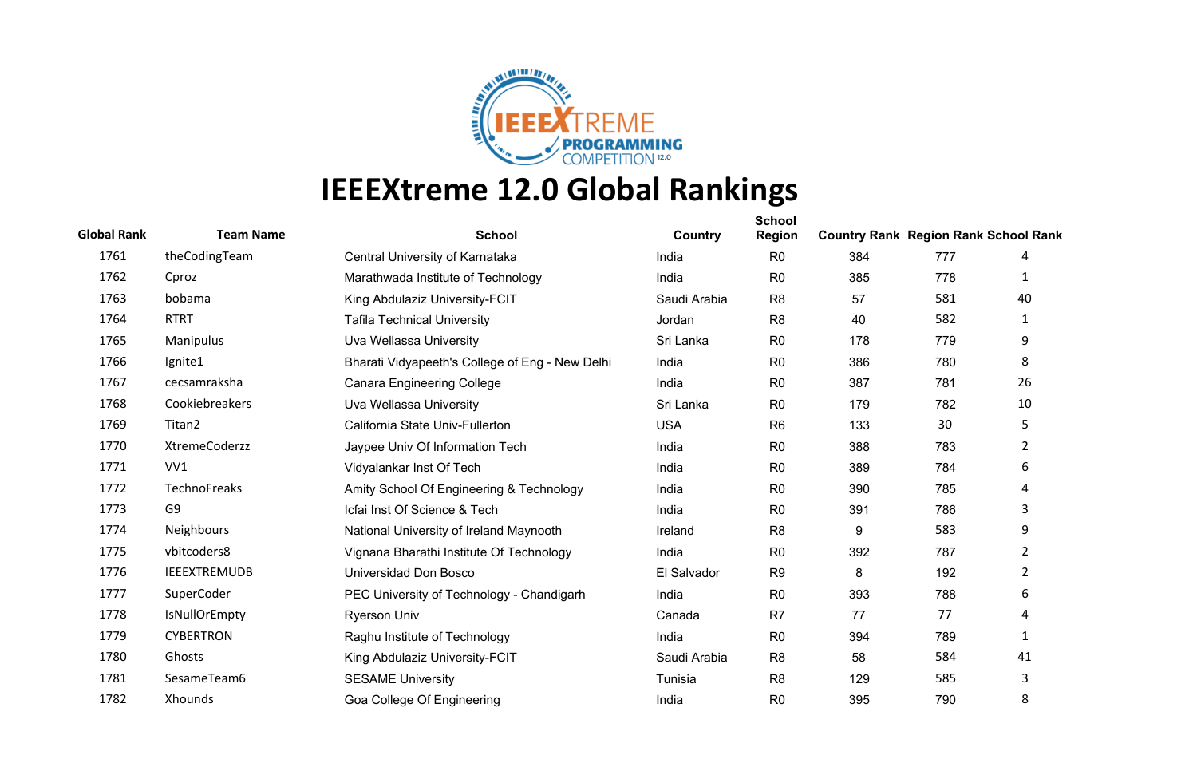# IEEEXtreme 12.0 Global Rankings

| Global Rank | Team Name | School | Country | School Region | Country Rank | Region Rank | School Rank |
|---|---|---|---|---|---|---|---|
| 1761 | theCodingTeam | Central University of Karnataka | India | R0 | 384 | 777 | 4 |
| 1762 | Cproz | Marathwada Institute of Technology | India | R0 | 385 | 778 | 1 |
| 1763 | bobama | King Abdulaziz University-FCIT | Saudi Arabia | R8 | 57 | 581 | 40 |
| 1764 | RTRT | Tafila Technical University | Jordan | R8 | 40 | 582 | 1 |
| 1765 | Manipulus | Uva Wellassa University | Sri Lanka | R0 | 178 | 779 | 9 |
| 1766 | Ignite1 | Bharati Vidyapeeth's College of Eng - New Delhi | India | R0 | 386 | 780 | 8 |
| 1767 | cecsamraksha | Canara Engineering College | India | R0 | 387 | 781 | 26 |
| 1768 | Cookiebreakers | Uva Wellassa University | Sri Lanka | R0 | 179 | 782 | 10 |
| 1769 | Titan2 | California State Univ-Fullerton | USA | R6 | 133 | 30 | 5 |
| 1770 | XtremeCoderzz | Jaypee Univ Of Information Tech | India | R0 | 388 | 783 | 2 |
| 1771 | VV1 | Vidyalankar Inst Of Tech | India | R0 | 389 | 784 | 6 |
| 1772 | TechnoFreaks | Amity School Of Engineering & Technology | India | R0 | 390 | 785 | 4 |
| 1773 | G9 | Icfai Inst Of Science & Tech | India | R0 | 391 | 786 | 3 |
| 1774 | Neighbours | National University of Ireland Maynooth | Ireland | R8 | 9 | 583 | 9 |
| 1775 | vbitcoders8 | Vignana Bharathi Institute Of Technology | India | R0 | 392 | 787 | 2 |
| 1776 | IEEEXTREMUDB | Universidad Don Bosco | El Salvador | R9 | 8 | 192 | 2 |
| 1777 | SuperCoder | PEC University of Technology - Chandigarh | India | R0 | 393 | 788 | 6 |
| 1778 | IsNullOrEmpty | Ryerson Univ | Canada | R7 | 77 | 77 | 4 |
| 1779 | CYBERTRON | Raghu Institute of Technology | India | R0 | 394 | 789 | 1 |
| 1780 | Ghosts | King Abdulaziz University-FCIT | Saudi Arabia | R8 | 58 | 584 | 41 |
| 1781 | SesameTeam6 | SESAME University | Tunisia | R8 | 129 | 585 | 3 |
| 1782 | Xhounds | Goa College Of Engineering | India | R0 | 395 | 790 | 8 |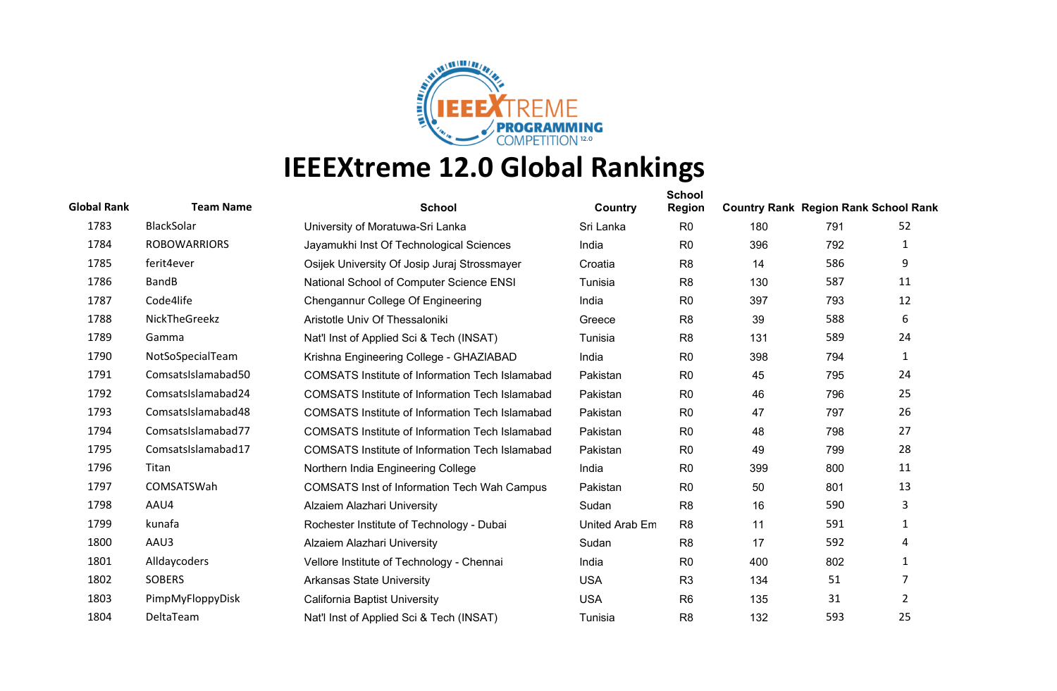# IEEEXtreme 12.0 Global Rankings

| Global Rank | Team Name | School | Country | School Region | Country Rank | Region Rank | School Rank |
|---|---|---|---|---|---|---|---|
| 1783 | BlackSolar | University of Moratuwa-Sri Lanka | Sri Lanka | R0 | 180 | 791 | 52 |
| 1784 | ROBOWARRIORS | Jayamukhi Inst Of Technological Sciences | India | R0 | 396 | 792 | 1 |
| 1785 | ferit4ever | Osijek University Of Josip Juraj Strossmayer | Croatia | R8 | 14 | 586 | 9 |
| 1786 | BandB | National School of Computer Science ENSI | Tunisia | R8 | 130 | 587 | 11 |
| 1787 | Code4life | Chengannur College Of Engineering | India | R0 | 397 | 793 | 12 |
| 1788 | NickTheGreekz | Aristotle Univ Of Thessaloniki | Greece | R8 | 39 | 588 | 6 |
| 1789 | Gamma | Nat'l Inst of Applied Sci & Tech (INSAT) | Tunisia | R8 | 131 | 589 | 24 |
| 1790 | NotSoSpecialTeam | Krishna Engineering College - GHAZIABAD | India | R0 | 398 | 794 | 1 |
| 1791 | ComsatsIslamabad50 | COMSATS Institute of Information Tech Islamabad | Pakistan | R0 | 45 | 795 | 24 |
| 1792 | ComsatsIslamabad24 | COMSATS Institute of Information Tech Islamabad | Pakistan | R0 | 46 | 796 | 25 |
| 1793 | ComsatsIslamabad48 | COMSATS Institute of Information Tech Islamabad | Pakistan | R0 | 47 | 797 | 26 |
| 1794 | ComsatsIslamabad77 | COMSATS Institute of Information Tech Islamabad | Pakistan | R0 | 48 | 798 | 27 |
| 1795 | ComsatsIslamabad17 | COMSATS Institute of Information Tech Islamabad | Pakistan | R0 | 49 | 799 | 28 |
| 1796 | Titan | Northern India Engineering College | India | R0 | 399 | 800 | 11 |
| 1797 | COMSATSWah | COMSATS Inst of Information Tech Wah Campus | Pakistan | R0 | 50 | 801 | 13 |
| 1798 | AAU4 | Alzaiem Alazhari University | Sudan | R8 | 16 | 590 | 3 |
| 1799 | kunafa | Rochester Institute of Technology - Dubai | United Arab Em | R8 | 11 | 591 | 1 |
| 1800 | AAU3 | Alzaiem Alazhari University | Sudan | R8 | 17 | 592 | 4 |
| 1801 | Alldaycoders | Vellore Institute of Technology - Chennai | India | R0 | 400 | 802 | 1 |
| 1802 | SOBERS | Arkansas State University | USA | R3 | 134 | 51 | 7 |
| 1803 | PimpMyFloppyDisk | California Baptist University | USA | R6 | 135 | 31 | 2 |
| 1804 | DeltaTeam | Nat'l Inst of Applied Sci & Tech (INSAT) | Tunisia | R8 | 132 | 593 | 25 |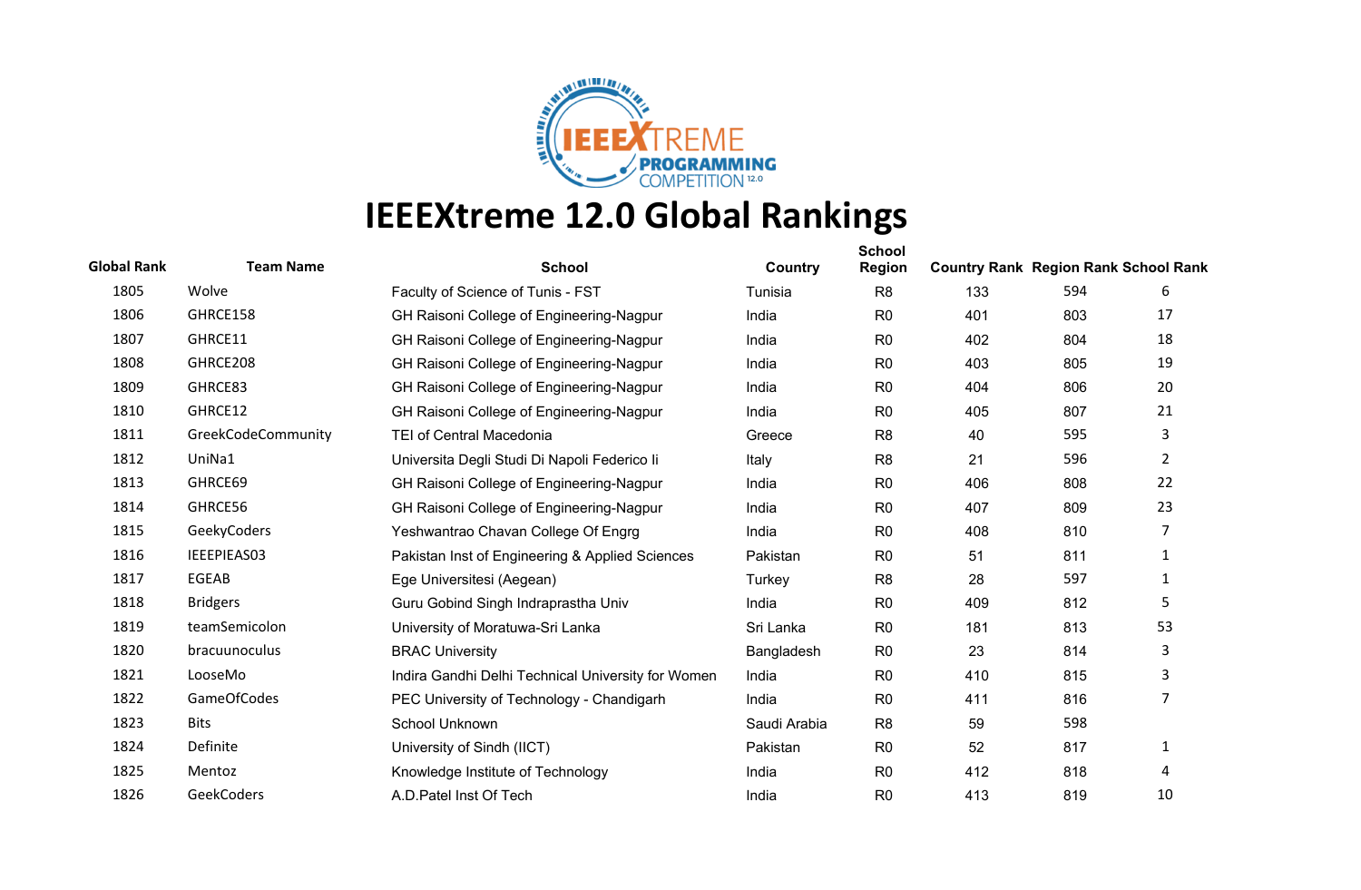# IEEEXtreme 12.0 Global Rankings

| Global Rank | Team Name | School | Country | School Region | Country Rank | Region Rank | School Rank |
|---|---|---|---|---|---|---|---|
| 1805 | Wolve | Faculty of Science of Tunis - FST | Tunisia | R8 | 133 | 594 | 6 |
| 1806 | GHRCE158 | GH Raisoni College of Engineering-Nagpur | India | R0 | 401 | 803 | 17 |
| 1807 | GHRCE11 | GH Raisoni College of Engineering-Nagpur | India | R0 | 402 | 804 | 18 |
| 1808 | GHRCE208 | GH Raisoni College of Engineering-Nagpur | India | R0 | 403 | 805 | 19 |
| 1809 | GHRCE83 | GH Raisoni College of Engineering-Nagpur | India | R0 | 404 | 806 | 20 |
| 1810 | GHRCE12 | GH Raisoni College of Engineering-Nagpur | India | R0 | 405 | 807 | 21 |
| 1811 | GreekCodeCommunity | TEI of Central Macedonia | Greece | R8 | 40 | 595 | 3 |
| 1812 | UniNa1 | Universita Degli Studi Di Napoli Federico Ii | Italy | R8 | 21 | 596 | 2 |
| 1813 | GHRCE69 | GH Raisoni College of Engineering-Nagpur | India | R0 | 406 | 808 | 22 |
| 1814 | GHRCE56 | GH Raisoni College of Engineering-Nagpur | India | R0 | 407 | 809 | 23 |
| 1815 | GeekyCoders | Yeshwantrao Chavan College Of Engrg | India | R0 | 408 | 810 | 7 |
| 1816 | IEEEPIEAS03 | Pakistan Inst of Engineering & Applied Sciences | Pakistan | R0 | 51 | 811 | 1 |
| 1817 | EGEAB | Ege Universitesi (Aegean) | Turkey | R8 | 28 | 597 | 1 |
| 1818 | Bridgers | Guru Gobind Singh Indraprastha Univ | India | R0 | 409 | 812 | 5 |
| 1819 | teamSemicolon | University of Moratuwa-Sri Lanka | Sri Lanka | R0 | 181 | 813 | 53 |
| 1820 | bracuunoculus | BRAC University | Bangladesh | R0 | 23 | 814 | 3 |
| 1821 | LooseMo | Indira Gandhi Delhi Technical University for Women | India | R0 | 410 | 815 | 3 |
| 1822 | GameOfCodes | PEC University of Technology - Chandigarh | India | R0 | 411 | 816 | 7 |
| 1823 | Bits | School Unknown | Saudi Arabia | R8 | 59 | 598 | |
| 1824 | Definite | University of Sindh (IICT) | Pakistan | R0 | 52 | 817 | 1 |
| 1825 | Mentoz | Knowledge Institute of Technology | India | R0 | 412 | 818 | 4 |
| 1826 | GeekCoders | A.D.Patel Inst Of Tech | India | R0 | 413 | 819 | 10 |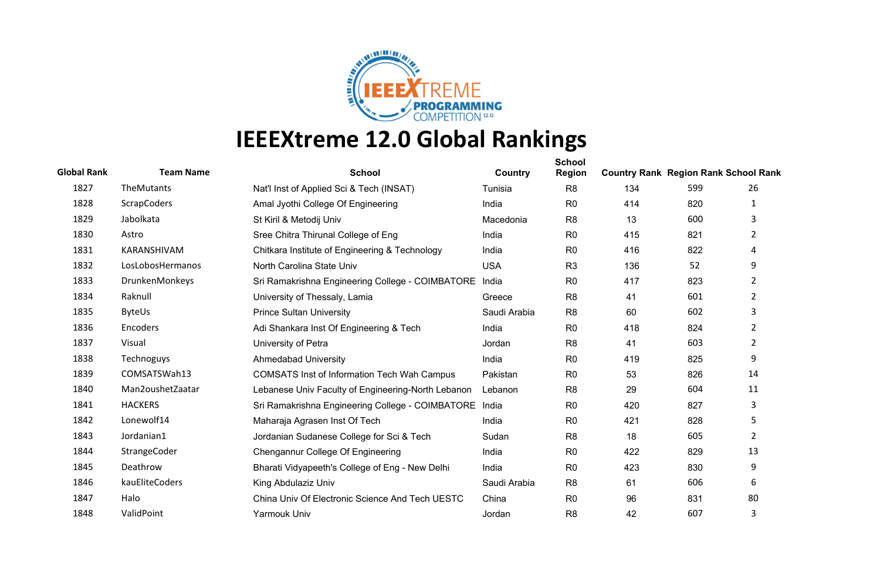# IEEEXtreme 12.0 Global Rankings

| Global Rank | Team Name | School | Country | School Region | Country Rank | Region Rank | School Rank |
|---|---|---|---|---|---|---|---|
| 1827 | TheMutants | Nat'l Inst of Applied Sci & Tech (INSAT) | Tunisia | R8 | 134 | 599 | 26 |
| 1828 | ScrapCoders | Amal Jyothi College Of Engineering | India | R0 | 414 | 820 | 1 |
| 1829 | Jabolkata | St Kiril & Metodij Univ | Macedonia | R8 | 13 | 600 | 3 |
| 1830 | Astro | Sree Chitra Thirunal College of Eng | India | R0 | 415 | 821 | 2 |
| 1831 | KARANSHIVAM | Chitkara Institute of Engineering & Technology | India | R0 | 416 | 822 | 4 |
| 1832 | LosLobosHermanos | North Carolina State Univ | USA | R3 | 136 | 52 | 9 |
| 1833 | DrunkenMonkeys | Sri Ramakrishna Engineering College - COIMBATORE | India | R0 | 417 | 823 | 2 |
| 1834 | Raknull | University of Thessaly, Lamia | Greece | R8 | 41 | 601 | 2 |
| 1835 | ByteUs | Prince Sultan University | Saudi Arabia | R8 | 60 | 602 | 3 |
| 1836 | Encoders | Adi Shankara Inst Of Engineering & Tech | India | R0 | 418 | 824 | 2 |
| 1837 | Visual | University of Petra | Jordan | R8 | 41 | 603 | 2 |
| 1838 | Technoguys | Ahmedabad University | India | R0 | 419 | 825 | 9 |
| 1839 | COMSATSWah13 | COMSATS Inst of Information Tech Wah Campus | Pakistan | R0 | 53 | 826 | 14 |
| 1840 | Man2oushetZaatar | Lebanese Univ Faculty of Engineering-North Lebanon | Lebanon | R8 | 29 | 604 | 11 |
| 1841 | HACKERS | Sri Ramakrishna Engineering College - COIMBATORE | India | R0 | 420 | 827 | 3 |
| 1842 | Lonewolf14 | Maharaja Agrasen Inst Of Tech | India | R0 | 421 | 828 | 5 |
| 1843 | Jordanian1 | Jordanian Sudanese College for Sci & Tech | Sudan | R8 | 18 | 605 | 2 |
| 1844 | StrangeCoder | Chengannur College Of Engineering | India | R0 | 422 | 829 | 13 |
| 1845 | Deathrow | Bharati Vidyapeeth's College of Eng - New Delhi | India | R0 | 423 | 830 | 9 |
| 1846 | kauEliteCoders | King Abdulaziz Univ | Saudi Arabia | R8 | 61 | 606 | 6 |
| 1847 | Halo | China Univ Of Electronic Science And Tech UESTC | China | R0 | 96 | 831 | 80 |
| 1848 | ValidPoint | Yarmouk Univ | Jordan | R8 | 42 | 607 | 3 |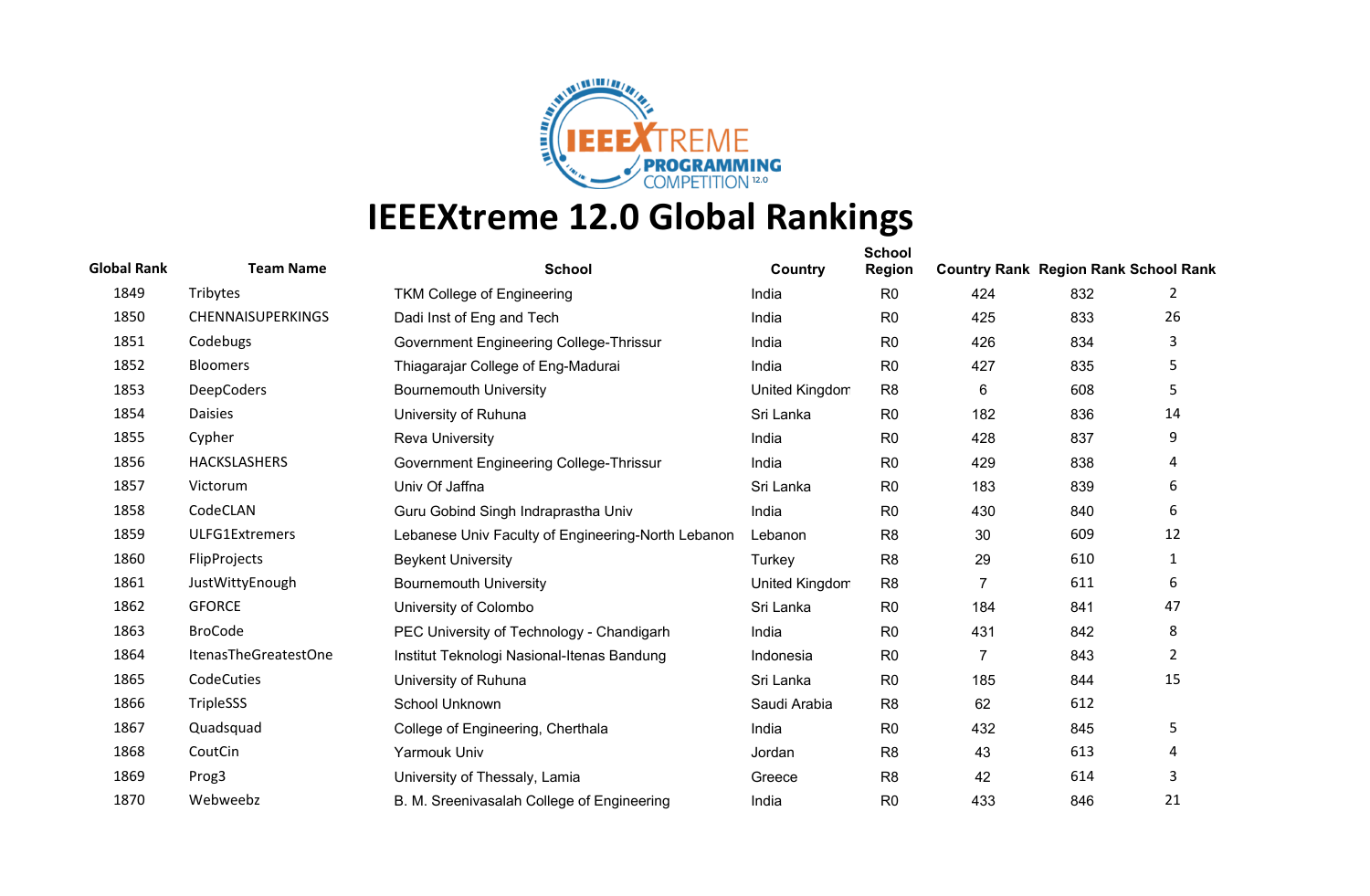# IEEEXtreme 12.0 Global Rankings

| Global Rank | Team Name | School | Country | School Region | Country Rank | Region Rank | School Rank |
|---|---|---|---|---|---|---|---|
| 1849 | Tribytes | TKM College of Engineering | India | R0 | 424 | 832 | 2 |
| 1850 | CHENNAISUPERKINGS | Dadi Inst of Eng and Tech | India | R0 | 425 | 833 | 26 |
| 1851 | Codebugs | Government Engineering College-Thrissur | India | R0 | 426 | 834 | 3 |
| 1852 | Bloomers | Thiagarajar College of Eng-Madurai | India | R0 | 427 | 835 | 5 |
| 1853 | DeepCoders | Bournemouth University | United Kingdom | R8 | 6 | 608 | 5 |
| 1854 | Daisies | University of Ruhuna | Sri Lanka | R0 | 182 | 836 | 14 |
| 1855 | Cypher | Reva University | India | R0 | 428 | 837 | 9 |
| 1856 | HACKSLASHERS | Government Engineering College-Thrissur | India | R0 | 429 | 838 | 4 |
| 1857 | Victorum | Univ Of Jaffna | Sri Lanka | R0 | 183 | 839 | 6 |
| 1858 | CodeCLAN | Guru Gobind Singh Indraprastha Univ | India | R0 | 430 | 840 | 6 |
| 1859 | ULFG1Extremers | Lebanese Univ Faculty of Engineering-North Lebanon | Lebanon | R8 | 30 | 609 | 12 |
| 1860 | FlipProjects | Beykent University | Turkey | R8 | 29 | 610 | 1 |
| 1861 | JustWittyEnough | Bournemouth University | United Kingdom | R8 | 7 | 611 | 6 |
| 1862 | GFORCE | University of Colombo | Sri Lanka | R0 | 184 | 841 | 47 |
| 1863 | BroCode | PEC University of Technology - Chandigarh | India | R0 | 431 | 842 | 8 |
| 1864 | ItenasTheGreatestOne | Institut Teknologi Nasional-Itenas Bandung | Indonesia | R0 | 7 | 843 | 2 |
| 1865 | CodeCuties | University of Ruhuna | Sri Lanka | R0 | 185 | 844 | 15 |
| 1866 | TripleSSS | School Unknown | Saudi Arabia | R8 | 62 | 612 | |
| 1867 | Quadsquad | College of Engineering, Cherthala | India | R0 | 432 | 845 | 5 |
| 1868 | CoutCin | Yarmouk Univ | Jordan | R8 | 43 | 613 | 4 |
| 1869 | Prog3 | University of Thessaly, Lamia | Greece | R8 | 42 | 614 | 3 |
| 1870 | Webweebz | B. M. Sreenivasalah College of Engineering | India | R0 | 433 | 846 | 21 |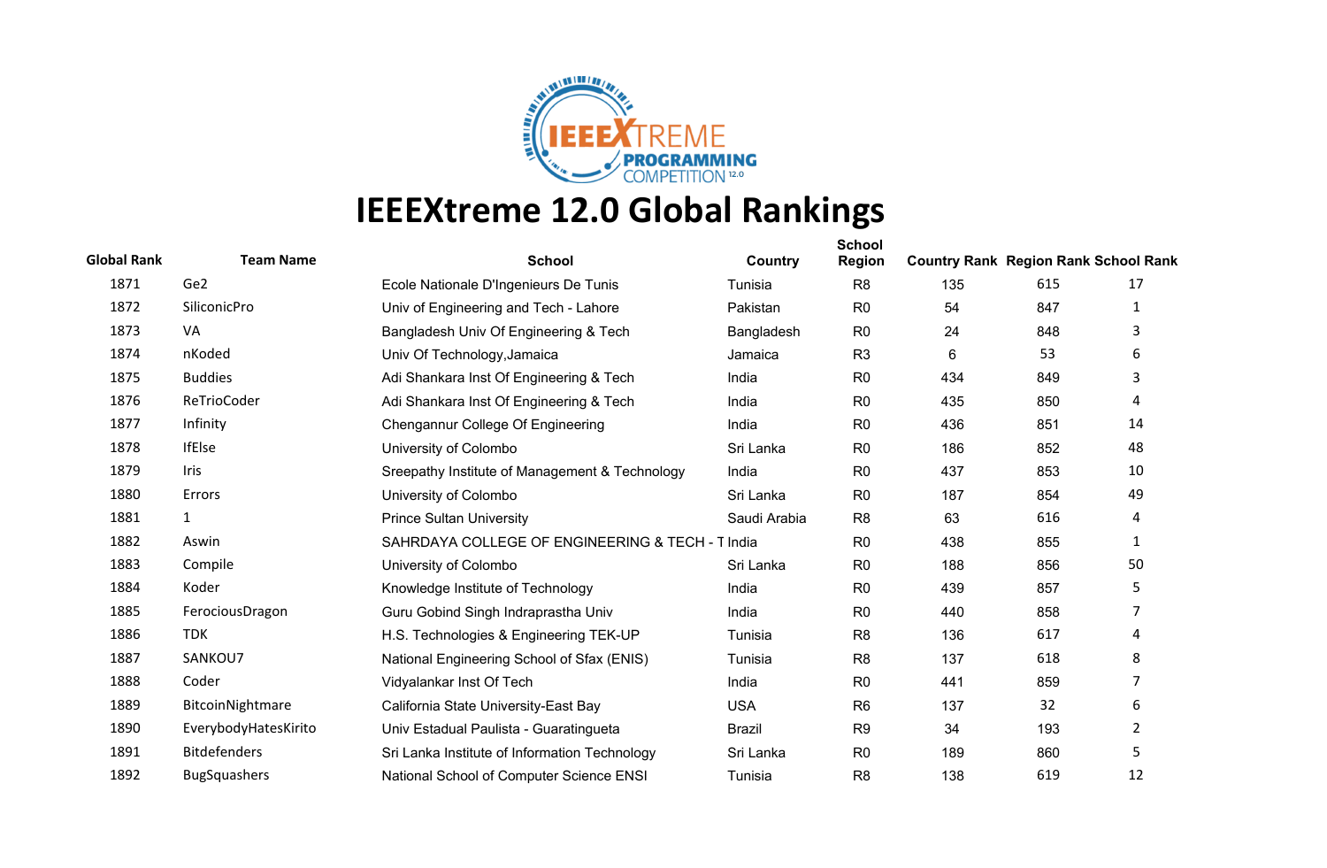# IEEEXtreme 12.0 Global Rankings

| Global Rank | Team Name | School | Country | School Region | Country Rank | Region Rank | School Rank |
|---|---|---|---|---|---|---|---|
| 1871 | Ge2 | Ecole Nationale D'Ingenieurs De Tunis | Tunisia | R8 | 135 | 615 | 17 |
| 1872 | SiliconicPro | Univ of Engineering and Tech - Lahore | Pakistan | R0 | 54 | 847 | 1 |
| 1873 | VA | Bangladesh Univ Of Engineering & Tech | Bangladesh | R0 | 24 | 848 | 3 |
| 1874 | nKoded | Univ Of Technology,Jamaica | Jamaica | R3 | 6 | 53 | 6 |
| 1875 | Buddies | Adi Shankara Inst Of Engineering & Tech | India | R0 | 434 | 849 | 3 |
| 1876 | ReTrioCoder | Adi Shankara Inst Of Engineering & Tech | India | R0 | 435 | 850 | 4 |
| 1877 | Infinity | Chengannur College Of Engineering | India | R0 | 436 | 851 | 14 |
| 1878 | IfElse | University of Colombo | Sri Lanka | R0 | 186 | 852 | 48 |
| 1879 | Iris | Sreepathy Institute of Management & Technology | India | R0 | 437 | 853 | 10 |
| 1880 | Errors | University of Colombo | Sri Lanka | R0 | 187 | 854 | 49 |
| 1881 | 1 | Prince Sultan University | Saudi Arabia | R8 | 63 | 616 | 4 |
| 1882 | Aswin | SAHRDAYA COLLEGE OF ENGINEERING & TECH - T | India | R0 | 438 | 855 | 1 |
| 1883 | Compile | University of Colombo | Sri Lanka | R0 | 188 | 856 | 50 |
| 1884 | Koder | Knowledge Institute of Technology | India | R0 | 439 | 857 | 5 |
| 1885 | FerociousDragon | Guru Gobind Singh Indraprastha Univ | India | R0 | 440 | 858 | 7 |
| 1886 | TDK | H.S. Technologies & Engineering TEK-UP | Tunisia | R8 | 136 | 617 | 4 |
| 1887 | SANKOU7 | National Engineering School of Sfax (ENIS) | Tunisia | R8 | 137 | 618 | 8 |
| 1888 | Coder | Vidyalankar Inst Of Tech | India | R0 | 441 | 859 | 7 |
| 1889 | BitcoinNightmare | California State University-East Bay | USA | R6 | 137 | 32 | 6 |
| 1890 | EverybodyHatesKirito | Univ Estadual Paulista - Guaratingueta | Brazil | R9 | 34 | 193 | 2 |
| 1891 | Bitdefenders | Sri Lanka Institute of Information Technology | Sri Lanka | R0 | 189 | 860 | 5 |
| 1892 | BugSquashers | National School of Computer Science ENSI | Tunisia | R8 | 138 | 619 | 12 |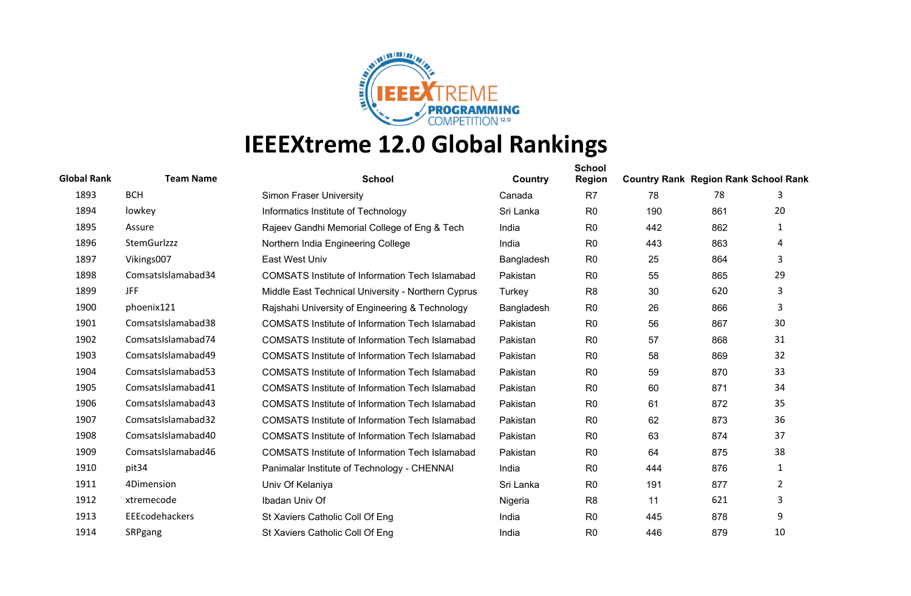# IEEEXtreme 12.0 Global Rankings

| Global Rank | Team Name | School | Country | School Region | Country Rank | Region Rank | School Rank |
|---|---|---|---|---|---|---|---|
| 1893 | BCH | Simon Fraser University | Canada | R7 | 78 | 78 | 3 |
| 1894 | lowkey | Informatics Institute of Technology | Sri Lanka | R0 | 190 | 861 | 20 |
| 1895 | Assure | Rajeev Gandhi Memorial College of Eng & Tech | India | R0 | 442 | 862 | 1 |
| 1896 | StemGurlzzz | Northern India Engineering College | India | R0 | 443 | 863 | 4 |
| 1897 | Vikings007 | East West Univ | Bangladesh | R0 | 25 | 864 | 3 |
| 1898 | ComsatsIslamabad34 | COMSATS Institute of Information Tech Islamabad | Pakistan | R0 | 55 | 865 | 29 |
| 1899 | JFF | Middle East Technical University - Northern Cyprus | Turkey | R8 | 30 | 620 | 3 |
| 1900 | phoenix121 | Rajshahi University of Engineering & Technology | Bangladesh | R0 | 26 | 866 | 3 |
| 1901 | ComsatsIslamabad38 | COMSATS Institute of Information Tech Islamabad | Pakistan | R0 | 56 | 867 | 30 |
| 1902 | ComsatsIslamabad74 | COMSATS Institute of Information Tech Islamabad | Pakistan | R0 | 57 | 868 | 31 |
| 1903 | ComsatsIslamabad49 | COMSATS Institute of Information Tech Islamabad | Pakistan | R0 | 58 | 869 | 32 |
| 1904 | ComsatsIslamabad53 | COMSATS Institute of Information Tech Islamabad | Pakistan | R0 | 59 | 870 | 33 |
| 1905 | ComsatsIslamabad41 | COMSATS Institute of Information Tech Islamabad | Pakistan | R0 | 60 | 871 | 34 |
| 1906 | ComsatsIslamabad43 | COMSATS Institute of Information Tech Islamabad | Pakistan | R0 | 61 | 872 | 35 |
| 1907 | ComsatsIslamabad32 | COMSATS Institute of Information Tech Islamabad | Pakistan | R0 | 62 | 873 | 36 |
| 1908 | ComsatsIslamabad40 | COMSATS Institute of Information Tech Islamabad | Pakistan | R0 | 63 | 874 | 37 |
| 1909 | ComsatsIslamabad46 | COMSATS Institute of Information Tech Islamabad | Pakistan | R0 | 64 | 875 | 38 |
| 1910 | pit34 | Panimalar Institute of Technology - CHENNAI | India | R0 | 444 | 876 | 1 |
| 1911 | 4Dimension | Univ Of Kelaniya | Sri Lanka | R0 | 191 | 877 | 2 |
| 1912 | xtremecode | Ibadan Univ Of | Nigeria | R8 | 11 | 621 | 3 |
| 1913 | EEEcodehackers | St Xaviers Catholic Coll Of Eng | India | R0 | 445 | 878 | 9 |
| 1914 | SRPgang | St Xaviers Catholic Coll Of Eng | India | R0 | 446 | 879 | 10 |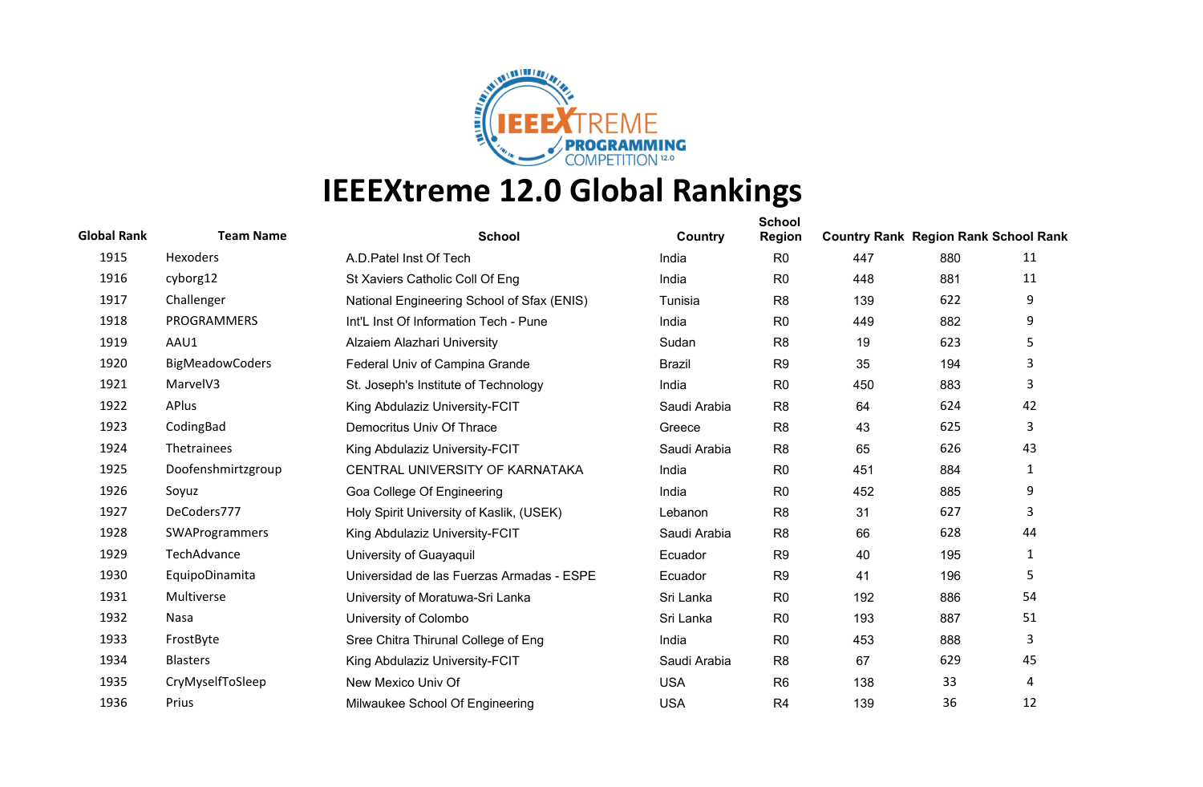# IEEEXtreme 12.0 Global Rankings

| Global Rank | Team Name | School | Country | School Region | Country Rank | Region Rank | School Rank |
|---|---|---|---|---|---|---|---|
| 1915 | Hexoders | A.D.Patel Inst Of Tech | India | R0 | 447 | 880 | 11 |
| 1916 | cyborg12 | St Xaviers Catholic Coll Of Eng | India | R0 | 448 | 881 | 11 |
| 1917 | Challenger | National Engineering School of Sfax (ENIS) | Tunisia | R8 | 139 | 622 | 9 |
| 1918 | PROGRAMMERS | Int'L Inst Of Information Tech - Pune | India | R0 | 449 | 882 | 9 |
| 1919 | AAU1 | Alzaiem Alazhari University | Sudan | R8 | 19 | 623 | 5 |
| 1920 | BigMeadowCoders | Federal Univ of Campina Grande | Brazil | R9 | 35 | 194 | 3 |
| 1921 | MarvelV3 | St. Joseph's Institute of Technology | India | R0 | 450 | 883 | 3 |
| 1922 | APlus | King Abdulaziz University-FCIT | Saudi Arabia | R8 | 64 | 624 | 42 |
| 1923 | CodingBad | Democritus Univ Of Thrace | Greece | R8 | 43 | 625 | 3 |
| 1924 | Thetrainees | King Abdulaziz University-FCIT | Saudi Arabia | R8 | 65 | 626 | 43 |
| 1925 | Doofenshmirtzgroup | CENTRAL UNIVERSITY OF KARNATAKA | India | R0 | 451 | 884 | 1 |
| 1926 | Soyuz | Goa College Of Engineering | India | R0 | 452 | 885 | 9 |
| 1927 | DeCoders777 | Holy Spirit University of Kaslik, (USEK) | Lebanon | R8 | 31 | 627 | 3 |
| 1928 | SWAProgrammers | King Abdulaziz University-FCIT | Saudi Arabia | R8 | 66 | 628 | 44 |
| 1929 | TechAdvance | University of Guayaquil | Ecuador | R9 | 40 | 195 | 1 |
| 1930 | EquipoDinamita | Universidad de las Fuerzas Armadas - ESPE | Ecuador | R9 | 41 | 196 | 5 |
| 1931 | Multiverse | University of Moratuwa-Sri Lanka | Sri Lanka | R0 | 192 | 886 | 54 |
| 1932 | Nasa | University of Colombo | Sri Lanka | R0 | 193 | 887 | 51 |
| 1933 | FrostByte | Sree Chitra Thirunal College of Eng | India | R0 | 453 | 888 | 3 |
| 1934 | Blasters | King Abdulaziz University-FCIT | Saudi Arabia | R8 | 67 | 629 | 45 |
| 1935 | CryMyselfToSleep | New Mexico Univ Of | USA | R6 | 138 | 33 | 4 |
| 1936 | Prius | Milwaukee School Of Engineering | USA | R4 | 139 | 36 | 12 |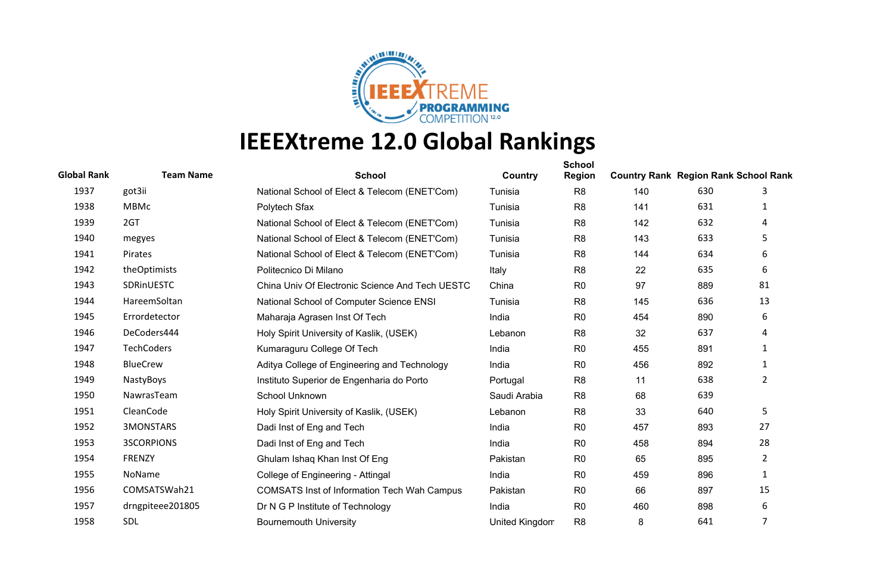# IEEEXtreme 12.0 Global Rankings

| Global Rank | Team Name | School | Country | School Region | Country Rank | Region Rank | School Rank |
|---|---|---|---|---|---|---|---|
| 1937 | got3ii | National School of Elect & Telecom (ENET'Com) | Tunisia | R8 | 140 | 630 | 3 |
| 1938 | MBMc | Polytech Sfax | Tunisia | R8 | 141 | 631 | 1 |
| 1939 | 2GT | National School of Elect & Telecom (ENET'Com) | Tunisia | R8 | 142 | 632 | 4 |
| 1940 | megyes | National School of Elect & Telecom (ENET'Com) | Tunisia | R8 | 143 | 633 | 5 |
| 1941 | Pirates | National School of Elect & Telecom (ENET'Com) | Tunisia | R8 | 144 | 634 | 6 |
| 1942 | theOptimists | Politecnico Di Milano | Italy | R8 | 22 | 635 | 6 |
| 1943 | SDRinUESTC | China Univ Of Electronic Science And Tech UESTC | China | R0 | 97 | 889 | 81 |
| 1944 | HareemSoltan | National School of Computer Science ENSI | Tunisia | R8 | 145 | 636 | 13 |
| 1945 | Errordetector | Maharaja Agrasen Inst Of Tech | India | R0 | 454 | 890 | 6 |
| 1946 | DeCoders444 | Holy Spirit University of Kaslik, (USEK) | Lebanon | R8 | 32 | 637 | 4 |
| 1947 | TechCoders | Kumaraguru College Of Tech | India | R0 | 455 | 891 | 1 |
| 1948 | BlueCrew | Aditya College of Engineering and Technology | India | R0 | 456 | 892 | 1 |
| 1949 | NastyBoys | Instituto Superior de Engenharia do Porto | Portugal | R8 | 11 | 638 | 2 |
| 1950 | NawrasTeam | School Unknown | Saudi Arabia | R8 | 68 | 639 | |
| 1951 | CleanCode | Holy Spirit University of Kaslik, (USEK) | Lebanon | R8 | 33 | 640 | 5 |
| 1952 | 3MONSTARS | Dadi Inst of Eng and Tech | India | R0 | 457 | 893 | 27 |
| 1953 | 3SCORPIONS | Dadi Inst of Eng and Tech | India | R0 | 458 | 894 | 28 |
| 1954 | FRENZY | Ghulam Ishaq Khan Inst Of Eng | Pakistan | R0 | 65 | 895 | 2 |
| 1955 | NoName | College of Engineering - Attingal | India | R0 | 459 | 896 | 1 |
| 1956 | COMSATSWah21 | COMSATS Inst of Information Tech Wah Campus | Pakistan | R0 | 66 | 897 | 15 |
| 1957 | drngpiteee201805 | Dr N G P Institute of Technology | India | R0 | 460 | 898 | 6 |
| 1958 | SDL | Bournemouth University | United Kingdom | R8 | 8 | 641 | 7 |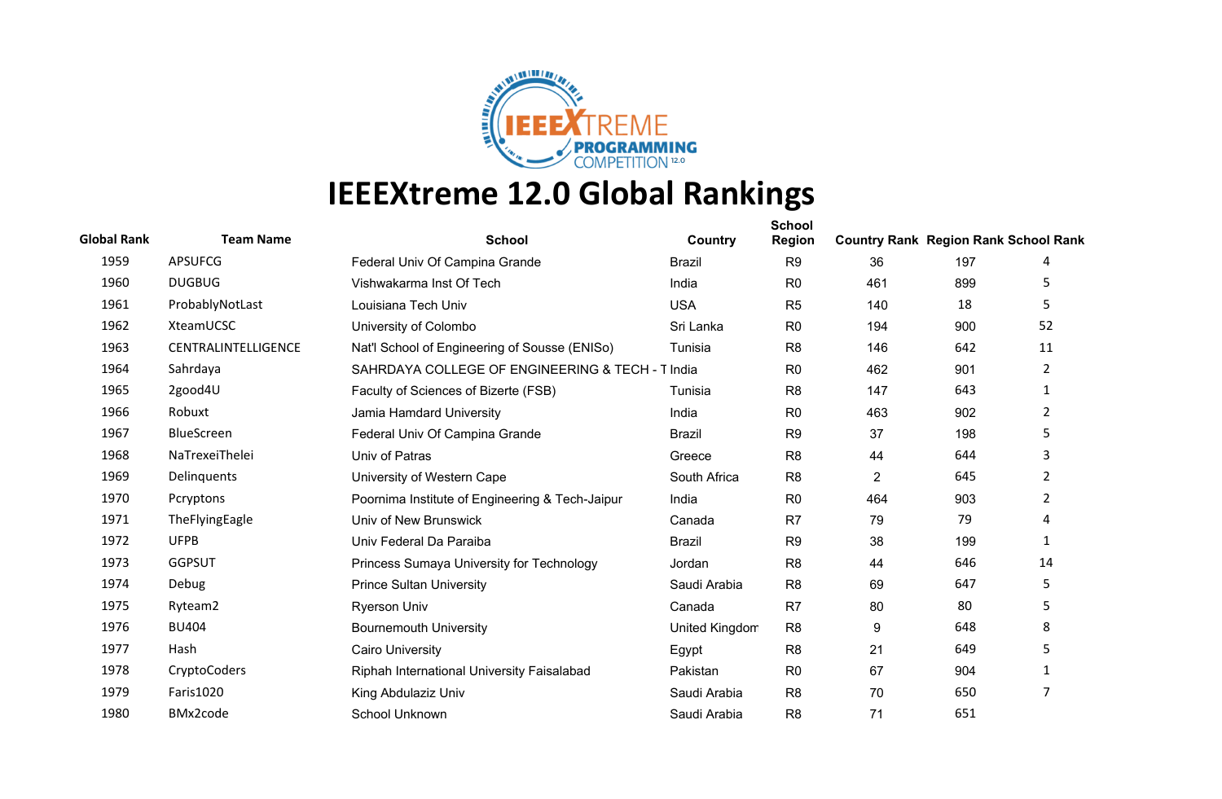# IEEEXtreme 12.0 Global Rankings

| Global Rank | Team Name | School | Country | School Region | Country Rank | Region Rank | School Rank |
|---|---|---|---|---|---|---|---|
| 1959 | APSUFCG | Federal Univ Of Campina Grande | Brazil | R9 | 36 | 197 | 4 |
| 1960 | DUGBUG | Vishwakarma Inst Of Tech | India | R0 | 461 | 899 | 5 |
| 1961 | ProbablyNotLast | Louisiana Tech Univ | USA | R5 | 140 | 18 | 5 |
| 1962 | XteamUCSC | University of Colombo | Sri Lanka | R0 | 194 | 900 | 52 |
| 1963 | CENTRALINTELLIGENCE | Nat'l School of Engineering of Sousse (ENISo) | Tunisia | R8 | 146 | 642 | 11 |
| 1964 | Sahrdaya | SAHRDAYA COLLEGE OF ENGINEERING & TECH - T | India | R0 | 462 | 901 | 2 |
| 1965 | 2good4U | Faculty of Sciences of Bizerte (FSB) | Tunisia | R8 | 147 | 643 | 1 |
| 1966 | Robuxt | Jamia Hamdard University | India | R0 | 463 | 902 | 2 |
| 1967 | BlueScreen | Federal Univ Of Campina Grande | Brazil | R9 | 37 | 198 | 5 |
| 1968 | NaTrexeiThelei | Univ of Patras | Greece | R8 | 44 | 644 | 3 |
| 1969 | Delinquents | University of Western Cape | South Africa | R8 | 2 | 645 | 2 |
| 1970 | Pcryptons | Poornima Institute of Engineering & Tech-Jaipur | India | R0 | 464 | 903 | 2 |
| 1971 | TheFlyingEagle | Univ of New Brunswick | Canada | R7 | 79 | 79 | 4 |
| 1972 | UFPB | Univ Federal Da Paraiba | Brazil | R9 | 38 | 199 | 1 |
| 1973 | GGPSUT | Princess Sumaya University for Technology | Jordan | R8 | 44 | 646 | 14 |
| 1974 | Debug | Prince Sultan University | Saudi Arabia | R8 | 69 | 647 | 5 |
| 1975 | Ryteam2 | Ryerson Univ | Canada | R7 | 80 | 80 | 5 |
| 1976 | BU404 | Bournemouth University | United Kingdom | R8 | 9 | 648 | 8 |
| 1977 | Hash | Cairo University | Egypt | R8 | 21 | 649 | 5 |
| 1978 | CryptoCoders | Riphah International University Faisalabad | Pakistan | R0 | 67 | 904 | 1 |
| 1979 | Faris1020 | King Abdulaziz Univ | Saudi Arabia | R8 | 70 | 650 | 7 |
| 1980 | BMx2code | School Unknown | Saudi Arabia | R8 | 71 | 651 | |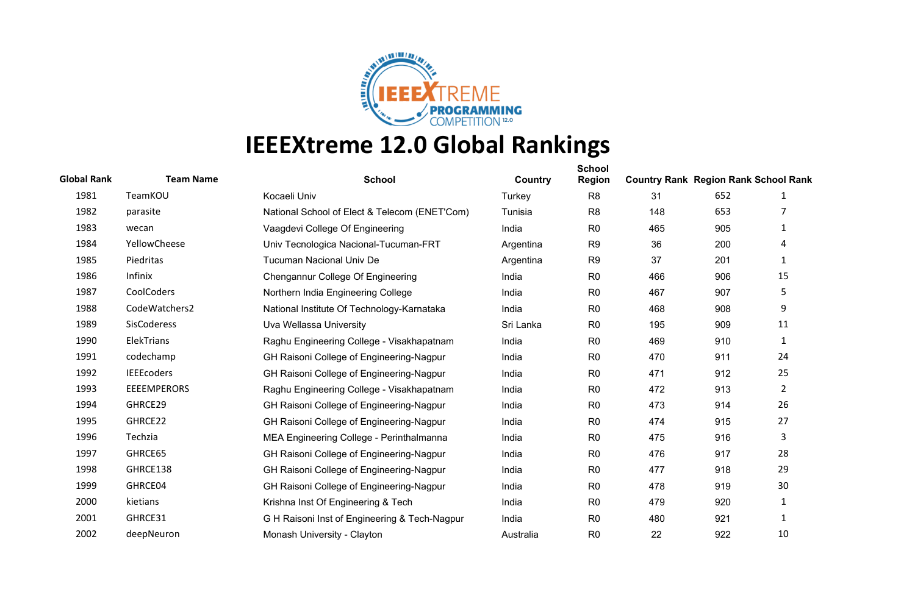# IEEEXtreme 12.0 Global Rankings

| Global Rank | Team Name | School | Country | School Region | Country Rank | Region Rank | School Rank |
|---|---|---|---|---|---|---|---|
| 1981 | TeamKOU | Kocaeli Univ | Turkey | R8 | 31 | 652 | 1 |
| 1982 | parasite | National School of Elect & Telecom (ENET'Com) | Tunisia | R8 | 148 | 653 | 7 |
| 1983 | wecan | Vaagdevi College Of Engineering | India | R0 | 465 | 905 | 1 |
| 1984 | YellowCheese | Univ Tecnologica Nacional-Tucuman-FRT | Argentina | R9 | 36 | 200 | 4 |
| 1985 | Piedritas | Tucuman Nacional Univ De | Argentina | R9 | 37 | 201 | 1 |
| 1986 | Infinix | Chengannur College Of Engineering | India | R0 | 466 | 906 | 15 |
| 1987 | CoolCoders | Northern India Engineering College | India | R0 | 467 | 907 | 5 |
| 1988 | CodeWatchers2 | National Institute Of Technology-Karnataka | India | R0 | 468 | 908 | 9 |
| 1989 | SisCoderess | Uva Wellassa University | Sri Lanka | R0 | 195 | 909 | 11 |
| 1990 | ElekTrians | Raghu Engineering College - Visakhapatnam | India | R0 | 469 | 910 | 1 |
| 1991 | codechamp | GH Raisoni College of Engineering-Nagpur | India | R0 | 470 | 911 | 24 |
| 1992 | IEEEcoders | GH Raisoni College of Engineering-Nagpur | India | R0 | 471 | 912 | 25 |
| 1993 | EEEEMPERORS | Raghu Engineering College - Visakhapatnam | India | R0 | 472 | 913 | 2 |
| 1994 | GHRCE29 | GH Raisoni College of Engineering-Nagpur | India | R0 | 473 | 914 | 26 |
| 1995 | GHRCE22 | GH Raisoni College of Engineering-Nagpur | India | R0 | 474 | 915 | 27 |
| 1996 | Techzia | MEA Engineering College - Perinthalmanna | India | R0 | 475 | 916 | 3 |
| 1997 | GHRCE65 | GH Raisoni College of Engineering-Nagpur | India | R0 | 476 | 917 | 28 |
| 1998 | GHRCE138 | GH Raisoni College of Engineering-Nagpur | India | R0 | 477 | 918 | 29 |
| 1999 | GHRCE04 | GH Raisoni College of Engineering-Nagpur | India | R0 | 478 | 919 | 30 |
| 2000 | kietians | Krishna Inst Of Engineering & Tech | India | R0 | 479 | 920 | 1 |
| 2001 | GHRCE31 | G H Raisoni Inst of Engineering & Tech-Nagpur | India | R0 | 480 | 921 | 1 |
| 2002 | deepNeuron | Monash University - Clayton | Australia | R0 | 22 | 922 | 10 |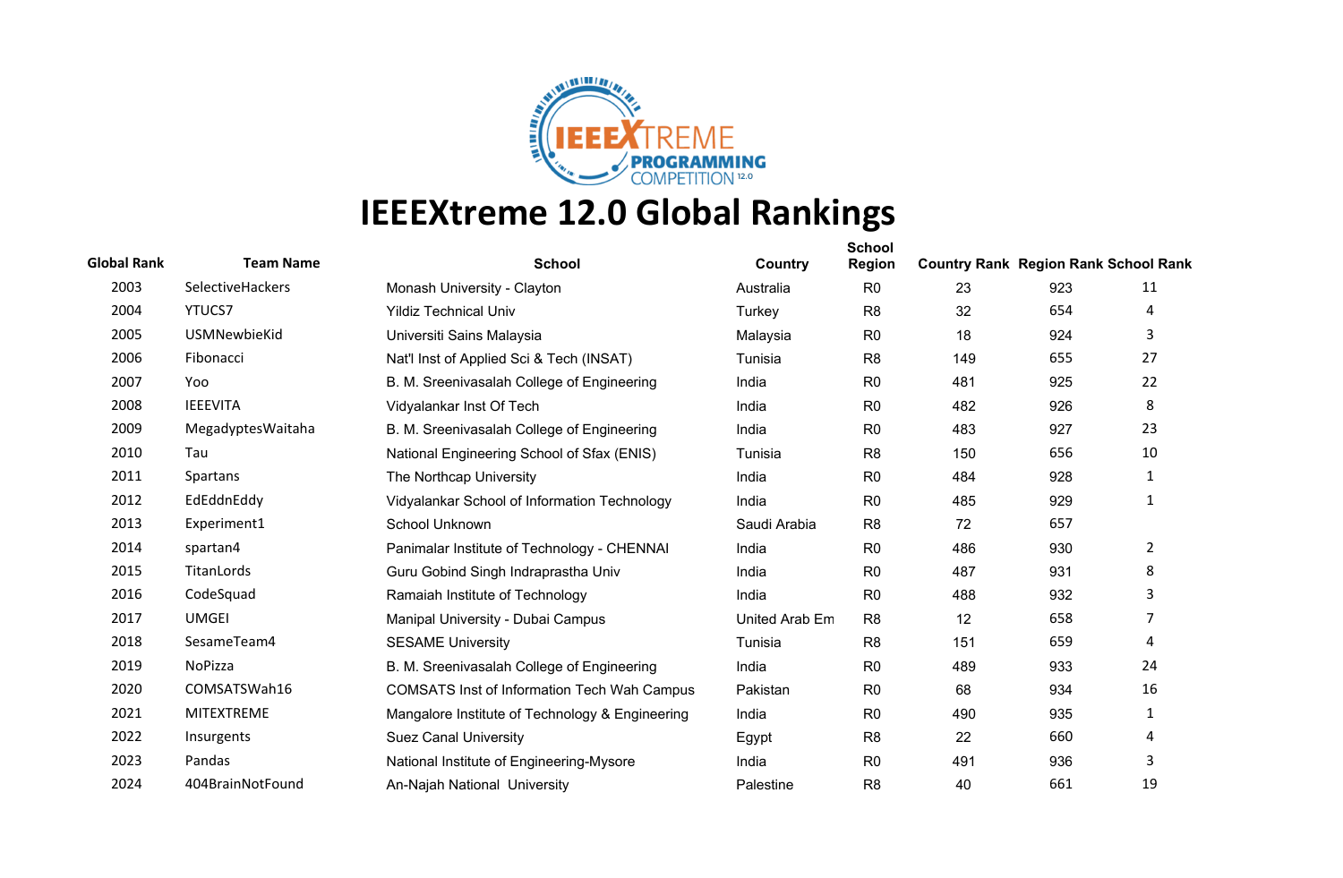# IEEEXtreme 12.0 Global Rankings

| Global Rank | Team Name | School | Country | School Region | Country Rank | Region Rank | School Rank |
|---|---|---|---|---|---|---|---|
| 2003 | SelectiveHackers | Monash University - Clayton | Australia | R0 | 23 | 923 | 11 |
| 2004 | YTUCS7 | Yildiz Technical Univ | Turkey | R8 | 32 | 654 | 4 |
| 2005 | USMNewbieKid | Universiti Sains Malaysia | Malaysia | R0 | 18 | 924 | 3 |
| 2006 | Fibonacci | Nat'l Inst of Applied Sci & Tech (INSAT) | Tunisia | R8 | 149 | 655 | 27 |
| 2007 | Yoo | B. M. Sreenivasalah College of Engineering | India | R0 | 481 | 925 | 22 |
| 2008 | IEEEVITA | Vidyalankar Inst Of Tech | India | R0 | 482 | 926 | 8 |
| 2009 | MegadyptesWaitaha | B. M. Sreenivasalah College of Engineering | India | R0 | 483 | 927 | 23 |
| 2010 | Tau | National Engineering School of Sfax (ENIS) | Tunisia | R8 | 150 | 656 | 10 |
| 2011 | Spartans | The Northcap University | India | R0 | 484 | 928 | 1 |
| 2012 | EdEddnEddy | Vidyalankar School of Information Technology | India | R0 | 485 | 929 | 1 |
| 2013 | Experiment1 | School Unknown | Saudi Arabia | R8 | 72 | 657 | |
| 2014 | spartan4 | Panimalar Institute of Technology - CHENNAI | India | R0 | 486 | 930 | 2 |
| 2015 | TitanLords | Guru Gobind Singh Indraprastha Univ | India | R0 | 487 | 931 | 8 |
| 2016 | CodeSquad | Ramaiah Institute of Technology | India | R0 | 488 | 932 | 3 |
| 2017 | UMGEI | Manipal University - Dubai Campus | United Arab Em | R8 | 12 | 658 | 7 |
| 2018 | SesameTeam4 | SESAME University | Tunisia | R8 | 151 | 659 | 4 |
| 2019 | NoPizza | B. M. Sreenivasalah College of Engineering | India | R0 | 489 | 933 | 24 |
| 2020 | COMSATSWah16 | COMSATS Inst of Information Tech Wah Campus | Pakistan | R0 | 68 | 934 | 16 |
| 2021 | MITEXTREME | Mangalore Institute of Technology & Engineering | India | R0 | 490 | 935 | 1 |
| 2022 | Insurgents | Suez Canal University | Egypt | R8 | 22 | 660 | 4 |
| 2023 | Pandas | National Institute of Engineering-Mysore | India | R0 | 491 | 936 | 3 |
| 2024 | 404BrainNotFound | An-Najah National University | Palestine | R8 | 40 | 661 | 19 |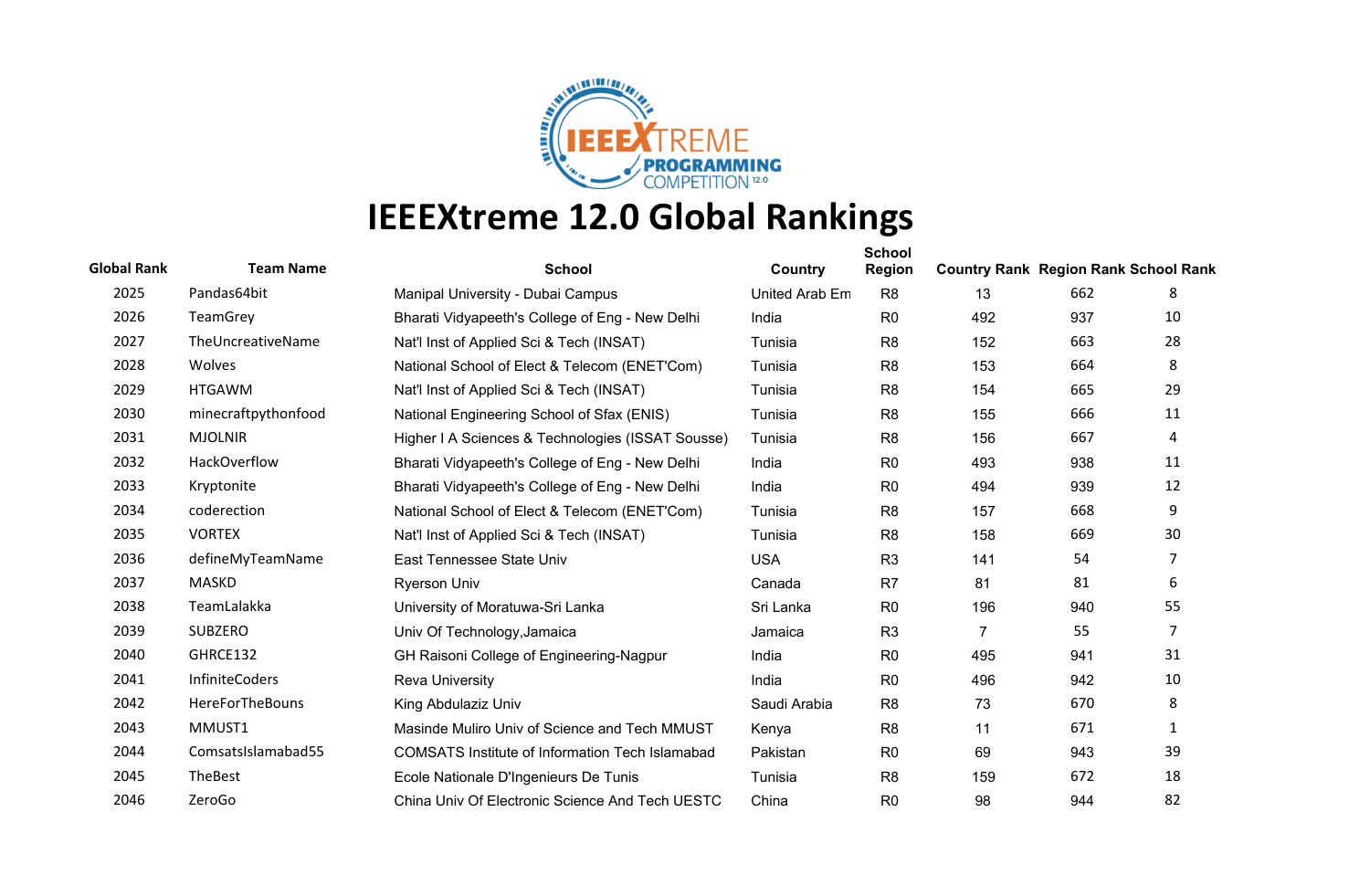# IEEEXtreme 12.0 Global Rankings

| Global Rank | Team Name | School | Country | School Region | Country Rank | Region Rank | School Rank |
|---|---|---|---|---|---|---|---|
| 2025 | Pandas64bit | Manipal University - Dubai Campus | United Arab Em | R8 | 13 | 662 | 8 |
| 2026 | TeamGrey | Bharati Vidyapeeth's College of Eng - New Delhi | India | R0 | 492 | 937 | 10 |
| 2027 | TheUncreativeName | Nat'l Inst of Applied Sci & Tech (INSAT) | Tunisia | R8 | 152 | 663 | 28 |
| 2028 | Wolves | National School of Elect & Telecom (ENET'Com) | Tunisia | R8 | 153 | 664 | 8 |
| 2029 | HTGAWM | Nat'l Inst of Applied Sci & Tech (INSAT) | Tunisia | R8 | 154 | 665 | 29 |
| 2030 | minecraftpythonfood | National Engineering School of Sfax (ENIS) | Tunisia | R8 | 155 | 666 | 11 |
| 2031 | MJOLNIR | Higher I A Sciences & Technologies (ISSAT Sousse) | Tunisia | R8 | 156 | 667 | 4 |
| 2032 | HackOverflow | Bharati Vidyapeeth's College of Eng - New Delhi | India | R0 | 493 | 938 | 11 |
| 2033 | Kryptonite | Bharati Vidyapeeth's College of Eng - New Delhi | India | R0 | 494 | 939 | 12 |
| 2034 | coderection | National School of Elect & Telecom (ENET'Com) | Tunisia | R8 | 157 | 668 | 9 |
| 2035 | VORTEX | Nat'l Inst of Applied Sci & Tech (INSAT) | Tunisia | R8 | 158 | 669 | 30 |
| 2036 | defineMyTeamName | East Tennessee State Univ | USA | R3 | 141 | 54 | 7 |
| 2037 | MASKD | Ryerson Univ | Canada | R7 | 81 | 81 | 6 |
| 2038 | TeamLalakka | University of Moratuwa-Sri Lanka | Sri Lanka | R0 | 196 | 940 | 55 |
| 2039 | SUBZERO | Univ Of Technology,Jamaica | Jamaica | R3 | 7 | 55 | 7 |
| 2040 | GHRCE132 | GH Raisoni College of Engineering-Nagpur | India | R0 | 495 | 941 | 31 |
| 2041 | InfiniteCoders | Reva University | India | R0 | 496 | 942 | 10 |
| 2042 | HereForTheBouns | King Abdulaziz Univ | Saudi Arabia | R8 | 73 | 670 | 8 |
| 2043 | MMUST1 | Masinde Muliro Univ of Science and Tech MMUST | Kenya | R8 | 11 | 671 | 1 |
| 2044 | ComsatsIslamabad55 | COMSATS Institute of Information Tech Islamabad | Pakistan | R0 | 69 | 943 | 39 |
| 2045 | TheBest | Ecole Nationale D'Ingenieurs De Tunis | Tunisia | R8 | 159 | 672 | 18 |
| 2046 | ZeroGo | China Univ Of Electronic Science And Tech UESTC | China | R0 | 98 | 944 | 82 |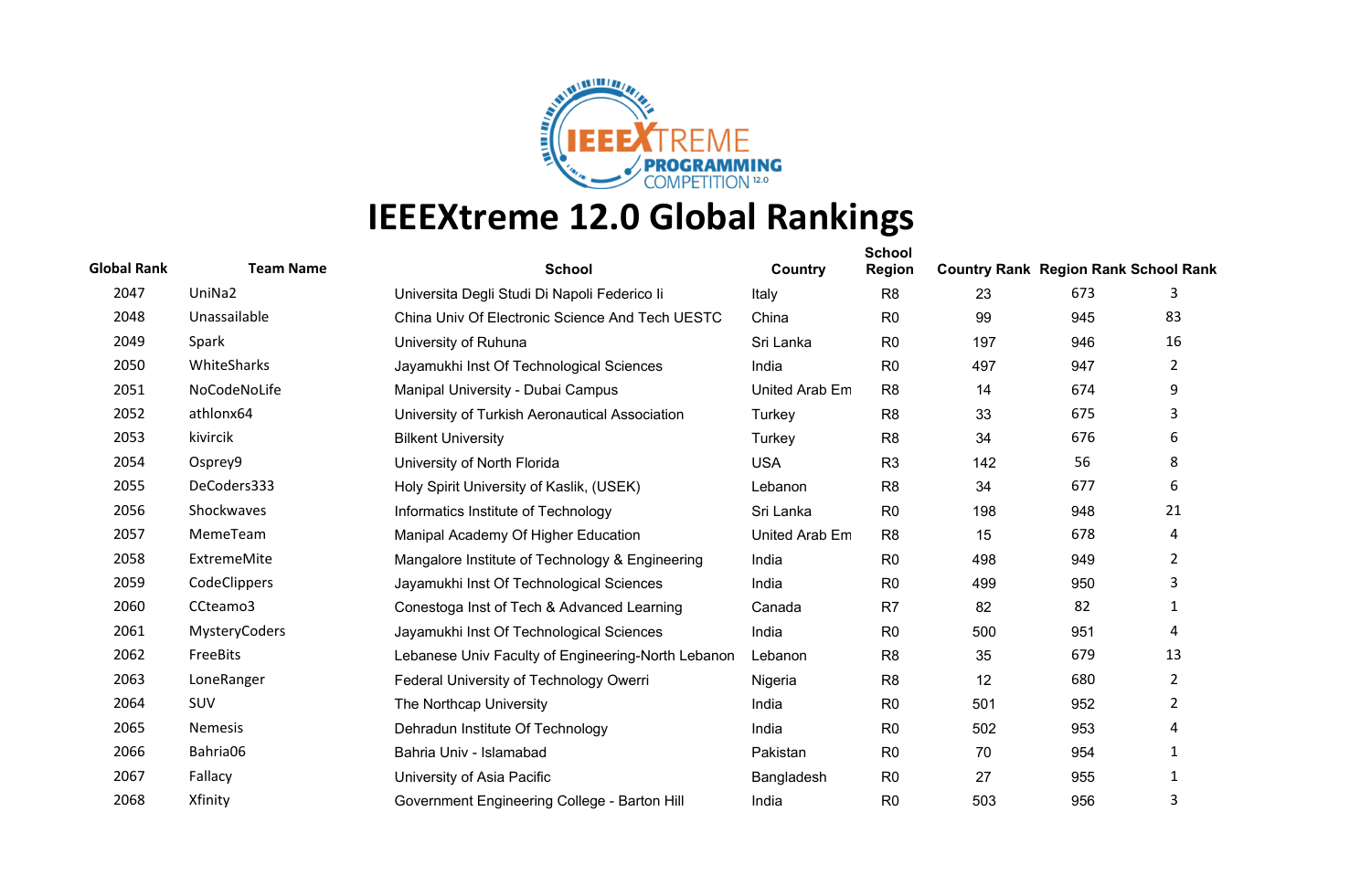# IEEEXtreme 12.0 Global Rankings

| Global Rank | Team Name | School | Country | School Region | Country Rank | Region Rank | School Rank |
|---|---|---|---|---|---|---|---|
| 2047 | UniNa2 | Universita Degli Studi Di Napoli Federico Ii | Italy | R8 | 23 | 673 | 3 |
| 2048 | Unassailable | China Univ Of Electronic Science And Tech UESTC | China | R0 | 99 | 945 | 83 |
| 2049 | Spark | University of Ruhuna | Sri Lanka | R0 | 197 | 946 | 16 |
| 2050 | WhiteSharks | Jayamukhi Inst Of Technological Sciences | India | R0 | 497 | 947 | 2 |
| 2051 | NoCodeNoLife | Manipal University - Dubai Campus | United Arab Em | R8 | 14 | 674 | 9 |
| 2052 | athlonx64 | University of Turkish Aeronautical Association | Turkey | R8 | 33 | 675 | 3 |
| 2053 | kivircik | Bilkent University | Turkey | R8 | 34 | 676 | 6 |
| 2054 | Osprey9 | University of North Florida | USA | R3 | 142 | 56 | 8 |
| 2055 | DeCoders333 | Holy Spirit University of Kaslik, (USEK) | Lebanon | R8 | 34 | 677 | 6 |
| 2056 | Shockwaves | Informatics Institute of Technology | Sri Lanka | R0 | 198 | 948 | 21 |
| 2057 | MemeTeam | Manipal Academy Of Higher Education | United Arab Em | R8 | 15 | 678 | 4 |
| 2058 | ExtremeMite | Mangalore Institute of Technology & Engineering | India | R0 | 498 | 949 | 2 |
| 2059 | CodeClippers | Jayamukhi Inst Of Technological Sciences | India | R0 | 499 | 950 | 3 |
| 2060 | CCteamo3 | Conestoga Inst of Tech & Advanced Learning | Canada | R7 | 82 | 82 | 1 |
| 2061 | MysteryCoders | Jayamukhi Inst Of Technological Sciences | India | R0 | 500 | 951 | 4 |
| 2062 | FreeBits | Lebanese Univ Faculty of Engineering-North Lebanon | Lebanon | R8 | 35 | 679 | 13 |
| 2063 | LoneRanger | Federal University of Technology Owerri | Nigeria | R8 | 12 | 680 | 2 |
| 2064 | SUV | The Northcap University | India | R0 | 501 | 952 | 2 |
| 2065 | Nemesis | Dehradun Institute Of Technology | India | R0 | 502 | 953 | 4 |
| 2066 | Bahria06 | Bahria Univ - Islamabad | Pakistan | R0 | 70 | 954 | 1 |
| 2067 | Fallacy | University of Asia Pacific | Bangladesh | R0 | 27 | 955 | 1 |
| 2068 | Xfinity | Government Engineering College - Barton Hill | India | R0 | 503 | 956 | 3 |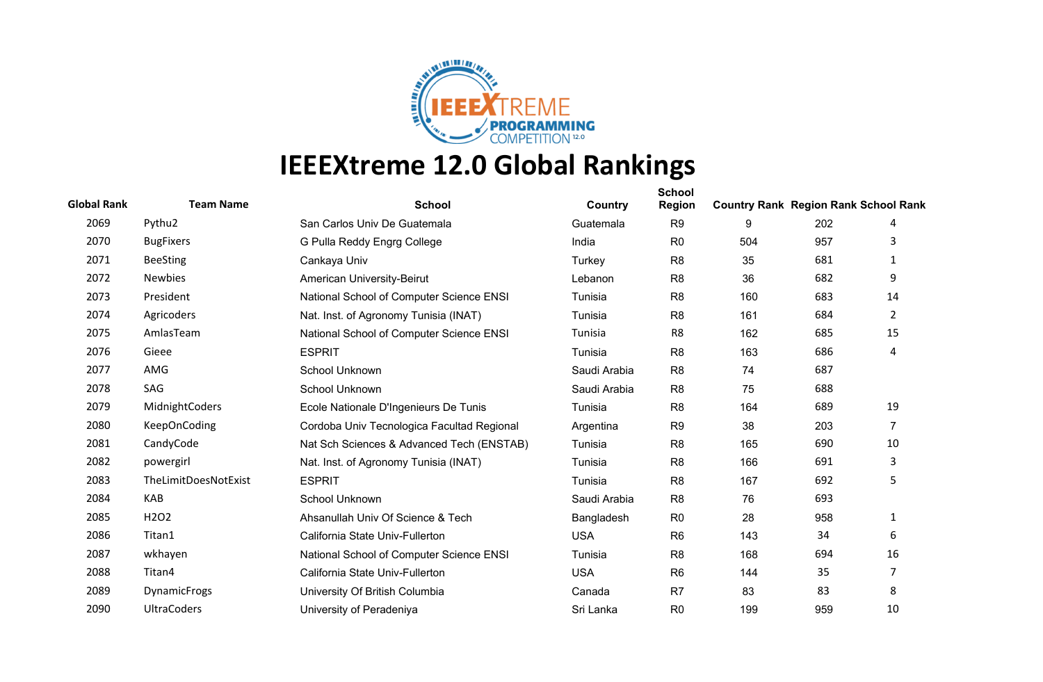# IEEEXtreme 12.0 Global Rankings

| Global Rank | Team Name | School | Country | School Region | Country Rank | Region Rank | School Rank |
|---|---|---|---|---|---|---|---|
| 2069 | Pythu2 | San Carlos Univ De Guatemala | Guatemala | R9 | 9 | 202 | 4 |
| 2070 | BugFixers | G Pulla Reddy Engrg College | India | R0 | 504 | 957 | 3 |
| 2071 | BeeSting | Cankaya Univ | Turkey | R8 | 35 | 681 | 1 |
| 2072 | Newbies | American University-Beirut | Lebanon | R8 | 36 | 682 | 9 |
| 2073 | President | National School of Computer Science ENSI | Tunisia | R8 | 160 | 683 | 14 |
| 2074 | Agricoders | Nat. Inst. of Agronomy Tunisia (INAT) | Tunisia | R8 | 161 | 684 | 2 |
| 2075 | AmlasTeam | National School of Computer Science ENSI | Tunisia | R8 | 162 | 685 | 15 |
| 2076 | Gieee | ESPRIT | Tunisia | R8 | 163 | 686 | 4 |
| 2077 | AMG | School Unknown | Saudi Arabia | R8 | 74 | 687 | |
| 2078 | SAG | School Unknown | Saudi Arabia | R8 | 75 | 688 | |
| 2079 | MidnightCoders | Ecole Nationale D'Ingenieurs De Tunis | Tunisia | R8 | 164 | 689 | 19 |
| 2080 | KeepOnCoding | Cordoba Univ Tecnologica Facultad Regional | Argentina | R9 | 38 | 203 | 7 |
| 2081 | CandyCode | Nat Sch Sciences & Advanced Tech (ENSTAB) | Tunisia | R8 | 165 | 690 | 10 |
| 2082 | powergirl | Nat. Inst. of Agronomy Tunisia (INAT) | Tunisia | R8 | 166 | 691 | 3 |
| 2083 | TheLimitDoesNotExist | ESPRIT | Tunisia | R8 | 167 | 692 | 5 |
| 2084 | KAB | School Unknown | Saudi Arabia | R8 | 76 | 693 | |
| 2085 | H2O2 | Ahsanullah Univ Of Science & Tech | Bangladesh | R0 | 28 | 958 | 1 |
| 2086 | Titan1 | California State Univ-Fullerton | USA | R6 | 143 | 34 | 6 |
| 2087 | wkhayen | National School of Computer Science ENSI | Tunisia | R8 | 168 | 694 | 16 |
| 2088 | Titan4 | California State Univ-Fullerton | USA | R6 | 144 | 35 | 7 |
| 2089 | DynamicFrogs | University Of British Columbia | Canada | R7 | 83 | 83 | 8 |
| 2090 | UltraCoders | University of Peradeniya | Sri Lanka | R0 | 199 | 959 | 10 |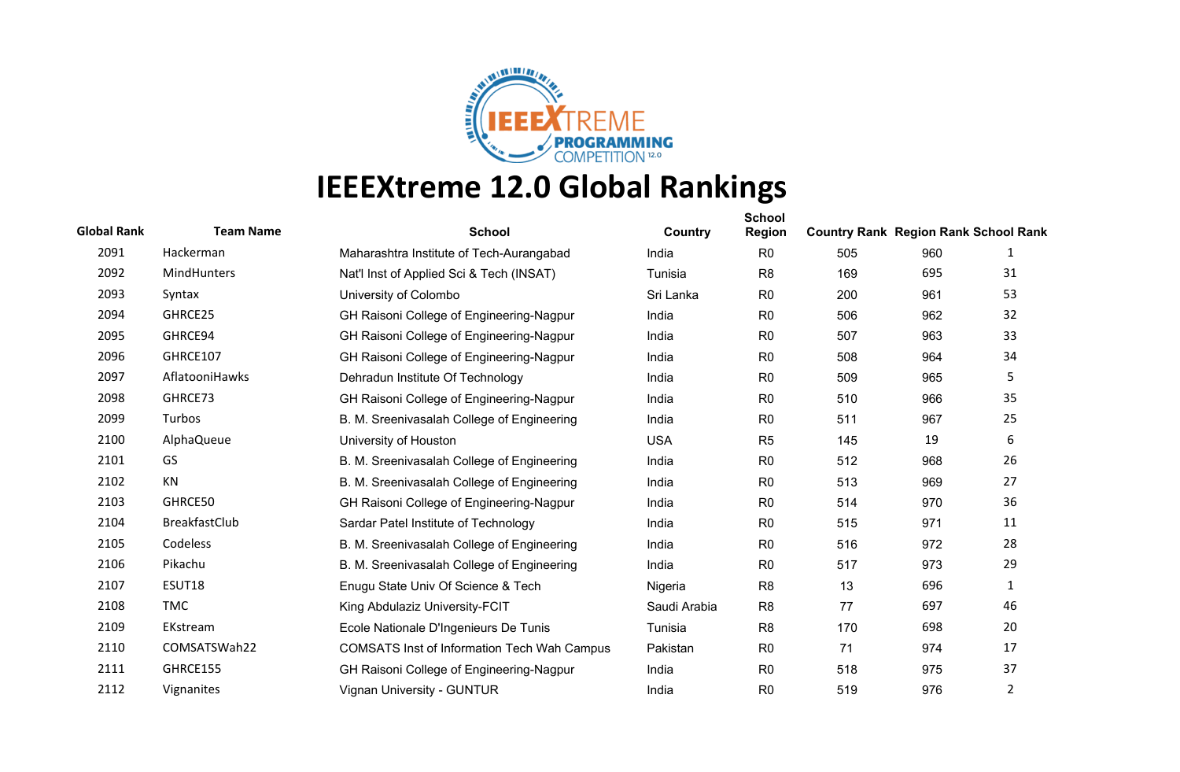# IEEEXtreme 12.0 Global Rankings

| Global Rank | Team Name | School | Country | School Region | Country Rank | Region Rank | School Rank |
|---|---|---|---|---|---|---|---|
| 2091 | Hackerman | Maharashtra Institute of Tech-Aurangabad | India | R0 | 505 | 960 | 1 |
| 2092 | MindHunters | Nat'l Inst of Applied Sci & Tech (INSAT) | Tunisia | R8 | 169 | 695 | 31 |
| 2093 | Syntax | University of Colombo | Sri Lanka | R0 | 200 | 961 | 53 |
| 2094 | GHRCE25 | GH Raisoni College of Engineering-Nagpur | India | R0 | 506 | 962 | 32 |
| 2095 | GHRCE94 | GH Raisoni College of Engineering-Nagpur | India | R0 | 507 | 963 | 33 |
| 2096 | GHRCE107 | GH Raisoni College of Engineering-Nagpur | India | R0 | 508 | 964 | 34 |
| 2097 | AflatooniHawks | Dehradun Institute Of Technology | India | R0 | 509 | 965 | 5 |
| 2098 | GHRCE73 | GH Raisoni College of Engineering-Nagpur | India | R0 | 510 | 966 | 35 |
| 2099 | Turbos | B. M. Sreenivasalah College of Engineering | India | R0 | 511 | 967 | 25 |
| 2100 | AlphaQueue | University of Houston | USA | R5 | 145 | 19 | 6 |
| 2101 | GS | B. M. Sreenivasalah College of Engineering | India | R0 | 512 | 968 | 26 |
| 2102 | KN | B. M. Sreenivasalah College of Engineering | India | R0 | 513 | 969 | 27 |
| 2103 | GHRCE50 | GH Raisoni College of Engineering-Nagpur | India | R0 | 514 | 970 | 36 |
| 2104 | BreakfastClub | Sardar Patel Institute of Technology | India | R0 | 515 | 971 | 11 |
| 2105 | Codeless | B. M. Sreenivasalah College of Engineering | India | R0 | 516 | 972 | 28 |
| 2106 | Pikachu | B. M. Sreenivasalah College of Engineering | India | R0 | 517 | 973 | 29 |
| 2107 | ESUT18 | Enugu State Univ Of Science & Tech | Nigeria | R8 | 13 | 696 | 1 |
| 2108 | TMC | King Abdulaziz University-FCIT | Saudi Arabia | R8 | 77 | 697 | 46 |
| 2109 | EKstream | Ecole Nationale D'Ingenieurs De Tunis | Tunisia | R8 | 170 | 698 | 20 |
| 2110 | COMSATSWah22 | COMSATS Inst of Information Tech Wah Campus | Pakistan | R0 | 71 | 974 | 17 |
| 2111 | GHRCE155 | GH Raisoni College of Engineering-Nagpur | India | R0 | 518 | 975 | 37 |
| 2112 | Vignanites | Vignan University - GUNTUR | India | R0 | 519 | 976 | 2 |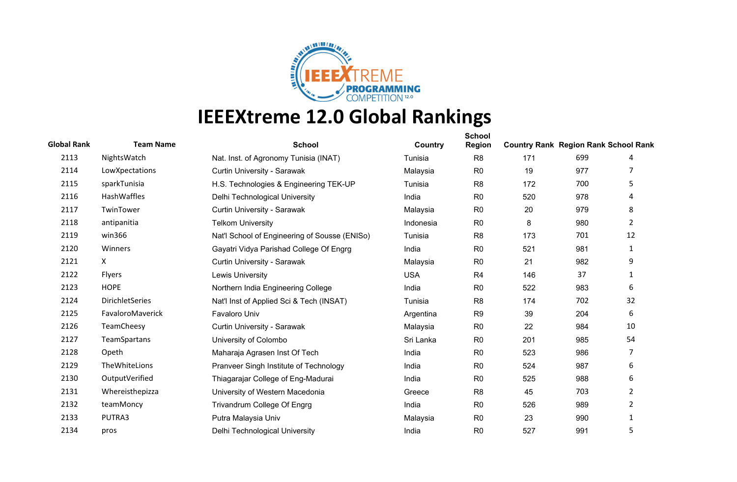# IEEEXtreme 12.0 Global Rankings

| Global Rank | Team Name | School | Country | School Region | Country Rank | Region Rank | School Rank |
|---|---|---|---|---|---|---|---|
| 2113 | NightsWatch | Nat. Inst. of Agronomy Tunisia (INAT) | Tunisia | R8 | 171 | 699 | 4 |
| 2114 | LowXpectations | Curtin University - Sarawak | Malaysia | R0 | 19 | 977 | 7 |
| 2115 | sparkTunisia | H.S. Technologies & Engineering TEK-UP | Tunisia | R8 | 172 | 700 | 5 |
| 2116 | HashWaffles | Delhi Technological University | India | R0 | 520 | 978 | 4 |
| 2117 | TwinTower | Curtin University - Sarawak | Malaysia | R0 | 20 | 979 | 8 |
| 2118 | antipanitia | Telkom University | Indonesia | R0 | 8 | 980 | 2 |
| 2119 | win366 | Nat'l School of Engineering of Sousse (ENISo) | Tunisia | R8 | 173 | 701 | 12 |
| 2120 | Winners | Gayatri Vidya Parishad College Of Engrg | India | R0 | 521 | 981 | 1 |
| 2121 | X | Curtin University - Sarawak | Malaysia | R0 | 21 | 982 | 9 |
| 2122 | Flyers | Lewis University | USA | R4 | 146 | 37 | 1 |
| 2123 | HOPE | Northern India Engineering College | India | R0 | 522 | 983 | 6 |
| 2124 | DirichletSeries | Nat'l Inst of Applied Sci & Tech (INSAT) | Tunisia | R8 | 174 | 702 | 32 |
| 2125 | FavaloroMaverick | Favaloro Univ | Argentina | R9 | 39 | 204 | 6 |
| 2126 | TeamCheesy | Curtin University - Sarawak | Malaysia | R0 | 22 | 984 | 10 |
| 2127 | TeamSpartans | University of Colombo | Sri Lanka | R0 | 201 | 985 | 54 |
| 2128 | Opeth | Maharaja Agrasen Inst Of Tech | India | R0 | 523 | 986 | 7 |
| 2129 | TheWhiteLions | Pranveer Singh Institute of Technology | India | R0 | 524 | 987 | 6 |
| 2130 | OutputVerified | Thiagarajar College of Eng-Madurai | India | R0 | 525 | 988 | 6 |
| 2131 | Whereisthepizza | University of Western Macedonia | Greece | R8 | 45 | 703 | 2 |
| 2132 | teamMoncy | Trivandrum College Of Engrg | India | R0 | 526 | 989 | 2 |
| 2133 | PUTRA3 | Putra Malaysia Univ | Malaysia | R0 | 23 | 990 | 1 |
| 2134 | pros | Delhi Technological University | India | R0 | 527 | 991 | 5 |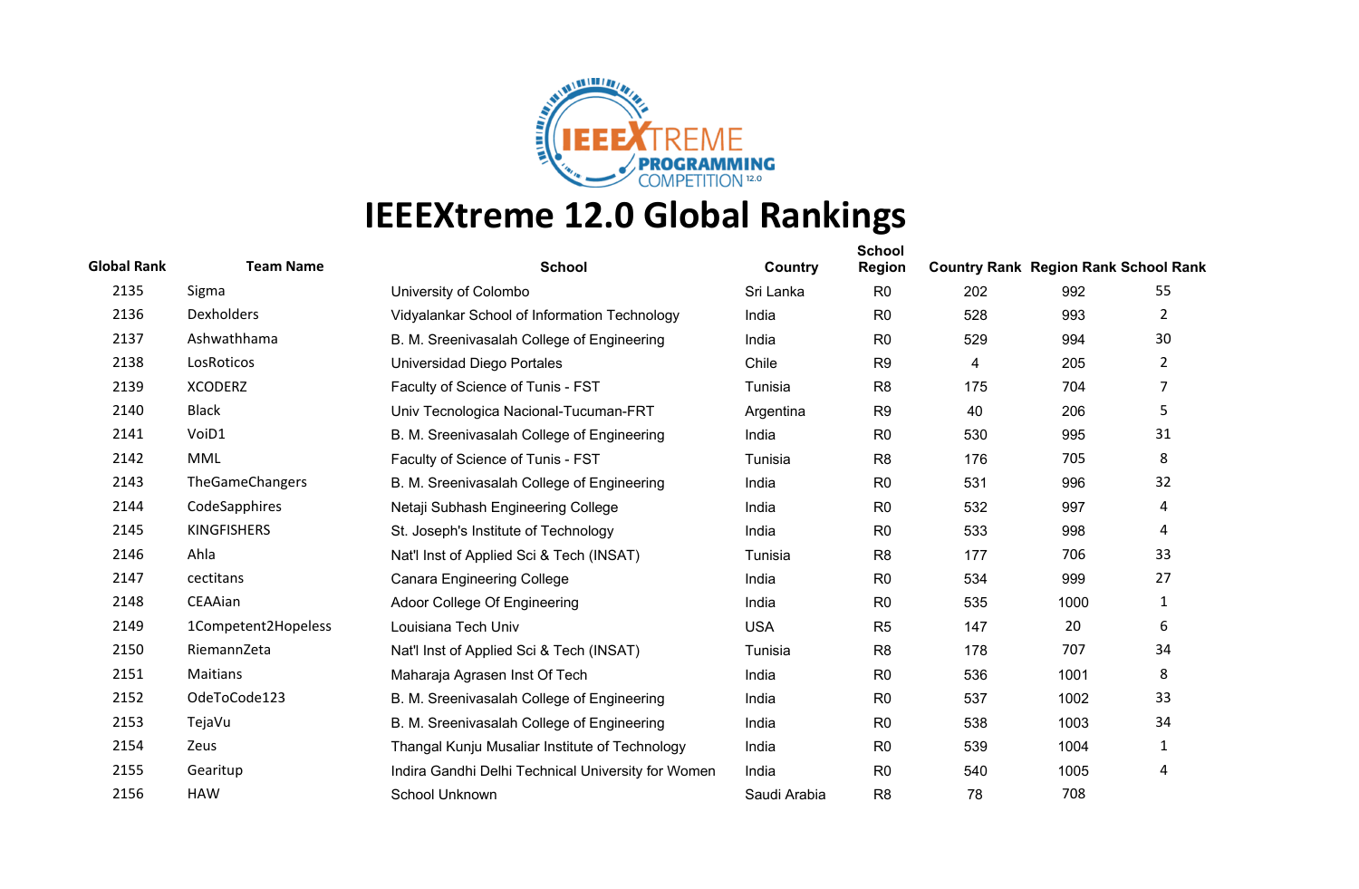# IEEEXtreme 12.0 Global Rankings

| Global Rank | Team Name | School | Country | School Region | Country Rank | Region Rank | School Rank |
|---|---|---|---|---|---|---|---|
| 2135 | Sigma | University of Colombo | Sri Lanka | R0 | 202 | 992 | 55 |
| 2136 | Dexholders | Vidyalankar School of Information Technology | India | R0 | 528 | 993 | 2 |
| 2137 | Ashwathhama | B. M. Sreenivasalah College of Engineering | India | R0 | 529 | 994 | 30 |
| 2138 | LosRoticos | Universidad Diego Portales | Chile | R9 | 4 | 205 | 2 |
| 2139 | XCODERZ | Faculty of Science of Tunis - FST | Tunisia | R8 | 175 | 704 | 7 |
| 2140 | Black | Univ Tecnologica Nacional-Tucuman-FRT | Argentina | R9 | 40 | 206 | 5 |
| 2141 | VoiD1 | B. M. Sreenivasalah College of Engineering | India | R0 | 530 | 995 | 31 |
| 2142 | MML | Faculty of Science of Tunis - FST | Tunisia | R8 | 176 | 705 | 8 |
| 2143 | TheGameChangers | B. M. Sreenivasalah College of Engineering | India | R0 | 531 | 996 | 32 |
| 2144 | CodeSapphires | Netaji Subhash Engineering College | India | R0 | 532 | 997 | 4 |
| 2145 | KINGFISHERS | St. Joseph's Institute of Technology | India | R0 | 533 | 998 | 4 |
| 2146 | Ahla | Nat'l Inst of Applied Sci & Tech (INSAT) | Tunisia | R8 | 177 | 706 | 33 |
| 2147 | cectitans | Canara Engineering College | India | R0 | 534 | 999 | 27 |
| 2148 | CEAAian | Adoor College Of Engineering | India | R0 | 535 | 1000 | 1 |
| 2149 | 1Competent2Hopeless | Louisiana Tech Univ | USA | R5 | 147 | 20 | 6 |
| 2150 | RiemannZeta | Nat'l Inst of Applied Sci & Tech (INSAT) | Tunisia | R8 | 178 | 707 | 34 |
| 2151 | Maitians | Maharaja Agrasen Inst Of Tech | India | R0 | 536 | 1001 | 8 |
| 2152 | OdeToCode123 | B. M. Sreenivasalah College of Engineering | India | R0 | 537 | 1002 | 33 |
| 2153 | TejaVu | B. M. Sreenivasalah College of Engineering | India | R0 | 538 | 1003 | 34 |
| 2154 | Zeus | Thangal Kunju Musaliar Institute of Technology | India | R0 | 539 | 1004 | 1 |
| 2155 | Gearitup | Indira Gandhi Delhi Technical University for Women | India | R0 | 540 | 1005 | 4 |
| 2156 | HAW | School Unknown | Saudi Arabia | R8 | 78 | 708 | |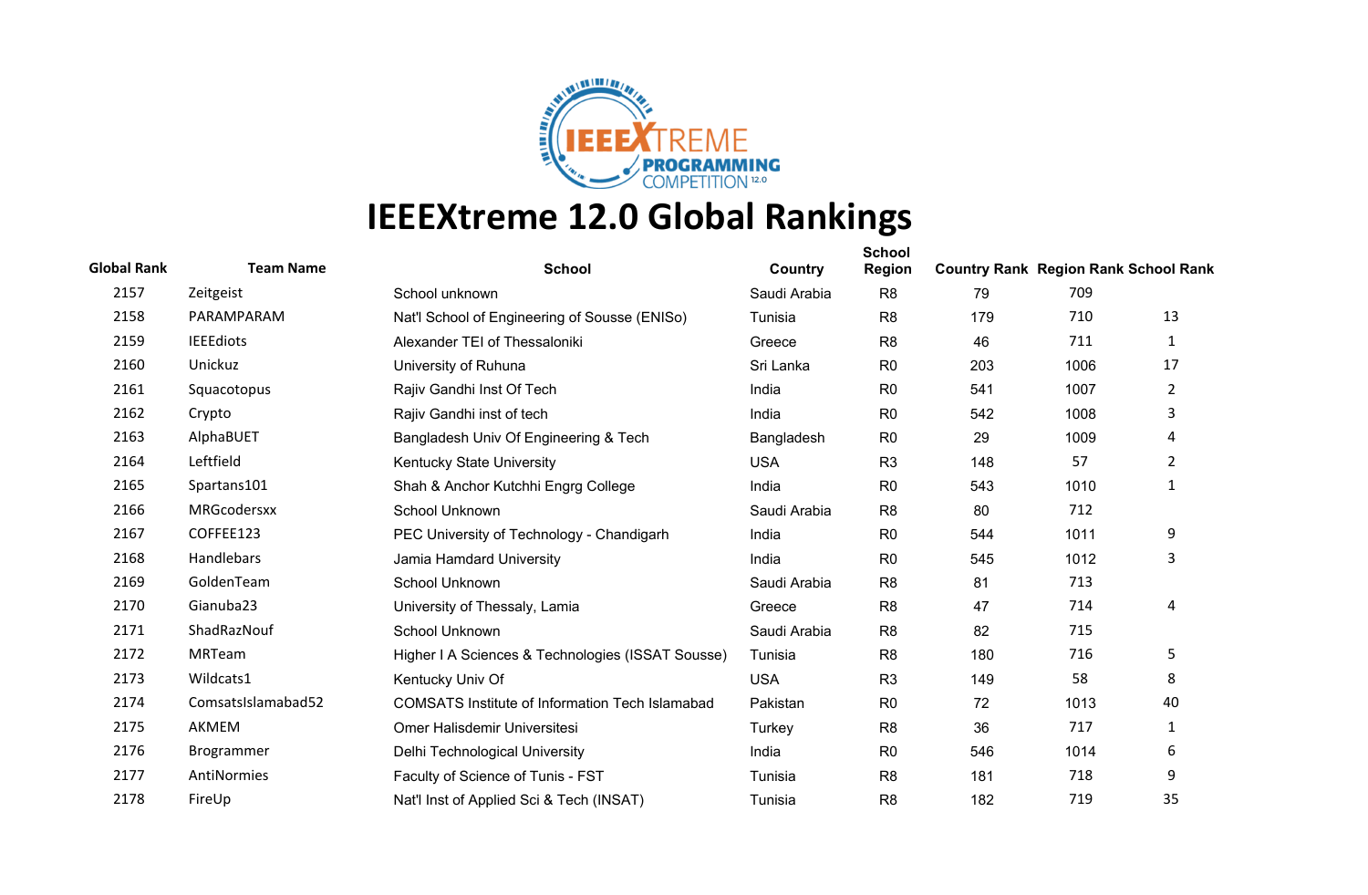# IEEEXtreme 12.0 Global Rankings

| Global Rank | Team Name | School | Country | School Region | Country Rank | Region Rank | School Rank |
|---|---|---|---|---|---|---|---|
| 2157 | Zeitgeist | School unknown | Saudi Arabia | R8 | 79 | 709 | |
| 2158 | PARAMPARAM | Nat'l School of Engineering of Sousse (ENISo) | Tunisia | R8 | 179 | 710 | 13 |
| 2159 | IEEEdiots | Alexander TEI of Thessaloniki | Greece | R8 | 46 | 711 | 1 |
| 2160 | Unickuz | University of Ruhuna | Sri Lanka | R0 | 203 | 1006 | 17 |
| 2161 | Squacotopus | Rajiv Gandhi Inst Of Tech | India | R0 | 541 | 1007 | 2 |
| 2162 | Crypto | Rajiv Gandhi inst of tech | India | R0 | 542 | 1008 | 3 |
| 2163 | AlphaBUET | Bangladesh Univ Of Engineering & Tech | Bangladesh | R0 | 29 | 1009 | 4 |
| 2164 | Leftfield | Kentucky State University | USA | R3 | 148 | 57 | 2 |
| 2165 | Spartans101 | Shah & Anchor Kutchhi Engrg College | India | R0 | 543 | 1010 | 1 |
| 2166 | MRGcodersxx | School Unknown | Saudi Arabia | R8 | 80 | 712 | |
| 2167 | COFFEE123 | PEC University of Technology - Chandigarh | India | R0 | 544 | 1011 | 9 |
| 2168 | Handlebars | Jamia Hamdard University | India | R0 | 545 | 1012 | 3 |
| 2169 | GoldenTeam | School Unknown | Saudi Arabia | R8 | 81 | 713 | |
| 2170 | Gianuba23 | University of Thessaly, Lamia | Greece | R8 | 47 | 714 | 4 |
| 2171 | ShadRazNouf | School Unknown | Saudi Arabia | R8 | 82 | 715 | |
| 2172 | MRTeam | Higher I A Sciences & Technologies (ISSAT Sousse) | Tunisia | R8 | 180 | 716 | 5 |
| 2173 | Wildcats1 | Kentucky Univ Of | USA | R3 | 149 | 58 | 8 |
| 2174 | ComsatsIslamabad52 | COMSATS Institute of Information Tech Islamabad | Pakistan | R0 | 72 | 1013 | 40 |
| 2175 | AKMEM | Omer Halisdemir Universitesi | Turkey | R8 | 36 | 717 | 1 |
| 2176 | Brogrammer | Delhi Technological University | India | R0 | 546 | 1014 | 6 |
| 2177 | AntiNormies | Faculty of Science of Tunis - FST | Tunisia | R8 | 181 | 718 | 9 |
| 2178 | FireUp | Nat'l Inst of Applied Sci & Tech (INSAT) | Tunisia | R8 | 182 | 719 | 35 |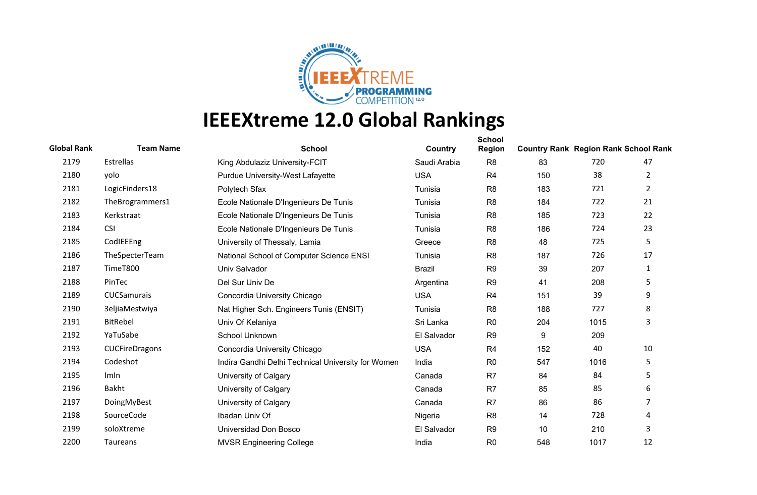# IEEEXtreme 12.0 Global Rankings

| Global Rank | Team Name | School | Country | School Region | Country Rank | Region Rank | School Rank |
|---|---|---|---|---|---|---|---|
| 2179 | Estrellas | King Abdulaziz University-FCIT | Saudi Arabia | R8 | 83 | 720 | 47 |
| 2180 | yolo | Purdue University-West Lafayette | USA | R4 | 150 | 38 | 2 |
| 2181 | LogicFinders18 | Polytech Sfax | Tunisia | R8 | 183 | 721 | 2 |
| 2182 | TheBrogrammers1 | Ecole Nationale D'Ingenieurs De Tunis | Tunisia | R8 | 184 | 722 | 21 |
| 2183 | Kerkstraat | Ecole Nationale D'Ingenieurs De Tunis | Tunisia | R8 | 185 | 723 | 22 |
| 2184 | CSI | Ecole Nationale D'Ingenieurs De Tunis | Tunisia | R8 | 186 | 724 | 23 |
| 2185 | CodIEEEng | University of Thessaly, Lamia | Greece | R8 | 48 | 725 | 5 |
| 2186 | TheSpecterTeam | National School of Computer Science ENSI | Tunisia | R8 | 187 | 726 | 17 |
| 2187 | TimeT800 | Univ Salvador | Brazil | R9 | 39 | 207 | 1 |
| 2188 | PinTec | Del Sur Univ De | Argentina | R9 | 41 | 208 | 5 |
| 2189 | CUCSamurais | Concordia University Chicago | USA | R4 | 151 | 39 | 9 |
| 2190 | 3eljiaMestwiya | Nat Higher Sch. Engineers Tunis (ENSIT) | Tunisia | R8 | 188 | 727 | 8 |
| 2191 | BitRebel | Univ Of Kelaniya | Sri Lanka | R0 | 204 | 1015 | 3 |
| 2192 | YaTuSabe | School Unknown | El Salvador | R9 | 9 | 209 | |
| 2193 | CUCFireDragons | Concordia University Chicago | USA | R4 | 152 | 40 | 10 |
| 2194 | Codeshot | Indira Gandhi Delhi Technical University for Women | India | R0 | 547 | 1016 | 5 |
| 2195 | ImIn | University of Calgary | Canada | R7 | 84 | 84 | 5 |
| 2196 | Bakht | University of Calgary | Canada | R7 | 85 | 85 | 6 |
| 2197 | DoingMyBest | University of Calgary | Canada | R7 | 86 | 86 | 7 |
| 2198 | SourceCode | Ibadan Univ Of | Nigeria | R8 | 14 | 728 | 4 |
| 2199 | soloXtreme | Universidad Don Bosco | El Salvador | R9 | 10 | 210 | 3 |
| 2200 | Taureans | MVSR Engineering College | India | R0 | 548 | 1017 | 12 |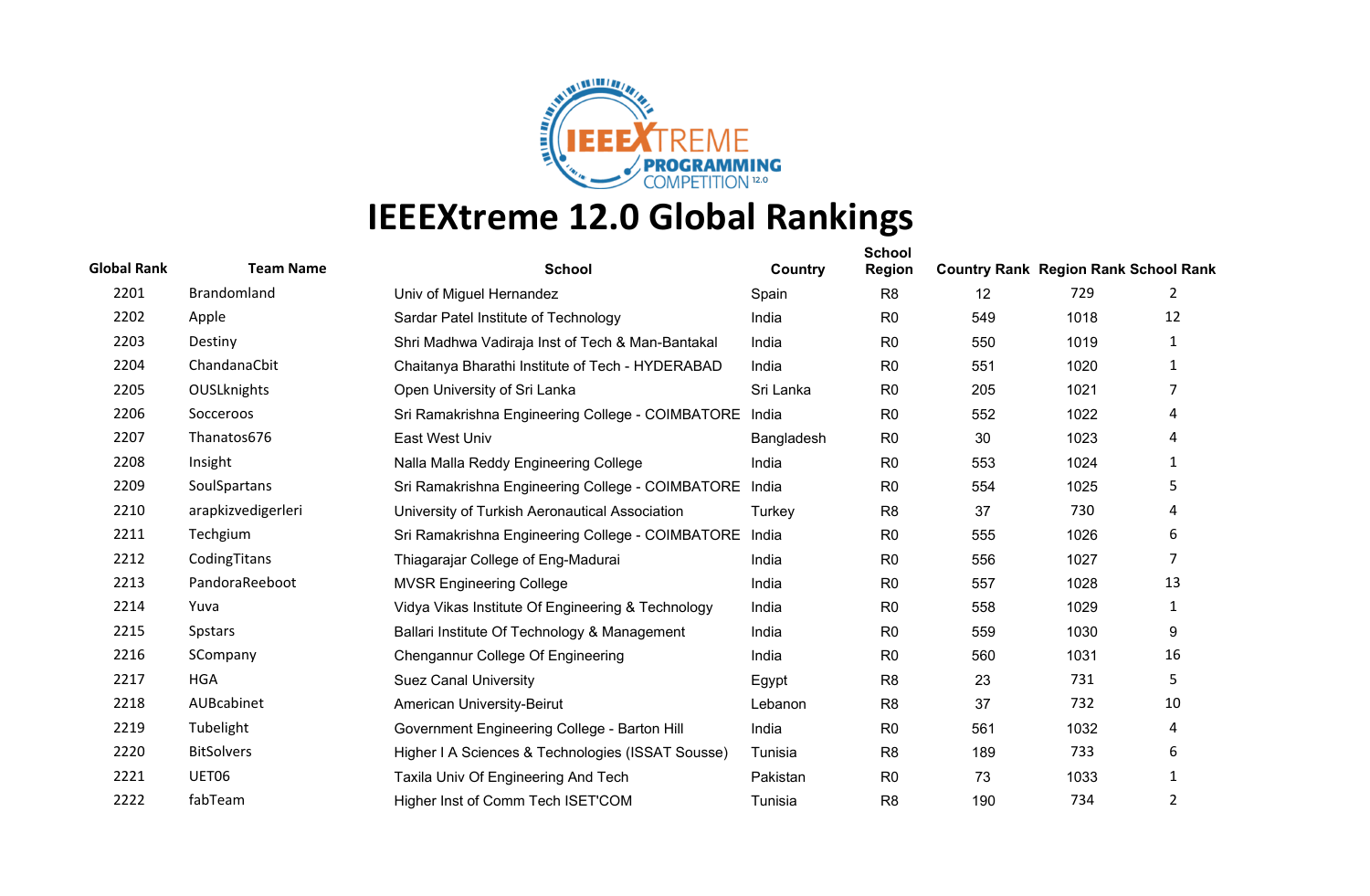# IEEEXtreme 12.0 Global Rankings

| Global Rank | Team Name | School | Country | School Region | Country Rank | Region Rank | School Rank |
|---|---|---|---|---|---|---|---|
| 2201 | Brandomland | Univ of Miguel Hernandez | Spain | R8 | 12 | 729 | 2 |
| 2202 | Apple | Sardar Patel Institute of Technology | India | R0 | 549 | 1018 | 12 |
| 2203 | Destiny | Shri Madhwa Vadiraja Inst of Tech & Man-Bantakal | India | R0 | 550 | 1019 | 1 |
| 2204 | ChandanaCbit | Chaitanya Bharathi Institute of Tech - HYDERABAD | India | R0 | 551 | 1020 | 1 |
| 2205 | OUSLknights | Open University of Sri Lanka | Sri Lanka | R0 | 205 | 1021 | 7 |
| 2206 | Socceroos | Sri Ramakrishna Engineering College - COIMBATORE | India | R0 | 552 | 1022 | 4 |
| 2207 | Thanatos676 | East West Univ | Bangladesh | R0 | 30 | 1023 | 4 |
| 2208 | Insight | Nalla Malla Reddy Engineering College | India | R0 | 553 | 1024 | 1 |
| 2209 | SoulSpartans | Sri Ramakrishna Engineering College - COIMBATORE | India | R0 | 554 | 1025 | 5 |
| 2210 | arapkizvedigerleri | University of Turkish Aeronautical Association | Turkey | R8 | 37 | 730 | 4 |
| 2211 | Techgium | Sri Ramakrishna Engineering College - COIMBATORE | India | R0 | 555 | 1026 | 6 |
| 2212 | CodingTitans | Thiagarajar College of Eng-Madurai | India | R0 | 556 | 1027 | 7 |
| 2213 | PandoraReeboot | MVSR Engineering College | India | R0 | 557 | 1028 | 13 |
| 2214 | Yuva | Vidya Vikas Institute Of Engineering & Technology | India | R0 | 558 | 1029 | 1 |
| 2215 | Spstars | Ballari Institute Of Technology & Management | India | R0 | 559 | 1030 | 9 |
| 2216 | SCompany | Chengannur College Of Engineering | India | R0 | 560 | 1031 | 16 |
| 2217 | HGA | Suez Canal University | Egypt | R8 | 23 | 731 | 5 |
| 2218 | AUBcabinet | American University-Beirut | Lebanon | R8 | 37 | 732 | 10 |
| 2219 | Tubelight | Government Engineering College - Barton Hill | India | R0 | 561 | 1032 | 4 |
| 2220 | BitSolvers | Higher I A Sciences & Technologies (ISSAT Sousse) | Tunisia | R8 | 189 | 733 | 6 |
| 2221 | UET06 | Taxila Univ Of Engineering And Tech | Pakistan | R0 | 73 | 1033 | 1 |
| 2222 | fabTeam | Higher Inst of Comm Tech ISET'COM | Tunisia | R8 | 190 | 734 | 2 |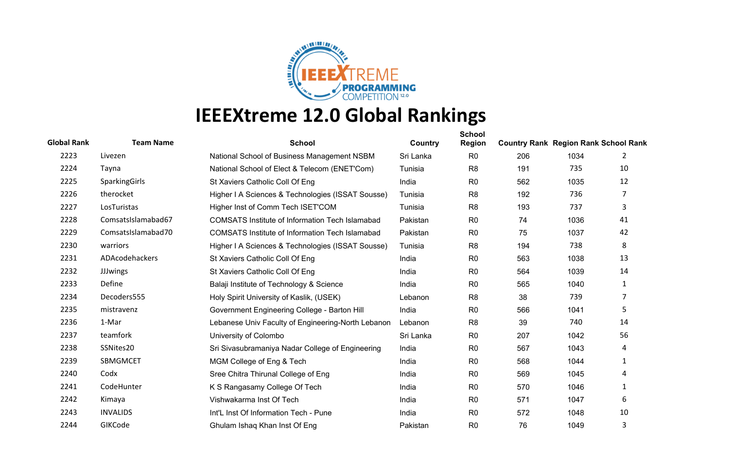# IEEEXtreme 12.0 Global Rankings

| Global Rank | Team Name | School | Country | School Region | Country Rank | Region Rank | School Rank |
|---|---|---|---|---|---|---|---|
| 2223 | Livezen | National School of Business Management NSBM | Sri Lanka | R0 | 206 | 1034 | 2 |
| 2224 | Tayna | National School of Elect & Telecom (ENET'Com) | Tunisia | R8 | 191 | 735 | 10 |
| 2225 | SparkingGirls | St Xaviers Catholic Coll Of Eng | India | R0 | 562 | 1035 | 12 |
| 2226 | therocket | Higher I A Sciences & Technologies (ISSAT Sousse) | Tunisia | R8 | 192 | 736 | 7 |
| 2227 | LosTuristas | Higher Inst of Comm Tech ISET'COM | Tunisia | R8 | 193 | 737 | 3 |
| 2228 | ComsatsIslamabad67 | COMSATS Institute of Information Tech Islamabad | Pakistan | R0 | 74 | 1036 | 41 |
| 2229 | ComsatsIslamabad70 | COMSATS Institute of Information Tech Islamabad | Pakistan | R0 | 75 | 1037 | 42 |
| 2230 | warriors | Higher I A Sciences & Technologies (ISSAT Sousse) | Tunisia | R8 | 194 | 738 | 8 |
| 2231 | ADAcodehackers | St Xaviers Catholic Coll Of Eng | India | R0 | 563 | 1038 | 13 |
| 2232 | JJJwings | St Xaviers Catholic Coll Of Eng | India | R0 | 564 | 1039 | 14 |
| 2233 | Define | Balaji Institute of Technology & Science | India | R0 | 565 | 1040 | 1 |
| 2234 | Decoders555 | Holy Spirit University of Kaslik, (USEK) | Lebanon | R8 | 38 | 739 | 7 |
| 2235 | mistravenz | Government Engineering College - Barton Hill | India | R0 | 566 | 1041 | 5 |
| 2236 | 1-Mar | Lebanese Univ Faculty of Engineering-North Lebanon | Lebanon | R8 | 39 | 740 | 14 |
| 2237 | teamfork | University of Colombo | Sri Lanka | R0 | 207 | 1042 | 56 |
| 2238 | SSNites20 | Sri Sivasubramaniya Nadar College of Engineering | India | R0 | 567 | 1043 | 4 |
| 2239 | SBMGMCET | MGM College of Eng & Tech | India | R0 | 568 | 1044 | 1 |
| 2240 | Codx | Sree Chitra Thirunal College of Eng | India | R0 | 569 | 1045 | 4 |
| 2241 | CodeHunter | K S Rangasamy College Of Tech | India | R0 | 570 | 1046 | 1 |
| 2242 | Kimaya | Vishwakarma Inst Of Tech | India | R0 | 571 | 1047 | 6 |
| 2243 | INVALIDS | Int'L Inst Of Information Tech - Pune | India | R0 | 572 | 1048 | 10 |
| 2244 | GIKCode | Ghulam Ishaq Khan Inst Of Eng | Pakistan | R0 | 76 | 1049 | 3 |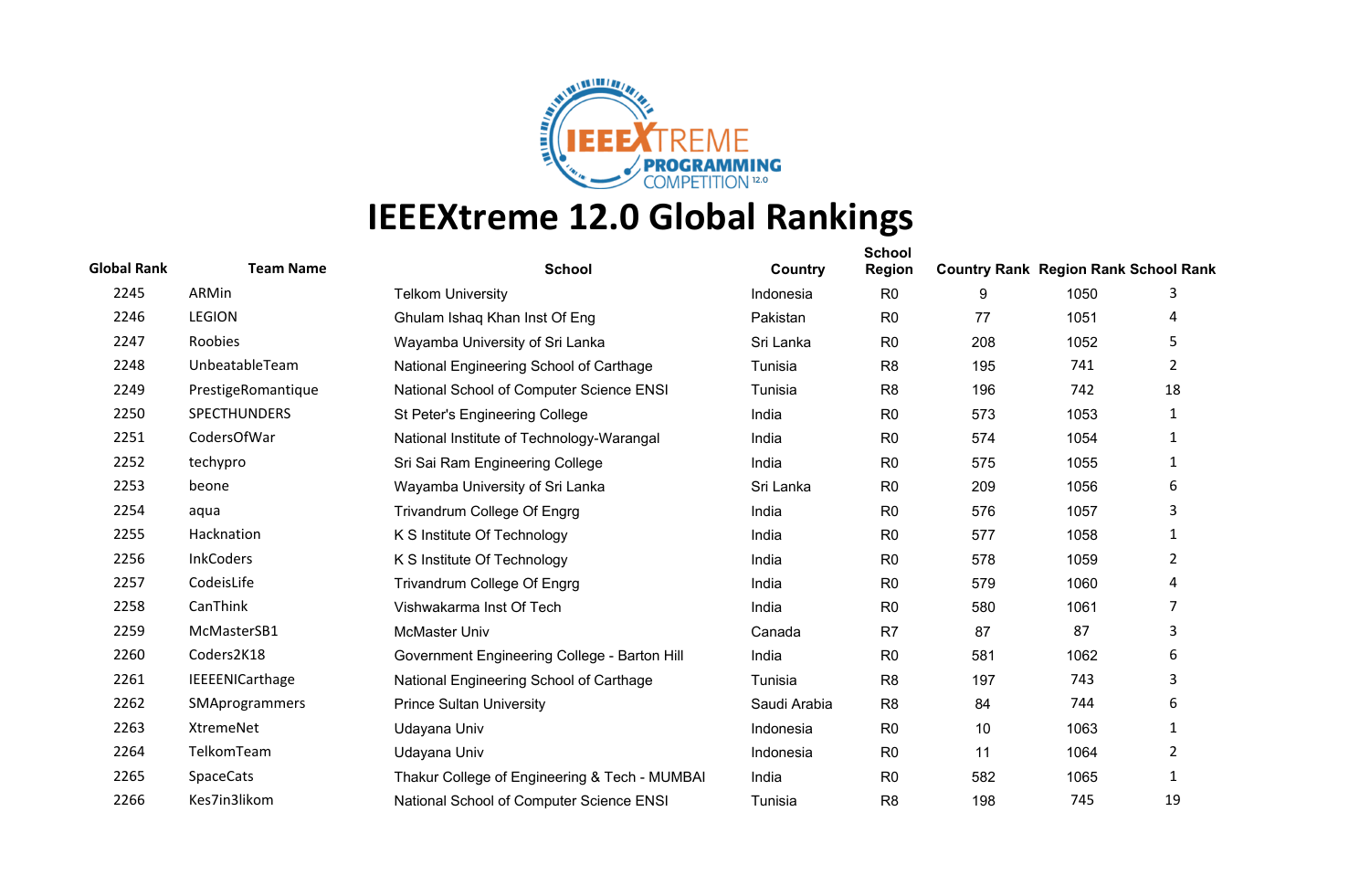# IEEEXtreme 12.0 Global Rankings

| Global Rank | Team Name | School | Country | School Region | Country Rank | Region Rank | School Rank |
|---|---|---|---|---|---|---|---|
| 2245 | ARMin | Telkom University | Indonesia | R0 | 9 | 1050 | 3 |
| 2246 | LEGION | Ghulam Ishaq Khan Inst Of Eng | Pakistan | R0 | 77 | 1051 | 4 |
| 2247 | Roobies | Wayamba University of Sri Lanka | Sri Lanka | R0 | 208 | 1052 | 5 |
| 2248 | UnbeatableTeam | National Engineering School of Carthage | Tunisia | R8 | 195 | 741 | 2 |
| 2249 | PrestigeRomantique | National School of Computer Science ENSI | Tunisia | R8 | 196 | 742 | 18 |
| 2250 | SPECTHUNDERS | St Peter's Engineering College | India | R0 | 573 | 1053 | 1 |
| 2251 | CodersOfWar | National Institute of Technology-Warangal | India | R0 | 574 | 1054 | 1 |
| 2252 | techypro | Sri Sai Ram Engineering College | India | R0 | 575 | 1055 | 1 |
| 2253 | beone | Wayamba University of Sri Lanka | Sri Lanka | R0 | 209 | 1056 | 6 |
| 2254 | aqua | Trivandrum College Of Engrg | India | R0 | 576 | 1057 | 3 |
| 2255 | Hacknation | K S Institute Of Technology | India | R0 | 577 | 1058 | 1 |
| 2256 | InkCoders | K S Institute Of Technology | India | R0 | 578 | 1059 | 2 |
| 2257 | CodeisLife | Trivandrum College Of Engrg | India | R0 | 579 | 1060 | 4 |
| 2258 | CanThink | Vishwakarma Inst Of Tech | India | R0 | 580 | 1061 | 7 |
| 2259 | McMasterSB1 | McMaster Univ | Canada | R7 | 87 | 87 | 3 |
| 2260 | Coders2K18 | Government Engineering College - Barton Hill | India | R0 | 581 | 1062 | 6 |
| 2261 | IEEEENICarthage | National Engineering School of Carthage | Tunisia | R8 | 197 | 743 | 3 |
| 2262 | SMAprogrammers | Prince Sultan University | Saudi Arabia | R8 | 84 | 744 | 6 |
| 2263 | XtremeNet | Udayana Univ | Indonesia | R0 | 10 | 1063 | 1 |
| 2264 | TelkomTeam | Udayana Univ | Indonesia | R0 | 11 | 1064 | 2 |
| 2265 | SpaceCats | Thakur College of Engineering & Tech - MUMBAI | India | R0 | 582 | 1065 | 1 |
| 2266 | Kes7in3likom | National School of Computer Science ENSI | Tunisia | R8 | 198 | 745 | 19 |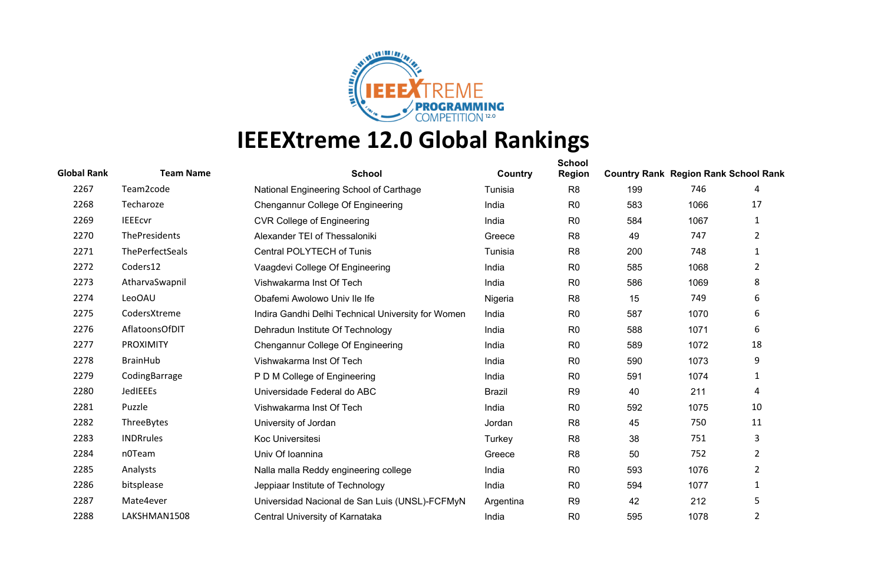# IEEEXtreme 12.0 Global Rankings

| Global Rank | Team Name | School | Country | School Region | Country Rank | Region Rank | School Rank |
|---|---|---|---|---|---|---|---|
| 2267 | Team2code | National Engineering School of Carthage | Tunisia | R8 | 199 | 746 | 4 |
| 2268 | Techaroze | Chengannur College Of Engineering | India | R0 | 583 | 1066 | 17 |
| 2269 | IEEEcvr | CVR College of Engineering | India | R0 | 584 | 1067 | 1 |
| 2270 | ThePresidents | Alexander TEI of Thessaloniki | Greece | R8 | 49 | 747 | 2 |
| 2271 | ThePerfectSeals | Central POLYTECH of Tunis | Tunisia | R8 | 200 | 748 | 1 |
| 2272 | Coders12 | Vaagdevi College Of Engineering | India | R0 | 585 | 1068 | 2 |
| 2273 | AtharvaSwapnil | Vishwakarma Inst Of Tech | India | R0 | 586 | 1069 | 8 |
| 2274 | LeoOAU | Obafemi Awolowo Univ Ile Ife | Nigeria | R8 | 15 | 749 | 6 |
| 2275 | CodersXtreme | Indira Gandhi Delhi Technical University for Women | India | R0 | 587 | 1070 | 6 |
| 2276 | AflatoonsOfDIT | Dehradun Institute Of Technology | India | R0 | 588 | 1071 | 6 |
| 2277 | PROXIMITY | Chengannur College Of Engineering | India | R0 | 589 | 1072 | 18 |
| 2278 | BrainHub | Vishwakarma Inst Of Tech | India | R0 | 590 | 1073 | 9 |
| 2279 | CodingBarrage | P D M College of Engineering | India | R0 | 591 | 1074 | 1 |
| 2280 | JedIEEEs | Universidade Federal do ABC | Brazil | R9 | 40 | 211 | 4 |
| 2281 | Puzzle | Vishwakarma Inst Of Tech | India | R0 | 592 | 1075 | 10 |
| 2282 | ThreeBytes | University of Jordan | Jordan | R8 | 45 | 750 | 11 |
| 2283 | INDRrules | Koc Universitesi | Turkey | R8 | 38 | 751 | 3 |
| 2284 | n0Team | Univ Of Ioannina | Greece | R8 | 50 | 752 | 2 |
| 2285 | Analysts | Nalla malla Reddy engineering college | India | R0 | 593 | 1076 | 2 |
| 2286 | bitsplease | Jeppiaar Institute of Technology | India | R0 | 594 | 1077 | 1 |
| 2287 | Mate4ever | Universidad Nacional de San Luis (UNSL)-FCFMyN | Argentina | R9 | 42 | 212 | 5 |
| 2288 | LAKSHMAN1508 | Central University of Karnataka | India | R0 | 595 | 1078 | 2 |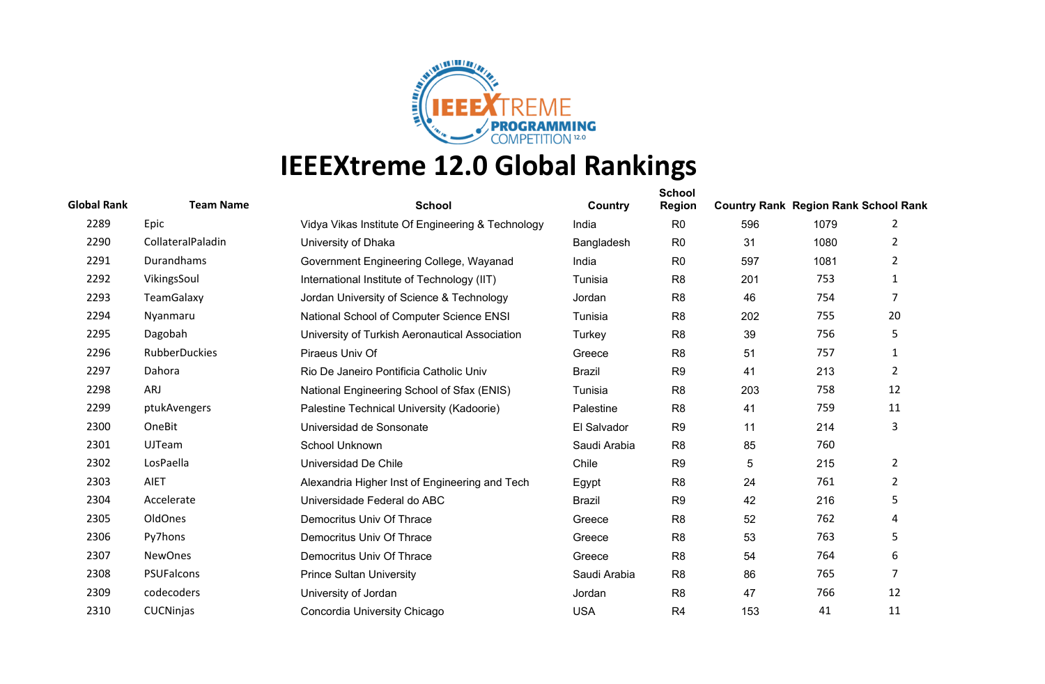# IEEEXtreme 12.0 Global Rankings

| Global Rank | Team Name | School | Country | School Region | Country Rank | Region Rank | School Rank |
|---|---|---|---|---|---|---|---|
| 2289 | Epic | Vidya Vikas Institute Of Engineering & Technology | India | R0 | 596 | 1079 | 2 |
| 2290 | CollateralPaladin | University of Dhaka | Bangladesh | R0 | 31 | 1080 | 2 |
| 2291 | Durandhams | Government Engineering College, Wayanad | India | R0 | 597 | 1081 | 2 |
| 2292 | VikingsSoul | International Institute of Technology (IIT) | Tunisia | R8 | 201 | 753 | 1 |
| 2293 | TeamGalaxy | Jordan University of Science & Technology | Jordan | R8 | 46 | 754 | 7 |
| 2294 | Nyanmaru | National School of Computer Science ENSI | Tunisia | R8 | 202 | 755 | 20 |
| 2295 | Dagobah | University of Turkish Aeronautical Association | Turkey | R8 | 39 | 756 | 5 |
| 2296 | RubberDuckies | Piraeus Univ Of | Greece | R8 | 51 | 757 | 1 |
| 2297 | Dahora | Rio De Janeiro Pontificia Catholic Univ | Brazil | R9 | 41 | 213 | 2 |
| 2298 | ARJ | National Engineering School of Sfax (ENIS) | Tunisia | R8 | 203 | 758 | 12 |
| 2299 | ptukAvengers | Palestine Technical University (Kadoorie) | Palestine | R8 | 41 | 759 | 11 |
| 2300 | OneBit | Universidad de Sonsonate | El Salvador | R9 | 11 | 214 | 3 |
| 2301 | UJTeam | School Unknown | Saudi Arabia | R8 | 85 | 760 | |
| 2302 | LosPaella | Universidad De Chile | Chile | R9 | 5 | 215 | 2 |
| 2303 | AIET | Alexandria Higher Inst of Engineering and Tech | Egypt | R8 | 24 | 761 | 2 |
| 2304 | Accelerate | Universidade Federal do ABC | Brazil | R9 | 42 | 216 | 5 |
| 2305 | OldOnes | Democritus Univ Of Thrace | Greece | R8 | 52 | 762 | 4 |
| 2306 | Py7hons | Democritus Univ Of Thrace | Greece | R8 | 53 | 763 | 5 |
| 2307 | NewOnes | Democritus Univ Of Thrace | Greece | R8 | 54 | 764 | 6 |
| 2308 | PSUFalcons | Prince Sultan University | Saudi Arabia | R8 | 86 | 765 | 7 |
| 2309 | codecoders | University of Jordan | Jordan | R8 | 47 | 766 | 12 |
| 2310 | CUCNinjas | Concordia University Chicago | USA | R4 | 153 | 41 | 11 |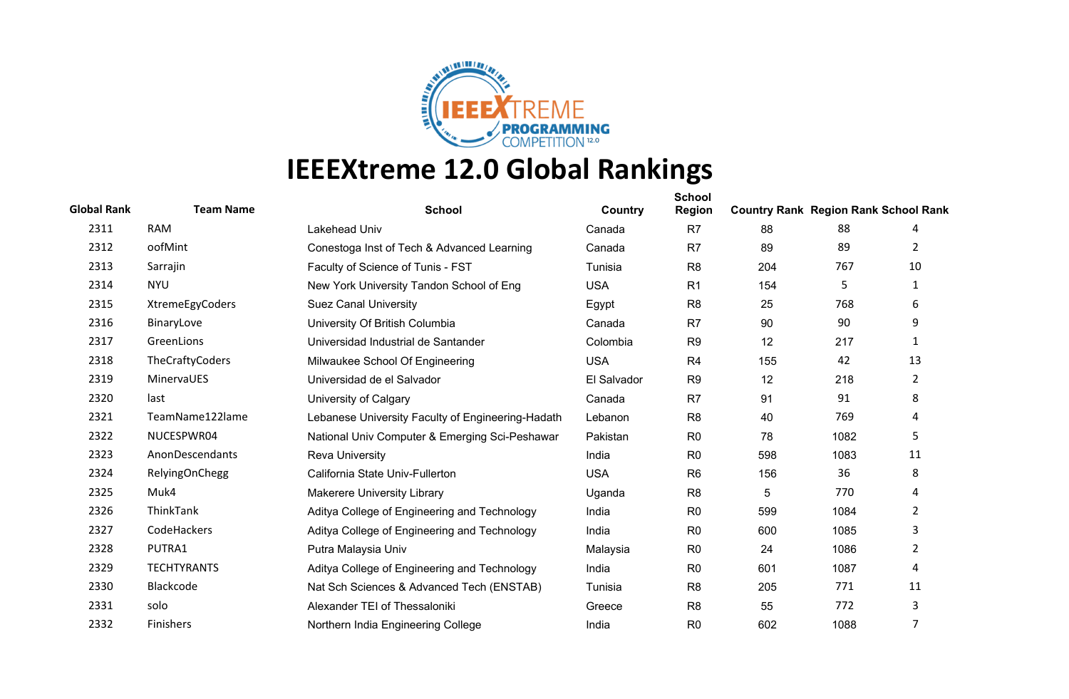# IEEEXtreme 12.0 Global Rankings

| Global Rank | Team Name | School | Country | School Region | Country Rank | Region Rank | School Rank |
|---|---|---|---|---|---|---|---|
| 2311 | RAM | Lakehead Univ | Canada | R7 | 88 | 88 | 4 |
| 2312 | oofMint | Conestoga Inst of Tech & Advanced Learning | Canada | R7 | 89 | 89 | 2 |
| 2313 | Sarrajin | Faculty of Science of Tunis - FST | Tunisia | R8 | 204 | 767 | 10 |
| 2314 | NYU | New York University Tandon School of Eng | USA | R1 | 154 | 5 | 1 |
| 2315 | XtremeEgyCoders | Suez Canal University | Egypt | R8 | 25 | 768 | 6 |
| 2316 | BinaryLove | University Of British Columbia | Canada | R7 | 90 | 90 | 9 |
| 2317 | GreenLions | Universidad Industrial de Santander | Colombia | R9 | 12 | 217 | 1 |
| 2318 | TheCraftyCoders | Milwaukee School Of Engineering | USA | R4 | 155 | 42 | 13 |
| 2319 | MinervaUES | Universidad de el Salvador | El Salvador | R9 | 12 | 218 | 2 |
| 2320 | last | University of Calgary | Canada | R7 | 91 | 91 | 8 |
| 2321 | TeamName122lame | Lebanese University Faculty of Engineering-Hadath | Lebanon | R8 | 40 | 769 | 4 |
| 2322 | NUCESPWR04 | National Univ Computer & Emerging Sci-Peshawar | Pakistan | R0 | 78 | 1082 | 5 |
| 2323 | AnonDescendants | Reva University | India | R0 | 598 | 1083 | 11 |
| 2324 | RelyingOnChegg | California State Univ-Fullerton | USA | R6 | 156 | 36 | 8 |
| 2325 | Muk4 | Makerere University Library | Uganda | R8 | 5 | 770 | 4 |
| 2326 | ThinkTank | Aditya College of Engineering and Technology | India | R0 | 599 | 1084 | 2 |
| 2327 | CodeHackers | Aditya College of Engineering and Technology | India | R0 | 600 | 1085 | 3 |
| 2328 | PUTRA1 | Putra Malaysia Univ | Malaysia | R0 | 24 | 1086 | 2 |
| 2329 | TECHTYRANTS | Aditya College of Engineering and Technology | India | R0 | 601 | 1087 | 4 |
| 2330 | Blackcode | Nat Sch Sciences & Advanced Tech (ENSTAB) | Tunisia | R8 | 205 | 771 | 11 |
| 2331 | solo | Alexander TEI of Thessaloniki | Greece | R8 | 55 | 772 | 3 |
| 2332 | Finishers | Northern India Engineering College | India | R0 | 602 | 1088 | 7 |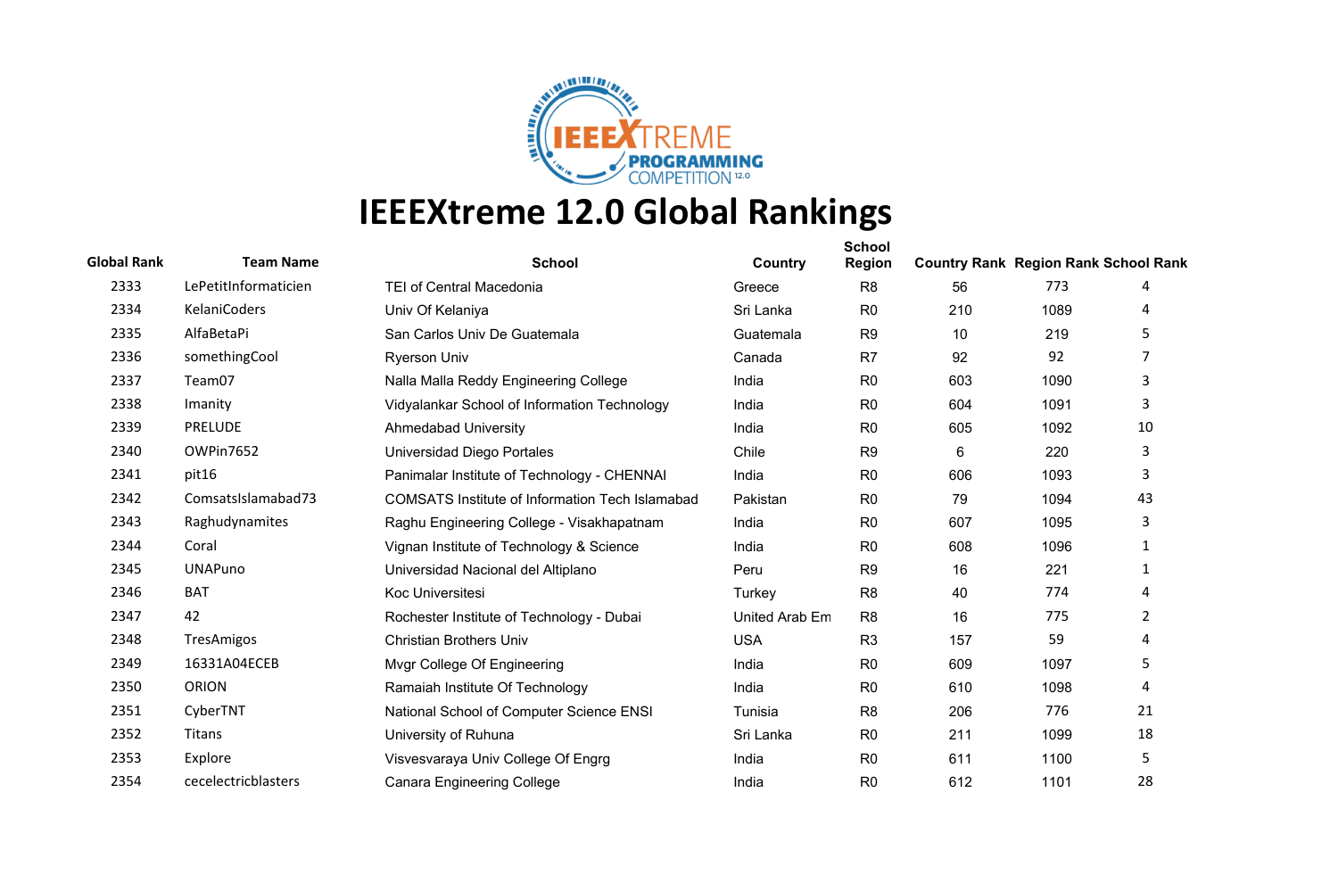# IEEEXtreme 12.0 Global Rankings

| Global Rank | Team Name | School | Country | School Region | Country Rank | Region Rank | School Rank |
|---|---|---|---|---|---|---|---|
| 2333 | LePetitInformaticien | TEI of Central Macedonia | Greece | R8 | 56 | 773 | 4 |
| 2334 | KelaniCoders | Univ Of Kelaniya | Sri Lanka | R0 | 210 | 1089 | 4 |
| 2335 | AlfaBetaPi | San Carlos Univ De Guatemala | Guatemala | R9 | 10 | 219 | 5 |
| 2336 | somethingCool | Ryerson Univ | Canada | R7 | 92 | 92 | 7 |
| 2337 | Team07 | Nalla Malla Reddy Engineering College | India | R0 | 603 | 1090 | 3 |
| 2338 | Imanity | Vidyalankar School of Information Technology | India | R0 | 604 | 1091 | 3 |
| 2339 | PRELUDE | Ahmedabad University | India | R0 | 605 | 1092 | 10 |
| 2340 | OWPin7652 | Universidad Diego Portales | Chile | R9 | 6 | 220 | 3 |
| 2341 | pit16 | Panimalar Institute of Technology - CHENNAI | India | R0 | 606 | 1093 | 3 |
| 2342 | ComsatsIslamabad73 | COMSATS Institute of Information Tech Islamabad | Pakistan | R0 | 79 | 1094 | 43 |
| 2343 | Raghudynamites | Raghu Engineering College - Visakhapatnam | India | R0 | 607 | 1095 | 3 |
| 2344 | Coral | Vignan Institute of Technology & Science | India | R0 | 608 | 1096 | 1 |
| 2345 | UNAPuno | Universidad Nacional del Altiplano | Peru | R9 | 16 | 221 | 1 |
| 2346 | BAT | Koc Universitesi | Turkey | R8 | 40 | 774 | 4 |
| 2347 | 42 | Rochester Institute of Technology - Dubai | United Arab Em | R8 | 16 | 775 | 2 |
| 2348 | TresAmigos | Christian Brothers Univ | USA | R3 | 157 | 59 | 4 |
| 2349 | 16331A04ECEB | Mvgr College Of Engineering | India | R0 | 609 | 1097 | 5 |
| 2350 | ORION | Ramaiah Institute Of Technology | India | R0 | 610 | 1098 | 4 |
| 2351 | CyberTNT | National School of Computer Science ENSI | Tunisia | R8 | 206 | 776 | 21 |
| 2352 | Titans | University of Ruhuna | Sri Lanka | R0 | 211 | 1099 | 18 |
| 2353 | Explore | Visvesvaraya Univ College Of Engrg | India | R0 | 611 | 1100 | 5 |
| 2354 | cecelectricblasters | Canara Engineering College | India | R0 | 612 | 1101 | 28 |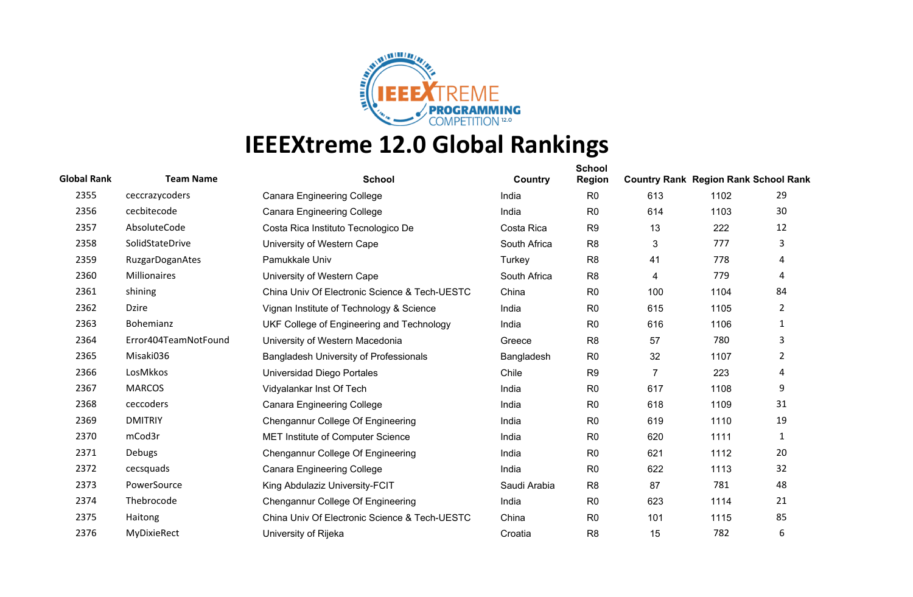# IEEEXtreme 12.0 Global Rankings

| Global Rank | Team Name | School | Country | School Region | Country Rank | Region Rank | School Rank |
|---|---|---|---|---|---|---|---|
| 2355 | ceccrazycoders | Canara Engineering College | India | R0 | 613 | 1102 | 29 |
| 2356 | cecbitecode | Canara Engineering College | India | R0 | 614 | 1103 | 30 |
| 2357 | AbsoluteCode | Costa Rica Instituto Tecnologico De | Costa Rica | R9 | 13 | 222 | 12 |
| 2358 | SolidStateDrive | University of Western Cape | South Africa | R8 | 3 | 777 | 3 |
| 2359 | RuzgarDoganAtes | Pamukkale Univ | Turkey | R8 | 41 | 778 | 4 |
| 2360 | Millionaires | University of Western Cape | South Africa | R8 | 4 | 779 | 4 |
| 2361 | shining | China Univ Of Electronic Science & Tech-UESTC | China | R0 | 100 | 1104 | 84 |
| 2362 | Dzire | Vignan Institute of Technology & Science | India | R0 | 615 | 1105 | 2 |
| 2363 | Bohemianz | UKF College of Engineering and Technology | India | R0 | 616 | 1106 | 1 |
| 2364 | Error404TeamNotFound | University of Western Macedonia | Greece | R8 | 57 | 780 | 3 |
| 2365 | Misaki036 | Bangladesh University of Professionals | Bangladesh | R0 | 32 | 1107 | 2 |
| 2366 | LosMkkos | Universidad Diego Portales | Chile | R9 | 7 | 223 | 4 |
| 2367 | MARCOS | Vidyalankar Inst Of Tech | India | R0 | 617 | 1108 | 9 |
| 2368 | ceccoders | Canara Engineering College | India | R0 | 618 | 1109 | 31 |
| 2369 | DMITRIY | Chengannur College Of Engineering | India | R0 | 619 | 1110 | 19 |
| 2370 | mCod3r | MET Institute of Computer Science | India | R0 | 620 | 1111 | 1 |
| 2371 | Debugs | Chengannur College Of Engineering | India | R0 | 621 | 1112 | 20 |
| 2372 | cecsquads | Canara Engineering College | India | R0 | 622 | 1113 | 32 |
| 2373 | PowerSource | King Abdulaziz University-FCIT | Saudi Arabia | R8 | 87 | 781 | 48 |
| 2374 | Thebrocode | Chengannur College Of Engineering | India | R0 | 623 | 1114 | 21 |
| 2375 | Haitong | China Univ Of Electronic Science & Tech-UESTC | China | R0 | 101 | 1115 | 85 |
| 2376 | MyDixieRect | University of Rijeka | Croatia | R8 | 15 | 782 | 6 |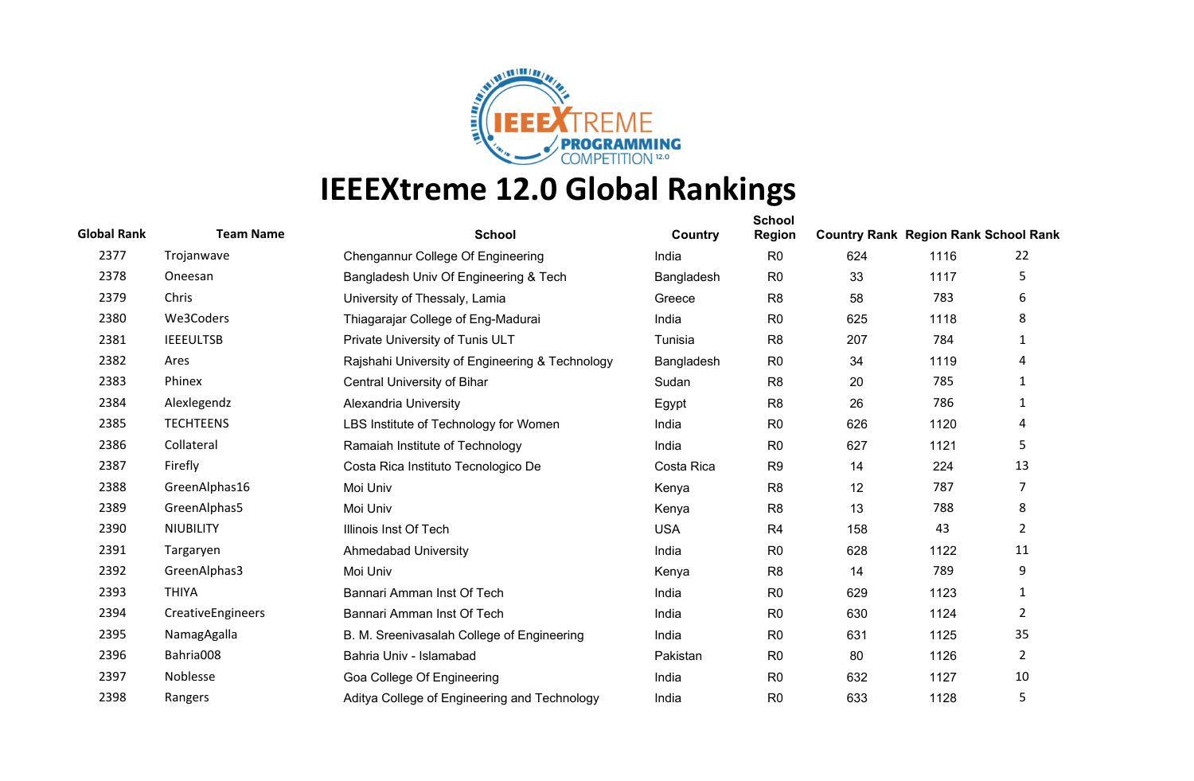# IEEEXtreme 12.0 Global Rankings

| Global Rank | Team Name | School | Country | School Region | Country Rank | Region Rank | School Rank |
|---|---|---|---|---|---|---|---|
| 2377 | Trojanwave | Chengannur College Of Engineering | India | R0 | 624 | 1116 | 22 |
| 2378 | Oneesan | Bangladesh Univ Of Engineering & Tech | Bangladesh | R0 | 33 | 1117 | 5 |
| 2379 | Chris | University of Thessaly, Lamia | Greece | R8 | 58 | 783 | 6 |
| 2380 | We3Coders | Thiagarajar College of Eng-Madurai | India | R0 | 625 | 1118 | 8 |
| 2381 | IEEEULTSB | Private University of Tunis ULT | Tunisia | R8 | 207 | 784 | 1 |
| 2382 | Ares | Rajshahi University of Engineering & Technology | Bangladesh | R0 | 34 | 1119 | 4 |
| 2383 | Phinex | Central University of Bihar | Sudan | R8 | 20 | 785 | 1 |
| 2384 | Alexlegendz | Alexandria University | Egypt | R8 | 26 | 786 | 1 |
| 2385 | TECHTEENS | LBS Institute of Technology for Women | India | R0 | 626 | 1120 | 4 |
| 2386 | Collateral | Ramaiah Institute of Technology | India | R0 | 627 | 1121 | 5 |
| 2387 | Firefly | Costa Rica Instituto Tecnologico De | Costa Rica | R9 | 14 | 224 | 13 |
| 2388 | GreenAlphas16 | Moi Univ | Kenya | R8 | 12 | 787 | 7 |
| 2389 | GreenAlphas5 | Moi Univ | Kenya | R8 | 13 | 788 | 8 |
| 2390 | NIUBILITY | Illinois Inst Of Tech | USA | R4 | 158 | 43 | 2 |
| 2391 | Targaryen | Ahmedabad University | India | R0 | 628 | 1122 | 11 |
| 2392 | GreenAlphas3 | Moi Univ | Kenya | R8 | 14 | 789 | 9 |
| 2393 | THIYA | Bannari Amman Inst Of Tech | India | R0 | 629 | 1123 | 1 |
| 2394 | CreativeEngineers | Bannari Amman Inst Of Tech | India | R0 | 630 | 1124 | 2 |
| 2395 | NamagAgalla | B. M. Sreenivasalah College of Engineering | India | R0 | 631 | 1125 | 35 |
| 2396 | Bahria008 | Bahria Univ - Islamabad | Pakistan | R0 | 80 | 1126 | 2 |
| 2397 | Noblesse | Goa College Of Engineering | India | R0 | 632 | 1127 | 10 |
| 2398 | Rangers | Aditya College of Engineering and Technology | India | R0 | 633 | 1128 | 5 |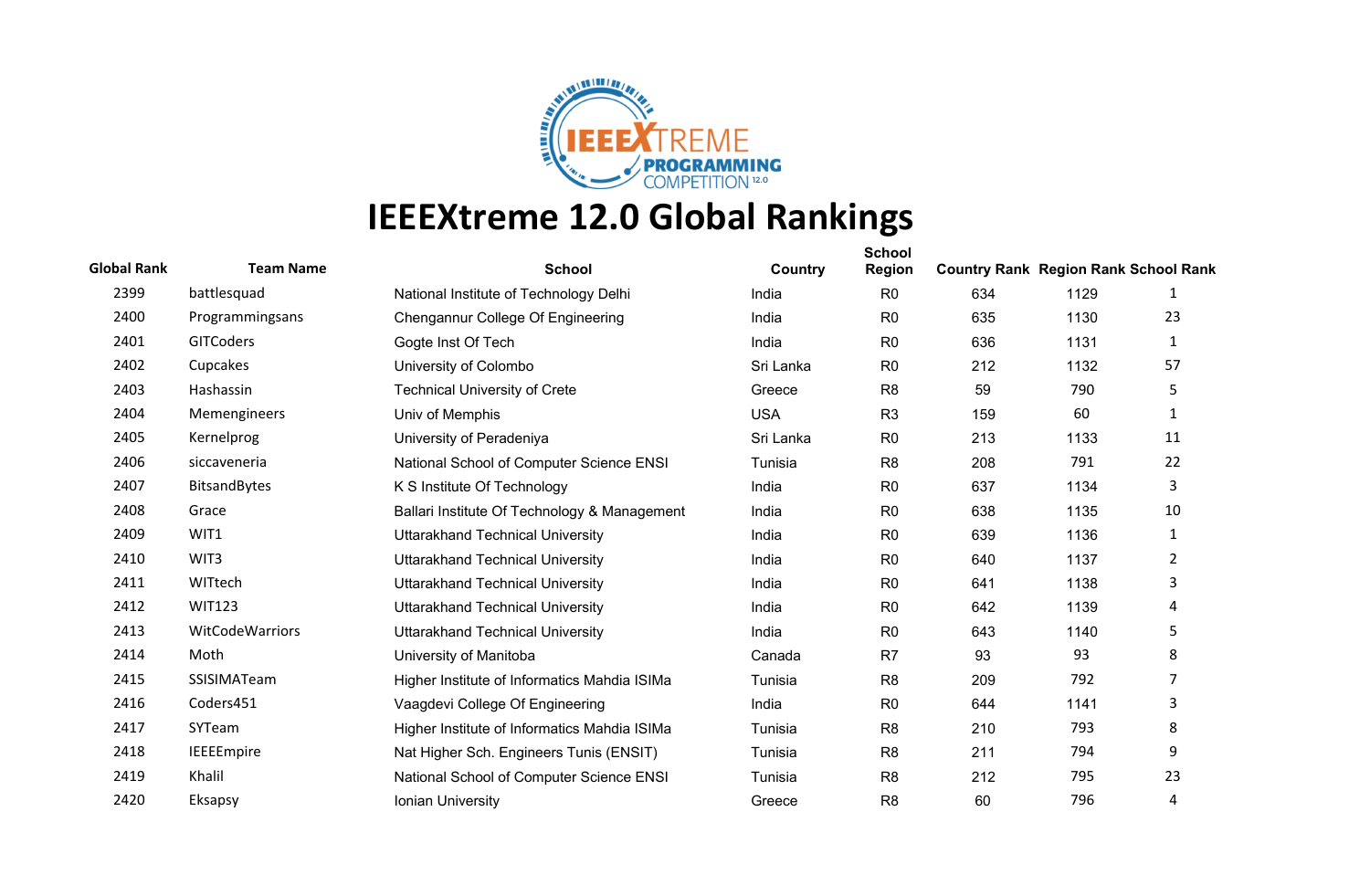# IEEEXtreme 12.0 Global Rankings

| Global Rank | Team Name | School | Country | School Region | Country Rank | Region Rank | School Rank |
|---|---|---|---|---|---|---|---|
| 2399 | battlesquad | National Institute of Technology Delhi | India | R0 | 634 | 1129 | 1 |
| 2400 | Programmingsans | Chengannur College Of Engineering | India | R0 | 635 | 1130 | 23 |
| 2401 | GITCoders | Gogte Inst Of Tech | India | R0 | 636 | 1131 | 1 |
| 2402 | Cupcakes | University of Colombo | Sri Lanka | R0 | 212 | 1132 | 57 |
| 2403 | Hashassin | Technical University of Crete | Greece | R8 | 59 | 790 | 5 |
| 2404 | Memengineers | Univ of Memphis | USA | R3 | 159 | 60 | 1 |
| 2405 | Kernelprog | University of Peradeniya | Sri Lanka | R0 | 213 | 1133 | 11 |
| 2406 | siccaveneria | National School of Computer Science ENSI | Tunisia | R8 | 208 | 791 | 22 |
| 2407 | BitsandBytes | K S Institute Of Technology | India | R0 | 637 | 1134 | 3 |
| 2408 | Grace | Ballari Institute Of Technology & Management | India | R0 | 638 | 1135 | 10 |
| 2409 | WIT1 | Uttarakhand Technical University | India | R0 | 639 | 1136 | 1 |
| 2410 | WIT3 | Uttarakhand Technical University | India | R0 | 640 | 1137 | 2 |
| 2411 | WITtech | Uttarakhand Technical University | India | R0 | 641 | 1138 | 3 |
| 2412 | WIT123 | Uttarakhand Technical University | India | R0 | 642 | 1139 | 4 |
| 2413 | WitCodeWarriors | Uttarakhand Technical University | India | R0 | 643 | 1140 | 5 |
| 2414 | Moth | University of Manitoba | Canada | R7 | 93 | 93 | 8 |
| 2415 | SSISIMATeam | Higher Institute of Informatics Mahdia ISIMa | Tunisia | R8 | 209 | 792 | 7 |
| 2416 | Coders451 | Vaagdevi College Of Engineering | India | R0 | 644 | 1141 | 3 |
| 2417 | SYTeam | Higher Institute of Informatics Mahdia ISIMa | Tunisia | R8 | 210 | 793 | 8 |
| 2418 | IEEEEmpire | Nat Higher Sch. Engineers Tunis (ENSIT) | Tunisia | R8 | 211 | 794 | 9 |
| 2419 | Khalil | National School of Computer Science ENSI | Tunisia | R8 | 212 | 795 | 23 |
| 2420 | Eksapsy | Ionian University | Greece | R8 | 60 | 796 | 4 |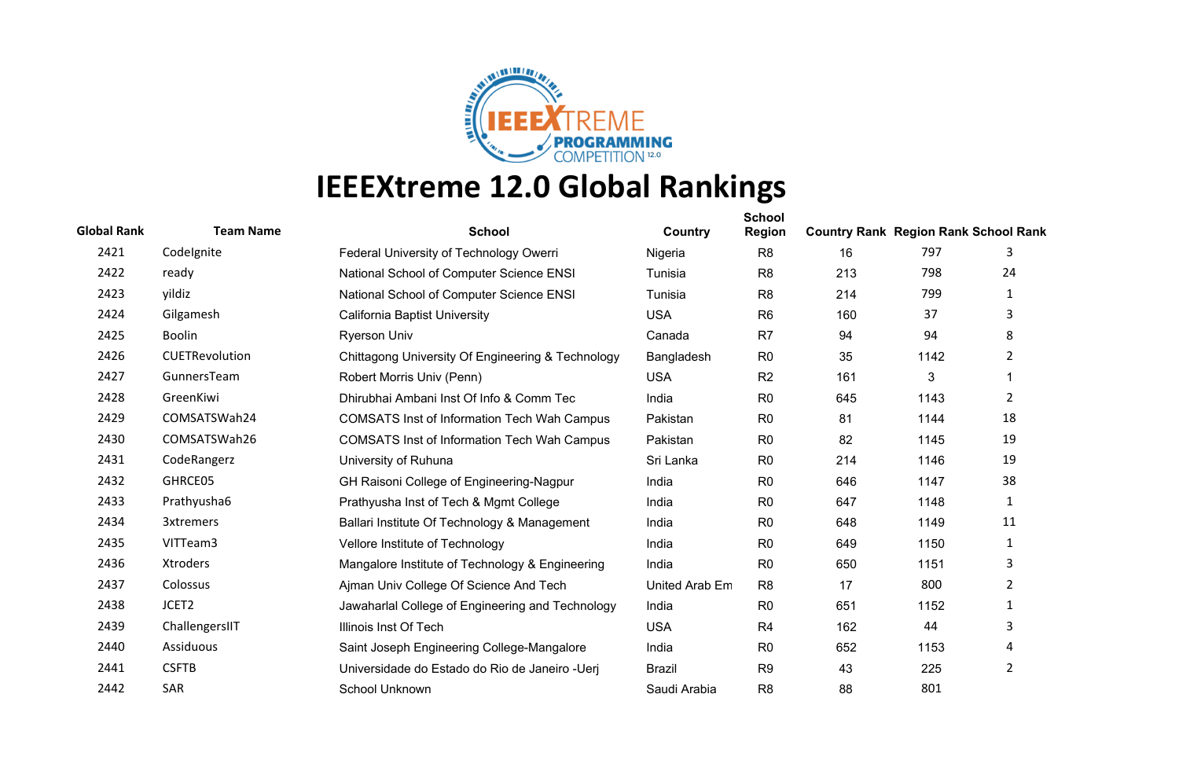# IEEEXtreme 12.0 Global Rankings

| Global Rank | Team Name | School | Country | School Region | Country Rank | Region Rank | School Rank |
|---|---|---|---|---|---|---|---|
| 2421 | CodeIgnite | Federal University of Technology Owerri | Nigeria | R8 | 16 | 797 | 3 |
| 2422 | ready | National School of Computer Science ENSI | Tunisia | R8 | 213 | 798 | 24 |
| 2423 | yildiz | National School of Computer Science ENSI | Tunisia | R8 | 214 | 799 | 1 |
| 2424 | Gilgamesh | California Baptist University | USA | R6 | 160 | 37 | 3 |
| 2425 | Boolin | Ryerson Univ | Canada | R7 | 94 | 94 | 8 |
| 2426 | CUETRevolution | Chittagong University Of Engineering & Technology | Bangladesh | R0 | 35 | 1142 | 2 |
| 2427 | GunnersTeam | Robert Morris Univ (Penn) | USA | R2 | 161 | 3 | 1 |
| 2428 | GreenKiwi | Dhirubhai Ambani Inst Of Info & Comm Tec | India | R0 | 645 | 1143 | 2 |
| 2429 | COMSATSWah24 | COMSATS Inst of Information Tech Wah Campus | Pakistan | R0 | 81 | 1144 | 18 |
| 2430 | COMSATSWah26 | COMSATS Inst of Information Tech Wah Campus | Pakistan | R0 | 82 | 1145 | 19 |
| 2431 | CodeRangerz | University of Ruhuna | Sri Lanka | R0 | 214 | 1146 | 19 |
| 2432 | GHRCE05 | GH Raisoni College of Engineering-Nagpur | India | R0 | 646 | 1147 | 38 |
| 2433 | Prathyusha6 | Prathyusha Inst of Tech & Mgmt College | India | R0 | 647 | 1148 | 1 |
| 2434 | 3xtremers | Ballari Institute Of Technology & Management | India | R0 | 648 | 1149 | 11 |
| 2435 | VITTeam3 | Vellore Institute of Technology | India | R0 | 649 | 1150 | 1 |
| 2436 | Xtroders | Mangalore Institute of Technology & Engineering | India | R0 | 650 | 1151 | 3 |
| 2437 | Colossus | Ajman Univ College Of Science And Tech | United Arab Em | R8 | 17 | 800 | 2 |
| 2438 | JCET2 | Jawaharlal College of Engineering and Technology | India | R0 | 651 | 1152 | 1 |
| 2439 | ChallengersIIT | Illinois Inst Of Tech | USA | R4 | 162 | 44 | 3 |
| 2440 | Assiduous | Saint Joseph Engineering College-Mangalore | India | R0 | 652 | 1153 | 4 |
| 2441 | CSFTB | Universidade do Estado do Rio de Janeiro -Uerj | Brazil | R9 | 43 | 225 | 2 |
| 2442 | SAR | School Unknown | Saudi Arabia | R8 | 88 | 801 | |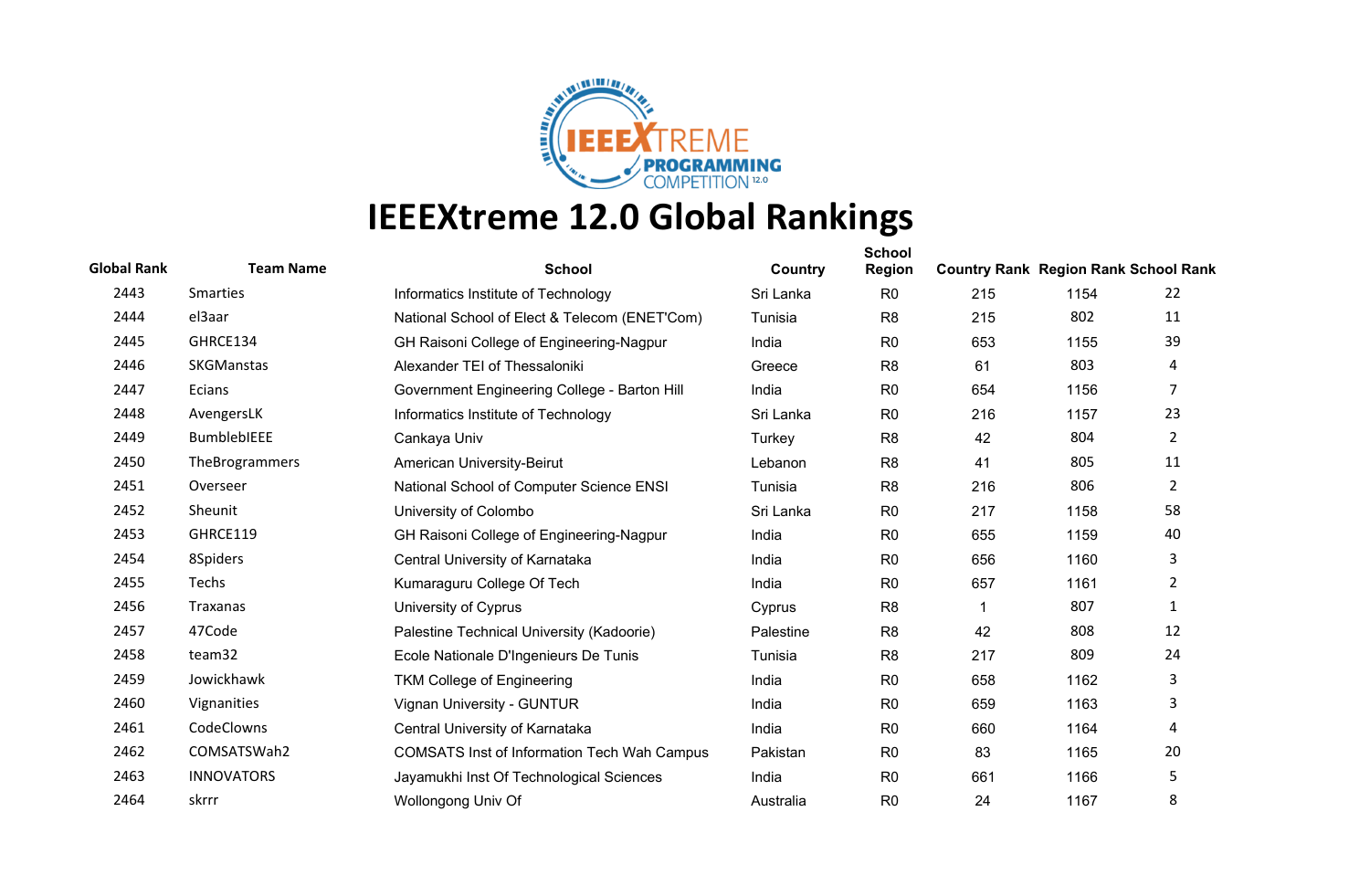# IEEEXtreme 12.0 Global Rankings

| Global Rank | Team Name | School | Country | School Region | Country Rank | Region Rank | School Rank |
|---|---|---|---|---|---|---|---|
| 2443 | Smarties | Informatics Institute of Technology | Sri Lanka | R0 | 215 | 1154 | 22 |
| 2444 | el3aar | National School of Elect & Telecom (ENET'Com) | Tunisia | R8 | 215 | 802 | 11 |
| 2445 | GHRCE134 | GH Raisoni College of Engineering-Nagpur | India | R0 | 653 | 1155 | 39 |
| 2446 | SKGManstas | Alexander TEI of Thessaloniki | Greece | R8 | 61 | 803 | 4 |
| 2447 | Ecians | Government Engineering College - Barton Hill | India | R0 | 654 | 1156 | 7 |
| 2448 | AvengersLK | Informatics Institute of Technology | Sri Lanka | R0 | 216 | 1157 | 23 |
| 2449 | BumblebIEEE | Cankaya Univ | Turkey | R8 | 42 | 804 | 2 |
| 2450 | TheBrogrammers | American University-Beirut | Lebanon | R8 | 41 | 805 | 11 |
| 2451 | Overseer | National School of Computer Science ENSI | Tunisia | R8 | 216 | 806 | 2 |
| 2452 | Sheunit | University of Colombo | Sri Lanka | R0 | 217 | 1158 | 58 |
| 2453 | GHRCE119 | GH Raisoni College of Engineering-Nagpur | India | R0 | 655 | 1159 | 40 |
| 2454 | 8Spiders | Central University of Karnataka | India | R0 | 656 | 1160 | 3 |
| 2455 | Techs | Kumaraguru College Of Tech | India | R0 | 657 | 1161 | 2 |
| 2456 | Traxanas | University of Cyprus | Cyprus | R8 | 1 | 807 | 1 |
| 2457 | 47Code | Palestine Technical University (Kadoorie) | Palestine | R8 | 42 | 808 | 12 |
| 2458 | team32 | Ecole Nationale D'Ingenieurs De Tunis | Tunisia | R8 | 217 | 809 | 24 |
| 2459 | Jowickhawk | TKM College of Engineering | India | R0 | 658 | 1162 | 3 |
| 2460 | Vignanities | Vignan University - GUNTUR | India | R0 | 659 | 1163 | 3 |
| 2461 | CodeClowns | Central University of Karnataka | India | R0 | 660 | 1164 | 4 |
| 2462 | COMSATSWah2 | COMSATS Inst of Information Tech Wah Campus | Pakistan | R0 | 83 | 1165 | 20 |
| 2463 | INNOVATORS | Jayamukhi Inst Of Technological Sciences | India | R0 | 661 | 1166 | 5 |
| 2464 | skrrr | Wollongong Univ Of | Australia | R0 | 24 | 1167 | 8 |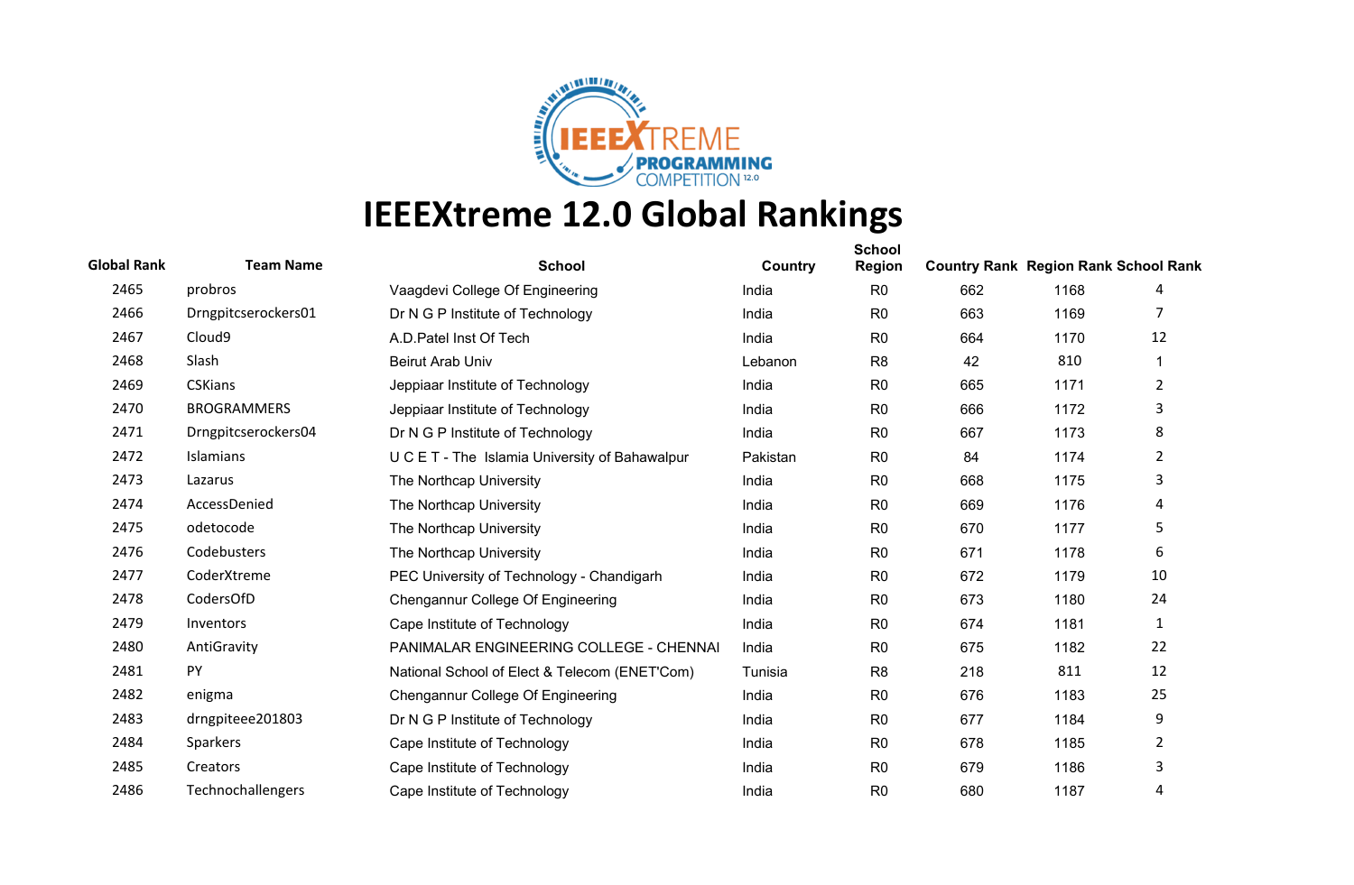# IEEEXtreme 12.0 Global Rankings

| Global Rank | Team Name | School | Country | School Region | Country Rank | Region Rank | School Rank |
|---|---|---|---|---|---|---|---|
| 2465 | probros | Vaagdevi College Of Engineering | India | R0 | 662 | 1168 | 4 |
| 2466 | Drngpitcserockers01 | Dr N G P Institute of Technology | India | R0 | 663 | 1169 | 7 |
| 2467 | Cloud9 | A.D.Patel Inst Of Tech | India | R0 | 664 | 1170 | 12 |
| 2468 | Slash | Beirut Arab Univ | Lebanon | R8 | 42 | 810 | 1 |
| 2469 | CSKians | Jeppiaar Institute of Technology | India | R0 | 665 | 1171 | 2 |
| 2470 | BROGRAMMERS | Jeppiaar Institute of Technology | India | R0 | 666 | 1172 | 3 |
| 2471 | Drngpitcserockers04 | Dr N G P Institute of Technology | India | R0 | 667 | 1173 | 8 |
| 2472 | Islamians | U C E T - The Islamia University of Bahawalpur | Pakistan | R0 | 84 | 1174 | 2 |
| 2473 | Lazarus | The Northcap University | India | R0 | 668 | 1175 | 3 |
| 2474 | AccessDenied | The Northcap University | India | R0 | 669 | 1176 | 4 |
| 2475 | odetocode | The Northcap University | India | R0 | 670 | 1177 | 5 |
| 2476 | Codebusters | The Northcap University | India | R0 | 671 | 1178 | 6 |
| 2477 | CoderXtreme | PEC University of Technology - Chandigarh | India | R0 | 672 | 1179 | 10 |
| 2478 | CodersOfD | Chengannur College Of Engineering | India | R0 | 673 | 1180 | 24 |
| 2479 | Inventors | Cape Institute of Technology | India | R0 | 674 | 1181 | 1 |
| 2480 | AntiGravity | PANIMALAR ENGINEERING COLLEGE - CHENNAI | India | R0 | 675 | 1182 | 22 |
| 2481 | PY | National School of Elect & Telecom (ENET'Com) | Tunisia | R8 | 218 | 811 | 12 |
| 2482 | enigma | Chengannur College Of Engineering | India | R0 | 676 | 1183 | 25 |
| 2483 | drngpiteee201803 | Dr N G P Institute of Technology | India | R0 | 677 | 1184 | 9 |
| 2484 | Sparkers | Cape Institute of Technology | India | R0 | 678 | 1185 | 2 |
| 2485 | Creators | Cape Institute of Technology | India | R0 | 679 | 1186 | 3 |
| 2486 | Technochallengers | Cape Institute of Technology | India | R0 | 680 | 1187 | 4 |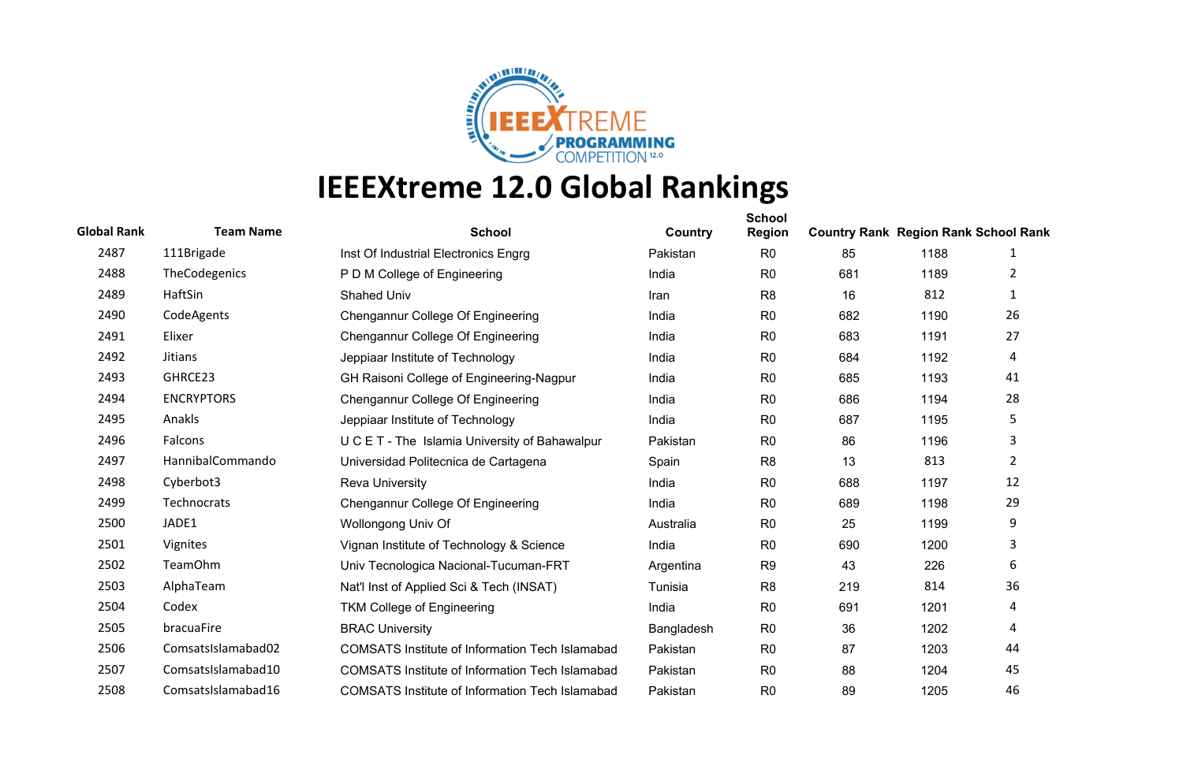# IEEEXtreme 12.0 Global Rankings

| Global Rank | Team Name | School | Country | School Region | Country Rank | Region Rank | School Rank |
|---|---|---|---|---|---|---|---|
| 2487 | 111Brigade | Inst Of Industrial Electronics Engrg | Pakistan | R0 | 85 | 1188 | 1 |
| 2488 | TheCodegenics | P D M College of Engineering | India | R0 | 681 | 1189 | 2 |
| 2489 | HaftSin | Shahed Univ | Iran | R8 | 16 | 812 | 1 |
| 2490 | CodeAgents | Chengannur College Of Engineering | India | R0 | 682 | 1190 | 26 |
| 2491 | Elixer | Chengannur College Of Engineering | India | R0 | 683 | 1191 | 27 |
| 2492 | Jitians | Jeppiaar Institute of Technology | India | R0 | 684 | 1192 | 4 |
| 2493 | GHRCE23 | GH Raisoni College of Engineering-Nagpur | India | R0 | 685 | 1193 | 41 |
| 2494 | ENCRYPTORS | Chengannur College Of Engineering | India | R0 | 686 | 1194 | 28 |
| 2495 | Anakls | Jeppiaar Institute of Technology | India | R0 | 687 | 1195 | 5 |
| 2496 | Falcons | U C E T - The Islamia University of Bahawalpur | Pakistan | R0 | 86 | 1196 | 3 |
| 2497 | HannibalCommando | Universidad Politecnica de Cartagena | Spain | R8 | 13 | 813 | 2 |
| 2498 | Cyberbot3 | Reva University | India | R0 | 688 | 1197 | 12 |
| 2499 | Technocrats | Chengannur College Of Engineering | India | R0 | 689 | 1198 | 29 |
| 2500 | JADE1 | Wollongong Univ Of | Australia | R0 | 25 | 1199 | 9 |
| 2501 | Vignites | Vignan Institute of Technology & Science | India | R0 | 690 | 1200 | 3 |
| 2502 | TeamOhm | Univ Tecnologica Nacional-Tucuman-FRT | Argentina | R9 | 43 | 226 | 6 |
| 2503 | AlphaTeam | Nat'l Inst of Applied Sci & Tech (INSAT) | Tunisia | R8 | 219 | 814 | 36 |
| 2504 | Codex | TKM College of Engineering | India | R0 | 691 | 1201 | 4 |
| 2505 | bracuaFire | BRAC University | Bangladesh | R0 | 36 | 1202 | 4 |
| 2506 | ComsatsIslamabad02 | COMSATS Institute of Information Tech Islamabad | Pakistan | R0 | 87 | 1203 | 44 |
| 2507 | ComsatsIslamabad10 | COMSATS Institute of Information Tech Islamabad | Pakistan | R0 | 88 | 1204 | 45 |
| 2508 | ComsatsIslamabad16 | COMSATS Institute of Information Tech Islamabad | Pakistan | R0 | 89 | 1205 | 46 |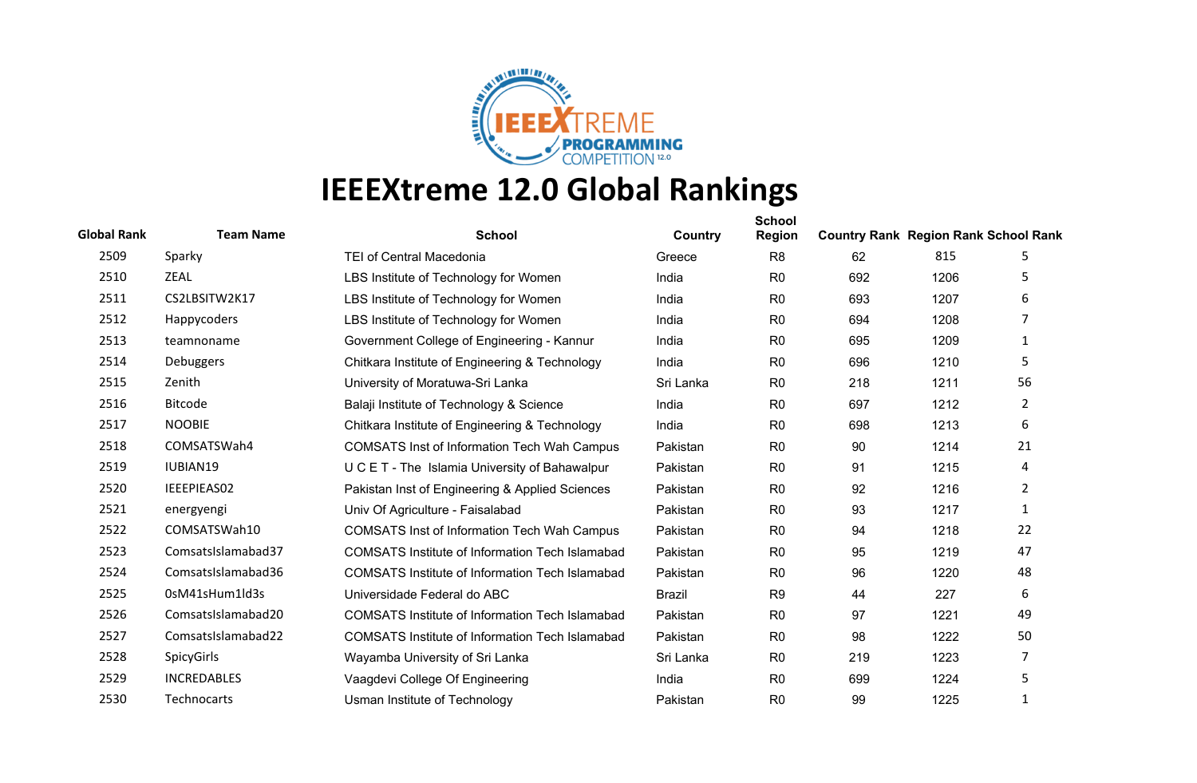# IEEEXtreme 12.0 Global Rankings

| Global Rank | Team Name | School | Country | School Region | Country Rank | Region Rank | School Rank |
|---|---|---|---|---|---|---|---|
| 2509 | Sparky | TEI of Central Macedonia | Greece | R8 | 62 | 815 | 5 |
| 2510 | ZEAL | LBS Institute of Technology for Women | India | R0 | 692 | 1206 | 5 |
| 2511 | CS2LBSITW2K17 | LBS Institute of Technology for Women | India | R0 | 693 | 1207 | 6 |
| 2512 | Happycoders | LBS Institute of Technology for Women | India | R0 | 694 | 1208 | 7 |
| 2513 | teamnoname | Government College of Engineering - Kannur | India | R0 | 695 | 1209 | 1 |
| 2514 | Debuggers | Chitkara Institute of Engineering & Technology | India | R0 | 696 | 1210 | 5 |
| 2515 | Zenith | University of Moratuwa-Sri Lanka | Sri Lanka | R0 | 218 | 1211 | 56 |
| 2516 | Bitcode | Balaji Institute of Technology & Science | India | R0 | 697 | 1212 | 2 |
| 2517 | NOOBIE | Chitkara Institute of Engineering & Technology | India | R0 | 698 | 1213 | 6 |
| 2518 | COMSATSWah4 | COMSATS Inst of Information Tech Wah Campus | Pakistan | R0 | 90 | 1214 | 21 |
| 2519 | IUBIAN19 | U C E T - The Islamia University of Bahawalpur | Pakistan | R0 | 91 | 1215 | 4 |
| 2520 | IEEEPIEAS02 | Pakistan Inst of Engineering & Applied Sciences | Pakistan | R0 | 92 | 1216 | 2 |
| 2521 | energyengi | Univ Of Agriculture - Faisalabad | Pakistan | R0 | 93 | 1217 | 1 |
| 2522 | COMSATSWah10 | COMSATS Inst of Information Tech Wah Campus | Pakistan | R0 | 94 | 1218 | 22 |
| 2523 | ComsatsIslamabad37 | COMSATS Institute of Information Tech Islamabad | Pakistan | R0 | 95 | 1219 | 47 |
| 2524 | ComsatsIslamabad36 | COMSATS Institute of Information Tech Islamabad | Pakistan | R0 | 96 | 1220 | 48 |
| 2525 | 0sM41sHum1ld3s | Universidade Federal do ABC | Brazil | R9 | 44 | 227 | 6 |
| 2526 | ComsatsIslamabad20 | COMSATS Institute of Information Tech Islamabad | Pakistan | R0 | 97 | 1221 | 49 |
| 2527 | ComsatsIslamabad22 | COMSATS Institute of Information Tech Islamabad | Pakistan | R0 | 98 | 1222 | 50 |
| 2528 | SpicyGirls | Wayamba University of Sri Lanka | Sri Lanka | R0 | 219 | 1223 | 7 |
| 2529 | INCREDABLES | Vaagdevi College Of Engineering | India | R0 | 699 | 1224 | 5 |
| 2530 | Technocarts | Usman Institute of Technology | Pakistan | R0 | 99 | 1225 | 1 |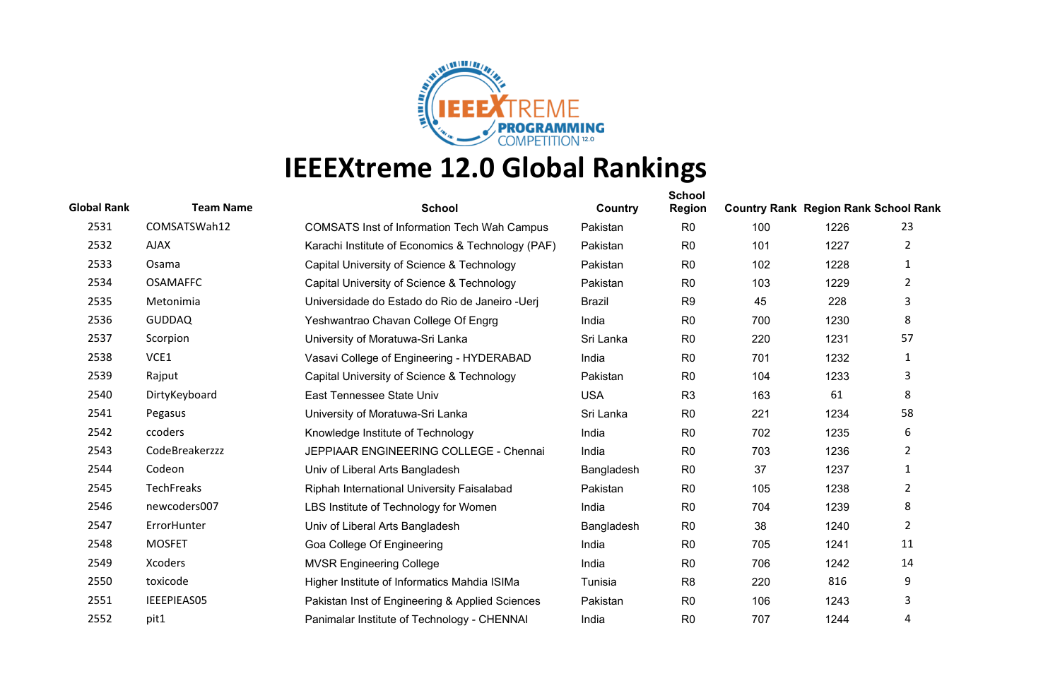# IEEEXtreme 12.0 Global Rankings

| Global Rank | Team Name | School | Country | School Region | Country Rank | Region Rank | School Rank |
|---|---|---|---|---|---|---|---|
| 2531 | COMSATSWah12 | COMSATS Inst of Information Tech Wah Campus | Pakistan | R0 | 100 | 1226 | 23 |
| 2532 | AJAX | Karachi Institute of Economics & Technology (PAF) | Pakistan | R0 | 101 | 1227 | 2 |
| 2533 | Osama | Capital University of Science & Technology | Pakistan | R0 | 102 | 1228 | 1 |
| 2534 | OSAMAFFC | Capital University of Science & Technology | Pakistan | R0 | 103 | 1229 | 2 |
| 2535 | Metonimia | Universidade do Estado do Rio de Janeiro -Uerj | Brazil | R9 | 45 | 228 | 3 |
| 2536 | GUDDAQ | Yeshwantrao Chavan College Of Engrg | India | R0 | 700 | 1230 | 8 |
| 2537 | Scorpion | University of Moratuwa-Sri Lanka | Sri Lanka | R0 | 220 | 1231 | 57 |
| 2538 | VCE1 | Vasavi College of Engineering - HYDERABAD | India | R0 | 701 | 1232 | 1 |
| 2539 | Rajput | Capital University of Science & Technology | Pakistan | R0 | 104 | 1233 | 3 |
| 2540 | DirtyKeyboard | East Tennessee State Univ | USA | R3 | 163 | 61 | 8 |
| 2541 | Pegasus | University of Moratuwa-Sri Lanka | Sri Lanka | R0 | 221 | 1234 | 58 |
| 2542 | ccoders | Knowledge Institute of Technology | India | R0 | 702 | 1235 | 6 |
| 2543 | CodeBreakerzzz | JEPPIAAR ENGINEERING COLLEGE - Chennai | India | R0 | 703 | 1236 | 2 |
| 2544 | Codeon | Univ of Liberal Arts Bangladesh | Bangladesh | R0 | 37 | 1237 | 1 |
| 2545 | TechFreaks | Riphah International University Faisalabad | Pakistan | R0 | 105 | 1238 | 2 |
| 2546 | newcoders007 | LBS Institute of Technology for Women | India | R0 | 704 | 1239 | 8 |
| 2547 | ErrorHunter | Univ of Liberal Arts Bangladesh | Bangladesh | R0 | 38 | 1240 | 2 |
| 2548 | MOSFET | Goa College Of Engineering | India | R0 | 705 | 1241 | 11 |
| 2549 | Xcoders | MVSR Engineering College | India | R0 | 706 | 1242 | 14 |
| 2550 | toxicode | Higher Institute of Informatics Mahdia ISIMa | Tunisia | R8 | 220 | 816 | 9 |
| 2551 | IEEEPIEAS05 | Pakistan Inst of Engineering & Applied Sciences | Pakistan | R0 | 106 | 1243 | 3 |
| 2552 | pit1 | Panimalar Institute of Technology - CHENNAI | India | R0 | 707 | 1244 | 4 |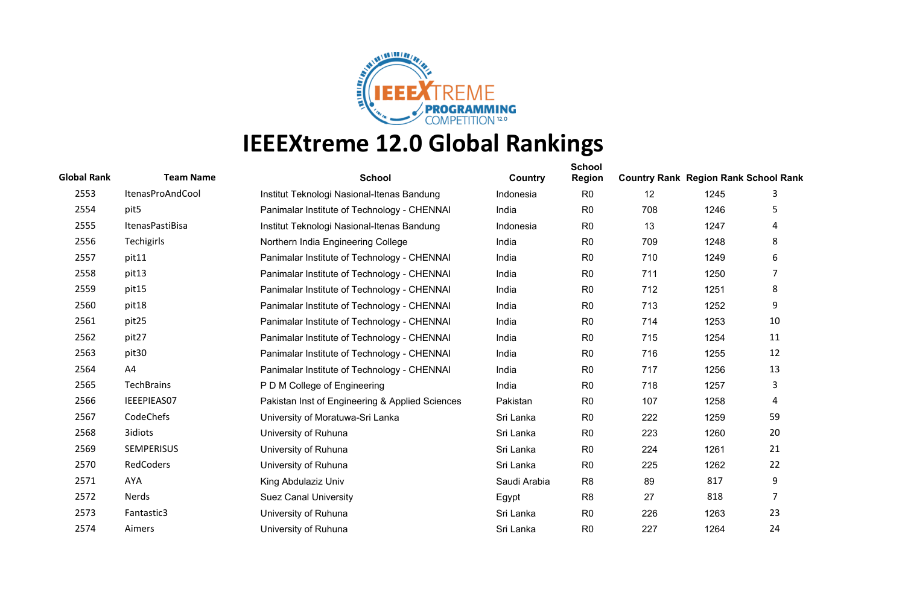# IEEEXtreme 12.0 Global Rankings

| Global Rank | Team Name | School | Country | School Region | Country Rank | Region Rank | School Rank |
|---|---|---|---|---|---|---|---|
| 2553 | ItenasProAndCool | Institut Teknologi Nasional-Itenas Bandung | Indonesia | R0 | 12 | 1245 | 3 |
| 2554 | pit5 | Panimalar Institute of Technology - CHENNAI | India | R0 | 708 | 1246 | 5 |
| 2555 | ItenasPastiBisa | Institut Teknologi Nasional-Itenas Bandung | Indonesia | R0 | 13 | 1247 | 4 |
| 2556 | Techigirls | Northern India Engineering College | India | R0 | 709 | 1248 | 8 |
| 2557 | pit11 | Panimalar Institute of Technology - CHENNAI | India | R0 | 710 | 1249 | 6 |
| 2558 | pit13 | Panimalar Institute of Technology - CHENNAI | India | R0 | 711 | 1250 | 7 |
| 2559 | pit15 | Panimalar Institute of Technology - CHENNAI | India | R0 | 712 | 1251 | 8 |
| 2560 | pit18 | Panimalar Institute of Technology - CHENNAI | India | R0 | 713 | 1252 | 9 |
| 2561 | pit25 | Panimalar Institute of Technology - CHENNAI | India | R0 | 714 | 1253 | 10 |
| 2562 | pit27 | Panimalar Institute of Technology - CHENNAI | India | R0 | 715 | 1254 | 11 |
| 2563 | pit30 | Panimalar Institute of Technology - CHENNAI | India | R0 | 716 | 1255 | 12 |
| 2564 | A4 | Panimalar Institute of Technology - CHENNAI | India | R0 | 717 | 1256 | 13 |
| 2565 | TechBrains | P D M College of Engineering | India | R0 | 718 | 1257 | 3 |
| 2566 | IEEEPIEAS07 | Pakistan Inst of Engineering & Applied Sciences | Pakistan | R0 | 107 | 1258 | 4 |
| 2567 | CodeChefs | University of Moratuwa-Sri Lanka | Sri Lanka | R0 | 222 | 1259 | 59 |
| 2568 | 3idiots | University of Ruhuna | Sri Lanka | R0 | 223 | 1260 | 20 |
| 2569 | SEMPERISUS | University of Ruhuna | Sri Lanka | R0 | 224 | 1261 | 21 |
| 2570 | RedCoders | University of Ruhuna | Sri Lanka | R0 | 225 | 1262 | 22 |
| 2571 | AYA | King Abdulaziz Univ | Saudi Arabia | R8 | 89 | 817 | 9 |
| 2572 | Nerds | Suez Canal University | Egypt | R8 | 27 | 818 | 7 |
| 2573 | Fantastic3 | University of Ruhuna | Sri Lanka | R0 | 226 | 1263 | 23 |
| 2574 | Aimers | University of Ruhuna | Sri Lanka | R0 | 227 | 1264 | 24 |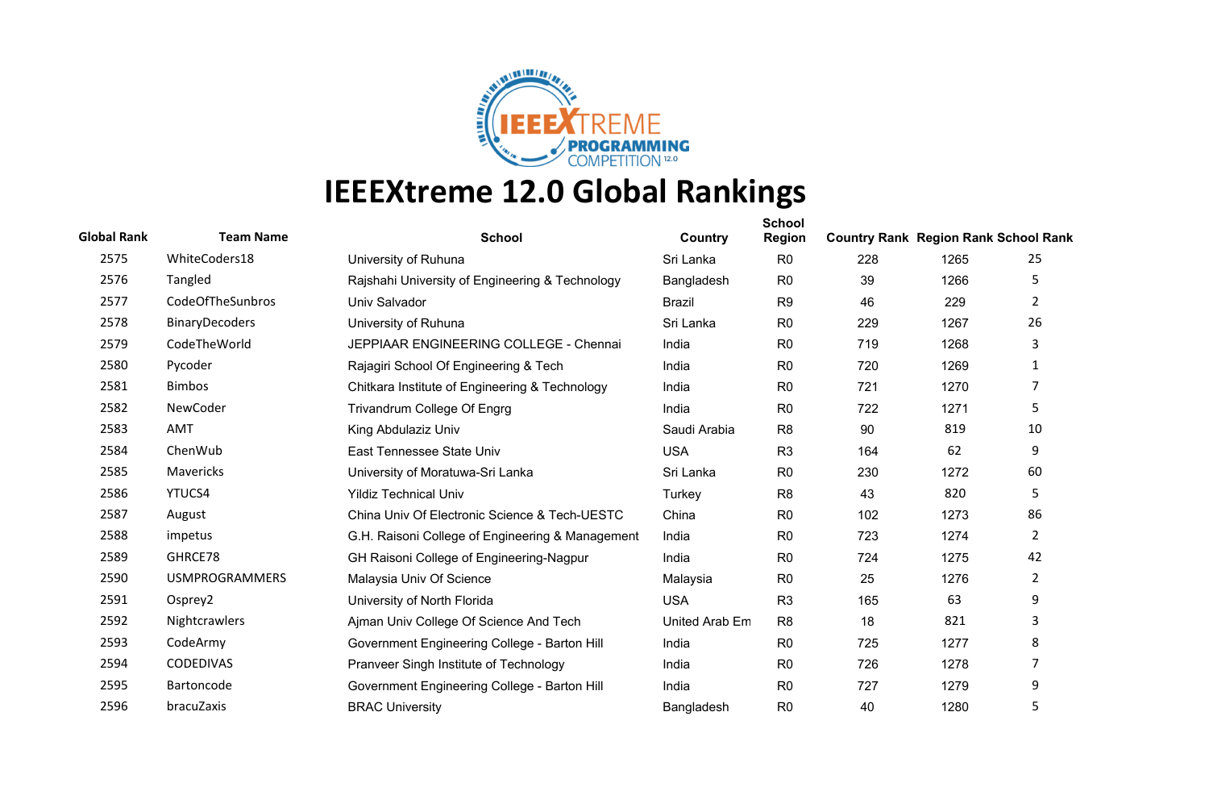# IEEEXtreme 12.0 Global Rankings

| Global Rank | Team Name | School | Country | School Region | Country Rank | Region Rank | School Rank |
|---|---|---|---|---|---|---|---|
| 2575 | WhiteCoders18 | University of Ruhuna | Sri Lanka | R0 | 228 | 1265 | 25 |
| 2576 | Tangled | Rajshahi University of Engineering & Technology | Bangladesh | R0 | 39 | 1266 | 5 |
| 2577 | CodeOfTheSunbros | Univ Salvador | Brazil | R9 | 46 | 229 | 2 |
| 2578 | BinaryDecoders | University of Ruhuna | Sri Lanka | R0 | 229 | 1267 | 26 |
| 2579 | CodeTheWorld | JEPPIAAR ENGINEERING COLLEGE - Chennai | India | R0 | 719 | 1268 | 3 |
| 2580 | Pycoder | Rajagiri School Of Engineering & Tech | India | R0 | 720 | 1269 | 1 |
| 2581 | Bimbos | Chitkara Institute of Engineering & Technology | India | R0 | 721 | 1270 | 7 |
| 2582 | NewCoder | Trivandrum College Of Engrg | India | R0 | 722 | 1271 | 5 |
| 2583 | AMT | King Abdulaziz Univ | Saudi Arabia | R8 | 90 | 819 | 10 |
| 2584 | ChenWub | East Tennessee State Univ | USA | R3 | 164 | 62 | 9 |
| 2585 | Mavericks | University of Moratuwa-Sri Lanka | Sri Lanka | R0 | 230 | 1272 | 60 |
| 2586 | YTUCS4 | Yildiz Technical Univ | Turkey | R8 | 43 | 820 | 5 |
| 2587 | August | China Univ Of Electronic Science & Tech-UESTC | China | R0 | 102 | 1273 | 86 |
| 2588 | impetus | G.H. Raisoni College of Engineering & Management | India | R0 | 723 | 1274 | 2 |
| 2589 | GHRCE78 | GH Raisoni College of Engineering-Nagpur | India | R0 | 724 | 1275 | 42 |
| 2590 | USMPROGRAMMERS | Malaysia Univ Of Science | Malaysia | R0 | 25 | 1276 | 2 |
| 2591 | Osprey2 | University of North Florida | USA | R3 | 165 | 63 | 9 |
| 2592 | Nightcrawlers | Ajman Univ College Of Science And Tech | United Arab Em | R8 | 18 | 821 | 3 |
| 2593 | CodeArmy | Government Engineering College - Barton Hill | India | R0 | 725 | 1277 | 8 |
| 2594 | CODEDIVAS | Pranveer Singh Institute of Technology | India | R0 | 726 | 1278 | 7 |
| 2595 | Bartoncode | Government Engineering College - Barton Hill | India | R0 | 727 | 1279 | 9 |
| 2596 | bracuZaxis | BRAC University | Bangladesh | R0 | 40 | 1280 | 5 |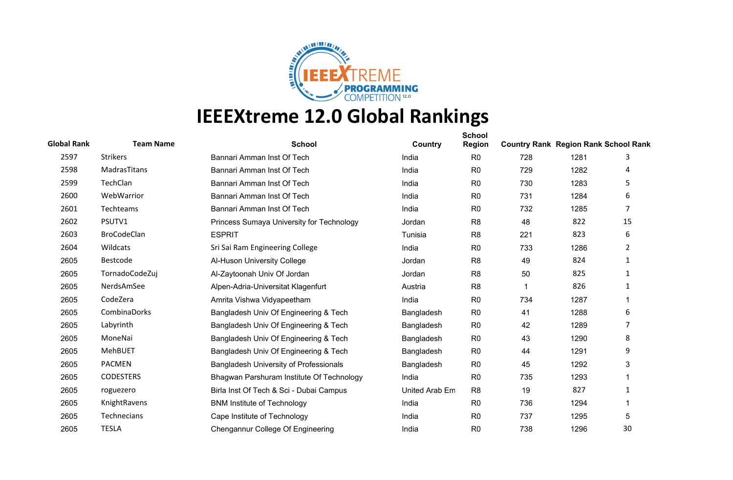# IEEEXtreme 12.0 Global Rankings

| Global Rank | Team Name | School | Country | School Region | Country Rank | Region Rank | School Rank |
|---|---|---|---|---|---|---|---|
| 2597 | Strikers | Bannari Amman Inst Of Tech | India | R0 | 728 | 1281 | 3 |
| 2598 | MadrasTitans | Bannari Amman Inst Of Tech | India | R0 | 729 | 1282 | 4 |
| 2599 | TechClan | Bannari Amman Inst Of Tech | India | R0 | 730 | 1283 | 5 |
| 2600 | WebWarrior | Bannari Amman Inst Of Tech | India | R0 | 731 | 1284 | 6 |
| 2601 | Techteams | Bannari Amman Inst Of Tech | India | R0 | 732 | 1285 | 7 |
| 2602 | PSUTV1 | Princess Sumaya University for Technology | Jordan | R8 | 48 | 822 | 15 |
| 2603 | BroCodeClan | ESPRIT | Tunisia | R8 | 221 | 823 | 6 |
| 2604 | Wildcats | Sri Sai Ram Engineering College | India | R0 | 733 | 1286 | 2 |
| 2605 | Bestcode | Al-Huson University College | Jordan | R8 | 49 | 824 | 1 |
| 2605 | TornadoCodeZuj | Al-Zaytoonah Univ Of Jordan | Jordan | R8 | 50 | 825 | 1 |
| 2605 | NerdsAmSee | Alpen-Adria-Universitat Klagenfurt | Austria | R8 | 1 | 826 | 1 |
| 2605 | CodeZera | Amrita Vishwa Vidyapeetham | India | R0 | 734 | 1287 | 1 |
| 2605 | CombinaDorks | Bangladesh Univ Of Engineering & Tech | Bangladesh | R0 | 41 | 1288 | 6 |
| 2605 | Labyrinth | Bangladesh Univ Of Engineering & Tech | Bangladesh | R0 | 42 | 1289 | 7 |
| 2605 | MoneNai | Bangladesh Univ Of Engineering & Tech | Bangladesh | R0 | 43 | 1290 | 8 |
| 2605 | MehBUET | Bangladesh Univ Of Engineering & Tech | Bangladesh | R0 | 44 | 1291 | 9 |
| 2605 | PACMEN | Bangladesh University of Professionals | Bangladesh | R0 | 45 | 1292 | 3 |
| 2605 | CODESTERS | Bhagwan Parshuram Institute Of Technology | India | R0 | 735 | 1293 | 1 |
| 2605 | roguezero | Birla Inst Of Tech & Sci - Dubai Campus | United Arab Em | R8 | 19 | 827 | 1 |
| 2605 | KnightRavens | BNM Institute of Technology | India | R0 | 736 | 1294 | 1 |
| 2605 | Technecians | Cape Institute of Technology | India | R0 | 737 | 1295 | 5 |
| 2605 | TESLA | Chengannur College Of Engineering | India | R0 | 738 | 1296 | 30 |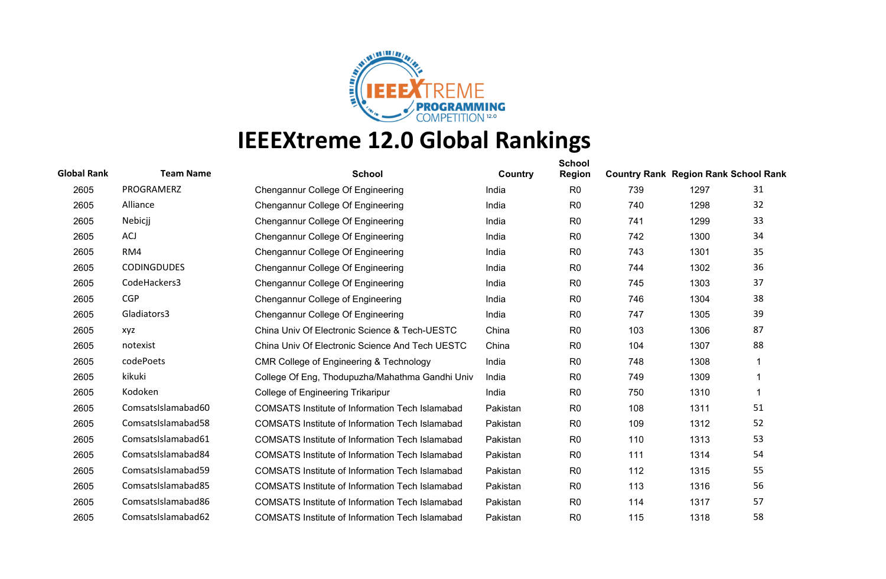# IEEEXtreme 12.0 Global Rankings

| Global Rank | Team Name | School | Country | School Region | Country Rank | Region Rank | School Rank |
|---|---|---|---|---|---|---|---|
| 2605 | PROGRAMERZ | Chengannur College Of Engineering | India | R0 | 739 | 1297 | 31 |
| 2605 | Alliance | Chengannur College Of Engineering | India | R0 | 740 | 1298 | 32 |
| 2605 | Nebicjj | Chengannur College Of Engineering | India | R0 | 741 | 1299 | 33 |
| 2605 | ACJ | Chengannur College Of Engineering | India | R0 | 742 | 1300 | 34 |
| 2605 | RM4 | Chengannur College Of Engineering | India | R0 | 743 | 1301 | 35 |
| 2605 | CODINGDUDES | Chengannur College Of Engineering | India | R0 | 744 | 1302 | 36 |
| 2605 | CodeHackers3 | Chengannur College Of Engineering | India | R0 | 745 | 1303 | 37 |
| 2605 | CGP | Chengannur College of Engineering | India | R0 | 746 | 1304 | 38 |
| 2605 | Gladiators3 | Chengannur College Of Engineering | India | R0 | 747 | 1305 | 39 |
| 2605 | xyz | China Univ Of Electronic Science & Tech-UESTC | China | R0 | 103 | 1306 | 87 |
| 2605 | notexist | China Univ Of Electronic Science And Tech UESTC | China | R0 | 104 | 1307 | 88 |
| 2605 | codePoets | CMR College of Engineering & Technology | India | R0 | 748 | 1308 | 1 |
| 2605 | kikuki | College Of Eng, Thodupuzha/Mahathma Gandhi Univ | India | R0 | 749 | 1309 | 1 |
| 2605 | Kodoken | College of Engineering Trikaripur | India | R0 | 750 | 1310 | 1 |
| 2605 | ComsatsIslamabad60 | COMSATS Institute of Information Tech Islamabad | Pakistan | R0 | 108 | 1311 | 51 |
| 2605 | ComsatsIslamabad58 | COMSATS Institute of Information Tech Islamabad | Pakistan | R0 | 109 | 1312 | 52 |
| 2605 | ComsatsIslamabad61 | COMSATS Institute of Information Tech Islamabad | Pakistan | R0 | 110 | 1313 | 53 |
| 2605 | ComsatsIslamabad84 | COMSATS Institute of Information Tech Islamabad | Pakistan | R0 | 111 | 1314 | 54 |
| 2605 | ComsatsIslamabad59 | COMSATS Institute of Information Tech Islamabad | Pakistan | R0 | 112 | 1315 | 55 |
| 2605 | ComsatsIslamabad85 | COMSATS Institute of Information Tech Islamabad | Pakistan | R0 | 113 | 1316 | 56 |
| 2605 | ComsatsIslamabad86 | COMSATS Institute of Information Tech Islamabad | Pakistan | R0 | 114 | 1317 | 57 |
| 2605 | ComsatsIslamabad62 | COMSATS Institute of Information Tech Islamabad | Pakistan | R0 | 115 | 1318 | 58 |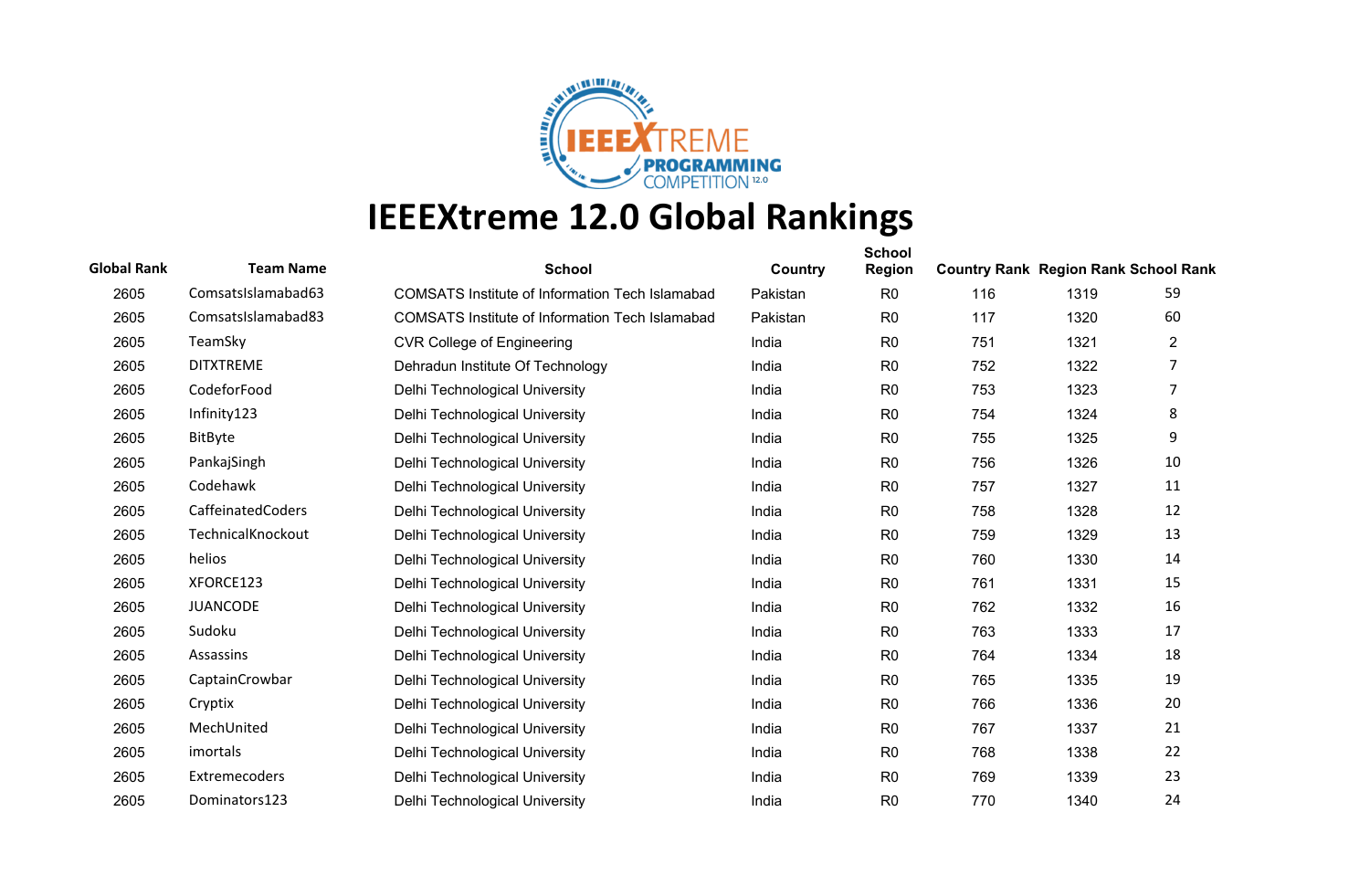# IEEEXtreme 12.0 Global Rankings

| Global Rank | Team Name | School | Country | School Region | Country Rank | Region Rank | School Rank |
|---|---|---|---|---|---|---|---|
| 2605 | ComsatsIslamabad63 | COMSATS Institute of Information Tech Islamabad | Pakistan | R0 | 116 | 1319 | 59 |
| 2605 | ComsatsIslamabad83 | COMSATS Institute of Information Tech Islamabad | Pakistan | R0 | 117 | 1320 | 60 |
| 2605 | TeamSky | CVR College of Engineering | India | R0 | 751 | 1321 | 2 |
| 2605 | DITXTREME | Dehradun Institute Of Technology | India | R0 | 752 | 1322 | 7 |
| 2605 | CodeforFood | Delhi Technological University | India | R0 | 753 | 1323 | 7 |
| 2605 | Infinity123 | Delhi Technological University | India | R0 | 754 | 1324 | 8 |
| 2605 | BitByte | Delhi Technological University | India | R0 | 755 | 1325 | 9 |
| 2605 | PankajSingh | Delhi Technological University | India | R0 | 756 | 1326 | 10 |
| 2605 | Codehawk | Delhi Technological University | India | R0 | 757 | 1327 | 11 |
| 2605 | CaffeinatedCoders | Delhi Technological University | India | R0 | 758 | 1328 | 12 |
| 2605 | TechnicalKnockout | Delhi Technological University | India | R0 | 759 | 1329 | 13 |
| 2605 | helios | Delhi Technological University | India | R0 | 760 | 1330 | 14 |
| 2605 | XFORCE123 | Delhi Technological University | India | R0 | 761 | 1331 | 15 |
| 2605 | JUANCODE | Delhi Technological University | India | R0 | 762 | 1332 | 16 |
| 2605 | Sudoku | Delhi Technological University | India | R0 | 763 | 1333 | 17 |
| 2605 | Assassins | Delhi Technological University | India | R0 | 764 | 1334 | 18 |
| 2605 | CaptainCrowbar | Delhi Technological University | India | R0 | 765 | 1335 | 19 |
| 2605 | Cryptix | Delhi Technological University | India | R0 | 766 | 1336 | 20 |
| 2605 | MechUnited | Delhi Technological University | India | R0 | 767 | 1337 | 21 |
| 2605 | imortals | Delhi Technological University | India | R0 | 768 | 1338 | 22 |
| 2605 | Extremecoders | Delhi Technological University | India | R0 | 769 | 1339 | 23 |
| 2605 | Dominators123 | Delhi Technological University | India | R0 | 770 | 1340 | 24 |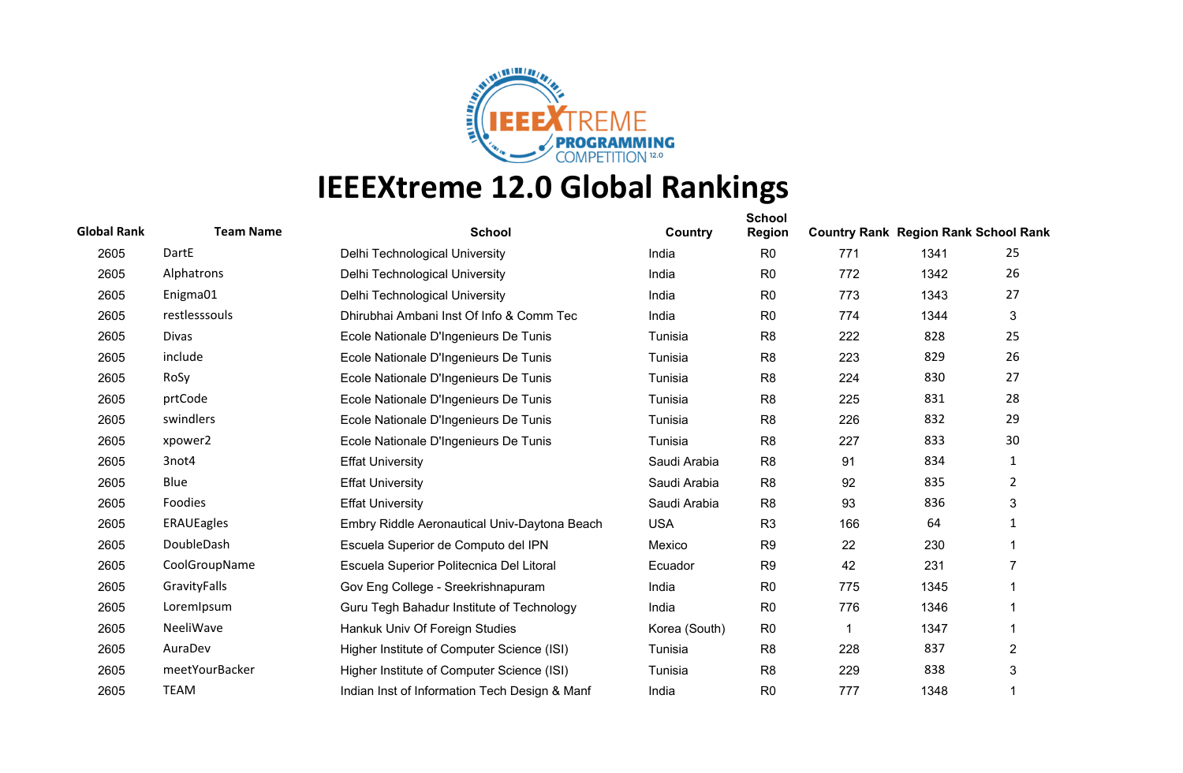# IEEEXtreme 12.0 Global Rankings

| Global Rank | Team Name | School | Country | School Region | Country Rank | Region Rank | School Rank |
|---|---|---|---|---|---|---|---|
| 2605 | DartE | Delhi Technological University | India | R0 | 771 | 1341 | 25 |
| 2605 | Alphatrons | Delhi Technological University | India | R0 | 772 | 1342 | 26 |
| 2605 | Enigma01 | Delhi Technological University | India | R0 | 773 | 1343 | 27 |
| 2605 | restlesssouls | Dhirubhai Ambani Inst Of Info & Comm Tec | India | R0 | 774 | 1344 | 3 |
| 2605 | Divas | Ecole Nationale D'Ingenieurs De Tunis | Tunisia | R8 | 222 | 828 | 25 |
| 2605 | include | Ecole Nationale D'Ingenieurs De Tunis | Tunisia | R8 | 223 | 829 | 26 |
| 2605 | RoSy | Ecole Nationale D'Ingenieurs De Tunis | Tunisia | R8 | 224 | 830 | 27 |
| 2605 | prtCode | Ecole Nationale D'Ingenieurs De Tunis | Tunisia | R8 | 225 | 831 | 28 |
| 2605 | swindlers | Ecole Nationale D'Ingenieurs De Tunis | Tunisia | R8 | 226 | 832 | 29 |
| 2605 | xpower2 | Ecole Nationale D'Ingenieurs De Tunis | Tunisia | R8 | 227 | 833 | 30 |
| 2605 | 3not4 | Effat University | Saudi Arabia | R8 | 91 | 834 | 1 |
| 2605 | Blue | Effat University | Saudi Arabia | R8 | 92 | 835 | 2 |
| 2605 | Foodies | Effat University | Saudi Arabia | R8 | 93 | 836 | 3 |
| 2605 | ERAUEagles | Embry Riddle Aeronautical Univ-Daytona Beach | USA | R3 | 166 | 64 | 1 |
| 2605 | DoubleDash | Escuela Superior de Computo del IPN | Mexico | R9 | 22 | 230 | 1 |
| 2605 | CoolGroupName | Escuela Superior Politecnica Del Litoral | Ecuador | R9 | 42 | 231 | 7 |
| 2605 | GravityFalls | Gov Eng College - Sreekrishnapuram | India | R0 | 775 | 1345 | 1 |
| 2605 | LoremIpsum | Guru Tegh Bahadur Institute of Technology | India | R0 | 776 | 1346 | 1 |
| 2605 | NeeliWave | Hankuk Univ Of Foreign Studies | Korea (South) | R0 | 1 | 1347 | 1 |
| 2605 | AuraDev | Higher Institute of Computer Science (ISI) | Tunisia | R8 | 228 | 837 | 2 |
| 2605 | meetYourBacker | Higher Institute of Computer Science (ISI) | Tunisia | R8 | 229 | 838 | 3 |
| 2605 | TEAM | Indian Inst of Information Tech Design & Manf | India | R0 | 777 | 1348 | 1 |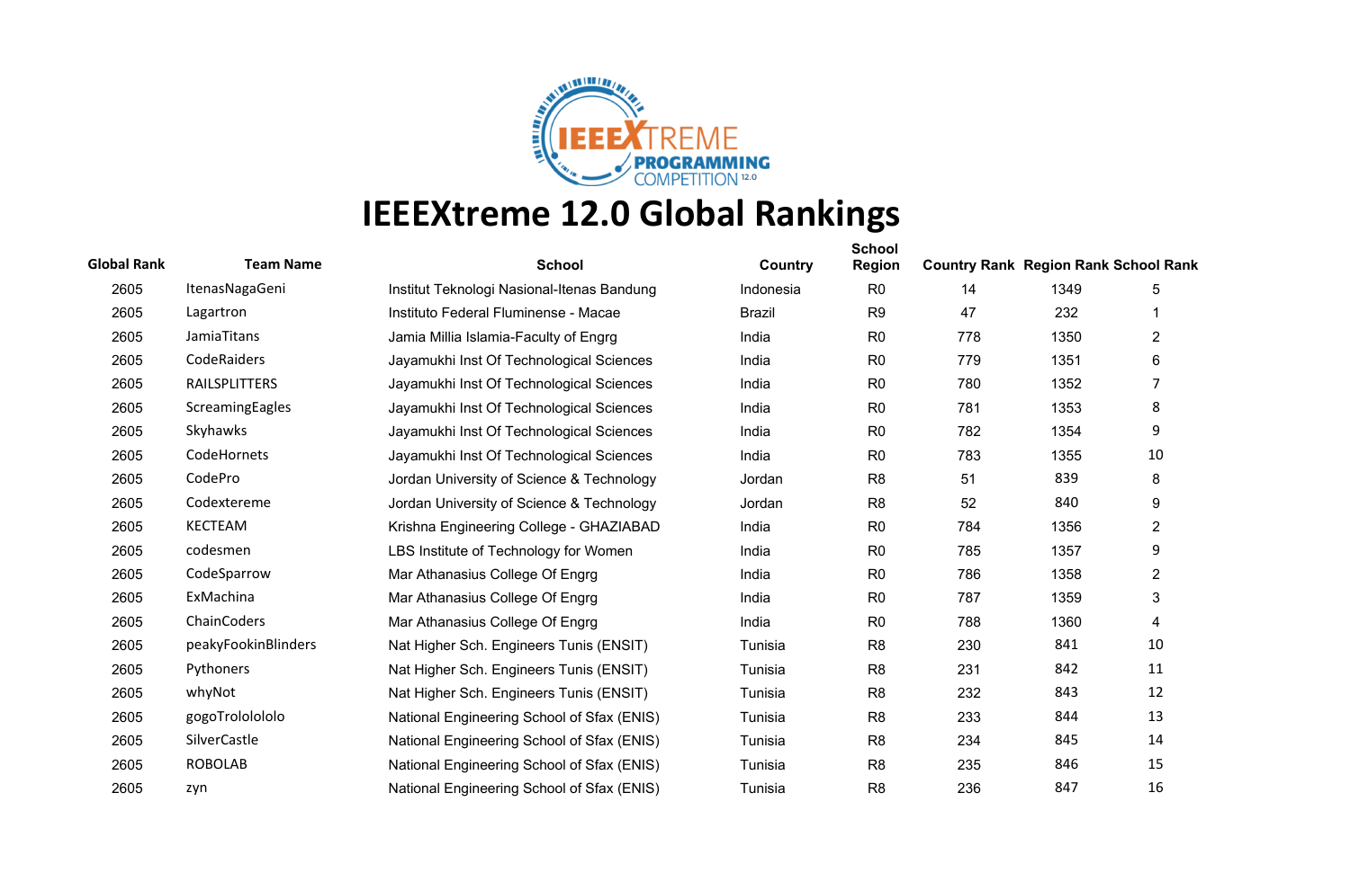# IEEEXtreme 12.0 Global Rankings

| Global Rank | Team Name | School | Country | School Region | Country Rank | Region Rank | School Rank |
|---|---|---|---|---|---|---|---|
| 2605 | ItenasNagaGeni | Institut Teknologi Nasional-Itenas Bandung | Indonesia | R0 | 14 | 1349 | 5 |
| 2605 | Lagartron | Instituto Federal Fluminense - Macae | Brazil | R9 | 47 | 232 | 1 |
| 2605 | JamiaTitans | Jamia Millia Islamia-Faculty of Engrg | India | R0 | 778 | 1350 | 2 |
| 2605 | CodeRaiders | Jayamukhi Inst Of Technological Sciences | India | R0 | 779 | 1351 | 6 |
| 2605 | RAILSPLITTERS | Jayamukhi Inst Of Technological Sciences | India | R0 | 780 | 1352 | 7 |
| 2605 | ScreamingEagles | Jayamukhi Inst Of Technological Sciences | India | R0 | 781 | 1353 | 8 |
| 2605 | Skyhawks | Jayamukhi Inst Of Technological Sciences | India | R0 | 782 | 1354 | 9 |
| 2605 | CodeHornets | Jayamukhi Inst Of Technological Sciences | India | R0 | 783 | 1355 | 10 |
| 2605 | CodePro | Jordan University of Science & Technology | Jordan | R8 | 51 | 839 | 8 |
| 2605 | Codextereme | Jordan University of Science & Technology | Jordan | R8 | 52 | 840 | 9 |
| 2605 | KECTEAM | Krishna Engineering College - GHAZIABAD | India | R0 | 784 | 1356 | 2 |
| 2605 | codesmen | LBS Institute of Technology for Women | India | R0 | 785 | 1357 | 9 |
| 2605 | CodeSparrow | Mar Athanasius College Of Engrg | India | R0 | 786 | 1358 | 2 |
| 2605 | ExMachina | Mar Athanasius College Of Engrg | India | R0 | 787 | 1359 | 3 |
| 2605 | ChainCoders | Mar Athanasius College Of Engrg | India | R0 | 788 | 1360 | 4 |
| 2605 | peakyFookinBlinders | Nat Higher Sch. Engineers Tunis (ENSIT) | Tunisia | R8 | 230 | 841 | 10 |
| 2605 | Pythoners | Nat Higher Sch. Engineers Tunis (ENSIT) | Tunisia | R8 | 231 | 842 | 11 |
| 2605 | whyNot | Nat Higher Sch. Engineers Tunis (ENSIT) | Tunisia | R8 | 232 | 843 | 12 |
| 2605 | gogoTrolololololo | National Engineering School of Sfax (ENIS) | Tunisia | R8 | 233 | 844 | 13 |
| 2605 | SilverCastle | National Engineering School of Sfax (ENIS) | Tunisia | R8 | 234 | 845 | 14 |
| 2605 | ROBOLAB | National Engineering School of Sfax (ENIS) | Tunisia | R8 | 235 | 846 | 15 |
| 2605 | zyn | National Engineering School of Sfax (ENIS) | Tunisia | R8 | 236 | 847 | 16 |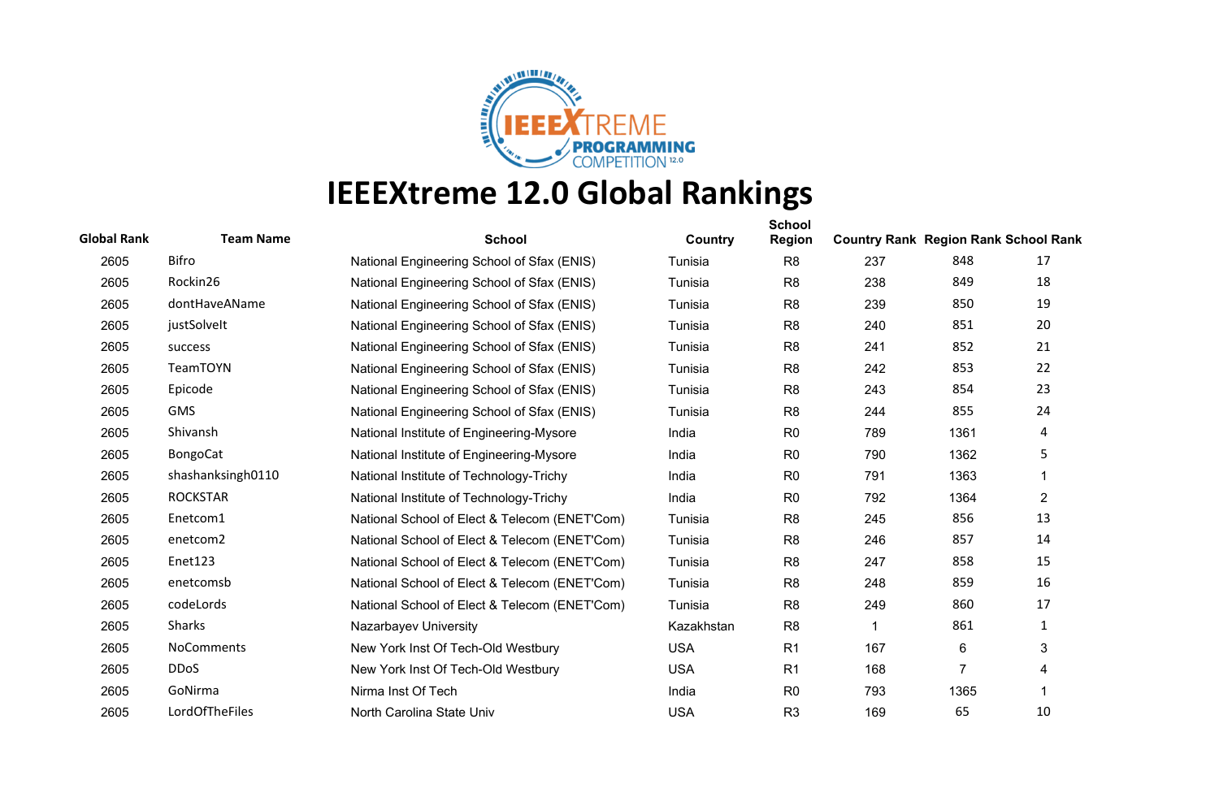# IEEEXtreme 12.0 Global Rankings

| Global Rank | Team Name | School | Country | School Region | Country Rank | Region Rank | School Rank |
|---|---|---|---|---|---|---|---|
| 2605 | Bifro | National Engineering School of Sfax (ENIS) | Tunisia | R8 | 237 | 848 | 17 |
| 2605 | Rockin26 | National Engineering School of Sfax (ENIS) | Tunisia | R8 | 238 | 849 | 18 |
| 2605 | dontHaveAName | National Engineering School of Sfax (ENIS) | Tunisia | R8 | 239 | 850 | 19 |
| 2605 | justSolveIt | National Engineering School of Sfax (ENIS) | Tunisia | R8 | 240 | 851 | 20 |
| 2605 | success | National Engineering School of Sfax (ENIS) | Tunisia | R8 | 241 | 852 | 21 |
| 2605 | TeamTOYN | National Engineering School of Sfax (ENIS) | Tunisia | R8 | 242 | 853 | 22 |
| 2605 | Epicode | National Engineering School of Sfax (ENIS) | Tunisia | R8 | 243 | 854 | 23 |
| 2605 | GMS | National Engineering School of Sfax (ENIS) | Tunisia | R8 | 244 | 855 | 24 |
| 2605 | Shivansh | National Institute of Engineering-Mysore | India | R0 | 789 | 1361 | 4 |
| 2605 | BongoCat | National Institute of Engineering-Mysore | India | R0 | 790 | 1362 | 5 |
| 2605 | shashanksingh0110 | National Institute of Technology-Trichy | India | R0 | 791 | 1363 | 1 |
| 2605 | ROCKSTAR | National Institute of Technology-Trichy | India | R0 | 792 | 1364 | 2 |
| 2605 | Enetcom1 | National School of Elect & Telecom (ENET'Com) | Tunisia | R8 | 245 | 856 | 13 |
| 2605 | enetcom2 | National School of Elect & Telecom (ENET'Com) | Tunisia | R8 | 246 | 857 | 14 |
| 2605 | Enet123 | National School of Elect & Telecom (ENET'Com) | Tunisia | R8 | 247 | 858 | 15 |
| 2605 | enetcomsb | National School of Elect & Telecom (ENET'Com) | Tunisia | R8 | 248 | 859 | 16 |
| 2605 | codeLords | National School of Elect & Telecom (ENET'Com) | Tunisia | R8 | 249 | 860 | 17 |
| 2605 | Sharks | Nazarbayev University | Kazakhstan | R8 | 1 | 861 | 1 |
| 2605 | NoComments | New York Inst Of Tech-Old Westbury | USA | R1 | 167 | 6 | 3 |
| 2605 | DDoS | New York Inst Of Tech-Old Westbury | USA | R1 | 168 | 7 | 4 |
| 2605 | GoNirma | Nirma Inst Of Tech | India | R0 | 793 | 1365 | 1 |
| 2605 | LordOfTheFiles | North Carolina State Univ | USA | R3 | 169 | 65 | 10 |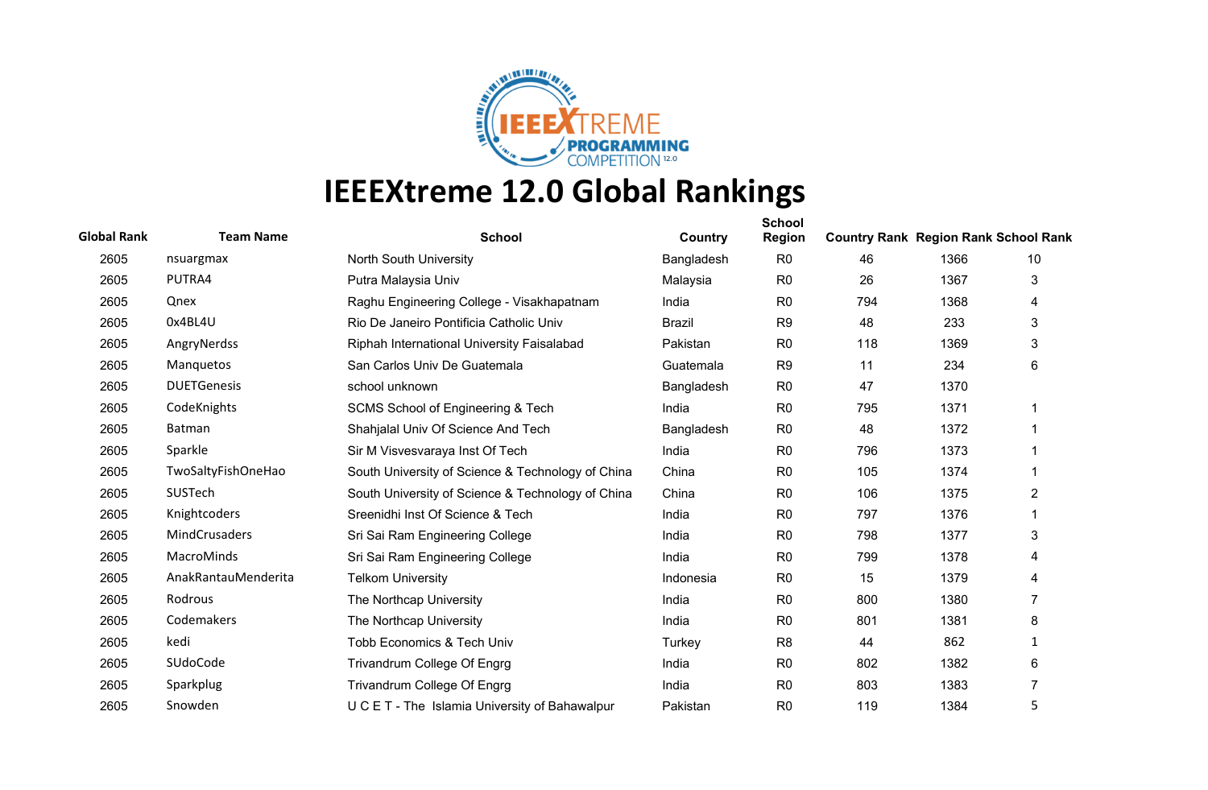# IEEEXtreme 12.0 Global Rankings

| Global Rank | Team Name | School | Country | School Region | Country Rank | Region Rank | School Rank |
|---|---|---|---|---|---|---|---|
| 2605 | nsuargmax | North South University | Bangladesh | R0 | 46 | 1366 | 10 |
| 2605 | PUTRA4 | Putra Malaysia Univ | Malaysia | R0 | 26 | 1367 | 3 |
| 2605 | Qnex | Raghu Engineering College - Visakhapatnam | India | R0 | 794 | 1368 | 4 |
| 2605 | 0x4BL4U | Rio De Janeiro Pontificia Catholic Univ | Brazil | R9 | 48 | 233 | 3 |
| 2605 | AngryNerdss | Riphah International University Faisalabad | Pakistan | R0 | 118 | 1369 | 3 |
| 2605 | Manquetos | San Carlos Univ De Guatemala | Guatemala | R9 | 11 | 234 | 6 |
| 2605 | DUETGenesis | school unknown | Bangladesh | R0 | 47 | 1370 | |
| 2605 | CodeKnights | SCMS School of Engineering & Tech | India | R0 | 795 | 1371 | 1 |
| 2605 | Batman | Shahjalal Univ Of Science And Tech | Bangladesh | R0 | 48 | 1372 | 1 |
| 2605 | Sparkle | Sir M Visvesvaraya Inst Of Tech | India | R0 | 796 | 1373 | 1 |
| 2605 | TwoSaltyFishOneHao | South University of Science & Technology of China | China | R0 | 105 | 1374 | 1 |
| 2605 | SUSTech | South University of Science & Technology of China | China | R0 | 106 | 1375 | 2 |
| 2605 | Knightcoders | Sreenidhi Inst Of Science & Tech | India | R0 | 797 | 1376 | 1 |
| 2605 | MindCrusaders | Sri Sai Ram Engineering College | India | R0 | 798 | 1377 | 3 |
| 2605 | MacroMinds | Sri Sai Ram Engineering College | India | R0 | 799 | 1378 | 4 |
| 2605 | AnakRantauMenderita | Telkom University | Indonesia | R0 | 15 | 1379 | 4 |
| 2605 | Rodrous | The Northcap University | India | R0 | 800 | 1380 | 7 |
| 2605 | Codemakers | The Northcap University | India | R0 | 801 | 1381 | 8 |
| 2605 | kedi | Tobb Economics & Tech Univ | Turkey | R8 | 44 | 862 | 1 |
| 2605 | SUdoCode | Trivandrum College Of Engrg | India | R0 | 802 | 1382 | 6 |
| 2605 | Sparkplug | Trivandrum College Of Engrg | India | R0 | 803 | 1383 | 7 |
| 2605 | Snowden | U C E T - The Islamia University of Bahawalpur | Pakistan | R0 | 119 | 1384 | 5 |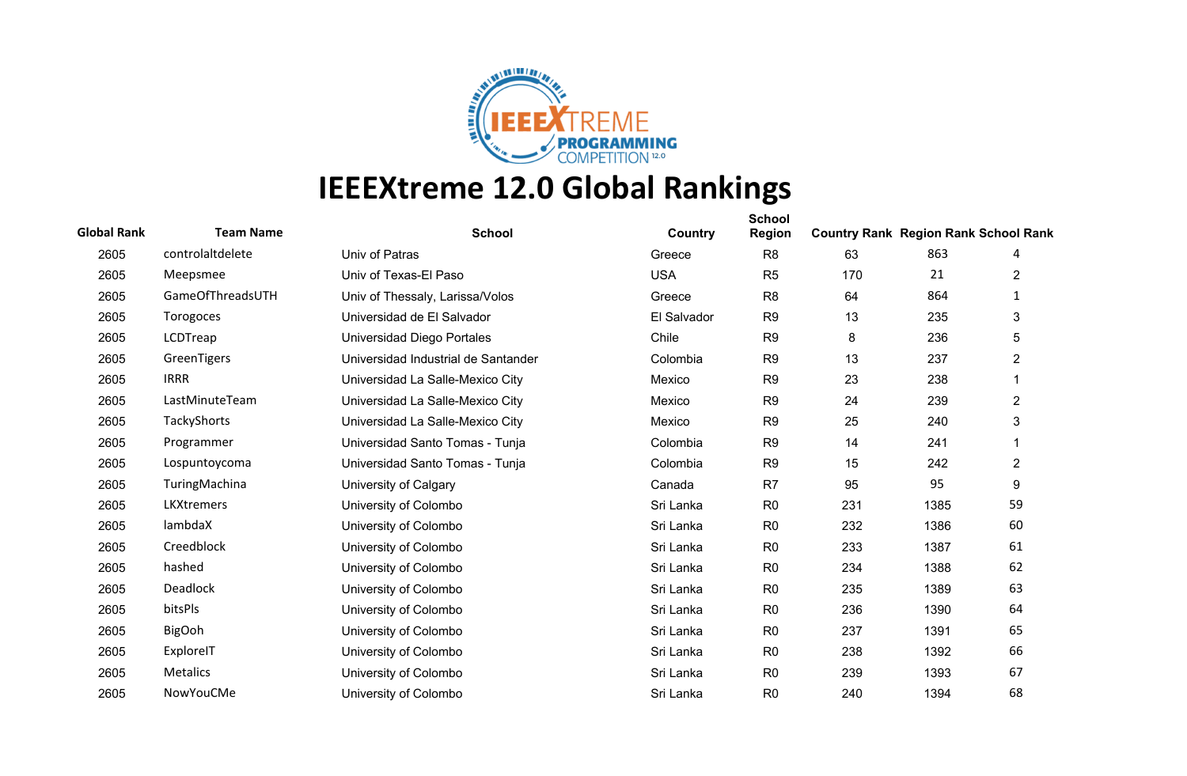# IEEEXtreme 12.0 Global Rankings

| Global Rank | Team Name | School | Country | School Region | Country Rank | Region Rank | School Rank |
|---|---|---|---|---|---|---|---|
| 2605 | controlaltdelete | Univ of Patras | Greece | R8 | 63 | 863 | 4 |
| 2605 | Meepsmee | Univ of Texas-El Paso | USA | R5 | 170 | 21 | 2 |
| 2605 | GameOfThreadsUTH | Univ of Thessaly, Larissa/Volos | Greece | R8 | 64 | 864 | 1 |
| 2605 | Torogoces | Universidad de El Salvador | El Salvador | R9 | 13 | 235 | 3 |
| 2605 | LCDTreap | Universidad Diego Portales | Chile | R9 | 8 | 236 | 5 |
| 2605 | GreenTigers | Universidad Industrial de Santander | Colombia | R9 | 13 | 237 | 2 |
| 2605 | IRRR | Universidad La Salle-Mexico City | Mexico | R9 | 23 | 238 | 1 |
| 2605 | LastMinuteTeam | Universidad La Salle-Mexico City | Mexico | R9 | 24 | 239 | 2 |
| 2605 | TackyShorts | Universidad La Salle-Mexico City | Mexico | R9 | 25 | 240 | 3 |
| 2605 | Programmer | Universidad Santo Tomas - Tunja | Colombia | R9 | 14 | 241 | 1 |
| 2605 | Lospuntoycoma | Universidad Santo Tomas - Tunja | Colombia | R9 | 15 | 242 | 2 |
| 2605 | TuringMachina | University of Calgary | Canada | R7 | 95 | 95 | 9 |
| 2605 | LKXtremers | University of Colombo | Sri Lanka | R0 | 231 | 1385 | 59 |
| 2605 | lambdaX | University of Colombo | Sri Lanka | R0 | 232 | 1386 | 60 |
| 2605 | Creedblock | University of Colombo | Sri Lanka | R0 | 233 | 1387 | 61 |
| 2605 | hashed | University of Colombo | Sri Lanka | R0 | 234 | 1388 | 62 |
| 2605 | Deadlock | University of Colombo | Sri Lanka | R0 | 235 | 1389 | 63 |
| 2605 | bitsPls | University of Colombo | Sri Lanka | R0 | 236 | 1390 | 64 |
| 2605 | BigOoh | University of Colombo | Sri Lanka | R0 | 237 | 1391 | 65 |
| 2605 | ExploreIT | University of Colombo | Sri Lanka | R0 | 238 | 1392 | 66 |
| 2605 | Metalics | University of Colombo | Sri Lanka | R0 | 239 | 1393 | 67 |
| 2605 | NowYouCMe | University of Colombo | Sri Lanka | R0 | 240 | 1394 | 68 |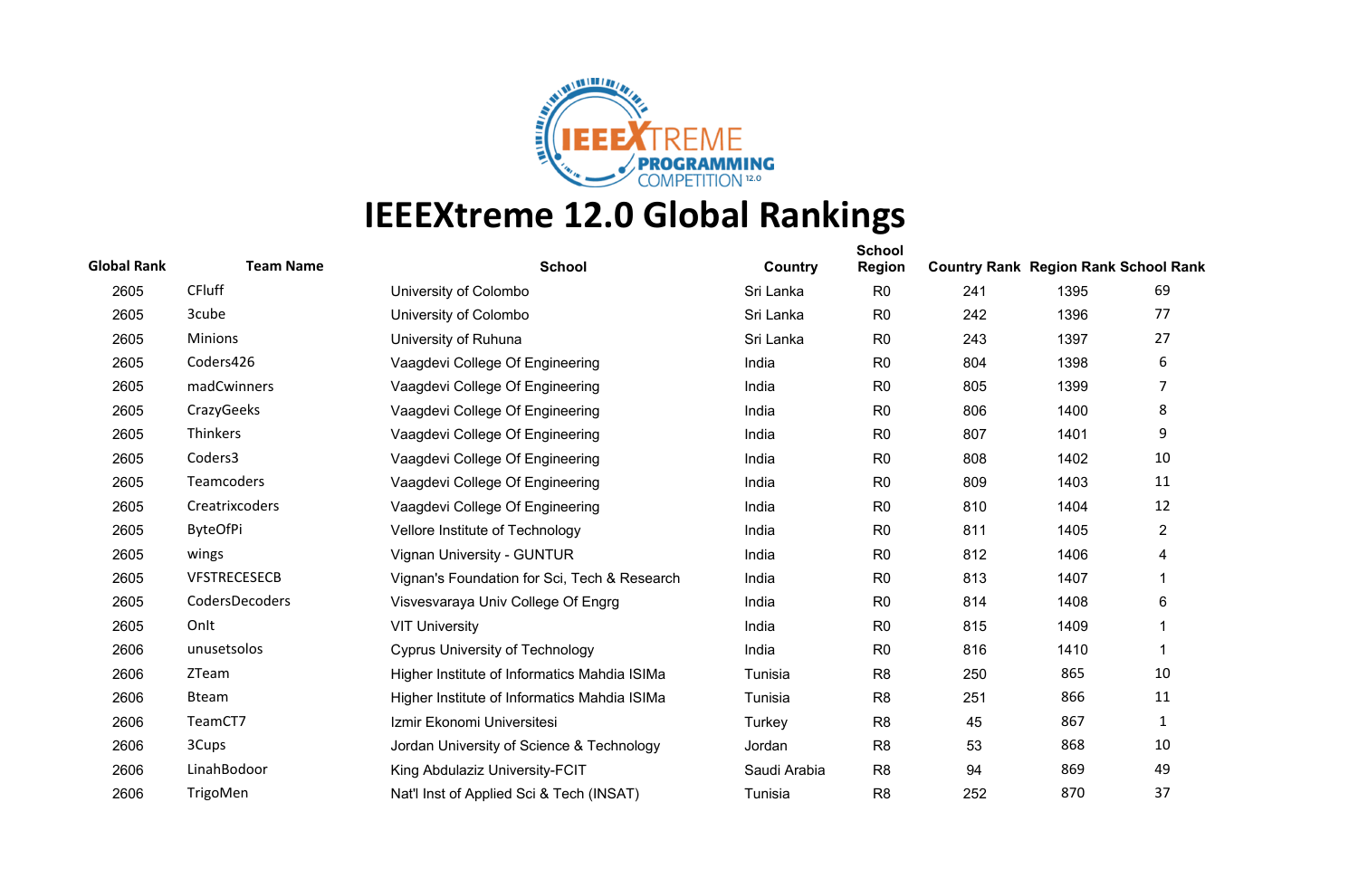# IEEEXtreme 12.0 Global Rankings

| Global Rank | Team Name | School | Country | School Region | Country Rank | Region Rank | School Rank |
|---|---|---|---|---|---|---|---|
| 2605 | CFluff | University of Colombo | Sri Lanka | R0 | 241 | 1395 | 69 |
| 2605 | 3cube | University of Colombo | Sri Lanka | R0 | 242 | 1396 | 77 |
| 2605 | Minions | University of Ruhuna | Sri Lanka | R0 | 243 | 1397 | 27 |
| 2605 | Coders426 | Vaagdevi College Of Engineering | India | R0 | 804 | 1398 | 6 |
| 2605 | madCwinners | Vaagdevi College Of Engineering | India | R0 | 805 | 1399 | 7 |
| 2605 | CrazyGeeks | Vaagdevi College Of Engineering | India | R0 | 806 | 1400 | 8 |
| 2605 | Thinkers | Vaagdevi College Of Engineering | India | R0 | 807 | 1401 | 9 |
| 2605 | Coders3 | Vaagdevi College Of Engineering | India | R0 | 808 | 1402 | 10 |
| 2605 | Teamcoders | Vaagdevi College Of Engineering | India | R0 | 809 | 1403 | 11 |
| 2605 | Creatrixcoders | Vaagdevi College Of Engineering | India | R0 | 810 | 1404 | 12 |
| 2605 | ByteOfPi | Vellore Institute of Technology | India | R0 | 811 | 1405 | 2 |
| 2605 | wings | Vignan University - GUNTUR | India | R0 | 812 | 1406 | 4 |
| 2605 | VFSTRECESECB | Vignan's Foundation for Sci, Tech & Research | India | R0 | 813 | 1407 | 1 |
| 2605 | CodersDecoders | Visvesvaraya Univ College Of Engrg | India | R0 | 814 | 1408 | 6 |
| 2605 | OnIt | VIT University | India | R0 | 815 | 1409 | 1 |
| 2606 | unusetsolos | Cyprus University of Technology | India | R0 | 816 | 1410 | 1 |
| 2606 | ZTeam | Higher Institute of Informatics Mahdia ISIMa | Tunisia | R8 | 250 | 865 | 10 |
| 2606 | Bteam | Higher Institute of Informatics Mahdia ISIMa | Tunisia | R8 | 251 | 866 | 11 |
| 2606 | TeamCT7 | Izmir Ekonomi Universitesi | Turkey | R8 | 45 | 867 | 1 |
| 2606 | 3Cups | Jordan University of Science & Technology | Jordan | R8 | 53 | 868 | 10 |
| 2606 | LinahBodoor | King Abdulaziz University-FCIT | Saudi Arabia | R8 | 94 | 869 | 49 |
| 2606 | TrigoMen | Nat'l Inst of Applied Sci & Tech (INSAT) | Tunisia | R8 | 252 | 870 | 37 |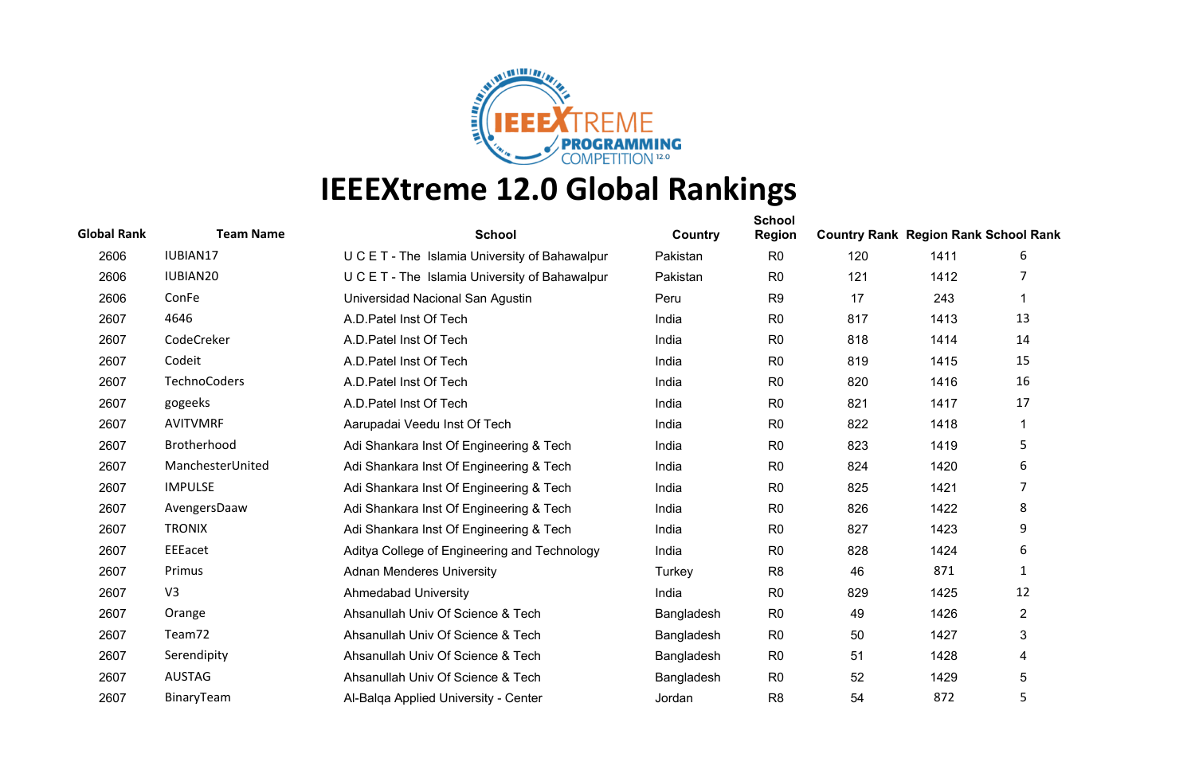# IEEEXtreme 12.0 Global Rankings

| Global Rank | Team Name | School | Country | School Region | Country Rank | Region Rank | School Rank |
|---|---|---|---|---|---|---|---|
| 2606 | IUBIAN17 | U C E T - The Islamia University of Bahawalpur | Pakistan | R0 | 120 | 1411 | 6 |
| 2606 | IUBIAN20 | U C E T - The Islamia University of Bahawalpur | Pakistan | R0 | 121 | 1412 | 7 |
| 2606 | ConFe | Universidad Nacional San Agustin | Peru | R9 | 17 | 243 | 1 |
| 2607 | 4646 | A.D.Patel Inst Of Tech | India | R0 | 817 | 1413 | 13 |
| 2607 | CodeCreker | A.D.Patel Inst Of Tech | India | R0 | 818 | 1414 | 14 |
| 2607 | Codeit | A.D.Patel Inst Of Tech | India | R0 | 819 | 1415 | 15 |
| 2607 | TechnoCoders | A.D.Patel Inst Of Tech | India | R0 | 820 | 1416 | 16 |
| 2607 | gogeeks | A.D.Patel Inst Of Tech | India | R0 | 821 | 1417 | 17 |
| 2607 | AVITVMRF | Aarupadai Veedu Inst Of Tech | India | R0 | 822 | 1418 | 1 |
| 2607 | Brotherhood | Adi Shankara Inst Of Engineering & Tech | India | R0 | 823 | 1419 | 5 |
| 2607 | ManchesterUnited | Adi Shankara Inst Of Engineering & Tech | India | R0 | 824 | 1420 | 6 |
| 2607 | IMPULSE | Adi Shankara Inst Of Engineering & Tech | India | R0 | 825 | 1421 | 7 |
| 2607 | AvengersDaaw | Adi Shankara Inst Of Engineering & Tech | India | R0 | 826 | 1422 | 8 |
| 2607 | TRONIX | Adi Shankara Inst Of Engineering & Tech | India | R0 | 827 | 1423 | 9 |
| 2607 | EEEacet | Aditya College of Engineering and Technology | India | R0 | 828 | 1424 | 6 |
| 2607 | Primus | Adnan Menderes University | Turkey | R8 | 46 | 871 | 1 |
| 2607 | V3 | Ahmedabad University | India | R0 | 829 | 1425 | 12 |
| 2607 | Orange | Ahsanullah Univ Of Science & Tech | Bangladesh | R0 | 49 | 1426 | 2 |
| 2607 | Team72 | Ahsanullah Univ Of Science & Tech | Bangladesh | R0 | 50 | 1427 | 3 |
| 2607 | Serendipity | Ahsanullah Univ Of Science & Tech | Bangladesh | R0 | 51 | 1428 | 4 |
| 2607 | AUSTAG | Ahsanullah Univ Of Science & Tech | Bangladesh | R0 | 52 | 1429 | 5 |
| 2607 | BinaryTeam | Al-Balqa Applied University - Center | Jordan | R8 | 54 | 872 | 5 |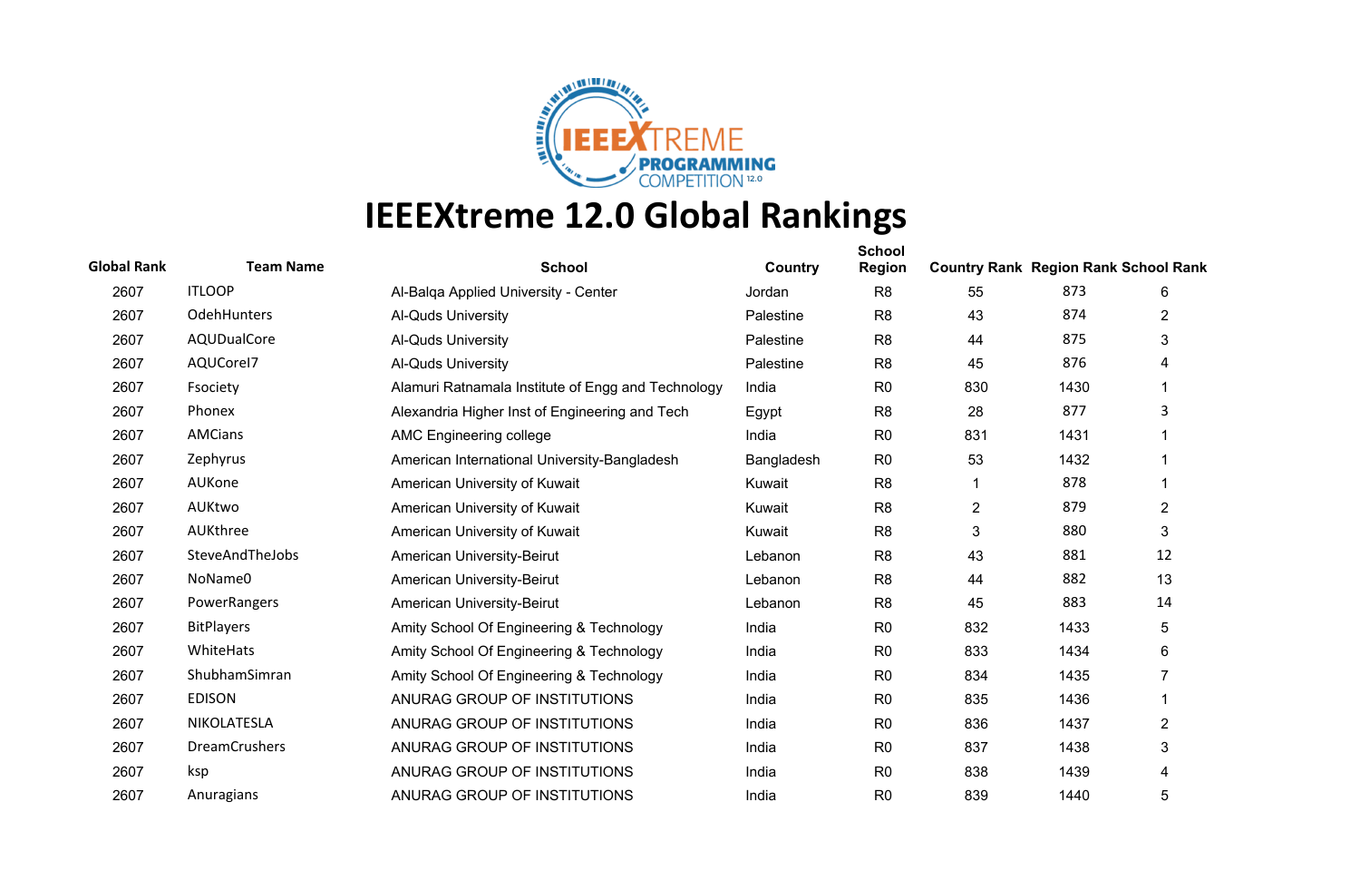# IEEEXtreme 12.0 Global Rankings

| Global Rank | Team Name | School | Country | School Region | Country Rank | Region Rank | School Rank |
|---|---|---|---|---|---|---|---|
| 2607 | ITLOOP | Al-Balqa Applied University - Center | Jordan | R8 | 55 | 873 | 6 |
| 2607 | OdehHunters | Al-Quds University | Palestine | R8 | 43 | 874 | 2 |
| 2607 | AQUDualCore | Al-Quds University | Palestine | R8 | 44 | 875 | 3 |
| 2607 | AQUCorel7 | Al-Quds University | Palestine | R8 | 45 | 876 | 4 |
| 2607 | Fsociety | Alamuri Ratnamala Institute of Engg and Technology | India | R0 | 830 | 1430 | 1 |
| 2607 | Phonex | Alexandria Higher Inst of Engineering and Tech | Egypt | R8 | 28 | 877 | 3 |
| 2607 | AMCians | AMC Engineering college | India | R0 | 831 | 1431 | 1 |
| 2607 | Zephyrus | American International University-Bangladesh | Bangladesh | R0 | 53 | 1432 | 1 |
| 2607 | AUKone | American University of Kuwait | Kuwait | R8 | 1 | 878 | 1 |
| 2607 | AUKtwo | American University of Kuwait | Kuwait | R8 | 2 | 879 | 2 |
| 2607 | AUKthree | American University of Kuwait | Kuwait | R8 | 3 | 880 | 3 |
| 2607 | SteveAndTheJobs | American University-Beirut | Lebanon | R8 | 43 | 881 | 12 |
| 2607 | NoName0 | American University-Beirut | Lebanon | R8 | 44 | 882 | 13 |
| 2607 | PowerRangers | American University-Beirut | Lebanon | R8 | 45 | 883 | 14 |
| 2607 | BitPlayers | Amity School Of Engineering & Technology | India | R0 | 832 | 1433 | 5 |
| 2607 | WhiteHats | Amity School Of Engineering & Technology | India | R0 | 833 | 1434 | 6 |
| 2607 | ShubhamSimran | Amity School Of Engineering & Technology | India | R0 | 834 | 1435 | 7 |
| 2607 | EDISON | ANURAG GROUP OF INSTITUTIONS | India | R0 | 835 | 1436 | 1 |
| 2607 | NIKOLATESLA | ANURAG GROUP OF INSTITUTIONS | India | R0 | 836 | 1437 | 2 |
| 2607 | DreamCrushers | ANURAG GROUP OF INSTITUTIONS | India | R0 | 837 | 1438 | 3 |
| 2607 | ksp | ANURAG GROUP OF INSTITUTIONS | India | R0 | 838 | 1439 | 4 |
| 2607 | Anuragians | ANURAG GROUP OF INSTITUTIONS | India | R0 | 839 | 1440 | 5 |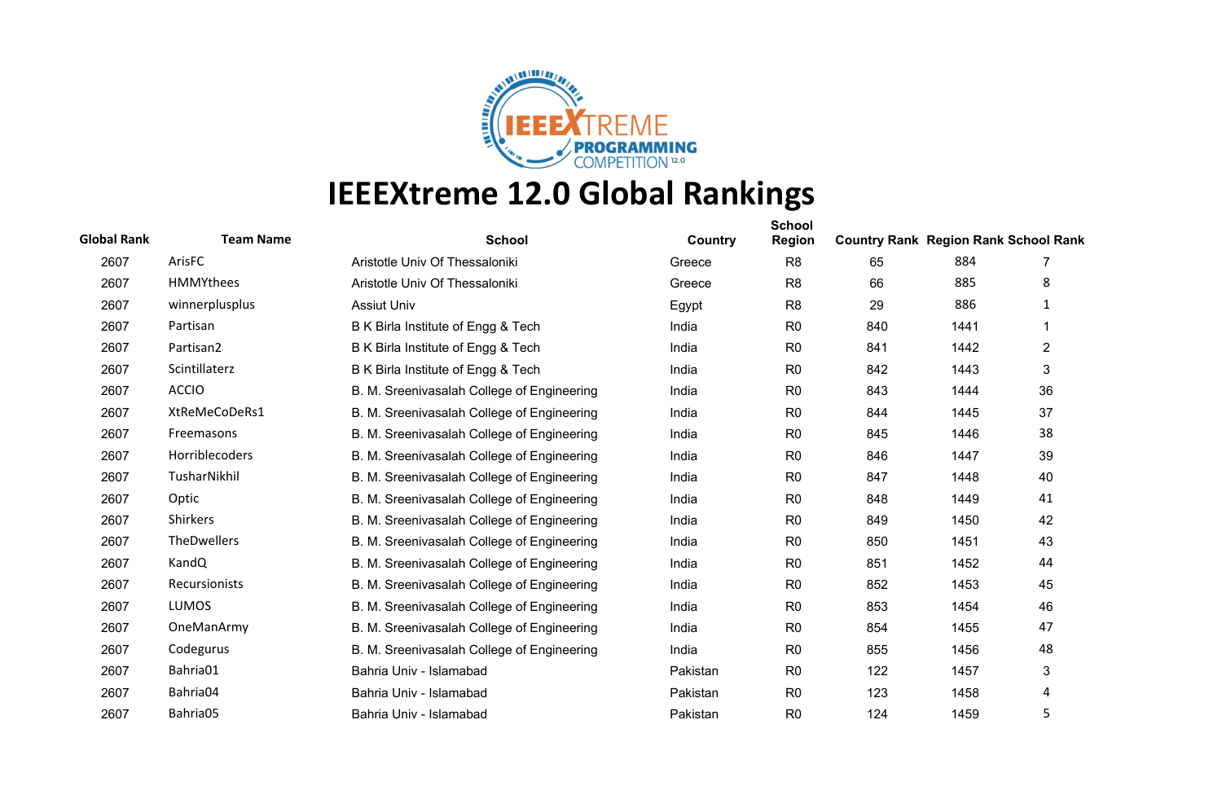# IEEEXtreme 12.0 Global Rankings

| Global Rank | Team Name | School | Country | School Region | Country Rank | Region Rank | School Rank |
|---|---|---|---|---|---|---|---|
| 2607 | ArisFC | Aristotle Univ Of Thessaloniki | Greece | R8 | 65 | 884 | 7 |
| 2607 | HMMYthees | Aristotle Univ Of Thessaloniki | Greece | R8 | 66 | 885 | 8 |
| 2607 | winnerplusplus | Assiut Univ | Egypt | R8 | 29 | 886 | 1 |
| 2607 | Partisan | B K Birla Institute of Engg & Tech | India | R0 | 840 | 1441 | 1 |
| 2607 | Partisan2 | B K Birla Institute of Engg & Tech | India | R0 | 841 | 1442 | 2 |
| 2607 | Scintillaterz | B K Birla Institute of Engg & Tech | India | R0 | 842 | 1443 | 3 |
| 2607 | ACCIO | B. M. Sreenivasalah College of Engineering | India | R0 | 843 | 1444 | 36 |
| 2607 | XtReMeCoDeRs1 | B. M. Sreenivasalah College of Engineering | India | R0 | 844 | 1445 | 37 |
| 2607 | Freemasons | B. M. Sreenivasalah College of Engineering | India | R0 | 845 | 1446 | 38 |
| 2607 | Horriblecoders | B. M. Sreenivasalah College of Engineering | India | R0 | 846 | 1447 | 39 |
| 2607 | TusharNikhil | B. M. Sreenivasalah College of Engineering | India | R0 | 847 | 1448 | 40 |
| 2607 | Optic | B. M. Sreenivasalah College of Engineering | India | R0 | 848 | 1449 | 41 |
| 2607 | Shirkers | B. M. Sreenivasalah College of Engineering | India | R0 | 849 | 1450 | 42 |
| 2607 | TheDwellers | B. M. Sreenivasalah College of Engineering | India | R0 | 850 | 1451 | 43 |
| 2607 | KandQ | B. M. Sreenivasalah College of Engineering | India | R0 | 851 | 1452 | 44 |
| 2607 | Recursionists | B. M. Sreenivasalah College of Engineering | India | R0 | 852 | 1453 | 45 |
| 2607 | LUMOS | B. M. Sreenivasalah College of Engineering | India | R0 | 853 | 1454 | 46 |
| 2607 | OneManArmy | B. M. Sreenivasalah College of Engineering | India | R0 | 854 | 1455 | 47 |
| 2607 | Codegurus | B. M. Sreenivasalah College of Engineering | India | R0 | 855 | 1456 | 48 |
| 2607 | Bahria01 | Bahria Univ - Islamabad | Pakistan | R0 | 122 | 1457 | 3 |
| 2607 | Bahria04 | Bahria Univ - Islamabad | Pakistan | R0 | 123 | 1458 | 4 |
| 2607 | Bahria05 | Bahria Univ - Islamabad | Pakistan | R0 | 124 | 1459 | 5 |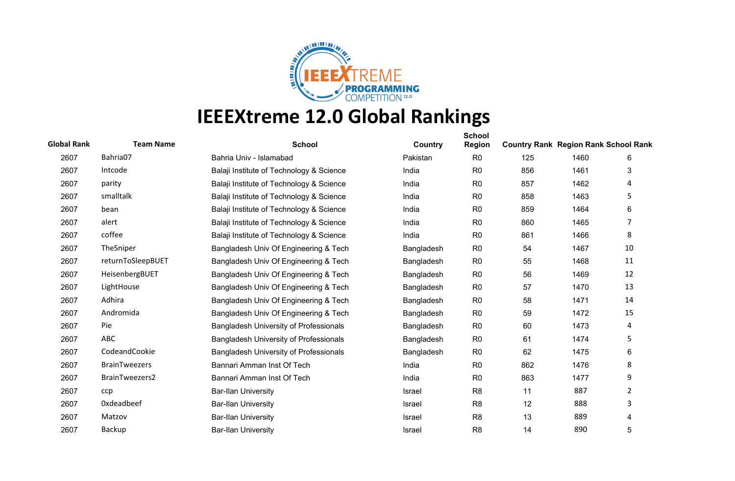# IEEEXtreme 12.0 Global Rankings

| Global Rank | Team Name | School | Country | School Region | Country Rank | Region Rank | School Rank |
|---|---|---|---|---|---|---|---|
| 2607 | Bahria07 | Bahria Univ - Islamabad | Pakistan | R0 | 125 | 1460 | 6 |
| 2607 | Intcode | Balaji Institute of Technology & Science | India | R0 | 856 | 1461 | 3 |
| 2607 | parity | Balaji Institute of Technology & Science | India | R0 | 857 | 1462 | 4 |
| 2607 | smalltalk | Balaji Institute of Technology & Science | India | R0 | 858 | 1463 | 5 |
| 2607 | bean | Balaji Institute of Technology & Science | India | R0 | 859 | 1464 | 6 |
| 2607 | alert | Balaji Institute of Technology & Science | India | R0 | 860 | 1465 | 7 |
| 2607 | coffee | Balaji Institute of Technology & Science | India | R0 | 861 | 1466 | 8 |
| 2607 | TheSniper | Bangladesh Univ Of Engineering & Tech | Bangladesh | R0 | 54 | 1467 | 10 |
| 2607 | returnToSleepBUET | Bangladesh Univ Of Engineering & Tech | Bangladesh | R0 | 55 | 1468 | 11 |
| 2607 | HeisenbergBUET | Bangladesh Univ Of Engineering & Tech | Bangladesh | R0 | 56 | 1469 | 12 |
| 2607 | LightHouse | Bangladesh Univ Of Engineering & Tech | Bangladesh | R0 | 57 | 1470 | 13 |
| 2607 | Adhira | Bangladesh Univ Of Engineering & Tech | Bangladesh | R0 | 58 | 1471 | 14 |
| 2607 | Andromida | Bangladesh Univ Of Engineering & Tech | Bangladesh | R0 | 59 | 1472 | 15 |
| 2607 | Pie | Bangladesh University of Professionals | Bangladesh | R0 | 60 | 1473 | 4 |
| 2607 | ABC | Bangladesh University of Professionals | Bangladesh | R0 | 61 | 1474 | 5 |
| 2607 | CodeandCookie | Bangladesh University of Professionals | Bangladesh | R0 | 62 | 1475 | 6 |
| 2607 | BrainTweezers | Bannari Amman Inst Of Tech | India | R0 | 862 | 1476 | 8 |
| 2607 | BrainTweezers2 | Bannari Amman Inst Of Tech | India | R0 | 863 | 1477 | 9 |
| 2607 | ccp | Bar-Ilan University | Israel | R8 | 11 | 887 | 2 |
| 2607 | 0xdeadbeef | Bar-Ilan University | Israel | R8 | 12 | 888 | 3 |
| 2607 | Matzov | Bar-Ilan University | Israel | R8 | 13 | 889 | 4 |
| 2607 | Backup | Bar-Ilan University | Israel | R8 | 14 | 890 | 5 |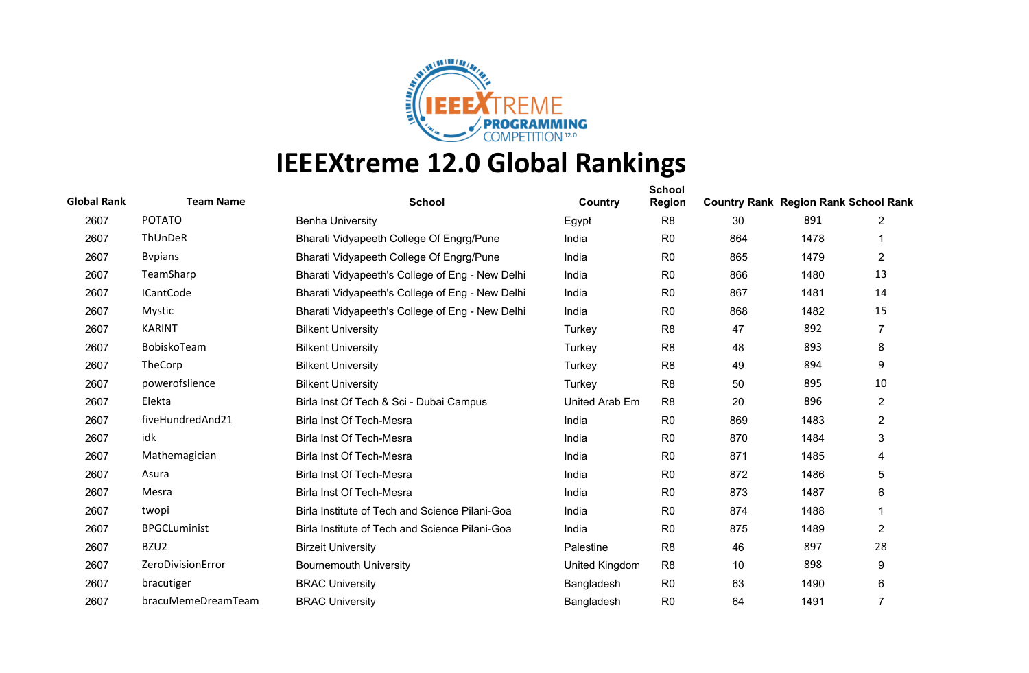# IEEEXtreme 12.0 Global Rankings

| Global Rank | Team Name | School | Country | School Region | Country Rank | Region Rank | School Rank |
|---|---|---|---|---|---|---|---|
| 2607 | POTATO | Benha University | Egypt | R8 | 30 | 891 | 2 |
| 2607 | ThUnDeR | Bharati Vidyapeeth College Of Engrg/Pune | India | R0 | 864 | 1478 | 1 |
| 2607 | Bvpians | Bharati Vidyapeeth College Of Engrg/Pune | India | R0 | 865 | 1479 | 2 |
| 2607 | TeamSharp | Bharati Vidyapeeth's College of Eng - New Delhi | India | R0 | 866 | 1480 | 13 |
| 2607 | ICantCode | Bharati Vidyapeeth's College of Eng - New Delhi | India | R0 | 867 | 1481 | 14 |
| 2607 | Mystic | Bharati Vidyapeeth's College of Eng - New Delhi | India | R0 | 868 | 1482 | 15 |
| 2607 | KARINT | Bilkent University | Turkey | R8 | 47 | 892 | 7 |
| 2607 | BobiskoTeam | Bilkent University | Turkey | R8 | 48 | 893 | 8 |
| 2607 | TheCorp | Bilkent University | Turkey | R8 | 49 | 894 | 9 |
| 2607 | powerofslience | Bilkent University | Turkey | R8 | 50 | 895 | 10 |
| 2607 | Elekta | Birla Inst Of Tech & Sci - Dubai Campus | United Arab Em | R8 | 20 | 896 | 2 |
| 2607 | fiveHundredAnd21 | Birla Inst Of Tech-Mesra | India | R0 | 869 | 1483 | 2 |
| 2607 | idk | Birla Inst Of Tech-Mesra | India | R0 | 870 | 1484 | 3 |
| 2607 | Mathemagician | Birla Inst Of Tech-Mesra | India | R0 | 871 | 1485 | 4 |
| 2607 | Asura | Birla Inst Of Tech-Mesra | India | R0 | 872 | 1486 | 5 |
| 2607 | Mesra | Birla Inst Of Tech-Mesra | India | R0 | 873 | 1487 | 6 |
| 2607 | twopi | Birla Institute of Tech and Science Pilani-Goa | India | R0 | 874 | 1488 | 1 |
| 2607 | BPGCLuminist | Birla Institute of Tech and Science Pilani-Goa | India | R0 | 875 | 1489 | 2 |
| 2607 | BZU2 | Birzeit University | Palestine | R8 | 46 | 897 | 28 |
| 2607 | ZeroDivisionError | Bournemouth University | United Kingdom | R8 | 10 | 898 | 9 |
| 2607 | bracutiger | BRAC University | Bangladesh | R0 | 63 | 1490 | 6 |
| 2607 | bracuMemeDreamTeam | BRAC University | Bangladesh | R0 | 64 | 1491 | 7 |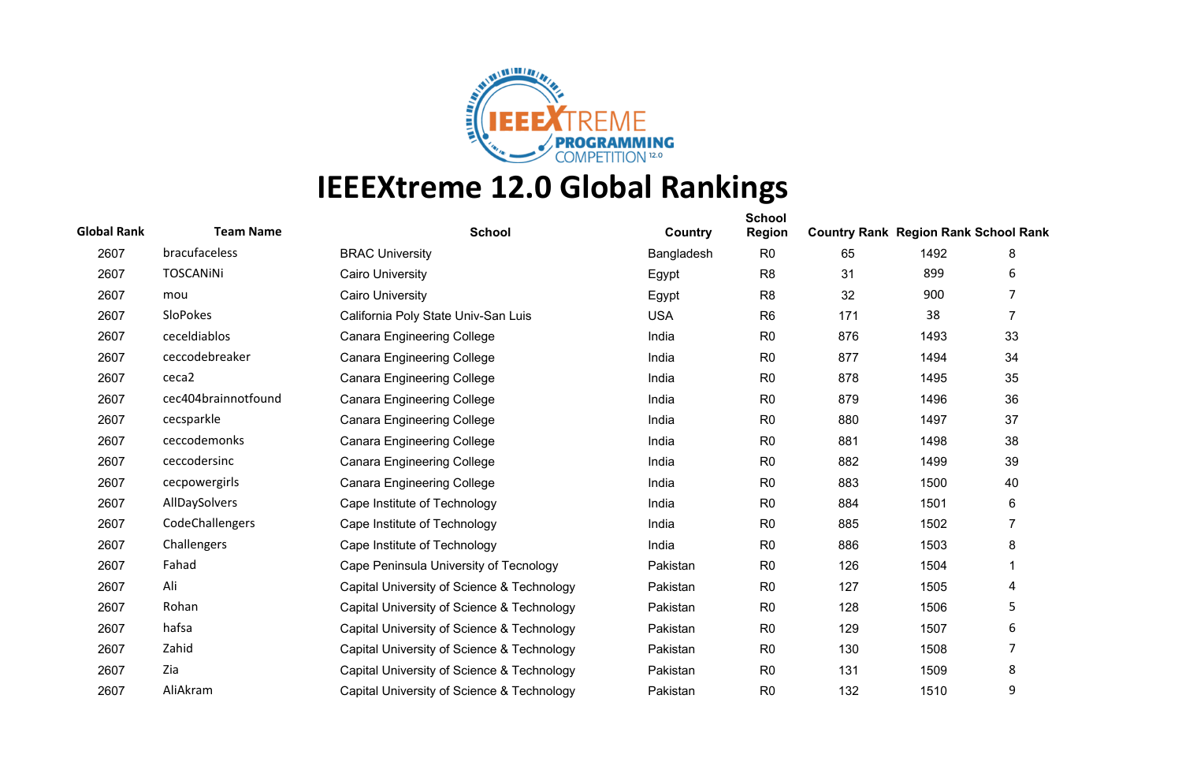# IEEEXtreme 12.0 Global Rankings

| Global Rank | Team Name | School | Country | School Region | Country Rank | Region Rank | School Rank |
|---|---|---|---|---|---|---|---|
| 2607 | bracufaceless | BRAC University | Bangladesh | R0 | 65 | 1492 | 8 |
| 2607 | TOSCANiNi | Cairo University | Egypt | R8 | 31 | 899 | 6 |
| 2607 | mou | Cairo University | Egypt | R8 | 32 | 900 | 7 |
| 2607 | SloPokes | California Poly State Univ-San Luis | USA | R6 | 171 | 38 | 7 |
| 2607 | ceceldiablos | Canara Engineering College | India | R0 | 876 | 1493 | 33 |
| 2607 | ceccodebreaker | Canara Engineering College | India | R0 | 877 | 1494 | 34 |
| 2607 | ceca2 | Canara Engineering College | India | R0 | 878 | 1495 | 35 |
| 2607 | cec404brainnotfound | Canara Engineering College | India | R0 | 879 | 1496 | 36 |
| 2607 | cecsparkle | Canara Engineering College | India | R0 | 880 | 1497 | 37 |
| 2607 | ceccodemonks | Canara Engineering College | India | R0 | 881 | 1498 | 38 |
| 2607 | ceccodersinc | Canara Engineering College | India | R0 | 882 | 1499 | 39 |
| 2607 | cecpowergirls | Canara Engineering College | India | R0 | 883 | 1500 | 40 |
| 2607 | AllDaySolvers | Cape Institute of Technology | India | R0 | 884 | 1501 | 6 |
| 2607 | CodeChallengers | Cape Institute of Technology | India | R0 | 885 | 1502 | 7 |
| 2607 | Challengers | Cape Institute of Technology | India | R0 | 886 | 1503 | 8 |
| 2607 | Fahad | Cape Peninsula University of Tecnology | Pakistan | R0 | 126 | 1504 | 1 |
| 2607 | Ali | Capital University of Science & Technology | Pakistan | R0 | 127 | 1505 | 4 |
| 2607 | Rohan | Capital University of Science & Technology | Pakistan | R0 | 128 | 1506 | 5 |
| 2607 | hafsa | Capital University of Science & Technology | Pakistan | R0 | 129 | 1507 | 6 |
| 2607 | Zahid | Capital University of Science & Technology | Pakistan | R0 | 130 | 1508 | 7 |
| 2607 | Zia | Capital University of Science & Technology | Pakistan | R0 | 131 | 1509 | 8 |
| 2607 | AliAkram | Capital University of Science & Technology | Pakistan | R0 | 132 | 1510 | 9 |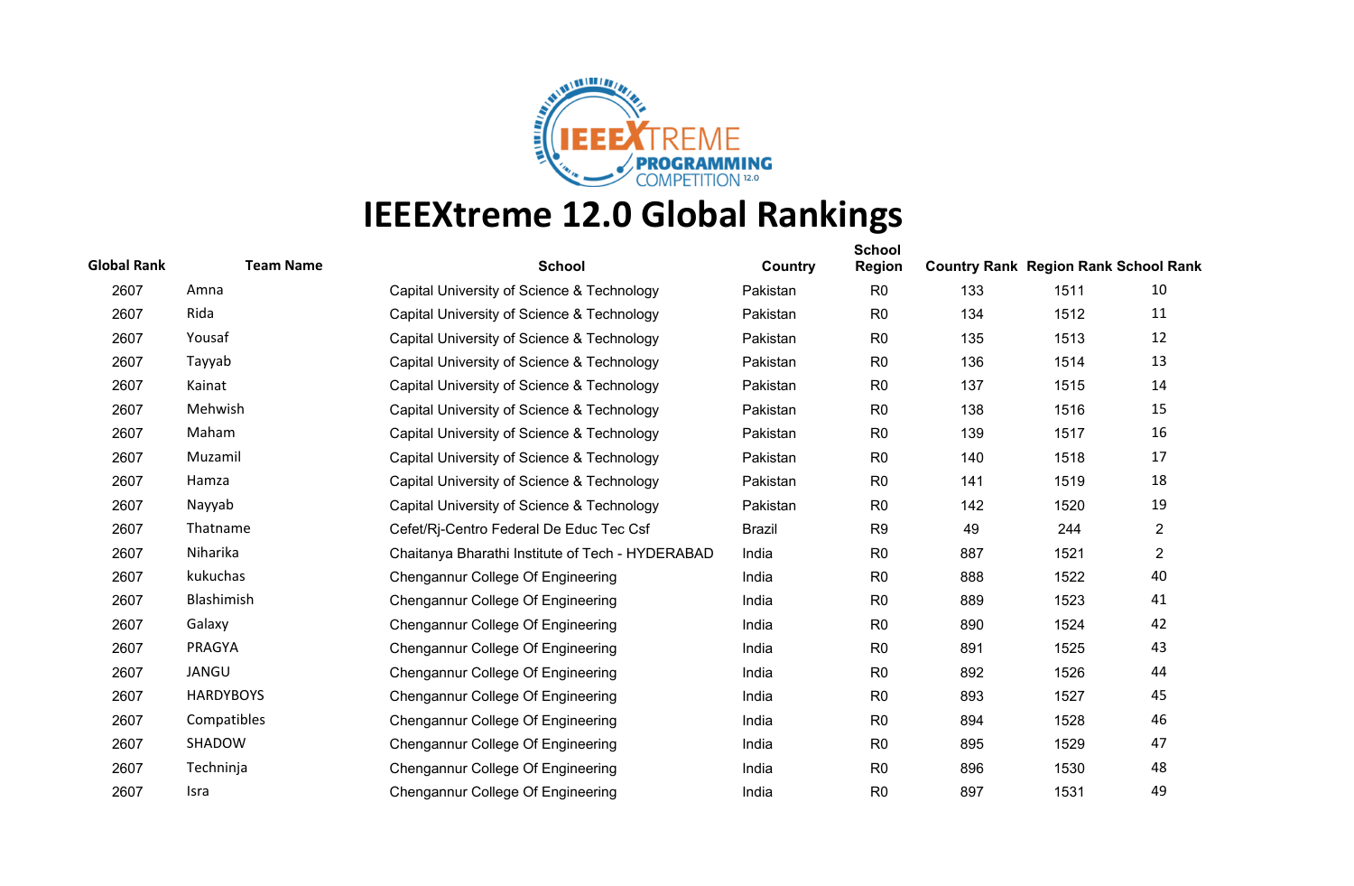# IEEEXtreme 12.0 Global Rankings

| Global Rank | Team Name | School | Country | School Region | Country Rank | Region Rank | School Rank |
|---|---|---|---|---|---|---|---|
| 2607 | Amna | Capital University of Science & Technology | Pakistan | R0 | 133 | 1511 | 10 |
| 2607 | Rida | Capital University of Science & Technology | Pakistan | R0 | 134 | 1512 | 11 |
| 2607 | Yousaf | Capital University of Science & Technology | Pakistan | R0 | 135 | 1513 | 12 |
| 2607 | Tayyab | Capital University of Science & Technology | Pakistan | R0 | 136 | 1514 | 13 |
| 2607 | Kainat | Capital University of Science & Technology | Pakistan | R0 | 137 | 1515 | 14 |
| 2607 | Mehwish | Capital University of Science & Technology | Pakistan | R0 | 138 | 1516 | 15 |
| 2607 | Maham | Capital University of Science & Technology | Pakistan | R0 | 139 | 1517 | 16 |
| 2607 | Muzamil | Capital University of Science & Technology | Pakistan | R0 | 140 | 1518 | 17 |
| 2607 | Hamza | Capital University of Science & Technology | Pakistan | R0 | 141 | 1519 | 18 |
| 2607 | Nayyab | Capital University of Science & Technology | Pakistan | R0 | 142 | 1520 | 19 |
| 2607 | Thatname | Cefet/Rj-Centro Federal De Educ Tec Csf | Brazil | R9 | 49 | 244 | 2 |
| 2607 | Niharika | Chaitanya Bharathi Institute of Tech - HYDERABAD | India | R0 | 887 | 1521 | 2 |
| 2607 | kukuchas | Chengannur College Of Engineering | India | R0 | 888 | 1522 | 40 |
| 2607 | Blashimish | Chengannur College Of Engineering | India | R0 | 889 | 1523 | 41 |
| 2607 | Galaxy | Chengannur College Of Engineering | India | R0 | 890 | 1524 | 42 |
| 2607 | PRAGYA | Chengannur College Of Engineering | India | R0 | 891 | 1525 | 43 |
| 2607 | JANGU | Chengannur College Of Engineering | India | R0 | 892 | 1526 | 44 |
| 2607 | HARDYBOYS | Chengannur College Of Engineering | India | R0 | 893 | 1527 | 45 |
| 2607 | Compatibles | Chengannur College Of Engineering | India | R0 | 894 | 1528 | 46 |
| 2607 | SHADOW | Chengannur College Of Engineering | India | R0 | 895 | 1529 | 47 |
| 2607 | Techninja | Chengannur College Of Engineering | India | R0 | 896 | 1530 | 48 |
| 2607 | Isra | Chengannur College Of Engineering | India | R0 | 897 | 1531 | 49 |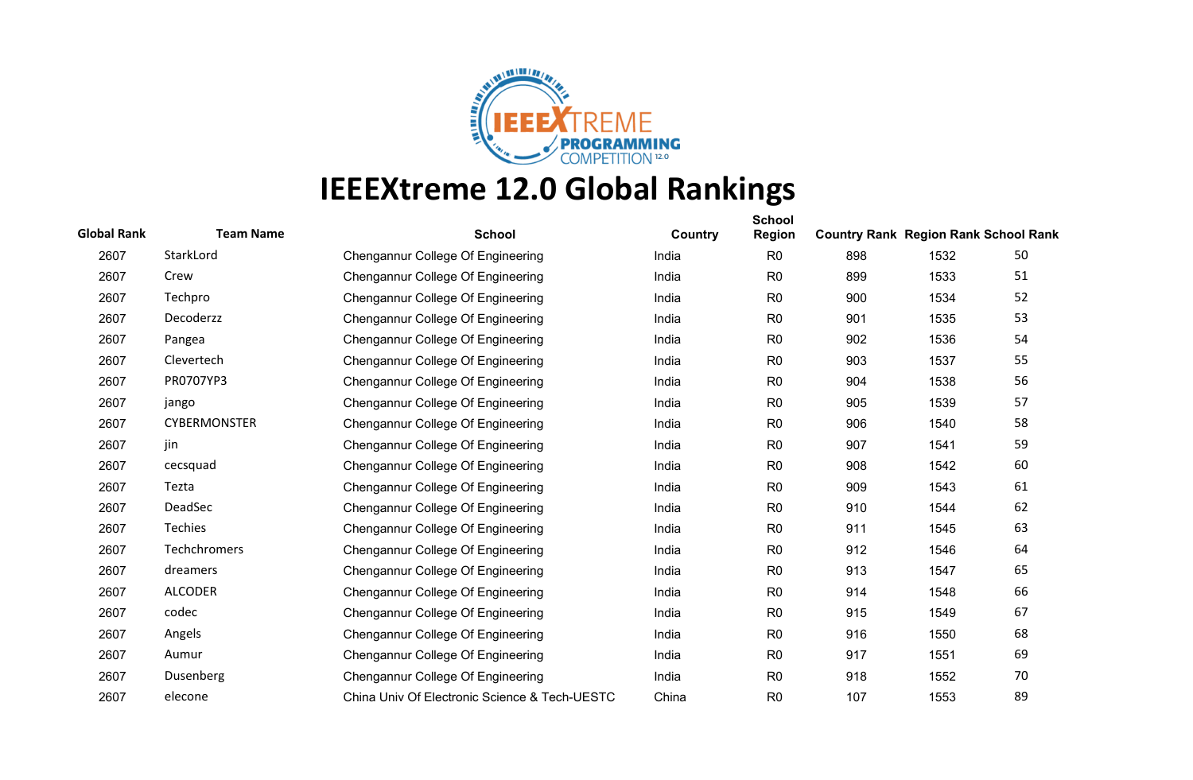# IEEEXtreme 12.0 Global Rankings

| Global Rank | Team Name | School | Country | School Region | Country Rank | Region Rank | School Rank |
|---|---|---|---|---|---|---|---|
| 2607 | StarkLord | Chengannur College Of Engineering | India | R0 | 898 | 1532 | 50 |
| 2607 | Crew | Chengannur College Of Engineering | India | R0 | 899 | 1533 | 51 |
| 2607 | Techpro | Chengannur College Of Engineering | India | R0 | 900 | 1534 | 52 |
| 2607 | Decoderzz | Chengannur College Of Engineering | India | R0 | 901 | 1535 | 53 |
| 2607 | Pangea | Chengannur College Of Engineering | India | R0 | 902 | 1536 | 54 |
| 2607 | Clevertech | Chengannur College Of Engineering | India | R0 | 903 | 1537 | 55 |
| 2607 | PR0707YP3 | Chengannur College Of Engineering | India | R0 | 904 | 1538 | 56 |
| 2607 | jango | Chengannur College Of Engineering | India | R0 | 905 | 1539 | 57 |
| 2607 | CYBERMONSTER | Chengannur College Of Engineering | India | R0 | 906 | 1540 | 58 |
| 2607 | jin | Chengannur College Of Engineering | India | R0 | 907 | 1541 | 59 |
| 2607 | cecsquad | Chengannur College Of Engineering | India | R0 | 908 | 1542 | 60 |
| 2607 | Tezta | Chengannur College Of Engineering | India | R0 | 909 | 1543 | 61 |
| 2607 | DeadSec | Chengannur College Of Engineering | India | R0 | 910 | 1544 | 62 |
| 2607 | Techies | Chengannur College Of Engineering | India | R0 | 911 | 1545 | 63 |
| 2607 | Techchromers | Chengannur College Of Engineering | India | R0 | 912 | 1546 | 64 |
| 2607 | dreamers | Chengannur College Of Engineering | India | R0 | 913 | 1547 | 65 |
| 2607 | ALCODER | Chengannur College Of Engineering | India | R0 | 914 | 1548 | 66 |
| 2607 | codec | Chengannur College Of Engineering | India | R0 | 915 | 1549 | 67 |
| 2607 | Angels | Chengannur College Of Engineering | India | R0 | 916 | 1550 | 68 |
| 2607 | Aumur | Chengannur College Of Engineering | India | R0 | 917 | 1551 | 69 |
| 2607 | Dusenberg | Chengannur College Of Engineering | India | R0 | 918 | 1552 | 70 |
| 2607 | elecone | China Univ Of Electronic Science & Tech-UESTC | China | R0 | 107 | 1553 | 89 |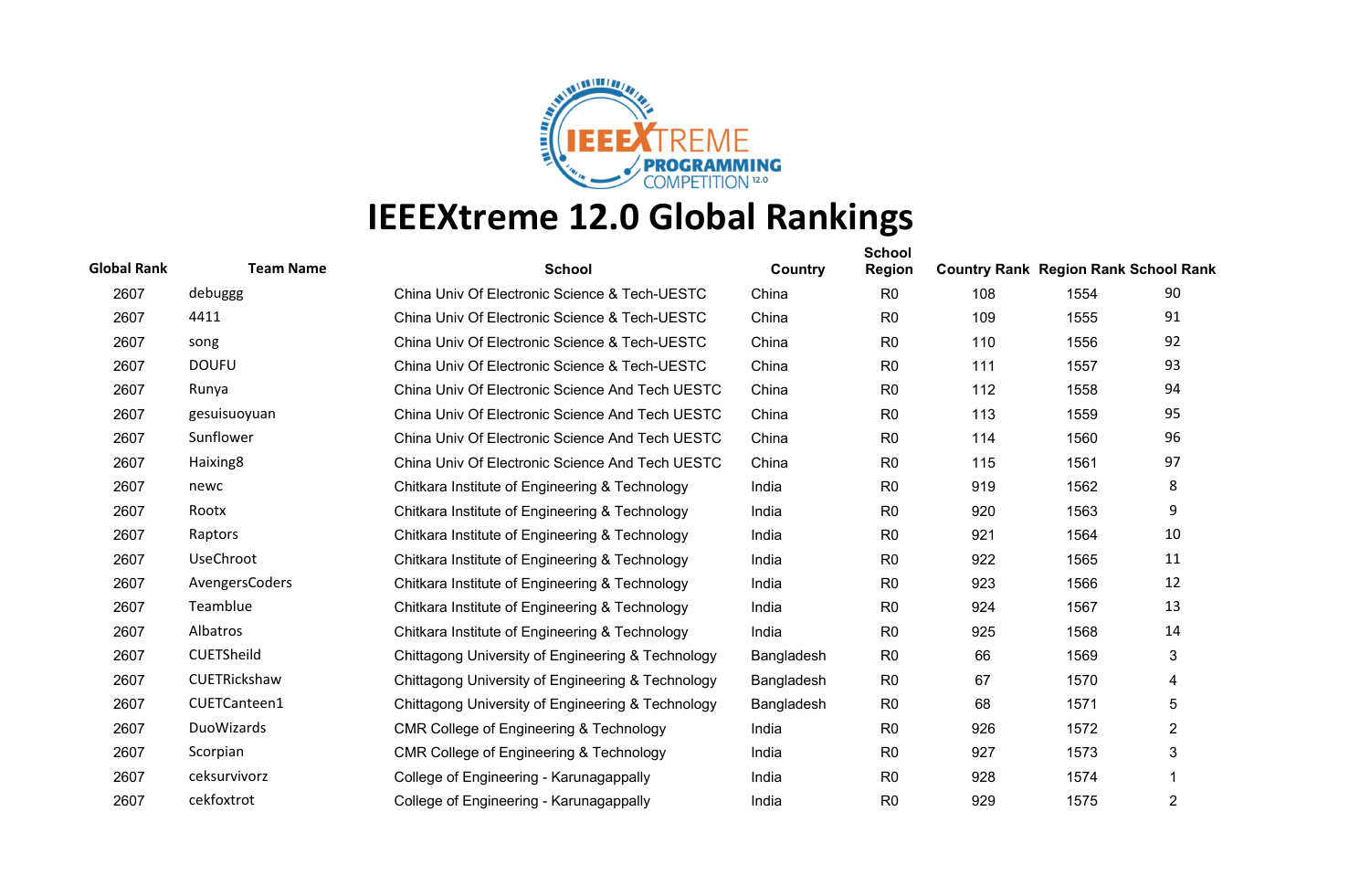# IEEEXtreme 12.0 Global Rankings

| Global Rank | Team Name | School | Country | School Region | Country Rank | Region Rank | School Rank |
|---|---|---|---|---|---|---|---|
| 2607 | debuggg | China Univ Of Electronic Science & Tech-UESTC | China | R0 | 108 | 1554 | 90 |
| 2607 | 4411 | China Univ Of Electronic Science & Tech-UESTC | China | R0 | 109 | 1555 | 91 |
| 2607 | song | China Univ Of Electronic Science & Tech-UESTC | China | R0 | 110 | 1556 | 92 |
| 2607 | DOUFU | China Univ Of Electronic Science & Tech-UESTC | China | R0 | 111 | 1557 | 93 |
| 2607 | Runya | China Univ Of Electronic Science And Tech UESTC | China | R0 | 112 | 1558 | 94 |
| 2607 | gesuisuoyuan | China Univ Of Electronic Science And Tech UESTC | China | R0 | 113 | 1559 | 95 |
| 2607 | Sunflower | China Univ Of Electronic Science And Tech UESTC | China | R0 | 114 | 1560 | 96 |
| 2607 | Haixing8 | China Univ Of Electronic Science And Tech UESTC | China | R0 | 115 | 1561 | 97 |
| 2607 | newc | Chitkara Institute of Engineering & Technology | India | R0 | 919 | 1562 | 8 |
| 2607 | Rootx | Chitkara Institute of Engineering & Technology | India | R0 | 920 | 1563 | 9 |
| 2607 | Raptors | Chitkara Institute of Engineering & Technology | India | R0 | 921 | 1564 | 10 |
| 2607 | UseChroot | Chitkara Institute of Engineering & Technology | India | R0 | 922 | 1565 | 11 |
| 2607 | AvengersCoders | Chitkara Institute of Engineering & Technology | India | R0 | 923 | 1566 | 12 |
| 2607 | Teamblue | Chitkara Institute of Engineering & Technology | India | R0 | 924 | 1567 | 13 |
| 2607 | Albatros | Chitkara Institute of Engineering & Technology | India | R0 | 925 | 1568 | 14 |
| 2607 | CUETSheild | Chittagong University of Engineering & Technology | Bangladesh | R0 | 66 | 1569 | 3 |
| 2607 | CUETRickshaw | Chittagong University of Engineering & Technology | Bangladesh | R0 | 67 | 1570 | 4 |
| 2607 | CUETCanteen1 | Chittagong University of Engineering & Technology | Bangladesh | R0 | 68 | 1571 | 5 |
| 2607 | DuoWizards | CMR College of Engineering & Technology | India | R0 | 926 | 1572 | 2 |
| 2607 | Scorpian | CMR College of Engineering & Technology | India | R0 | 927 | 1573 | 3 |
| 2607 | ceksurvivorz | College of Engineering - Karunagappally | India | R0 | 928 | 1574 | 1 |
| 2607 | cekfoxtrot | College of Engineering - Karunagappally | India | R0 | 929 | 1575 | 2 |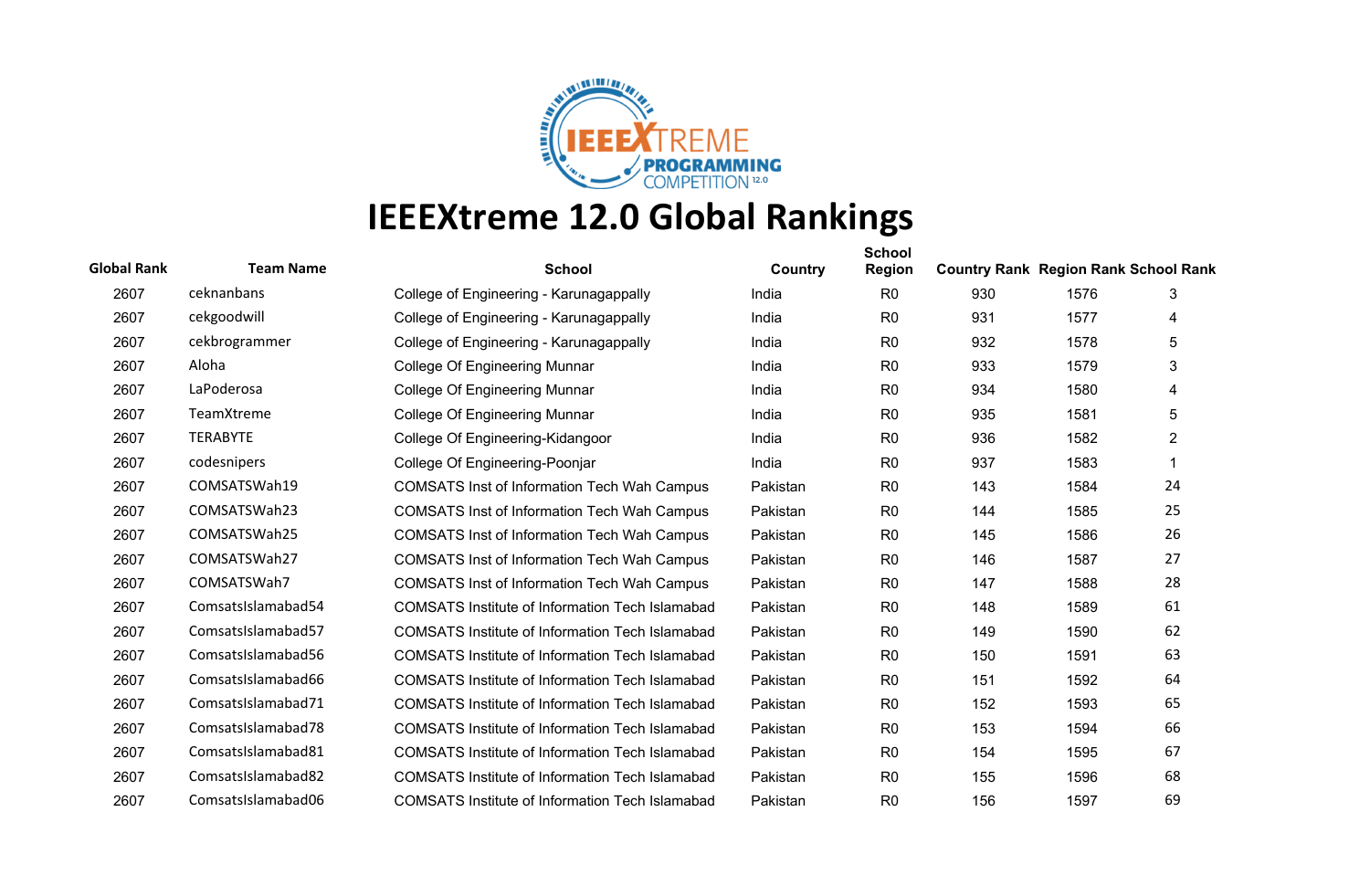# IEEEXtreme 12.0 Global Rankings

| Global Rank | Team Name | School | Country | School Region | Country Rank | Region Rank | School Rank |
|---|---|---|---|---|---|---|---|
| 2607 | ceknanbans | College of Engineering - Karunagappally | India | R0 | 930 | 1576 | 3 |
| 2607 | cekgoodwill | College of Engineering - Karunagappally | India | R0 | 931 | 1577 | 4 |
| 2607 | cekbrogrammer | College of Engineering - Karunagappally | India | R0 | 932 | 1578 | 5 |
| 2607 | Aloha | College Of Engineering Munnar | India | R0 | 933 | 1579 | 3 |
| 2607 | LaPoderosa | College Of Engineering Munnar | India | R0 | 934 | 1580 | 4 |
| 2607 | TeamXtreme | College Of Engineering Munnar | India | R0 | 935 | 1581 | 5 |
| 2607 | TERABYTE | College Of Engineering-Kidangoor | India | R0 | 936 | 1582 | 2 |
| 2607 | codesnipers | College Of Engineering-Poonjar | India | R0 | 937 | 1583 | 1 |
| 2607 | COMSATSWah19 | COMSATS Inst of Information Tech Wah Campus | Pakistan | R0 | 143 | 1584 | 24 |
| 2607 | COMSATSWah23 | COMSATS Inst of Information Tech Wah Campus | Pakistan | R0 | 144 | 1585 | 25 |
| 2607 | COMSATSWah25 | COMSATS Inst of Information Tech Wah Campus | Pakistan | R0 | 145 | 1586 | 26 |
| 2607 | COMSATSWah27 | COMSATS Inst of Information Tech Wah Campus | Pakistan | R0 | 146 | 1587 | 27 |
| 2607 | COMSATSWah7 | COMSATS Inst of Information Tech Wah Campus | Pakistan | R0 | 147 | 1588 | 28 |
| 2607 | ComsatsIslamabad54 | COMSATS Institute of Information Tech Islamabad | Pakistan | R0 | 148 | 1589 | 61 |
| 2607 | ComsatsIslamabad57 | COMSATS Institute of Information Tech Islamabad | Pakistan | R0 | 149 | 1590 | 62 |
| 2607 | ComsatsIslamabad56 | COMSATS Institute of Information Tech Islamabad | Pakistan | R0 | 150 | 1591 | 63 |
| 2607 | ComsatsIslamabad66 | COMSATS Institute of Information Tech Islamabad | Pakistan | R0 | 151 | 1592 | 64 |
| 2607 | ComsatsIslamabad71 | COMSATS Institute of Information Tech Islamabad | Pakistan | R0 | 152 | 1593 | 65 |
| 2607 | ComsatsIslamabad78 | COMSATS Institute of Information Tech Islamabad | Pakistan | R0 | 153 | 1594 | 66 |
| 2607 | ComsatsIslamabad81 | COMSATS Institute of Information Tech Islamabad | Pakistan | R0 | 154 | 1595 | 67 |
| 2607 | ComsatsIslamabad82 | COMSATS Institute of Information Tech Islamabad | Pakistan | R0 | 155 | 1596 | 68 |
| 2607 | ComsatsIslamabad06 | COMSATS Institute of Information Tech Islamabad | Pakistan | R0 | 156 | 1597 | 69 |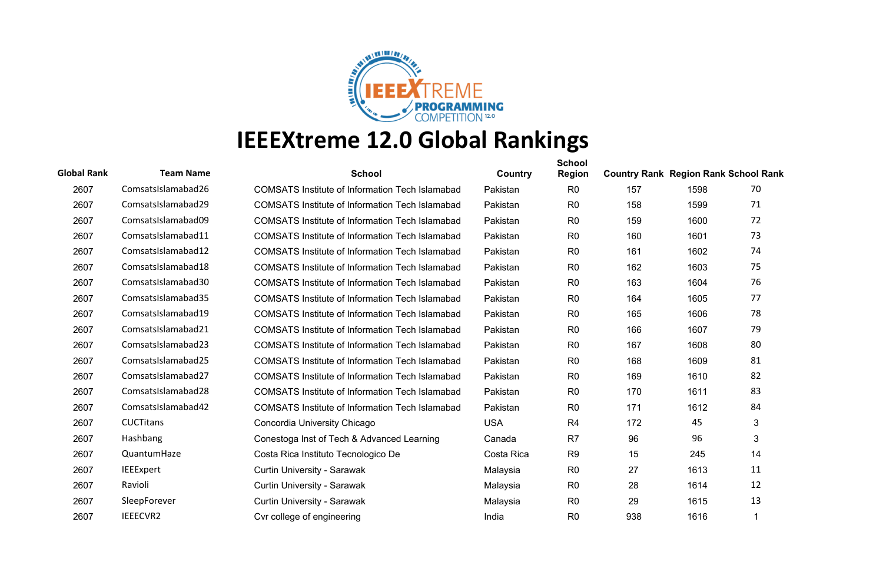# IEEEXtreme 12.0 Global Rankings

| Global Rank | Team Name | School | Country | School Region | Country Rank | Region Rank | School Rank |
|---|---|---|---|---|---|---|---|
| 2607 | ComsatsIslamabad26 | COMSATS Institute of Information Tech Islamabad | Pakistan | R0 | 157 | 1598 | 70 |
| 2607 | ComsatsIslamabad29 | COMSATS Institute of Information Tech Islamabad | Pakistan | R0 | 158 | 1599 | 71 |
| 2607 | ComsatsIslamabad09 | COMSATS Institute of Information Tech Islamabad | Pakistan | R0 | 159 | 1600 | 72 |
| 2607 | ComsatsIslamabad11 | COMSATS Institute of Information Tech Islamabad | Pakistan | R0 | 160 | 1601 | 73 |
| 2607 | ComsatsIslamabad12 | COMSATS Institute of Information Tech Islamabad | Pakistan | R0 | 161 | 1602 | 74 |
| 2607 | ComsatsIslamabad18 | COMSATS Institute of Information Tech Islamabad | Pakistan | R0 | 162 | 1603 | 75 |
| 2607 | ComsatsIslamabad30 | COMSATS Institute of Information Tech Islamabad | Pakistan | R0 | 163 | 1604 | 76 |
| 2607 | ComsatsIslamabad35 | COMSATS Institute of Information Tech Islamabad | Pakistan | R0 | 164 | 1605 | 77 |
| 2607 | ComsatsIslamabad19 | COMSATS Institute of Information Tech Islamabad | Pakistan | R0 | 165 | 1606 | 78 |
| 2607 | ComsatsIslamabad21 | COMSATS Institute of Information Tech Islamabad | Pakistan | R0 | 166 | 1607 | 79 |
| 2607 | ComsatsIslamabad23 | COMSATS Institute of Information Tech Islamabad | Pakistan | R0 | 167 | 1608 | 80 |
| 2607 | ComsatsIslamabad25 | COMSATS Institute of Information Tech Islamabad | Pakistan | R0 | 168 | 1609 | 81 |
| 2607 | ComsatsIslamabad27 | COMSATS Institute of Information Tech Islamabad | Pakistan | R0 | 169 | 1610 | 82 |
| 2607 | ComsatsIslamabad28 | COMSATS Institute of Information Tech Islamabad | Pakistan | R0 | 170 | 1611 | 83 |
| 2607 | ComsatsIslamabad42 | COMSATS Institute of Information Tech Islamabad | Pakistan | R0 | 171 | 1612 | 84 |
| 2607 | CUCTitans | Concordia University Chicago | USA | R4 | 172 | 45 | 3 |
| 2607 | Hashbang | Conestoga Inst of Tech & Advanced Learning | Canada | R7 | 96 | 96 | 3 |
| 2607 | QuantumHaze | Costa Rica Instituto Tecnologico De | Costa Rica | R9 | 15 | 245 | 14 |
| 2607 | IEEExpert | Curtin University - Sarawak | Malaysia | R0 | 27 | 1613 | 11 |
| 2607 | Ravioli | Curtin University - Sarawak | Malaysia | R0 | 28 | 1614 | 12 |
| 2607 | SleepForever | Curtin University - Sarawak | Malaysia | R0 | 29 | 1615 | 13 |
| 2607 | IEEECVR2 | Cvr college of engineering | India | R0 | 938 | 1616 | 1 |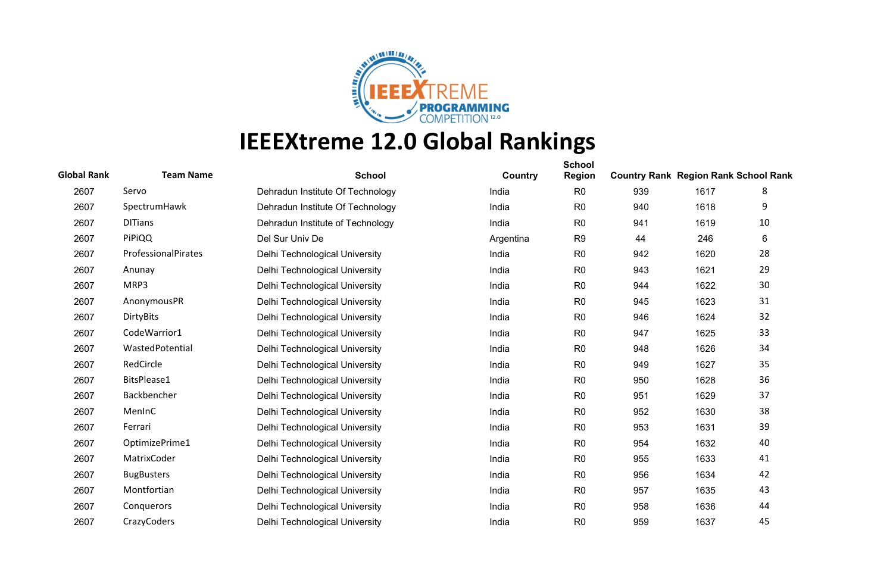# IEEEXtreme 12.0 Global Rankings

| Global Rank | Team Name | School | Country | School Region | Country Rank | Region Rank | School Rank |
|---|---|---|---|---|---|---|---|
| 2607 | Servo | Dehradun Institute Of Technology | India | R0 | 939 | 1617 | 8 |
| 2607 | SpectrumHawk | Dehradun Institute Of Technology | India | R0 | 940 | 1618 | 9 |
| 2607 | DITians | Dehradun Institute of Technology | India | R0 | 941 | 1619 | 10 |
| 2607 | PiPiQQ | Del Sur Univ De | Argentina | R9 | 44 | 246 | 6 |
| 2607 | ProfessionalPirates | Delhi Technological University | India | R0 | 942 | 1620 | 28 |
| 2607 | Anunay | Delhi Technological University | India | R0 | 943 | 1621 | 29 |
| 2607 | MRP3 | Delhi Technological University | India | R0 | 944 | 1622 | 30 |
| 2607 | AnonymousPR | Delhi Technological University | India | R0 | 945 | 1623 | 31 |
| 2607 | DirtyBits | Delhi Technological University | India | R0 | 946 | 1624 | 32 |
| 2607 | CodeWarrior1 | Delhi Technological University | India | R0 | 947 | 1625 | 33 |
| 2607 | WastedPotential | Delhi Technological University | India | R0 | 948 | 1626 | 34 |
| 2607 | RedCircle | Delhi Technological University | India | R0 | 949 | 1627 | 35 |
| 2607 | BitsPlease1 | Delhi Technological University | India | R0 | 950 | 1628 | 36 |
| 2607 | Backbencher | Delhi Technological University | India | R0 | 951 | 1629 | 37 |
| 2607 | MenInC | Delhi Technological University | India | R0 | 952 | 1630 | 38 |
| 2607 | Ferrari | Delhi Technological University | India | R0 | 953 | 1631 | 39 |
| 2607 | OptimizePrime1 | Delhi Technological University | India | R0 | 954 | 1632 | 40 |
| 2607 | MatrixCoder | Delhi Technological University | India | R0 | 955 | 1633 | 41 |
| 2607 | BugBusters | Delhi Technological University | India | R0 | 956 | 1634 | 42 |
| 2607 | Montfortian | Delhi Technological University | India | R0 | 957 | 1635 | 43 |
| 2607 | Conquerors | Delhi Technological University | India | R0 | 958 | 1636 | 44 |
| 2607 | CrazyCoders | Delhi Technological University | India | R0 | 959 | 1637 | 45 |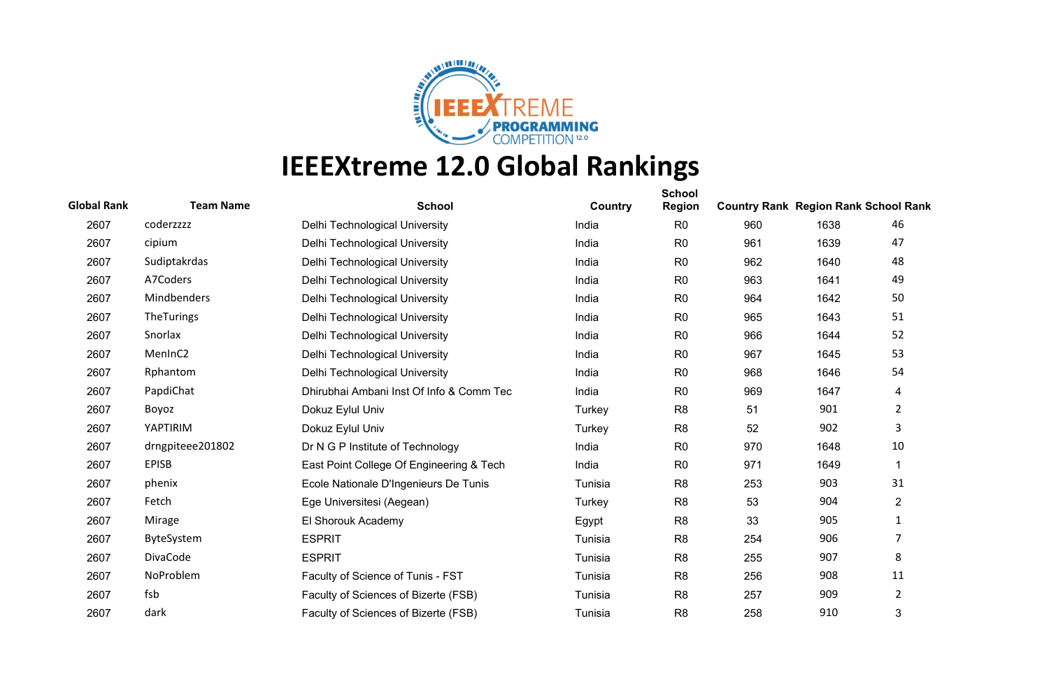# IEEEXtreme 12.0 Global Rankings

| Global Rank | Team Name | School | Country | School Region | Country Rank | Region Rank | School Rank |
|---|---|---|---|---|---|---|---|
| 2607 | coderzzzz | Delhi Technological University | India | R0 | 960 | 1638 | 46 |
| 2607 | cipium | Delhi Technological University | India | R0 | 961 | 1639 | 47 |
| 2607 | Sudiptakrdas | Delhi Technological University | India | R0 | 962 | 1640 | 48 |
| 2607 | A7Coders | Delhi Technological University | India | R0 | 963 | 1641 | 49 |
| 2607 | Mindbenders | Delhi Technological University | India | R0 | 964 | 1642 | 50 |
| 2607 | TheTurings | Delhi Technological University | India | R0 | 965 | 1643 | 51 |
| 2607 | Snorlax | Delhi Technological University | India | R0 | 966 | 1644 | 52 |
| 2607 | MenInC2 | Delhi Technological University | India | R0 | 967 | 1645 | 53 |
| 2607 | Rphantom | Delhi Technological University | India | R0 | 968 | 1646 | 54 |
| 2607 | PapdiChat | Dhirubhai Ambani Inst Of Info & Comm Tec | India | R0 | 969 | 1647 | 4 |
| 2607 | Boyoz | Dokuz Eylul Univ | Turkey | R8 | 51 | 901 | 2 |
| 2607 | YAPTIRIM | Dokuz Eylul Univ | Turkey | R8 | 52 | 902 | 3 |
| 2607 | drngpiteee201802 | Dr N G P Institute of Technology | India | R0 | 970 | 1648 | 10 |
| 2607 | EPISB | East Point College Of Engineering & Tech | India | R0 | 971 | 1649 | 1 |
| 2607 | phenix | Ecole Nationale D'Ingenieurs De Tunis | Tunisia | R8 | 253 | 903 | 31 |
| 2607 | Fetch | Ege Universitesi (Aegean) | Turkey | R8 | 53 | 904 | 2 |
| 2607 | Mirage | El Shorouk Academy | Egypt | R8 | 33 | 905 | 1 |
| 2607 | ByteSystem | ESPRIT | Tunisia | R8 | 254 | 906 | 7 |
| 2607 | DivaCode | ESPRIT | Tunisia | R8 | 255 | 907 | 8 |
| 2607 | NoProblem | Faculty of Science of Tunis - FST | Tunisia | R8 | 256 | 908 | 11 |
| 2607 | fsb | Faculty of Sciences of Bizerte (FSB) | Tunisia | R8 | 257 | 909 | 2 |
| 2607 | dark | Faculty of Sciences of Bizerte (FSB) | Tunisia | R8 | 258 | 910 | 3 |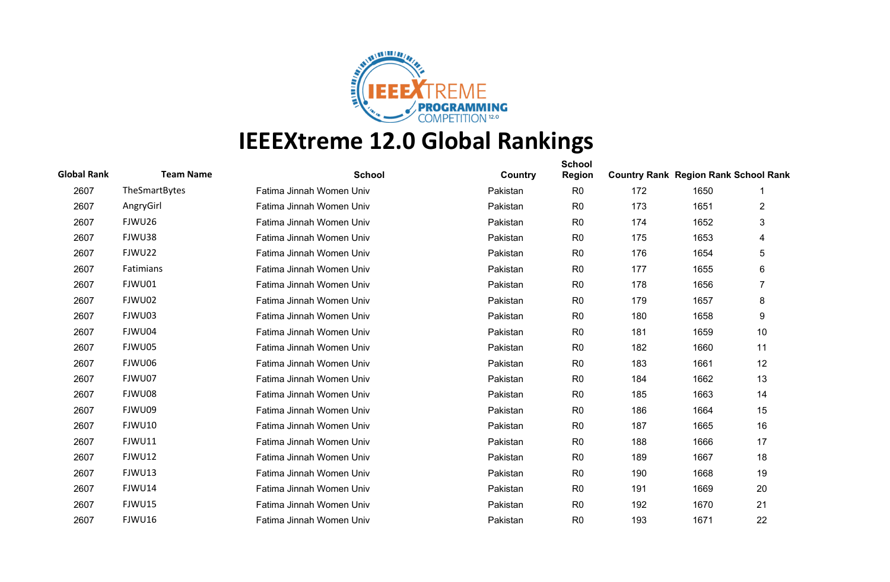# IEEEXtreme 12.0 Global Rankings

| Global Rank | Team Name | School | Country | School Region | Country Rank | Region Rank | School Rank |
|---|---|---|---|---|---|---|---|
| 2607 | TheSmartBytes | Fatima Jinnah Women Univ | Pakistan | R0 | 172 | 1650 | 1 |
| 2607 | AngryGirl | Fatima Jinnah Women Univ | Pakistan | R0 | 173 | 1651 | 2 |
| 2607 | FJWU26 | Fatima Jinnah Women Univ | Pakistan | R0 | 174 | 1652 | 3 |
| 2607 | FJWU38 | Fatima Jinnah Women Univ | Pakistan | R0 | 175 | 1653 | 4 |
| 2607 | FJWU22 | Fatima Jinnah Women Univ | Pakistan | R0 | 176 | 1654 | 5 |
| 2607 | Fatimians | Fatima Jinnah Women Univ | Pakistan | R0 | 177 | 1655 | 6 |
| 2607 | FJWU01 | Fatima Jinnah Women Univ | Pakistan | R0 | 178 | 1656 | 7 |
| 2607 | FJWU02 | Fatima Jinnah Women Univ | Pakistan | R0 | 179 | 1657 | 8 |
| 2607 | FJWU03 | Fatima Jinnah Women Univ | Pakistan | R0 | 180 | 1658 | 9 |
| 2607 | FJWU04 | Fatima Jinnah Women Univ | Pakistan | R0 | 181 | 1659 | 10 |
| 2607 | FJWU05 | Fatima Jinnah Women Univ | Pakistan | R0 | 182 | 1660 | 11 |
| 2607 | FJWU06 | Fatima Jinnah Women Univ | Pakistan | R0 | 183 | 1661 | 12 |
| 2607 | FJWU07 | Fatima Jinnah Women Univ | Pakistan | R0 | 184 | 1662 | 13 |
| 2607 | FJWU08 | Fatima Jinnah Women Univ | Pakistan | R0 | 185 | 1663 | 14 |
| 2607 | FJWU09 | Fatima Jinnah Women Univ | Pakistan | R0 | 186 | 1664 | 15 |
| 2607 | FJWU10 | Fatima Jinnah Women Univ | Pakistan | R0 | 187 | 1665 | 16 |
| 2607 | FJWU11 | Fatima Jinnah Women Univ | Pakistan | R0 | 188 | 1666 | 17 |
| 2607 | FJWU12 | Fatima Jinnah Women Univ | Pakistan | R0 | 189 | 1667 | 18 |
| 2607 | FJWU13 | Fatima Jinnah Women Univ | Pakistan | R0 | 190 | 1668 | 19 |
| 2607 | FJWU14 | Fatima Jinnah Women Univ | Pakistan | R0 | 191 | 1669 | 20 |
| 2607 | FJWU15 | Fatima Jinnah Women Univ | Pakistan | R0 | 192 | 1670 | 21 |
| 2607 | FJWU16 | Fatima Jinnah Women Univ | Pakistan | R0 | 193 | 1671 | 22 |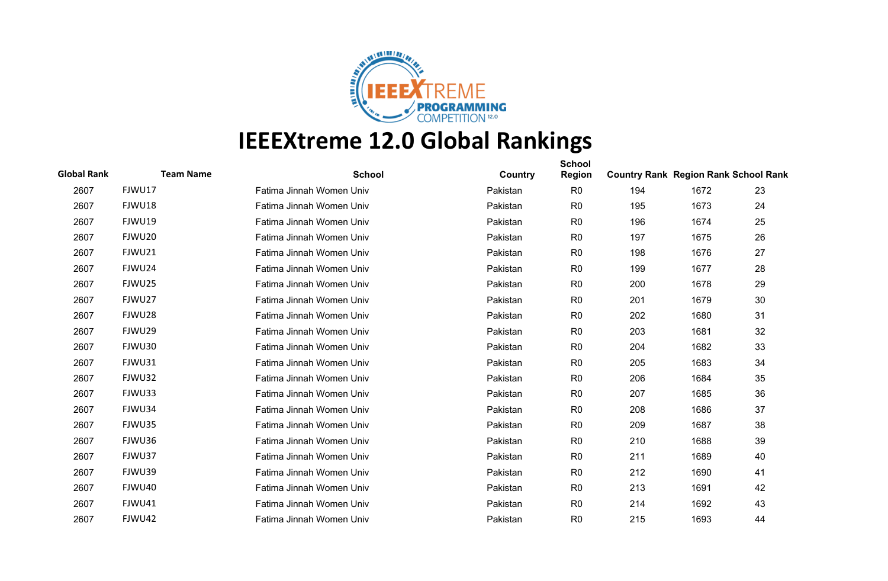# IEEEXtreme 12.0 Global Rankings

| Global Rank | Team Name | School | Country | School Region | Country Rank | Region Rank | School Rank |
|---|---|---|---|---|---|---|---|
| 2607 | FJWU17 | Fatima Jinnah Women Univ | Pakistan | R0 | 194 | 1672 | 23 |
| 2607 | FJWU18 | Fatima Jinnah Women Univ | Pakistan | R0 | 195 | 1673 | 24 |
| 2607 | FJWU19 | Fatima Jinnah Women Univ | Pakistan | R0 | 196 | 1674 | 25 |
| 2607 | FJWU20 | Fatima Jinnah Women Univ | Pakistan | R0 | 197 | 1675 | 26 |
| 2607 | FJWU21 | Fatima Jinnah Women Univ | Pakistan | R0 | 198 | 1676 | 27 |
| 2607 | FJWU24 | Fatima Jinnah Women Univ | Pakistan | R0 | 199 | 1677 | 28 |
| 2607 | FJWU25 | Fatima Jinnah Women Univ | Pakistan | R0 | 200 | 1678 | 29 |
| 2607 | FJWU27 | Fatima Jinnah Women Univ | Pakistan | R0 | 201 | 1679 | 30 |
| 2607 | FJWU28 | Fatima Jinnah Women Univ | Pakistan | R0 | 202 | 1680 | 31 |
| 2607 | FJWU29 | Fatima Jinnah Women Univ | Pakistan | R0 | 203 | 1681 | 32 |
| 2607 | FJWU30 | Fatima Jinnah Women Univ | Pakistan | R0 | 204 | 1682 | 33 |
| 2607 | FJWU31 | Fatima Jinnah Women Univ | Pakistan | R0 | 205 | 1683 | 34 |
| 2607 | FJWU32 | Fatima Jinnah Women Univ | Pakistan | R0 | 206 | 1684 | 35 |
| 2607 | FJWU33 | Fatima Jinnah Women Univ | Pakistan | R0 | 207 | 1685 | 36 |
| 2607 | FJWU34 | Fatima Jinnah Women Univ | Pakistan | R0 | 208 | 1686 | 37 |
| 2607 | FJWU35 | Fatima Jinnah Women Univ | Pakistan | R0 | 209 | 1687 | 38 |
| 2607 | FJWU36 | Fatima Jinnah Women Univ | Pakistan | R0 | 210 | 1688 | 39 |
| 2607 | FJWU37 | Fatima Jinnah Women Univ | Pakistan | R0 | 211 | 1689 | 40 |
| 2607 | FJWU39 | Fatima Jinnah Women Univ | Pakistan | R0 | 212 | 1690 | 41 |
| 2607 | FJWU40 | Fatima Jinnah Women Univ | Pakistan | R0 | 213 | 1691 | 42 |
| 2607 | FJWU41 | Fatima Jinnah Women Univ | Pakistan | R0 | 214 | 1692 | 43 |
| 2607 | FJWU42 | Fatima Jinnah Women Univ | Pakistan | R0 | 215 | 1693 | 44 |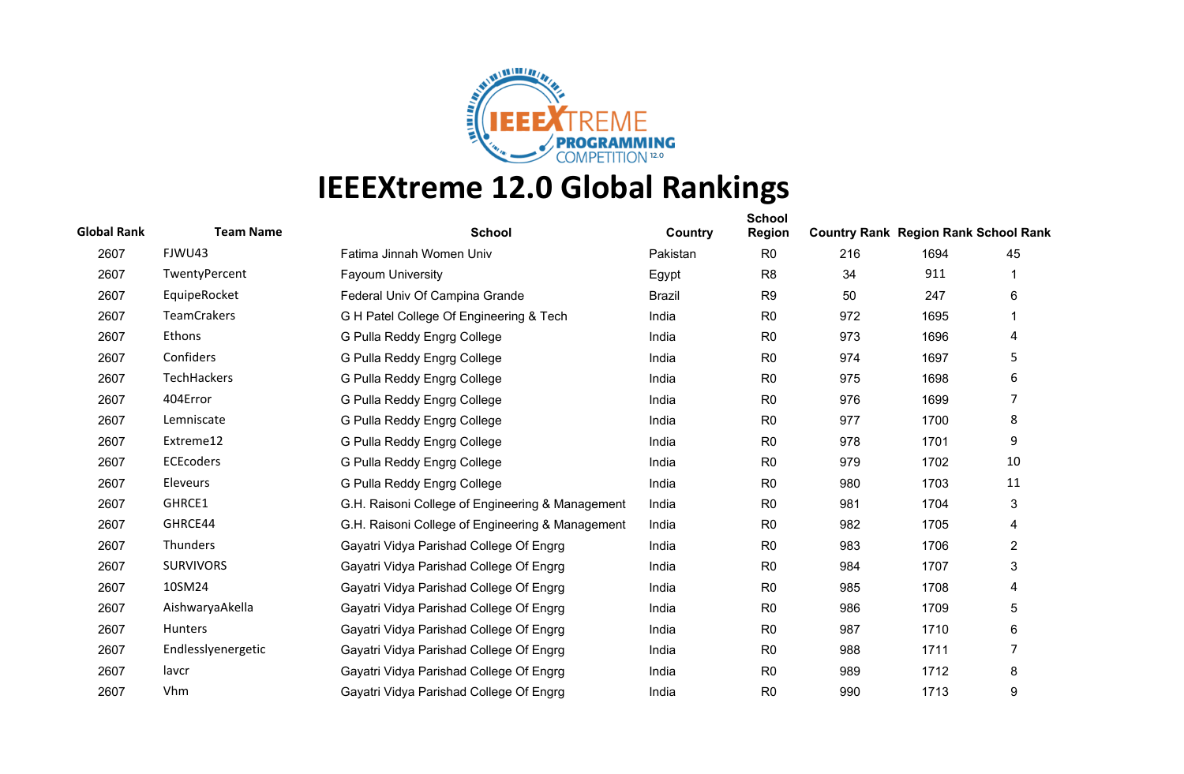# IEEEXtreme 12.0 Global Rankings

| Global Rank | Team Name | School | Country | School Region | Country Rank | Region Rank | School Rank |
|---|---|---|---|---|---|---|---|
| 2607 | FJWU43 | Fatima Jinnah Women Univ | Pakistan | R0 | 216 | 1694 | 45 |
| 2607 | TwentyPercent | Fayoum University | Egypt | R8 | 34 | 911 | 1 |
| 2607 | EquipeRocket | Federal Univ Of Campina Grande | Brazil | R9 | 50 | 247 | 6 |
| 2607 | TeamCrakers | G H Patel College Of Engineering & Tech | India | R0 | 972 | 1695 | 1 |
| 2607 | Ethons | G Pulla Reddy Engrg College | India | R0 | 973 | 1696 | 4 |
| 2607 | Confiders | G Pulla Reddy Engrg College | India | R0 | 974 | 1697 | 5 |
| 2607 | TechHackers | G Pulla Reddy Engrg College | India | R0 | 975 | 1698 | 6 |
| 2607 | 404Error | G Pulla Reddy Engrg College | India | R0 | 976 | 1699 | 7 |
| 2607 | Lemniscate | G Pulla Reddy Engrg College | India | R0 | 977 | 1700 | 8 |
| 2607 | Extreme12 | G Pulla Reddy Engrg College | India | R0 | 978 | 1701 | 9 |
| 2607 | ECEcoders | G Pulla Reddy Engrg College | India | R0 | 979 | 1702 | 10 |
| 2607 | Eleveurs | G Pulla Reddy Engrg College | India | R0 | 980 | 1703 | 11 |
| 2607 | GHRCE1 | G.H. Raisoni College of Engineering & Management | India | R0 | 981 | 1704 | 3 |
| 2607 | GHRCE44 | G.H. Raisoni College of Engineering & Management | India | R0 | 982 | 1705 | 4 |
| 2607 | Thunders | Gayatri Vidya Parishad College Of Engrg | India | R0 | 983 | 1706 | 2 |
| 2607 | SURVIVORS | Gayatri Vidya Parishad College Of Engrg | India | R0 | 984 | 1707 | 3 |
| 2607 | 10SM24 | Gayatri Vidya Parishad College Of Engrg | India | R0 | 985 | 1708 | 4 |
| 2607 | AishwaryaAkella | Gayatri Vidya Parishad College Of Engrg | India | R0 | 986 | 1709 | 5 |
| 2607 | Hunters | Gayatri Vidya Parishad College Of Engrg | India | R0 | 987 | 1710 | 6 |
| 2607 | Endlesslyenergetic | Gayatri Vidya Parishad College Of Engrg | India | R0 | 988 | 1711 | 7 |
| 2607 | lavcr | Gayatri Vidya Parishad College Of Engrg | India | R0 | 989 | 1712 | 8 |
| 2607 | Vhm | Gayatri Vidya Parishad College Of Engrg | India | R0 | 990 | 1713 | 9 |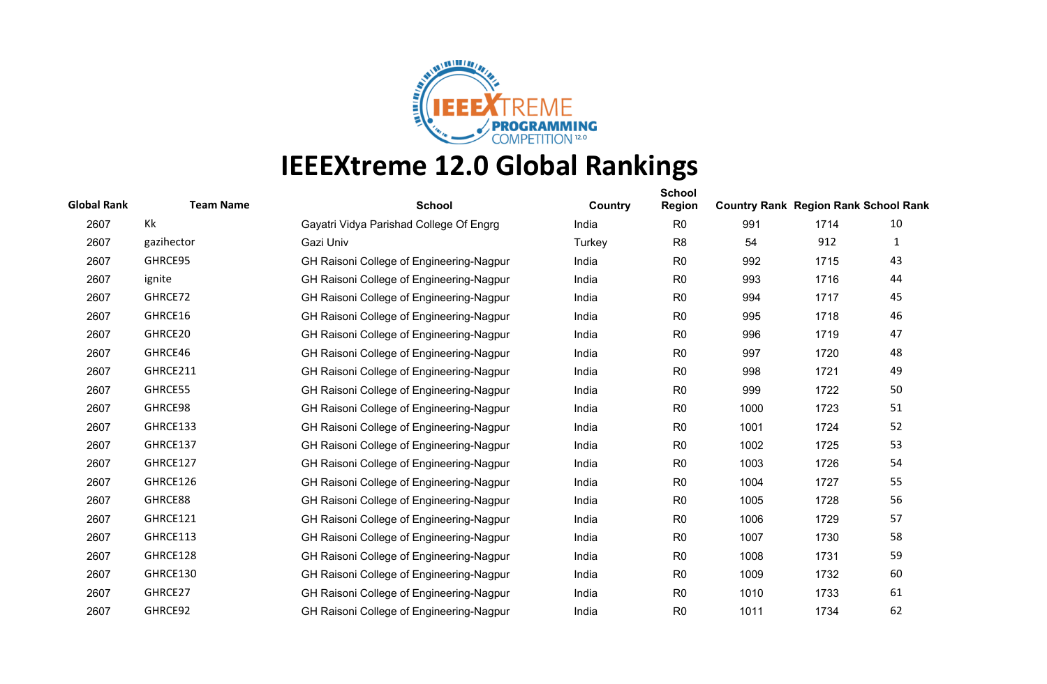# IEEEXtreme 12.0 Global Rankings

| Global Rank | Team Name | School | Country | School Region | Country Rank | Region Rank | School Rank |
|---|---|---|---|---|---|---|---|
| 2607 | Kk | Gayatri Vidya Parishad College Of Engrg | India | R0 | 991 | 1714 | 10 |
| 2607 | gazihector | Gazi Univ | Turkey | R8 | 54 | 912 | 1 |
| 2607 | GHRCE95 | GH Raisoni College of Engineering-Nagpur | India | R0 | 992 | 1715 | 43 |
| 2607 | ignite | GH Raisoni College of Engineering-Nagpur | India | R0 | 993 | 1716 | 44 |
| 2607 | GHRCE72 | GH Raisoni College of Engineering-Nagpur | India | R0 | 994 | 1717 | 45 |
| 2607 | GHRCE16 | GH Raisoni College of Engineering-Nagpur | India | R0 | 995 | 1718 | 46 |
| 2607 | GHRCE20 | GH Raisoni College of Engineering-Nagpur | India | R0 | 996 | 1719 | 47 |
| 2607 | GHRCE46 | GH Raisoni College of Engineering-Nagpur | India | R0 | 997 | 1720 | 48 |
| 2607 | GHRCE211 | GH Raisoni College of Engineering-Nagpur | India | R0 | 998 | 1721 | 49 |
| 2607 | GHRCE55 | GH Raisoni College of Engineering-Nagpur | India | R0 | 999 | 1722 | 50 |
| 2607 | GHRCE98 | GH Raisoni College of Engineering-Nagpur | India | R0 | 1000 | 1723 | 51 |
| 2607 | GHRCE133 | GH Raisoni College of Engineering-Nagpur | India | R0 | 1001 | 1724 | 52 |
| 2607 | GHRCE137 | GH Raisoni College of Engineering-Nagpur | India | R0 | 1002 | 1725 | 53 |
| 2607 | GHRCE127 | GH Raisoni College of Engineering-Nagpur | India | R0 | 1003 | 1726 | 54 |
| 2607 | GHRCE126 | GH Raisoni College of Engineering-Nagpur | India | R0 | 1004 | 1727 | 55 |
| 2607 | GHRCE88 | GH Raisoni College of Engineering-Nagpur | India | R0 | 1005 | 1728 | 56 |
| 2607 | GHRCE121 | GH Raisoni College of Engineering-Nagpur | India | R0 | 1006 | 1729 | 57 |
| 2607 | GHRCE113 | GH Raisoni College of Engineering-Nagpur | India | R0 | 1007 | 1730 | 58 |
| 2607 | GHRCE128 | GH Raisoni College of Engineering-Nagpur | India | R0 | 1008 | 1731 | 59 |
| 2607 | GHRCE130 | GH Raisoni College of Engineering-Nagpur | India | R0 | 1009 | 1732 | 60 |
| 2607 | GHRCE27 | GH Raisoni College of Engineering-Nagpur | India | R0 | 1010 | 1733 | 61 |
| 2607 | GHRCE92 | GH Raisoni College of Engineering-Nagpur | India | R0 | 1011 | 1734 | 62 |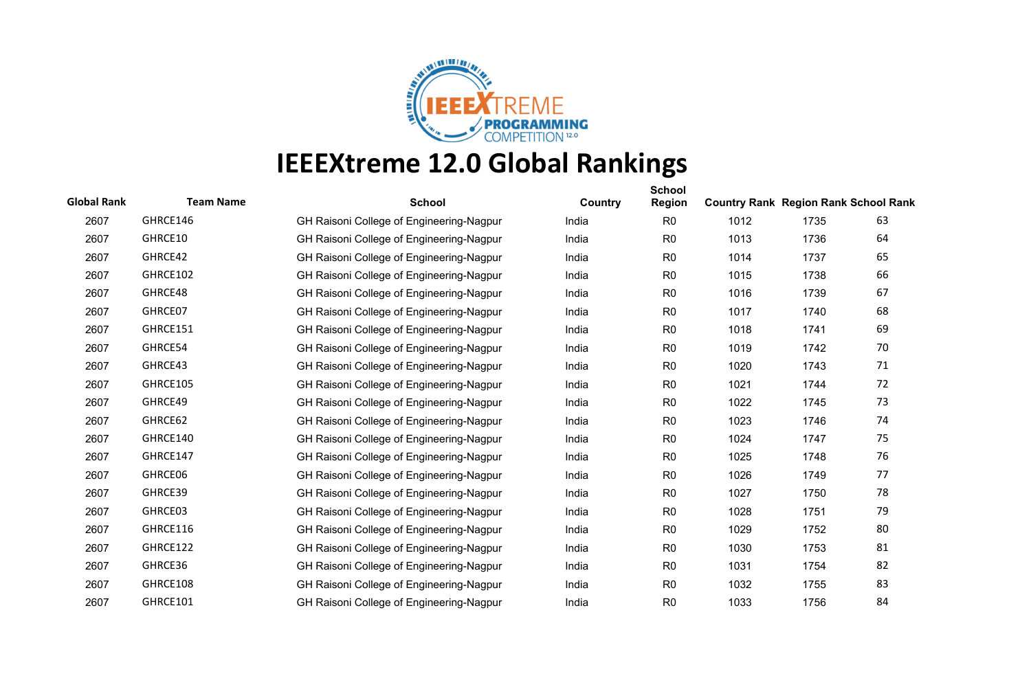# IEEEXtreme 12.0 Global Rankings

| Global Rank | Team Name | School | Country | School Region | Country Rank | Region Rank | School Rank |
|---|---|---|---|---|---|---|---|
| 2607 | GHRCE146 | GH Raisoni College of Engineering-Nagpur | India | R0 | 1012 | 1735 | 63 |
| 2607 | GHRCE10 | GH Raisoni College of Engineering-Nagpur | India | R0 | 1013 | 1736 | 64 |
| 2607 | GHRCE42 | GH Raisoni College of Engineering-Nagpur | India | R0 | 1014 | 1737 | 65 |
| 2607 | GHRCE102 | GH Raisoni College of Engineering-Nagpur | India | R0 | 1015 | 1738 | 66 |
| 2607 | GHRCE48 | GH Raisoni College of Engineering-Nagpur | India | R0 | 1016 | 1739 | 67 |
| 2607 | GHRCE07 | GH Raisoni College of Engineering-Nagpur | India | R0 | 1017 | 1740 | 68 |
| 2607 | GHRCE151 | GH Raisoni College of Engineering-Nagpur | India | R0 | 1018 | 1741 | 69 |
| 2607 | GHRCE54 | GH Raisoni College of Engineering-Nagpur | India | R0 | 1019 | 1742 | 70 |
| 2607 | GHRCE43 | GH Raisoni College of Engineering-Nagpur | India | R0 | 1020 | 1743 | 71 |
| 2607 | GHRCE105 | GH Raisoni College of Engineering-Nagpur | India | R0 | 1021 | 1744 | 72 |
| 2607 | GHRCE49 | GH Raisoni College of Engineering-Nagpur | India | R0 | 1022 | 1745 | 73 |
| 2607 | GHRCE62 | GH Raisoni College of Engineering-Nagpur | India | R0 | 1023 | 1746 | 74 |
| 2607 | GHRCE140 | GH Raisoni College of Engineering-Nagpur | India | R0 | 1024 | 1747 | 75 |
| 2607 | GHRCE147 | GH Raisoni College of Engineering-Nagpur | India | R0 | 1025 | 1748 | 76 |
| 2607 | GHRCE06 | GH Raisoni College of Engineering-Nagpur | India | R0 | 1026 | 1749 | 77 |
| 2607 | GHRCE39 | GH Raisoni College of Engineering-Nagpur | India | R0 | 1027 | 1750 | 78 |
| 2607 | GHRCE03 | GH Raisoni College of Engineering-Nagpur | India | R0 | 1028 | 1751 | 79 |
| 2607 | GHRCE116 | GH Raisoni College of Engineering-Nagpur | India | R0 | 1029 | 1752 | 80 |
| 2607 | GHRCE122 | GH Raisoni College of Engineering-Nagpur | India | R0 | 1030 | 1753 | 81 |
| 2607 | GHRCE36 | GH Raisoni College of Engineering-Nagpur | India | R0 | 1031 | 1754 | 82 |
| 2607 | GHRCE108 | GH Raisoni College of Engineering-Nagpur | India | R0 | 1032 | 1755 | 83 |
| 2607 | GHRCE101 | GH Raisoni College of Engineering-Nagpur | India | R0 | 1033 | 1756 | 84 |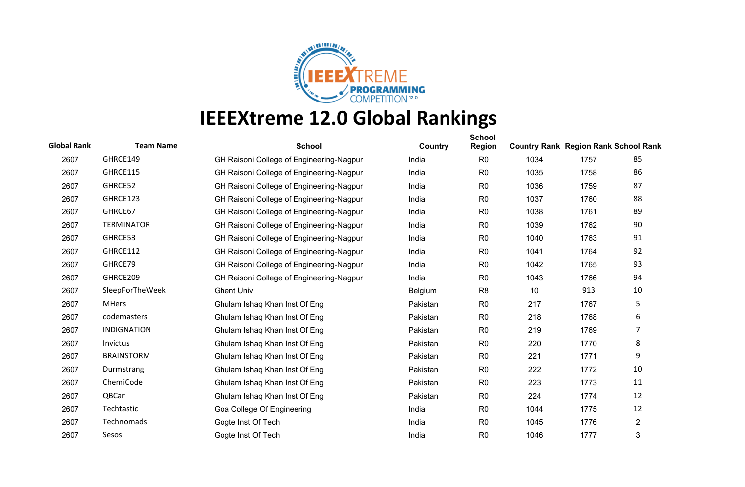# IEEEXtreme 12.0 Global Rankings

| Global Rank | Team Name | School | Country | School Region | Country Rank | Region Rank | School Rank |
|---|---|---|---|---|---|---|---|
| 2607 | GHRCE149 | GH Raisoni College of Engineering-Nagpur | India | R0 | 1034 | 1757 | 85 |
| 2607 | GHRCE115 | GH Raisoni College of Engineering-Nagpur | India | R0 | 1035 | 1758 | 86 |
| 2607 | GHRCE52 | GH Raisoni College of Engineering-Nagpur | India | R0 | 1036 | 1759 | 87 |
| 2607 | GHRCE123 | GH Raisoni College of Engineering-Nagpur | India | R0 | 1037 | 1760 | 88 |
| 2607 | GHRCE67 | GH Raisoni College of Engineering-Nagpur | India | R0 | 1038 | 1761 | 89 |
| 2607 | TERMINATOR | GH Raisoni College of Engineering-Nagpur | India | R0 | 1039 | 1762 | 90 |
| 2607 | GHRCE53 | GH Raisoni College of Engineering-Nagpur | India | R0 | 1040 | 1763 | 91 |
| 2607 | GHRCE112 | GH Raisoni College of Engineering-Nagpur | India | R0 | 1041 | 1764 | 92 |
| 2607 | GHRCE79 | GH Raisoni College of Engineering-Nagpur | India | R0 | 1042 | 1765 | 93 |
| 2607 | GHRCE209 | GH Raisoni College of Engineering-Nagpur | India | R0 | 1043 | 1766 | 94 |
| 2607 | SleepForTheWeek | Ghent Univ | Belgium | R8 | 10 | 913 | 10 |
| 2607 | MHers | Ghulam Ishaq Khan Inst Of Eng | Pakistan | R0 | 217 | 1767 | 5 |
| 2607 | codemasters | Ghulam Ishaq Khan Inst Of Eng | Pakistan | R0 | 218 | 1768 | 6 |
| 2607 | INDIGNATION | Ghulam Ishaq Khan Inst Of Eng | Pakistan | R0 | 219 | 1769 | 7 |
| 2607 | Invictus | Ghulam Ishaq Khan Inst Of Eng | Pakistan | R0 | 220 | 1770 | 8 |
| 2607 | BRAINSTORM | Ghulam Ishaq Khan Inst Of Eng | Pakistan | R0 | 221 | 1771 | 9 |
| 2607 | Durmstrang | Ghulam Ishaq Khan Inst Of Eng | Pakistan | R0 | 222 | 1772 | 10 |
| 2607 | ChemiCode | Ghulam Ishaq Khan Inst Of Eng | Pakistan | R0 | 223 | 1773 | 11 |
| 2607 | QBCar | Ghulam Ishaq Khan Inst Of Eng | Pakistan | R0 | 224 | 1774 | 12 |
| 2607 | Techtastic | Goa College Of Engineering | India | R0 | 1044 | 1775 | 12 |
| 2607 | Technomads | Gogte Inst Of Tech | India | R0 | 1045 | 1776 | 2 |
| 2607 | Sesos | Gogte Inst Of Tech | India | R0 | 1046 | 1777 | 3 |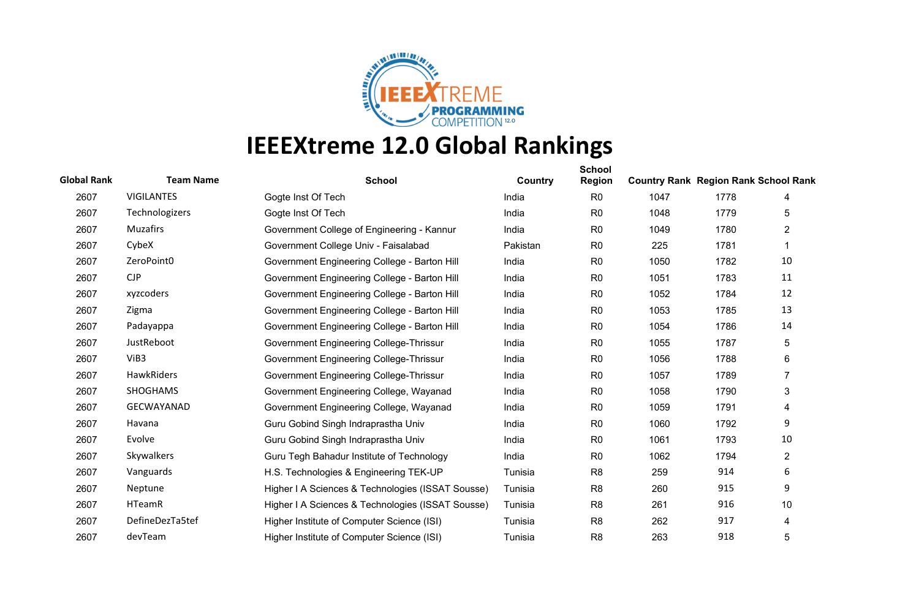# IEEEXtreme 12.0 Global Rankings

| Global Rank | Team Name | School | Country | School Region | Country Rank | Region Rank | School Rank |
|---|---|---|---|---|---|---|---|
| 2607 | VIGILANTES | Gogte Inst Of Tech | India | R0 | 1047 | 1778 | 4 |
| 2607 | Technologizers | Gogte Inst Of Tech | India | R0 | 1048 | 1779 | 5 |
| 2607 | Muzafirs | Government College of Engineering - Kannur | India | R0 | 1049 | 1780 | 2 |
| 2607 | CybeX | Government College Univ - Faisalabad | Pakistan | R0 | 225 | 1781 | 1 |
| 2607 | ZeroPoint0 | Government Engineering College - Barton Hill | India | R0 | 1050 | 1782 | 10 |
| 2607 | CJP | Government Engineering College - Barton Hill | India | R0 | 1051 | 1783 | 11 |
| 2607 | xyzcoders | Government Engineering College - Barton Hill | India | R0 | 1052 | 1784 | 12 |
| 2607 | Zigma | Government Engineering College - Barton Hill | India | R0 | 1053 | 1785 | 13 |
| 2607 | Padayappa | Government Engineering College - Barton Hill | India | R0 | 1054 | 1786 | 14 |
| 2607 | JustReboot | Government Engineering College-Thrissur | India | R0 | 1055 | 1787 | 5 |
| 2607 | ViB3 | Government Engineering College-Thrissur | India | R0 | 1056 | 1788 | 6 |
| 2607 | HawkRiders | Government Engineering College-Thrissur | India | R0 | 1057 | 1789 | 7 |
| 2607 | SHOGHAMS | Government Engineering College, Wayanad | India | R0 | 1058 | 1790 | 3 |
| 2607 | GECWAYANAD | Government Engineering College, Wayanad | India | R0 | 1059 | 1791 | 4 |
| 2607 | Havana | Guru Gobind Singh Indraprastha Univ | India | R0 | 1060 | 1792 | 9 |
| 2607 | Evolve | Guru Gobind Singh Indraprastha Univ | India | R0 | 1061 | 1793 | 10 |
| 2607 | Skywalkers | Guru Tegh Bahadur Institute of Technology | India | R0 | 1062 | 1794 | 2 |
| 2607 | Vanguards | H.S. Technologies & Engineering TEK-UP | Tunisia | R8 | 259 | 914 | 6 |
| 2607 | Neptune | Higher I A Sciences & Technologies (ISSAT Sousse) | Tunisia | R8 | 260 | 915 | 9 |
| 2607 | HTeamR | Higher I A Sciences & Technologies (ISSAT Sousse) | Tunisia | R8 | 261 | 916 | 10 |
| 2607 | DefineDezTa5tef | Higher Institute of Computer Science (ISI) | Tunisia | R8 | 262 | 917 | 4 |
| 2607 | devTeam | Higher Institute of Computer Science (ISI) | Tunisia | R8 | 263 | 918 | 5 |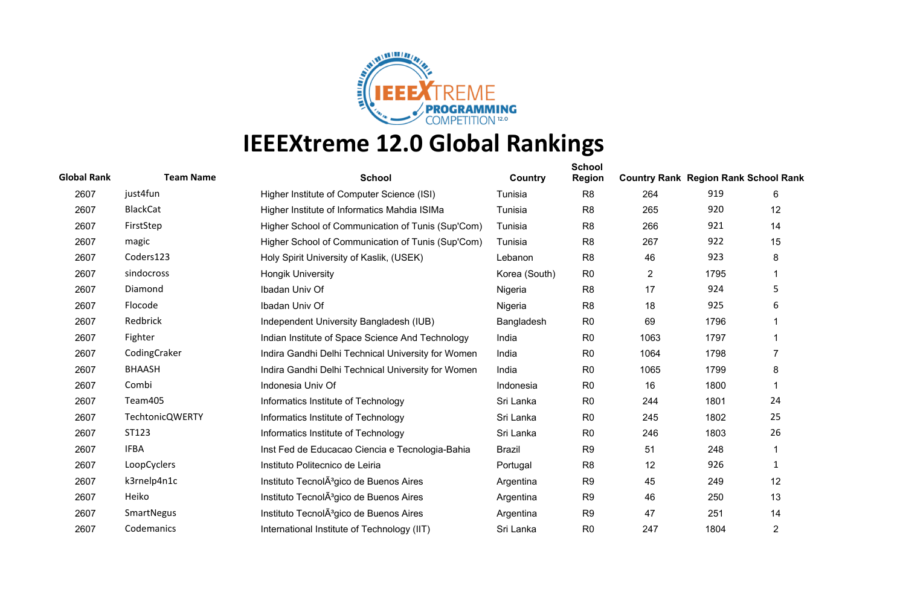# IEEEXtreme 12.0 Global Rankings

| Global Rank | Team Name | School | Country | School Region | Country Rank | Region Rank | School Rank |
|---|---|---|---|---|---|---|---|
| 2607 | just4fun | Higher Institute of Computer Science (ISI) | Tunisia | R8 | 264 | 919 | 6 |
| 2607 | BlackCat | Higher Institute of Informatics Mahdia ISIMa | Tunisia | R8 | 265 | 920 | 12 |
| 2607 | FirstStep | Higher School of Communication of Tunis (Sup'Com) | Tunisia | R8 | 266 | 921 | 14 |
| 2607 | magic | Higher School of Communication of Tunis (Sup'Com) | Tunisia | R8 | 267 | 922 | 15 |
| 2607 | Coders123 | Holy Spirit University of Kaslik, (USEK) | Lebanon | R8 | 46 | 923 | 8 |
| 2607 | sindocross | Hongik University | Korea (South) | R0 | 2 | 1795 | 1 |
| 2607 | Diamond | Ibadan Univ Of | Nigeria | R8 | 17 | 924 | 5 |
| 2607 | Flocode | Ibadan Univ Of | Nigeria | R8 | 18 | 925 | 6 |
| 2607 | Redbrick | Independent University Bangladesh (IUB) | Bangladesh | R0 | 69 | 1796 | 1 |
| 2607 | Fighter | Indian Institute of Space Science And Technology | India | R0 | 1063 | 1797 | 1 |
| 2607 | CodingCraker | Indira Gandhi Delhi Technical University for Women | India | R0 | 1064 | 1798 | 7 |
| 2607 | BHAASH | Indira Gandhi Delhi Technical University for Women | India | R0 | 1065 | 1799 | 8 |
| 2607 | Combi | Indonesia Univ Of | Indonesia | R0 | 16 | 1800 | 1 |
| 2607 | Team405 | Informatics Institute of Technology | Sri Lanka | R0 | 244 | 1801 | 24 |
| 2607 | TechtonicQWERTY | Informatics Institute of Technology | Sri Lanka | R0 | 245 | 1802 | 25 |
| 2607 | ST123 | Informatics Institute of Technology | Sri Lanka | R0 | 246 | 1803 | 26 |
| 2607 | IFBA | Inst Fed de Educacao Ciencia e Tecnologia-Bahia | Brazil | R9 | 51 | 248 | 1 |
| 2607 | LoopCyclers | Instituto Politecnico de Leiria | Portugal | R8 | 12 | 926 | 1 |
| 2607 | k3rnelp4n1c | Instituto TecnolÃ³gico de Buenos Aires | Argentina | R9 | 45 | 249 | 12 |
| 2607 | Heiko | Instituto TecnolÃ³gico de Buenos Aires | Argentina | R9 | 46 | 250 | 13 |
| 2607 | SmartNegus | Instituto TecnolÃ³gico de Buenos Aires | Argentina | R9 | 47 | 251 | 14 |
| 2607 | Codemanics | International Institute of Technology (IIT) | Sri Lanka | R0 | 247 | 1804 | 2 |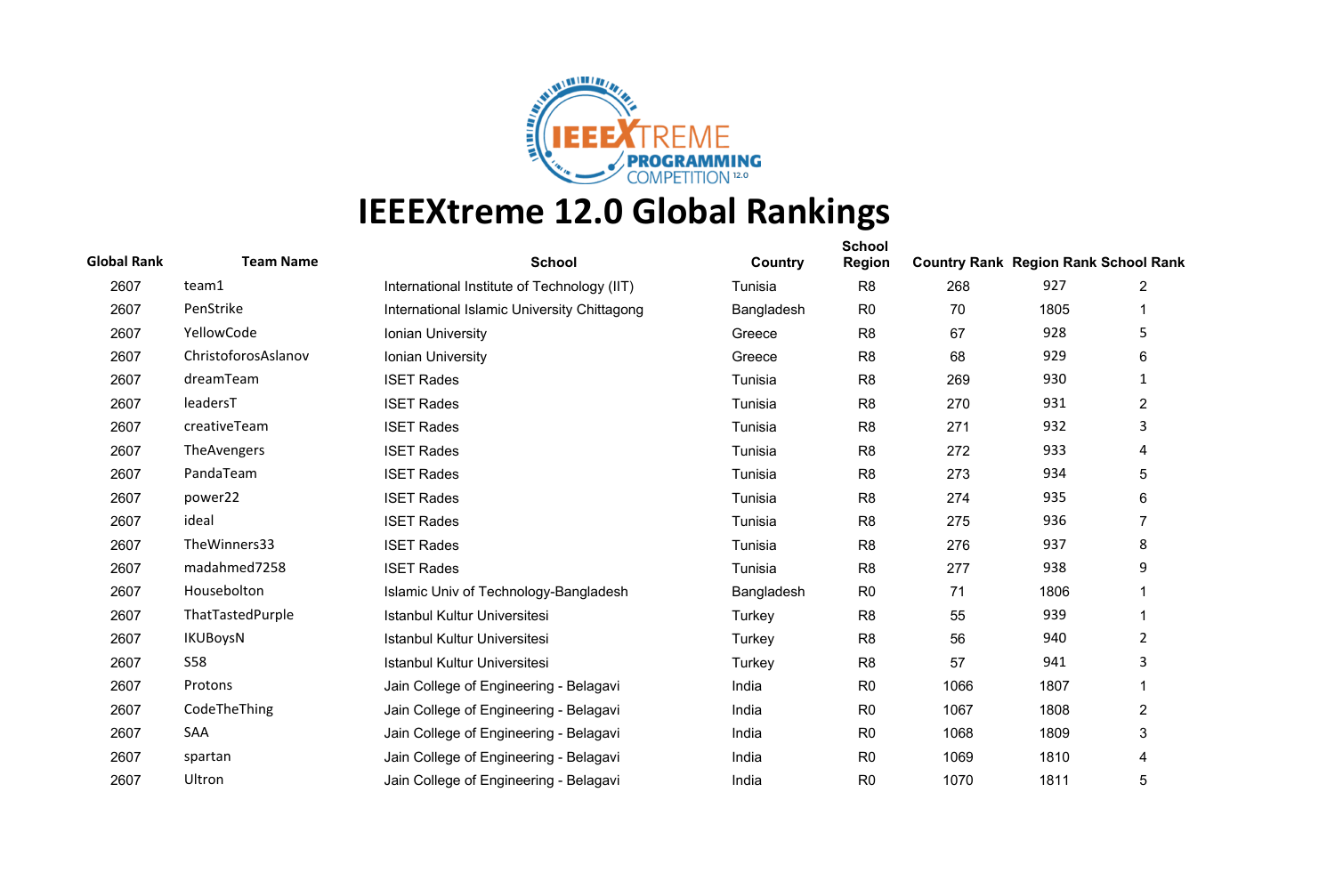# IEEEXtreme 12.0 Global Rankings

| Global Rank | Team Name | School | Country | School Region | Country Rank | Region Rank | School Rank |
|---|---|---|---|---|---|---|---|
| 2607 | team1 | International Institute of Technology (IIT) | Tunisia | R8 | 268 | 927 | 2 |
| 2607 | PenStrike | International Islamic University Chittagong | Bangladesh | R0 | 70 | 1805 | 1 |
| 2607 | YellowCode | Ionian University | Greece | R8 | 67 | 928 | 5 |
| 2607 | ChristoforosAslanov | Ionian University | Greece | R8 | 68 | 929 | 6 |
| 2607 | dreamTeam | ISET Rades | Tunisia | R8 | 269 | 930 | 1 |
| 2607 | leadersT | ISET Rades | Tunisia | R8 | 270 | 931 | 2 |
| 2607 | creativeTeam | ISET Rades | Tunisia | R8 | 271 | 932 | 3 |
| 2607 | TheAvengers | ISET Rades | Tunisia | R8 | 272 | 933 | 4 |
| 2607 | PandaTeam | ISET Rades | Tunisia | R8 | 273 | 934 | 5 |
| 2607 | power22 | ISET Rades | Tunisia | R8 | 274 | 935 | 6 |
| 2607 | ideal | ISET Rades | Tunisia | R8 | 275 | 936 | 7 |
| 2607 | TheWinners33 | ISET Rades | Tunisia | R8 | 276 | 937 | 8 |
| 2607 | madahmed7258 | ISET Rades | Tunisia | R8 | 277 | 938 | 9 |
| 2607 | Housebolton | Islamic Univ of Technology-Bangladesh | Bangladesh | R0 | 71 | 1806 | 1 |
| 2607 | ThatTastedPurple | Istanbul Kultur Universitesi | Turkey | R8 | 55 | 939 | 1 |
| 2607 | IKUBoysN | Istanbul Kultur Universitesi | Turkey | R8 | 56 | 940 | 2 |
| 2607 | S58 | Istanbul Kultur Universitesi | Turkey | R8 | 57 | 941 | 3 |
| 2607 | Protons | Jain College of Engineering - Belagavi | India | R0 | 1066 | 1807 | 1 |
| 2607 | CodeTheThing | Jain College of Engineering - Belagavi | India | R0 | 1067 | 1808 | 2 |
| 2607 | SAA | Jain College of Engineering - Belagavi | India | R0 | 1068 | 1809 | 3 |
| 2607 | spartan | Jain College of Engineering - Belagavi | India | R0 | 1069 | 1810 | 4 |
| 2607 | Ultron | Jain College of Engineering - Belagavi | India | R0 | 1070 | 1811 | 5 |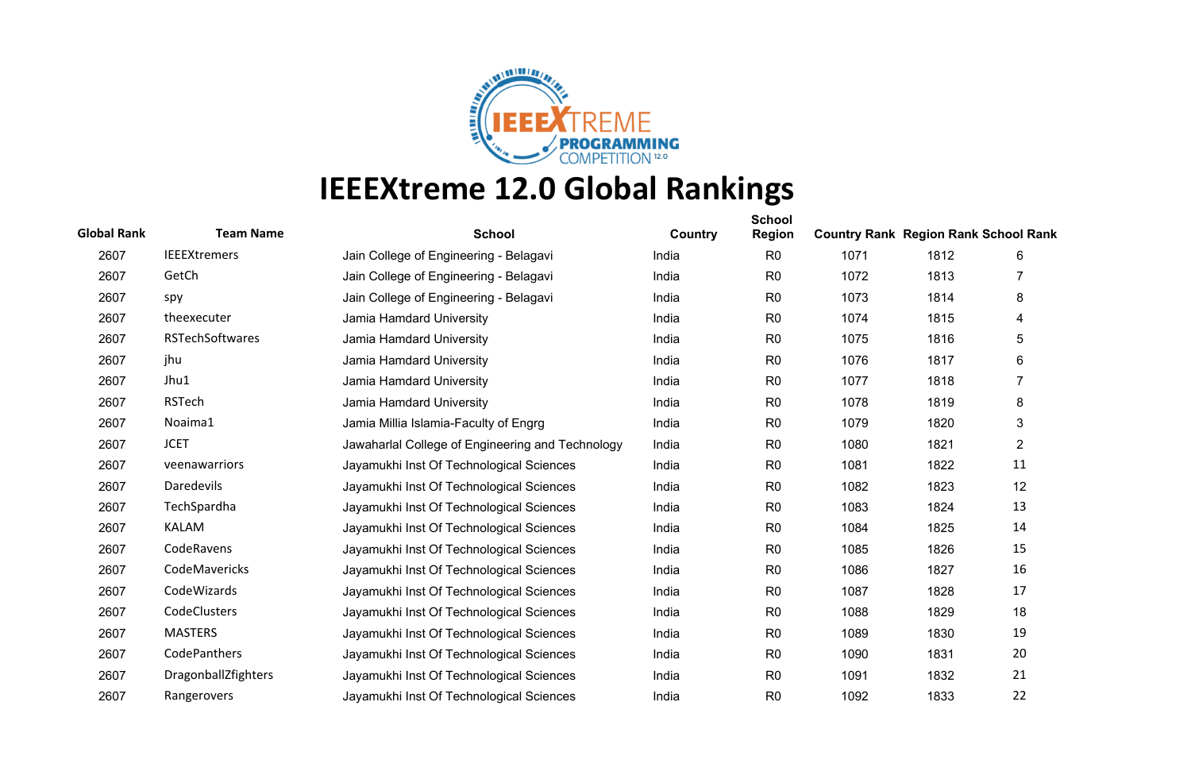# IEEEXtreme 12.0 Global Rankings

| Global Rank | Team Name | School | Country | School Region | Country Rank | Region Rank | School Rank |
|---|---|---|---|---|---|---|---|
| 2607 | IEEEXtremers | Jain College of Engineering - Belagavi | India | R0 | 1071 | 1812 | 6 |
| 2607 | GetCh | Jain College of Engineering - Belagavi | India | R0 | 1072 | 1813 | 7 |
| 2607 | spy | Jain College of Engineering - Belagavi | India | R0 | 1073 | 1814 | 8 |
| 2607 | theexecuter | Jamia Hamdard University | India | R0 | 1074 | 1815 | 4 |
| 2607 | RSTechSoftwares | Jamia Hamdard University | India | R0 | 1075 | 1816 | 5 |
| 2607 | jhu | Jamia Hamdard University | India | R0 | 1076 | 1817 | 6 |
| 2607 | Jhu1 | Jamia Hamdard University | India | R0 | 1077 | 1818 | 7 |
| 2607 | RSTech | Jamia Hamdard University | India | R0 | 1078 | 1819 | 8 |
| 2607 | Noaima1 | Jamia Millia Islamia-Faculty of Engrg | India | R0 | 1079 | 1820 | 3 |
| 2607 | JCET | Jawaharlal College of Engineering and Technology | India | R0 | 1080 | 1821 | 2 |
| 2607 | veenawarriors | Jayamukhi Inst Of Technological Sciences | India | R0 | 1081 | 1822 | 11 |
| 2607 | Daredevils | Jayamukhi Inst Of Technological Sciences | India | R0 | 1082 | 1823 | 12 |
| 2607 | TechSpardha | Jayamukhi Inst Of Technological Sciences | India | R0 | 1083 | 1824 | 13 |
| 2607 | KALAM | Jayamukhi Inst Of Technological Sciences | India | R0 | 1084 | 1825 | 14 |
| 2607 | CodeRavens | Jayamukhi Inst Of Technological Sciences | India | R0 | 1085 | 1826 | 15 |
| 2607 | CodeMavericks | Jayamukhi Inst Of Technological Sciences | India | R0 | 1086 | 1827 | 16 |
| 2607 | CodeWizards | Jayamukhi Inst Of Technological Sciences | India | R0 | 1087 | 1828 | 17 |
| 2607 | CodeClusters | Jayamukhi Inst Of Technological Sciences | India | R0 | 1088 | 1829 | 18 |
| 2607 | MASTERS | Jayamukhi Inst Of Technological Sciences | India | R0 | 1089 | 1830 | 19 |
| 2607 | CodePanthers | Jayamukhi Inst Of Technological Sciences | India | R0 | 1090 | 1831 | 20 |
| 2607 | DragonballZfighters | Jayamukhi Inst Of Technological Sciences | India | R0 | 1091 | 1832 | 21 |
| 2607 | Rangerovers | Jayamukhi Inst Of Technological Sciences | India | R0 | 1092 | 1833 | 22 |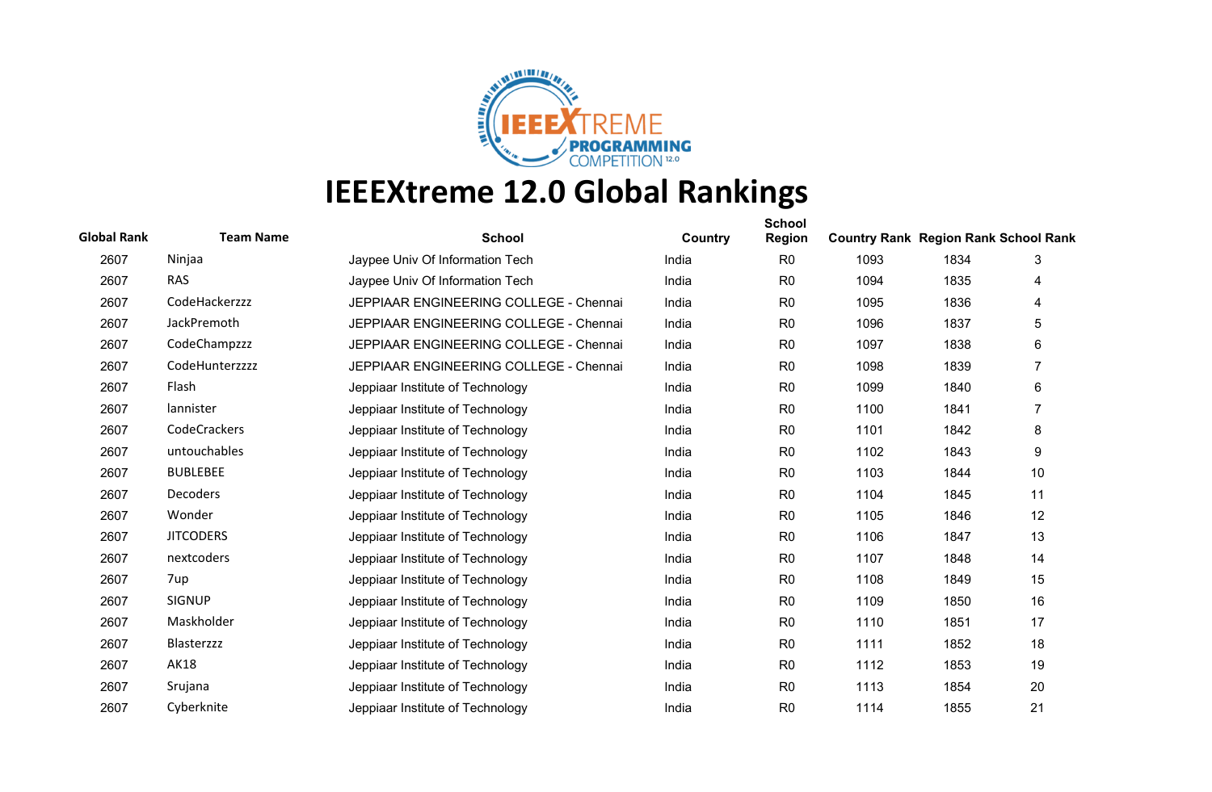# IEEEXtreme 12.0 Global Rankings

| Global Rank | Team Name | School | Country | School Region | Country Rank | Region Rank | School Rank |
|---|---|---|---|---|---|---|---|
| 2607 | Ninjaa | Jaypee Univ Of Information Tech | India | R0 | 1093 | 1834 | 3 |
| 2607 | RAS | Jaypee Univ Of Information Tech | India | R0 | 1094 | 1835 | 4 |
| 2607 | CodeHackerzzz | JEPPIAAR ENGINEERING COLLEGE - Chennai | India | R0 | 1095 | 1836 | 4 |
| 2607 | JackPremoth | JEPPIAAR ENGINEERING COLLEGE - Chennai | India | R0 | 1096 | 1837 | 5 |
| 2607 | CodeChampzzz | JEPPIAAR ENGINEERING COLLEGE - Chennai | India | R0 | 1097 | 1838 | 6 |
| 2607 | CodeHunterzzzz | JEPPIAAR ENGINEERING COLLEGE - Chennai | India | R0 | 1098 | 1839 | 7 |
| 2607 | Flash | Jeppiaar Institute of Technology | India | R0 | 1099 | 1840 | 6 |
| 2607 | lannister | Jeppiaar Institute of Technology | India | R0 | 1100 | 1841 | 7 |
| 2607 | CodeCrackers | Jeppiaar Institute of Technology | India | R0 | 1101 | 1842 | 8 |
| 2607 | untouchables | Jeppiaar Institute of Technology | India | R0 | 1102 | 1843 | 9 |
| 2607 | BUBLEBEE | Jeppiaar Institute of Technology | India | R0 | 1103 | 1844 | 10 |
| 2607 | Decoders | Jeppiaar Institute of Technology | India | R0 | 1104 | 1845 | 11 |
| 2607 | Wonder | Jeppiaar Institute of Technology | India | R0 | 1105 | 1846 | 12 |
| 2607 | JITCODERS | Jeppiaar Institute of Technology | India | R0 | 1106 | 1847 | 13 |
| 2607 | nextcoders | Jeppiaar Institute of Technology | India | R0 | 1107 | 1848 | 14 |
| 2607 | 7up | Jeppiaar Institute of Technology | India | R0 | 1108 | 1849 | 15 |
| 2607 | SIGNUP | Jeppiaar Institute of Technology | India | R0 | 1109 | 1850 | 16 |
| 2607 | Maskholder | Jeppiaar Institute of Technology | India | R0 | 1110 | 1851 | 17 |
| 2607 | Blasterzzz | Jeppiaar Institute of Technology | India | R0 | 1111 | 1852 | 18 |
| 2607 | AK18 | Jeppiaar Institute of Technology | India | R0 | 1112 | 1853 | 19 |
| 2607 | Srujana | Jeppiaar Institute of Technology | India | R0 | 1113 | 1854 | 20 |
| 2607 | Cyberknite | Jeppiaar Institute of Technology | India | R0 | 1114 | 1855 | 21 |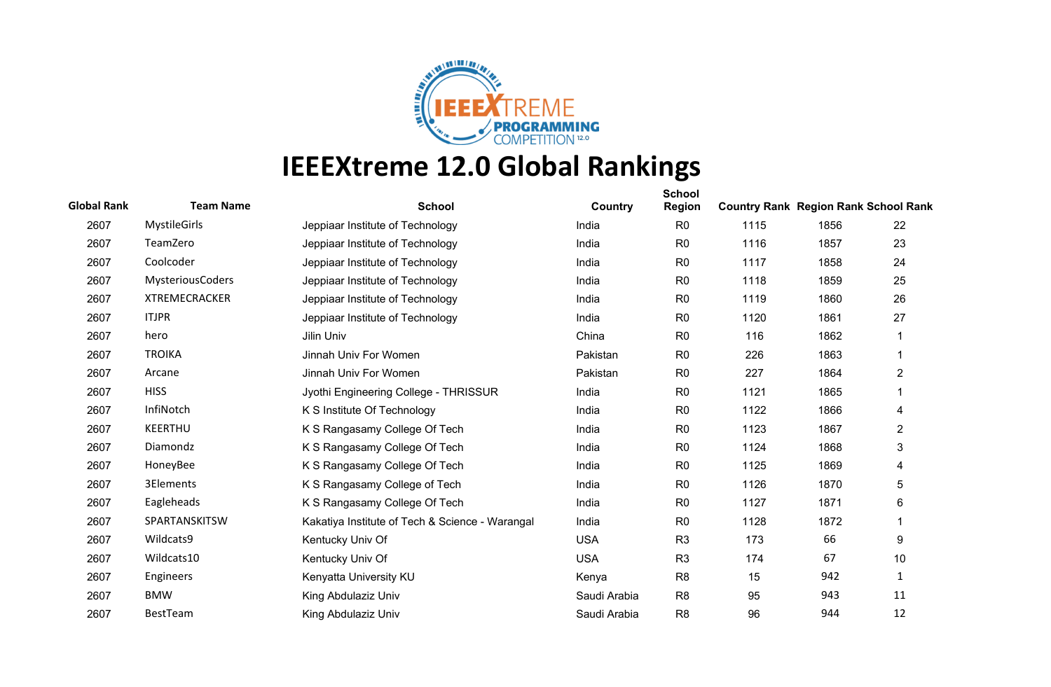# IEEEXtreme 12.0 Global Rankings

| Global Rank | Team Name | School | Country | School Region | Country Rank | Region Rank | School Rank |
|---|---|---|---|---|---|---|---|
| 2607 | MystileGirls | Jeppiaar Institute of Technology | India | R0 | 1115 | 1856 | 22 |
| 2607 | TeamZero | Jeppiaar Institute of Technology | India | R0 | 1116 | 1857 | 23 |
| 2607 | Coolcoder | Jeppiaar Institute of Technology | India | R0 | 1117 | 1858 | 24 |
| 2607 | MysteriousCoders | Jeppiaar Institute of Technology | India | R0 | 1118 | 1859 | 25 |
| 2607 | XTREMECRACKER | Jeppiaar Institute of Technology | India | R0 | 1119 | 1860 | 26 |
| 2607 | ITJPR | Jeppiaar Institute of Technology | India | R0 | 1120 | 1861 | 27 |
| 2607 | hero | Jilin Univ | China | R0 | 116 | 1862 | 1 |
| 2607 | TROIKA | Jinnah Univ For Women | Pakistan | R0 | 226 | 1863 | 1 |
| 2607 | Arcane | Jinnah Univ For Women | Pakistan | R0 | 227 | 1864 | 2 |
| 2607 | HISS | Jyothi Engineering College - THRISSUR | India | R0 | 1121 | 1865 | 1 |
| 2607 | InfiNotch | K S Institute Of Technology | India | R0 | 1122 | 1866 | 4 |
| 2607 | KEERTHU | K S Rangasamy College Of Tech | India | R0 | 1123 | 1867 | 2 |
| 2607 | Diamondz | K S Rangasamy College Of Tech | India | R0 | 1124 | 1868 | 3 |
| 2607 | HoneyBee | K S Rangasamy College Of Tech | India | R0 | 1125 | 1869 | 4 |
| 2607 | 3Elements | K S Rangasamy College of Tech | India | R0 | 1126 | 1870 | 5 |
| 2607 | Eagleheads | K S Rangasamy College Of Tech | India | R0 | 1127 | 1871 | 6 |
| 2607 | SPARTANSKITSW | Kakatiya Institute of Tech & Science - Warangal | India | R0 | 1128 | 1872 | 1 |
| 2607 | Wildcats9 | Kentucky Univ Of | USA | R3 | 173 | 66 | 9 |
| 2607 | Wildcats10 | Kentucky Univ Of | USA | R3 | 174 | 67 | 10 |
| 2607 | Engineers | Kenyatta University KU | Kenya | R8 | 15 | 942 | 1 |
| 2607 | BMW | King Abdulaziz Univ | Saudi Arabia | R8 | 95 | 943 | 11 |
| 2607 | BestTeam | King Abdulaziz Univ | Saudi Arabia | R8 | 96 | 944 | 12 |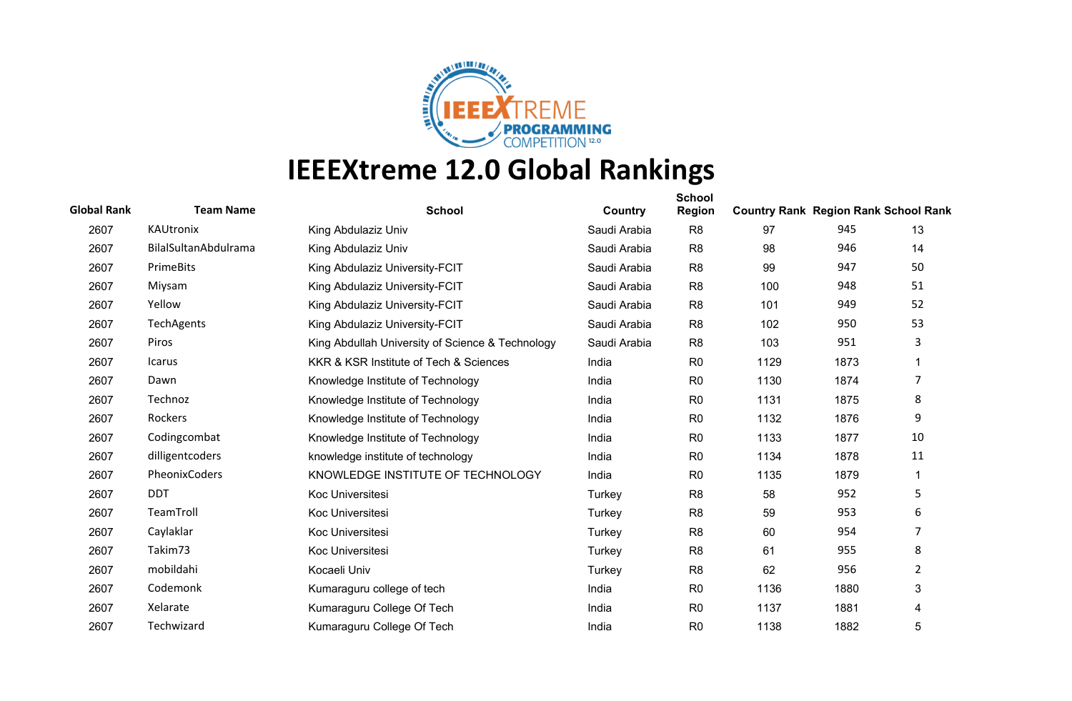# IEEEXtreme 12.0 Global Rankings

| Global Rank | Team Name | School | Country | School Region | Country Rank | Region Rank | School Rank |
|---|---|---|---|---|---|---|---|
| 2607 | KAUtronix | King Abdulaziz Univ | Saudi Arabia | R8 | 97 | 945 | 13 |
| 2607 | BilalSultanAbdulrama | King Abdulaziz Univ | Saudi Arabia | R8 | 98 | 946 | 14 |
| 2607 | PrimeBits | King Abdulaziz University-FCIT | Saudi Arabia | R8 | 99 | 947 | 50 |
| 2607 | Miysam | King Abdulaziz University-FCIT | Saudi Arabia | R8 | 100 | 948 | 51 |
| 2607 | Yellow | King Abdulaziz University-FCIT | Saudi Arabia | R8 | 101 | 949 | 52 |
| 2607 | TechAgents | King Abdulaziz University-FCIT | Saudi Arabia | R8 | 102 | 950 | 53 |
| 2607 | Piros | King Abdullah University of Science & Technology | Saudi Arabia | R8 | 103 | 951 | 3 |
| 2607 | Icarus | KKR & KSR Institute of Tech & Sciences | India | R0 | 1129 | 1873 | 1 |
| 2607 | Dawn | Knowledge Institute of Technology | India | R0 | 1130 | 1874 | 7 |
| 2607 | Technoz | Knowledge Institute of Technology | India | R0 | 1131 | 1875 | 8 |
| 2607 | Rockers | Knowledge Institute of Technology | India | R0 | 1132 | 1876 | 9 |
| 2607 | Codingcombat | Knowledge Institute of Technology | India | R0 | 1133 | 1877 | 10 |
| 2607 | dilligentcoders | knowledge institute of technology | India | R0 | 1134 | 1878 | 11 |
| 2607 | PheonixCoders | KNOWLEDGE INSTITUTE OF TECHNOLOGY | India | R0 | 1135 | 1879 | 1 |
| 2607 | DDT | Koc Universitesi | Turkey | R8 | 58 | 952 | 5 |
| 2607 | TeamTroll | Koc Universitesi | Turkey | R8 | 59 | 953 | 6 |
| 2607 | Caylaklar | Koc Universitesi | Turkey | R8 | 60 | 954 | 7 |
| 2607 | Takim73 | Koc Universitesi | Turkey | R8 | 61 | 955 | 8 |
| 2607 | mobildahi | Kocaeli Univ | Turkey | R8 | 62 | 956 | 2 |
| 2607 | Codemonk | Kumaraguru college of tech | India | R0 | 1136 | 1880 | 3 |
| 2607 | Xelarate | Kumaraguru College Of Tech | India | R0 | 1137 | 1881 | 4 |
| 2607 | Techwizard | Kumaraguru College Of Tech | India | R0 | 1138 | 1882 | 5 |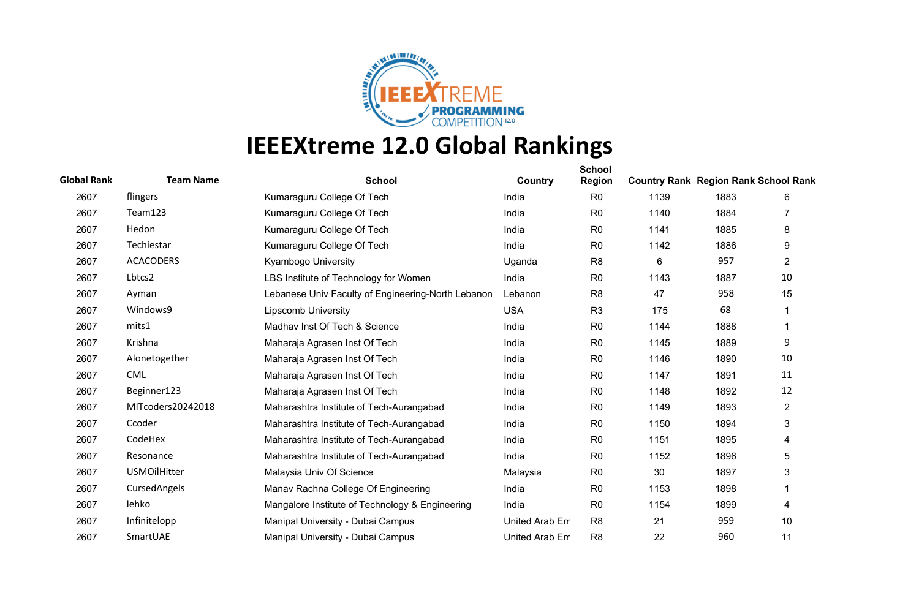# IEEEXtreme 12.0 Global Rankings

| Global Rank | Team Name | School | Country | School Region | Country Rank | Region Rank | School Rank |
|---|---|---|---|---|---|---|---|
| 2607 | flingers | Kumaraguru College Of Tech | India | R0 | 1139 | 1883 | 6 |
| 2607 | Team123 | Kumaraguru College Of Tech | India | R0 | 1140 | 1884 | 7 |
| 2607 | Hedon | Kumaraguru College Of Tech | India | R0 | 1141 | 1885 | 8 |
| 2607 | Techiestar | Kumaraguru College Of Tech | India | R0 | 1142 | 1886 | 9 |
| 2607 | ACACODERS | Kyambogo University | Uganda | R8 | 6 | 957 | 2 |
| 2607 | Lbtcs2 | LBS Institute of Technology for Women | India | R0 | 1143 | 1887 | 10 |
| 2607 | Ayman | Lebanese Univ Faculty of Engineering-North Lebanon | Lebanon | R8 | 47 | 958 | 15 |
| 2607 | Windows9 | Lipscomb University | USA | R3 | 175 | 68 | 1 |
| 2607 | mits1 | Madhav Inst Of Tech & Science | India | R0 | 1144 | 1888 | 1 |
| 2607 | Krishna | Maharaja Agrasen Inst Of Tech | India | R0 | 1145 | 1889 | 9 |
| 2607 | Alonetogether | Maharaja Agrasen Inst Of Tech | India | R0 | 1146 | 1890 | 10 |
| 2607 | CML | Maharaja Agrasen Inst Of Tech | India | R0 | 1147 | 1891 | 11 |
| 2607 | Beginner123 | Maharaja Agrasen Inst Of Tech | India | R0 | 1148 | 1892 | 12 |
| 2607 | MITcoders20242018 | Maharashtra Institute of Tech-Aurangabad | India | R0 | 1149 | 1893 | 2 |
| 2607 | Ccoder | Maharashtra Institute of Tech-Aurangabad | India | R0 | 1150 | 1894 | 3 |
| 2607 | CodeHex | Maharashtra Institute of Tech-Aurangabad | India | R0 | 1151 | 1895 | 4 |
| 2607 | Resonance | Maharashtra Institute of Tech-Aurangabad | India | R0 | 1152 | 1896 | 5 |
| 2607 | USMOilHitter | Malaysia Univ Of Science | Malaysia | R0 | 30 | 1897 | 3 |
| 2607 | CursedAngels | Manav Rachna College Of Engineering | India | R0 | 1153 | 1898 | 1 |
| 2607 | lehko | Mangalore Institute of Technology & Engineering | India | R0 | 1154 | 1899 | 4 |
| 2607 | Infinitelopp | Manipal University - Dubai Campus | United Arab Em | R8 | 21 | 959 | 10 |
| 2607 | SmartUAE | Manipal University - Dubai Campus | United Arab Em | R8 | 22 | 960 | 11 |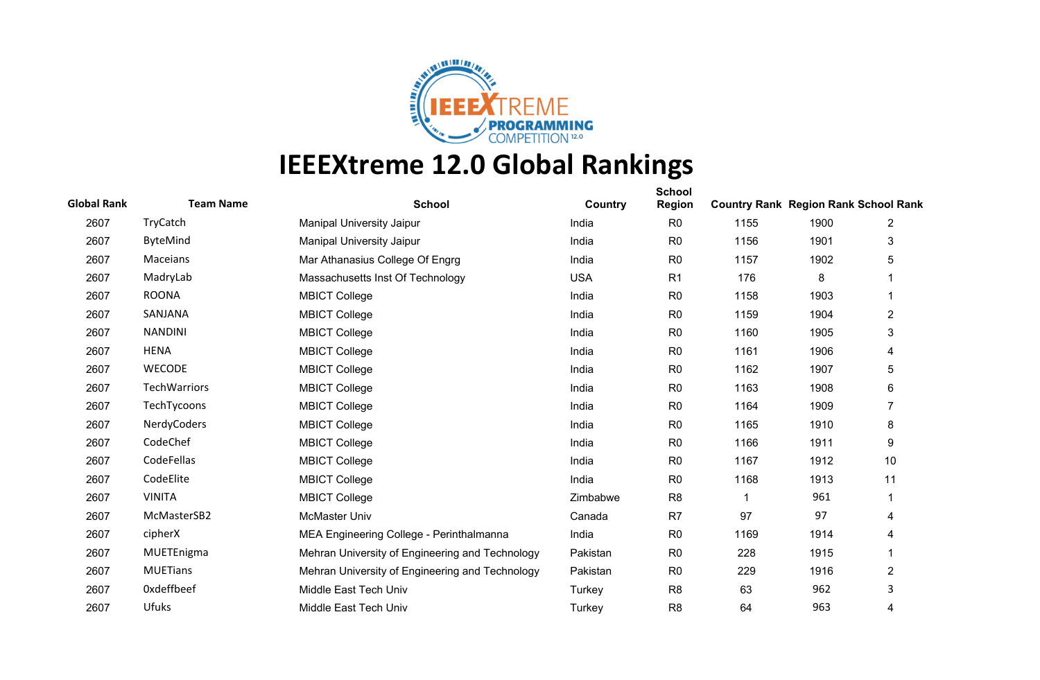# IEEEXtreme 12.0 Global Rankings

| Global Rank | Team Name | School | Country | School Region | Country Rank | Region Rank | School Rank |
|---|---|---|---|---|---|---|---|
| 2607 | TryCatch | Manipal University Jaipur | India | R0 | 1155 | 1900 | 2 |
| 2607 | ByteMind | Manipal University Jaipur | India | R0 | 1156 | 1901 | 3 |
| 2607 | Maceians | Mar Athanasius College Of Engrg | India | R0 | 1157 | 1902 | 5 |
| 2607 | MadryLab | Massachusetts Inst Of Technology | USA | R1 | 176 | 8 | 1 |
| 2607 | ROONA | MBICT College | India | R0 | 1158 | 1903 | 1 |
| 2607 | SANJANA | MBICT College | India | R0 | 1159 | 1904 | 2 |
| 2607 | NANDINI | MBICT College | India | R0 | 1160 | 1905 | 3 |
| 2607 | HENA | MBICT College | India | R0 | 1161 | 1906 | 4 |
| 2607 | WECODE | MBICT College | India | R0 | 1162 | 1907 | 5 |
| 2607 | TechWarriors | MBICT College | India | R0 | 1163 | 1908 | 6 |
| 2607 | TechTycoons | MBICT College | India | R0 | 1164 | 1909 | 7 |
| 2607 | NerdyCoders | MBICT College | India | R0 | 1165 | 1910 | 8 |
| 2607 | CodeChef | MBICT College | India | R0 | 1166 | 1911 | 9 |
| 2607 | CodeFellas | MBICT College | India | R0 | 1167 | 1912 | 10 |
| 2607 | CodeElite | MBICT College | India | R0 | 1168 | 1913 | 11 |
| 2607 | VINITA | MBICT College | Zimbabwe | R8 | 1 | 961 | 1 |
| 2607 | McMasterSB2 | McMaster Univ | Canada | R7 | 97 | 97 | 4 |
| 2607 | cipherX | MEA Engineering College - Perinthalmanna | India | R0 | 1169 | 1914 | 4 |
| 2607 | MUETEnigma | Mehran University of Engineering and Technology | Pakistan | R0 | 228 | 1915 | 1 |
| 2607 | MUETians | Mehran University of Engineering and Technology | Pakistan | R0 | 229 | 1916 | 2 |
| 2607 | 0xdeffbeef | Middle East Tech Univ | Turkey | R8 | 63 | 962 | 3 |
| 2607 | Ufuks | Middle East Tech Univ | Turkey | R8 | 64 | 963 | 4 |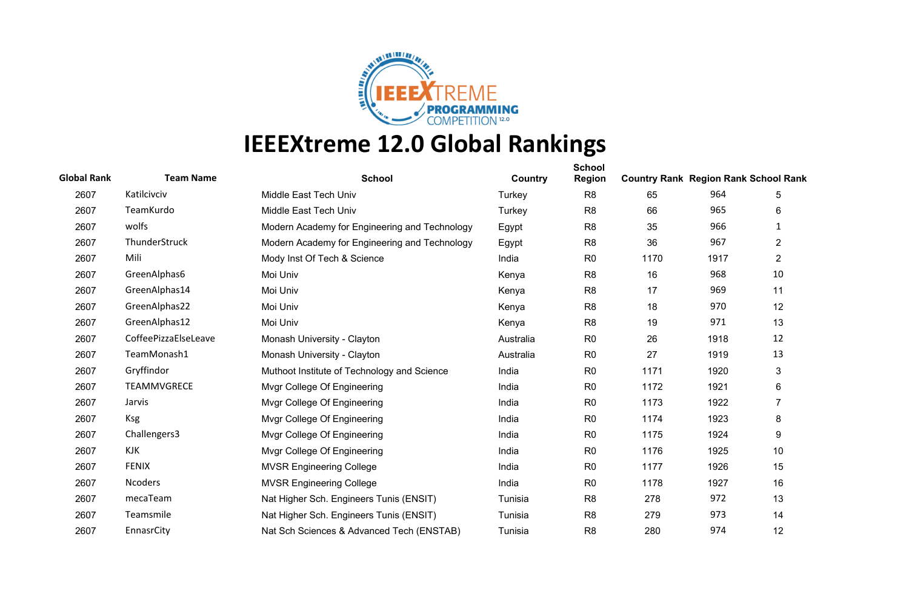# IEEEXtreme 12.0 Global Rankings

| Global Rank | Team Name | School | Country | School Region | Country Rank | Region Rank | School Rank |
|---|---|---|---|---|---|---|---|
| 2607 | Katilcivciv | Middle East Tech Univ | Turkey | R8 | 65 | 964 | 5 |
| 2607 | TeamKurdo | Middle East Tech Univ | Turkey | R8 | 66 | 965 | 6 |
| 2607 | wolfs | Modern Academy for Engineering and Technology | Egypt | R8 | 35 | 966 | 1 |
| 2607 | ThunderStruck | Modern Academy for Engineering and Technology | Egypt | R8 | 36 | 967 | 2 |
| 2607 | Mili | Mody Inst Of Tech & Science | India | R0 | 1170 | 1917 | 2 |
| 2607 | GreenAlphas6 | Moi Univ | Kenya | R8 | 16 | 968 | 10 |
| 2607 | GreenAlphas14 | Moi Univ | Kenya | R8 | 17 | 969 | 11 |
| 2607 | GreenAlphas22 | Moi Univ | Kenya | R8 | 18 | 970 | 12 |
| 2607 | GreenAlphas12 | Moi Univ | Kenya | R8 | 19 | 971 | 13 |
| 2607 | CoffeePizzaElseLeave | Monash University - Clayton | Australia | R0 | 26 | 1918 | 12 |
| 2607 | TeamMonash1 | Monash University - Clayton | Australia | R0 | 27 | 1919 | 13 |
| 2607 | Gryffindor | Muthoot Institute of Technology and Science | India | R0 | 1171 | 1920 | 3 |
| 2607 | TEAMMVGRECE | Mvgr College Of Engineering | India | R0 | 1172 | 1921 | 6 |
| 2607 | Jarvis | Mvgr College Of Engineering | India | R0 | 1173 | 1922 | 7 |
| 2607 | Ksg | Mvgr College Of Engineering | India | R0 | 1174 | 1923 | 8 |
| 2607 | Challengers3 | Mvgr College Of Engineering | India | R0 | 1175 | 1924 | 9 |
| 2607 | KJK | Mvgr College Of Engineering | India | R0 | 1176 | 1925 | 10 |
| 2607 | FENIX | MVSR Engineering College | India | R0 | 1177 | 1926 | 15 |
| 2607 | Ncoders | MVSR Engineering College | India | R0 | 1178 | 1927 | 16 |
| 2607 | mecaTeam | Nat Higher Sch. Engineers Tunis (ENSIT) | Tunisia | R8 | 278 | 972 | 13 |
| 2607 | Teamsmile | Nat Higher Sch. Engineers Tunis (ENSIT) | Tunisia | R8 | 279 | 973 | 14 |
| 2607 | EnnasrCity | Nat Sch Sciences & Advanced Tech (ENSTAB) | Tunisia | R8 | 280 | 974 | 12 |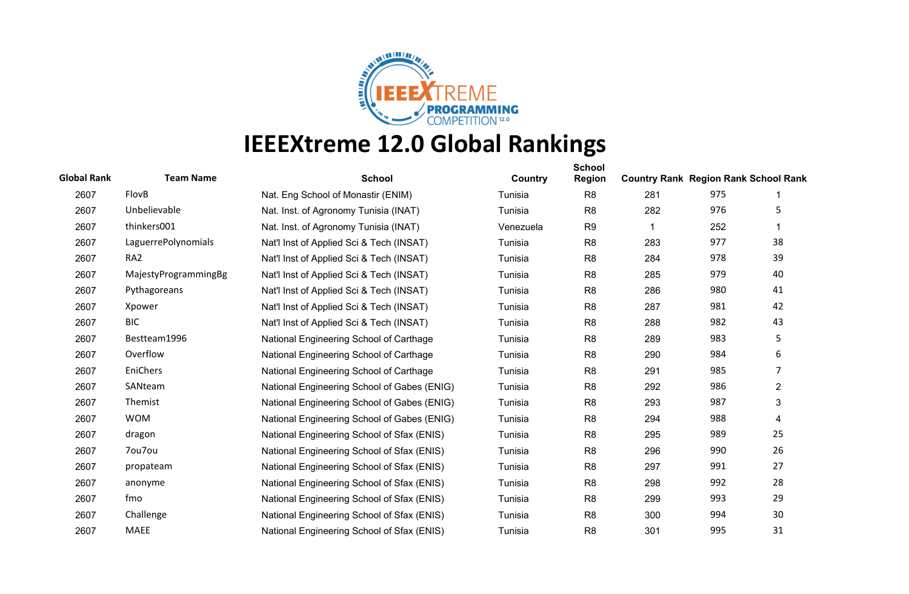# IEEEXtreme 12.0 Global Rankings

| Global Rank | Team Name | School | Country | School Region | Country Rank | Region Rank | School Rank |
|---|---|---|---|---|---|---|---|
| 2607 | FlovB | Nat. Eng School of Monastir (ENIM) | Tunisia | R8 | 281 | 975 | 1 |
| 2607 | Unbelievable | Nat. Inst. of Agronomy Tunisia (INAT) | Tunisia | R8 | 282 | 976 | 5 |
| 2607 | thinkers001 | Nat. Inst. of Agronomy Tunisia (INAT) | Venezuela | R9 | 1 | 252 | 1 |
| 2607 | LaguerrePolynomials | Nat'l Inst of Applied Sci & Tech (INSAT) | Tunisia | R8 | 283 | 977 | 38 |
| 2607 | RA2 | Nat'l Inst of Applied Sci & Tech (INSAT) | Tunisia | R8 | 284 | 978 | 39 |
| 2607 | MajestyProgrammingBg | Nat'l Inst of Applied Sci & Tech (INSAT) | Tunisia | R8 | 285 | 979 | 40 |
| 2607 | Pythagoreans | Nat'l Inst of Applied Sci & Tech (INSAT) | Tunisia | R8 | 286 | 980 | 41 |
| 2607 | Xpower | Nat'l Inst of Applied Sci & Tech (INSAT) | Tunisia | R8 | 287 | 981 | 42 |
| 2607 | BIC | Nat'l Inst of Applied Sci & Tech (INSAT) | Tunisia | R8 | 288 | 982 | 43 |
| 2607 | Bestteam1996 | National Engineering School of Carthage | Tunisia | R8 | 289 | 983 | 5 |
| 2607 | Overflow | National Engineering School of Carthage | Tunisia | R8 | 290 | 984 | 6 |
| 2607 | EniChers | National Engineering School of Carthage | Tunisia | R8 | 291 | 985 | 7 |
| 2607 | SANteam | National Engineering School of Gabes (ENIG) | Tunisia | R8 | 292 | 986 | 2 |
| 2607 | Themist | National Engineering School of Gabes (ENIG) | Tunisia | R8 | 293 | 987 | 3 |
| 2607 | WOM | National Engineering School of Gabes (ENIG) | Tunisia | R8 | 294 | 988 | 4 |
| 2607 | dragon | National Engineering School of Sfax (ENIS) | Tunisia | R8 | 295 | 989 | 25 |
| 2607 | 7ou7ou | National Engineering School of Sfax (ENIS) | Tunisia | R8 | 296 | 990 | 26 |
| 2607 | propateam | National Engineering School of Sfax (ENIS) | Tunisia | R8 | 297 | 991 | 27 |
| 2607 | anonyme | National Engineering School of Sfax (ENIS) | Tunisia | R8 | 298 | 992 | 28 |
| 2607 | fmo | National Engineering School of Sfax (ENIS) | Tunisia | R8 | 299 | 993 | 29 |
| 2607 | Challenge | National Engineering School of Sfax (ENIS) | Tunisia | R8 | 300 | 994 | 30 |
| 2607 | MAEE | National Engineering School of Sfax (ENIS) | Tunisia | R8 | 301 | 995 | 31 |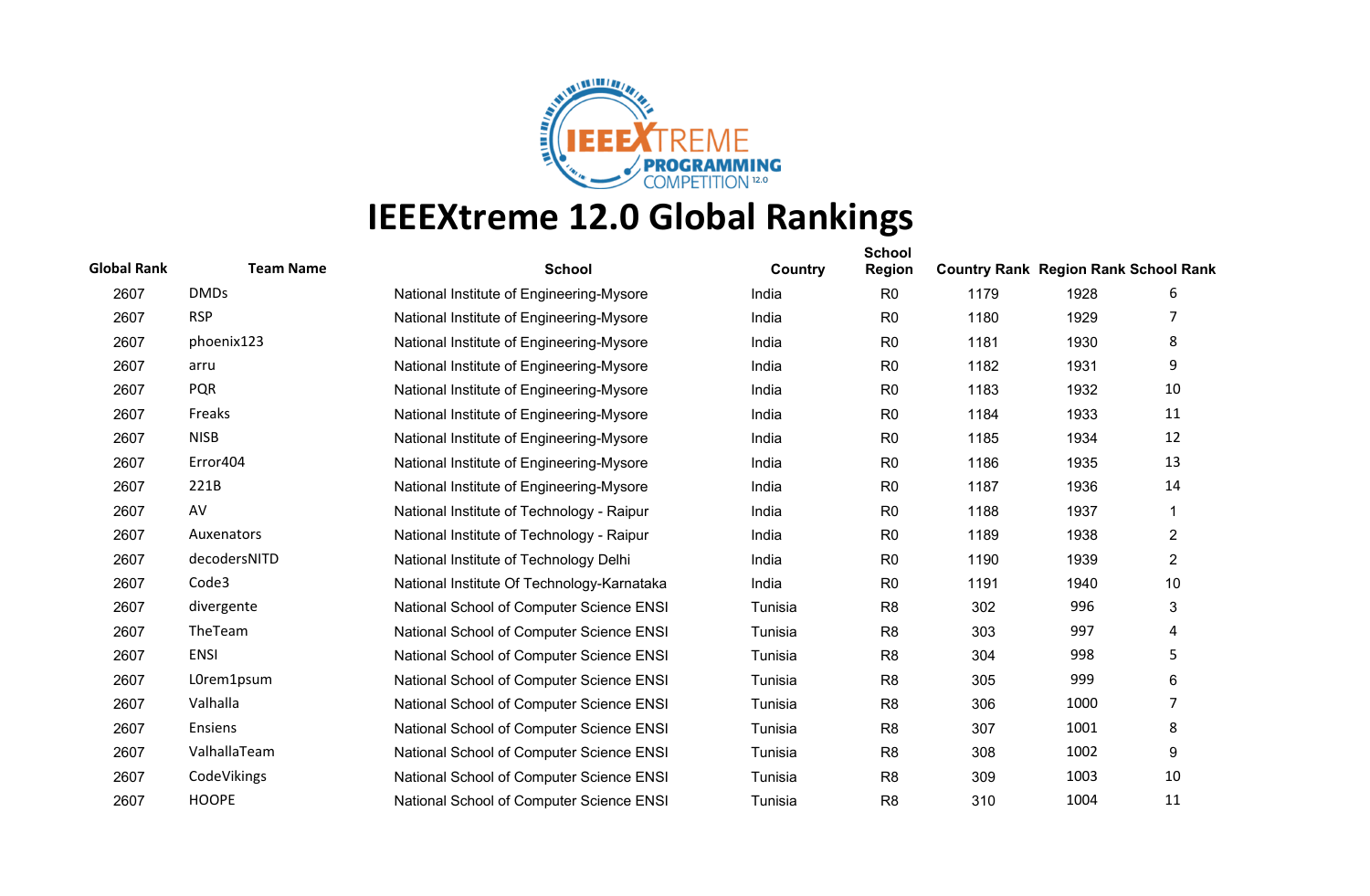# IEEEXtreme 12.0 Global Rankings

| Global Rank | Team Name | School | Country | School Region | Country Rank | Region Rank | School Rank |
|---|---|---|---|---|---|---|---|
| 2607 | DMDs | National Institute of Engineering-Mysore | India | R0 | 1179 | 1928 | 6 |
| 2607 | RSP | National Institute of Engineering-Mysore | India | R0 | 1180 | 1929 | 7 |
| 2607 | phoenix123 | National Institute of Engineering-Mysore | India | R0 | 1181 | 1930 | 8 |
| 2607 | arru | National Institute of Engineering-Mysore | India | R0 | 1182 | 1931 | 9 |
| 2607 | PQR | National Institute of Engineering-Mysore | India | R0 | 1183 | 1932 | 10 |
| 2607 | Freaks | National Institute of Engineering-Mysore | India | R0 | 1184 | 1933 | 11 |
| 2607 | NISB | National Institute of Engineering-Mysore | India | R0 | 1185 | 1934 | 12 |
| 2607 | Error404 | National Institute of Engineering-Mysore | India | R0 | 1186 | 1935 | 13 |
| 2607 | 221B | National Institute of Engineering-Mysore | India | R0 | 1187 | 1936 | 14 |
| 2607 | AV | National Institute of Technology - Raipur | India | R0 | 1188 | 1937 | 1 |
| 2607 | Auxenators | National Institute of Technology - Raipur | India | R0 | 1189 | 1938 | 2 |
| 2607 | decodersNITD | National Institute of Technology Delhi | India | R0 | 1190 | 1939 | 2 |
| 2607 | Code3 | National Institute Of Technology-Karnataka | India | R0 | 1191 | 1940 | 10 |
| 2607 | divergente | National School of Computer Science ENSI | Tunisia | R8 | 302 | 996 | 3 |
| 2607 | TheTeam | National School of Computer Science ENSI | Tunisia | R8 | 303 | 997 | 4 |
| 2607 | ENSI | National School of Computer Science ENSI | Tunisia | R8 | 304 | 998 | 5 |
| 2607 | L0rem1psum | National School of Computer Science ENSI | Tunisia | R8 | 305 | 999 | 6 |
| 2607 | Valhalla | National School of Computer Science ENSI | Tunisia | R8 | 306 | 1000 | 7 |
| 2607 | Ensiens | National School of Computer Science ENSI | Tunisia | R8 | 307 | 1001 | 8 |
| 2607 | ValhallaTeam | National School of Computer Science ENSI | Tunisia | R8 | 308 | 1002 | 9 |
| 2607 | CodeVikings | National School of Computer Science ENSI | Tunisia | R8 | 309 | 1003 | 10 |
| 2607 | HOOPE | National School of Computer Science ENSI | Tunisia | R8 | 310 | 1004 | 11 |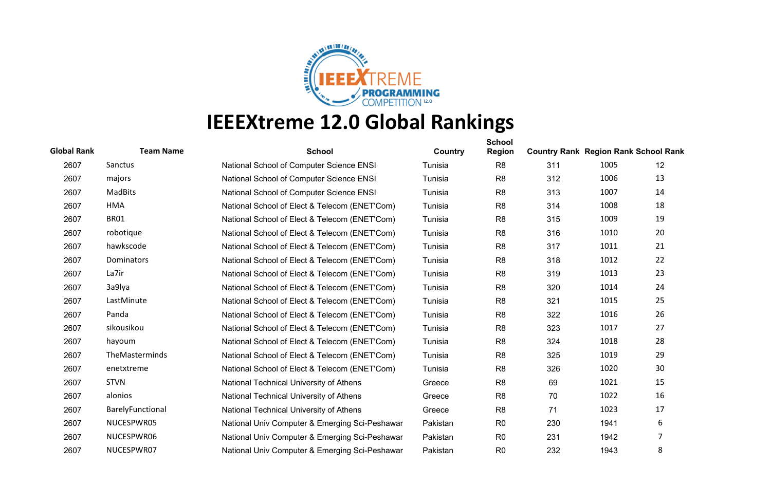# IEEEXtreme 12.0 Global Rankings

| Global Rank | Team Name | School | Country | School Region | Country Rank | Region Rank | School Rank |
|---|---|---|---|---|---|---|---|
| 2607 | Sanctus | National School of Computer Science ENSI | Tunisia | R8 | 311 | 1005 | 12 |
| 2607 | majors | National School of Computer Science ENSI | Tunisia | R8 | 312 | 1006 | 13 |
| 2607 | MadBits | National School of Computer Science ENSI | Tunisia | R8 | 313 | 1007 | 14 |
| 2607 | HMA | National School of Elect & Telecom (ENET'Com) | Tunisia | R8 | 314 | 1008 | 18 |
| 2607 | BR01 | National School of Elect & Telecom (ENET'Com) | Tunisia | R8 | 315 | 1009 | 19 |
| 2607 | robotique | National School of Elect & Telecom (ENET'Com) | Tunisia | R8 | 316 | 1010 | 20 |
| 2607 | hawkscode | National School of Elect & Telecom (ENET'Com) | Tunisia | R8 | 317 | 1011 | 21 |
| 2607 | Dominators | National School of Elect & Telecom (ENET'Com) | Tunisia | R8 | 318 | 1012 | 22 |
| 2607 | La7ir | National School of Elect & Telecom (ENET'Com) | Tunisia | R8 | 319 | 1013 | 23 |
| 2607 | 3a9lya | National School of Elect & Telecom (ENET'Com) | Tunisia | R8 | 320 | 1014 | 24 |
| 2607 | LastMinute | National School of Elect & Telecom (ENET'Com) | Tunisia | R8 | 321 | 1015 | 25 |
| 2607 | Panda | National School of Elect & Telecom (ENET'Com) | Tunisia | R8 | 322 | 1016 | 26 |
| 2607 | sikousikou | National School of Elect & Telecom (ENET'Com) | Tunisia | R8 | 323 | 1017 | 27 |
| 2607 | hayoum | National School of Elect & Telecom (ENET'Com) | Tunisia | R8 | 324 | 1018 | 28 |
| 2607 | TheMasterminds | National School of Elect & Telecom (ENET'Com) | Tunisia | R8 | 325 | 1019 | 29 |
| 2607 | enetxtreme | National School of Elect & Telecom (ENET'Com) | Tunisia | R8 | 326 | 1020 | 30 |
| 2607 | STVN | National Technical University of Athens | Greece | R8 | 69 | 1021 | 15 |
| 2607 | alonios | National Technical University of Athens | Greece | R8 | 70 | 1022 | 16 |
| 2607 | BarelyFunctional | National Technical University of Athens | Greece | R8 | 71 | 1023 | 17 |
| 2607 | NUCESPWR05 | National Univ Computer & Emerging Sci-Peshawar | Pakistan | R0 | 230 | 1941 | 6 |
| 2607 | NUCESPWR06 | National Univ Computer & Emerging Sci-Peshawar | Pakistan | R0 | 231 | 1942 | 7 |
| 2607 | NUCESPWR07 | National Univ Computer & Emerging Sci-Peshawar | Pakistan | R0 | 232 | 1943 | 8 |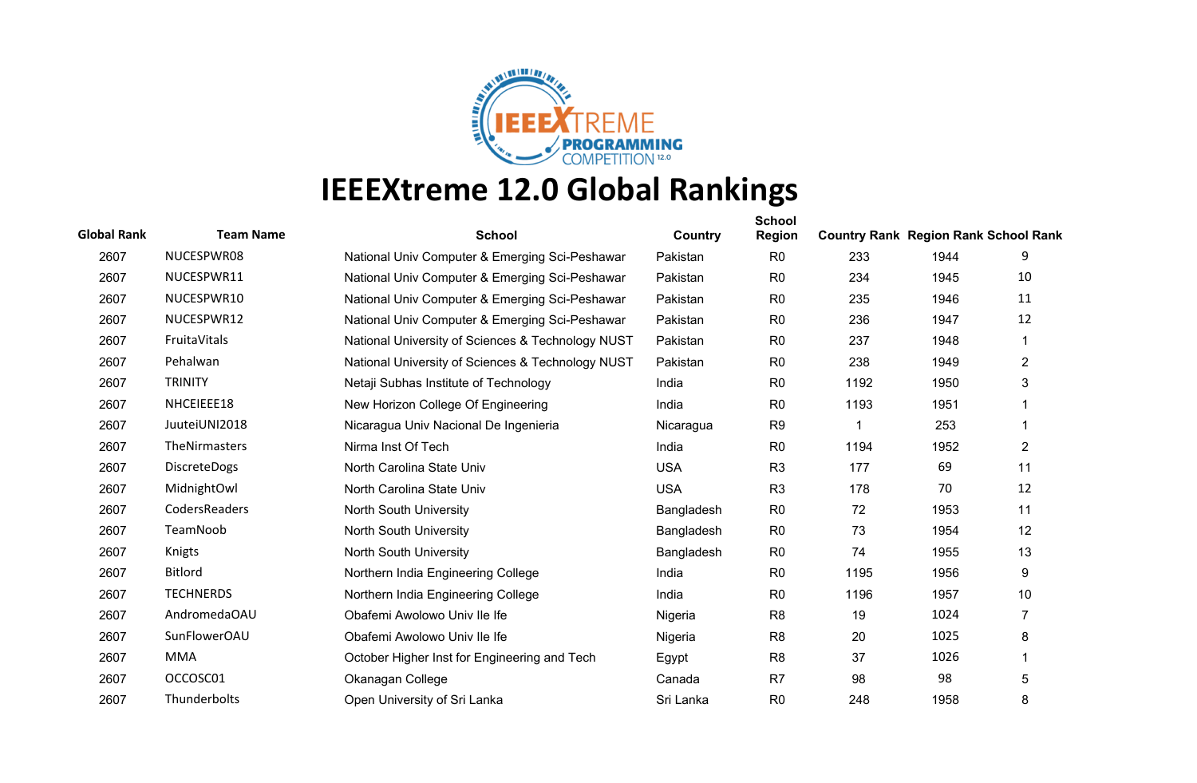# IEEEXtreme 12.0 Global Rankings

| Global Rank | Team Name | School | Country | School Region | Country Rank | Region Rank | School Rank |
|---|---|---|---|---|---|---|---|
| 2607 | NUCESPWR08 | National Univ Computer & Emerging Sci-Peshawar | Pakistan | R0 | 233 | 1944 | 9 |
| 2607 | NUCESPWR11 | National Univ Computer & Emerging Sci-Peshawar | Pakistan | R0 | 234 | 1945 | 10 |
| 2607 | NUCESPWR10 | National Univ Computer & Emerging Sci-Peshawar | Pakistan | R0 | 235 | 1946 | 11 |
| 2607 | NUCESPWR12 | National Univ Computer & Emerging Sci-Peshawar | Pakistan | R0 | 236 | 1947 | 12 |
| 2607 | FruitaVitals | National University of Sciences & Technology NUST | Pakistan | R0 | 237 | 1948 | 1 |
| 2607 | Pehalwan | National University of Sciences & Technology NUST | Pakistan | R0 | 238 | 1949 | 2 |
| 2607 | TRINITY | Netaji Subhas Institute of Technology | India | R0 | 1192 | 1950 | 3 |
| 2607 | NHCEIEEE18 | New Horizon College Of Engineering | India | R0 | 1193 | 1951 | 1 |
| 2607 | JuuteiUNI2018 | Nicaragua Univ Nacional De Ingenieria | Nicaragua | R9 | 1 | 253 | 1 |
| 2607 | TheNirmasters | Nirma Inst Of Tech | India | R0 | 1194 | 1952 | 2 |
| 2607 | DiscreteDogs | North Carolina State Univ | USA | R3 | 177 | 69 | 11 |
| 2607 | MidnightOwl | North Carolina State Univ | USA | R3 | 178 | 70 | 12 |
| 2607 | CodersReaders | North South University | Bangladesh | R0 | 72 | 1953 | 11 |
| 2607 | TeamNoob | North South University | Bangladesh | R0 | 73 | 1954 | 12 |
| 2607 | Knigts | North South University | Bangladesh | R0 | 74 | 1955 | 13 |
| 2607 | Bitlord | Northern India Engineering College | India | R0 | 1195 | 1956 | 9 |
| 2607 | TECHNERDS | Northern India Engineering College | India | R0 | 1196 | 1957 | 10 |
| 2607 | AndromedaOAU | Obafemi Awolowo Univ Ile Ife | Nigeria | R8 | 19 | 1024 | 7 |
| 2607 | SunFlowerOAU | Obafemi Awolowo Univ Ile Ife | Nigeria | R8 | 20 | 1025 | 8 |
| 2607 | MMA | October Higher Inst for Engineering and Tech | Egypt | R8 | 37 | 1026 | 1 |
| 2607 | OCCOSC01 | Okanagan College | Canada | R7 | 98 | 98 | 5 |
| 2607 | Thunderbolts | Open University of Sri Lanka | Sri Lanka | R0 | 248 | 1958 | 8 |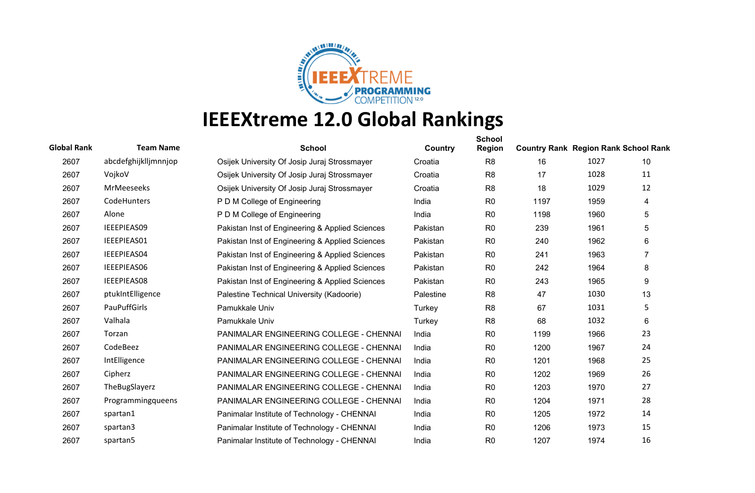# IEEEXtreme 12.0 Global Rankings

| Global Rank | Team Name | School | Country | School Region | Country Rank | Region Rank | School Rank |
|---|---|---|---|---|---|---|---|
| 2607 | abcdefghijklljmnnjop | Osijek University Of Josip Juraj Strossmayer | Croatia | R8 | 16 | 1027 | 10 |
| 2607 | VojkoV | Osijek University Of Josip Juraj Strossmayer | Croatia | R8 | 17 | 1028 | 11 |
| 2607 | MrMeeseeks | Osijek University Of Josip Juraj Strossmayer | Croatia | R8 | 18 | 1029 | 12 |
| 2607 | CodeHunters | P D M College of Engineering | India | R0 | 1197 | 1959 | 4 |
| 2607 | Alone | P D M College of Engineering | India | R0 | 1198 | 1960 | 5 |
| 2607 | IEEEPIEAS09 | Pakistan Inst of Engineering & Applied Sciences | Pakistan | R0 | 239 | 1961 | 5 |
| 2607 | IEEEPIEAS01 | Pakistan Inst of Engineering & Applied Sciences | Pakistan | R0 | 240 | 1962 | 6 |
| 2607 | IEEEPIEAS04 | Pakistan Inst of Engineering & Applied Sciences | Pakistan | R0 | 241 | 1963 | 7 |
| 2607 | IEEEPIEAS06 | Pakistan Inst of Engineering & Applied Sciences | Pakistan | R0 | 242 | 1964 | 8 |
| 2607 | IEEEPIEAS08 | Pakistan Inst of Engineering & Applied Sciences | Pakistan | R0 | 243 | 1965 | 9 |
| 2607 | ptukIntElligence | Palestine Technical University (Kadoorie) | Palestine | R8 | 47 | 1030 | 13 |
| 2607 | PauPuffGirls | Pamukkale Univ | Turkey | R8 | 67 | 1031 | 5 |
| 2607 | Valhala | Pamukkale Univ | Turkey | R8 | 68 | 1032 | 6 |
| 2607 | Torzan | PANIMALAR ENGINEERING COLLEGE - CHENNAI | India | R0 | 1199 | 1966 | 23 |
| 2607 | CodeBeez | PANIMALAR ENGINEERING COLLEGE - CHENNAI | India | R0 | 1200 | 1967 | 24 |
| 2607 | IntElligence | PANIMALAR ENGINEERING COLLEGE - CHENNAI | India | R0 | 1201 | 1968 | 25 |
| 2607 | Cipherz | PANIMALAR ENGINEERING COLLEGE - CHENNAI | India | R0 | 1202 | 1969 | 26 |
| 2607 | TheBugSlayerz | PANIMALAR ENGINEERING COLLEGE - CHENNAI | India | R0 | 1203 | 1970 | 27 |
| 2607 | Programmingqueens | PANIMALAR ENGINEERING COLLEGE - CHENNAI | India | R0 | 1204 | 1971 | 28 |
| 2607 | spartan1 | Panimalar Institute of Technology - CHENNAI | India | R0 | 1205 | 1972 | 14 |
| 2607 | spartan3 | Panimalar Institute of Technology - CHENNAI | India | R0 | 1206 | 1973 | 15 |
| 2607 | spartan5 | Panimalar Institute of Technology - CHENNAI | India | R0 | 1207 | 1974 | 16 |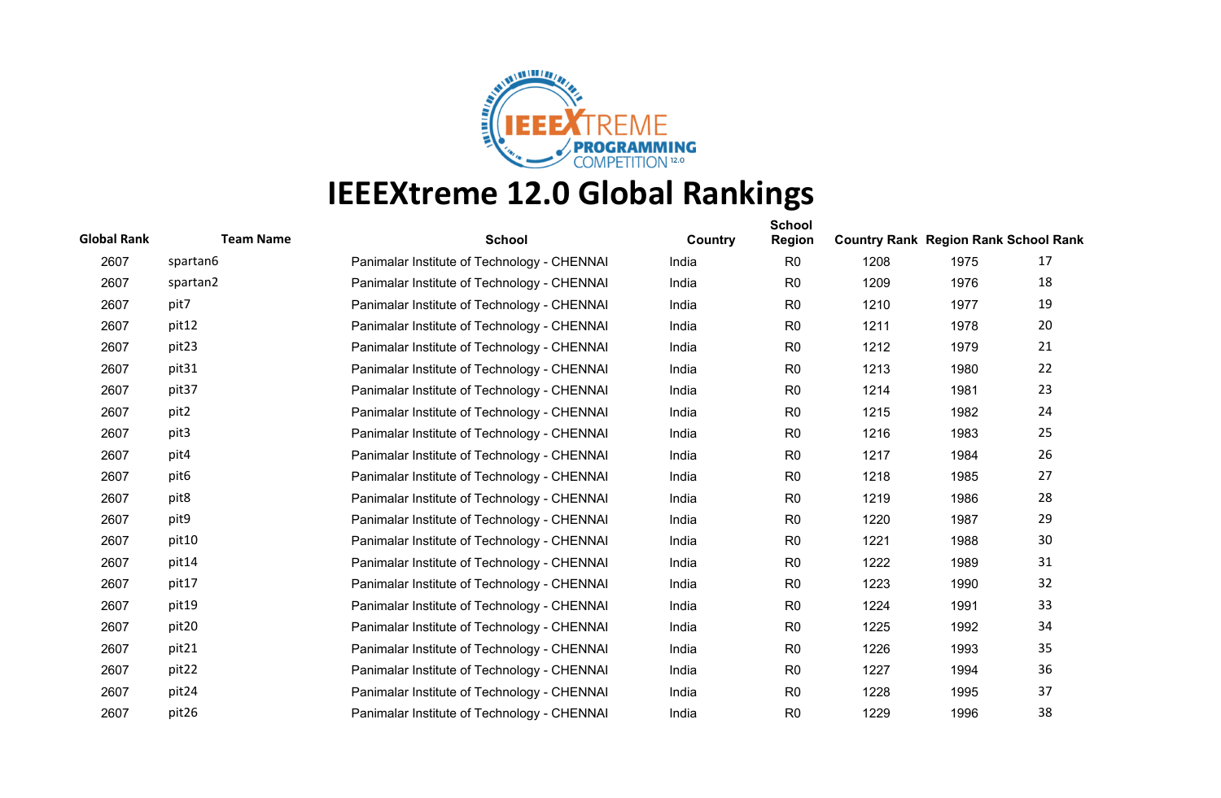# IEEEXtreme 12.0 Global Rankings

| Global Rank | Team Name | School | Country | School Region | Country Rank | Region Rank | School Rank |
|---|---|---|---|---|---|---|---|
| 2607 | spartan6 | Panimalar Institute of Technology - CHENNAI | India | R0 | 1208 | 1975 | 17 |
| 2607 | spartan2 | Panimalar Institute of Technology - CHENNAI | India | R0 | 1209 | 1976 | 18 |
| 2607 | pit7 | Panimalar Institute of Technology - CHENNAI | India | R0 | 1210 | 1977 | 19 |
| 2607 | pit12 | Panimalar Institute of Technology - CHENNAI | India | R0 | 1211 | 1978 | 20 |
| 2607 | pit23 | Panimalar Institute of Technology - CHENNAI | India | R0 | 1212 | 1979 | 21 |
| 2607 | pit31 | Panimalar Institute of Technology - CHENNAI | India | R0 | 1213 | 1980 | 22 |
| 2607 | pit37 | Panimalar Institute of Technology - CHENNAI | India | R0 | 1214 | 1981 | 23 |
| 2607 | pit2 | Panimalar Institute of Technology - CHENNAI | India | R0 | 1215 | 1982 | 24 |
| 2607 | pit3 | Panimalar Institute of Technology - CHENNAI | India | R0 | 1216 | 1983 | 25 |
| 2607 | pit4 | Panimalar Institute of Technology - CHENNAI | India | R0 | 1217 | 1984 | 26 |
| 2607 | pit6 | Panimalar Institute of Technology - CHENNAI | India | R0 | 1218 | 1985 | 27 |
| 2607 | pit8 | Panimalar Institute of Technology - CHENNAI | India | R0 | 1219 | 1986 | 28 |
| 2607 | pit9 | Panimalar Institute of Technology - CHENNAI | India | R0 | 1220 | 1987 | 29 |
| 2607 | pit10 | Panimalar Institute of Technology - CHENNAI | India | R0 | 1221 | 1988 | 30 |
| 2607 | pit14 | Panimalar Institute of Technology - CHENNAI | India | R0 | 1222 | 1989 | 31 |
| 2607 | pit17 | Panimalar Institute of Technology - CHENNAI | India | R0 | 1223 | 1990 | 32 |
| 2607 | pit19 | Panimalar Institute of Technology - CHENNAI | India | R0 | 1224 | 1991 | 33 |
| 2607 | pit20 | Panimalar Institute of Technology - CHENNAI | India | R0 | 1225 | 1992 | 34 |
| 2607 | pit21 | Panimalar Institute of Technology - CHENNAI | India | R0 | 1226 | 1993 | 35 |
| 2607 | pit22 | Panimalar Institute of Technology - CHENNAI | India | R0 | 1227 | 1994 | 36 |
| 2607 | pit24 | Panimalar Institute of Technology - CHENNAI | India | R0 | 1228 | 1995 | 37 |
| 2607 | pit26 | Panimalar Institute of Technology - CHENNAI | India | R0 | 1229 | 1996 | 38 |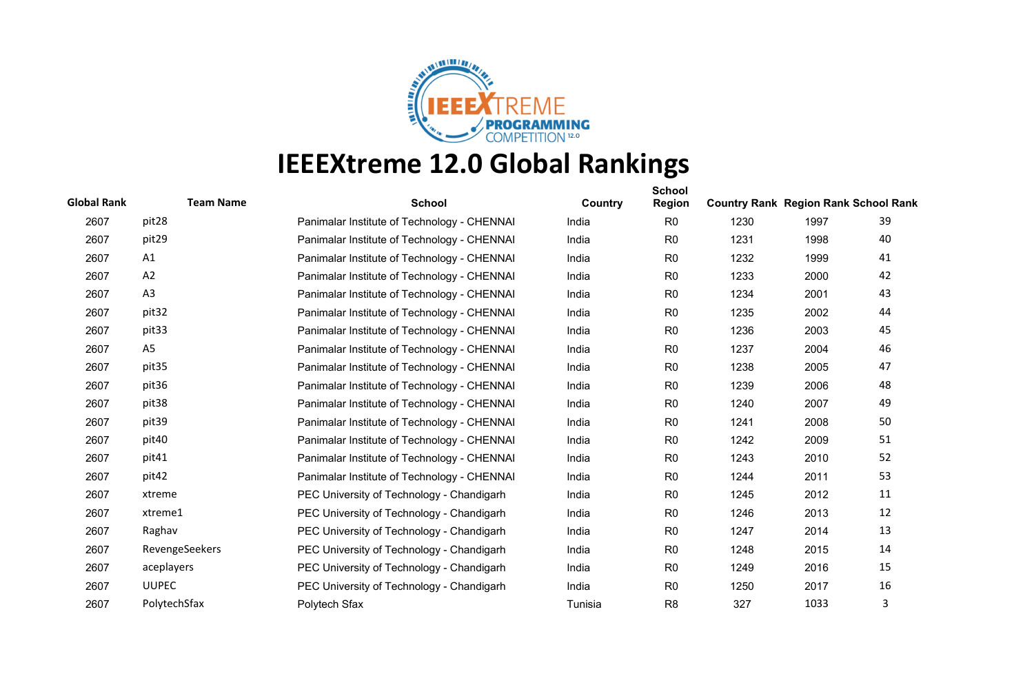# IEEEXtreme 12.0 Global Rankings

| Global Rank | Team Name | School | Country | School Region | Country Rank | Region Rank | School Rank |
|---|---|---|---|---|---|---|---|
| 2607 | pit28 | Panimalar Institute of Technology - CHENNAI | India | R0 | 1230 | 1997 | 39 |
| 2607 | pit29 | Panimalar Institute of Technology - CHENNAI | India | R0 | 1231 | 1998 | 40 |
| 2607 | A1 | Panimalar Institute of Technology - CHENNAI | India | R0 | 1232 | 1999 | 41 |
| 2607 | A2 | Panimalar Institute of Technology - CHENNAI | India | R0 | 1233 | 2000 | 42 |
| 2607 | A3 | Panimalar Institute of Technology - CHENNAI | India | R0 | 1234 | 2001 | 43 |
| 2607 | pit32 | Panimalar Institute of Technology - CHENNAI | India | R0 | 1235 | 2002 | 44 |
| 2607 | pit33 | Panimalar Institute of Technology - CHENNAI | India | R0 | 1236 | 2003 | 45 |
| 2607 | A5 | Panimalar Institute of Technology - CHENNAI | India | R0 | 1237 | 2004 | 46 |
| 2607 | pit35 | Panimalar Institute of Technology - CHENNAI | India | R0 | 1238 | 2005 | 47 |
| 2607 | pit36 | Panimalar Institute of Technology - CHENNAI | India | R0 | 1239 | 2006 | 48 |
| 2607 | pit38 | Panimalar Institute of Technology - CHENNAI | India | R0 | 1240 | 2007 | 49 |
| 2607 | pit39 | Panimalar Institute of Technology - CHENNAI | India | R0 | 1241 | 2008 | 50 |
| 2607 | pit40 | Panimalar Institute of Technology - CHENNAI | India | R0 | 1242 | 2009 | 51 |
| 2607 | pit41 | Panimalar Institute of Technology - CHENNAI | India | R0 | 1243 | 2010 | 52 |
| 2607 | pit42 | Panimalar Institute of Technology - CHENNAI | India | R0 | 1244 | 2011 | 53 |
| 2607 | xtreme | PEC University of Technology - Chandigarh | India | R0 | 1245 | 2012 | 11 |
| 2607 | xtreme1 | PEC University of Technology - Chandigarh | India | R0 | 1246 | 2013 | 12 |
| 2607 | Raghav | PEC University of Technology - Chandigarh | India | R0 | 1247 | 2014 | 13 |
| 2607 | RevengeSeekers | PEC University of Technology - Chandigarh | India | R0 | 1248 | 2015 | 14 |
| 2607 | aceplayers | PEC University of Technology - Chandigarh | India | R0 | 1249 | 2016 | 15 |
| 2607 | UUPEC | PEC University of Technology - Chandigarh | India | R0 | 1250 | 2017 | 16 |
| 2607 | PolytechSfax | Polytech Sfax | Tunisia | R8 | 327 | 1033 | 3 |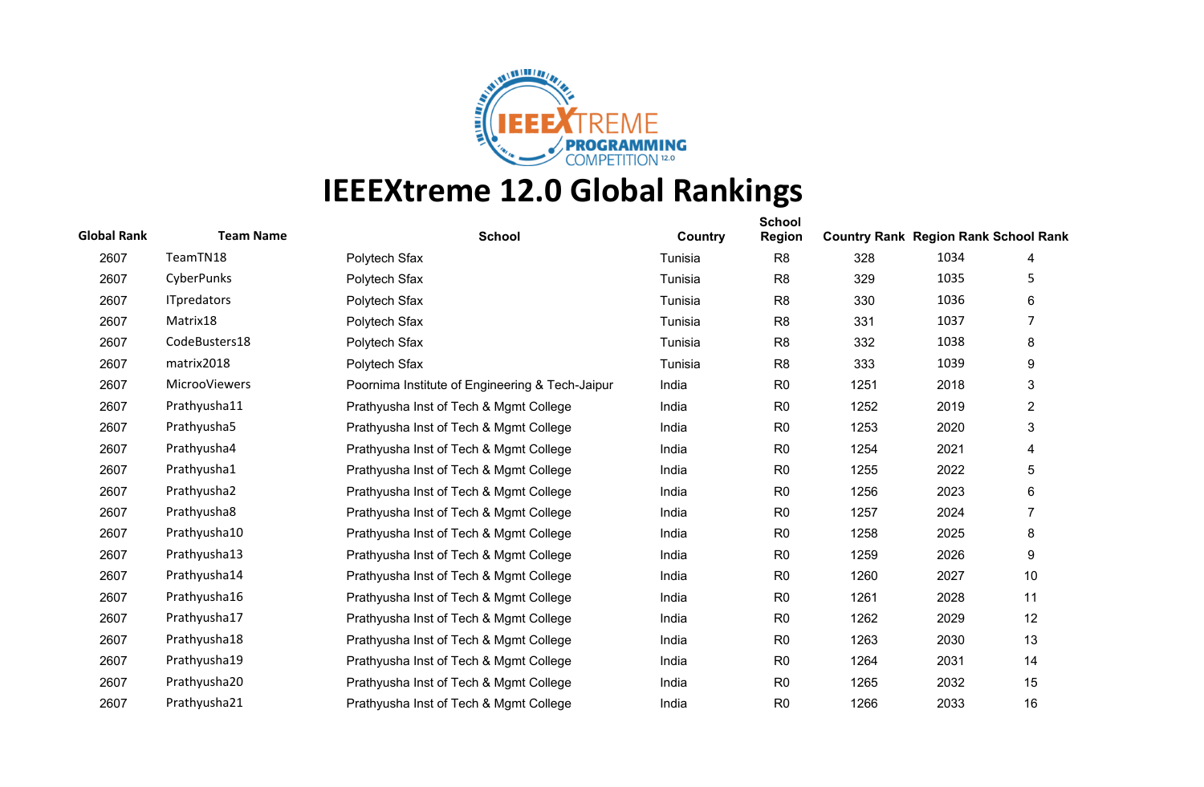# IEEEXtreme 12.0 Global Rankings

| Global Rank | Team Name | School | Country | School Region | Country Rank | Region Rank | School Rank |
|---|---|---|---|---|---|---|---|
| 2607 | TeamTN18 | Polytech Sfax | Tunisia | R8 | 328 | 1034 | 4 |
| 2607 | CyberPunks | Polytech Sfax | Tunisia | R8 | 329 | 1035 | 5 |
| 2607 | ITpredators | Polytech Sfax | Tunisia | R8 | 330 | 1036 | 6 |
| 2607 | Matrix18 | Polytech Sfax | Tunisia | R8 | 331 | 1037 | 7 |
| 2607 | CodeBusters18 | Polytech Sfax | Tunisia | R8 | 332 | 1038 | 8 |
| 2607 | matrix2018 | Polytech Sfax | Tunisia | R8 | 333 | 1039 | 9 |
| 2607 | MicrooViewers | Poornima Institute of Engineering & Tech-Jaipur | India | R0 | 1251 | 2018 | 3 |
| 2607 | Prathyusha11 | Prathyusha Inst of Tech & Mgmt College | India | R0 | 1252 | 2019 | 2 |
| 2607 | Prathyusha5 | Prathyusha Inst of Tech & Mgmt College | India | R0 | 1253 | 2020 | 3 |
| 2607 | Prathyusha4 | Prathyusha Inst of Tech & Mgmt College | India | R0 | 1254 | 2021 | 4 |
| 2607 | Prathyusha1 | Prathyusha Inst of Tech & Mgmt College | India | R0 | 1255 | 2022 | 5 |
| 2607 | Prathyusha2 | Prathyusha Inst of Tech & Mgmt College | India | R0 | 1256 | 2023 | 6 |
| 2607 | Prathyusha8 | Prathyusha Inst of Tech & Mgmt College | India | R0 | 1257 | 2024 | 7 |
| 2607 | Prathyusha10 | Prathyusha Inst of Tech & Mgmt College | India | R0 | 1258 | 2025 | 8 |
| 2607 | Prathyusha13 | Prathyusha Inst of Tech & Mgmt College | India | R0 | 1259 | 2026 | 9 |
| 2607 | Prathyusha14 | Prathyusha Inst of Tech & Mgmt College | India | R0 | 1260 | 2027 | 10 |
| 2607 | Prathyusha16 | Prathyusha Inst of Tech & Mgmt College | India | R0 | 1261 | 2028 | 11 |
| 2607 | Prathyusha17 | Prathyusha Inst of Tech & Mgmt College | India | R0 | 1262 | 2029 | 12 |
| 2607 | Prathyusha18 | Prathyusha Inst of Tech & Mgmt College | India | R0 | 1263 | 2030 | 13 |
| 2607 | Prathyusha19 | Prathyusha Inst of Tech & Mgmt College | India | R0 | 1264 | 2031 | 14 |
| 2607 | Prathyusha20 | Prathyusha Inst of Tech & Mgmt College | India | R0 | 1265 | 2032 | 15 |
| 2607 | Prathyusha21 | Prathyusha Inst of Tech & Mgmt College | India | R0 | 1266 | 2033 | 16 |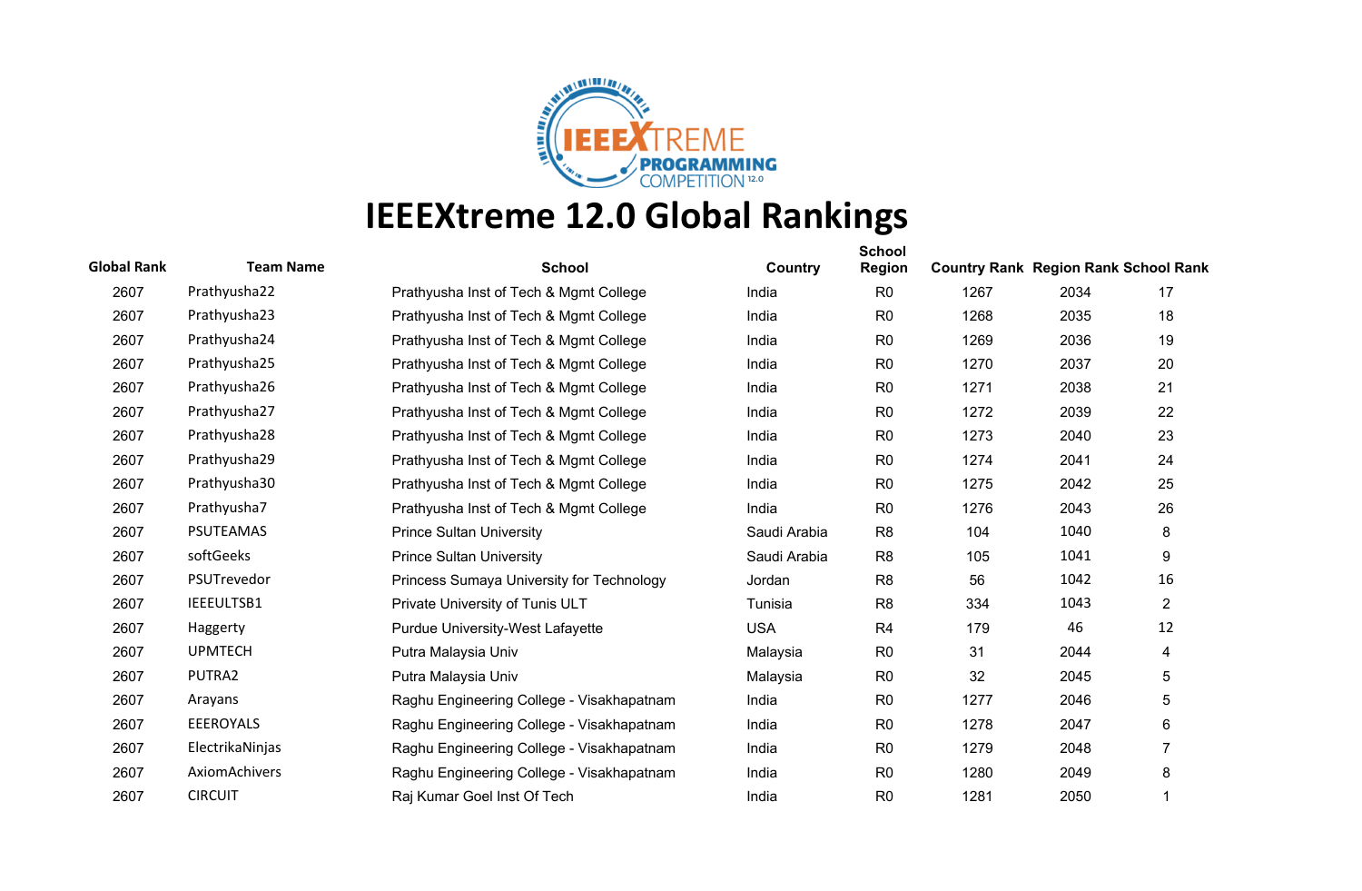# IEEEXtreme 12.0 Global Rankings

| Global Rank | Team Name | School | Country | School Region | Country Rank | Region Rank | School Rank |
|---|---|---|---|---|---|---|---|
| 2607 | Prathyusha22 | Prathyusha Inst of Tech & Mgmt College | India | R0 | 1267 | 2034 | 17 |
| 2607 | Prathyusha23 | Prathyusha Inst of Tech & Mgmt College | India | R0 | 1268 | 2035 | 18 |
| 2607 | Prathyusha24 | Prathyusha Inst of Tech & Mgmt College | India | R0 | 1269 | 2036 | 19 |
| 2607 | Prathyusha25 | Prathyusha Inst of Tech & Mgmt College | India | R0 | 1270 | 2037 | 20 |
| 2607 | Prathyusha26 | Prathyusha Inst of Tech & Mgmt College | India | R0 | 1271 | 2038 | 21 |
| 2607 | Prathyusha27 | Prathyusha Inst of Tech & Mgmt College | India | R0 | 1272 | 2039 | 22 |
| 2607 | Prathyusha28 | Prathyusha Inst of Tech & Mgmt College | India | R0 | 1273 | 2040 | 23 |
| 2607 | Prathyusha29 | Prathyusha Inst of Tech & Mgmt College | India | R0 | 1274 | 2041 | 24 |
| 2607 | Prathyusha30 | Prathyusha Inst of Tech & Mgmt College | India | R0 | 1275 | 2042 | 25 |
| 2607 | Prathyusha7 | Prathyusha Inst of Tech & Mgmt College | India | R0 | 1276 | 2043 | 26 |
| 2607 | PSUTEAMAS | Prince Sultan University | Saudi Arabia | R8 | 104 | 1040 | 8 |
| 2607 | softGeeks | Prince Sultan University | Saudi Arabia | R8 | 105 | 1041 | 9 |
| 2607 | PSUTrevedor | Princess Sumaya University for Technology | Jordan | R8 | 56 | 1042 | 16 |
| 2607 | IEEEULTSB1 | Private University of Tunis ULT | Tunisia | R8 | 334 | 1043 | 2 |
| 2607 | Haggerty | Purdue University-West Lafayette | USA | R4 | 179 | 46 | 12 |
| 2607 | UPMTECH | Putra Malaysia Univ | Malaysia | R0 | 31 | 2044 | 4 |
| 2607 | PUTRA2 | Putra Malaysia Univ | Malaysia | R0 | 32 | 2045 | 5 |
| 2607 | Arayans | Raghu Engineering College - Visakhapatnam | India | R0 | 1277 | 2046 | 5 |
| 2607 | EEEROYALS | Raghu Engineering College - Visakhapatnam | India | R0 | 1278 | 2047 | 6 |
| 2607 | ElectrikaNinjas | Raghu Engineering College - Visakhapatnam | India | R0 | 1279 | 2048 | 7 |
| 2607 | AxiomAchivers | Raghu Engineering College - Visakhapatnam | India | R0 | 1280 | 2049 | 8 |
| 2607 | CIRCUIT | Raj Kumar Goel Inst Of Tech | India | R0 | 1281 | 2050 | 1 |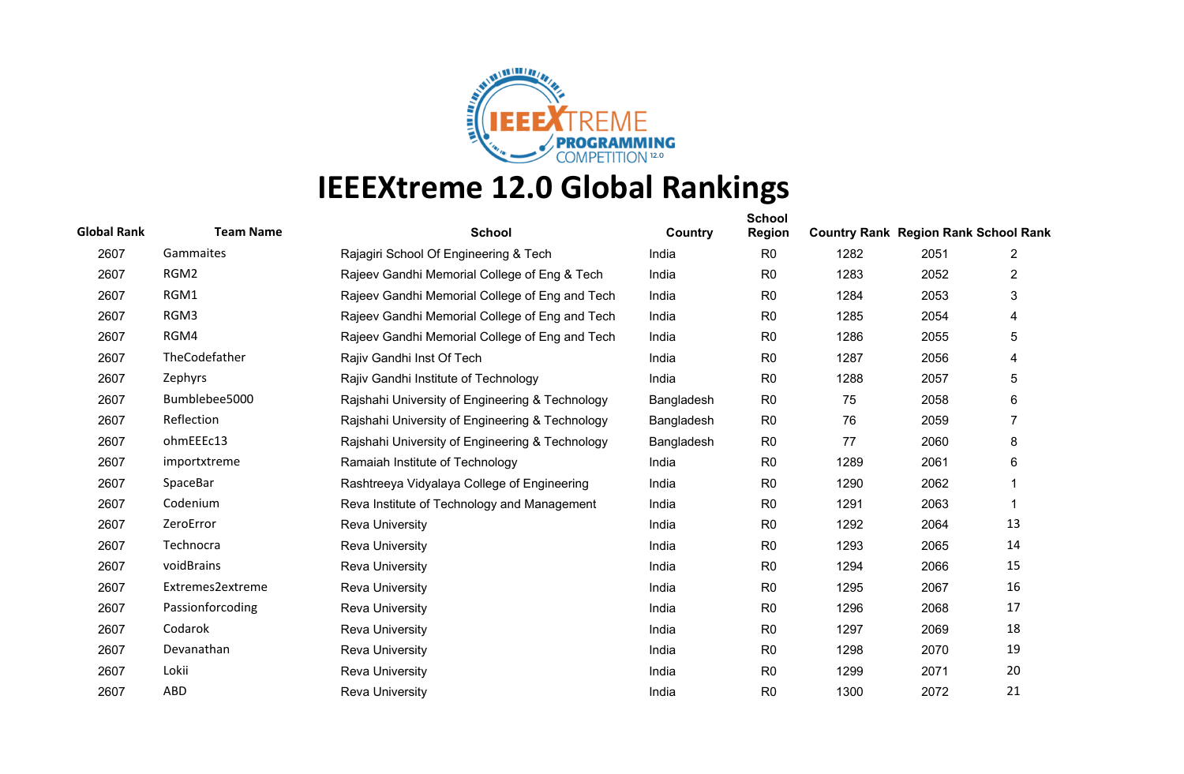# IEEEXtreme 12.0 Global Rankings

| Global Rank | Team Name | School | Country | School Region | Country Rank | Region Rank | School Rank |
|---|---|---|---|---|---|---|---|
| 2607 | Gammaites | Rajagiri School Of Engineering & Tech | India | R0 | 1282 | 2051 | 2 |
| 2607 | RGM2 | Rajeev Gandhi Memorial College of Eng & Tech | India | R0 | 1283 | 2052 | 2 |
| 2607 | RGM1 | Rajeev Gandhi Memorial College of Eng and Tech | India | R0 | 1284 | 2053 | 3 |
| 2607 | RGM3 | Rajeev Gandhi Memorial College of Eng and Tech | India | R0 | 1285 | 2054 | 4 |
| 2607 | RGM4 | Rajeev Gandhi Memorial College of Eng and Tech | India | R0 | 1286 | 2055 | 5 |
| 2607 | TheCodefather | Rajiv Gandhi Inst Of Tech | India | R0 | 1287 | 2056 | 4 |
| 2607 | Zephyrs | Rajiv Gandhi Institute of Technology | India | R0 | 1288 | 2057 | 5 |
| 2607 | Bumblebee5000 | Rajshahi University of Engineering & Technology | Bangladesh | R0 | 75 | 2058 | 6 |
| 2607 | Reflection | Rajshahi University of Engineering & Technology | Bangladesh | R0 | 76 | 2059 | 7 |
| 2607 | ohmEEEc13 | Rajshahi University of Engineering & Technology | Bangladesh | R0 | 77 | 2060 | 8 |
| 2607 | importxtreme | Ramaiah Institute of Technology | India | R0 | 1289 | 2061 | 6 |
| 2607 | SpaceBar | Rashtreeya Vidyalaya College of Engineering | India | R0 | 1290 | 2062 | 1 |
| 2607 | Codenium | Reva Institute of Technology and Management | India | R0 | 1291 | 2063 | 1 |
| 2607 | ZeroError | Reva University | India | R0 | 1292 | 2064 | 13 |
| 2607 | Technocra | Reva University | India | R0 | 1293 | 2065 | 14 |
| 2607 | voidBrains | Reva University | India | R0 | 1294 | 2066 | 15 |
| 2607 | Extremes2extreme | Reva University | India | R0 | 1295 | 2067 | 16 |
| 2607 | Passionforcoding | Reva University | India | R0 | 1296 | 2068 | 17 |
| 2607 | Codarok | Reva University | India | R0 | 1297 | 2069 | 18 |
| 2607 | Devanathan | Reva University | India | R0 | 1298 | 2070 | 19 |
| 2607 | Lokii | Reva University | India | R0 | 1299 | 2071 | 20 |
| 2607 | ABD | Reva University | India | R0 | 1300 | 2072 | 21 |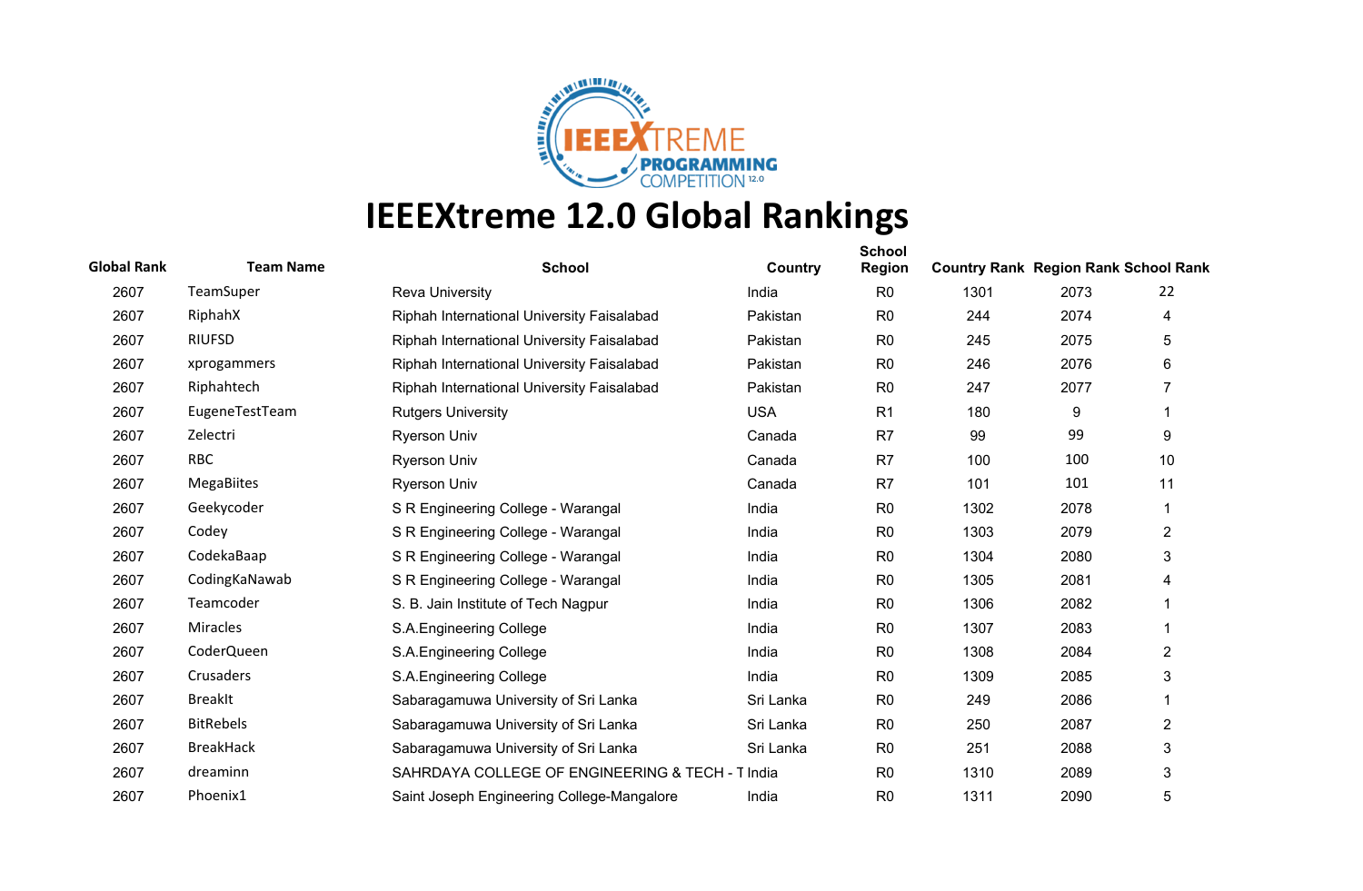# IEEEXtreme 12.0 Global Rankings

| Global Rank | Team Name | School | Country | School Region | Country Rank | Region Rank | School Rank |
|---|---|---|---|---|---|---|---|
| 2607 | TeamSuper | Reva University | India | R0 | 1301 | 2073 | 22 |
| 2607 | RiphahX | Riphah International University Faisalabad | Pakistan | R0 | 244 | 2074 | 4 |
| 2607 | RIUFSD | Riphah International University Faisalabad | Pakistan | R0 | 245 | 2075 | 5 |
| 2607 | xprogammers | Riphah International University Faisalabad | Pakistan | R0 | 246 | 2076 | 6 |
| 2607 | Riphahtech | Riphah International University Faisalabad | Pakistan | R0 | 247 | 2077 | 7 |
| 2607 | EugeneTestTeam | Rutgers University | USA | R1 | 180 | 9 | 1 |
| 2607 | Zelectri | Ryerson Univ | Canada | R7 | 99 | 99 | 9 |
| 2607 | RBC | Ryerson Univ | Canada | R7 | 100 | 100 | 10 |
| 2607 | MegaBiites | Ryerson Univ | Canada | R7 | 101 | 101 | 11 |
| 2607 | Geekycoder | S R Engineering College - Warangal | India | R0 | 1302 | 2078 | 1 |
| 2607 | Codey | S R Engineering College - Warangal | India | R0 | 1303 | 2079 | 2 |
| 2607 | CodekaBaap | S R Engineering College - Warangal | India | R0 | 1304 | 2080 | 3 |
| 2607 | CodingKaNawab | S R Engineering College - Warangal | India | R0 | 1305 | 2081 | 4 |
| 2607 | Teamcoder | S. B. Jain Institute of Tech Nagpur | India | R0 | 1306 | 2082 | 1 |
| 2607 | Miracles | S.A.Engineering College | India | R0 | 1307 | 2083 | 1 |
| 2607 | CoderQueen | S.A.Engineering College | India | R0 | 1308 | 2084 | 2 |
| 2607 | Crusaders | S.A.Engineering College | India | R0 | 1309 | 2085 | 3 |
| 2607 | BreakIt | Sabaragamuwa University of Sri Lanka | Sri Lanka | R0 | 249 | 2086 | 1 |
| 2607 | BitRebels | Sabaragamuwa University of Sri Lanka | Sri Lanka | R0 | 250 | 2087 | 2 |
| 2607 | BreakHack | Sabaragamuwa University of Sri Lanka | Sri Lanka | R0 | 251 | 2088 | 3 |
| 2607 | dreaminn | SAHRDAYA COLLEGE OF ENGINEERING & TECH - T | India | R0 | 1310 | 2089 | 3 |
| 2607 | Phoenix1 | Saint Joseph Engineering College-Mangalore | India | R0 | 1311 | 2090 | 5 |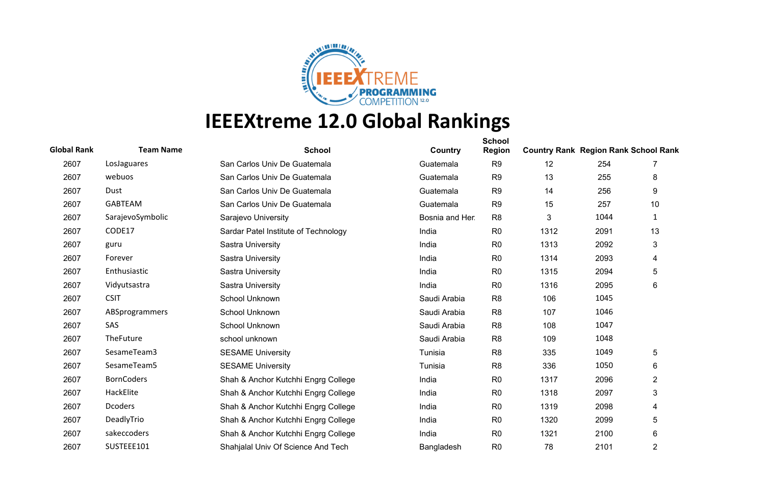# IEEEXtreme 12.0 Global Rankings

| Global Rank | Team Name | School | Country | School Region | Country Rank | Region Rank | School Rank |
|---|---|---|---|---|---|---|---|
| 2607 | LosJaguares | San Carlos Univ De Guatemala | Guatemala | R9 | 12 | 254 | 7 |
| 2607 | webuos | San Carlos Univ De Guatemala | Guatemala | R9 | 13 | 255 | 8 |
| 2607 | Dust | San Carlos Univ De Guatemala | Guatemala | R9 | 14 | 256 | 9 |
| 2607 | GABTEAM | San Carlos Univ De Guatemala | Guatemala | R9 | 15 | 257 | 10 |
| 2607 | SarajevoSymbolic | Sarajevo University | Bosnia and Her. | R8 | 3 | 1044 | 1 |
| 2607 | CODE17 | Sardar Patel Institute of Technology | India | R0 | 1312 | 2091 | 13 |
| 2607 | guru | Sastra University | India | R0 | 1313 | 2092 | 3 |
| 2607 | Forever | Sastra University | India | R0 | 1314 | 2093 | 4 |
| 2607 | Enthusiastic | Sastra University | India | R0 | 1315 | 2094 | 5 |
| 2607 | Vidyutsastra | Sastra University | India | R0 | 1316 | 2095 | 6 |
| 2607 | CSIT | School Unknown | Saudi Arabia | R8 | 106 | 1045 | |
| 2607 | ABSprogrammers | School Unknown | Saudi Arabia | R8 | 107 | 1046 | |
| 2607 | SAS | School Unknown | Saudi Arabia | R8 | 108 | 1047 | |
| 2607 | TheFuture | school unknown | Saudi Arabia | R8 | 109 | 1048 | |
| 2607 | SesameTeam3 | SESAME University | Tunisia | R8 | 335 | 1049 | 5 |
| 2607 | SesameTeam5 | SESAME University | Tunisia | R8 | 336 | 1050 | 6 |
| 2607 | BornCoders | Shah & Anchor Kutchhi Engrg College | India | R0 | 1317 | 2096 | 2 |
| 2607 | HackElite | Shah & Anchor Kutchhi Engrg College | India | R0 | 1318 | 2097 | 3 |
| 2607 | Dcoders | Shah & Anchor Kutchhi Engrg College | India | R0 | 1319 | 2098 | 4 |
| 2607 | DeadlyTrio | Shah & Anchor Kutchhi Engrg College | India | R0 | 1320 | 2099 | 5 |
| 2607 | sakeccoders | Shah & Anchor Kutchhi Engrg College | India | R0 | 1321 | 2100 | 6 |
| 2607 | SUSTEEE101 | Shahjalal Univ Of Science And Tech | Bangladesh | R0 | 78 | 2101 | 2 |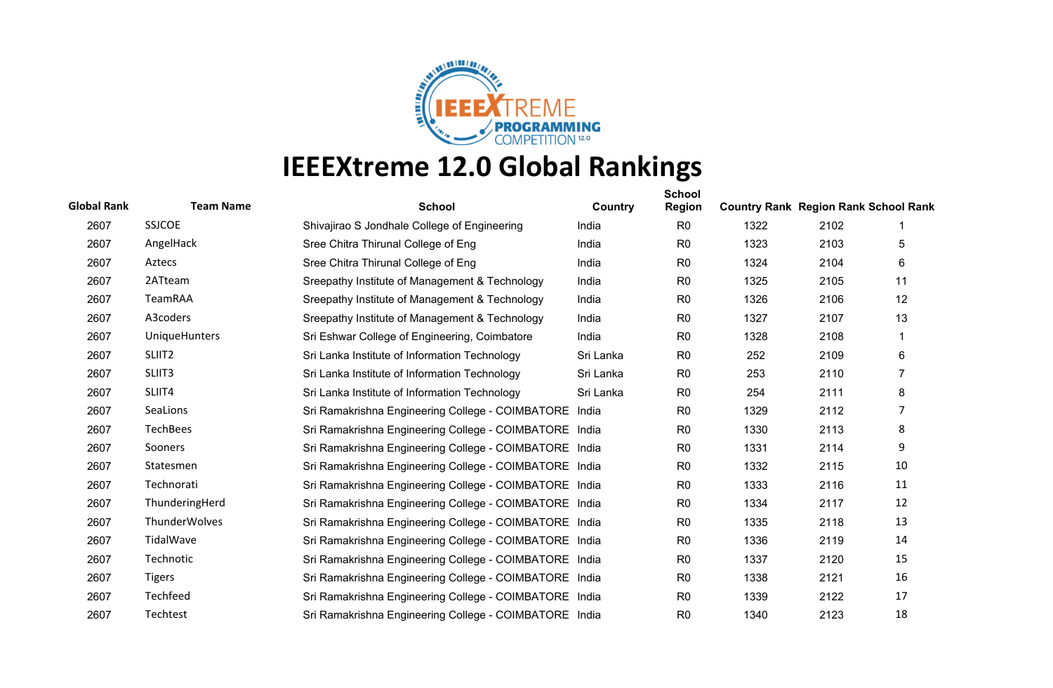# IEEEXtreme 12.0 Global Rankings

| Global Rank | Team Name | School | Country | School Region | Country Rank | Region Rank | School Rank |
|---|---|---|---|---|---|---|---|
| 2607 | SSJCOE | Shivajirao S Jondhale College of Engineering | India | R0 | 1322 | 2102 | 1 |
| 2607 | AngelHack | Sree Chitra Thirunal College of Eng | India | R0 | 1323 | 2103 | 5 |
| 2607 | Aztecs | Sree Chitra Thirunal College of Eng | India | R0 | 1324 | 2104 | 6 |
| 2607 | 2ATteam | Sreepathy Institute of Management & Technology | India | R0 | 1325 | 2105 | 11 |
| 2607 | TeamRAA | Sreepathy Institute of Management & Technology | India | R0 | 1326 | 2106 | 12 |
| 2607 | A3coders | Sreepathy Institute of Management & Technology | India | R0 | 1327 | 2107 | 13 |
| 2607 | UniqueHunters | Sri Eshwar College of Engineering, Coimbatore | India | R0 | 1328 | 2108 | 1 |
| 2607 | SLIIT2 | Sri Lanka Institute of Information Technology | Sri Lanka | R0 | 252 | 2109 | 6 |
| 2607 | SLIIT3 | Sri Lanka Institute of Information Technology | Sri Lanka | R0 | 253 | 2110 | 7 |
| 2607 | SLIIT4 | Sri Lanka Institute of Information Technology | Sri Lanka | R0 | 254 | 2111 | 8 |
| 2607 | SeaLions | Sri Ramakrishna Engineering College - COIMBATORE | India | R0 | 1329 | 2112 | 7 |
| 2607 | TechBees | Sri Ramakrishna Engineering College - COIMBATORE | India | R0 | 1330 | 2113 | 8 |
| 2607 | Sooners | Sri Ramakrishna Engineering College - COIMBATORE | India | R0 | 1331 | 2114 | 9 |
| 2607 | Statesmen | Sri Ramakrishna Engineering College - COIMBATORE | India | R0 | 1332 | 2115 | 10 |
| 2607 | Technorati | Sri Ramakrishna Engineering College - COIMBATORE | India | R0 | 1333 | 2116 | 11 |
| 2607 | ThunderingHerd | Sri Ramakrishna Engineering College - COIMBATORE | India | R0 | 1334 | 2117 | 12 |
| 2607 | ThunderWolves | Sri Ramakrishna Engineering College - COIMBATORE | India | R0 | 1335 | 2118 | 13 |
| 2607 | TidalWave | Sri Ramakrishna Engineering College - COIMBATORE | India | R0 | 1336 | 2119 | 14 |
| 2607 | Technotic | Sri Ramakrishna Engineering College - COIMBATORE | India | R0 | 1337 | 2120 | 15 |
| 2607 | Tigers | Sri Ramakrishna Engineering College - COIMBATORE | India | R0 | 1338 | 2121 | 16 |
| 2607 | Techfeed | Sri Ramakrishna Engineering College - COIMBATORE | India | R0 | 1339 | 2122 | 17 |
| 2607 | Techtest | Sri Ramakrishna Engineering College - COIMBATORE | India | R0 | 1340 | 2123 | 18 |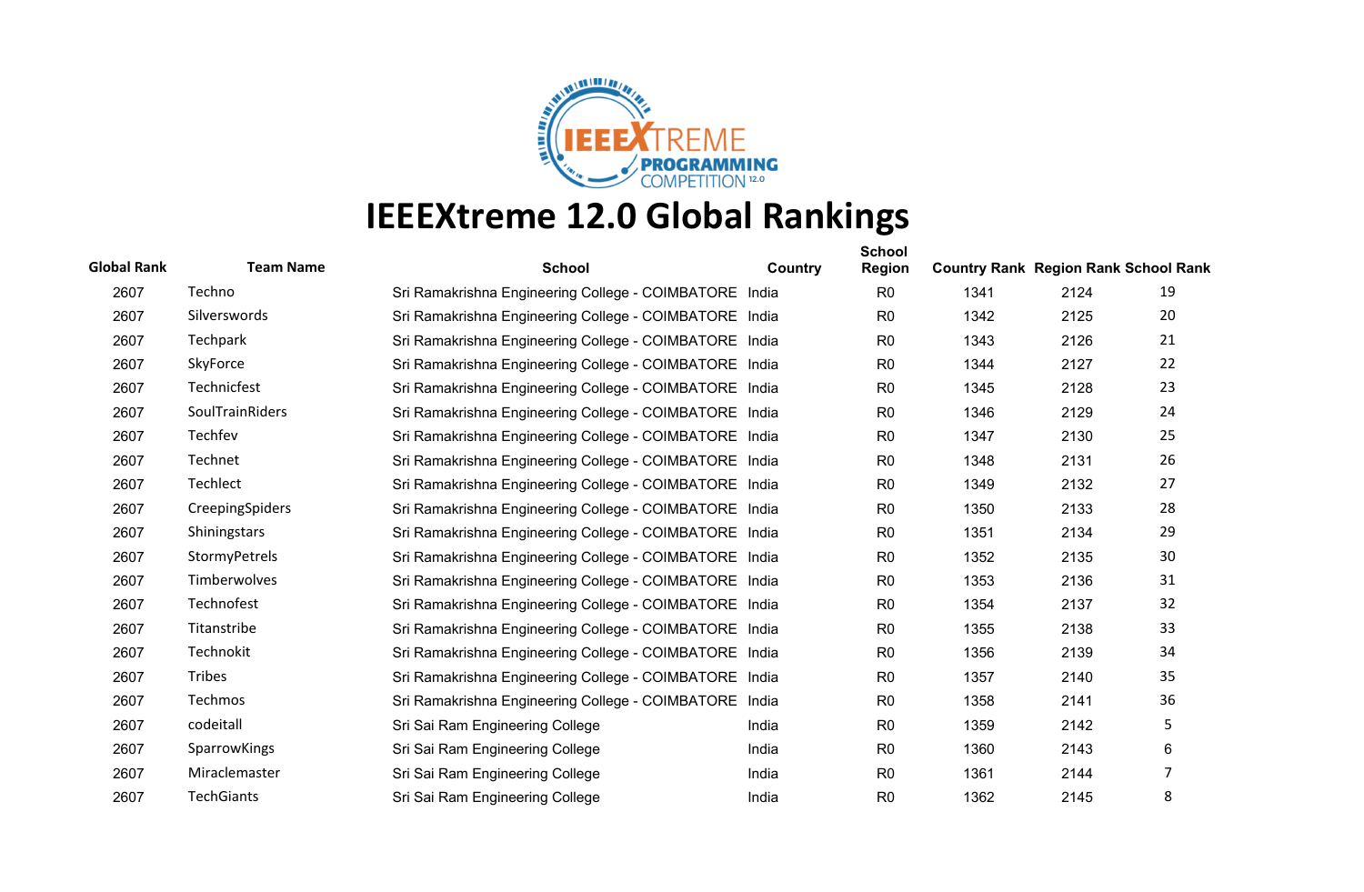# IEEEXtreme 12.0 Global Rankings

| Global Rank | Team Name | School | Country | School Region | Country Rank | Region Rank | School Rank |
|---|---|---|---|---|---|---|---|
| 2607 | Techno | Sri Ramakrishna Engineering College - COIMBATORE | India | R0 | 1341 | 2124 | 19 |
| 2607 | Silverswords | Sri Ramakrishna Engineering College - COIMBATORE | India | R0 | 1342 | 2125 | 20 |
| 2607 | Techpark | Sri Ramakrishna Engineering College - COIMBATORE | India | R0 | 1343 | 2126 | 21 |
| 2607 | SkyForce | Sri Ramakrishna Engineering College - COIMBATORE | India | R0 | 1344 | 2127 | 22 |
| 2607 | Technicfest | Sri Ramakrishna Engineering College - COIMBATORE | India | R0 | 1345 | 2128 | 23 |
| 2607 | SoulTrainRiders | Sri Ramakrishna Engineering College - COIMBATORE | India | R0 | 1346 | 2129 | 24 |
| 2607 | Techfev | Sri Ramakrishna Engineering College - COIMBATORE | India | R0 | 1347 | 2130 | 25 |
| 2607 | Technet | Sri Ramakrishna Engineering College - COIMBATORE | India | R0 | 1348 | 2131 | 26 |
| 2607 | Techlect | Sri Ramakrishna Engineering College - COIMBATORE | India | R0 | 1349 | 2132 | 27 |
| 2607 | CreepingSpiders | Sri Ramakrishna Engineering College - COIMBATORE | India | R0 | 1350 | 2133 | 28 |
| 2607 | Shiningstars | Sri Ramakrishna Engineering College - COIMBATORE | India | R0 | 1351 | 2134 | 29 |
| 2607 | StormyPetrels | Sri Ramakrishna Engineering College - COIMBATORE | India | R0 | 1352 | 2135 | 30 |
| 2607 | Timberwolves | Sri Ramakrishna Engineering College - COIMBATORE | India | R0 | 1353 | 2136 | 31 |
| 2607 | Technofest | Sri Ramakrishna Engineering College - COIMBATORE | India | R0 | 1354 | 2137 | 32 |
| 2607 | Titanstribe | Sri Ramakrishna Engineering College - COIMBATORE | India | R0 | 1355 | 2138 | 33 |
| 2607 | Technokit | Sri Ramakrishna Engineering College - COIMBATORE | India | R0 | 1356 | 2139 | 34 |
| 2607 | Tribes | Sri Ramakrishna Engineering College - COIMBATORE | India | R0 | 1357 | 2140 | 35 |
| 2607 | Techmos | Sri Ramakrishna Engineering College - COIMBATORE | India | R0 | 1358 | 2141 | 36 |
| 2607 | codeitall | Sri Sai Ram Engineering College | India | R0 | 1359 | 2142 | 5 |
| 2607 | SparrowKings | Sri Sai Ram Engineering College | India | R0 | 1360 | 2143 | 6 |
| 2607 | Miraclemaster | Sri Sai Ram Engineering College | India | R0 | 1361 | 2144 | 7 |
| 2607 | TechGiants | Sri Sai Ram Engineering College | India | R0 | 1362 | 2145 | 8 |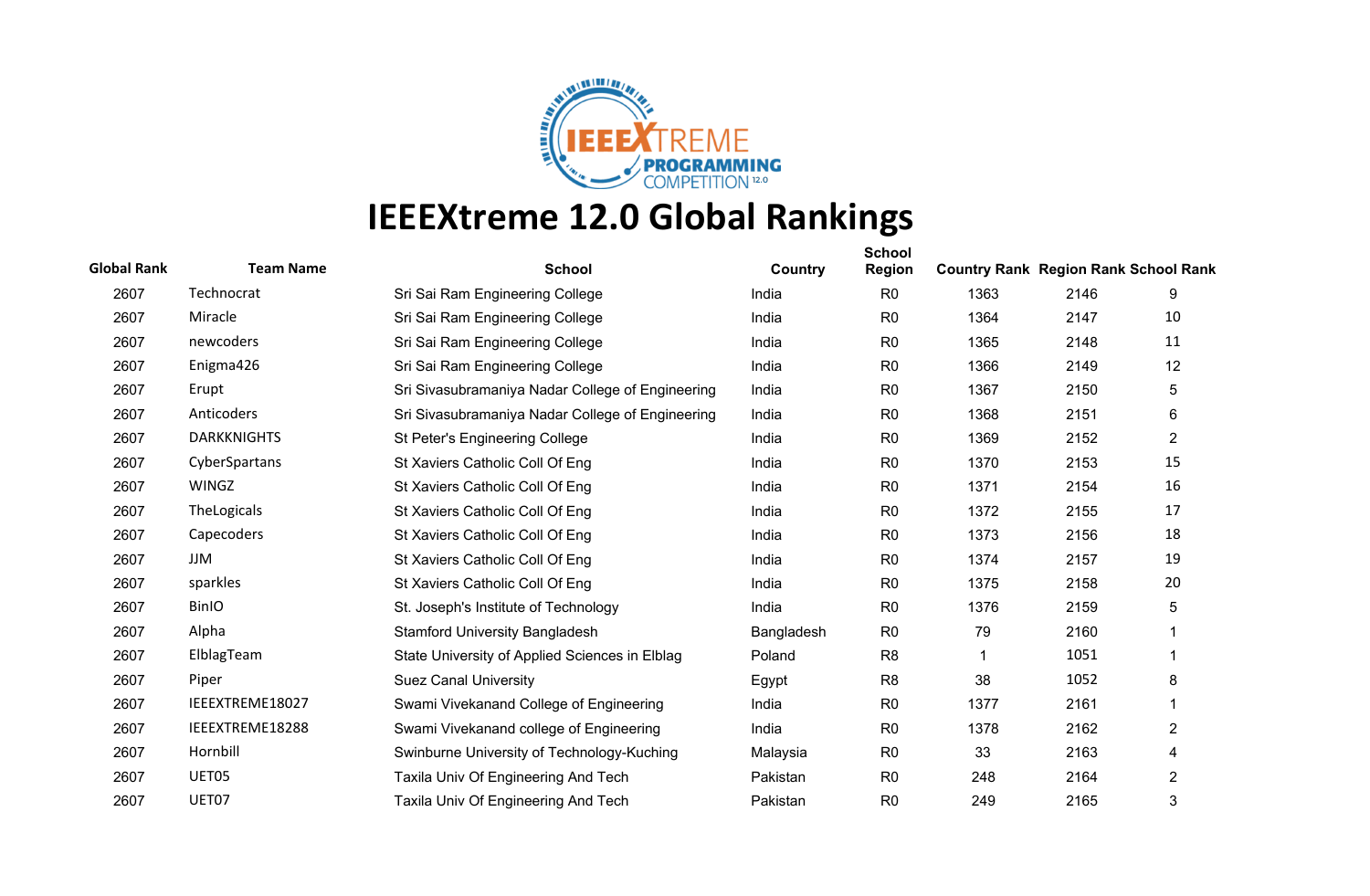# IEEEXtreme 12.0 Global Rankings

| Global Rank | Team Name | School | Country | School Region | Country Rank | Region Rank | School Rank |
|---|---|---|---|---|---|---|---|
| 2607 | Technocrat | Sri Sai Ram Engineering College | India | R0 | 1363 | 2146 | 9 |
| 2607 | Miracle | Sri Sai Ram Engineering College | India | R0 | 1364 | 2147 | 10 |
| 2607 | newcoders | Sri Sai Ram Engineering College | India | R0 | 1365 | 2148 | 11 |
| 2607 | Enigma426 | Sri Sai Ram Engineering College | India | R0 | 1366 | 2149 | 12 |
| 2607 | Erupt | Sri Sivasubramaniya Nadar College of Engineering | India | R0 | 1367 | 2150 | 5 |
| 2607 | Anticoders | Sri Sivasubramaniya Nadar College of Engineering | India | R0 | 1368 | 2151 | 6 |
| 2607 | DARKKNIGHTS | St Peter's Engineering College | India | R0 | 1369 | 2152 | 2 |
| 2607 | CyberSpartans | St Xaviers Catholic Coll Of Eng | India | R0 | 1370 | 2153 | 15 |
| 2607 | WINGZ | St Xaviers Catholic Coll Of Eng | India | R0 | 1371 | 2154 | 16 |
| 2607 | TheLogicals | St Xaviers Catholic Coll Of Eng | India | R0 | 1372 | 2155 | 17 |
| 2607 | Capecoders | St Xaviers Catholic Coll Of Eng | India | R0 | 1373 | 2156 | 18 |
| 2607 | JJM | St Xaviers Catholic Coll Of Eng | India | R0 | 1374 | 2157 | 19 |
| 2607 | sparkles | St Xaviers Catholic Coll Of Eng | India | R0 | 1375 | 2158 | 20 |
| 2607 | BinIO | St. Joseph's Institute of Technology | India | R0 | 1376 | 2159 | 5 |
| 2607 | Alpha | Stamford University Bangladesh | Bangladesh | R0 | 79 | 2160 | 1 |
| 2607 | ElblagTeam | State University of Applied Sciences in Elblag | Poland | R8 | 1 | 1051 | 1 |
| 2607 | Piper | Suez Canal University | Egypt | R8 | 38 | 1052 | 8 |
| 2607 | IEEEXTREME18027 | Swami Vivekanand College of Engineering | India | R0 | 1377 | 2161 | 1 |
| 2607 | IEEEXTREME18288 | Swami Vivekanand college of Engineering | India | R0 | 1378 | 2162 | 2 |
| 2607 | Hornbill | Swinburne University of Technology-Kuching | Malaysia | R0 | 33 | 2163 | 4 |
| 2607 | UET05 | Taxila Univ Of Engineering And Tech | Pakistan | R0 | 248 | 2164 | 2 |
| 2607 | UET07 | Taxila Univ Of Engineering And Tech | Pakistan | R0 | 249 | 2165 | 3 |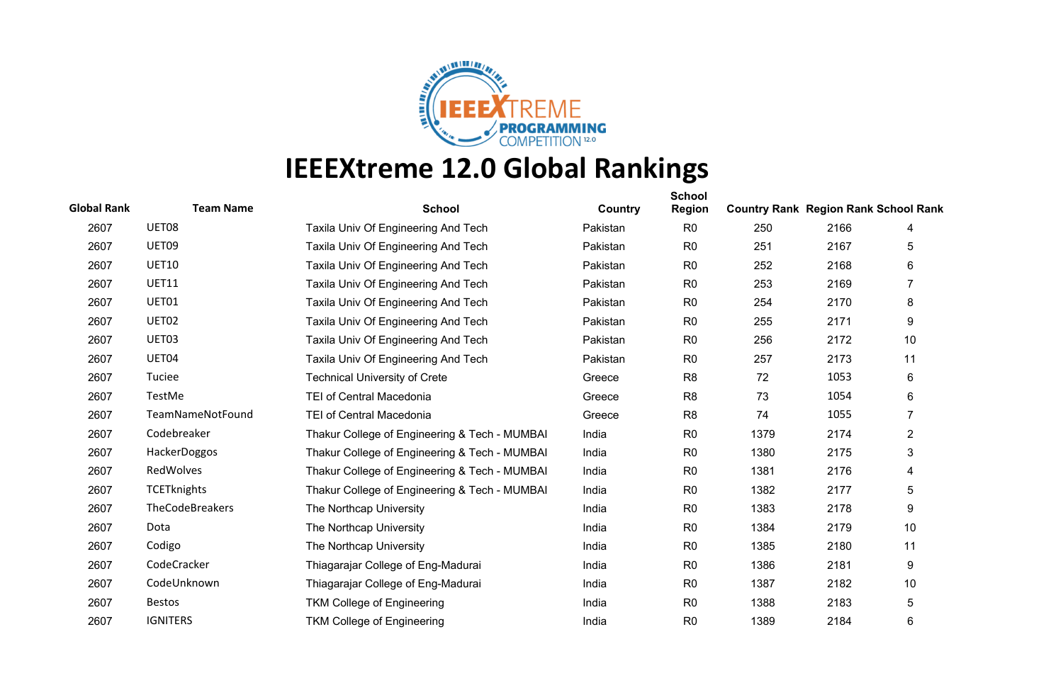# IEEEXtreme 12.0 Global Rankings

| Global Rank | Team Name | School | Country | School Region | Country Rank | Region Rank | School Rank |
|---|---|---|---|---|---|---|---|
| 2607 | UET08 | Taxila Univ Of Engineering And Tech | Pakistan | R0 | 250 | 2166 | 4 |
| 2607 | UET09 | Taxila Univ Of Engineering And Tech | Pakistan | R0 | 251 | 2167 | 5 |
| 2607 | UET10 | Taxila Univ Of Engineering And Tech | Pakistan | R0 | 252 | 2168 | 6 |
| 2607 | UET11 | Taxila Univ Of Engineering And Tech | Pakistan | R0 | 253 | 2169 | 7 |
| 2607 | UET01 | Taxila Univ Of Engineering And Tech | Pakistan | R0 | 254 | 2170 | 8 |
| 2607 | UET02 | Taxila Univ Of Engineering And Tech | Pakistan | R0 | 255 | 2171 | 9 |
| 2607 | UET03 | Taxila Univ Of Engineering And Tech | Pakistan | R0 | 256 | 2172 | 10 |
| 2607 | UET04 | Taxila Univ Of Engineering And Tech | Pakistan | R0 | 257 | 2173 | 11 |
| 2607 | Tuciee | Technical University of Crete | Greece | R8 | 72 | 1053 | 6 |
| 2607 | TestMe | TEI of Central Macedonia | Greece | R8 | 73 | 1054 | 6 |
| 2607 | TeamNameNotFound | TEI of Central Macedonia | Greece | R8 | 74 | 1055 | 7 |
| 2607 | Codebreaker | Thakur College of Engineering & Tech - MUMBAI | India | R0 | 1379 | 2174 | 2 |
| 2607 | HackerDoggos | Thakur College of Engineering & Tech - MUMBAI | India | R0 | 1380 | 2175 | 3 |
| 2607 | RedWolves | Thakur College of Engineering & Tech - MUMBAI | India | R0 | 1381 | 2176 | 4 |
| 2607 | TCETknights | Thakur College of Engineering & Tech - MUMBAI | India | R0 | 1382 | 2177 | 5 |
| 2607 | TheCodeBreakers | The Northcap University | India | R0 | 1383 | 2178 | 9 |
| 2607 | Dota | The Northcap University | India | R0 | 1384 | 2179 | 10 |
| 2607 | Codigo | The Northcap University | India | R0 | 1385 | 2180 | 11 |
| 2607 | CodeCracker | Thiagarajar College of Eng-Madurai | India | R0 | 1386 | 2181 | 9 |
| 2607 | CodeUnknown | Thiagarajar College of Eng-Madurai | India | R0 | 1387 | 2182 | 10 |
| 2607 | Bestos | TKM College of Engineering | India | R0 | 1388 | 2183 | 5 |
| 2607 | IGNITERS | TKM College of Engineering | India | R0 | 1389 | 2184 | 6 |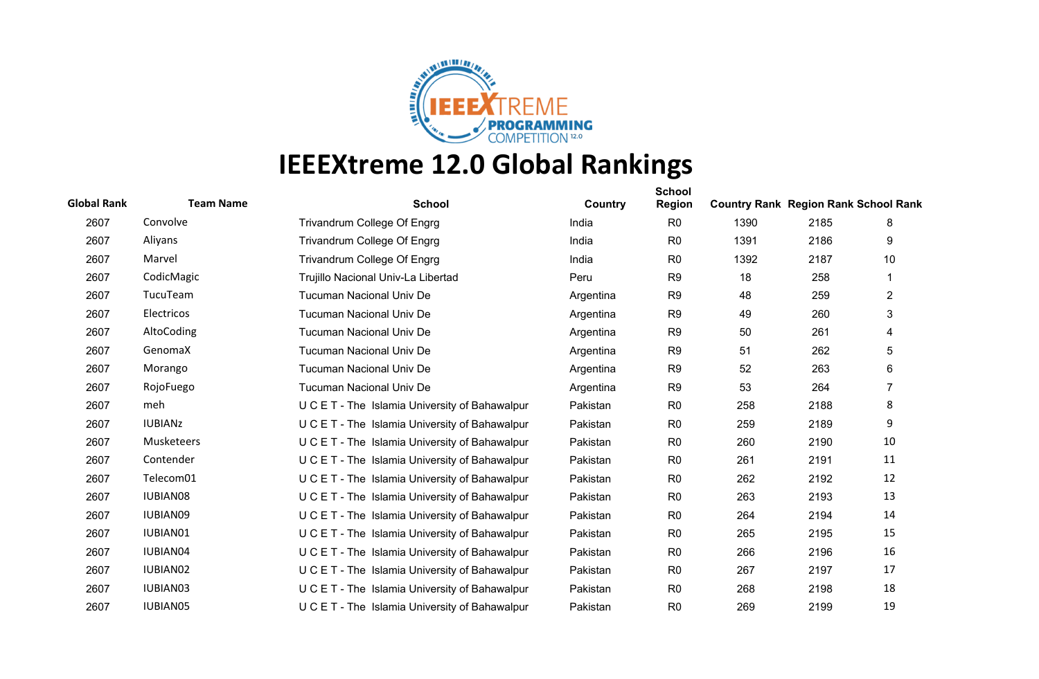# IEEEXtreme 12.0 Global Rankings

| Global Rank | Team Name | School | Country | School Region | Country Rank | Region Rank | School Rank |
|---|---|---|---|---|---|---|---|
| 2607 | Convolve | Trivandrum College Of Engrg | India | R0 | 1390 | 2185 | 8 |
| 2607 | Aliyans | Trivandrum College Of Engrg | India | R0 | 1391 | 2186 | 9 |
| 2607 | Marvel | Trivandrum College Of Engrg | India | R0 | 1392 | 2187 | 10 |
| 2607 | CodicMagic | Trujillo Nacional Univ-La Libertad | Peru | R9 | 18 | 258 | 1 |
| 2607 | TucuTeam | Tucuman Nacional Univ De | Argentina | R9 | 48 | 259 | 2 |
| 2607 | Electricos | Tucuman Nacional Univ De | Argentina | R9 | 49 | 260 | 3 |
| 2607 | AltoCoding | Tucuman Nacional Univ De | Argentina | R9 | 50 | 261 | 4 |
| 2607 | GenomaX | Tucuman Nacional Univ De | Argentina | R9 | 51 | 262 | 5 |
| 2607 | Morango | Tucuman Nacional Univ De | Argentina | R9 | 52 | 263 | 6 |
| 2607 | RojoFuego | Tucuman Nacional Univ De | Argentina | R9 | 53 | 264 | 7 |
| 2607 | meh | U C E T - The Islamia University of Bahawalpur | Pakistan | R0 | 258 | 2188 | 8 |
| 2607 | IUBIANz | U C E T - The Islamia University of Bahawalpur | Pakistan | R0 | 259 | 2189 | 9 |
| 2607 | Musketeers | U C E T - The Islamia University of Bahawalpur | Pakistan | R0 | 260 | 2190 | 10 |
| 2607 | Contender | U C E T - The Islamia University of Bahawalpur | Pakistan | R0 | 261 | 2191 | 11 |
| 2607 | Telecom01 | U C E T - The Islamia University of Bahawalpur | Pakistan | R0 | 262 | 2192 | 12 |
| 2607 | IUBIAN08 | U C E T - The Islamia University of Bahawalpur | Pakistan | R0 | 263 | 2193 | 13 |
| 2607 | IUBIAN09 | U C E T - The Islamia University of Bahawalpur | Pakistan | R0 | 264 | 2194 | 14 |
| 2607 | IUBIAN01 | U C E T - The Islamia University of Bahawalpur | Pakistan | R0 | 265 | 2195 | 15 |
| 2607 | IUBIAN04 | U C E T - The Islamia University of Bahawalpur | Pakistan | R0 | 266 | 2196 | 16 |
| 2607 | IUBIAN02 | U C E T - The Islamia University of Bahawalpur | Pakistan | R0 | 267 | 2197 | 17 |
| 2607 | IUBIAN03 | U C E T - The Islamia University of Bahawalpur | Pakistan | R0 | 268 | 2198 | 18 |
| 2607 | IUBIAN05 | U C E T - The Islamia University of Bahawalpur | Pakistan | R0 | 269 | 2199 | 19 |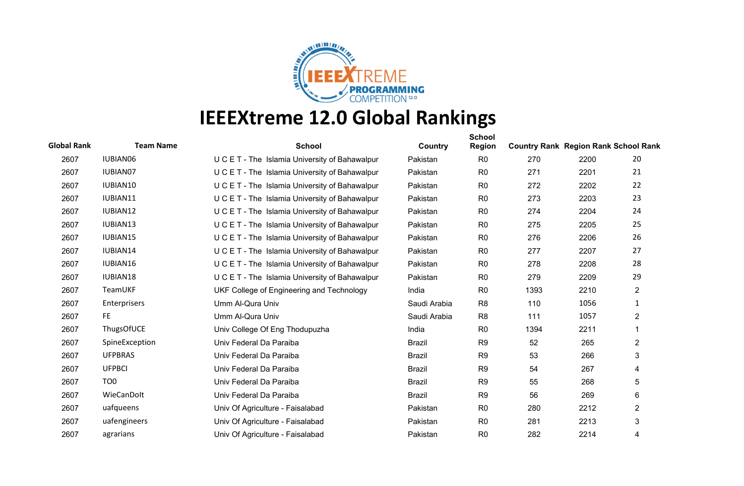# IEEEXtreme 12.0 Global Rankings

| Global Rank | Team Name | School | Country | School Region | Country Rank | Region Rank | School Rank |
|---|---|---|---|---|---|---|---|
| 2607 | IUBIAN06 | U C E T - The  Islamia University of Bahawalpur | Pakistan | R0 | 270 | 2200 | 20 |
| 2607 | IUBIAN07 | U C E T - The  Islamia University of Bahawalpur | Pakistan | R0 | 271 | 2201 | 21 |
| 2607 | IUBIAN10 | U C E T - The  Islamia University of Bahawalpur | Pakistan | R0 | 272 | 2202 | 22 |
| 2607 | IUBIAN11 | U C E T - The  Islamia University of Bahawalpur | Pakistan | R0 | 273 | 2203 | 23 |
| 2607 | IUBIAN12 | U C E T - The  Islamia University of Bahawalpur | Pakistan | R0 | 274 | 2204 | 24 |
| 2607 | IUBIAN13 | U C E T - The  Islamia University of Bahawalpur | Pakistan | R0 | 275 | 2205 | 25 |
| 2607 | IUBIAN15 | U C E T - The  Islamia University of Bahawalpur | Pakistan | R0 | 276 | 2206 | 26 |
| 2607 | IUBIAN14 | U C E T - The  Islamia University of Bahawalpur | Pakistan | R0 | 277 | 2207 | 27 |
| 2607 | IUBIAN16 | U C E T - The  Islamia University of Bahawalpur | Pakistan | R0 | 278 | 2208 | 28 |
| 2607 | IUBIAN18 | U C E T - The  Islamia University of Bahawalpur | Pakistan | R0 | 279 | 2209 | 29 |
| 2607 | TeamUKF | UKF College of Engineering and Technology | India | R0 | 1393 | 2210 | 2 |
| 2607 | Enterprisers | Umm Al-Qura Univ | Saudi Arabia | R8 | 110 | 1056 | 1 |
| 2607 | FE | Umm Al-Qura Univ | Saudi Arabia | R8 | 111 | 1057 | 2 |
| 2607 | ThugsOfUCE | Univ College Of Eng Thodupuzha | India | R0 | 1394 | 2211 | 1 |
| 2607 | SpineException | Univ Federal Da Paraiba | Brazil | R9 | 52 | 265 | 2 |
| 2607 | UFPBRAS | Univ Federal Da Paraiba | Brazil | R9 | 53 | 266 | 3 |
| 2607 | UFPBCI | Univ Federal Da Paraiba | Brazil | R9 | 54 | 267 | 4 |
| 2607 | TO0 | Univ Federal Da Paraiba | Brazil | R9 | 55 | 268 | 5 |
| 2607 | WieCanDoIt | Univ Federal Da Paraiba | Brazil | R9 | 56 | 269 | 6 |
| 2607 | uafqueens | Univ Of Agriculture - Faisalabad | Pakistan | R0 | 280 | 2212 | 2 |
| 2607 | uafengineers | Univ Of Agriculture - Faisalabad | Pakistan | R0 | 281 | 2213 | 3 |
| 2607 | agrarians | Univ Of Agriculture - Faisalabad | Pakistan | R0 | 282 | 2214 | 4 |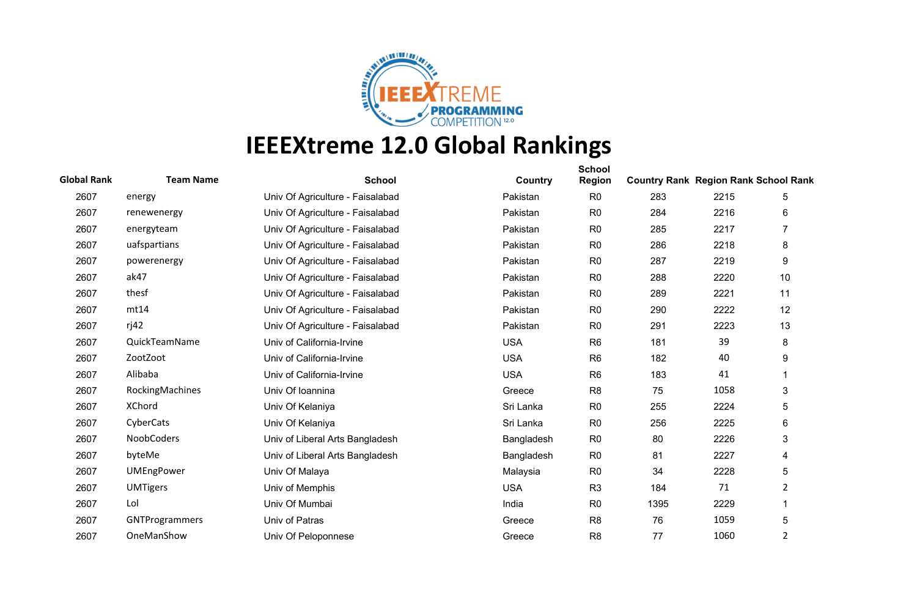# IEEEXtreme 12.0 Global Rankings

| Global Rank | Team Name | School | Country | School Region | Country Rank | Region Rank | School Rank |
|---|---|---|---|---|---|---|---|
| 2607 | energy | Univ Of Agriculture - Faisalabad | Pakistan | R0 | 283 | 2215 | 5 |
| 2607 | renewenergy | Univ Of Agriculture - Faisalabad | Pakistan | R0 | 284 | 2216 | 6 |
| 2607 | energyteam | Univ Of Agriculture - Faisalabad | Pakistan | R0 | 285 | 2217 | 7 |
| 2607 | uafspartians | Univ Of Agriculture - Faisalabad | Pakistan | R0 | 286 | 2218 | 8 |
| 2607 | powerenergy | Univ Of Agriculture - Faisalabad | Pakistan | R0 | 287 | 2219 | 9 |
| 2607 | ak47 | Univ Of Agriculture - Faisalabad | Pakistan | R0 | 288 | 2220 | 10 |
| 2607 | thesf | Univ Of Agriculture - Faisalabad | Pakistan | R0 | 289 | 2221 | 11 |
| 2607 | mt14 | Univ Of Agriculture - Faisalabad | Pakistan | R0 | 290 | 2222 | 12 |
| 2607 | rj42 | Univ Of Agriculture - Faisalabad | Pakistan | R0 | 291 | 2223 | 13 |
| 2607 | QuickTeamName | Univ of California-Irvine | USA | R6 | 181 | 39 | 8 |
| 2607 | ZootZoot | Univ of California-Irvine | USA | R6 | 182 | 40 | 9 |
| 2607 | Alibaba | Univ of California-Irvine | USA | R6 | 183 | 41 | 1 |
| 2607 | RockingMachines | Univ Of Ioannina | Greece | R8 | 75 | 1058 | 3 |
| 2607 | XChord | Univ Of Kelaniya | Sri Lanka | R0 | 255 | 2224 | 5 |
| 2607 | CyberCats | Univ Of Kelaniya | Sri Lanka | R0 | 256 | 2225 | 6 |
| 2607 | NoobCoders | Univ of Liberal Arts Bangladesh | Bangladesh | R0 | 80 | 2226 | 3 |
| 2607 | byteMe | Univ of Liberal Arts Bangladesh | Bangladesh | R0 | 81 | 2227 | 4 |
| 2607 | UMEngPower | Univ Of Malaya | Malaysia | R0 | 34 | 2228 | 5 |
| 2607 | UMTigers | Univ of Memphis | USA | R3 | 184 | 71 | 2 |
| 2607 | Lol | Univ Of Mumbai | India | R0 | 1395 | 2229 | 1 |
| 2607 | GNTProgrammers | Univ of Patras | Greece | R8 | 76 | 1059 | 5 |
| 2607 | OneManShow | Univ Of Peloponnese | Greece | R8 | 77 | 1060 | 2 |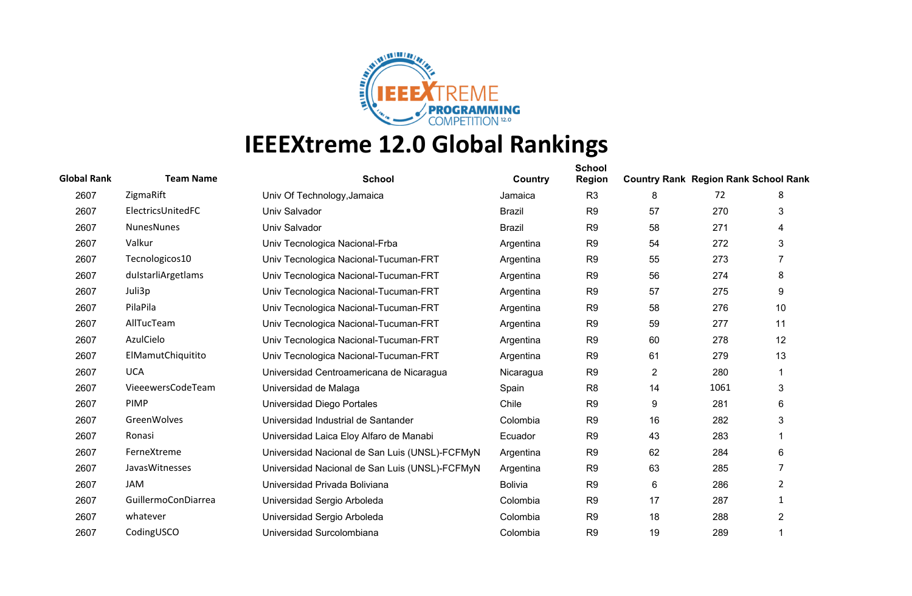# IEEEXtreme 12.0 Global Rankings

| Global Rank | Team Name | School | Country | School Region | Country Rank | Region Rank | School Rank |
|---|---|---|---|---|---|---|---|
| 2607 | ZigmaRift | Univ Of Technology,Jamaica | Jamaica | R3 | 8 | 72 | 8 |
| 2607 | ElectricsUnitedFC | Univ Salvador | Brazil | R9 | 57 | 270 | 3 |
| 2607 | NunesNunes | Univ Salvador | Brazil | R9 | 58 | 271 | 4 |
| 2607 | Valkur | Univ Tecnologica Nacional-Frba | Argentina | R9 | 54 | 272 | 3 |
| 2607 | Tecnologicos10 | Univ Tecnologica Nacional-Tucuman-FRT | Argentina | R9 | 55 | 273 | 7 |
| 2607 | dulstarliArgetlams | Univ Tecnologica Nacional-Tucuman-FRT | Argentina | R9 | 56 | 274 | 8 |
| 2607 | Juli3p | Univ Tecnologica Nacional-Tucuman-FRT | Argentina | R9 | 57 | 275 | 9 |
| 2607 | PilaPila | Univ Tecnologica Nacional-Tucuman-FRT | Argentina | R9 | 58 | 276 | 10 |
| 2607 | AllTucTeam | Univ Tecnologica Nacional-Tucuman-FRT | Argentina | R9 | 59 | 277 | 11 |
| 2607 | AzulCielo | Univ Tecnologica Nacional-Tucuman-FRT | Argentina | R9 | 60 | 278 | 12 |
| 2607 | ElMamutChiquitito | Univ Tecnologica Nacional-Tucuman-FRT | Argentina | R9 | 61 | 279 | 13 |
| 2607 | UCA | Universidad Centroamericana de Nicaragua | Nicaragua | R9 | 2 | 280 | 1 |
| 2607 | VieeewersCodeTeam | Universidad de Malaga | Spain | R8 | 14 | 1061 | 3 |
| 2607 | PIMP | Universidad Diego Portales | Chile | R9 | 9 | 281 | 6 |
| 2607 | GreenWolves | Universidad Industrial de Santander | Colombia | R9 | 16 | 282 | 3 |
| 2607 | Ronasi | Universidad Laica Eloy Alfaro de Manabi | Ecuador | R9 | 43 | 283 | 1 |
| 2607 | FerneXtreme | Universidad Nacional de San Luis (UNSL)-FCFMyN | Argentina | R9 | 62 | 284 | 6 |
| 2607 | JavasWitnesses | Universidad Nacional de San Luis (UNSL)-FCFMyN | Argentina | R9 | 63 | 285 | 7 |
| 2607 | JAM | Universidad Privada Boliviana | Bolivia | R9 | 6 | 286 | 2 |
| 2607 | GuillermoConDiarrea | Universidad Sergio Arboleda | Colombia | R9 | 17 | 287 | 1 |
| 2607 | whatever | Universidad Sergio Arboleda | Colombia | R9 | 18 | 288 | 2 |
| 2607 | CodingUSCO | Universidad Surcolombiana | Colombia | R9 | 19 | 289 | 1 |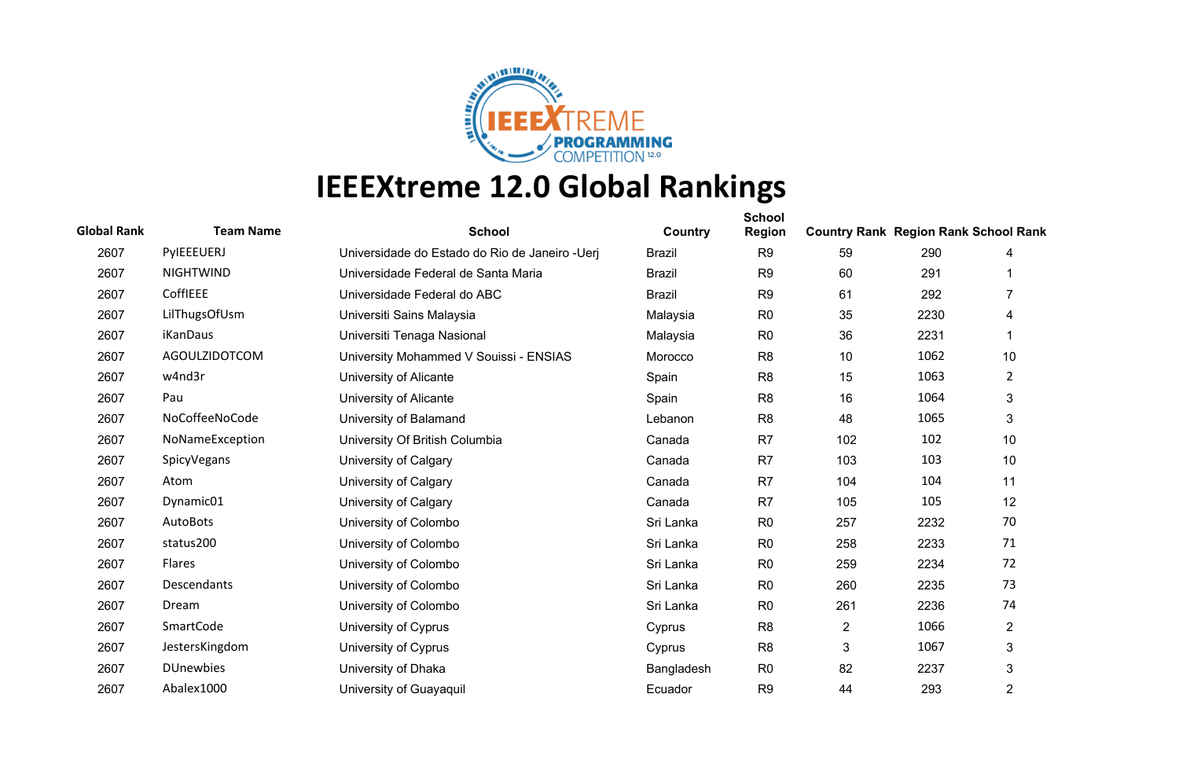# IEEEXtreme 12.0 Global Rankings

| Global Rank | Team Name | School | Country | School Region | Country Rank | Region Rank | School Rank |
|---|---|---|---|---|---|---|---|
| 2607 | PyIEEEUERJ | Universidade do Estado do Rio de Janeiro -Uerj | Brazil | R9 | 59 | 290 | 4 |
| 2607 | NIGHTWIND | Universidade Federal de Santa Maria | Brazil | R9 | 60 | 291 | 1 |
| 2607 | CoffIEEE | Universidade Federal do ABC | Brazil | R9 | 61 | 292 | 7 |
| 2607 | LilThugsOfUsm | Universiti Sains Malaysia | Malaysia | R0 | 35 | 2230 | 4 |
| 2607 | iKanDaus | Universiti Tenaga Nasional | Malaysia | R0 | 36 | 2231 | 1 |
| 2607 | AGOULZIDOTCOM | University Mohammed V Souissi - ENSIAS | Morocco | R8 | 10 | 1062 | 10 |
| 2607 | w4nd3r | University of Alicante | Spain | R8 | 15 | 1063 | 2 |
| 2607 | Pau | University of Alicante | Spain | R8 | 16 | 1064 | 3 |
| 2607 | NoCoffeeNoCode | University of Balamand | Lebanon | R8 | 48 | 1065 | 3 |
| 2607 | NoNameException | University Of British Columbia | Canada | R7 | 102 | 102 | 10 |
| 2607 | SpicyVegans | University of Calgary | Canada | R7 | 103 | 103 | 10 |
| 2607 | Atom | University of Calgary | Canada | R7 | 104 | 104 | 11 |
| 2607 | Dynamic01 | University of Calgary | Canada | R7 | 105 | 105 | 12 |
| 2607 | AutoBots | University of Colombo | Sri Lanka | R0 | 257 | 2232 | 70 |
| 2607 | status200 | University of Colombo | Sri Lanka | R0 | 258 | 2233 | 71 |
| 2607 | Flares | University of Colombo | Sri Lanka | R0 | 259 | 2234 | 72 |
| 2607 | Descendants | University of Colombo | Sri Lanka | R0 | 260 | 2235 | 73 |
| 2607 | Dream | University of Colombo | Sri Lanka | R0 | 261 | 2236 | 74 |
| 2607 | SmartCode | University of Cyprus | Cyprus | R8 | 2 | 1066 | 2 |
| 2607 | JestersKingdom | University of Cyprus | Cyprus | R8 | 3 | 1067 | 3 |
| 2607 | DUnewbies | University of Dhaka | Bangladesh | R0 | 82 | 2237 | 3 |
| 2607 | Abalex1000 | University of Guayaquil | Ecuador | R9 | 44 | 293 | 2 |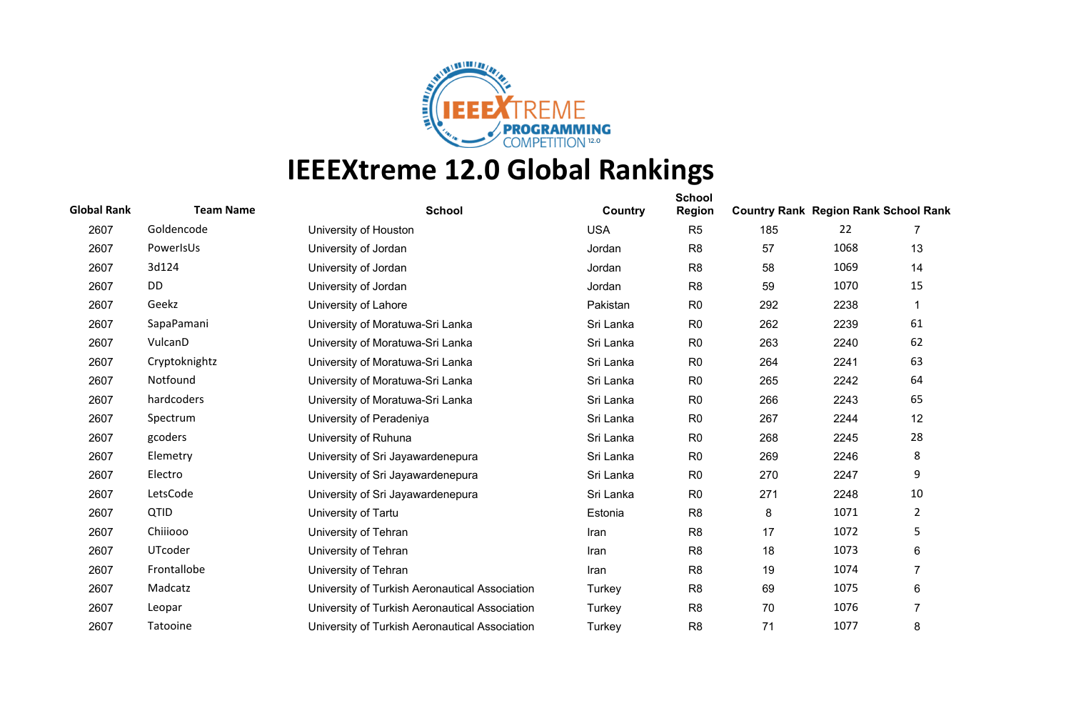# IEEEXtreme 12.0 Global Rankings

| Global Rank | Team Name | School | Country | School Region | Country Rank | Region Rank | School Rank |
|---|---|---|---|---|---|---|---|
| 2607 | Goldencode | University of Houston | USA | R5 | 185 | 22 | 7 |
| 2607 | PowerIsUs | University of Jordan | Jordan | R8 | 57 | 1068 | 13 |
| 2607 | 3d124 | University of Jordan | Jordan | R8 | 58 | 1069 | 14 |
| 2607 | DD | University of Jordan | Jordan | R8 | 59 | 1070 | 15 |
| 2607 | Geekz | University of Lahore | Pakistan | R0 | 292 | 2238 | 1 |
| 2607 | SapaPamani | University of Moratuwa-Sri Lanka | Sri Lanka | R0 | 262 | 2239 | 61 |
| 2607 | VulcanD | University of Moratuwa-Sri Lanka | Sri Lanka | R0 | 263 | 2240 | 62 |
| 2607 | Cryptoknightz | University of Moratuwa-Sri Lanka | Sri Lanka | R0 | 264 | 2241 | 63 |
| 2607 | Notfound | University of Moratuwa-Sri Lanka | Sri Lanka | R0 | 265 | 2242 | 64 |
| 2607 | hardcoders | University of Moratuwa-Sri Lanka | Sri Lanka | R0 | 266 | 2243 | 65 |
| 2607 | Spectrum | University of Peradeniya | Sri Lanka | R0 | 267 | 2244 | 12 |
| 2607 | gcoders | University of Ruhuna | Sri Lanka | R0 | 268 | 2245 | 28 |
| 2607 | Elemetry | University of Sri Jayawardenepura | Sri Lanka | R0 | 269 | 2246 | 8 |
| 2607 | Electro | University of Sri Jayawardenepura | Sri Lanka | R0 | 270 | 2247 | 9 |
| 2607 | LetsCode | University of Sri Jayawardenepura | Sri Lanka | R0 | 271 | 2248 | 10 |
| 2607 | QTID | University of Tartu | Estonia | R8 | 8 | 1071 | 2 |
| 2607 | Chiiiooo | University of Tehran | Iran | R8 | 17 | 1072 | 5 |
| 2607 | UTcoder | University of Tehran | Iran | R8 | 18 | 1073 | 6 |
| 2607 | Frontallobe | University of Tehran | Iran | R8 | 19 | 1074 | 7 |
| 2607 | Madcatz | University of Turkish Aeronautical Association | Turkey | R8 | 69 | 1075 | 6 |
| 2607 | Leopar | University of Turkish Aeronautical Association | Turkey | R8 | 70 | 1076 | 7 |
| 2607 | Tatooine | University of Turkish Aeronautical Association | Turkey | R8 | 71 | 1077 | 8 |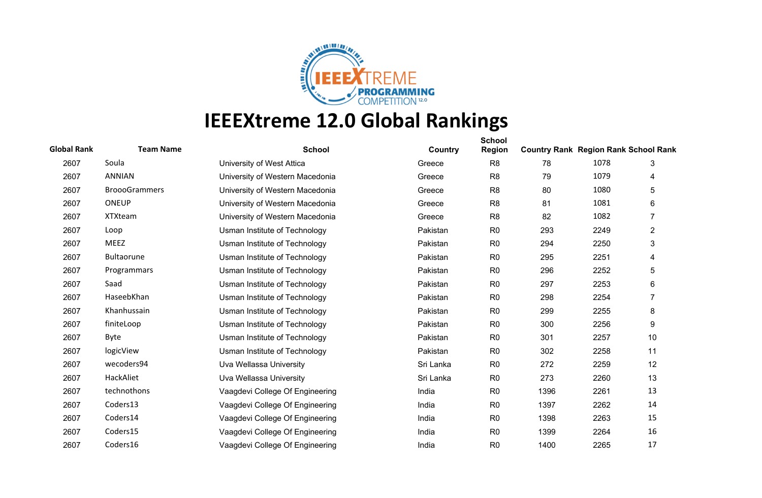# IEEEXtreme 12.0 Global Rankings

| Global Rank | Team Name | School | Country | School Region | Country Rank | Region Rank | School Rank |
|---|---|---|---|---|---|---|---|
| 2607 | Soula | University of West Attica | Greece | R8 | 78 | 1078 | 3 |
| 2607 | ANNIAN | University of Western Macedonia | Greece | R8 | 79 | 1079 | 4 |
| 2607 | BroooGrammers | University of Western Macedonia | Greece | R8 | 80 | 1080 | 5 |
| 2607 | ONEUP | University of Western Macedonia | Greece | R8 | 81 | 1081 | 6 |
| 2607 | XTXteam | University of Western Macedonia | Greece | R8 | 82 | 1082 | 7 |
| 2607 | Loop | Usman Institute of Technology | Pakistan | R0 | 293 | 2249 | 2 |
| 2607 | MEEZ | Usman Institute of Technology | Pakistan | R0 | 294 | 2250 | 3 |
| 2607 | Bultaorune | Usman Institute of Technology | Pakistan | R0 | 295 | 2251 | 4 |
| 2607 | Programmars | Usman Institute of Technology | Pakistan | R0 | 296 | 2252 | 5 |
| 2607 | Saad | Usman Institute of Technology | Pakistan | R0 | 297 | 2253 | 6 |
| 2607 | HaseebKhan | Usman Institute of Technology | Pakistan | R0 | 298 | 2254 | 7 |
| 2607 | Khanhussain | Usman Institute of Technology | Pakistan | R0 | 299 | 2255 | 8 |
| 2607 | finiteLoop | Usman Institute of Technology | Pakistan | R0 | 300 | 2256 | 9 |
| 2607 | Byte | Usman Institute of Technology | Pakistan | R0 | 301 | 2257 | 10 |
| 2607 | logicView | Usman Institute of Technology | Pakistan | R0 | 302 | 2258 | 11 |
| 2607 | wecoders94 | Uva Wellassa University | Sri Lanka | R0 | 272 | 2259 | 12 |
| 2607 | HackAliet | Uva Wellassa University | Sri Lanka | R0 | 273 | 2260 | 13 |
| 2607 | technothons | Vaagdevi College Of Engineering | India | R0 | 1396 | 2261 | 13 |
| 2607 | Coders13 | Vaagdevi College Of Engineering | India | R0 | 1397 | 2262 | 14 |
| 2607 | Coders14 | Vaagdevi College Of Engineering | India | R0 | 1398 | 2263 | 15 |
| 2607 | Coders15 | Vaagdevi College Of Engineering | India | R0 | 1399 | 2264 | 16 |
| 2607 | Coders16 | Vaagdevi College Of Engineering | India | R0 | 1400 | 2265 | 17 |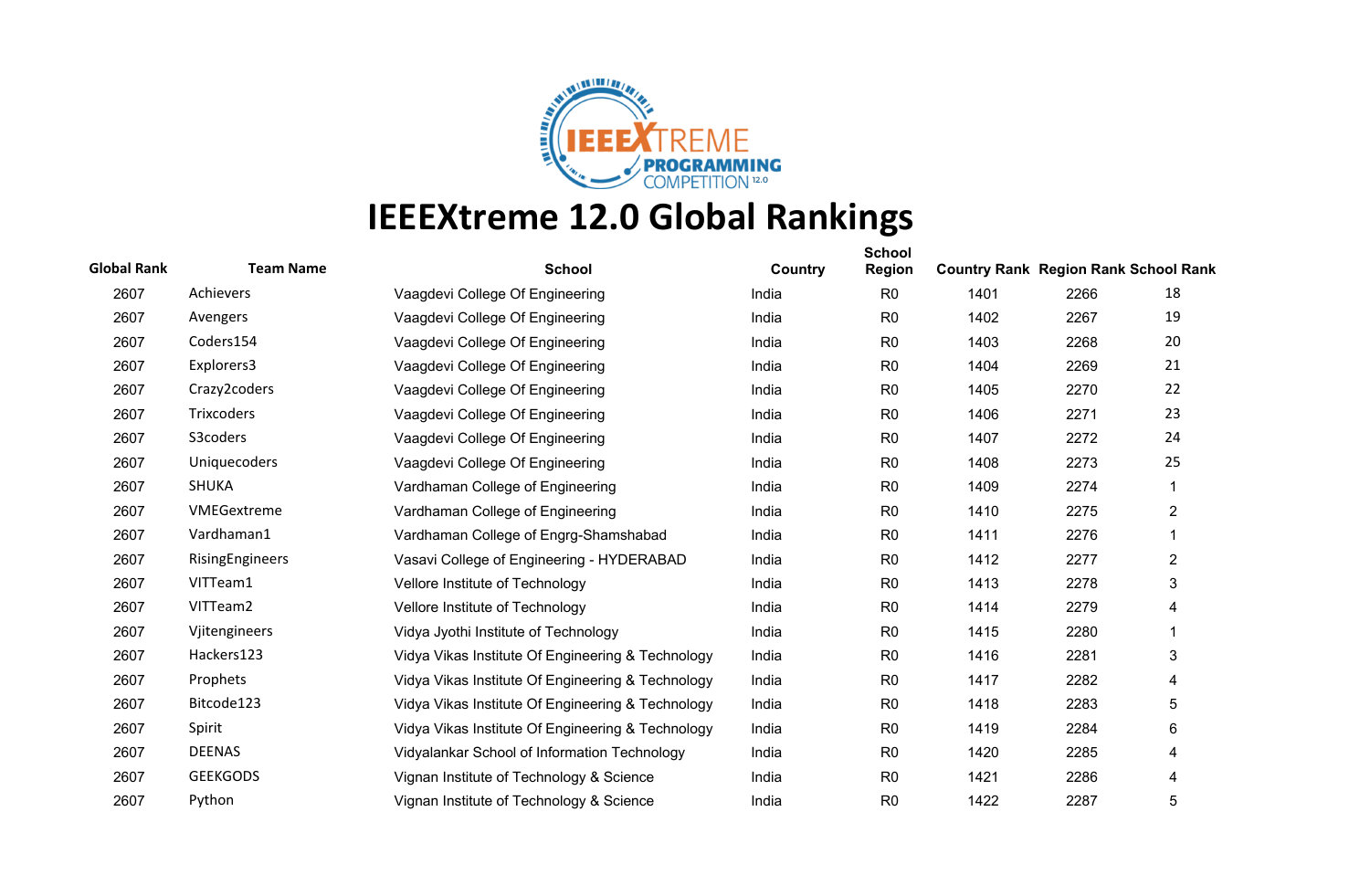# IEEEXtreme 12.0 Global Rankings

| Global Rank | Team Name | School | Country | School Region | Country Rank | Region Rank | School Rank |
|---|---|---|---|---|---|---|---|
| 2607 | Achievers | Vaagdevi College Of Engineering | India | R0 | 1401 | 2266 | 18 |
| 2607 | Avengers | Vaagdevi College Of Engineering | India | R0 | 1402 | 2267 | 19 |
| 2607 | Coders154 | Vaagdevi College Of Engineering | India | R0 | 1403 | 2268 | 20 |
| 2607 | Explorers3 | Vaagdevi College Of Engineering | India | R0 | 1404 | 2269 | 21 |
| 2607 | Crazy2coders | Vaagdevi College Of Engineering | India | R0 | 1405 | 2270 | 22 |
| 2607 | Trixcoders | Vaagdevi College Of Engineering | India | R0 | 1406 | 2271 | 23 |
| 2607 | S3coders | Vaagdevi College Of Engineering | India | R0 | 1407 | 2272 | 24 |
| 2607 | Uniquecoders | Vaagdevi College Of Engineering | India | R0 | 1408 | 2273 | 25 |
| 2607 | SHUKA | Vardhaman College of Engineering | India | R0 | 1409 | 2274 | 1 |
| 2607 | VMEGextreme | Vardhaman College of Engineering | India | R0 | 1410 | 2275 | 2 |
| 2607 | Vardhaman1 | Vardhaman College of Engrg-Shamshabad | India | R0 | 1411 | 2276 | 1 |
| 2607 | RisingEngineers | Vasavi College of Engineering - HYDERABAD | India | R0 | 1412 | 2277 | 2 |
| 2607 | VITTeam1 | Vellore Institute of Technology | India | R0 | 1413 | 2278 | 3 |
| 2607 | VITTeam2 | Vellore Institute of Technology | India | R0 | 1414 | 2279 | 4 |
| 2607 | Vjitengineers | Vidya Jyothi Institute of Technology | India | R0 | 1415 | 2280 | 1 |
| 2607 | Hackers123 | Vidya Vikas Institute Of Engineering & Technology | India | R0 | 1416 | 2281 | 3 |
| 2607 | Prophets | Vidya Vikas Institute Of Engineering & Technology | India | R0 | 1417 | 2282 | 4 |
| 2607 | Bitcode123 | Vidya Vikas Institute Of Engineering & Technology | India | R0 | 1418 | 2283 | 5 |
| 2607 | Spirit | Vidya Vikas Institute Of Engineering & Technology | India | R0 | 1419 | 2284 | 6 |
| 2607 | DEENAS | Vidyalankar School of Information Technology | India | R0 | 1420 | 2285 | 4 |
| 2607 | GEEKGODS | Vignan Institute of Technology & Science | India | R0 | 1421 | 2286 | 4 |
| 2607 | Python | Vignan Institute of Technology & Science | India | R0 | 1422 | 2287 | 5 |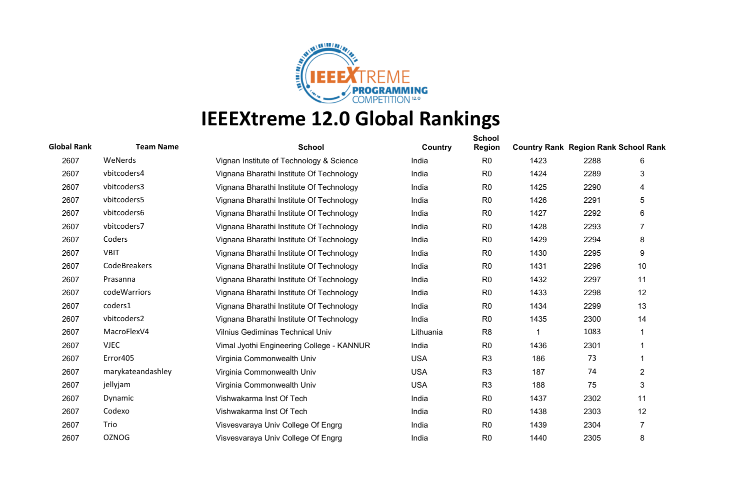# IEEEXtreme 12.0 Global Rankings

| Global Rank | Team Name | School | Country | School Region | Country Rank | Region Rank | School Rank |
|---|---|---|---|---|---|---|---|
| 2607 | WeNerds | Vignan Institute of Technology & Science | India | R0 | 1423 | 2288 | 6 |
| 2607 | vbitcoders4 | Vignana Bharathi Institute Of Technology | India | R0 | 1424 | 2289 | 3 |
| 2607 | vbitcoders3 | Vignana Bharathi Institute Of Technology | India | R0 | 1425 | 2290 | 4 |
| 2607 | vbitcoders5 | Vignana Bharathi Institute Of Technology | India | R0 | 1426 | 2291 | 5 |
| 2607 | vbitcoders6 | Vignana Bharathi Institute Of Technology | India | R0 | 1427 | 2292 | 6 |
| 2607 | vbitcoders7 | Vignana Bharathi Institute Of Technology | India | R0 | 1428 | 2293 | 7 |
| 2607 | Coders | Vignana Bharathi Institute Of Technology | India | R0 | 1429 | 2294 | 8 |
| 2607 | VBIT | Vignana Bharathi Institute Of Technology | India | R0 | 1430 | 2295 | 9 |
| 2607 | CodeBreakers | Vignana Bharathi Institute Of Technology | India | R0 | 1431 | 2296 | 10 |
| 2607 | Prasanna | Vignana Bharathi Institute Of Technology | India | R0 | 1432 | 2297 | 11 |
| 2607 | codeWarriors | Vignana Bharathi Institute Of Technology | India | R0 | 1433 | 2298 | 12 |
| 2607 | coders1 | Vignana Bharathi Institute Of Technology | India | R0 | 1434 | 2299 | 13 |
| 2607 | vbitcoders2 | Vignana Bharathi Institute Of Technology | India | R0 | 1435 | 2300 | 14 |
| 2607 | MacroFlexV4 | Vilnius Gediminas Technical Univ | Lithuania | R8 | 1 | 1083 | 1 |
| 2607 | VJEC | Vimal Jyothi Engineering College - KANNUR | India | R0 | 1436 | 2301 | 1 |
| 2607 | Error405 | Virginia Commonwealth Univ | USA | R3 | 186 | 73 | 1 |
| 2607 | marykateandashley | Virginia Commonwealth Univ | USA | R3 | 187 | 74 | 2 |
| 2607 | jellyjam | Virginia Commonwealth Univ | USA | R3 | 188 | 75 | 3 |
| 2607 | Dynamic | Vishwakarma Inst Of Tech | India | R0 | 1437 | 2302 | 11 |
| 2607 | Codexo | Vishwakarma Inst Of Tech | India | R0 | 1438 | 2303 | 12 |
| 2607 | Trio | Visvesvaraya Univ College Of Engrg | India | R0 | 1439 | 2304 | 7 |
| 2607 | OZNOG | Visvesvaraya Univ College Of Engrg | India | R0 | 1440 | 2305 | 8 |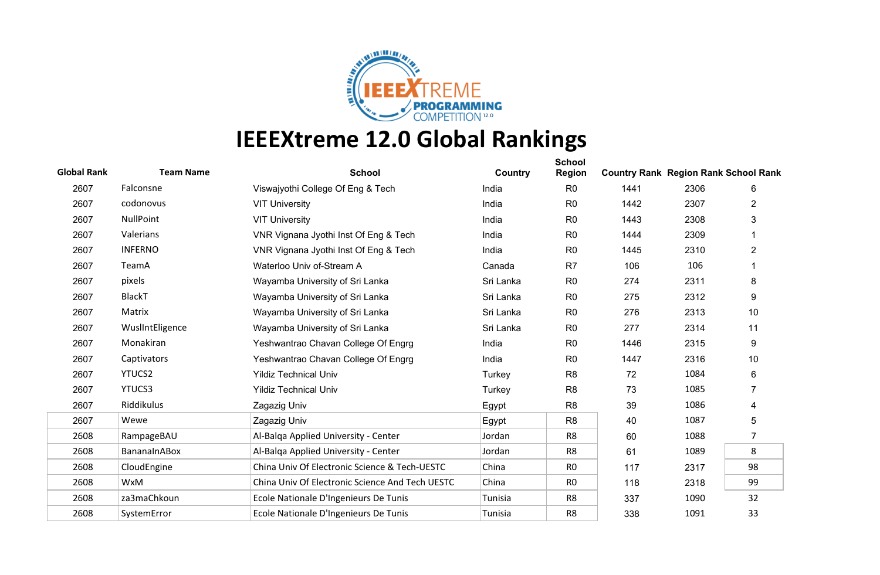# IEEEXtreme 12.0 Global Rankings

| Global Rank | Team Name | School | Country | School Region | Country Rank | Region Rank | School Rank |
|---|---|---|---|---|---|---|---|
| 2607 | Falconsne | Viswajyothi College Of Eng & Tech | India | R0 | 1441 | 2306 | 6 |
| 2607 | codonovus | VIT University | India | R0 | 1442 | 2307 | 2 |
| 2607 | NullPoint | VIT University | India | R0 | 1443 | 2308 | 3 |
| 2607 | Valerians | VNR Vignana Jyothi Inst Of Eng & Tech | India | R0 | 1444 | 2309 | 1 |
| 2607 | INFERNO | VNR Vignana Jyothi Inst Of Eng & Tech | India | R0 | 1445 | 2310 | 2 |
| 2607 | TeamA | Waterloo Univ of-Stream A | Canada | R7 | 106 | 106 | 1 |
| 2607 | pixels | Wayamba University of Sri Lanka | Sri Lanka | R0 | 274 | 2311 | 8 |
| 2607 | BlackT | Wayamba University of Sri Lanka | Sri Lanka | R0 | 275 | 2312 | 9 |
| 2607 | Matrix | Wayamba University of Sri Lanka | Sri Lanka | R0 | 276 | 2313 | 10 |
| 2607 | WuslIntEligence | Wayamba University of Sri Lanka | Sri Lanka | R0 | 277 | 2314 | 11 |
| 2607 | Monakiran | Yeshwantrao Chavan College Of Engrg | India | R0 | 1446 | 2315 | 9 |
| 2607 | Captivators | Yeshwantrao Chavan College Of Engrg | India | R0 | 1447 | 2316 | 10 |
| 2607 | YTUCS2 | Yildiz Technical Univ | Turkey | R8 | 72 | 1084 | 6 |
| 2607 | YTUCS3 | Yildiz Technical Univ | Turkey | R8 | 73 | 1085 | 7 |
| 2607 | Riddikulus | Zagazig Univ | Egypt | R8 | 39 | 1086 | 4 |
| 2607 | Wewe | Zagazig Univ | Egypt | R8 | 40 | 1087 | 5 |
| 2608 | RampageBAU | Al-Balqa Applied University - Center | Jordan | R8 | 60 | 1088 | 7 |
| 2608 | BananaInABox | Al-Balqa Applied University - Center | Jordan | R8 | 61 | 1089 | 8 |
| 2608 | CloudEngine | China Univ Of Electronic Science & Tech-UESTC | China | R0 | 117 | 2317 | 98 |
| 2608 | WxM | China Univ Of Electronic Science And Tech UESTC | China | R0 | 118 | 2318 | 99 |
| 2608 | za3maChkoun | Ecole Nationale D'Ingenieurs De Tunis | Tunisia | R8 | 337 | 1090 | 32 |
| 2608 | SystemError | Ecole Nationale D'Ingenieurs De Tunis | Tunisia | R8 | 338 | 1091 | 33 |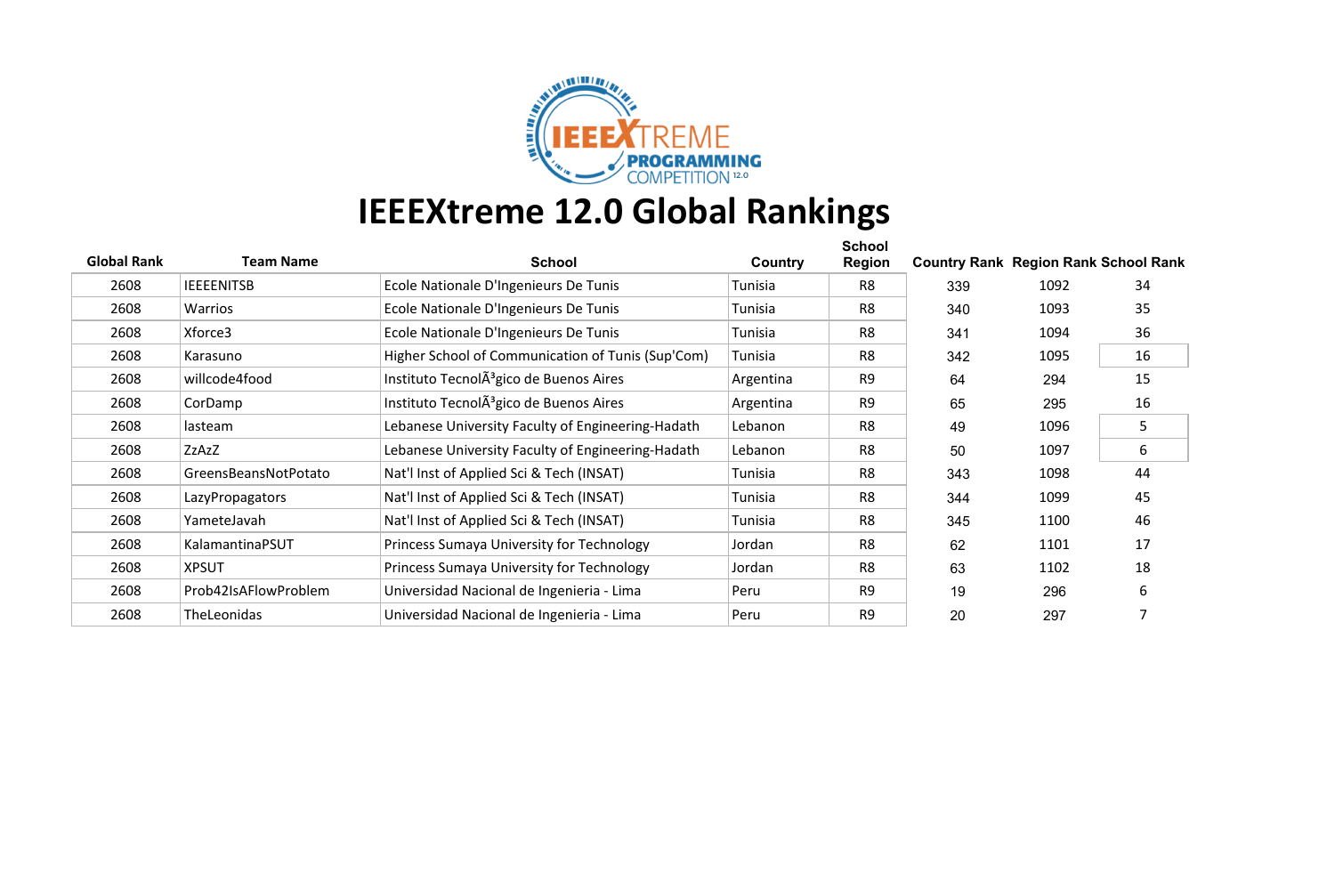# IEEEXtreme 12.0 Global Rankings

| Global Rank | Team Name | School | Country | School Region | Country Rank | Region Rank | School Rank |
|---|---|---|---|---|---|---|---|
| 2608 | IEEEENITSB | Ecole Nationale D'Ingenieurs De Tunis | Tunisia | R8 | 339 | 1092 | 34 |
| 2608 | Warrios | Ecole Nationale D'Ingenieurs De Tunis | Tunisia | R8 | 340 | 1093 | 35 |
| 2608 | Xforce3 | Ecole Nationale D'Ingenieurs De Tunis | Tunisia | R8 | 341 | 1094 | 36 |
| 2608 | Karasuno | Higher School of Communication of Tunis (Sup'Com) | Tunisia | R8 | 342 | 1095 | 16 |
| 2608 | willcode4food | Instituto TecnolÃ³gico de Buenos Aires | Argentina | R9 | 64 | 294 | 15 |
| 2608 | CorDamp | Instituto TecnolÃ³gico de Buenos Aires | Argentina | R9 | 65 | 295 | 16 |
| 2608 | lasteam | Lebanese University Faculty of Engineering-Hadath | Lebanon | R8 | 49 | 1096 | 5 |
| 2608 | ZzAzZ | Lebanese University Faculty of Engineering-Hadath | Lebanon | R8 | 50 | 1097 | 6 |
| 2608 | GreensBeansNotPotato | Nat'l Inst of Applied Sci & Tech (INSAT) | Tunisia | R8 | 343 | 1098 | 44 |
| 2608 | LazyPropagators | Nat'l Inst of Applied Sci & Tech (INSAT) | Tunisia | R8 | 344 | 1099 | 45 |
| 2608 | YameteJavah | Nat'l Inst of Applied Sci & Tech (INSAT) | Tunisia | R8 | 345 | 1100 | 46 |
| 2608 | KalamantinaPSUT | Princess Sumaya University for Technology | Jordan | R8 | 62 | 1101 | 17 |
| 2608 | XPSUT | Princess Sumaya University for Technology | Jordan | R8 | 63 | 1102 | 18 |
| 2608 | Prob42IsAFlowProblem | Universidad Nacional de Ingenieria - Lima | Peru | R9 | 19 | 296 | 6 |
| 2608 | TheLeonidas | Universidad Nacional de Ingenieria - Lima | Peru | R9 | 20 | 297 | 7 |